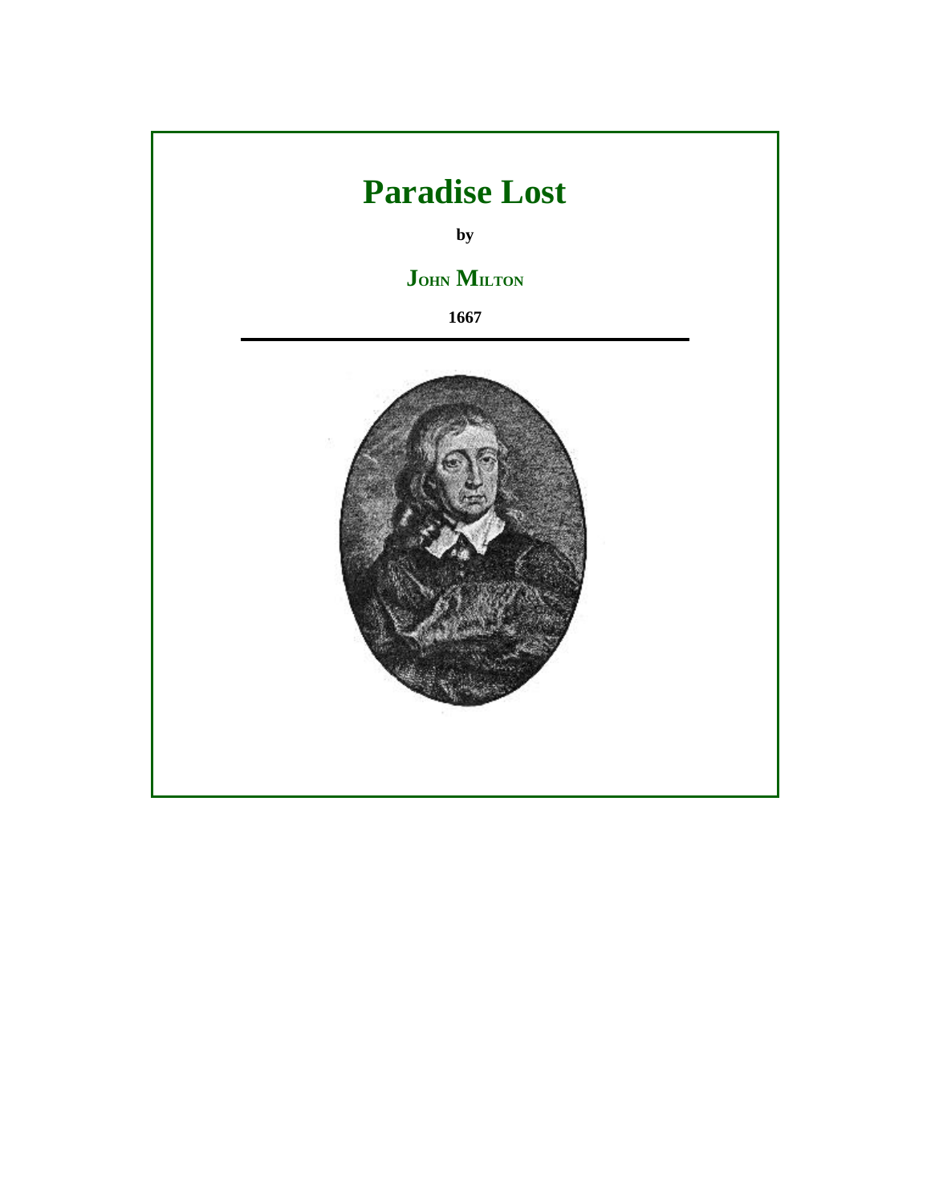# Paradise Lost

**by**

**John Milton**

**1667**

---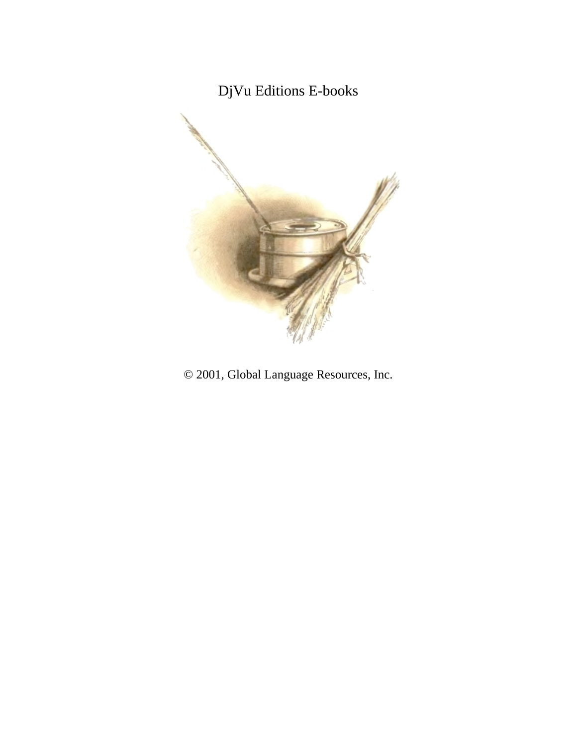DjVu Editions E-books

© 2001, Global Language Resources, Inc.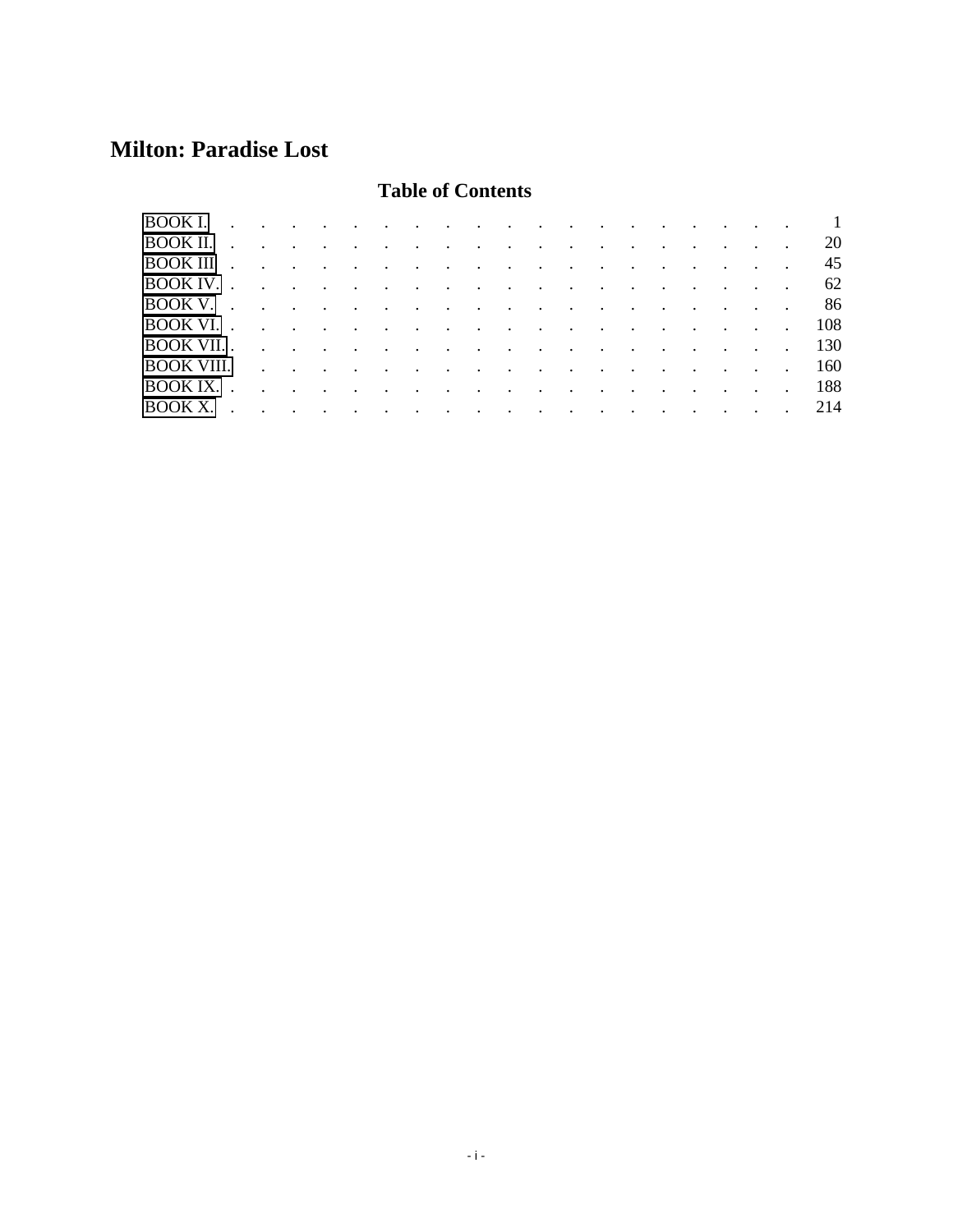# Milton: Paradise Lost

## Table of Contents

| | |
|---|---|
| BOOK I. | 1 |
| BOOK II. | 20 |
| BOOK III | 45 |
| BOOK IV. | 62 |
| BOOK V. | 86 |
| BOOK VI. | 108 |
| BOOK VII. | 130 |
| BOOK VIII. | 160 |
| BOOK IX. | 188 |
| BOOK X. | 214 |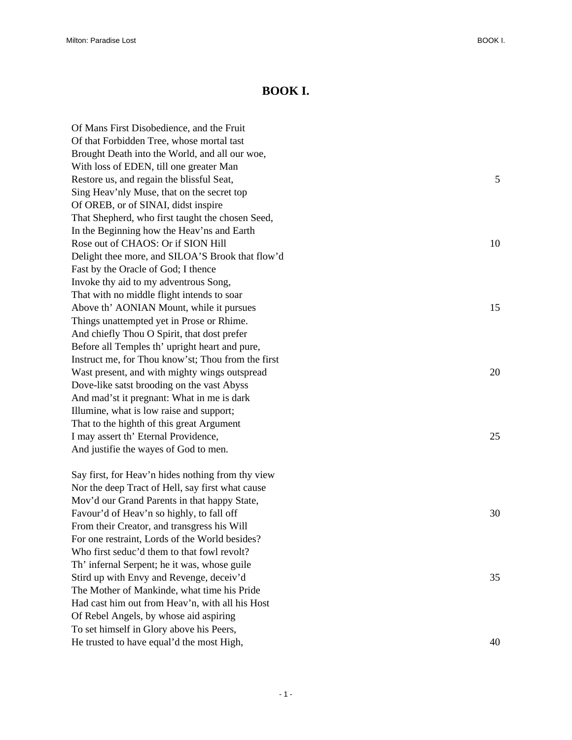# BOOK I.

Of Mans First Disobedience, and the Fruit  
Of that Forbidden Tree, whose mortal tast  
Brought Death into the World, and all our woe,  
With loss of EDEN, till one greater Man  
Restore us, and regain the blissful Seat, 5  
Sing Heav'nly Muse, that on the secret top  
Of OREB, or of SINAI, didst inspire  
That Shepherd, who first taught the chosen Seed,  
In the Beginning how the Heav'ns and Earth  
Rose out of CHAOS: Or if SION Hill 10  
Delight thee more, and SILOA'S Brook that flow'd  
Fast by the Oracle of God; I thence  
Invoke thy aid to my adventrous Song,  
That with no middle flight intends to soar  
Above th' AONIAN Mount, while it pursues 15  
Things unattempted yet in Prose or Rhime.  
And chiefly Thou O Spirit, that dost prefer  
Before all Temples th' upright heart and pure,  
Instruct me, for Thou know'st; Thou from the first  
Wast present, and with mighty wings outspread 20  
Dove-like satst brooding on the vast Abyss  
And mad'st it pregnant: What in me is dark  
Illumine, what is low raise and support;  
That to the highth of this great Argument  
I may assert th' Eternal Providence, 25  
And justifie the wayes of God to men.

Say first, for Heav'n hides nothing from thy view  
Nor the deep Tract of Hell, say first what cause  
Mov'd our Grand Parents in that happy State,  
Favour'd of Heav'n so highly, to fall off 30  
From their Creator, and transgress his Will  
For one restraint, Lords of the World besides?  
Who first seduc'd them to that fowl revolt?  
Th' infernal Serpent; he it was, whose guile  
Stird up with Envy and Revenge, deceiv'd 35  
The Mother of Mankinde, what time his Pride  
Had cast him out from Heav'n, with all his Host  
Of Rebel Angels, by whose aid aspiring  
To set himself in Glory above his Peers,  
He trusted to have equal'd the most High, 40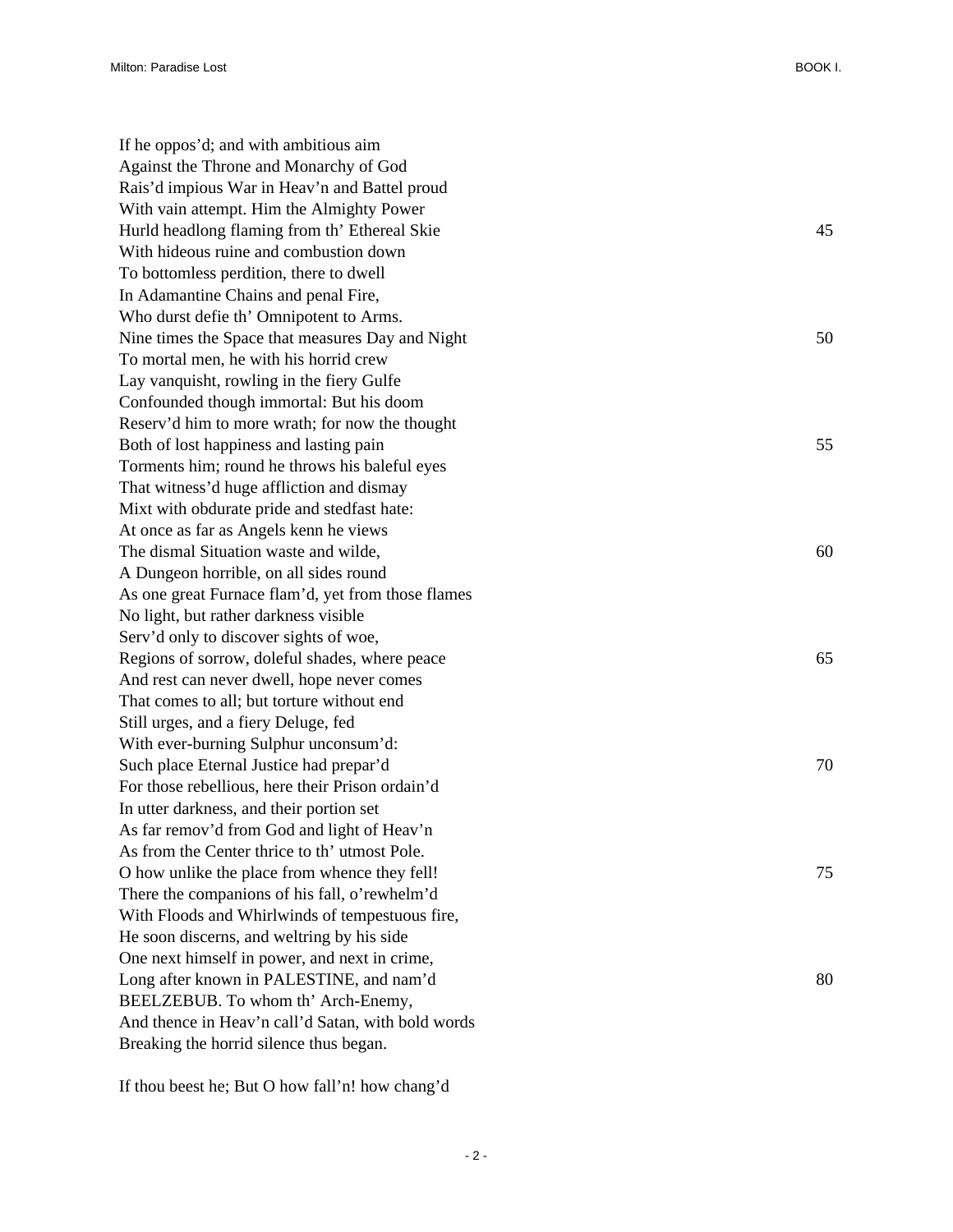If he oppos'd; and with ambitious aim  
Against the Throne and Monarchy of God  
Rais'd impious War in Heav'n and Battel proud  
With vain attempt. Him the Almighty Power  
Hurld headlong flaming from th' Ethereal Skie 45  
With hideous ruine and combustion down  
To bottomless perdition, there to dwell  
In Adamantine Chains and penal Fire,  
Who durst defie th' Omnipotent to Arms.  
Nine times the Space that measures Day and Night 50  
To mortal men, he with his horrid crew  
Lay vanquisht, rowling in the fiery Gulfe  
Confounded though immortal: But his doom  
Reserv'd him to more wrath; for now the thought  
Both of lost happiness and lasting pain 55  
Torments him; round he throws his baleful eyes  
That witness'd huge affliction and dismay  
Mixt with obdurate pride and stedfast hate:  
At once as far as Angels kenn he views  
The dismal Situation waste and wilde, 60  
A Dungeon horrible, on all sides round  
As one great Furnace flam'd, yet from those flames  
No light, but rather darkness visible  
Serv'd only to discover sights of woe,  
Regions of sorrow, doleful shades, where peace 65  
And rest can never dwell, hope never comes  
That comes to all; but torture without end  
Still urges, and a fiery Deluge, fed  
With ever-burning Sulphur unconsum'd:  
Such place Eternal Justice had prepar'd 70  
For those rebellious, here their Prison ordain'd  
In utter darkness, and their portion set  
As far remov'd from God and light of Heav'n  
As from the Center thrice to th' utmost Pole.  
O how unlike the place from whence they fell! 75  
There the companions of his fall, o'rewhelm'd  
With Floods and Whirlwinds of tempestuous fire,  
He soon discerns, and weltring by his side  
One next himself in power, and next in crime,  
Long after known in PALESTINE, and nam'd 80  
BEELZEBUB. To whom th' Arch-Enemy,  
And thence in Heav'n call'd Satan, with bold words  
Breaking the horrid silence thus began.

If thou beest he; But O how fall'n! how chang'd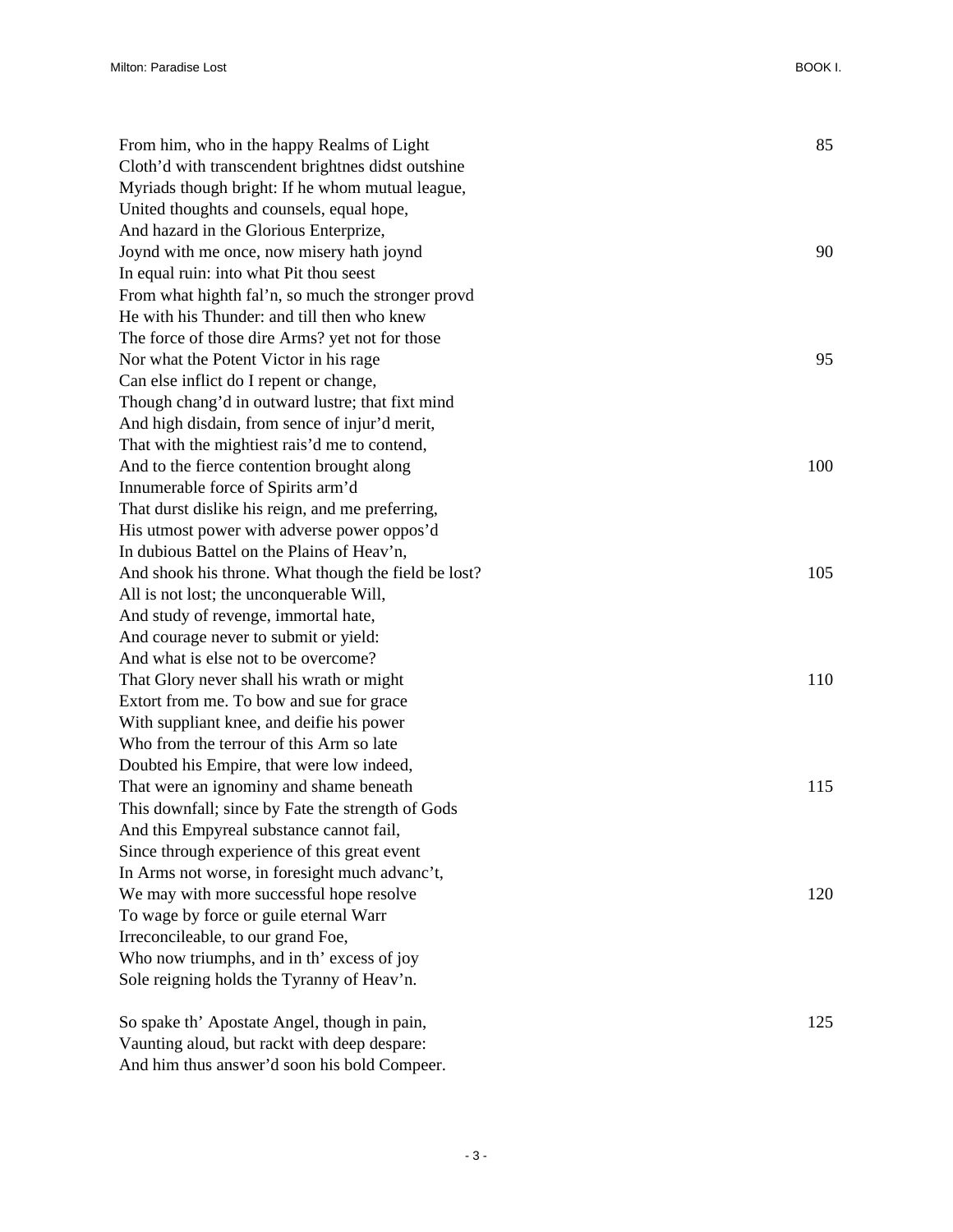From him, who in the happy Realms of Light 85
Cloth'd with transcendent brightnes didst outshine
Myriads though bright: If he whom mutual league,
United thoughts and counsels, equal hope,
And hazard in the Glorious Enterprize,
Joynd with me once, now misery hath joynd 90
In equal ruin: into what Pit thou seest
From what highth fal'n, so much the stronger provd
He with his Thunder: and till then who knew
The force of those dire Arms? yet not for those
Nor what the Potent Victor in his rage 95
Can else inflict do I repent or change,
Though chang'd in outward lustre; that fixt mind
And high disdain, from sence of injur'd merit,
That with the mightiest rais'd me to contend,
And to the fierce contention brought along 100
Innumerable force of Spirits arm'd
That durst dislike his reign, and me preferring,
His utmost power with adverse power oppos'd
In dubious Battel on the Plains of Heav'n,
And shook his throne. What though the field be lost? 105
All is not lost; the unconquerable Will,
And study of revenge, immortal hate,
And courage never to submit or yield:
And what is else not to be overcome?
That Glory never shall his wrath or might 110
Extort from me. To bow and sue for grace
With suppliant knee, and deifie his power
Who from the terrour of this Arm so late
Doubted his Empire, that were low indeed,
That were an ignominy and shame beneath 115
This downfall; since by Fate the strength of Gods
And this Empyreal substance cannot fail,
Since through experience of this great event
In Arms not worse, in foresight much advanc't,
We may with more successful hope resolve 120
To wage by force or guile eternal Warr
Irreconcileable, to our grand Foe,
Who now triumphs, and in th' excess of joy
Sole reigning holds the Tyranny of Heav'n.

So spake th' Apostate Angel, though in pain, 125
Vaunting aloud, but rackt with deep despare:
And him thus answer'd soon his bold Compeer.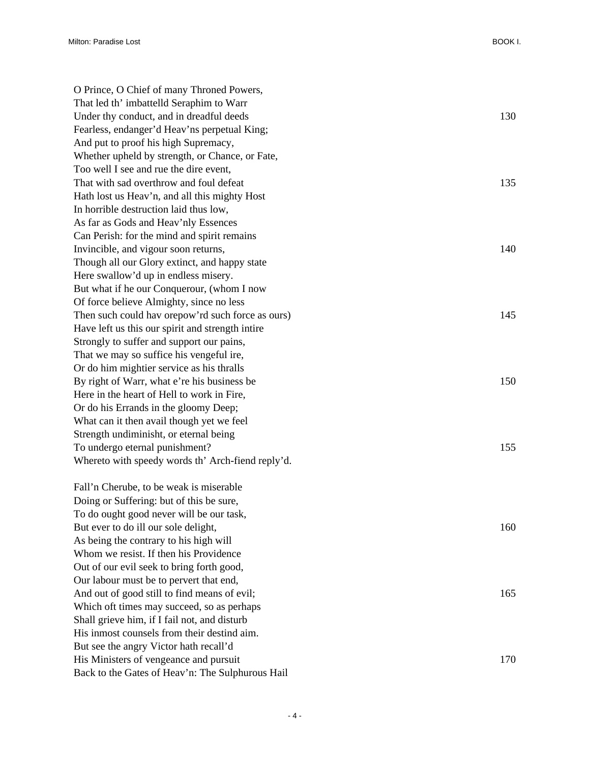O Prince, O Chief of many Throned Powers,
That led th' imbattelld Seraphim to Warr
Under thy conduct, and in dreadful deeds 130
Fearless, endanger'd Heav'ns perpetual King;
And put to proof his high Supremacy,
Whether upheld by strength, or Chance, or Fate,
Too well I see and rue the dire event,
That with sad overthrow and foul defeat 135
Hath lost us Heav'n, and all this mighty Host
In horrible destruction laid thus low,
As far as Gods and Heav'nly Essences
Can Perish: for the mind and spirit remains
Invincible, and vigour soon returns, 140
Though all our Glory extinct, and happy state
Here swallow'd up in endless misery.
But what if he our Conquerour, (whom I now
Of force believe Almighty, since no less
Then such could hav orepow'rd such force as ours) 145
Have left us this our spirit and strength intire
Strongly to suffer and support our pains,
That we may so suffice his vengeful ire,
Or do him mightier service as his thralls
By right of Warr, what e're his business be 150
Here in the heart of Hell to work in Fire,
Or do his Errands in the gloomy Deep;
What can it then avail though yet we feel
Strength undiminisht, or eternal being
To undergo eternal punishment? 155
Whereto with speedy words th' Arch-fiend reply'd.

Fall'n Cherube, to be weak is miserable
Doing or Suffering: but of this be sure,
To do ought good never will be our task,
But ever to do ill our sole delight, 160
As being the contrary to his high will
Whom we resist. If then his Providence
Out of our evil seek to bring forth good,
Our labour must be to pervert that end,
And out of good still to find means of evil; 165
Which oft times may succeed, so as perhaps
Shall grieve him, if I fail not, and disturb
His inmost counsels from their destind aim.
But see the angry Victor hath recall'd
His Ministers of vengeance and pursuit 170
Back to the Gates of Heav'n: The Sulphurous Hail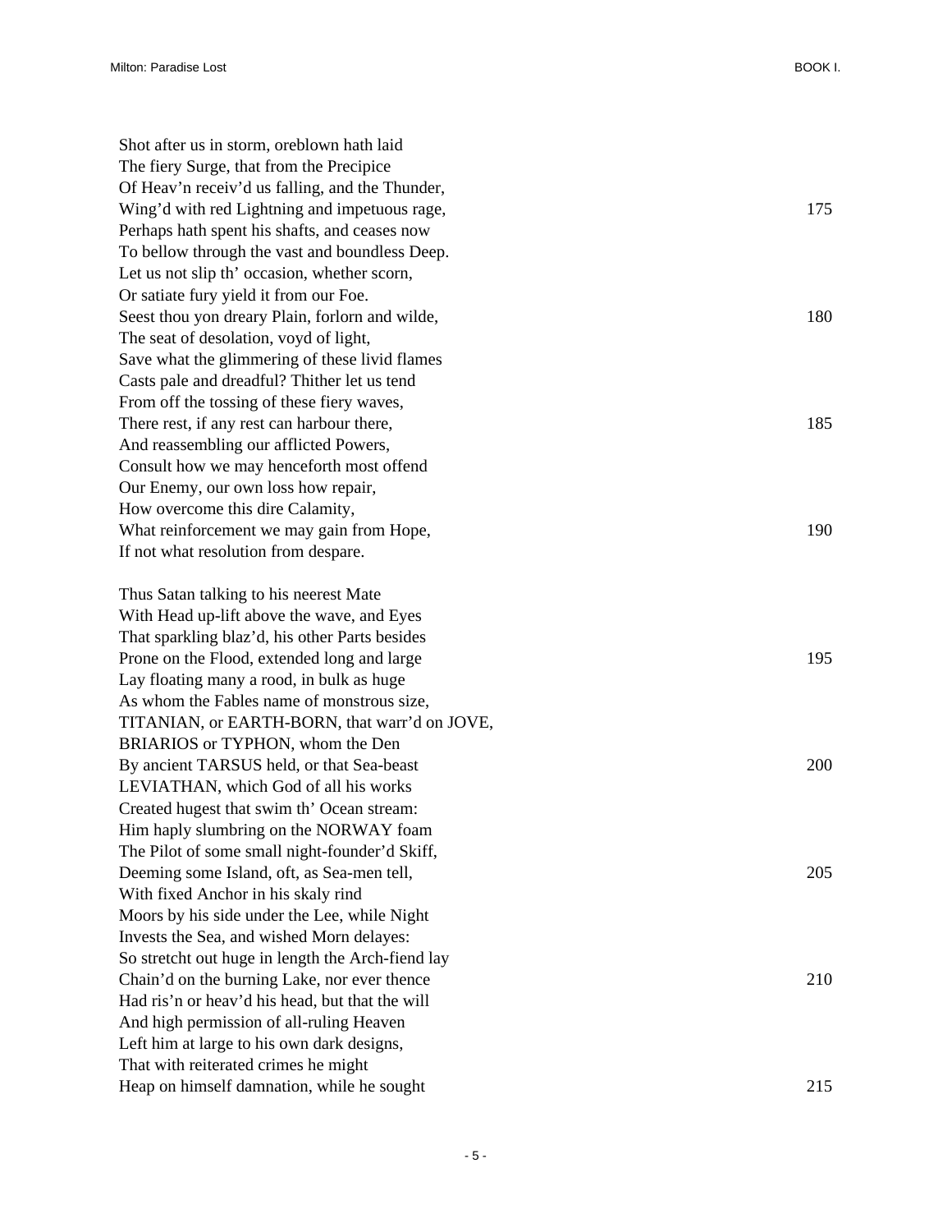Shot after us in storm, oreblown hath laid
The fiery Surge, that from the Precipice
Of Heav'n receiv'd us falling, and the Thunder,
Wing'd with red Lightning and impetuous rage, 175
Perhaps hath spent his shafts, and ceases now
To bellow through the vast and boundless Deep.
Let us not slip th' occasion, whether scorn,
Or satiate fury yield it from our Foe.
Seest thou yon dreary Plain, forlorn and wilde, 180
The seat of desolation, voyd of light,
Save what the glimmering of these livid flames
Casts pale and dreadful? Thither let us tend
From off the tossing of these fiery waves,
There rest, if any rest can harbour there, 185
And reassembling our afflicted Powers,
Consult how we may henceforth most offend
Our Enemy, our own loss how repair,
How overcome this dire Calamity,
What reinforcement we may gain from Hope, 190
If not what resolution from despare.

Thus Satan talking to his neerest Mate
With Head up-lift above the wave, and Eyes
That sparkling blaz'd, his other Parts besides
Prone on the Flood, extended long and large 195
Lay floating many a rood, in bulk as huge
As whom the Fables name of monstrous size,
TITANIAN, or EARTH-BORN, that warr'd on JOVE,
BRIARIOS or TYPHON, whom the Den
By ancient TARSUS held, or that Sea-beast 200
LEVIATHAN, which God of all his works
Created hugest that swim th' Ocean stream:
Him haply slumbring on the NORWAY foam
The Pilot of some small night-founder'd Skiff,
Deeming some Island, oft, as Sea-men tell, 205
With fixed Anchor in his skaly rind
Moors by his side under the Lee, while Night
Invests the Sea, and wished Morn delayes:
So stretcht out huge in length the Arch-fiend lay
Chain'd on the burning Lake, nor ever thence 210
Had ris'n or heav'd his head, but that the will
And high permission of all-ruling Heaven
Left him at large to his own dark designs,
That with reiterated crimes he might
Heap on himself damnation, while he sought 215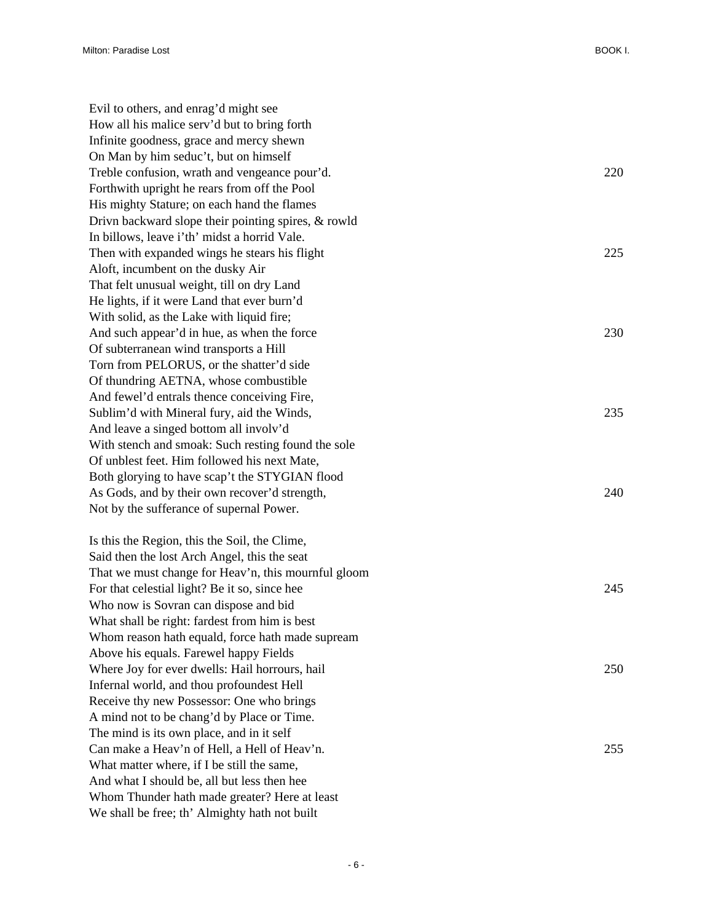Evil to others, and enrag'd might see  
How all his malice serv'd but to bring forth  
Infinite goodness, grace and mercy shewn  
On Man by him seduc't, but on himself  
Treble confusion, wrath and vengeance pour'd. 220  
Forthwith upright he rears from off the Pool  
His mighty Stature; on each hand the flames  
Drivn backward slope their pointing spires, & rowld  
In billows, leave i'th' midst a horrid Vale.  
Then with expanded wings he stears his flight 225  
Aloft, incumbent on the dusky Air  
That felt unusual weight, till on dry Land  
He lights, if it were Land that ever burn'd  
With solid, as the Lake with liquid fire;  
And such appear'd in hue, as when the force 230  
Of subterranean wind transports a Hill  
Torn from PELORUS, or the shatter'd side  
Of thundring AETNA, whose combustible  
And fewel'd entrals thence conceiving Fire,  
Sublim'd with Mineral fury, aid the Winds, 235  
And leave a singed bottom all involv'd  
With stench and smoak: Such resting found the sole  
Of unblest feet. Him followed his next Mate,  
Both glorying to have scap't the STYGIAN flood  
As Gods, and by their own recover'd strength, 240  
Not by the sufferance of supernal Power.

Is this the Region, this the Soil, the Clime,  
Said then the lost Arch Angel, this the seat  
That we must change for Heav'n, this mournful gloom  
For that celestial light? Be it so, since hee 245  
Who now is Sovran can dispose and bid  
What shall be right: fardest from him is best  
Whom reason hath equald, force hath made supream  
Above his equals. Farewel happy Fields  
Where Joy for ever dwells: Hail horrours, hail 250  
Infernal world, and thou profoundest Hell  
Receive thy new Possessor: One who brings  
A mind not to be chang'd by Place or Time.  
The mind is its own place, and in it self  
Can make a Heav'n of Hell, a Hell of Heav'n. 255  
What matter where, if I be still the same,  
And what I should be, all but less then hee  
Whom Thunder hath made greater? Here at least  
We shall be free; th' Almighty hath not built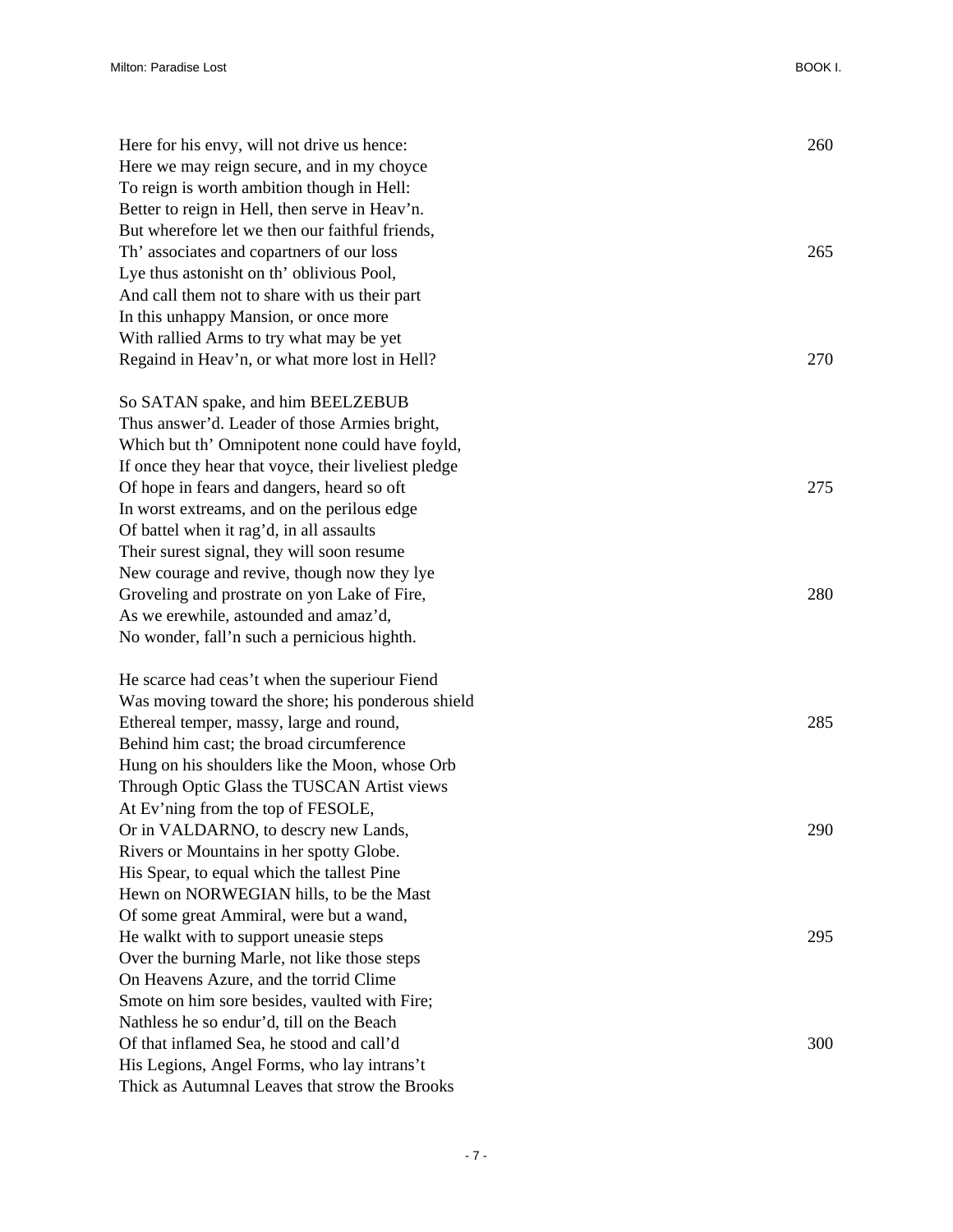Here for his envy, will not drive us hence: 260
Here we may reign secure, and in my choyce
To reign is worth ambition though in Hell:
Better to reign in Hell, then serve in Heav'n.
But wherefore let we then our faithful friends,
Th' associates and copartners of our loss 265
Lye thus astonisht on th' oblivious Pool,
And call them not to share with us their part
In this unhappy Mansion, or once more
With rallied Arms to try what may be yet
Regaind in Heav'n, or what more lost in Hell? 270

So SATAN spake, and him BEELZEBUB
Thus answer'd. Leader of those Armies bright,
Which but th' Omnipotent none could have foyld,
If once they hear that voyce, their liveliest pledge
Of hope in fears and dangers, heard so oft 275
In worst extreams, and on the perilous edge
Of battel when it rag'd, in all assaults
Their surest signal, they will soon resume
New courage and revive, though now they lye
Groveling and prostrate on yon Lake of Fire, 280
As we erewhile, astounded and amaz'd,
No wonder, fall'n such a pernicious highth.

He scarce had ceas't when the superiour Fiend
Was moving toward the shore; his ponderous shield
Ethereal temper, massy, large and round, 285
Behind him cast; the broad circumference
Hung on his shoulders like the Moon, whose Orb
Through Optic Glass the TUSCAN Artist views
At Ev'ning from the top of FESOLE,
Or in VALDARNO, to descry new Lands, 290
Rivers or Mountains in her spotty Globe.
His Spear, to equal which the tallest Pine
Hewn on NORWEGIAN hills, to be the Mast
Of some great Ammiral, were but a wand,
He walkt with to support uneasie steps 295
Over the burning Marle, not like those steps
On Heavens Azure, and the torrid Clime
Smote on him sore besides, vaulted with Fire;
Nathless he so endur'd, till on the Beach
Of that inflamed Sea, he stood and call'd 300
His Legions, Angel Forms, who lay intrans't
Thick as Autumnal Leaves that strow the Brooks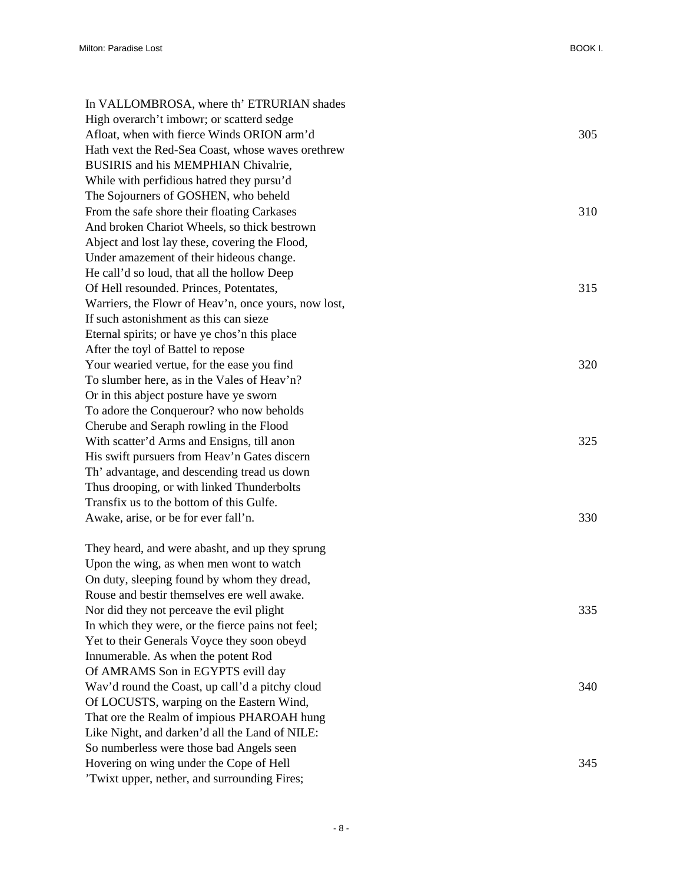In VALLOMBROSA, where th' ETRURIAN shades  
High overarch't imbowr; or scatterd sedge  
Afloat, when with fierce Winds ORION arm'd 305  
Hath vext the Red-Sea Coast, whose waves orethrew  
BUSIRIS and his MEMPHIAN Chivalrie,  
While with perfidious hatred they pursu'd  
The Sojourners of GOSHEN, who beheld  
From the safe shore their floating Carkases 310  
And broken Chariot Wheels, so thick bestrown  
Abject and lost lay these, covering the Flood,  
Under amazement of their hideous change.  
He call'd so loud, that all the hollow Deep  
Of Hell resounded. Princes, Potentates, 315  
Warriers, the Flowr of Heav'n, once yours, now lost,  
If such astonishment as this can sieze  
Eternal spirits; or have ye chos'n this place  
After the toyl of Battel to repose  
Your wearied vertue, for the ease you find 320  
To slumber here, as in the Vales of Heav'n?  
Or in this abject posture have ye sworn  
To adore the Conquerour? who now beholds  
Cherube and Seraph rowling in the Flood  
With scatter'd Arms and Ensigns, till anon 325  
His swift pursuers from Heav'n Gates discern  
Th' advantage, and descending tread us down  
Thus drooping, or with linked Thunderbolts  
Transfix us to the bottom of this Gulfe.  
Awake, arise, or be for ever fall'n. 330

They heard, and were abasht, and up they sprung  
Upon the wing, as when men wont to watch  
On duty, sleeping found by whom they dread,  
Rouse and bestir themselves ere well awake.  
Nor did they not perceave the evil plight 335  
In which they were, or the fierce pains not feel;  
Yet to their Generals Voyce they soon obeyd  
Innumerable. As when the potent Rod  
Of AMRAMS Son in EGYPTS evill day  
Wav'd round the Coast, up call'd a pitchy cloud 340  
Of LOCUSTS, warping on the Eastern Wind,  
That ore the Realm of impious PHAROAH hung  
Like Night, and darken'd all the Land of NILE:  
So numberless were those bad Angels seen  
Hovering on wing under the Cope of Hell 345  
'Twixt upper, nether, and surrounding Fires;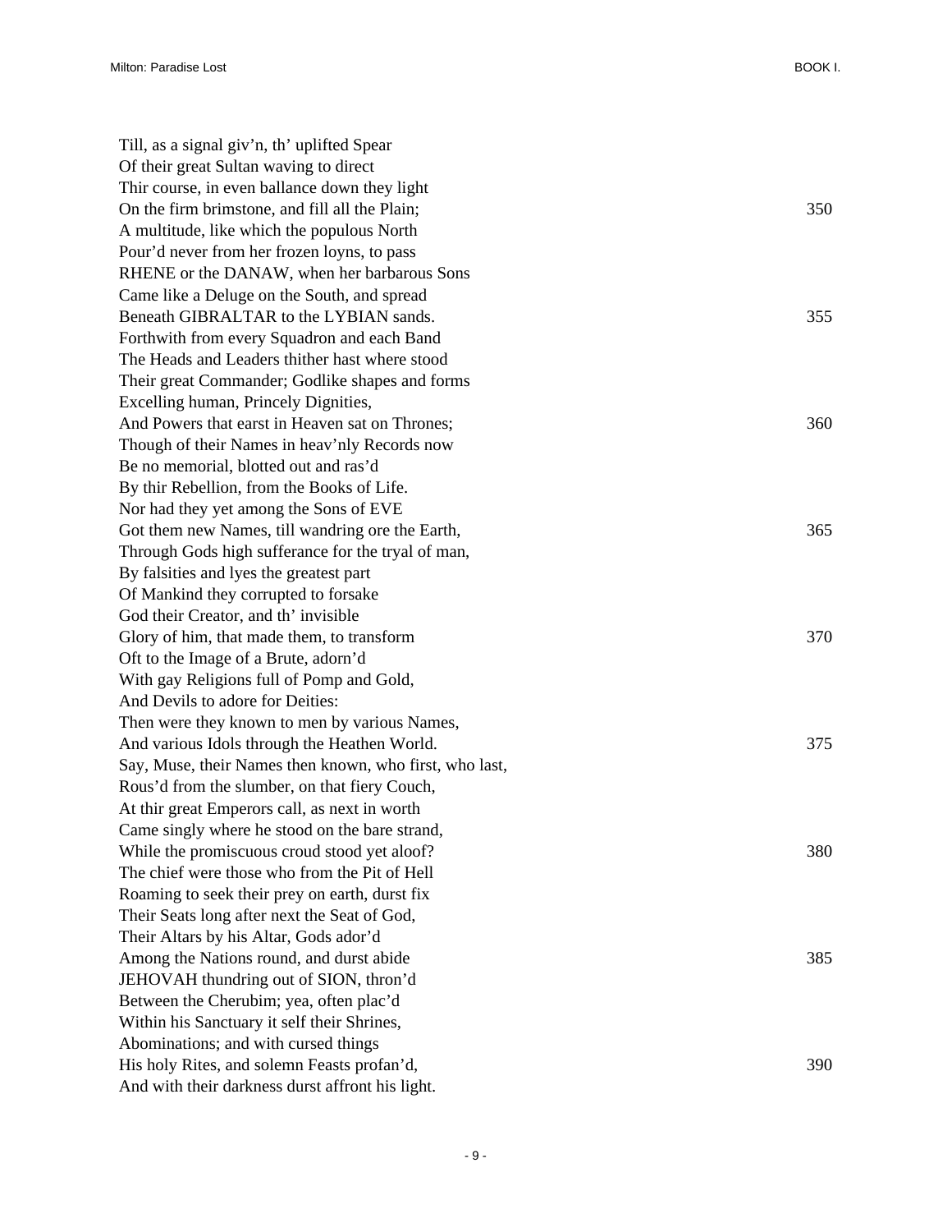Till, as a signal giv'n, th' uplifted Spear  
Of their great Sultan waving to direct  
Thir course, in even ballance down they light  
On the firm brimstone, and fill all the Plain; 350  
A multitude, like which the populous North  
Pour'd never from her frozen loyns, to pass  
RHENE or the DANAW, when her barbarous Sons  
Came like a Deluge on the South, and spread  
Beneath GIBRALTAR to the LYBIAN sands. 355  
Forthwith from every Squadron and each Band  
The Heads and Leaders thither hast where stood  
Their great Commander; Godlike shapes and forms  
Excelling human, Princely Dignities,  
And Powers that earst in Heaven sat on Thrones; 360  
Though of their Names in heav'nly Records now  
Be no memorial, blotted out and ras'd  
By thir Rebellion, from the Books of Life.  
Nor had they yet among the Sons of EVE  
Got them new Names, till wandring ore the Earth, 365  
Through Gods high sufferance for the tryal of man,  
By falsities and lyes the greatest part  
Of Mankind they corrupted to forsake  
God their Creator, and th' invisible  
Glory of him, that made them, to transform 370  
Oft to the Image of a Brute, adorn'd  
With gay Religions full of Pomp and Gold,  
And Devils to adore for Deities:  
Then were they known to men by various Names,  
And various Idols through the Heathen World. 375  
Say, Muse, their Names then known, who first, who last,  
Rous'd from the slumber, on that fiery Couch,  
At thir great Emperors call, as next in worth  
Came singly where he stood on the bare strand,  
While the promiscuous croud stood yet aloof? 380  
The chief were those who from the Pit of Hell  
Roaming to seek their prey on earth, durst fix  
Their Seats long after next the Seat of God,  
Their Altars by his Altar, Gods ador'd  
Among the Nations round, and durst abide 385  
JEHOVAH thundring out of SION, thron'd  
Between the Cherubim; yea, often plac'd  
Within his Sanctuary it self their Shrines,  
Abominations; and with cursed things  
His holy Rites, and solemn Feasts profan'd, 390  
And with their darkness durst affront his light.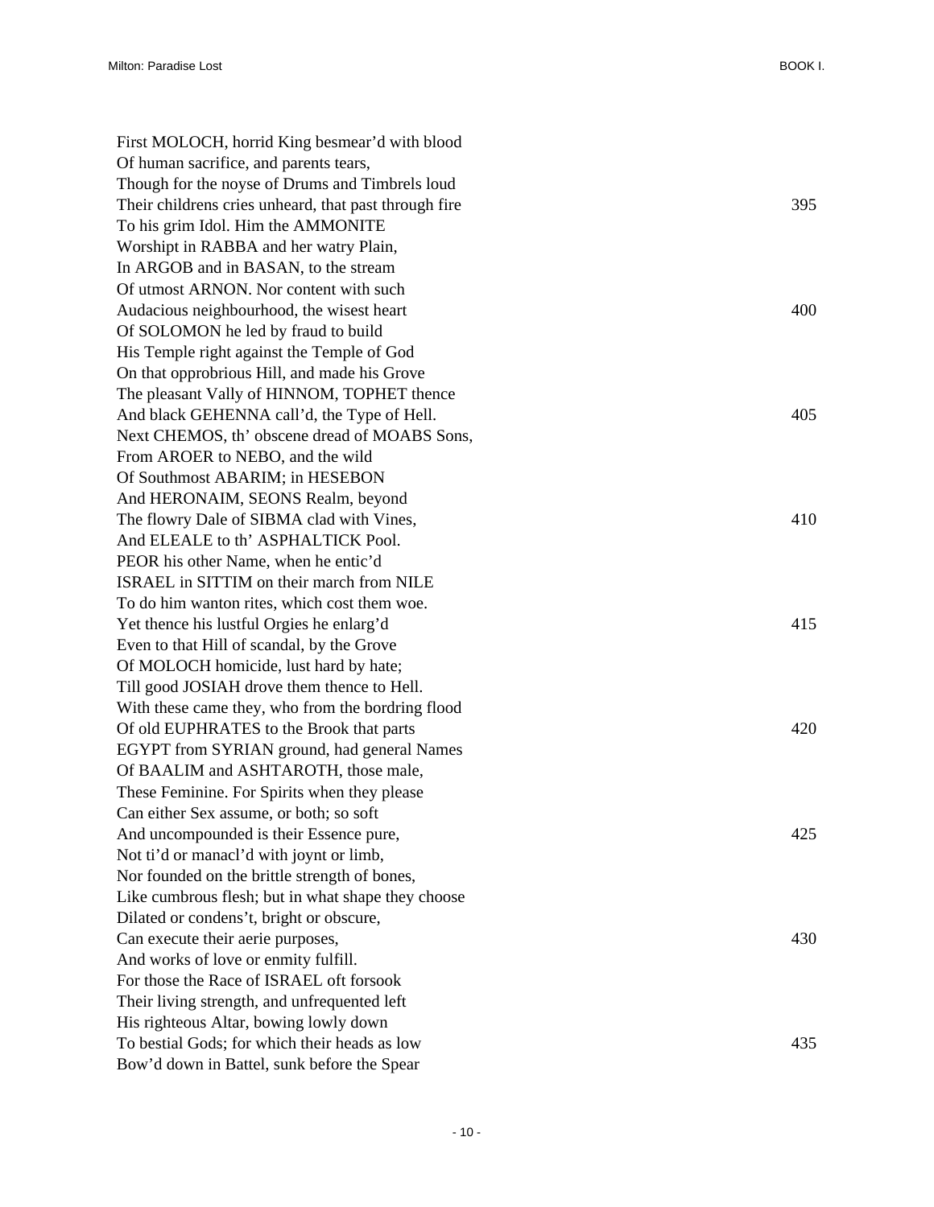First MOLOCH, horrid King besmear'd with blood  
Of human sacrifice, and parents tears,  
Though for the noyse of Drums and Timbrels loud  
Their childrens cries unheard, that past through fire 395  
To his grim Idol. Him the AMMONITE  
Worshipt in RABBA and her watry Plain,  
In ARGOB and in BASAN, to the stream  
Of utmost ARNON. Nor content with such  
Audacious neighbourhood, the wisest heart 400  
Of SOLOMON he led by fraud to build  
His Temple right against the Temple of God  
On that opprobrious Hill, and made his Grove  
The pleasant Vally of HINNOM, TOPHET thence  
And black GEHENNA call'd, the Type of Hell. 405  
Next CHEMOS, th' obscene dread of MOABS Sons,  
From AROER to NEBO, and the wild  
Of Southmost ABARIM; in HESEBON  
And HERONAIM, SEONS Realm, beyond  
The flowry Dale of SIBMA clad with Vines, 410  
And ELEALE to th' ASPHALTICK Pool.  
PEOR his other Name, when he entic'd  
ISRAEL in SITTIM on their march from NILE  
To do him wanton rites, which cost them woe.  
Yet thence his lustful Orgies he enlarg'd 415  
Even to that Hill of scandal, by the Grove  
Of MOLOCH homicide, lust hard by hate;  
Till good JOSIAH drove them thence to Hell.  
With these came they, who from the bordring flood  
Of old EUPHRATES to the Brook that parts 420  
EGYPT from SYRIAN ground, had general Names  
Of BAALIM and ASHTAROTH, those male,  
These Feminine. For Spirits when they please  
Can either Sex assume, or both; so soft  
And uncompounded is their Essence pure, 425  
Not ti'd or manacl'd with joynt or limb,  
Nor founded on the brittle strength of bones,  
Like cumbrous flesh; but in what shape they choose  
Dilated or condens't, bright or obscure,  
Can execute their aerie purposes, 430  
And works of love or enmity fulfill.  
For those the Race of ISRAEL oft forsook  
Their living strength, and unfrequented left  
His righteous Altar, bowing lowly down  
To bestial Gods; for which their heads as low 435  
Bow'd down in Battel, sunk before the Spear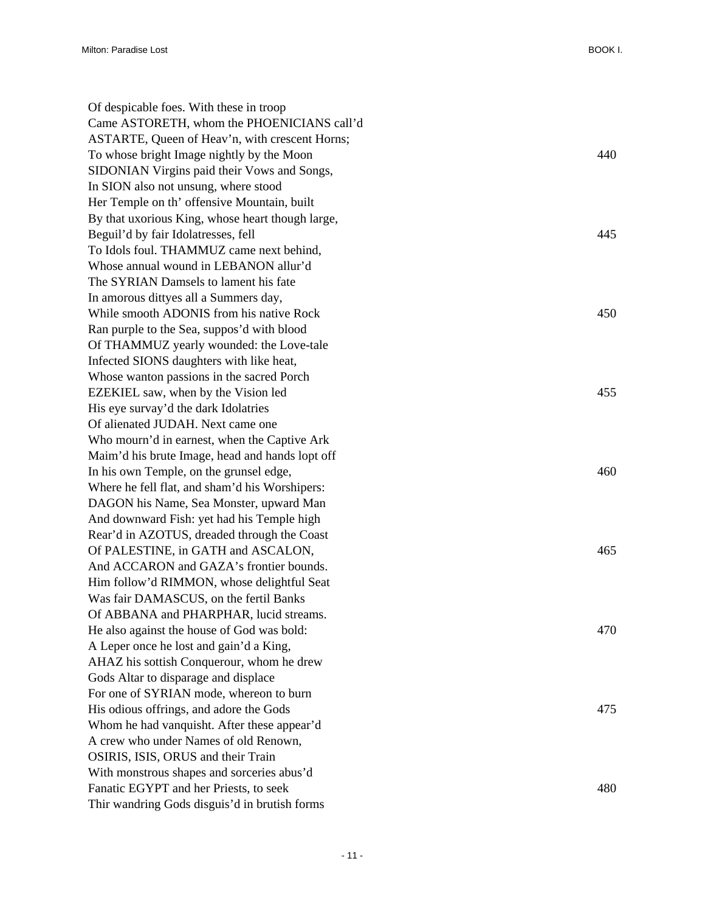Of despicable foes. With these in troop  
Came ASTORETH, whom the PHOENICIANS call'd  
ASTARTE, Queen of Heav'n, with crescent Horns;  
To whose bright Image nightly by the Moon 440  
SIDONIAN Virgins paid their Vows and Songs,  
In SION also not unsung, where stood  
Her Temple on th' offensive Mountain, built  
By that uxorious King, whose heart though large,  
Beguil'd by fair Idolatresses, fell 445  
To Idols foul. THAMMUZ came next behind,  
Whose annual wound in LEBANON allur'd  
The SYRIAN Damsels to lament his fate  
In amorous dittyes all a Summers day,  
While smooth ADONIS from his native Rock 450  
Ran purple to the Sea, suppos'd with blood  
Of THAMMUZ yearly wounded: the Love-tale  
Infected SIONS daughters with like heat,  
Whose wanton passions in the sacred Porch  
EZEKIEL saw, when by the Vision led 455  
His eye survay'd the dark Idolatries  
Of alienated JUDAH. Next came one  
Who mourn'd in earnest, when the Captive Ark  
Maim'd his brute Image, head and hands lopt off  
In his own Temple, on the grunsel edge, 460  
Where he fell flat, and sham'd his Worshipers:  
DAGON his Name, Sea Monster, upward Man  
And downward Fish: yet had his Temple high  
Rear'd in AZOTUS, dreaded through the Coast  
Of PALESTINE, in GATH and ASCALON, 465  
And ACCARON and GAZA's frontier bounds.  
Him follow'd RIMMON, whose delightful Seat  
Was fair DAMASCUS, on the fertil Banks  
Of ABBANA and PHARPHAR, lucid streams.  
He also against the house of God was bold: 470  
A Leper once he lost and gain'd a King,  
AHAZ his sottish Conquerour, whom he drew  
Gods Altar to disparage and displace  
For one of SYRIAN mode, whereon to burn  
His odious offrings, and adore the Gods 475  
Whom he had vanquisht. After these appear'd  
A crew who under Names of old Renown,  
OSIRIS, ISIS, ORUS and their Train  
With monstrous shapes and sorceries abus'd  
Fanatic EGYPT and her Priests, to seek 480  
Thir wandring Gods disguis'd in brutish forms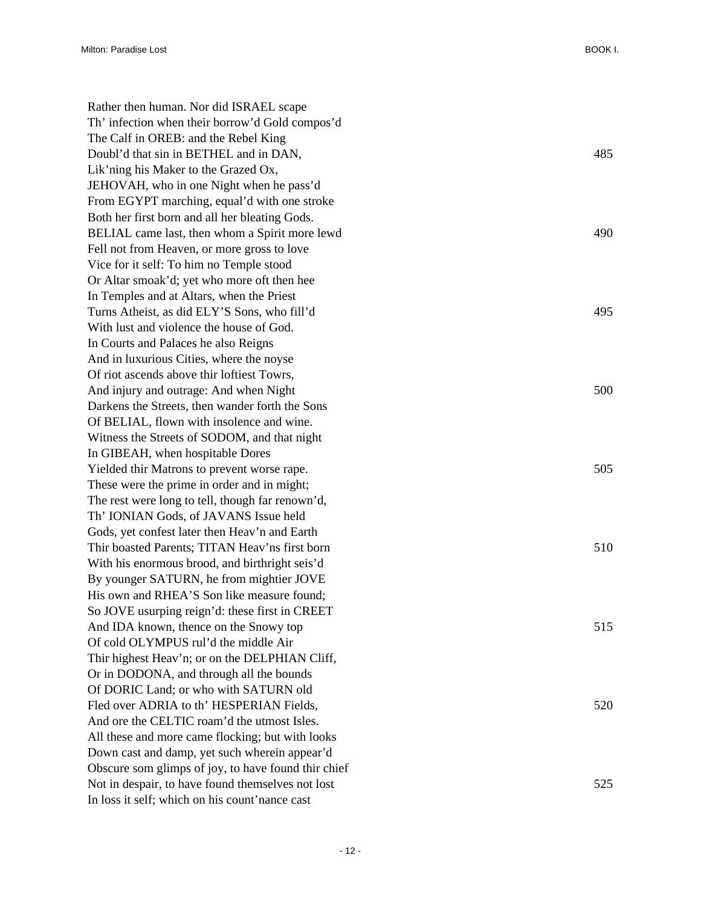Rather then human. Nor did ISRAEL scape
Th' infection when their borrow'd Gold compos'd
The Calf in OREB: and the Rebel King
Doubl'd that sin in BETHEL and in DAN, 485
Lik'ning his Maker to the Grazed Ox,
JEHOVAH, who in one Night when he pass'd
From EGYPT marching, equal'd with one stroke
Both her first born and all her bleating Gods.
BELIAL came last, then whom a Spirit more lewd 490
Fell not from Heaven, or more gross to love
Vice for it self: To him no Temple stood
Or Altar smoak'd; yet who more oft then hee
In Temples and at Altars, when the Priest
Turns Atheist, as did ELY'S Sons, who fill'd 495
With lust and violence the house of God.
In Courts and Palaces he also Reigns
And in luxurious Cities, where the noyse
Of riot ascends above thir loftiest Towrs,
And injury and outrage: And when Night 500
Darkens the Streets, then wander forth the Sons
Of BELIAL, flown with insolence and wine.
Witness the Streets of SODOM, and that night
In GIBEAH, when hospitable Dores
Yielded thir Matrons to prevent worse rape. 505
These were the prime in order and in might;
The rest were long to tell, though far renown'd,
Th' IONIAN Gods, of JAVANS Issue held
Gods, yet confest later then Heav'n and Earth
Thir boasted Parents; TITAN Heav'ns first born 510
With his enormous brood, and birthright seis'd
By younger SATURN, he from mightier JOVE
His own and RHEA'S Son like measure found;
So JOVE usurping reign'd: these first in CREET
And IDA known, thence on the Snowy top 515
Of cold OLYMPUS rul'd the middle Air
Thir highest Heav'n; or on the DELPHIAN Cliff,
Or in DODONA, and through all the bounds
Of DORIC Land; or who with SATURN old
Fled over ADRIA to th' HESPERIAN Fields, 520
And ore the CELTIC roam'd the utmost Isles.
All these and more came flocking; but with looks
Down cast and damp, yet such wherein appear'd
Obscure som glimps of joy, to have found thir chief
Not in despair, to have found themselves not lost 525
In loss it self; which on his count'nance cast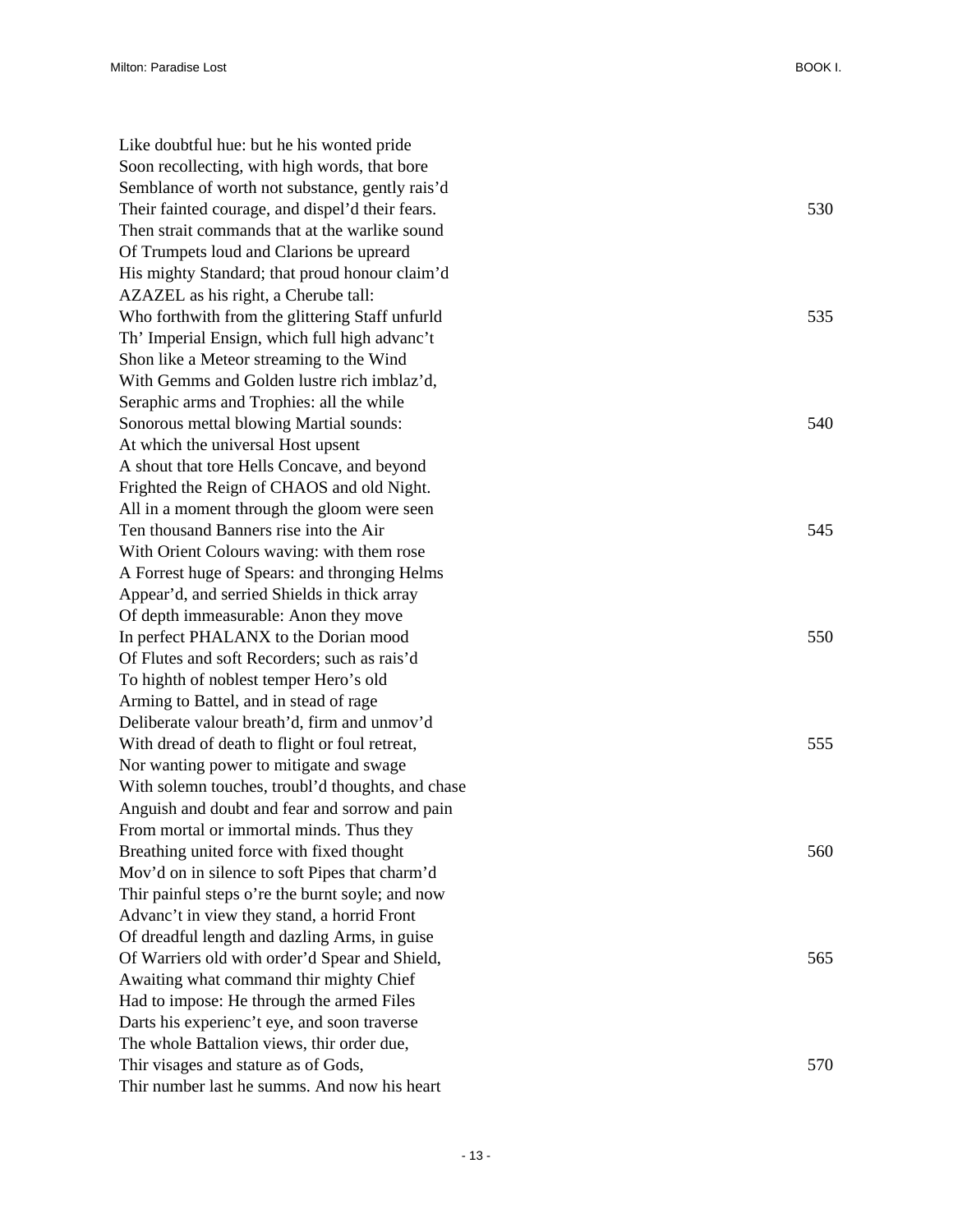Like doubtful hue: but he his wonted pride  
Soon recollecting, with high words, that bore  
Semblance of worth not substance, gently rais'd  
Their fainted courage, and dispel'd their fears. 530  
Then strait commands that at the warlike sound  
Of Trumpets loud and Clarions be upreard  
His mighty Standard; that proud honour claim'd  
AZAZEL as his right, a Cherube tall:  
Who forthwith from the glittering Staff unfurld 535  
Th' Imperial Ensign, which full high advanc't  
Shon like a Meteor streaming to the Wind  
With Gemms and Golden lustre rich imblaz'd,  
Seraphic arms and Trophies: all the while  
Sonorous mettal blowing Martial sounds: 540  
At which the universal Host upsent  
A shout that tore Hells Concave, and beyond  
Frighted the Reign of CHAOS and old Night.  
All in a moment through the gloom were seen  
Ten thousand Banners rise into the Air 545  
With Orient Colours waving: with them rose  
A Forrest huge of Spears: and thronging Helms  
Appear'd, and serried Shields in thick array  
Of depth immeasurable: Anon they move  
In perfect PHALANX to the Dorian mood 550  
Of Flutes and soft Recorders; such as rais'd  
To highth of noblest temper Hero's old  
Arming to Battel, and in stead of rage  
Deliberate valour breath'd, firm and unmov'd  
With dread of death to flight or foul retreat, 555  
Nor wanting power to mitigate and swage  
With solemn touches, troubl'd thoughts, and chase  
Anguish and doubt and fear and sorrow and pain  
From mortal or immortal minds. Thus they  
Breathing united force with fixed thought 560  
Mov'd on in silence to soft Pipes that charm'd  
Thir painful steps o're the burnt soyle; and now  
Advanc't in view they stand, a horrid Front  
Of dreadful length and dazling Arms, in guise  
Of Warriers old with order'd Spear and Shield, 565  
Awaiting what command thir mighty Chief  
Had to impose: He through the armed Files  
Darts his experienc't eye, and soon traverse  
The whole Battalion views, thir order due,  
Thir visages and stature as of Gods, 570  
Thir number last he summs. And now his heart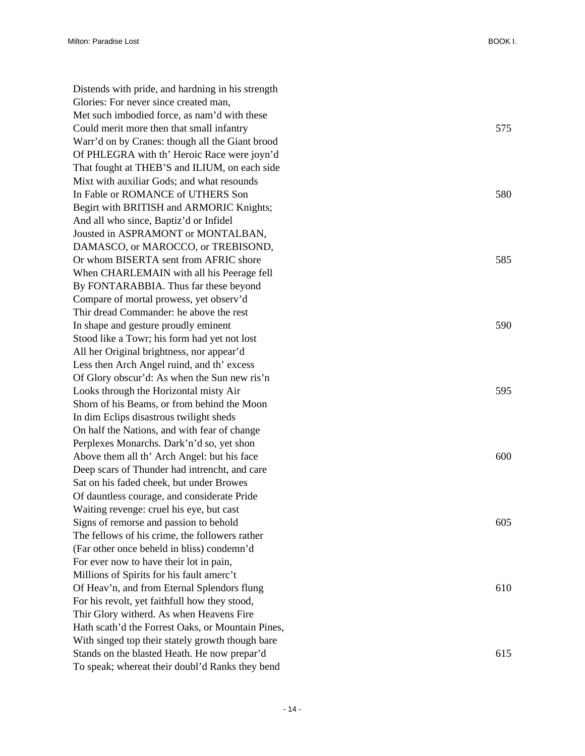Distends with pride, and hardning in his strength
Glories: For never since created man,
Met such imbodied force, as nam'd with these
Could merit more then that small infantry 575
Warr'd on by Cranes: though all the Giant brood
Of PHLEGRA with th' Heroic Race were joyn'd
That fought at THEB'S and ILIUM, on each side
Mixt with auxiliar Gods; and what resounds
In Fable or ROMANCE of UTHERS Son 580
Begirt with BRITISH and ARMORIC Knights;
And all who since, Baptiz'd or Infidel
Jousted in ASPRAMONT or MONTALBAN,
DAMASCO, or MAROCCO, or TREBISOND,
Or whom BISERTA sent from AFRIC shore 585
When CHARLEMAIN with all his Peerage fell
By FONTARABBIA. Thus far these beyond
Compare of mortal prowess, yet observ'd
Thir dread Commander: he above the rest
In shape and gesture proudly eminent 590
Stood like a Towr; his form had yet not lost
All her Original brightness, nor appear'd
Less then Arch Angel ruind, and th' excess
Of Glory obscur'd: As when the Sun new ris'n
Looks through the Horizontal misty Air 595
Shorn of his Beams, or from behind the Moon
In dim Eclips disastrous twilight sheds
On half the Nations, and with fear of change
Perplexes Monarchs. Dark'n'd so, yet shon
Above them all th' Arch Angel: but his face 600
Deep scars of Thunder had intrencht, and care
Sat on his faded cheek, but under Browes
Of dauntless courage, and considerate Pride
Waiting revenge: cruel his eye, but cast
Signs of remorse and passion to behold 605
The fellows of his crime, the followers rather
(Far other once beheld in bliss) condemn'd
For ever now to have their lot in pain,
Millions of Spirits for his fault amerc't
Of Heav'n, and from Eternal Splendors flung 610
For his revolt, yet faithfull how they stood,
Thir Glory witherd. As when Heavens Fire
Hath scath'd the Forrest Oaks, or Mountain Pines,
With singed top their stately growth though bare
Stands on the blasted Heath. He now prepar'd 615
To speak; whereat their doubl'd Ranks they bend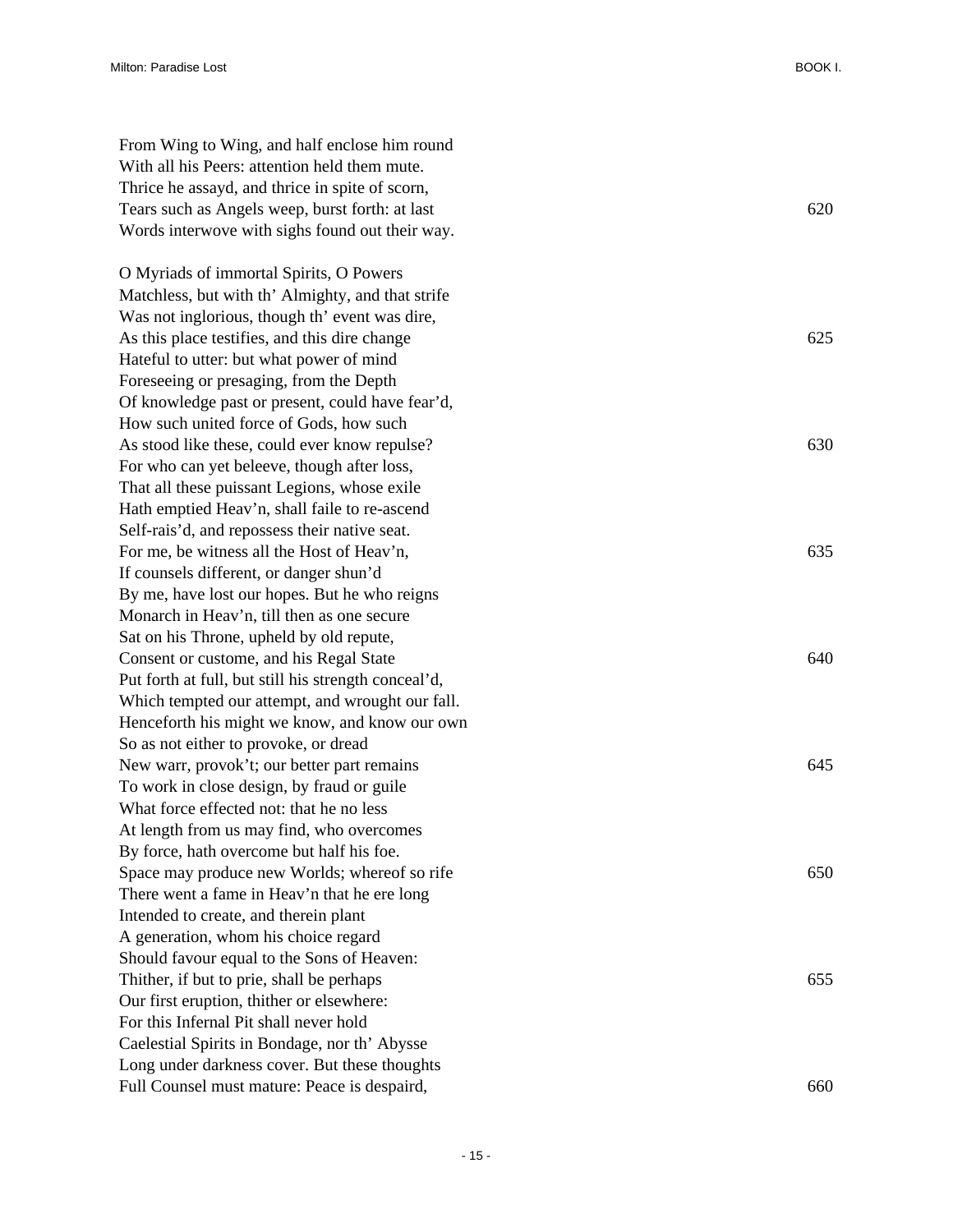From Wing to Wing, and half enclose him round  
With all his Peers: attention held them mute.  
Thrice he assayd, and thrice in spite of scorn,  
Tears such as Angels weep, burst forth: at last 620  
Words interwove with sighs found out their way.

O Myriads of immortal Spirits, O Powers  
Matchless, but with th' Almighty, and that strife  
Was not inglorious, though th' event was dire,  
As this place testifies, and this dire change 625  
Hateful to utter: but what power of mind  
Foreseeing or presaging, from the Depth  
Of knowledge past or present, could have fear'd,  
How such united force of Gods, how such  
As stood like these, could ever know repulse? 630  
For who can yet beleeve, though after loss,  
That all these puissant Legions, whose exile  
Hath emptied Heav'n, shall faile to re-ascend  
Self-rais'd, and repossess their native seat.  
For me, be witness all the Host of Heav'n, 635  
If counsels different, or danger shun'd  
By me, have lost our hopes. But he who reigns  
Monarch in Heav'n, till then as one secure  
Sat on his Throne, upheld by old repute,  
Consent or custome, and his Regal State 640  
Put forth at full, but still his strength conceal'd,  
Which tempted our attempt, and wrought our fall.  
Henceforth his might we know, and know our own  
So as not either to provoke, or dread  
New warr, provok't; our better part remains 645  
To work in close design, by fraud or guile  
What force effected not: that he no less  
At length from us may find, who overcomes  
By force, hath overcome but half his foe.  
Space may produce new Worlds; whereof so rife 650  
There went a fame in Heav'n that he ere long  
Intended to create, and therein plant  
A generation, whom his choice regard  
Should favour equal to the Sons of Heaven:  
Thither, if but to prie, shall be perhaps 655  
Our first eruption, thither or elsewhere:  
For this Infernal Pit shall never hold  
Caelestial Spirits in Bondage, nor th' Abysse  
Long under darkness cover. But these thoughts  
Full Counsel must mature: Peace is despaird, 660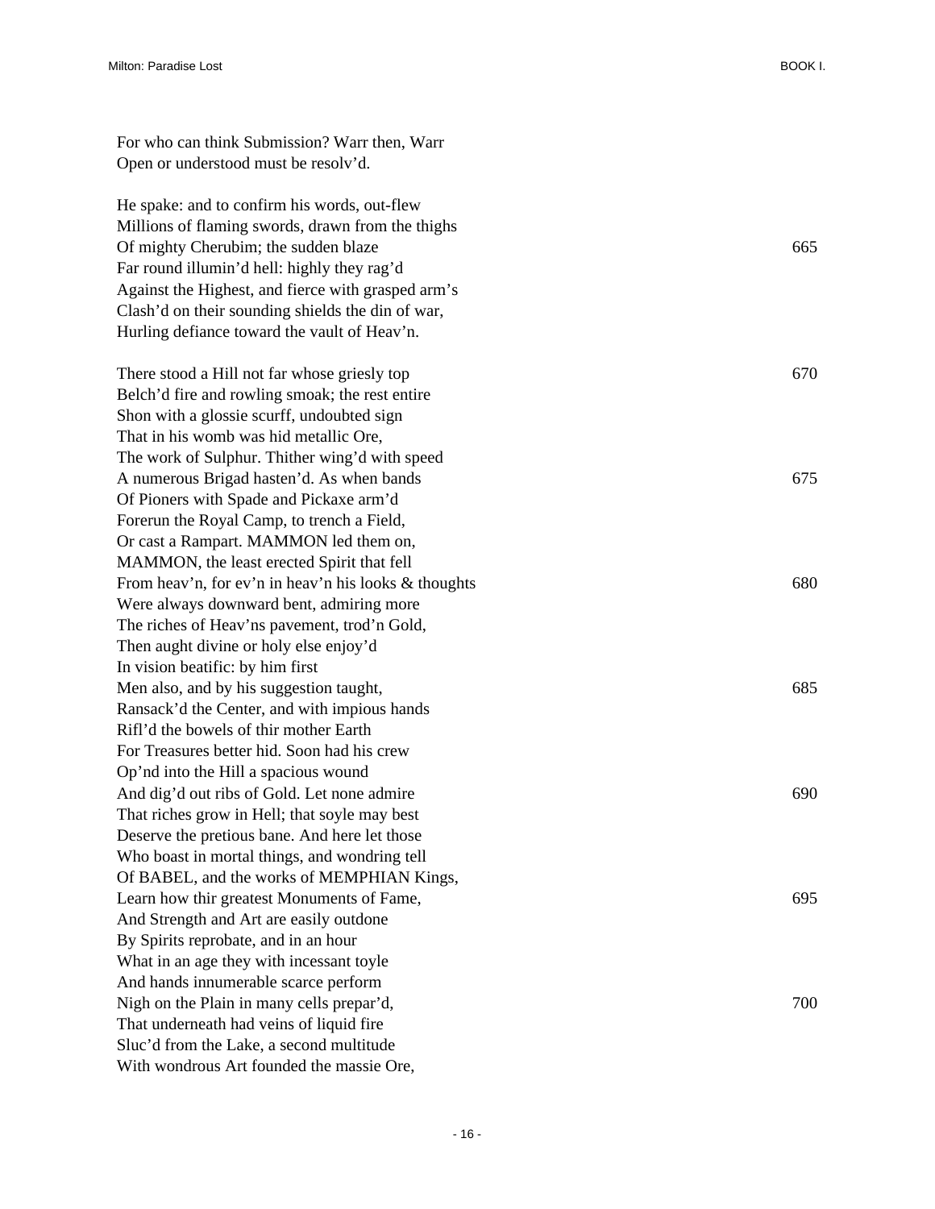For who can think Submission? Warr then, Warr
Open or understood must be resolv'd.

He spake: and to confirm his words, out-flew
Millions of flaming swords, drawn from the thighs
Of mighty Cherubim; the sudden blaze 665
Far round illumin'd hell: highly they rag'd
Against the Highest, and fierce with grasped arm's
Clash'd on their sounding shields the din of war,
Hurling defiance toward the vault of Heav'n.

There stood a Hill not far whose griesly top 670
Belch'd fire and rowling smoak; the rest entire
Shon with a glossie scurff, undoubted sign
That in his womb was hid metallic Ore,
The work of Sulphur. Thither wing'd with speed
A numerous Brigad hasten'd. As when bands 675
Of Pioners with Spade and Pickaxe arm'd
Forerun the Royal Camp, to trench a Field,
Or cast a Rampart. MAMMON led them on,
MAMMON, the least erected Spirit that fell
From heav'n, for ev'n in heav'n his looks & thoughts 680
Were always downward bent, admiring more
The riches of Heav'ns pavement, trod'n Gold,
Then aught divine or holy else enjoy'd
In vision beatific: by him first
Men also, and by his suggestion taught, 685
Ransack'd the Center, and with impious hands
Rifl'd the bowels of thir mother Earth
For Treasures better hid. Soon had his crew
Op'nd into the Hill a spacious wound
And dig'd out ribs of Gold. Let none admire 690
That riches grow in Hell; that soyle may best
Deserve the pretious bane. And here let those
Who boast in mortal things, and wondring tell
Of BABEL, and the works of MEMPHIAN Kings,
Learn how thir greatest Monuments of Fame, 695
And Strength and Art are easily outdone
By Spirits reprobate, and in an hour
What in an age they with incessant toyle
And hands innumerable scarce perform
Nigh on the Plain in many cells prepar'd, 700
That underneath had veins of liquid fire
Sluc'd from the Lake, a second multitude
With wondrous Art founded the massie Ore,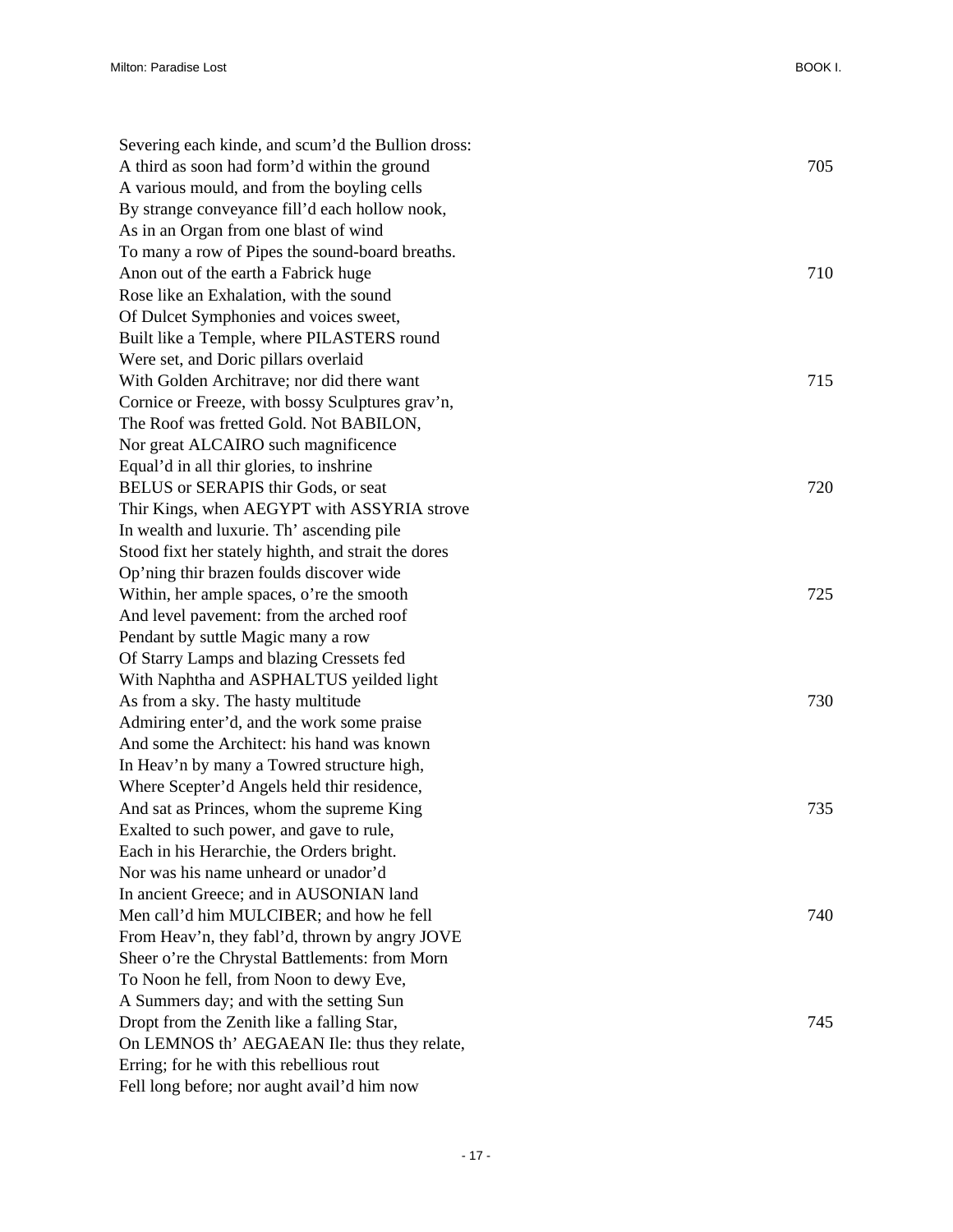Severing each kinde, and scum'd the Bullion dross:
A third as soon had form'd within the ground 705
A various mould, and from the boyling cells
By strange conveyance fill'd each hollow nook,
As in an Organ from one blast of wind
To many a row of Pipes the sound-board breaths.
Anon out of the earth a Fabrick huge 710
Rose like an Exhalation, with the sound
Of Dulcet Symphonies and voices sweet,
Built like a Temple, where PILASTERS round
Were set, and Doric pillars overlaid
With Golden Architrave; nor did there want 715
Cornice or Freeze, with bossy Sculptures grav'n,
The Roof was fretted Gold. Not BABILON,
Nor great ALCAIRO such magnificence
Equal'd in all thir glories, to inshrine
BELUS or SERAPIS thir Gods, or seat 720
Thir Kings, when AEGYPT with ASSYRIA strove
In wealth and luxurie. Th' ascending pile
Stood fixt her stately highth, and strait the dores
Op'ning thir brazen foulds discover wide
Within, her ample spaces, o're the smooth 725
And level pavement: from the arched roof
Pendant by suttle Magic many a row
Of Starry Lamps and blazing Cressets fed
With Naphtha and ASPHALTUS yeilded light
As from a sky. The hasty multitude 730
Admiring enter'd, and the work some praise
And some the Architect: his hand was known
In Heav'n by many a Towred structure high,
Where Scepter'd Angels held thir residence,
And sat as Princes, whom the supreme King 735
Exalted to such power, and gave to rule,
Each in his Herarchie, the Orders bright.
Nor was his name unheard or unador'd
In ancient Greece; and in AUSONIAN land
Men call'd him MULCIBER; and how he fell 740
From Heav'n, they fabl'd, thrown by angry JOVE
Sheer o're the Chrystal Battlements: from Morn
To Noon he fell, from Noon to dewy Eve,
A Summers day; and with the setting Sun
Dropt from the Zenith like a falling Star, 745
On LEMNOS th' AEGAEAN Ile: thus they relate,
Erring; for he with this rebellious rout
Fell long before; nor aught avail'd him now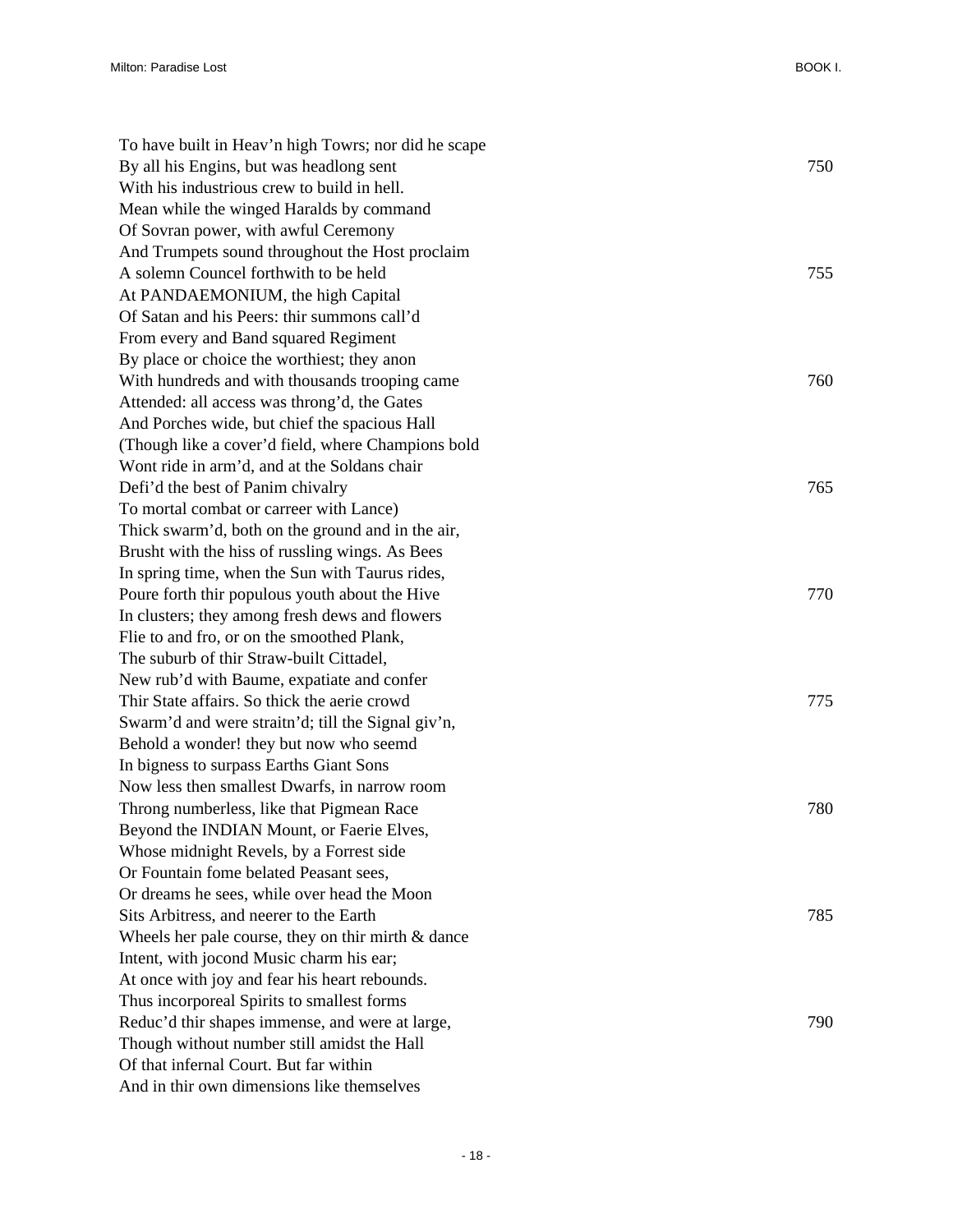To have built in Heav'n high Towrs; nor did he scape  
By all his Engins, but was headlong sent 750  
With his industrious crew to build in hell.  
Mean while the winged Haralds by command  
Of Sovran power, with awful Ceremony  
And Trumpets sound throughout the Host proclaim  
A solemn Councel forthwith to be held 755  
At PANDAEMONIUM, the high Capital  
Of Satan and his Peers: thir summons call'd  
From every and Band squared Regiment  
By place or choice the worthiest; they anon  
With hundreds and with thousands trooping came 760  
Attended: all access was throng'd, the Gates  
And Porches wide, but chief the spacious Hall  
(Though like a cover'd field, where Champions bold  
Wont ride in arm'd, and at the Soldans chair  
Defi'd the best of Panim chivalry 765  
To mortal combat or carreer with Lance)  
Thick swarm'd, both on the ground and in the air,  
Brusht with the hiss of russling wings. As Bees  
In spring time, when the Sun with Taurus rides,  
Poure forth thir populous youth about the Hive 770  
In clusters; they among fresh dews and flowers  
Flie to and fro, or on the smoothed Plank,  
The suburb of thir Straw-built Cittadel,  
New rub'd with Baume, expatiate and confer  
Thir State affairs. So thick the aerie crowd 775  
Swarm'd and were straitn'd; till the Signal giv'n,  
Behold a wonder! they but now who seemd  
In bigness to surpass Earths Giant Sons  
Now less then smallest Dwarfs, in narrow room  
Throng numberless, like that Pigmean Race 780  
Beyond the INDIAN Mount, or Faerie Elves,  
Whose midnight Revels, by a Forrest side  
Or Fountain fome belated Peasant sees,  
Or dreams he sees, while over head the Moon  
Sits Arbitress, and neerer to the Earth 785  
Wheels her pale course, they on thir mirth & dance  
Intent, with jocond Music charm his ear;  
At once with joy and fear his heart rebounds.  
Thus incorporeal Spirits to smallest forms  
Reduc'd thir shapes immense, and were at large, 790  
Though without number still amidst the Hall  
Of that infernal Court. But far within  
And in thir own dimensions like themselves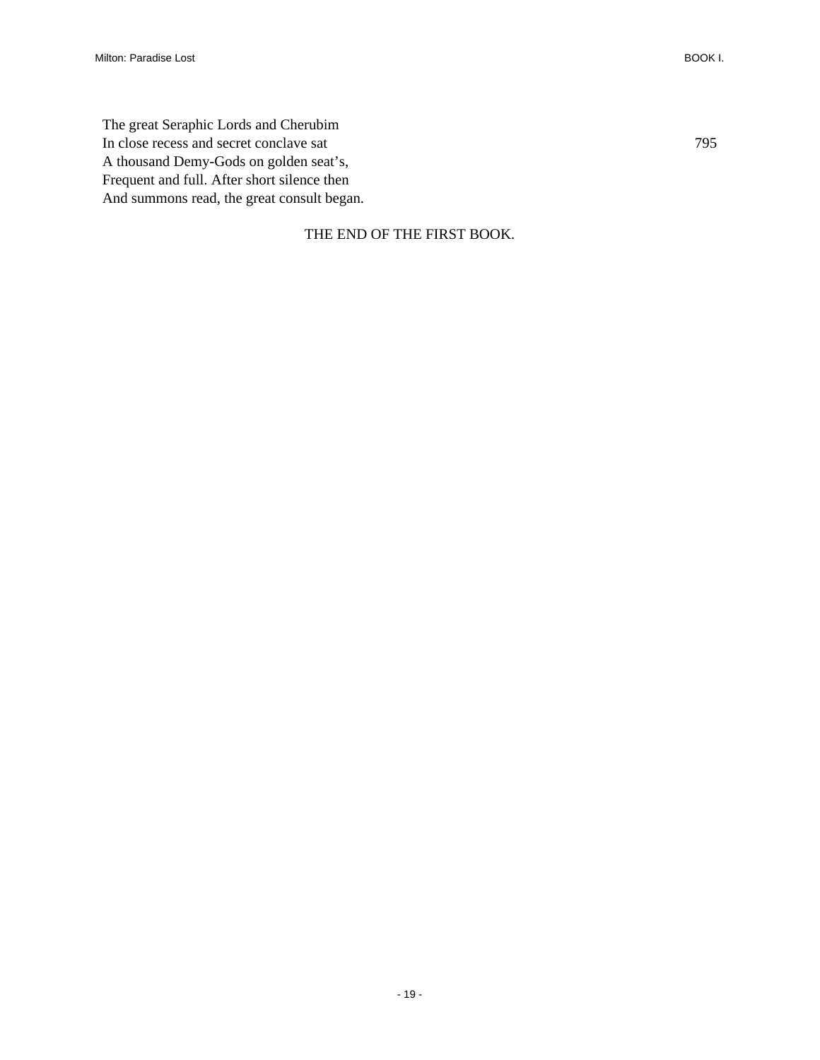The great Seraphic Lords and Cherubim  
In close recess and secret conclave sat                                                795  
A thousand Demy-Gods on golden seat's,  
Frequent and full. After short silence then  
And summons read, the great consult began.

THE END OF THE FIRST BOOK.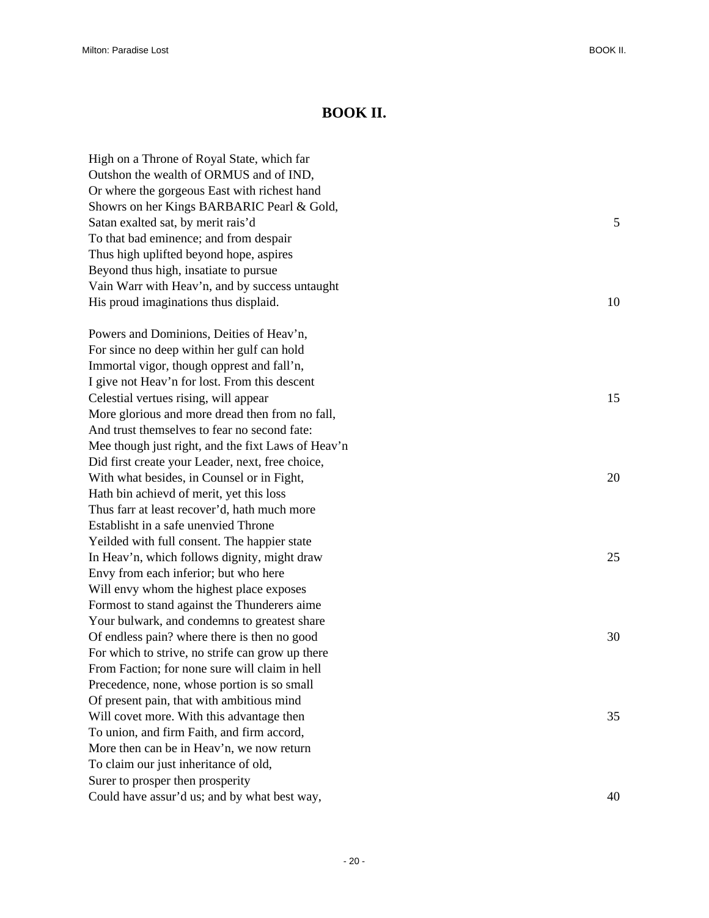# BOOK II.

High on a Throne of Royal State, which far  
Outshon the wealth of ORMUS and of IND,  
Or where the gorgeous East with richest hand  
Showrs on her Kings BARBARIC Pearl & Gold,  
Satan exalted sat, by merit rais'd 5  
To that bad eminence; and from despair  
Thus high uplifted beyond hope, aspires  
Beyond thus high, insatiate to pursue  
Vain Warr with Heav'n, and by success untaught  
His proud imaginations thus displaid. 10

Powers and Dominions, Deities of Heav'n,  
For since no deep within her gulf can hold  
Immortal vigor, though opprest and fall'n,  
I give not Heav'n for lost. From this descent  
Celestial vertues rising, will appear 15  
More glorious and more dread then from no fall,  
And trust themselves to fear no second fate:  
Mee though just right, and the fixt Laws of Heav'n  
Did first create your Leader, next, free choice,  
With what besides, in Counsel or in Fight, 20  
Hath bin achievd of merit, yet this loss  
Thus farr at least recover'd, hath much more  
Establisht in a safe unenvied Throne  
Yeilded with full consent. The happier state  
In Heav'n, which follows dignity, might draw 25  
Envy from each inferior; but who here  
Will envy whom the highest place exposes  
Formost to stand against the Thunderers aime  
Your bulwark, and condemns to greatest share  
Of endless pain? where there is then no good 30  
For which to strive, no strife can grow up there  
From Faction; for none sure will claim in hell  
Precedence, none, whose portion is so small  
Of present pain, that with ambitious mind  
Will covet more. With this advantage then 35  
To union, and firm Faith, and firm accord,  
More then can be in Heav'n, we now return  
To claim our just inheritance of old,  
Surer to prosper then prosperity  
Could have assur'd us; and by what best way, 40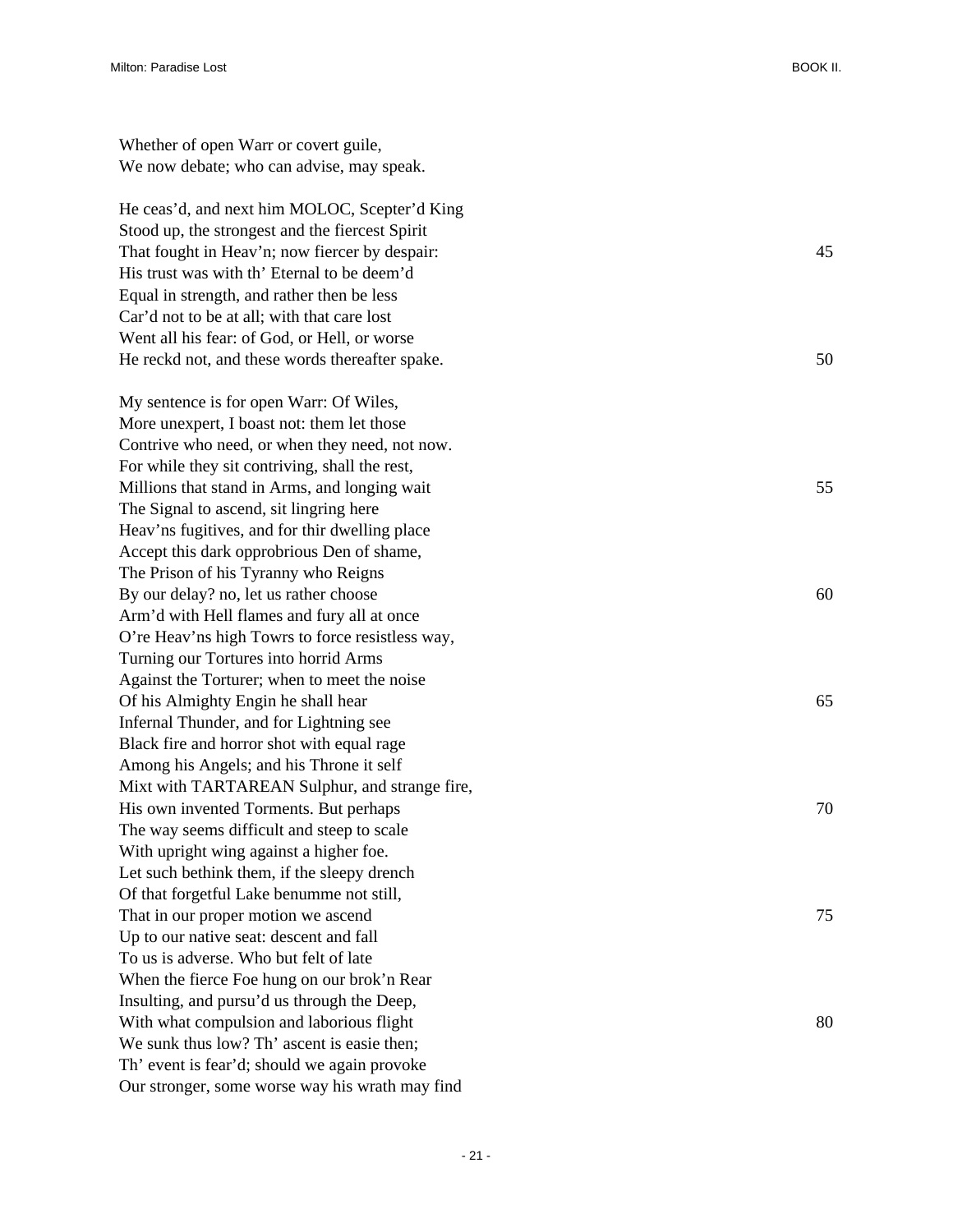Whether of open Warr or covert guile,  
We now debate; who can advise, may speak.

He ceas'd, and next him MOLOC, Scepter'd King  
Stood up, the strongest and the fiercest Spirit  
That fought in Heav'n; now fiercer by despair: 45  
His trust was with th' Eternal to be deem'd  
Equal in strength, and rather then be less  
Car'd not to be at all; with that care lost  
Went all his fear: of God, or Hell, or worse  
He reckd not, and these words thereafter spake. 50

My sentence is for open Warr: Of Wiles,  
More unexpert, I boast not: them let those  
Contrive who need, or when they need, not now.  
For while they sit contriving, shall the rest,  
Millions that stand in Arms, and longing wait 55  
The Signal to ascend, sit lingring here  
Heav'ns fugitives, and for thir dwelling place  
Accept this dark opprobrious Den of shame,  
The Prison of his Tyranny who Reigns  
By our delay? no, let us rather choose 60  
Arm'd with Hell flames and fury all at once  
O're Heav'ns high Towrs to force resistless way,  
Turning our Tortures into horrid Arms  
Against the Torturer; when to meet the noise  
Of his Almighty Engin he shall hear 65  
Infernal Thunder, and for Lightning see  
Black fire and horror shot with equal rage  
Among his Angels; and his Throne it self  
Mixt with TARTAREAN Sulphur, and strange fire,  
His own invented Torments. But perhaps 70  
The way seems difficult and steep to scale  
With upright wing against a higher foe.  
Let such bethink them, if the sleepy drench  
Of that forgetful Lake benumme not still,  
That in our proper motion we ascend 75  
Up to our native seat: descent and fall  
To us is adverse. Who but felt of late  
When the fierce Foe hung on our brok'n Rear  
Insulting, and pursu'd us through the Deep,  
With what compulsion and laborious flight 80  
We sunk thus low? Th' ascent is easie then;  
Th' event is fear'd; should we again provoke  
Our stronger, some worse way his wrath may find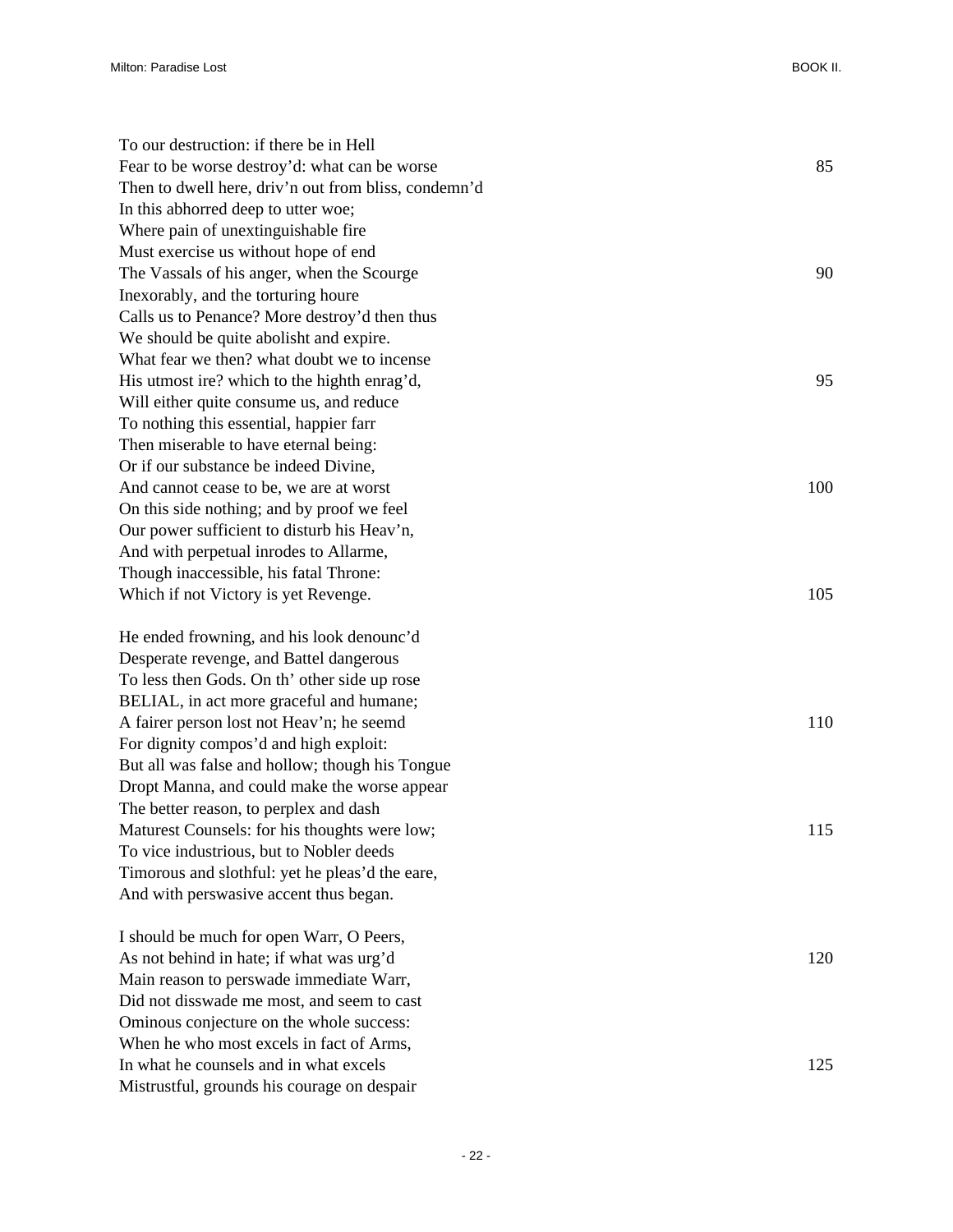To our destruction: if there be in Hell  
Fear to be worse destroy'd: what can be worse 85  
Then to dwell here, driv'n out from bliss, condemn'd  
In this abhorred deep to utter woe;  
Where pain of unextinguishable fire  
Must exercise us without hope of end  
The Vassals of his anger, when the Scourge 90  
Inexorably, and the torturing houre  
Calls us to Penance? More destroy'd then thus  
We should be quite abolisht and expire.  
What fear we then? what doubt we to incense  
His utmost ire? which to the highth enrag'd, 95  
Will either quite consume us, and reduce  
To nothing this essential, happier farr  
Then miserable to have eternal being:  
Or if our substance be indeed Divine,  
And cannot cease to be, we are at worst 100  
On this side nothing; and by proof we feel  
Our power sufficient to disturb his Heav'n,  
And with perpetual inrodes to Allarme,  
Though inaccessible, his fatal Throne:  
Which if not Victory is yet Revenge. 105

He ended frowning, and his look denounc'd  
Desperate revenge, and Battel dangerous  
To less then Gods. On th' other side up rose  
BELIAL, in act more graceful and humane;  
A fairer person lost not Heav'n; he seemd 110  
For dignity compos'd and high exploit:  
But all was false and hollow; though his Tongue  
Dropt Manna, and could make the worse appear  
The better reason, to perplex and dash  
Maturest Counsels: for his thoughts were low; 115  
To vice industrious, but to Nobler deeds  
Timorous and slothful: yet he pleas'd the eare,  
And with perswasive accent thus began.

I should be much for open Warr, O Peers,  
As not behind in hate; if what was urg'd 120  
Main reason to perswade immediate Warr,  
Did not disswade me most, and seem to cast  
Ominous conjecture on the whole success:  
When he who most excels in fact of Arms,  
In what he counsels and in what excels 125  
Mistrustful, grounds his courage on despair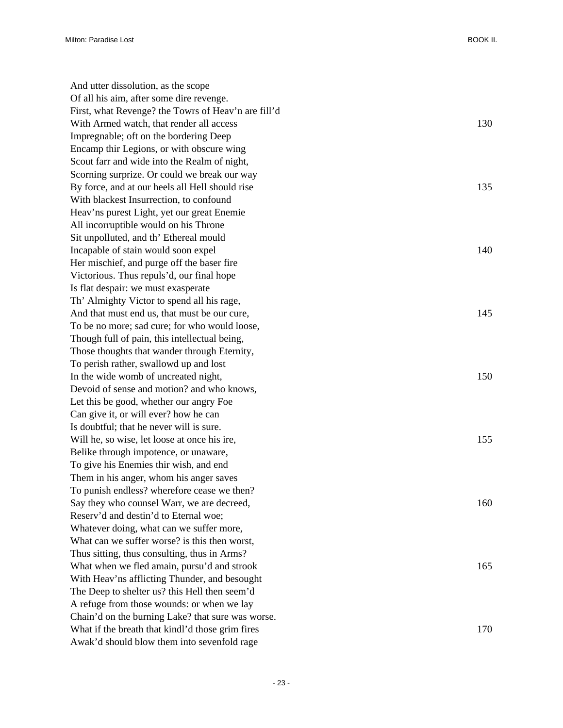And utter dissolution, as the scope  
Of all his aim, after some dire revenge.  
First, what Revenge? the Towrs of Heav'n are fill'd  
With Armed watch, that render all access 130  
Impregnable; oft on the bordering Deep  
Encamp thir Legions, or with obscure wing  
Scout farr and wide into the Realm of night,  
Scorning surprize. Or could we break our way  
By force, and at our heels all Hell should rise 135  
With blackest Insurrection, to confound  
Heav'ns purest Light, yet our great Enemie  
All incorruptible would on his Throne  
Sit unpolluted, and th' Ethereal mould  
Incapable of stain would soon expel 140  
Her mischief, and purge off the baser fire  
Victorious. Thus repuls'd, our final hope  
Is flat despair: we must exasperate  
Th' Almighty Victor to spend all his rage,  
And that must end us, that must be our cure, 145  
To be no more; sad cure; for who would loose,  
Though full of pain, this intellectual being,  
Those thoughts that wander through Eternity,  
To perish rather, swallowd up and lost  
In the wide womb of uncreated night, 150  
Devoid of sense and motion? and who knows,  
Let this be good, whether our angry Foe  
Can give it, or will ever? how he can  
Is doubtful; that he never will is sure.  
Will he, so wise, let loose at once his ire, 155  
Belike through impotence, or unaware,  
To give his Enemies thir wish, and end  
Them in his anger, whom his anger saves  
To punish endless? wherefore cease we then?  
Say they who counsel Warr, we are decreed, 160  
Reserv'd and destin'd to Eternal woe;  
Whatever doing, what can we suffer more,  
What can we suffer worse? is this then worst,  
Thus sitting, thus consulting, thus in Arms?  
What when we fled amain, pursu'd and strook 165  
With Heav'ns afflicting Thunder, and besought  
The Deep to shelter us? this Hell then seem'd  
A refuge from those wounds: or when we lay  
Chain'd on the burning Lake? that sure was worse.  
What if the breath that kindl'd those grim fires 170  
Awak'd should blow them into sevenfold rage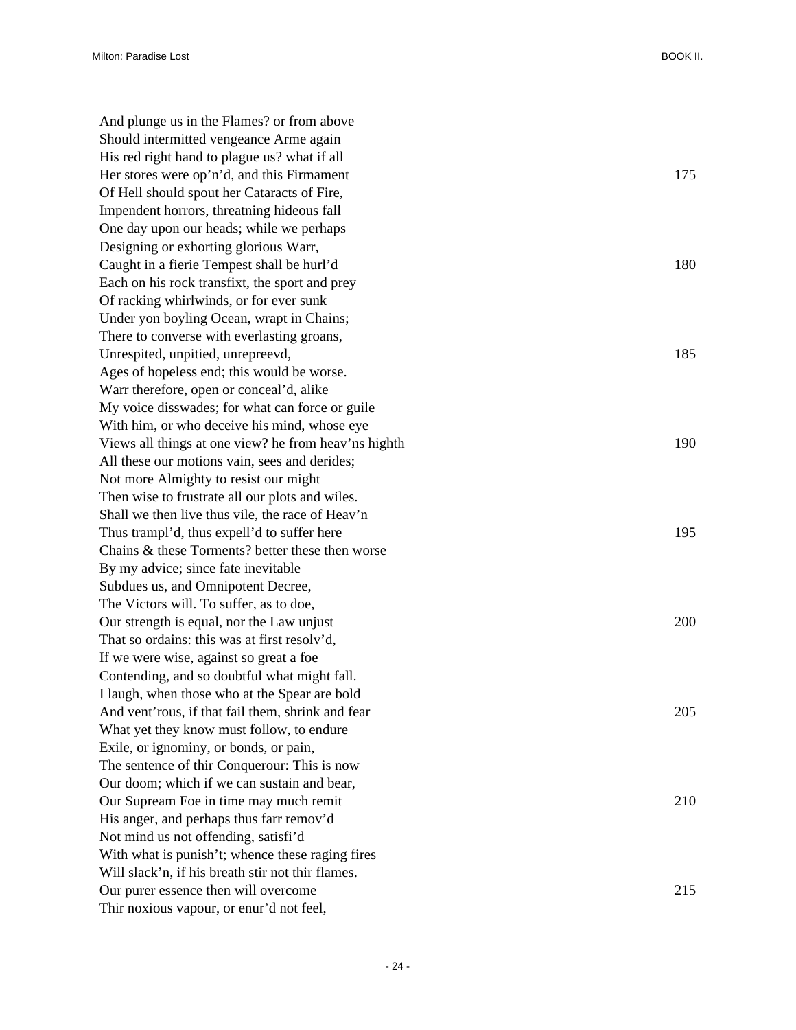And plunge us in the Flames? or from above  
Should intermitted vengeance Arme again  
His red right hand to plague us? what if all  
Her stores were op'n'd, and this Firmament 175  
Of Hell should spout her Cataracts of Fire,  
Impendent horrors, threatning hideous fall  
One day upon our heads; while we perhaps  
Designing or exhorting glorious Warr,  
Caught in a fierie Tempest shall be hurl'd 180  
Each on his rock transfixt, the sport and prey  
Of racking whirlwinds, or for ever sunk  
Under yon boyling Ocean, wrapt in Chains;  
There to converse with everlasting groans,  
Unrespited, unpitied, unrepreevd, 185  
Ages of hopeless end; this would be worse.  
Warr therefore, open or conceal'd, alike  
My voice disswades; for what can force or guile  
With him, or who deceive his mind, whose eye  
Views all things at one view? he from heav'ns highth 190  
All these our motions vain, sees and derides;  
Not more Almighty to resist our might  
Then wise to frustrate all our plots and wiles.  
Shall we then live thus vile, the race of Heav'n  
Thus trampl'd, thus expell'd to suffer here 195  
Chains & these Torments? better these then worse  
By my advice; since fate inevitable  
Subdues us, and Omnipotent Decree,  
The Victors will. To suffer, as to doe,  
Our strength is equal, nor the Law unjust 200  
That so ordains: this was at first resolv'd,  
If we were wise, against so great a foe  
Contending, and so doubtful what might fall.  
I laugh, when those who at the Spear are bold  
And vent'rous, if that fail them, shrink and fear 205  
What yet they know must follow, to endure  
Exile, or ignominy, or bonds, or pain,  
The sentence of thir Conquerour: This is now  
Our doom; which if we can sustain and bear,  
Our Supream Foe in time may much remit 210  
His anger, and perhaps thus farr remov'd  
Not mind us not offending, satisfi'd  
With what is punish't; whence these raging fires  
Will slack'n, if his breath stir not thir flames.  
Our purer essence then will overcome 215  
Thir noxious vapour, or enur'd not feel,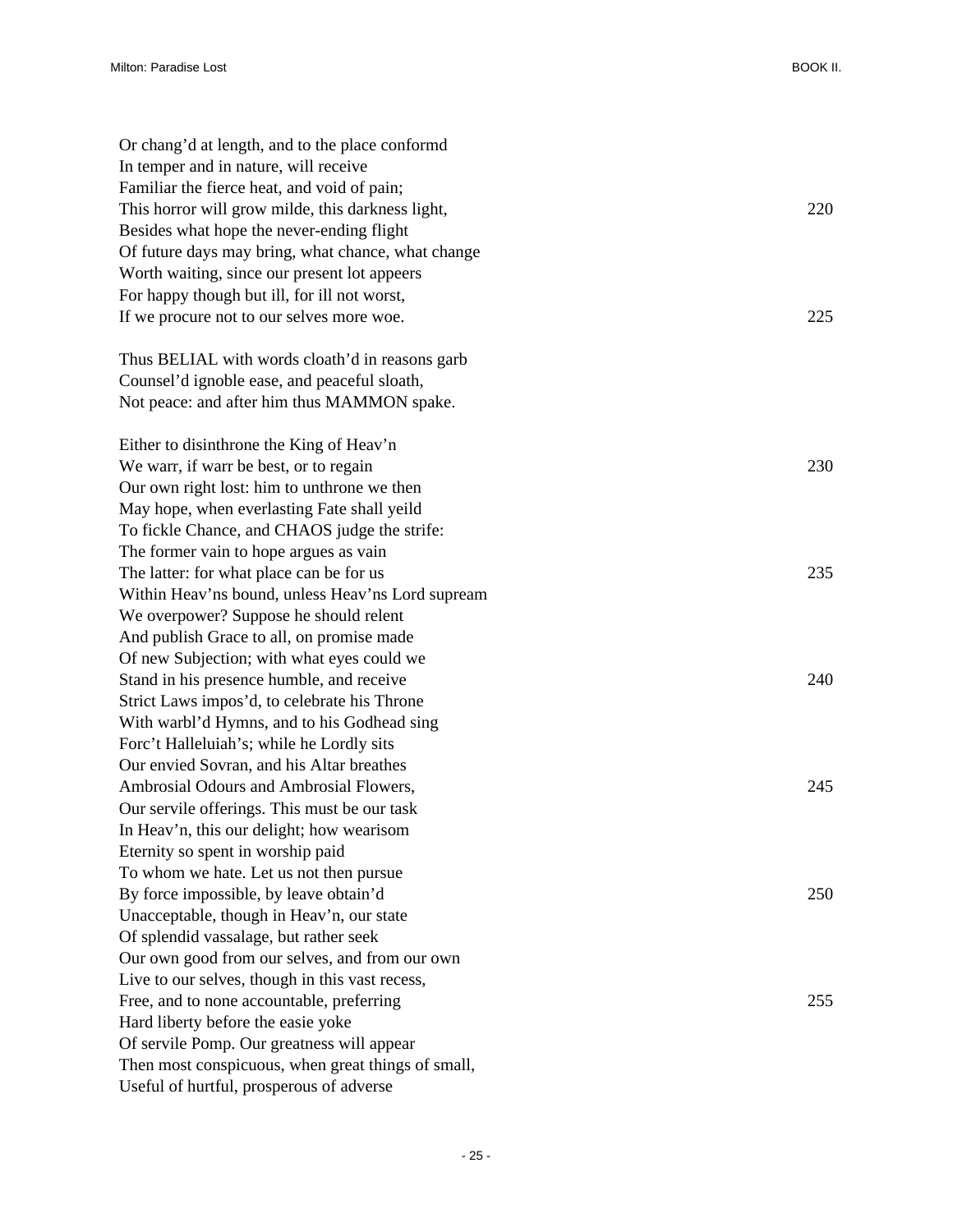Or chang'd at length, and to the place conformd
In temper and in nature, will receive
Familiar the fierce heat, and void of pain;
This horror will grow milde, this darkness light, 220
Besides what hope the never-ending flight
Of future days may bring, what chance, what change
Worth waiting, since our present lot appeers
For happy though but ill, for ill not worst,
If we procure not to our selves more woe. 225

Thus BELIAL with words cloath'd in reasons garb
Counsel'd ignoble ease, and peaceful sloath,
Not peace: and after him thus MAMMON spake.

Either to disinthrone the King of Heav'n
We warr, if warr be best, or to regain 230
Our own right lost: him to unthrone we then
May hope, when everlasting Fate shall yeild
To fickle Chance, and CHAOS judge the strife:
The former vain to hope argues as vain
The latter: for what place can be for us 235
Within Heav'ns bound, unless Heav'ns Lord supream
We overpower? Suppose he should relent
And publish Grace to all, on promise made
Of new Subjection; with what eyes could we
Stand in his presence humble, and receive 240
Strict Laws impos'd, to celebrate his Throne
With warbl'd Hymns, and to his Godhead sing
Forc't Halleluiah's; while he Lordly sits
Our envied Sovran, and his Altar breathes
Ambrosial Odours and Ambrosial Flowers, 245
Our servile offerings. This must be our task
In Heav'n, this our delight; how wearisom
Eternity so spent in worship paid
To whom we hate. Let us not then pursue
By force impossible, by leave obtain'd 250
Unacceptable, though in Heav'n, our state
Of splendid vassalage, but rather seek
Our own good from our selves, and from our own
Live to our selves, though in this vast recess,
Free, and to none accountable, preferring 255
Hard liberty before the easie yoke
Of servile Pomp. Our greatness will appear
Then most conspicuous, when great things of small,
Useful of hurtful, prosperous of adverse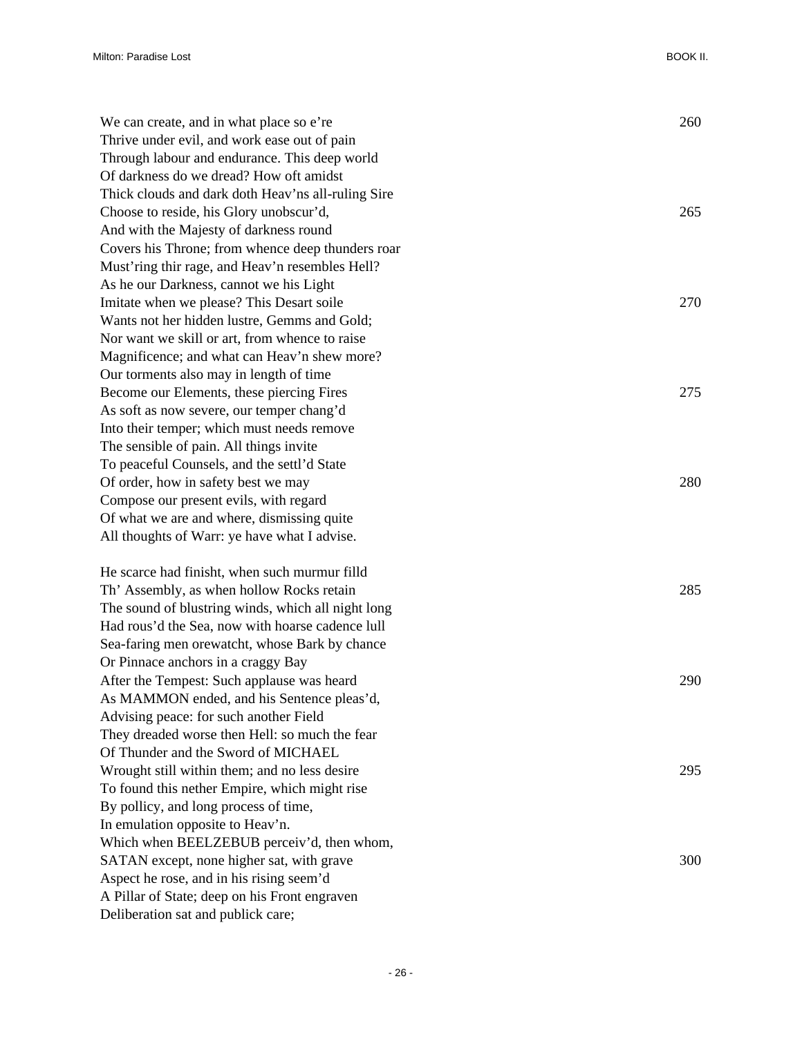We can create, and in what place so e're 260
Thrive under evil, and work ease out of pain
Through labour and endurance. This deep world
Of darkness do we dread? How oft amidst
Thick clouds and dark doth Heav'ns all-ruling Sire
Choose to reside, his Glory unobscur'd, 265
And with the Majesty of darkness round
Covers his Throne; from whence deep thunders roar
Must'ring thir rage, and Heav'n resembles Hell?
As he our Darkness, cannot we his Light
Imitate when we please? This Desart soile 270
Wants not her hidden lustre, Gemms and Gold;
Nor want we skill or art, from whence to raise
Magnificence; and what can Heav'n shew more?
Our torments also may in length of time
Become our Elements, these piercing Fires 275
As soft as now severe, our temper chang'd
Into their temper; which must needs remove
The sensible of pain. All things invite
To peaceful Counsels, and the settl'd State
Of order, how in safety best we may 280
Compose our present evils, with regard
Of what we are and where, dismissing quite
All thoughts of Warr: ye have what I advise.

He scarce had finisht, when such murmur filld
Th' Assembly, as when hollow Rocks retain 285
The sound of blustring winds, which all night long
Had rous'd the Sea, now with hoarse cadence lull
Sea-faring men orewatcht, whose Bark by chance
Or Pinnace anchors in a craggy Bay
After the Tempest: Such applause was heard 290
As MAMMON ended, and his Sentence pleas'd,
Advising peace: for such another Field
They dreaded worse then Hell: so much the fear
Of Thunder and the Sword of MICHAEL
Wrought still within them; and no less desire 295
To found this nether Empire, which might rise
By pollicy, and long process of time,
In emulation opposite to Heav'n.
Which when BEELZEBUB perceiv'd, then whom,
SATAN except, none higher sat, with grave 300
Aspect he rose, and in his rising seem'd
A Pillar of State; deep on his Front engraven
Deliberation sat and publick care;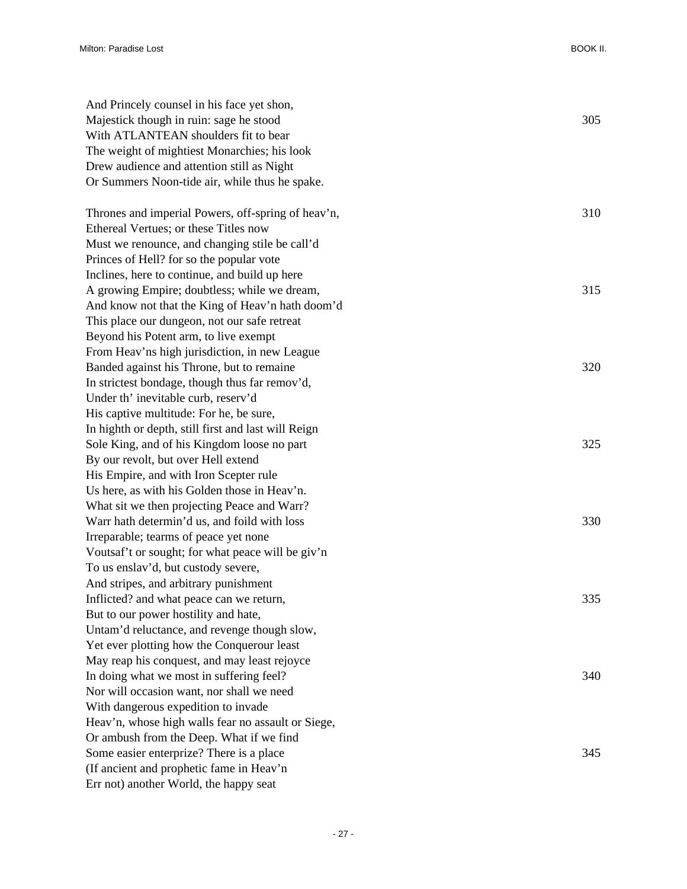And Princely counsel in his face yet shon,  
Majestick though in ruin: sage he stood 305  
With ATLANTEAN shoulders fit to bear  
The weight of mightiest Monarchies; his look  
Drew audience and attention still as Night  
Or Summers Noon-tide air, while thus he spake.

Thrones and imperial Powers, off-spring of heav'n, 310  
Ethereal Vertues; or these Titles now  
Must we renounce, and changing stile be call'd  
Princes of Hell? for so the popular vote  
Inclines, here to continue, and build up here  
A growing Empire; doubtless; while we dream, 315  
And know not that the King of Heav'n hath doom'd  
This place our dungeon, not our safe retreat  
Beyond his Potent arm, to live exempt  
From Heav'ns high jurisdiction, in new League  
Banded against his Throne, but to remaine 320  
In strictest bondage, though thus far remov'd,  
Under th' inevitable curb, reserv'd  
His captive multitude: For he, be sure,  
In highth or depth, still first and last will Reign  
Sole King, and of his Kingdom loose no part 325  
By our revolt, but over Hell extend  
His Empire, and with Iron Scepter rule  
Us here, as with his Golden those in Heav'n.  
What sit we then projecting Peace and Warr?  
Warr hath determin'd us, and foild with loss 330  
Irreparable; tearms of peace yet none  
Voutsaf't or sought; for what peace will be giv'n  
To us enslav'd, but custody severe,  
And stripes, and arbitrary punishment  
Inflicted? and what peace can we return, 335  
But to our power hostility and hate,  
Untam'd reluctance, and revenge though slow,  
Yet ever plotting how the Conquerour least  
May reap his conquest, and may least rejoyce  
In doing what we most in suffering feel? 340  
Nor will occasion want, nor shall we need  
With dangerous expedition to invade  
Heav'n, whose high walls fear no assault or Siege,  
Or ambush from the Deep. What if we find  
Some easier enterprize? There is a place 345  
(If ancient and prophetic fame in Heav'n  
Err not) another World, the happy seat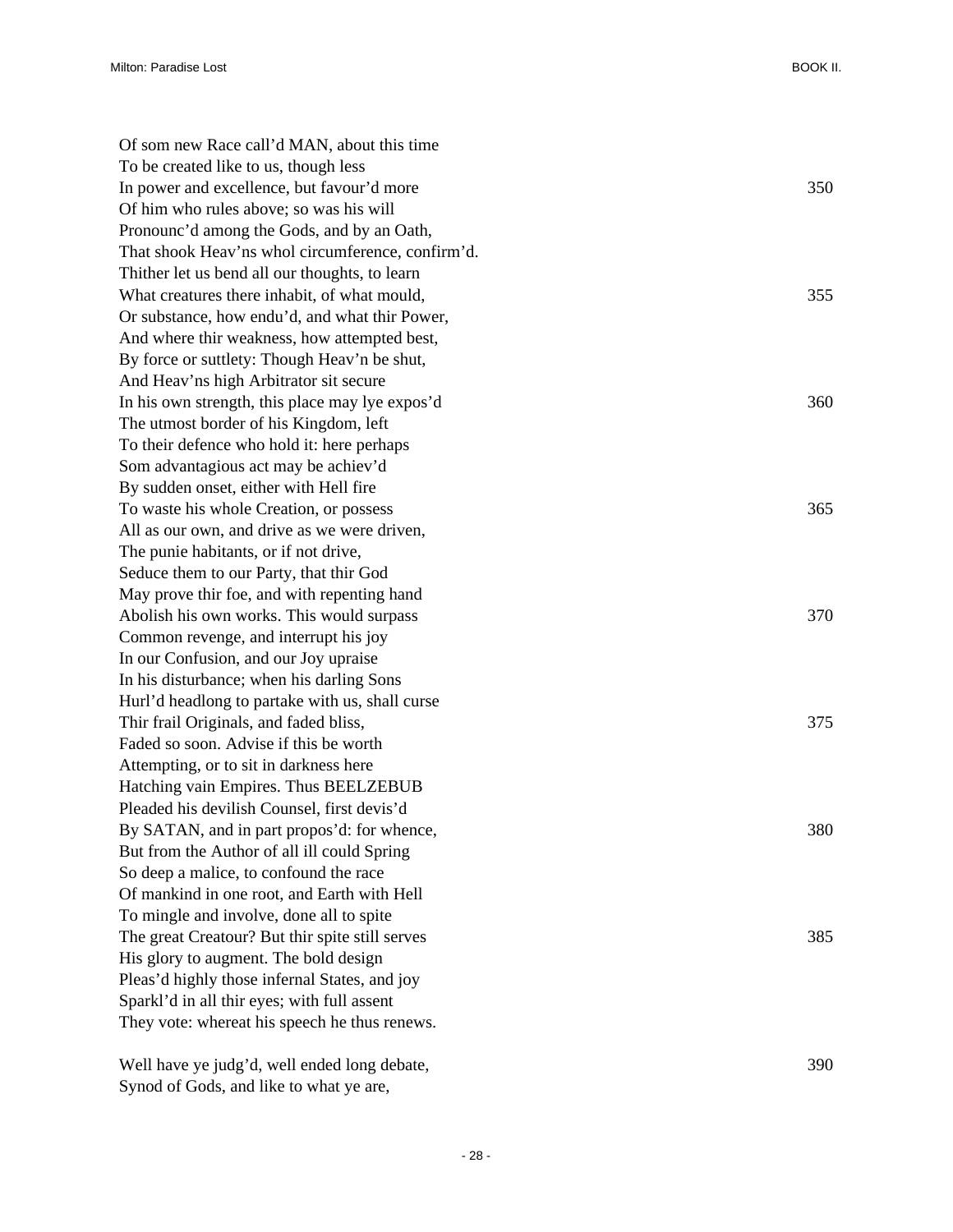Of som new Race call'd MAN, about this time
To be created like to us, though less
In power and excellence, but favour'd more 350
Of him who rules above; so was his will
Pronounc'd among the Gods, and by an Oath,
That shook Heav'ns whol circumference, confirm'd.
Thither let us bend all our thoughts, to learn
What creatures there inhabit, of what mould, 355
Or substance, how endu'd, and what thir Power,
And where thir weakness, how attempted best,
By force or suttlety: Though Heav'n be shut,
And Heav'ns high Arbitrator sit secure
In his own strength, this place may lye expos'd 360
The utmost border of his Kingdom, left
To their defence who hold it: here perhaps
Som advantagious act may be achiev'd
By sudden onset, either with Hell fire
To waste his whole Creation, or possess 365
All as our own, and drive as we were driven,
The punie habitants, or if not drive,
Seduce them to our Party, that thir God
May prove thir foe, and with repenting hand
Abolish his own works. This would surpass 370
Common revenge, and interrupt his joy
In our Confusion, and our Joy upraise
In his disturbance; when his darling Sons
Hurl'd headlong to partake with us, shall curse
Thir frail Originals, and faded bliss, 375
Faded so soon. Advise if this be worth
Attempting, or to sit in darkness here
Hatching vain Empires. Thus BEELZEBUB
Pleaded his devilish Counsel, first devis'd
By SATAN, and in part propos'd: for whence, 380
But from the Author of all ill could Spring
So deep a malice, to confound the race
Of mankind in one root, and Earth with Hell
To mingle and involve, done all to spite
The great Creatour? But thir spite still serves 385
His glory to augment. The bold design
Pleas'd highly those infernal States, and joy
Sparkl'd in all thir eyes; with full assent
They vote: whereat his speech he thus renews.

Well have ye judg'd, well ended long debate, 390
Synod of Gods, and like to what ye are,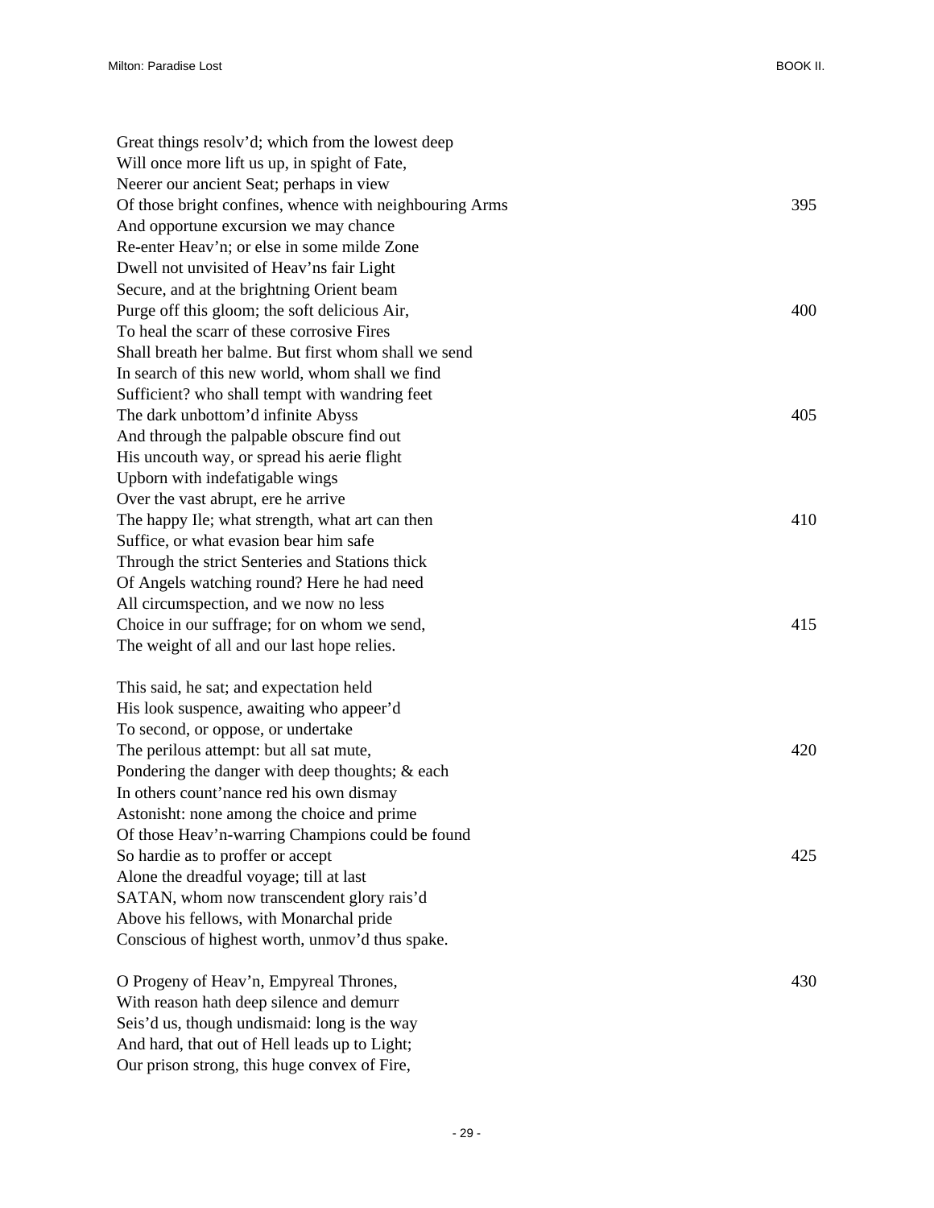Great things resolv'd; which from the lowest deep
Will once more lift us up, in spight of Fate,
Neerer our ancient Seat; perhaps in view
Of those bright confines, whence with neighbouring Arms 395
And opportune excursion we may chance
Re-enter Heav'n; or else in some milde Zone
Dwell not unvisited of Heav'ns fair Light
Secure, and at the brightning Orient beam
Purge off this gloom; the soft delicious Air, 400
To heal the scarr of these corrosive Fires
Shall breath her balme. But first whom shall we send
In search of this new world, whom shall we find
Sufficient? who shall tempt with wandring feet
The dark unbottom'd infinite Abyss 405
And through the palpable obscure find out
His uncouth way, or spread his aerie flight
Upborn with indefatigable wings
Over the vast abrupt, ere he arrive
The happy Ile; what strength, what art can then 410
Suffice, or what evasion bear him safe
Through the strict Senteries and Stations thick
Of Angels watching round? Here he had need
All circumspection, and we now no less
Choice in our suffrage; for on whom we send, 415
The weight of all and our last hope relies.

This said, he sat; and expectation held
His look suspence, awaiting who appeer'd
To second, or oppose, or undertake
The perilous attempt: but all sat mute, 420
Pondering the danger with deep thoughts; & each
In others count'nance red his own dismay
Astonisht: none among the choice and prime
Of those Heav'n-warring Champions could be found
So hardie as to proffer or accept 425
Alone the dreadful voyage; till at last
SATAN, whom now transcendent glory rais'd
Above his fellows, with Monarchal pride
Conscious of highest worth, unmov'd thus spake.

O Progeny of Heav'n, Empyreal Thrones, 430
With reason hath deep silence and demurr
Seis'd us, though undismaid: long is the way
And hard, that out of Hell leads up to Light;
Our prison strong, this huge convex of Fire,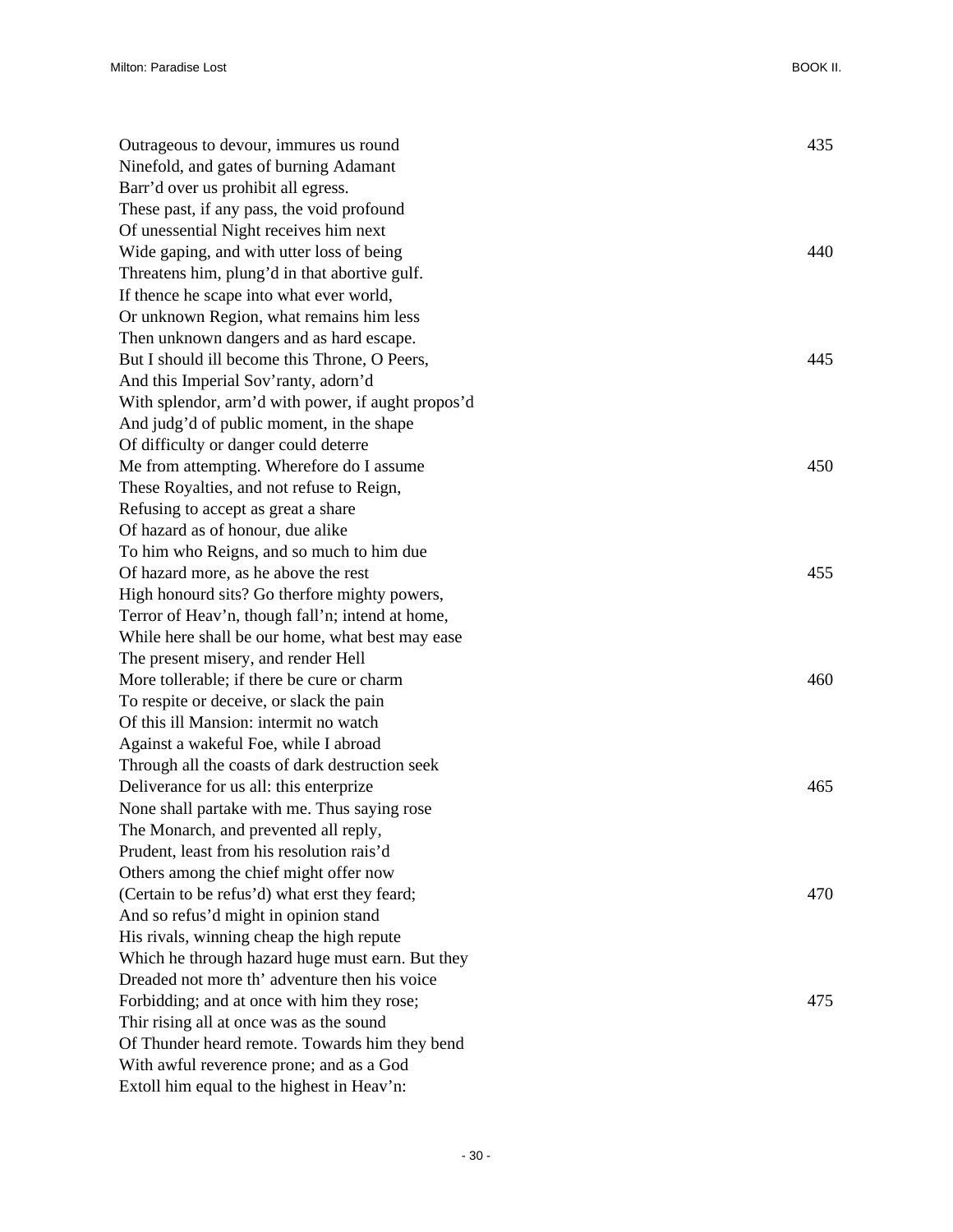Outrageous to devour, immures us round 435
Ninefold, and gates of burning Adamant
Barr'd over us prohibit all egress.
These past, if any pass, the void profound
Of unessential Night receives him next
Wide gaping, and with utter loss of being 440
Threatens him, plung'd in that abortive gulf.
If thence he scape into what ever world,
Or unknown Region, what remains him less
Then unknown dangers and as hard escape.
But I should ill become this Throne, O Peers, 445
And this Imperial Sov'ranty, adorn'd
With splendor, arm'd with power, if aught propos'd
And judg'd of public moment, in the shape
Of difficulty or danger could deterre
Me from attempting. Wherefore do I assume 450
These Royalties, and not refuse to Reign,
Refusing to accept as great a share
Of hazard as of honour, due alike
To him who Reigns, and so much to him due
Of hazard more, as he above the rest 455
High honourd sits? Go therfore mighty powers,
Terror of Heav'n, though fall'n; intend at home,
While here shall be our home, what best may ease
The present misery, and render Hell
More tollerable; if there be cure or charm 460
To respite or deceive, or slack the pain
Of this ill Mansion: intermit no watch
Against a wakeful Foe, while I abroad
Through all the coasts of dark destruction seek
Deliverance for us all: this enterprize 465
None shall partake with me. Thus saying rose
The Monarch, and prevented all reply,
Prudent, least from his resolution rais'd
Others among the chief might offer now
(Certain to be refus'd) what erst they feard; 470
And so refus'd might in opinion stand
His rivals, winning cheap the high repute
Which he through hazard huge must earn. But they
Dreaded not more th' adventure then his voice
Forbidding; and at once with him they rose; 475
Thir rising all at once was as the sound
Of Thunder heard remote. Towards him they bend
With awful reverence prone; and as a God
Extoll him equal to the highest in Heav'n: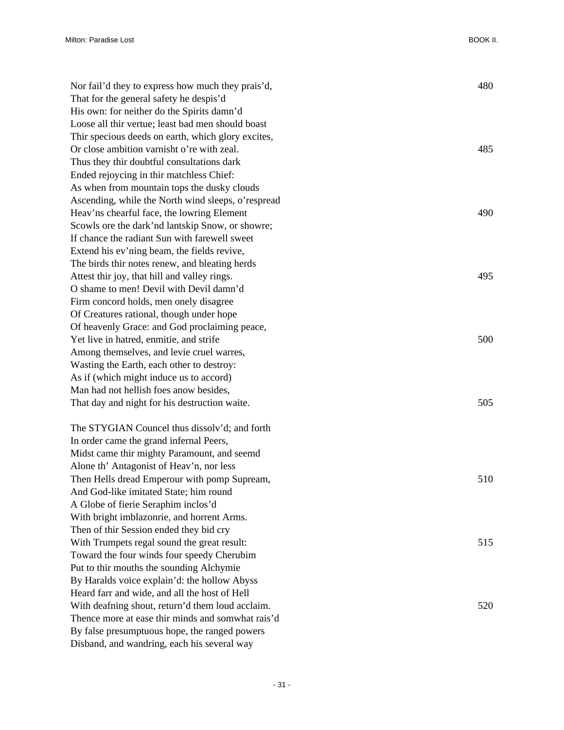Nor fail'd they to express how much they prais'd, 480
That for the general safety he despis'd
His own: for neither do the Spirits damn'd
Loose all thir vertue; least bad men should boast
Thir specious deeds on earth, which glory excites,
Or close ambition varnisht o're with zeal. 485
Thus they thir doubtful consultations dark
Ended rejoycing in thir matchless Chief:
As when from mountain tops the dusky clouds
Ascending, while the North wind sleeps, o'respread
Heav'ns chearful face, the lowring Element 490
Scowls ore the dark'nd lantskip Snow, or showre;
If chance the radiant Sun with farewell sweet
Extend his ev'ning beam, the fields revive,
The birds thir notes renew, and bleating herds
Attest thir joy, that hill and valley rings. 495
O shame to men! Devil with Devil damn'd
Firm concord holds, men onely disagree
Of Creatures rational, though under hope
Of heavenly Grace: and God proclaiming peace,
Yet live in hatred, enmitie, and strife 500
Among themselves, and levie cruel warres,
Wasting the Earth, each other to destroy:
As if (which might induce us to accord)
Man had not hellish foes anow besides,
That day and night for his destruction waite. 505

The STYGIAN Councel thus dissolv'd; and forth
In order came the grand infernal Peers,
Midst came thir mighty Paramount, and seemd
Alone th' Antagonist of Heav'n, nor less
Then Hells dread Emperour with pomp Supream, 510
And God-like imitated State; him round
A Globe of fierie Seraphim inclos'd
With bright imblazonrie, and horrent Arms.
Then of thir Session ended they bid cry
With Trumpets regal sound the great result: 515
Toward the four winds four speedy Cherubim
Put to thir mouths the sounding Alchymie
By Haralds voice explain'd: the hollow Abyss
Heard farr and wide, and all the host of Hell
With deafning shout, return'd them loud acclaim. 520
Thence more at ease thir minds and somwhat rais'd
By false presumptuous hope, the ranged powers
Disband, and wandring, each his several way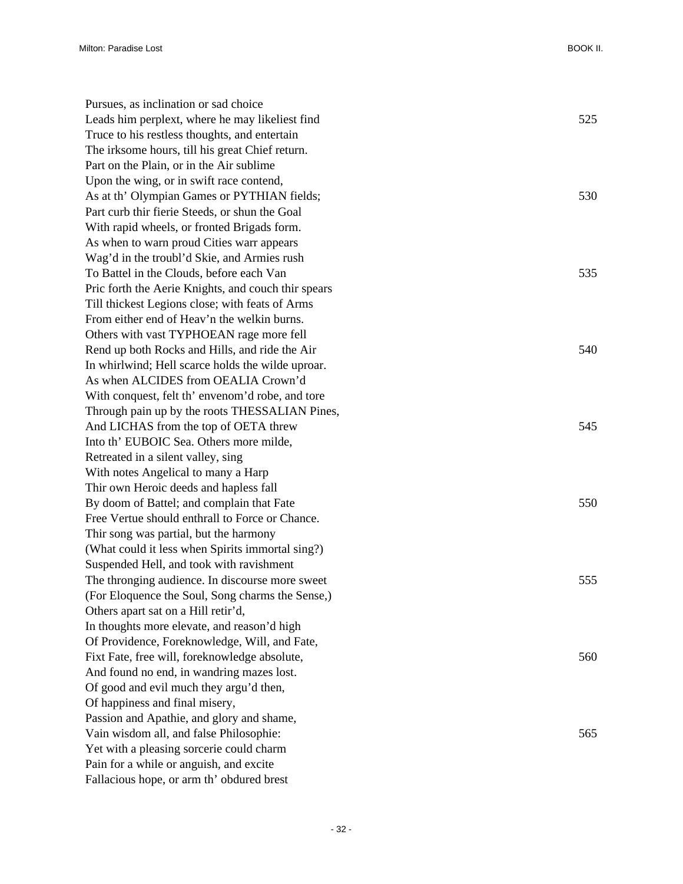Pursues, as inclination or sad choice
Leads him perplext, where he may likeliest find 525
Truce to his restless thoughts, and entertain
The irksome hours, till his great Chief return.
Part on the Plain, or in the Air sublime
Upon the wing, or in swift race contend,
As at th' Olympian Games or PYTHIAN fields; 530
Part curb thir fierie Steeds, or shun the Goal
With rapid wheels, or fronted Brigads form.
As when to warn proud Cities warr appears
Wag'd in the troubl'd Skie, and Armies rush
To Battel in the Clouds, before each Van 535
Pric forth the Aerie Knights, and couch thir spears
Till thickest Legions close; with feats of Arms
From either end of Heav'n the welkin burns.
Others with vast TYPHOEAN rage more fell
Rend up both Rocks and Hills, and ride the Air 540
In whirlwind; Hell scarce holds the wilde uproar.
As when ALCIDES from OEALIA Crown'd
With conquest, felt th' envenom'd robe, and tore
Through pain up by the roots THESSALIAN Pines,
And LICHAS from the top of OETA threw 545
Into th' EUBOIC Sea. Others more milde,
Retreated in a silent valley, sing
With notes Angelical to many a Harp
Thir own Heroic deeds and hapless fall
By doom of Battel; and complain that Fate 550
Free Vertue should enthrall to Force or Chance.
Thir song was partial, but the harmony
(What could it less when Spirits immortal sing?)
Suspended Hell, and took with ravishment
The thronging audience. In discourse more sweet 555
(For Eloquence the Soul, Song charms the Sense,)
Others apart sat on a Hill retir'd,
In thoughts more elevate, and reason'd high
Of Providence, Foreknowledge, Will, and Fate,
Fixt Fate, free will, foreknowledge absolute, 560
And found no end, in wandring mazes lost.
Of good and evil much they argu'd then,
Of happiness and final misery,
Passion and Apathie, and glory and shame,
Vain wisdom all, and false Philosophie: 565
Yet with a pleasing sorcerie could charm
Pain for a while or anguish, and excite
Fallacious hope, or arm th' obdured brest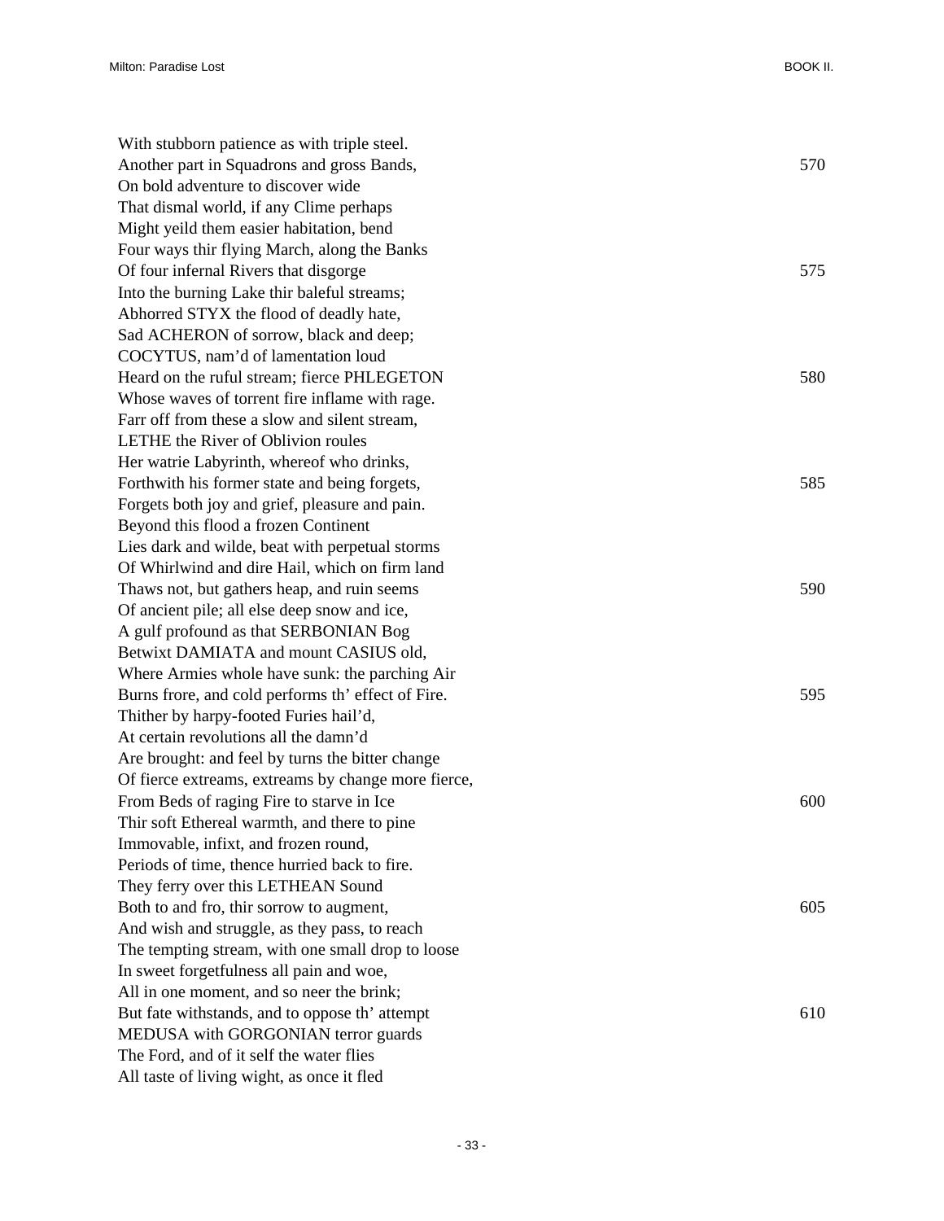With stubborn patience as with triple steel.
Another part in Squadrons and gross Bands, 570
On bold adventure to discover wide
That dismal world, if any Clime perhaps
Might yeild them easier habitation, bend
Four ways thir flying March, along the Banks
Of four infernal Rivers that disgorge 575
Into the burning Lake thir baleful streams;
Abhorred STYX the flood of deadly hate,
Sad ACHERON of sorrow, black and deep;
COCYTUS, nam'd of lamentation loud
Heard on the ruful stream; fierce PHLEGETON 580
Whose waves of torrent fire inflame with rage.
Farr off from these a slow and silent stream,
LETHE the River of Oblivion roules
Her watrie Labyrinth, whereof who drinks,
Forthwith his former state and being forgets, 585
Forgets both joy and grief, pleasure and pain.
Beyond this flood a frozen Continent
Lies dark and wilde, beat with perpetual storms
Of Whirlwind and dire Hail, which on firm land
Thaws not, but gathers heap, and ruin seems 590
Of ancient pile; all else deep snow and ice,
A gulf profound as that SERBONIAN Bog
Betwixt DAMIATA and mount CASIUS old,
Where Armies whole have sunk: the parching Air
Burns frore, and cold performs th' effect of Fire. 595
Thither by harpy-footed Furies hail'd,
At certain revolutions all the damn'd
Are brought: and feel by turns the bitter change
Of fierce extreams, extreams by change more fierce,
From Beds of raging Fire to starve in Ice 600
Thir soft Ethereal warmth, and there to pine
Immovable, infixt, and frozen round,
Periods of time, thence hurried back to fire.
They ferry over this LETHEAN Sound
Both to and fro, thir sorrow to augment, 605
And wish and struggle, as they pass, to reach
The tempting stream, with one small drop to loose
In sweet forgetfulness all pain and woe,
All in one moment, and so neer the brink;
But fate withstands, and to oppose th' attempt 610
MEDUSA with GORGONIAN terror guards
The Ford, and of it self the water flies
All taste of living wight, as once it fled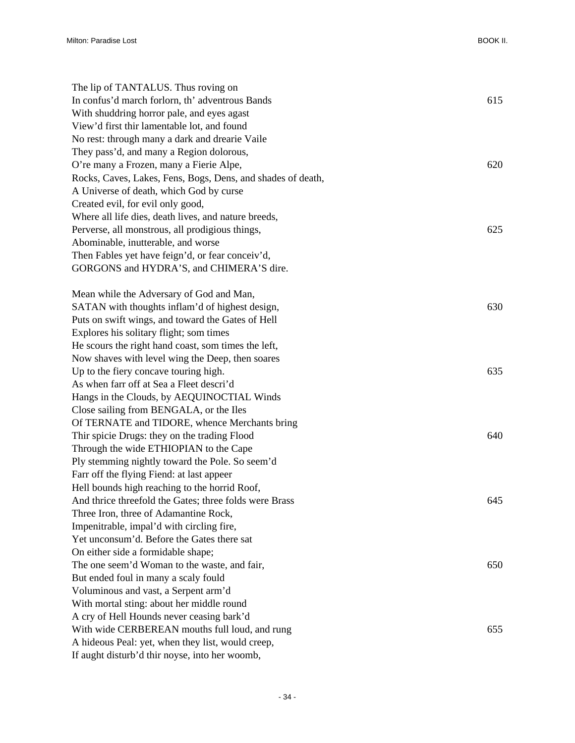The lip of TANTALUS. Thus roving on  
In confus'd march forlorn, th' adventrous Bands 615  
With shuddring horror pale, and eyes agast  
View'd first thir lamentable lot, and found  
No rest: through many a dark and drearie Vaile  
They pass'd, and many a Region dolorous,  
O're many a Frozen, many a Fierie Alpe, 620  
Rocks, Caves, Lakes, Fens, Bogs, Dens, and shades of death,  
A Universe of death, which God by curse  
Created evil, for evil only good,  
Where all life dies, death lives, and nature breeds,  
Perverse, all monstrous, all prodigious things, 625  
Abominable, inutterable, and worse  
Then Fables yet have feign'd, or fear conceiv'd,  
GORGONS and HYDRA'S, and CHIMERA'S dire.

Mean while the Adversary of God and Man,  
SATAN with thoughts inflam'd of highest design, 630  
Puts on swift wings, and toward the Gates of Hell  
Explores his solitary flight; som times  
He scours the right hand coast, som times the left,  
Now shaves with level wing the Deep, then soares  
Up to the fiery concave touring high. 635  
As when farr off at Sea a Fleet descri'd  
Hangs in the Clouds, by AEQUINOCTIAL Winds  
Close sailing from BENGALA, or the Iles  
Of TERNATE and TIDORE, whence Merchants bring  
Thir spicie Drugs: they on the trading Flood 640  
Through the wide ETHIOPIAN to the Cape  
Ply stemming nightly toward the Pole. So seem'd  
Farr off the flying Fiend: at last appeer  
Hell bounds high reaching to the horrid Roof,  
And thrice threefold the Gates; three folds were Brass 645  
Three Iron, three of Adamantine Rock,  
Impenitrable, impal'd with circling fire,  
Yet unconsum'd. Before the Gates there sat  
On either side a formidable shape;  
The one seem'd Woman to the waste, and fair, 650  
But ended foul in many a scaly fould  
Voluminous and vast, a Serpent arm'd  
With mortal sting: about her middle round  
A cry of Hell Hounds never ceasing bark'd  
With wide CERBEREAN mouths full loud, and rung 655  
A hideous Peal: yet, when they list, would creep,  
If aught disturb'd thir noyse, into her woomb,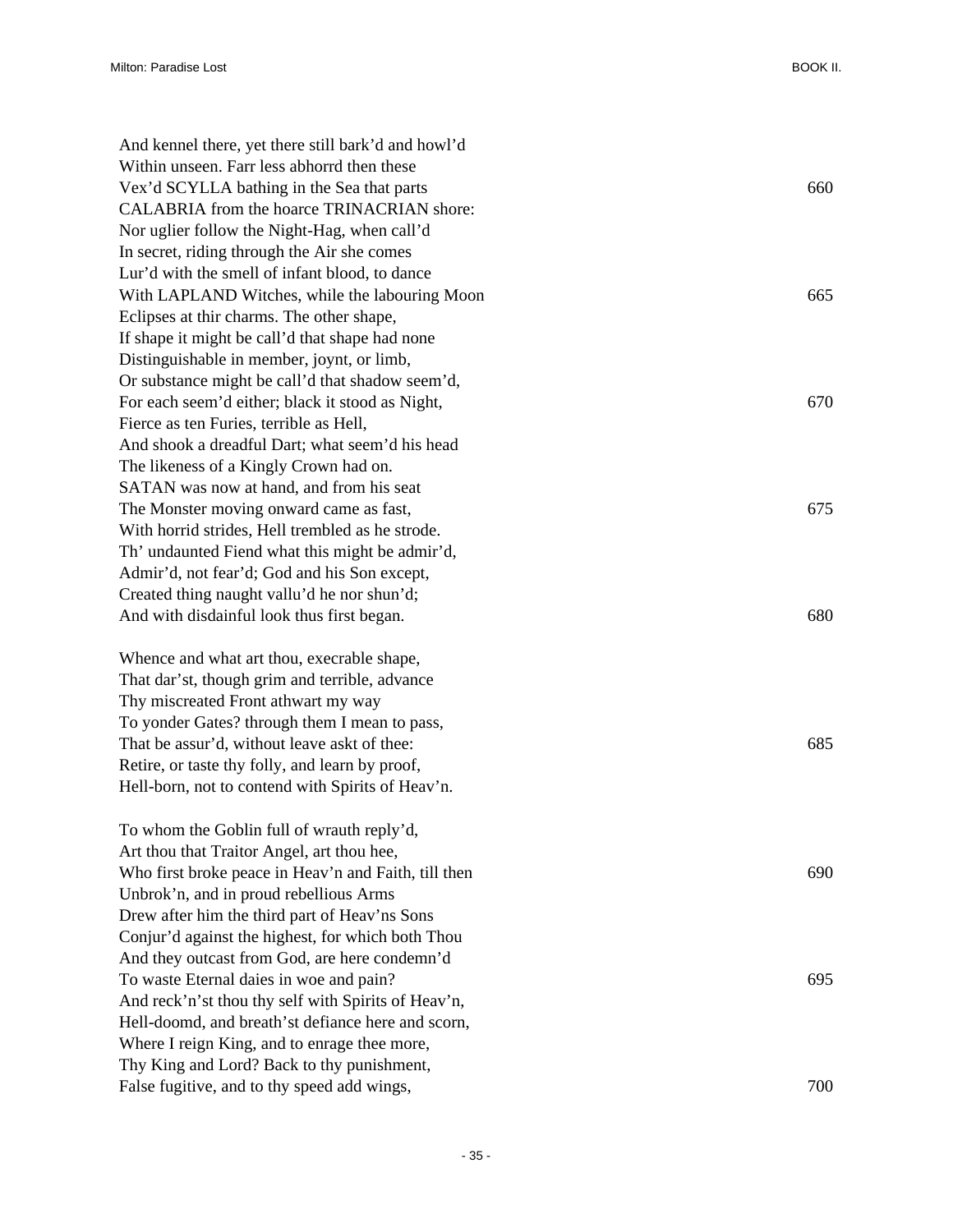And kennel there, yet there still bark'd and howl'd
Within unseen. Farr less abhorrd then these
Vex'd SCYLLA bathing in the Sea that parts 660
CALABRIA from the hoarce TRINACRIAN shore:
Nor uglier follow the Night-Hag, when call'd
In secret, riding through the Air she comes
Lur'd with the smell of infant blood, to dance
With LAPLAND Witches, while the labouring Moon 665
Eclipses at thir charms. The other shape,
If shape it might be call'd that shape had none
Distinguishable in member, joynt, or limb,
Or substance might be call'd that shadow seem'd,
For each seem'd either; black it stood as Night, 670
Fierce as ten Furies, terrible as Hell,
And shook a dreadful Dart; what seem'd his head
The likeness of a Kingly Crown had on.
SATAN was now at hand, and from his seat
The Monster moving onward came as fast, 675
With horrid strides, Hell trembled as he strode.
Th' undaunted Fiend what this might be admir'd,
Admir'd, not fear'd; God and his Son except,
Created thing naught vallu'd he nor shun'd;
And with disdainful look thus first began. 680

Whence and what art thou, execrable shape,
That dar'st, though grim and terrible, advance
Thy miscreated Front athwart my way
To yonder Gates? through them I mean to pass,
That be assur'd, without leave askt of thee: 685
Retire, or taste thy folly, and learn by proof,
Hell-born, not to contend with Spirits of Heav'n.

To whom the Goblin full of wrauth reply'd,
Art thou that Traitor Angel, art thou hee,
Who first broke peace in Heav'n and Faith, till then 690
Unbrok'n, and in proud rebellious Arms
Drew after him the third part of Heav'ns Sons
Conjur'd against the highest, for which both Thou
And they outcast from God, are here condemn'd
To waste Eternal daies in woe and pain? 695
And reck'n'st thou thy self with Spirits of Heav'n,
Hell-doomd, and breath'st defiance here and scorn,
Where I reign King, and to enrage thee more,
Thy King and Lord? Back to thy punishment,
False fugitive, and to thy speed add wings, 700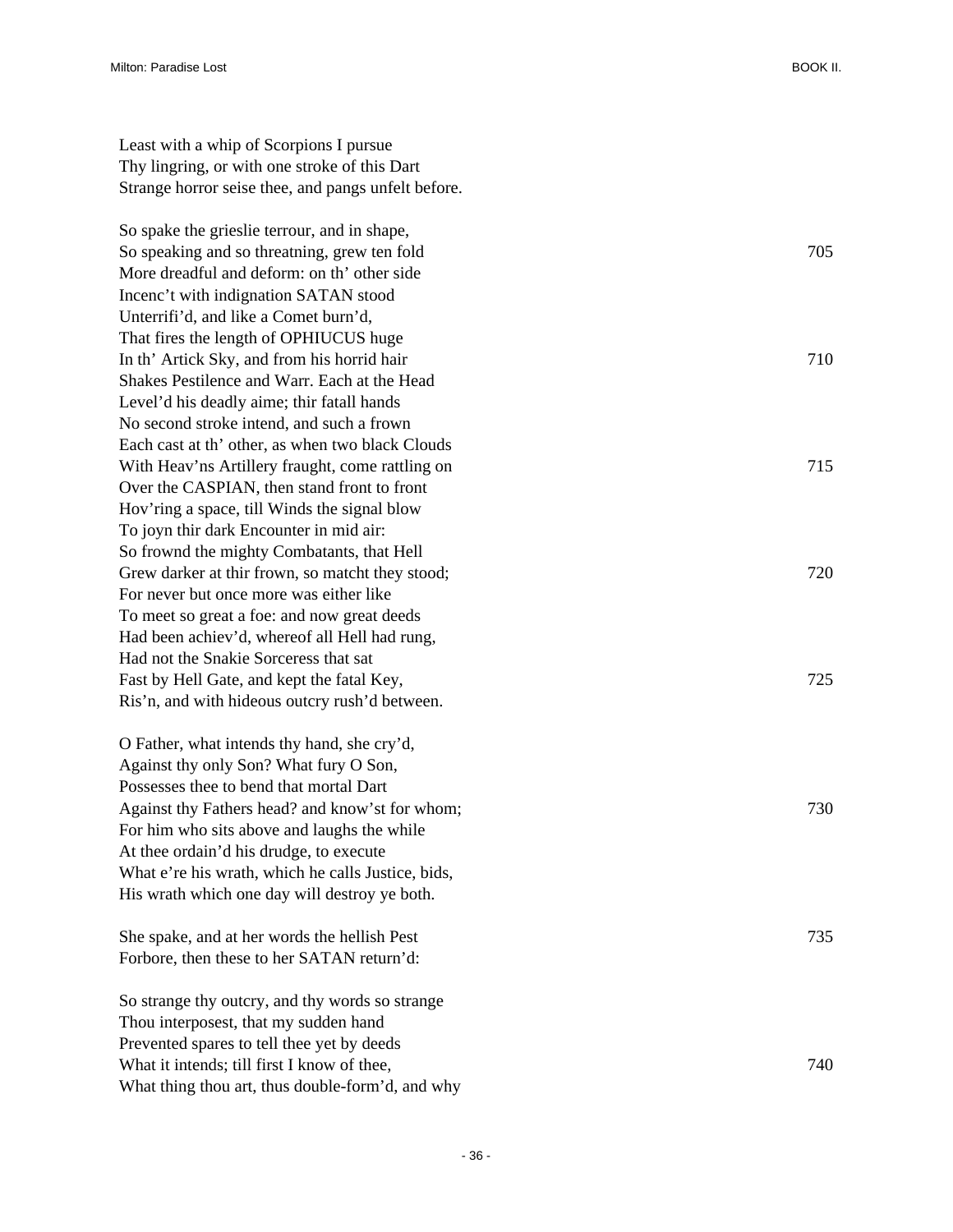Least with a whip of Scorpions I pursue
Thy lingring, or with one stroke of this Dart
Strange horror seise thee, and pangs unfelt before.

So spake the grieslie terrour, and in shape,
So speaking and so threatning, grew ten fold 705
More dreadful and deform: on th' other side
Incenc't with indignation SATAN stood
Unterrifi'd, and like a Comet burn'd,
That fires the length of OPHIUCUS huge
In th' Artick Sky, and from his horrid hair 710
Shakes Pestilence and Warr. Each at the Head
Level'd his deadly aime; thir fatall hands
No second stroke intend, and such a frown
Each cast at th' other, as when two black Clouds
With Heav'ns Artillery fraught, come rattling on 715
Over the CASPIAN, then stand front to front
Hov'ring a space, till Winds the signal blow
To joyn thir dark Encounter in mid air:
So frownd the mighty Combatants, that Hell
Grew darker at thir frown, so matcht they stood; 720
For never but once more was either like
To meet so great a foe: and now great deeds
Had been achiev'd, whereof all Hell had rung,
Had not the Snakie Sorceress that sat
Fast by Hell Gate, and kept the fatal Key, 725
Ris'n, and with hideous outcry rush'd between.

O Father, what intends thy hand, she cry'd,
Against thy only Son? What fury O Son,
Possesses thee to bend that mortal Dart
Against thy Fathers head? and know'st for whom; 730
For him who sits above and laughs the while
At thee ordain'd his drudge, to execute
What e're his wrath, which he calls Justice, bids,
His wrath which one day will destroy ye both.

She spake, and at her words the hellish Pest 735
Forbore, then these to her SATAN return'd:

So strange thy outcry, and thy words so strange
Thou interposest, that my sudden hand
Prevented spares to tell thee yet by deeds
What it intends; till first I know of thee, 740
What thing thou art, thus double-form'd, and why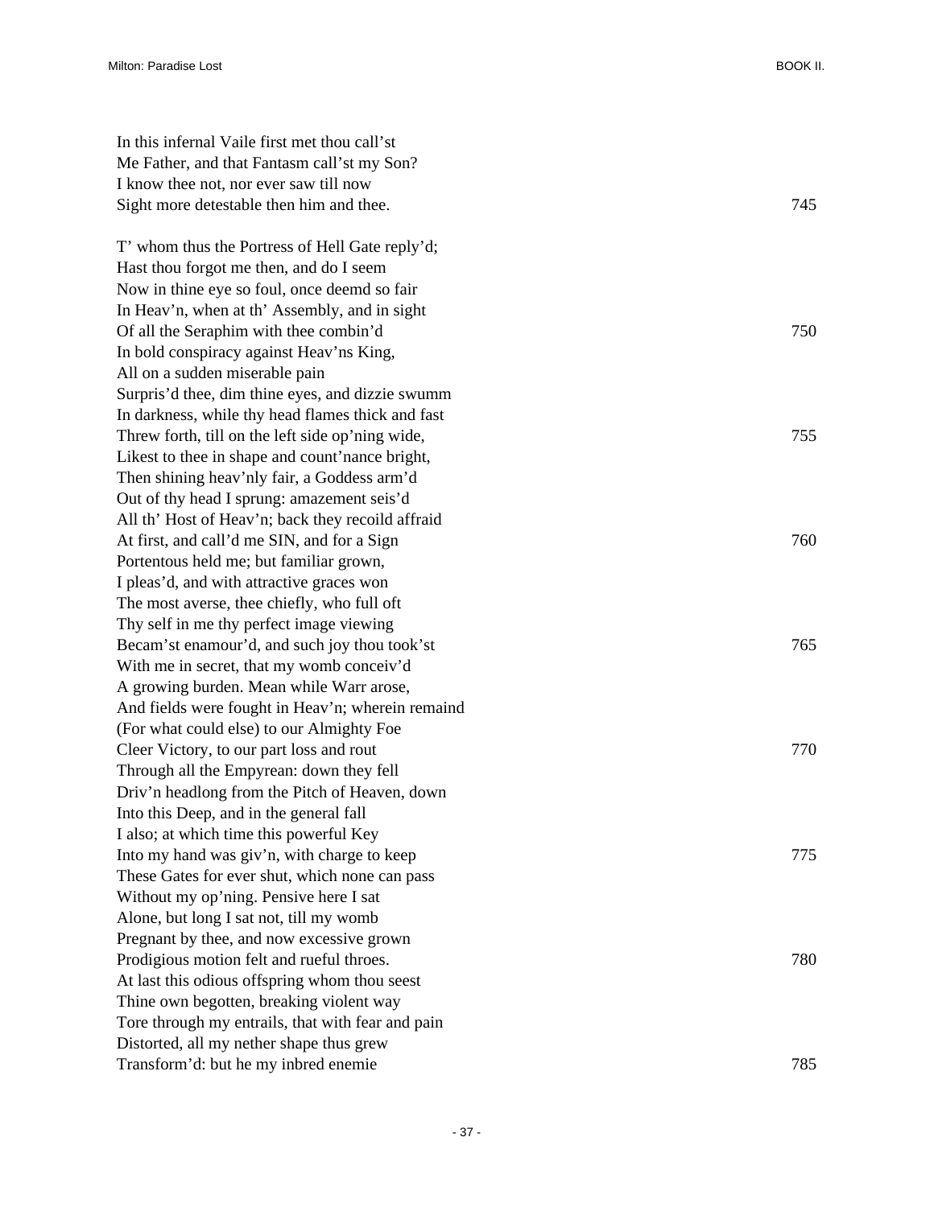In this infernal Vaile first met thou call'st  
Me Father, and that Fantasm call'st my Son?  
I know thee not, nor ever saw till now  
Sight more detestable then him and thee. 745

T' whom thus the Portress of Hell Gate reply'd;  
Hast thou forgot me then, and do I seem  
Now in thine eye so foul, once deemd so fair  
In Heav'n, when at th' Assembly, and in sight  
Of all the Seraphim with thee combin'd 750  
In bold conspiracy against Heav'ns King,  
All on a sudden miserable pain  
Surpris'd thee, dim thine eyes, and dizzie swumm  
In darkness, while thy head flames thick and fast  
Threw forth, till on the left side op'ning wide, 755  
Likest to thee in shape and count'nance bright,  
Then shining heav'nly fair, a Goddess arm'd  
Out of thy head I sprung: amazement seis'd  
All th' Host of Heav'n; back they recoild affraid  
At first, and call'd me SIN, and for a Sign 760  
Portentous held me; but familiar grown,  
I pleas'd, and with attractive graces won  
The most averse, thee chiefly, who full oft  
Thy self in me thy perfect image viewing  
Becam'st enamour'd, and such joy thou took'st 765  
With me in secret, that my womb conceiv'd  
A growing burden. Mean while Warr arose,  
And fields were fought in Heav'n; wherein remaind  
(For what could else) to our Almighty Foe  
Cleer Victory, to our part loss and rout 770  
Through all the Empyrean: down they fell  
Driv'n headlong from the Pitch of Heaven, down  
Into this Deep, and in the general fall  
I also; at which time this powerful Key  
Into my hand was giv'n, with charge to keep 775  
These Gates for ever shut, which none can pass  
Without my op'ning. Pensive here I sat  
Alone, but long I sat not, till my womb  
Pregnant by thee, and now excessive grown  
Prodigious motion felt and rueful throes. 780  
At last this odious offspring whom thou seest  
Thine own begotten, breaking violent way  
Tore through my entrails, that with fear and pain  
Distorted, all my nether shape thus grew  
Transform'd: but he my inbred enemie 785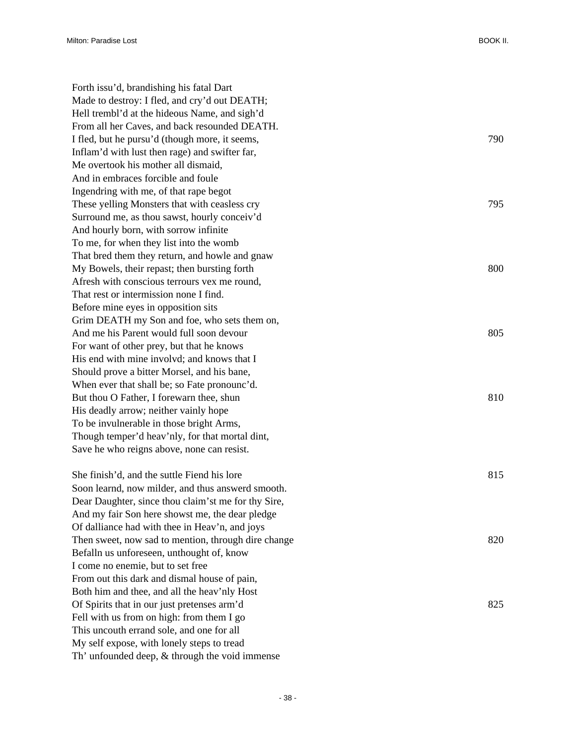Forth issu'd, brandishing his fatal Dart  
Made to destroy: I fled, and cry'd out DEATH;  
Hell trembl'd at the hideous Name, and sigh'd  
From all her Caves, and back resounded DEATH.  
I fled, but he pursu'd (though more, it seems, 790  
Inflam'd with lust then rage) and swifter far,  
Me overtook his mother all dismaid,  
And in embraces forcible and foule  
Ingendring with me, of that rape begot  
These yelling Monsters that with ceasless cry 795  
Surround me, as thou sawst, hourly conceiv'd  
And hourly born, with sorrow infinite  
To me, for when they list into the womb  
That bred them they return, and howle and gnaw  
My Bowels, their repast; then bursting forth 800  
Afresh with conscious terrours vex me round,  
That rest or intermission none I find.  
Before mine eyes in opposition sits  
Grim DEATH my Son and foe, who sets them on,  
And me his Parent would full soon devour 805  
For want of other prey, but that he knows  
His end with mine involvd; and knows that I  
Should prove a bitter Morsel, and his bane,  
When ever that shall be; so Fate pronounc'd.  
But thou O Father, I forewarn thee, shun 810  
His deadly arrow; neither vainly hope  
To be invulnerable in those bright Arms,  
Though temper'd heav'nly, for that mortal dint,  
Save he who reigns above, none can resist.

She finish'd, and the suttle Fiend his lore 815  
Soon learnd, now milder, and thus answerd smooth.  
Dear Daughter, since thou claim'st me for thy Sire,  
And my fair Son here showst me, the dear pledge  
Of dalliance had with thee in Heav'n, and joys  
Then sweet, now sad to mention, through dire change 820  
Befalln us unforeseen, unthought of, know  
I come no enemie, but to set free  
From out this dark and dismal house of pain,  
Both him and thee, and all the heav'nly Host  
Of Spirits that in our just pretenses arm'd 825  
Fell with us from on high: from them I go  
This uncouth errand sole, and one for all  
My self expose, with lonely steps to tread  
Th' unfounded deep, & through the void immense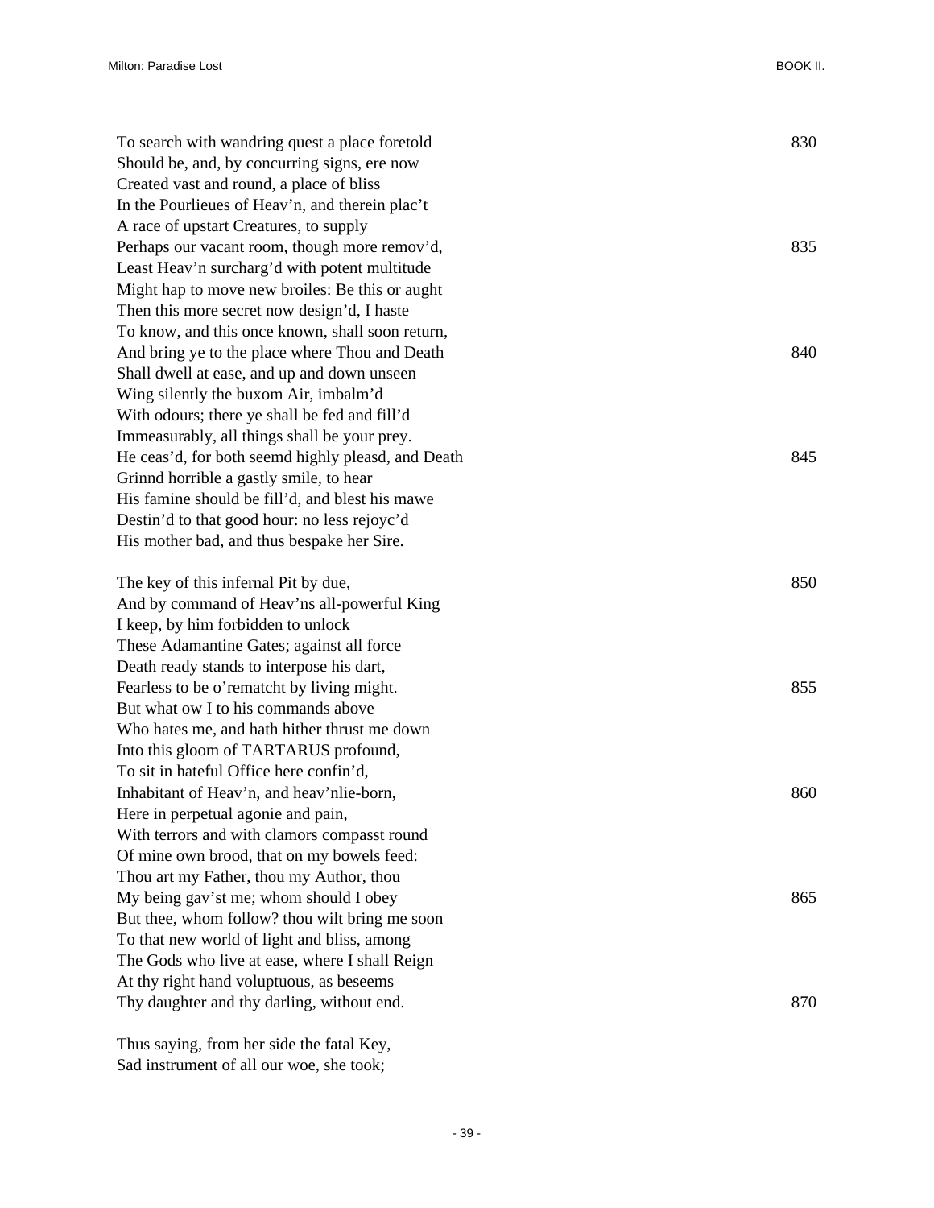To search with wandring quest a place foretold 830
Should be, and, by concurring signs, ere now
Created vast and round, a place of bliss
In the Pourlieues of Heav'n, and therein plac't
A race of upstart Creatures, to supply
Perhaps our vacant room, though more remov'd, 835
Least Heav'n surcharg'd with potent multitude
Might hap to move new broiles: Be this or aught
Then this more secret now design'd, I haste
To know, and this once known, shall soon return,
And bring ye to the place where Thou and Death 840
Shall dwell at ease, and up and down unseen
Wing silently the buxom Air, imbalm'd
With odours; there ye shall be fed and fill'd
Immeasurably, all things shall be your prey.
He ceas'd, for both seemd highly pleasd, and Death 845
Grinnd horrible a gastly smile, to hear
His famine should be fill'd, and blest his mawe
Destin'd to that good hour: no less rejoyc'd
His mother bad, and thus bespake her Sire.

The key of this infernal Pit by due, 850
And by command of Heav'ns all-powerful King
I keep, by him forbidden to unlock
These Adamantine Gates; against all force
Death ready stands to interpose his dart,
Fearless to be o'rematcht by living might. 855
But what ow I to his commands above
Who hates me, and hath hither thrust me down
Into this gloom of TARTARUS profound,
To sit in hateful Office here confin'd,
Inhabitant of Heav'n, and heav'nlie-born, 860
Here in perpetual agonie and pain,
With terrors and with clamors compasst round
Of mine own brood, that on my bowels feed:
Thou art my Father, thou my Author, thou
My being gav'st me; whom should I obey 865
But thee, whom follow? thou wilt bring me soon
To that new world of light and bliss, among
The Gods who live at ease, where I shall Reign
At thy right hand voluptuous, as beseems
Thy daughter and thy darling, without end. 870

Thus saying, from her side the fatal Key,
Sad instrument of all our woe, she took;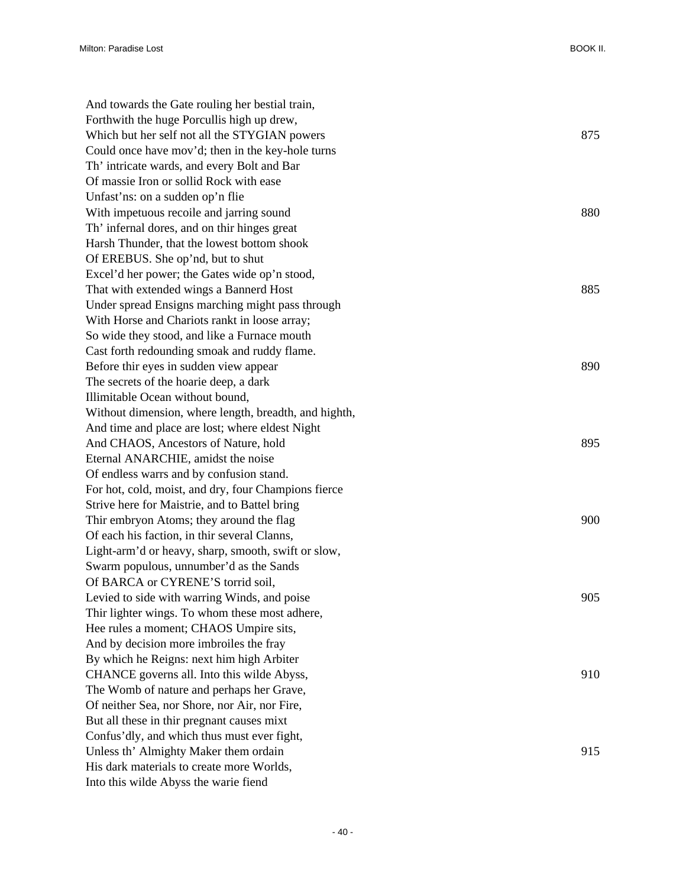And towards the Gate rouling her bestial train,
Forthwith the huge Porcullis high up drew,
Which but her self not all the STYGIAN powers 875
Could once have mov'd; then in the key-hole turns
Th' intricate wards, and every Bolt and Bar
Of massie Iron or sollid Rock with ease
Unfast'ns: on a sudden op'n flie
With impetuous recoile and jarring sound 880
Th' infernal dores, and on thir hinges great
Harsh Thunder, that the lowest bottom shook
Of EREBUS. She op'nd, but to shut
Excel'd her power; the Gates wide op'n stood,
That with extended wings a Bannerd Host 885
Under spread Ensigns marching might pass through
With Horse and Chariots rankt in loose array;
So wide they stood, and like a Furnace mouth
Cast forth redounding smoak and ruddy flame.
Before thir eyes in sudden view appear 890
The secrets of the hoarie deep, a dark
Illimitable Ocean without bound,
Without dimension, where length, breadth, and highth,
And time and place are lost; where eldest Night
And CHAOS, Ancestors of Nature, hold 895
Eternal ANARCHIE, amidst the noise
Of endless warrs and by confusion stand.
For hot, cold, moist, and dry, four Champions fierce
Strive here for Maistrie, and to Battel bring
Thir embryon Atoms; they around the flag 900
Of each his faction, in thir several Clanns,
Light-arm'd or heavy, sharp, smooth, swift or slow,
Swarm populous, unnumber'd as the Sands
Of BARCA or CYRENE'S torrid soil,
Levied to side with warring Winds, and poise 905
Thir lighter wings. To whom these most adhere,
Hee rules a moment; CHAOS Umpire sits,
And by decision more imbroiles the fray
By which he Reigns: next him high Arbiter
CHANCE governs all. Into this wilde Abyss, 910
The Womb of nature and perhaps her Grave,
Of neither Sea, nor Shore, nor Air, nor Fire,
But all these in thir pregnant causes mixt
Confus'dly, and which thus must ever fight,
Unless th' Almighty Maker them ordain 915
His dark materials to create more Worlds,
Into this wilde Abyss the warie fiend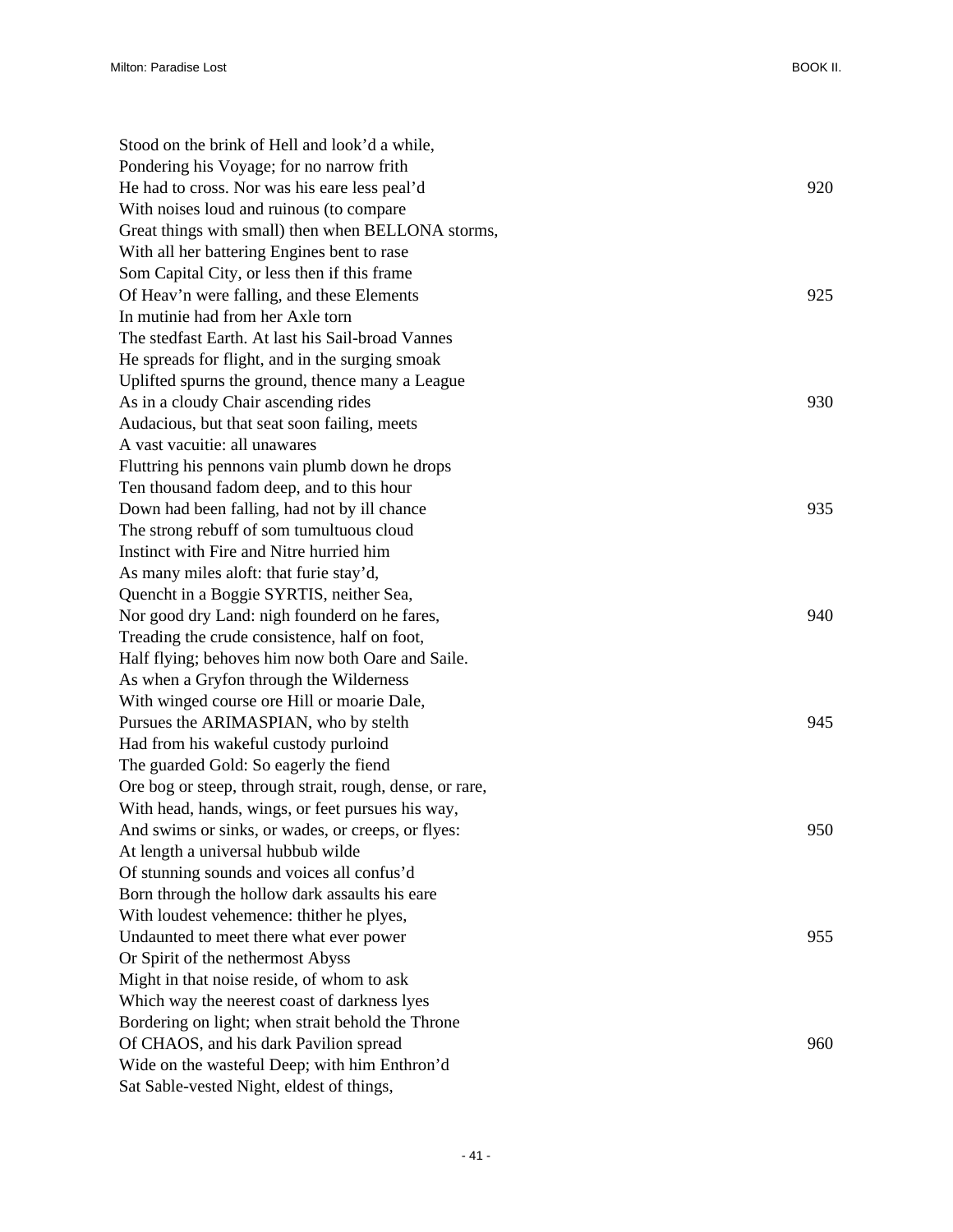Stood on the brink of Hell and look'd a while,  
Pondering his Voyage; for no narrow frith  
He had to cross. Nor was his eare less peal'd 920  
With noises loud and ruinous (to compare  
Great things with small) then when BELLONA storms,  
With all her battering Engines bent to rase  
Som Capital City, or less then if this frame  
Of Heav'n were falling, and these Elements 925  
In mutinie had from her Axle torn  
The stedfast Earth. At last his Sail-broad Vannes  
He spreads for flight, and in the surging smoak  
Uplifted spurns the ground, thence many a League  
As in a cloudy Chair ascending rides 930  
Audacious, but that seat soon failing, meets  
A vast vacuitie: all unawares  
Fluttring his pennons vain plumb down he drops  
Ten thousand fadom deep, and to this hour  
Down had been falling, had not by ill chance 935  
The strong rebuff of som tumultuous cloud  
Instinct with Fire and Nitre hurried him  
As many miles aloft: that furie stay'd,  
Quencht in a Boggie SYRTIS, neither Sea,  
Nor good dry Land: nigh founderd on he fares, 940  
Treading the crude consistence, half on foot,  
Half flying; behoves him now both Oare and Saile.  
As when a Gryfon through the Wilderness  
With winged course ore Hill or moarie Dale,  
Pursues the ARIMASPIAN, who by stelth 945  
Had from his wakeful custody purloind  
The guarded Gold: So eagerly the fiend  
Ore bog or steep, through strait, rough, dense, or rare,  
With head, hands, wings, or feet pursues his way,  
And swims or sinks, or wades, or creeps, or flyes: 950  
At length a universal hubbub wilde  
Of stunning sounds and voices all confus'd  
Born through the hollow dark assaults his eare  
With loudest vehemence: thither he plyes,  
Undaunted to meet there what ever power 955  
Or Spirit of the nethermost Abyss  
Might in that noise reside, of whom to ask  
Which way the neerest coast of darkness lyes  
Bordering on light; when strait behold the Throne  
Of CHAOS, and his dark Pavilion spread 960  
Wide on the wasteful Deep; with him Enthron'd  
Sat Sable-vested Night, eldest of things,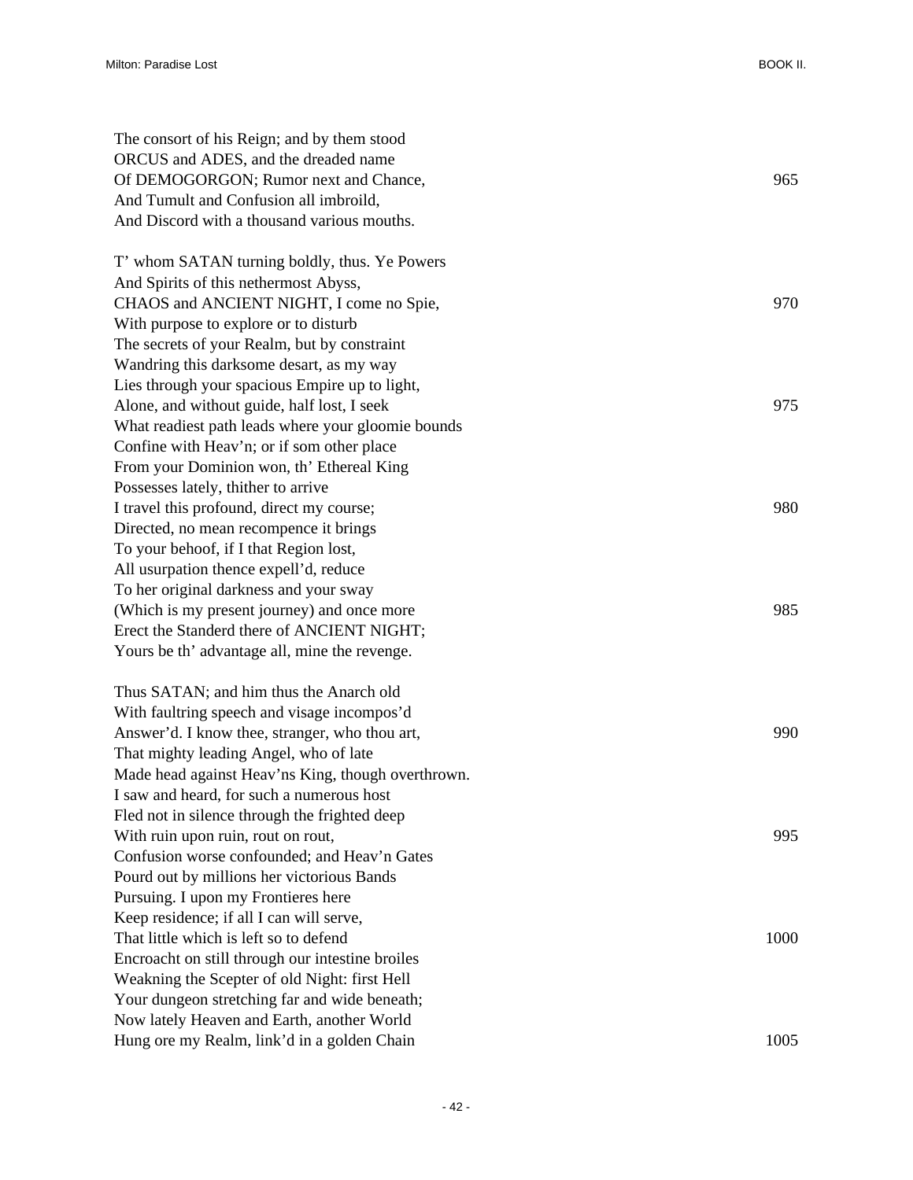The consort of his Reign; and by them stood  
ORCUS and ADES, and the dreaded name  
Of DEMOGORGON; Rumor next and Chance, 965  
And Tumult and Confusion all imbroild,  
And Discord with a thousand various mouths.

T' whom SATAN turning boldly, thus. Ye Powers  
And Spirits of this nethermost Abyss,  
CHAOS and ANCIENT NIGHT, I come no Spie, 970  
With purpose to explore or to disturb  
The secrets of your Realm, but by constraint  
Wandring this darksome desart, as my way  
Lies through your spacious Empire up to light,  
Alone, and without guide, half lost, I seek 975  
What readiest path leads where your gloomie bounds  
Confine with Heav'n; or if som other place  
From your Dominion won, th' Ethereal King  
Possesses lately, thither to arrive  
I travel this profound, direct my course; 980  
Directed, no mean recompence it brings  
To your behoof, if I that Region lost,  
All usurpation thence expell'd, reduce  
To her original darkness and your sway  
(Which is my present journey) and once more 985  
Erect the Standerd there of ANCIENT NIGHT;  
Yours be th' advantage all, mine the revenge.

Thus SATAN; and him thus the Anarch old  
With faultring speech and visage incompos'd  
Answer'd. I know thee, stranger, who thou art, 990  
That mighty leading Angel, who of late  
Made head against Heav'ns King, though overthrown.  
I saw and heard, for such a numerous host  
Fled not in silence through the frighted deep  
With ruin upon ruin, rout on rout, 995  
Confusion worse confounded; and Heav'n Gates  
Pourd out by millions her victorious Bands  
Pursuing. I upon my Frontieres here  
Keep residence; if all I can will serve,  
That little which is left so to defend 1000  
Encroacht on still through our intestine broiles  
Weakning the Scepter of old Night: first Hell  
Your dungeon stretching far and wide beneath;  
Now lately Heaven and Earth, another World  
Hung ore my Realm, link'd in a golden Chain 1005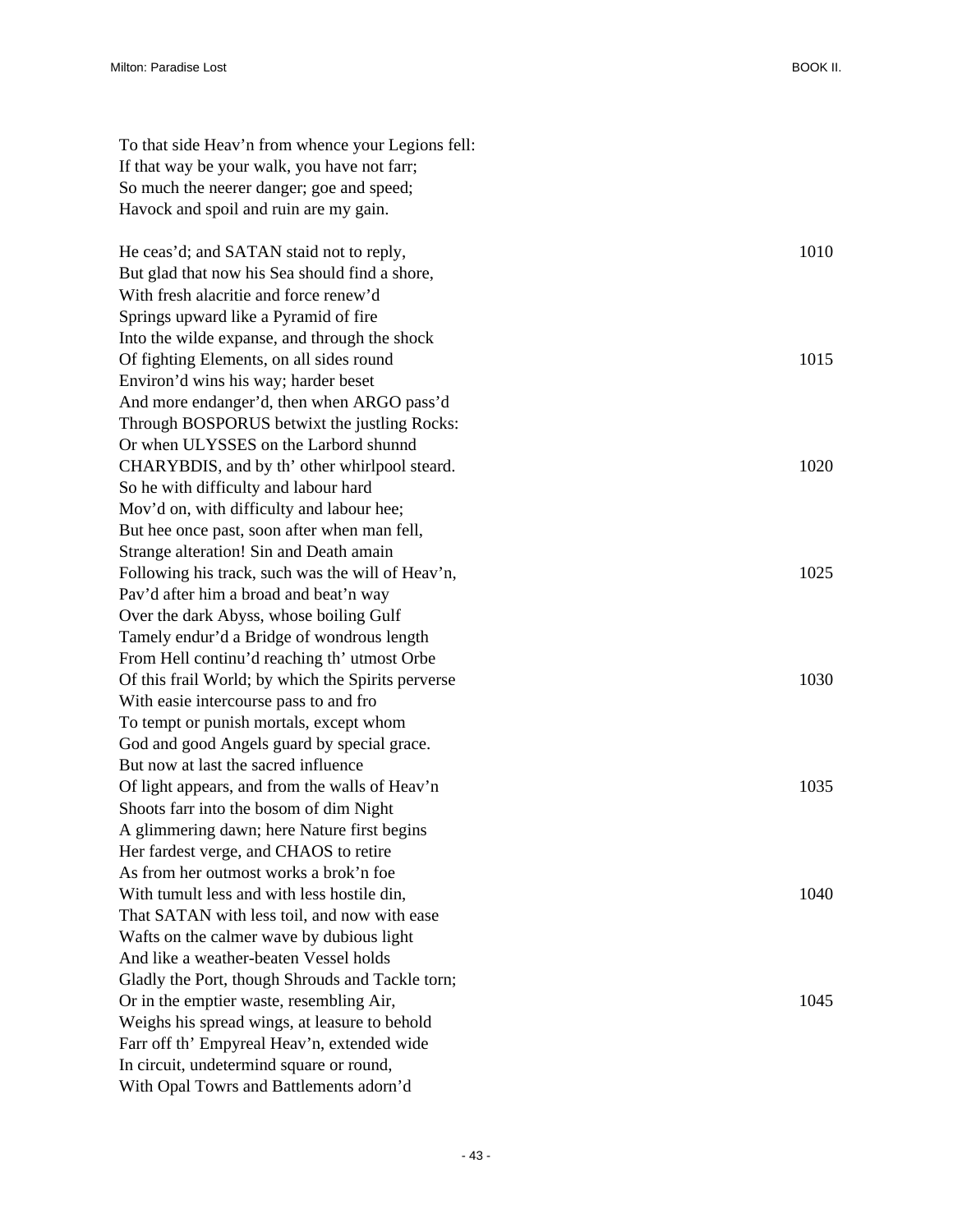To that side Heav’n from whence your Legions fell:
If that way be your walk, you have not farr;
So much the neerer danger; goe and speed;
Havock and spoil and ruin are my gain.

He ceas’d; and SATAN staid not to reply, 1010
But glad that now his Sea should find a shore,
With fresh alacritie and force renew’d
Springs upward like a Pyramid of fire
Into the wilde expanse, and through the shock
Of fighting Elements, on all sides round 1015
Environ’d wins his way; harder beset
And more endanger’d, then when ARGO pass’d
Through BOSPORUS betwixt the justling Rocks:
Or when ULYSSES on the Larbord shunnd
CHARYBDIS, and by th’ other whirlpool steard. 1020
So he with difficulty and labour hard
Mov’d on, with difficulty and labour hee;
But hee once past, soon after when man fell,
Strange alteration! Sin and Death amain
Following his track, such was the will of Heav’n, 1025
Pav’d after him a broad and beat’n way
Over the dark Abyss, whose boiling Gulf
Tamely endur’d a Bridge of wondrous length
From Hell continu’d reaching th’ utmost Orbe
Of this frail World; by which the Spirits perverse 1030
With easie intercourse pass to and fro
To tempt or punish mortals, except whom
God and good Angels guard by special grace.
But now at last the sacred influence
Of light appears, and from the walls of Heav’n 1035
Shoots farr into the bosom of dim Night
A glimmering dawn; here Nature first begins
Her fardest verge, and CHAOS to retire
As from her outmost works a brok’n foe
With tumult less and with less hostile din, 1040
That SATAN with less toil, and now with ease
Wafts on the calmer wave by dubious light
And like a weather-beaten Vessel holds
Gladly the Port, though Shrouds and Tackle torn;
Or in the emptier waste, resembling Air, 1045
Weighs his spread wings, at leasure to behold
Farr off th’ Empyreal Heav’n, extended wide
In circuit, undetermind square or round,
With Opal Towrs and Battlements adorn’d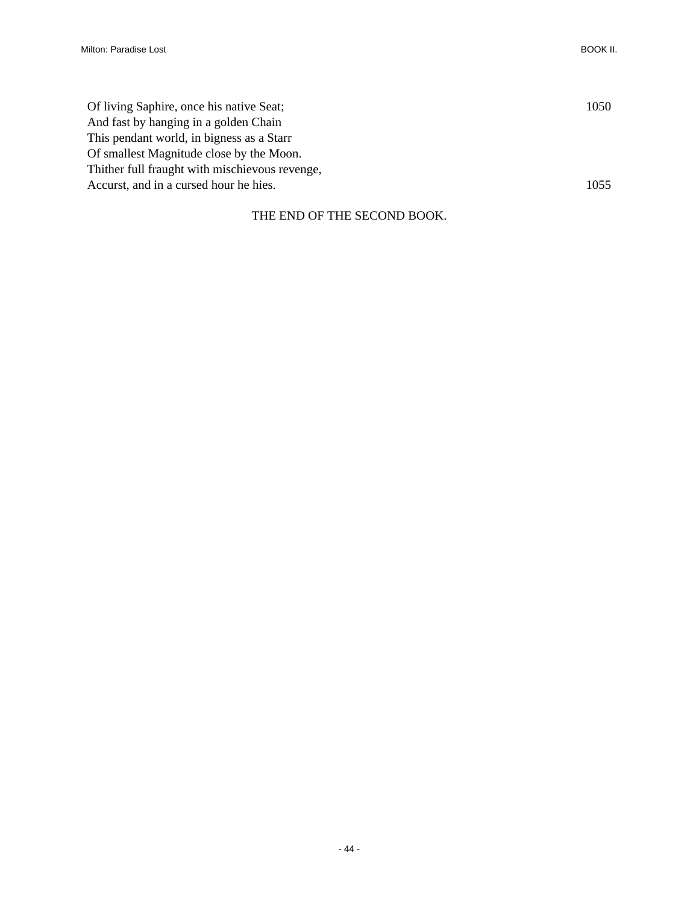Of living Saphire, once his native Seat; 1050
And fast by hanging in a golden Chain
This pendant world, in bigness as a Starr
Of smallest Magnitude close by the Moon.
Thither full fraught with mischievous revenge,
Accurst, and in a cursed hour he hies. 1055

THE END OF THE SECOND BOOK.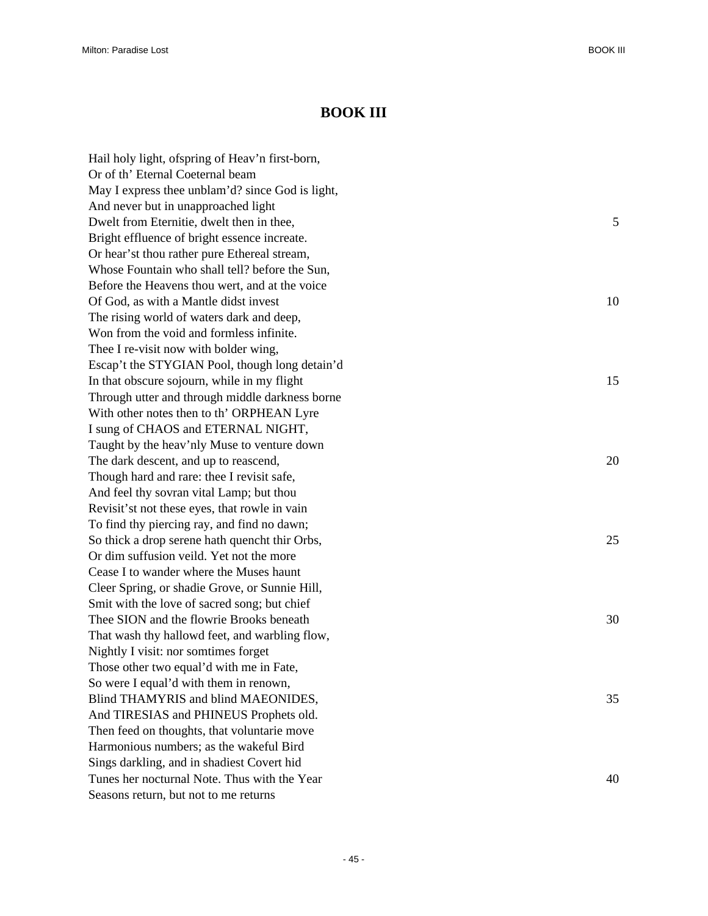# BOOK III

Hail holy light, ofspring of Heav'n first-born,  
Or of th' Eternal Coeternal beam  
May I express thee unblam'd? since God is light,  
And never but in unapproached light  
Dwelt from Eternitie, dwelt then in thee, 5  
Bright effluence of bright essence increate.  
Or hear'st thou rather pure Ethereal stream,  
Whose Fountain who shall tell? before the Sun,  
Before the Heavens thou wert, and at the voice  
Of God, as with a Mantle didst invest 10  
The rising world of waters dark and deep,  
Won from the void and formless infinite.  
Thee I re-visit now with bolder wing,  
Escap't the STYGIAN Pool, though long detain'd  
In that obscure sojourn, while in my flight 15  
Through utter and through middle darkness borne  
With other notes then to th' ORPHEAN Lyre  
I sung of CHAOS and ETERNAL NIGHT,  
Taught by the heav'nly Muse to venture down  
The dark descent, and up to reascend, 20  
Though hard and rare: thee I revisit safe,  
And feel thy sovran vital Lamp; but thou  
Revisit'st not these eyes, that rowle in vain  
To find thy piercing ray, and find no dawn;  
So thick a drop serene hath quencht thir Orbs, 25  
Or dim suffusion veild. Yet not the more  
Cease I to wander where the Muses haunt  
Cleer Spring, or shadie Grove, or Sunnie Hill,  
Smit with the love of sacred song; but chief  
Thee SION and the flowrie Brooks beneath 30  
That wash thy hallowd feet, and warbling flow,  
Nightly I visit: nor somtimes forget  
Those other two equal'd with me in Fate,  
So were I equal'd with them in renown,  
Blind THAMYRIS and blind MAEONIDES, 35  
And TIRESIAS and PHINEUS Prophets old.  
Then feed on thoughts, that voluntarie move  
Harmonious numbers; as the wakeful Bird  
Sings darkling, and in shadiest Covert hid  
Tunes her nocturnal Note. Thus with the Year 40  
Seasons return, but not to me returns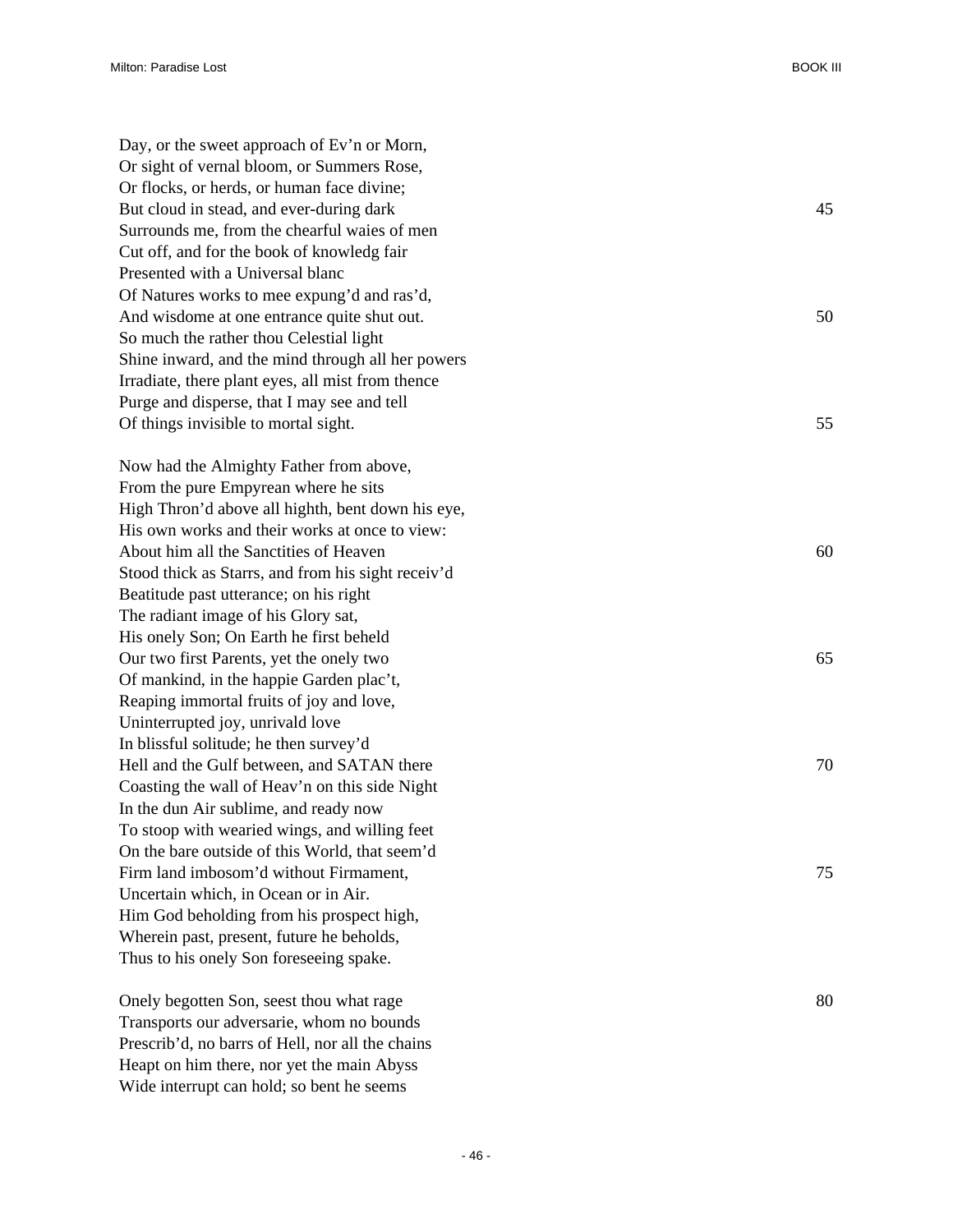Day, or the sweet approach of Ev’n or Morn,  
Or sight of vernal bloom, or Summers Rose,  
Or flocks, or herds, or human face divine;  
But cloud in stead, and ever-during dark 45  
Surrounds me, from the chearful waies of men  
Cut off, and for the book of knowledg fair  
Presented with a Universal blanc  
Of Natures works to mee expung’d and ras’d,  
And wisdome at one entrance quite shut out. 50  
So much the rather thou Celestial light  
Shine inward, and the mind through all her powers  
Irradiate, there plant eyes, all mist from thence  
Purge and disperse, that I may see and tell  
Of things invisible to mortal sight. 55

Now had the Almighty Father from above,  
From the pure Empyrean where he sits  
High Thron’d above all highth, bent down his eye,  
His own works and their works at once to view:  
About him all the Sanctities of Heaven 60  
Stood thick as Starrs, and from his sight receiv’d  
Beatitude past utterance; on his right  
The radiant image of his Glory sat,  
His onely Son; On Earth he first beheld  
Our two first Parents, yet the onely two 65  
Of mankind, in the happie Garden plac’t,  
Reaping immortal fruits of joy and love,  
Uninterrupted joy, unrivald love  
In blissful solitude; he then survey’d  
Hell and the Gulf between, and SATAN there 70  
Coasting the wall of Heav’n on this side Night  
In the dun Air sublime, and ready now  
To stoop with wearied wings, and willing feet  
On the bare outside of this World, that seem’d  
Firm land imbosom’d without Firmament, 75  
Uncertain which, in Ocean or in Air.  
Him God beholding from his prospect high,  
Wherein past, present, future he beholds,  
Thus to his onely Son foreseeing spake.

Onely begotten Son, seest thou what rage 80  
Transports our adversarie, whom no bounds  
Prescrib’d, no barrs of Hell, nor all the chains  
Heapt on him there, nor yet the main Abyss  
Wide interrupt can hold; so bent he seems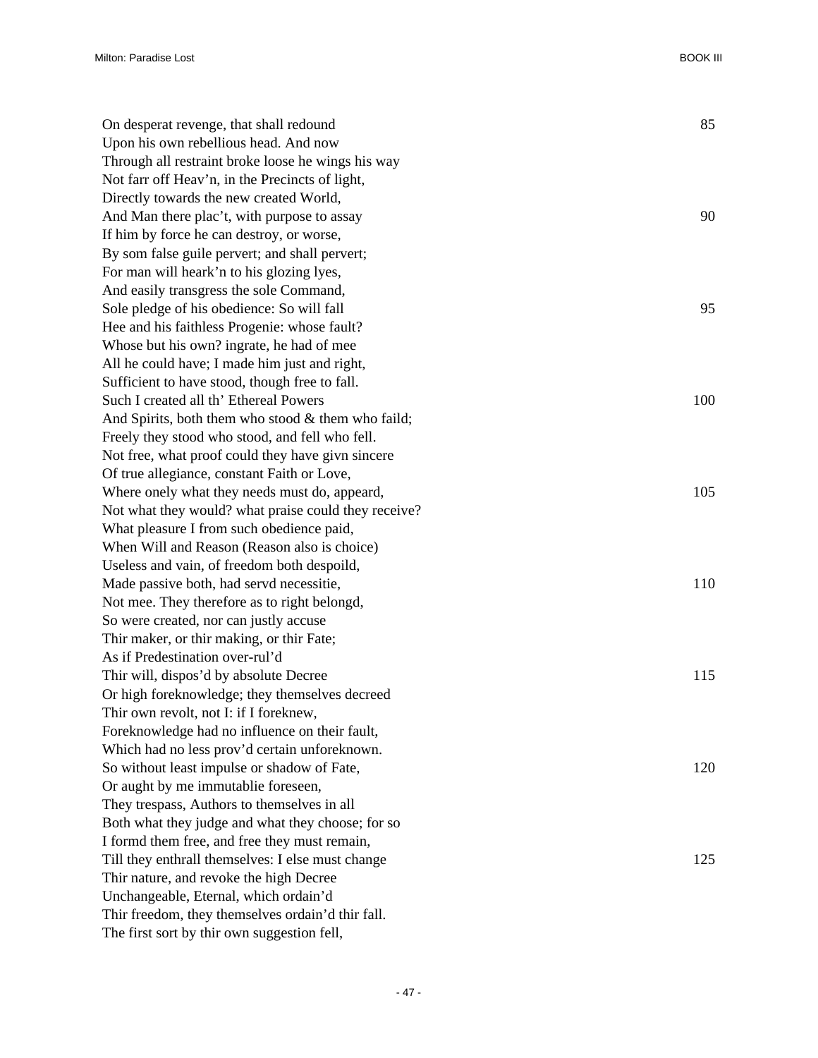On desperat revenge, that shall redound 85
Upon his own rebellious head. And now
Through all restraint broke loose he wings his way
Not farr off Heav'n, in the Precincts of light,
Directly towards the new created World,
And Man there plac't, with purpose to assay 90
If him by force he can destroy, or worse,
By som false guile pervert; and shall pervert;
For man will heark'n to his glozing lyes,
And easily transgress the sole Command,
Sole pledge of his obedience: So will fall 95
Hee and his faithless Progenie: whose fault?
Whose but his own? ingrate, he had of mee
All he could have; I made him just and right,
Sufficient to have stood, though free to fall.
Such I created all th' Ethereal Powers 100
And Spirits, both them who stood & them who faild;
Freely they stood who stood, and fell who fell.
Not free, what proof could they have givn sincere
Of true allegiance, constant Faith or Love,
Where onely what they needs must do, appeard, 105
Not what they would? what praise could they receive?
What pleasure I from such obedience paid,
When Will and Reason (Reason also is choice)
Useless and vain, of freedom both despoild,
Made passive both, had servd necessitie, 110
Not mee. They therefore as to right belongd,
So were created, nor can justly accuse
Thir maker, or thir making, or thir Fate;
As if Predestination over-rul'd
Thir will, dispos'd by absolute Decree 115
Or high foreknowledge; they themselves decreed
Thir own revolt, not I: if I foreknew,
Foreknowledge had no influence on their fault,
Which had no less prov'd certain unforeknown.
So without least impulse or shadow of Fate, 120
Or aught by me immutablie foreseen,
They trespass, Authors to themselves in all
Both what they judge and what they choose; for so
I formd them free, and free they must remain,
Till they enthrall themselves: I else must change 125
Thir nature, and revoke the high Decree
Unchangeable, Eternal, which ordain'd
Thir freedom, they themselves ordain'd thir fall.
The first sort by thir own suggestion fell,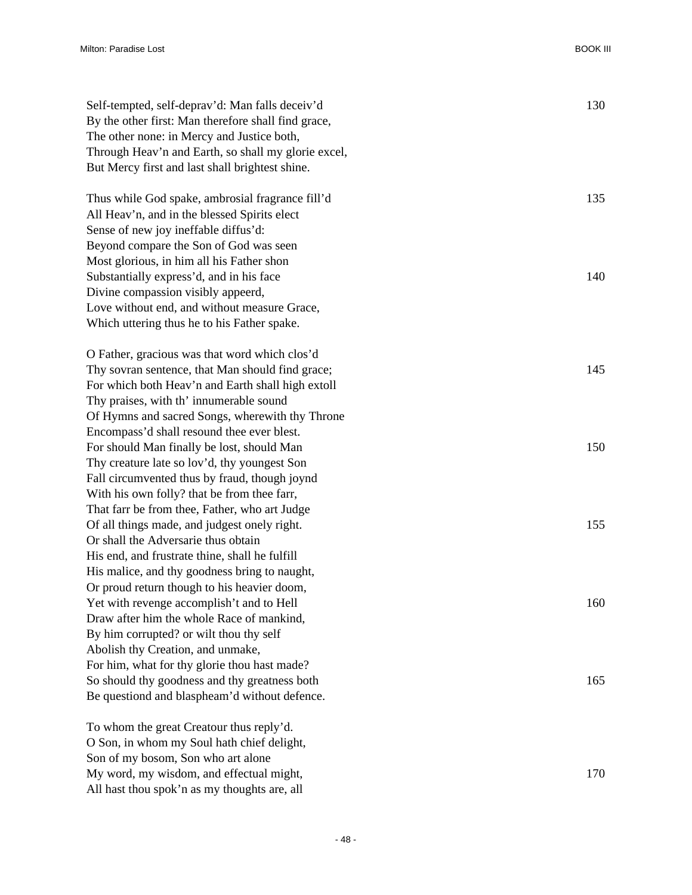Self-tempted, self-deprav'd: Man falls deceiv'd 130
By the other first: Man therefore shall find grace,
The other none: in Mercy and Justice both,
Through Heav'n and Earth, so shall my glorie excel,
But Mercy first and last shall brightest shine.

Thus while God spake, ambrosial fragrance fill'd 135
All Heav'n, and in the blessed Spirits elect
Sense of new joy ineffable diffus'd:
Beyond compare the Son of God was seen
Most glorious, in him all his Father shon
Substantially express'd, and in his face 140
Divine compassion visibly appeerd,
Love without end, and without measure Grace,
Which uttering thus he to his Father spake.

O Father, gracious was that word which clos'd
Thy sovran sentence, that Man should find grace; 145
For which both Heav'n and Earth shall high extoll
Thy praises, with th' innumerable sound
Of Hymns and sacred Songs, wherewith thy Throne
Encompass'd shall resound thee ever blest.
For should Man finally be lost, should Man 150
Thy creature late so lov'd, thy youngest Son
Fall circumvented thus by fraud, though joynd
With his own folly? that be from thee farr,
That farr be from thee, Father, who art Judge
Of all things made, and judgest onely right. 155
Or shall the Adversarie thus obtain
His end, and frustrate thine, shall he fulfill
His malice, and thy goodness bring to naught,
Or proud return though to his heavier doom,
Yet with revenge accomplish't and to Hell 160
Draw after him the whole Race of mankind,
By him corrupted? or wilt thou thy self
Abolish thy Creation, and unmake,
For him, what for thy glorie thou hast made?
So should thy goodness and thy greatness both 165
Be questiond and blaspheam'd without defence.

To whom the great Creatour thus reply'd.
O Son, in whom my Soul hath chief delight,
Son of my bosom, Son who art alone
My word, my wisdom, and effectual might, 170
All hast thou spok'n as my thoughts are, all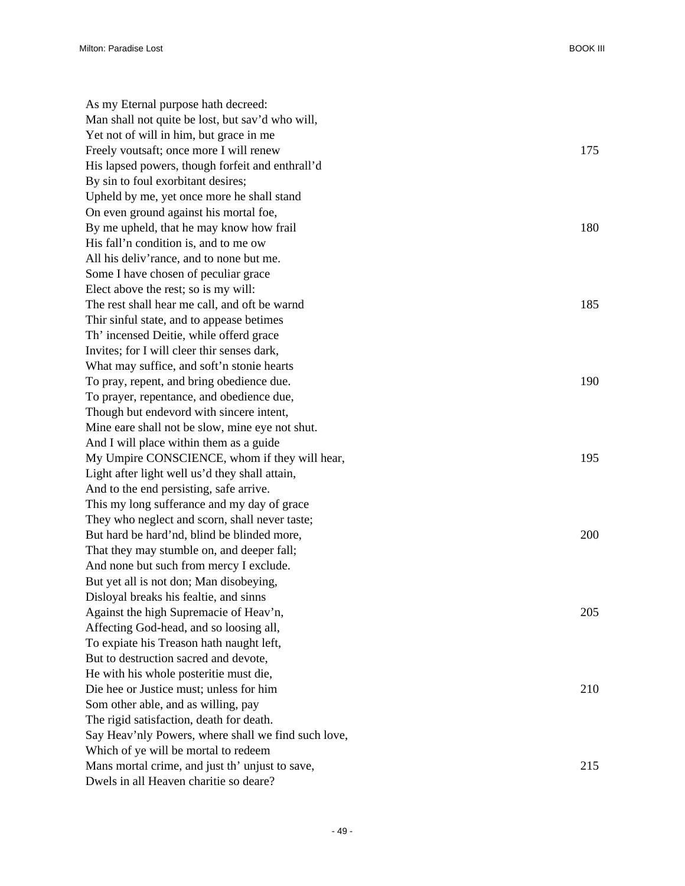As my Eternal purpose hath decreed:  
Man shall not quite be lost, but sav’d who will,  
Yet not of will in him, but grace in me  
Freely voutsaft; once more I will renew 175  
His lapsed powers, though forfeit and enthrall’d  
By sin to foul exorbitant desires;  
Upheld by me, yet once more he shall stand  
On even ground against his mortal foe,  
By me upheld, that he may know how frail 180  
His fall’n condition is, and to me ow  
All his deliv’rance, and to none but me.  
Some I have chosen of peculiar grace  
Elect above the rest; so is my will:  
The rest shall hear me call, and oft be warnd 185  
Thir sinful state, and to appease betimes  
Th’ incensed Deitie, while offerd grace  
Invites; for I will cleer thir senses dark,  
What may suffice, and soft’n stonie hearts  
To pray, repent, and bring obedience due. 190  
To prayer, repentance, and obedience due,  
Though but endevord with sincere intent,  
Mine eare shall not be slow, mine eye not shut.  
And I will place within them as a guide  
My Umpire CONSCIENCE, whom if they will hear, 195  
Light after light well us’d they shall attain,  
And to the end persisting, safe arrive.  
This my long sufferance and my day of grace  
They who neglect and scorn, shall never taste;  
But hard be hard’nd, blind be blinded more, 200  
That they may stumble on, and deeper fall;  
And none but such from mercy I exclude.  
But yet all is not don; Man disobeying,  
Disloyal breaks his fealtie, and sinns  
Against the high Supremacie of Heav’n, 205  
Affecting God-head, and so loosing all,  
To expiate his Treason hath naught left,  
But to destruction sacred and devote,  
He with his whole posteritie must die,  
Die hee or Justice must; unless for him 210  
Som other able, and as willing, pay  
The rigid satisfaction, death for death.  
Say Heav’nly Powers, where shall we find such love,  
Which of ye will be mortal to redeem  
Mans mortal crime, and just th’ unjust to save, 215  
Dwels in all Heaven charitie so deare?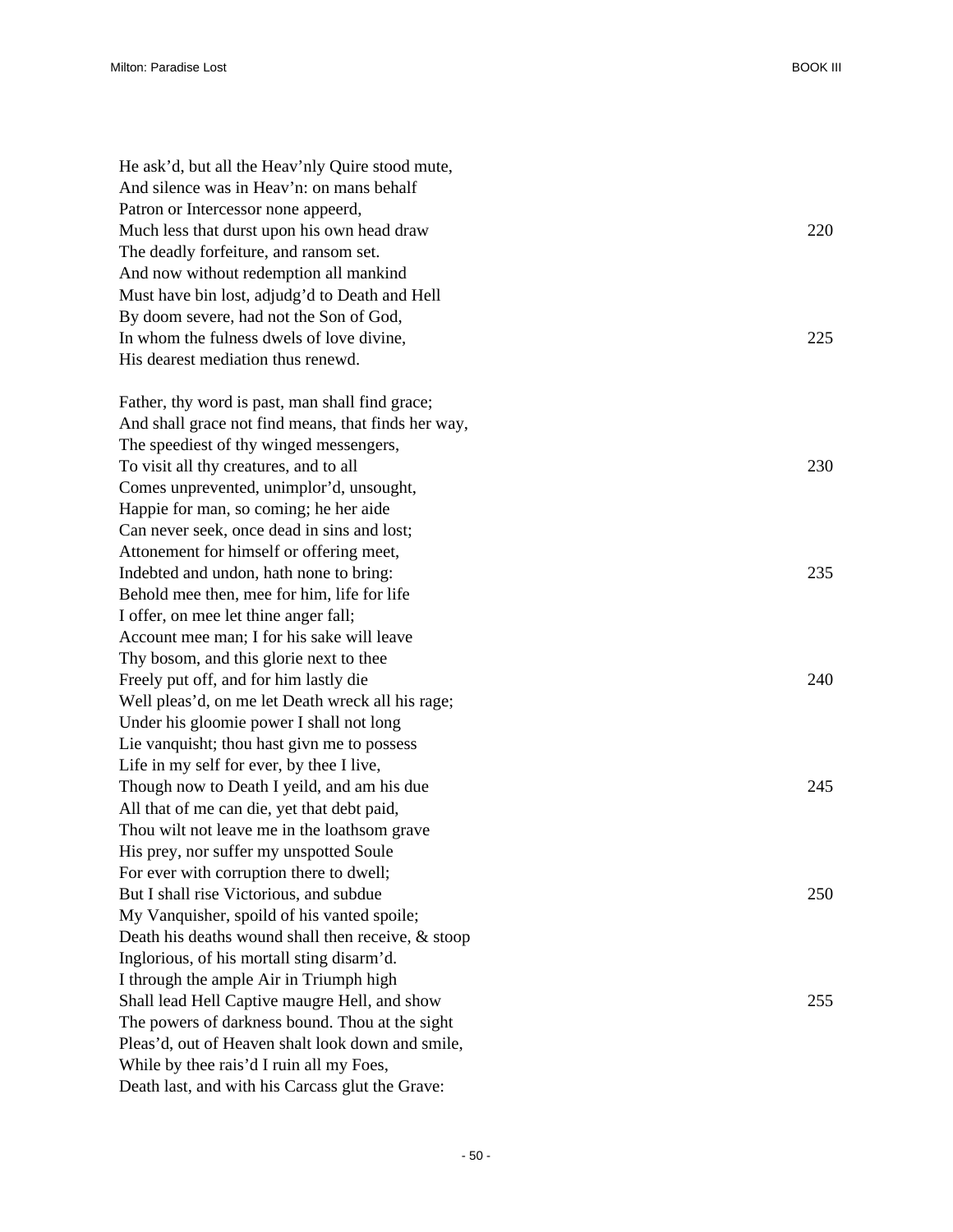He ask'd, but all the Heav'nly Quire stood mute,
And silence was in Heav'n: on mans behalf
Patron or Intercessor none appeerd,
Much less that durst upon his own head draw 220
The deadly forfeiture, and ransom set.
And now without redemption all mankind
Must have bin lost, adjudg'd to Death and Hell
By doom severe, had not the Son of God,
In whom the fulness dwels of love divine, 225
His dearest mediation thus renewd.

Father, thy word is past, man shall find grace;
And shall grace not find means, that finds her way,
The speediest of thy winged messengers,
To visit all thy creatures, and to all 230
Comes unprevented, unimplor'd, unsought,
Happie for man, so coming; he her aide
Can never seek, once dead in sins and lost;
Attonement for himself or offering meet,
Indebted and undon, hath none to bring: 235
Behold mee then, mee for him, life for life
I offer, on mee let thine anger fall;
Account mee man; I for his sake will leave
Thy bosom, and this glorie next to thee
Freely put off, and for him lastly die 240
Well pleas'd, on me let Death wreck all his rage;
Under his gloomie power I shall not long
Lie vanquisht; thou hast givn me to possess
Life in my self for ever, by thee I live,
Though now to Death I yeild, and am his due 245
All that of me can die, yet that debt paid,
Thou wilt not leave me in the loathsom grave
His prey, nor suffer my unspotted Soule
For ever with corruption there to dwell;
But I shall rise Victorious, and subdue 250
My Vanquisher, spoild of his vanted spoile;
Death his deaths wound shall then receive, & stoop
Inglorious, of his mortall sting disarm'd.
I through the ample Air in Triumph high
Shall lead Hell Captive maugre Hell, and show 255
The powers of darkness bound. Thou at the sight
Pleas'd, out of Heaven shalt look down and smile,
While by thee rais'd I ruin all my Foes,
Death last, and with his Carcass glut the Grave: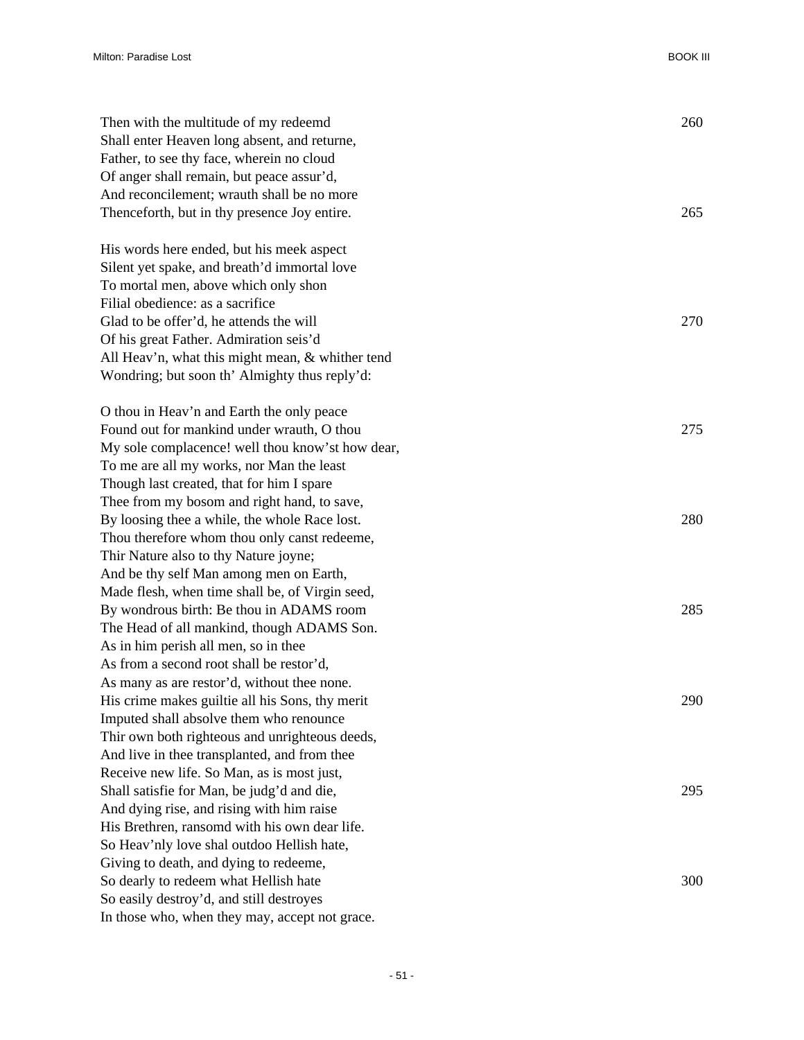Then with the multitude of my redeemd 260
Shall enter Heaven long absent, and returne,
Father, to see thy face, wherein no cloud
Of anger shall remain, but peace assur'd,
And reconcilement; wrauth shall be no more
Thenceforth, but in thy presence Joy entire. 265

His words here ended, but his meek aspect
Silent yet spake, and breath'd immortal love
To mortal men, above which only shon
Filial obedience: as a sacrifice
Glad to be offer'd, he attends the will 270
Of his great Father. Admiration seis'd
All Heav'n, what this might mean, & whither tend
Wondring; but soon th' Almighty thus reply'd:

O thou in Heav'n and Earth the only peace
Found out for mankind under wrauth, O thou 275
My sole complacence! well thou know'st how dear,
To me are all my works, nor Man the least
Though last created, that for him I spare
Thee from my bosom and right hand, to save,
By loosing thee a while, the whole Race lost. 280
Thou therefore whom thou only canst redeeme,
Thir Nature also to thy Nature joyne;
And be thy self Man among men on Earth,
Made flesh, when time shall be, of Virgin seed,
By wondrous birth: Be thou in ADAMS room 285
The Head of all mankind, though ADAMS Son.
As in him perish all men, so in thee
As from a second root shall be restor'd,
As many as are restor'd, without thee none.
His crime makes guiltie all his Sons, thy merit 290
Imputed shall absolve them who renounce
Thir own both righteous and unrighteous deeds,
And live in thee transplanted, and from thee
Receive new life. So Man, as is most just,
Shall satisfie for Man, be judg'd and die, 295
And dying rise, and rising with him raise
His Brethren, ransomd with his own dear life.
So Heav'nly love shal outdoo Hellish hate,
Giving to death, and dying to redeeme,
So dearly to redeem what Hellish hate 300
So easily destroy'd, and still destroyes
In those who, when they may, accept not grace.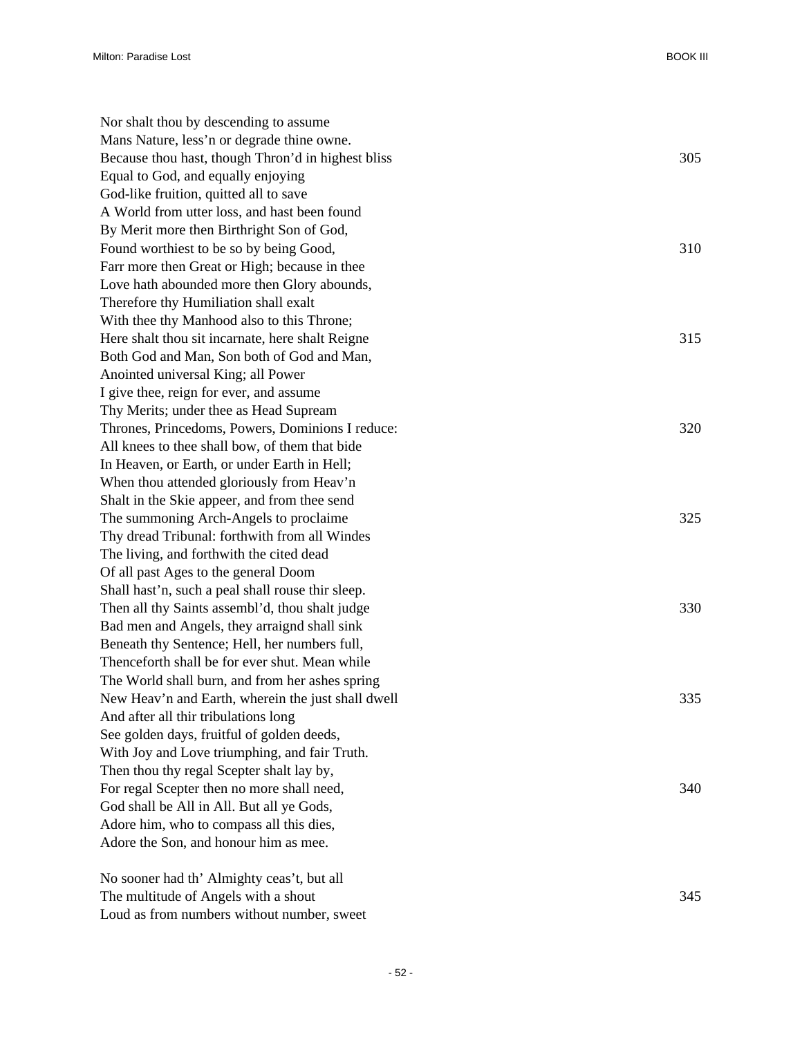Nor shalt thou by descending to assume  
Mans Nature, less'n or degrade thine owne.  
Because thou hast, though Thron'd in highest bliss 305  
Equal to God, and equally enjoying  
God-like fruition, quitted all to save  
A World from utter loss, and hast been found  
By Merit more then Birthright Son of God,  
Found worthiest to be so by being Good, 310  
Farr more then Great or High; because in thee  
Love hath abounded more then Glory abounds,  
Therefore thy Humiliation shall exalt  
With thee thy Manhood also to this Throne;  
Here shalt thou sit incarnate, here shalt Reigne 315  
Both God and Man, Son both of God and Man,  
Anointed universal King; all Power  
I give thee, reign for ever, and assume  
Thy Merits; under thee as Head Supream  
Thrones, Princedoms, Powers, Dominions I reduce: 320  
All knees to thee shall bow, of them that bide  
In Heaven, or Earth, or under Earth in Hell;  
When thou attended gloriously from Heav'n  
Shalt in the Skie appeer, and from thee send  
The summoning Arch-Angels to proclaime 325  
Thy dread Tribunal: forthwith from all Windes  
The living, and forthwith the cited dead  
Of all past Ages to the general Doom  
Shall hast'n, such a peal shall rouse thir sleep.  
Then all thy Saints assembl'd, thou shalt judge 330  
Bad men and Angels, they arraignd shall sink  
Beneath thy Sentence; Hell, her numbers full,  
Thenceforth shall be for ever shut. Mean while  
The World shall burn, and from her ashes spring  
New Heav'n and Earth, wherein the just shall dwell 335  
And after all thir tribulations long  
See golden days, fruitful of golden deeds,  
With Joy and Love triumphing, and fair Truth.  
Then thou thy regal Scepter shalt lay by,  
For regal Scepter then no more shall need, 340  
God shall be All in All. But all ye Gods,  
Adore him, who to compass all this dies,  
Adore the Son, and honour him as mee.

No sooner had th' Almighty ceas't, but all  
The multitude of Angels with a shout 345  
Loud as from numbers without number, sweet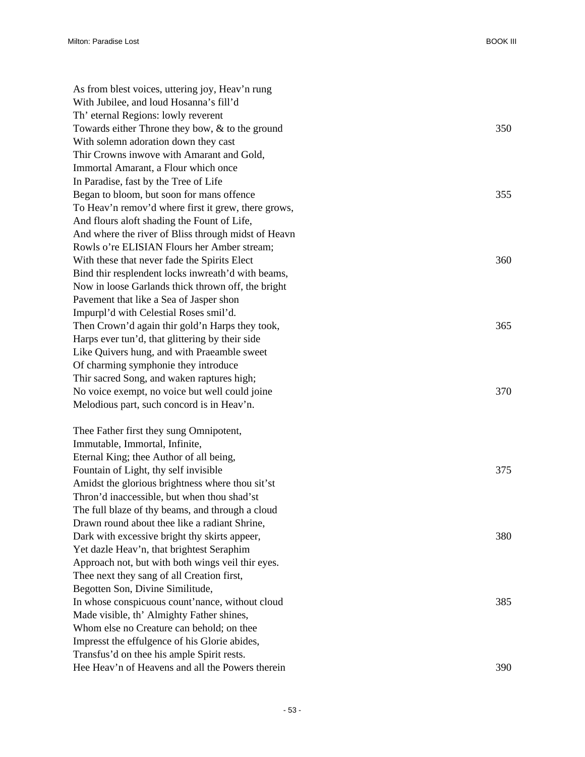As from blest voices, uttering joy, Heav’n rung  
With Jubilee, and loud Hosanna’s fill’d  
Th’ eternal Regions: lowly reverent  
Towards either Throne they bow, & to the ground 350  
With solemn adoration down they cast  
Thir Crowns inwove with Amarant and Gold,  
Immortal Amarant, a Flour which once  
In Paradise, fast by the Tree of Life  
Began to bloom, but soon for mans offence 355  
To Heav’n remov’d where first it grew, there grows,  
And flours aloft shading the Fount of Life,  
And where the river of Bliss through midst of Heavn  
Rowls o’re ELISIAN Flours her Amber stream;  
With these that never fade the Spirits Elect 360  
Bind thir resplendent locks inwreath’d with beams,  
Now in loose Garlands thick thrown off, the bright  
Pavement that like a Sea of Jasper shon  
Impurpl’d with Celestial Roses smil’d.  
Then Crown’d again thir gold’n Harps they took, 365  
Harps ever tun’d, that glittering by their side  
Like Quivers hung, and with Praeamble sweet  
Of charming symphonie they introduce  
Thir sacred Song, and waken raptures high;  
No voice exempt, no voice but well could joine 370  
Melodious part, such concord is in Heav’n.

Thee Father first they sung Omnipotent,  
Immutable, Immortal, Infinite,  
Eternal King; thee Author of all being,  
Fountain of Light, thy self invisible 375  
Amidst the glorious brightness where thou sit’st  
Thron’d inaccessible, but when thou shad’st  
The full blaze of thy beams, and through a cloud  
Drawn round about thee like a radiant Shrine,  
Dark with excessive bright thy skirts appeer, 380  
Yet dazle Heav’n, that brightest Seraphim  
Approach not, but with both wings veil thir eyes.  
Thee next they sang of all Creation first,  
Begotten Son, Divine Similitude,  
In whose conspicuous count’nance, without cloud 385  
Made visible, th’ Almighty Father shines,  
Whom else no Creature can behold; on thee  
Impresst the effulgence of his Glorie abides,  
Transfus’d on thee his ample Spirit rests.  
Hee Heav’n of Heavens and all the Powers therein 390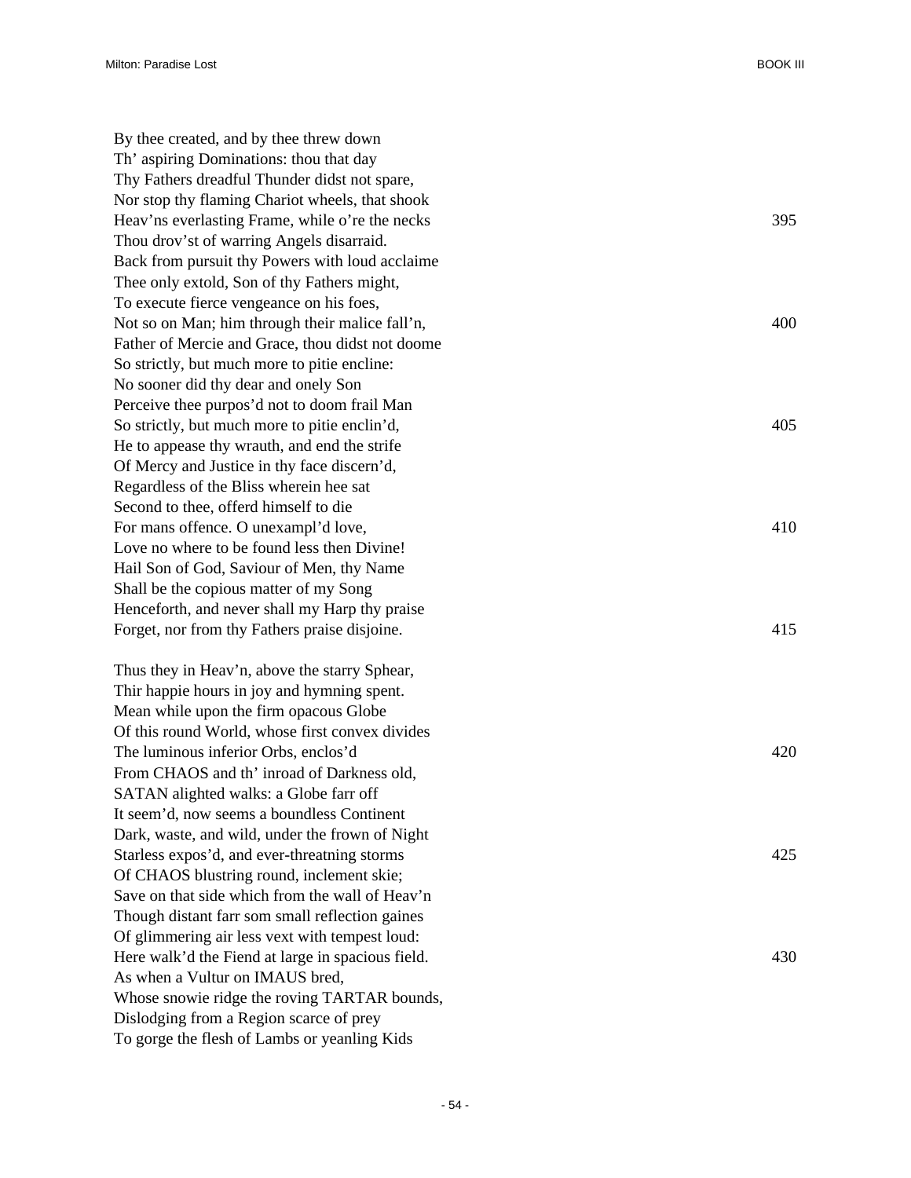By thee created, and by thee threw down  
Th' aspiring Dominations: thou that day  
Thy Fathers dreadful Thunder didst not spare,  
Nor stop thy flaming Chariot wheels, that shook  
Heav'ns everlasting Frame, while o're the necks 395  
Thou drov'st of warring Angels disarraid.  
Back from pursuit thy Powers with loud acclaime  
Thee only extold, Son of thy Fathers might,  
To execute fierce vengeance on his foes,  
Not so on Man; him through their malice fall'n, 400  
Father of Mercie and Grace, thou didst not doome  
So strictly, but much more to pitie encline:  
No sooner did thy dear and onely Son  
Perceive thee purpos'd not to doom frail Man  
So strictly, but much more to pitie enclin'd, 405  
He to appease thy wrauth, and end the strife  
Of Mercy and Justice in thy face discern'd,  
Regardless of the Bliss wherein hee sat  
Second to thee, offerd himself to die  
For mans offence. O unexampl'd love, 410  
Love no where to be found less then Divine!  
Hail Son of God, Saviour of Men, thy Name  
Shall be the copious matter of my Song  
Henceforth, and never shall my Harp thy praise  
Forget, nor from thy Fathers praise disjoine. 415

Thus they in Heav'n, above the starry Sphear,  
Thir happie hours in joy and hymning spent.  
Mean while upon the firm opacous Globe  
Of this round World, whose first convex divides  
The luminous inferior Orbs, enclos'd 420  
From CHAOS and th' inroad of Darkness old,  
SATAN alighted walks: a Globe farr off  
It seem'd, now seems a boundless Continent  
Dark, waste, and wild, under the frown of Night  
Starless expos'd, and ever-threatning storms 425  
Of CHAOS blustring round, inclement skie;  
Save on that side which from the wall of Heav'n  
Though distant farr som small reflection gaines  
Of glimmering air less vext with tempest loud:  
Here walk'd the Fiend at large in spacious field. 430  
As when a Vultur on IMAUS bred,  
Whose snowie ridge the roving TARTAR bounds,  
Dislodging from a Region scarce of prey  
To gorge the flesh of Lambs or yeanling Kids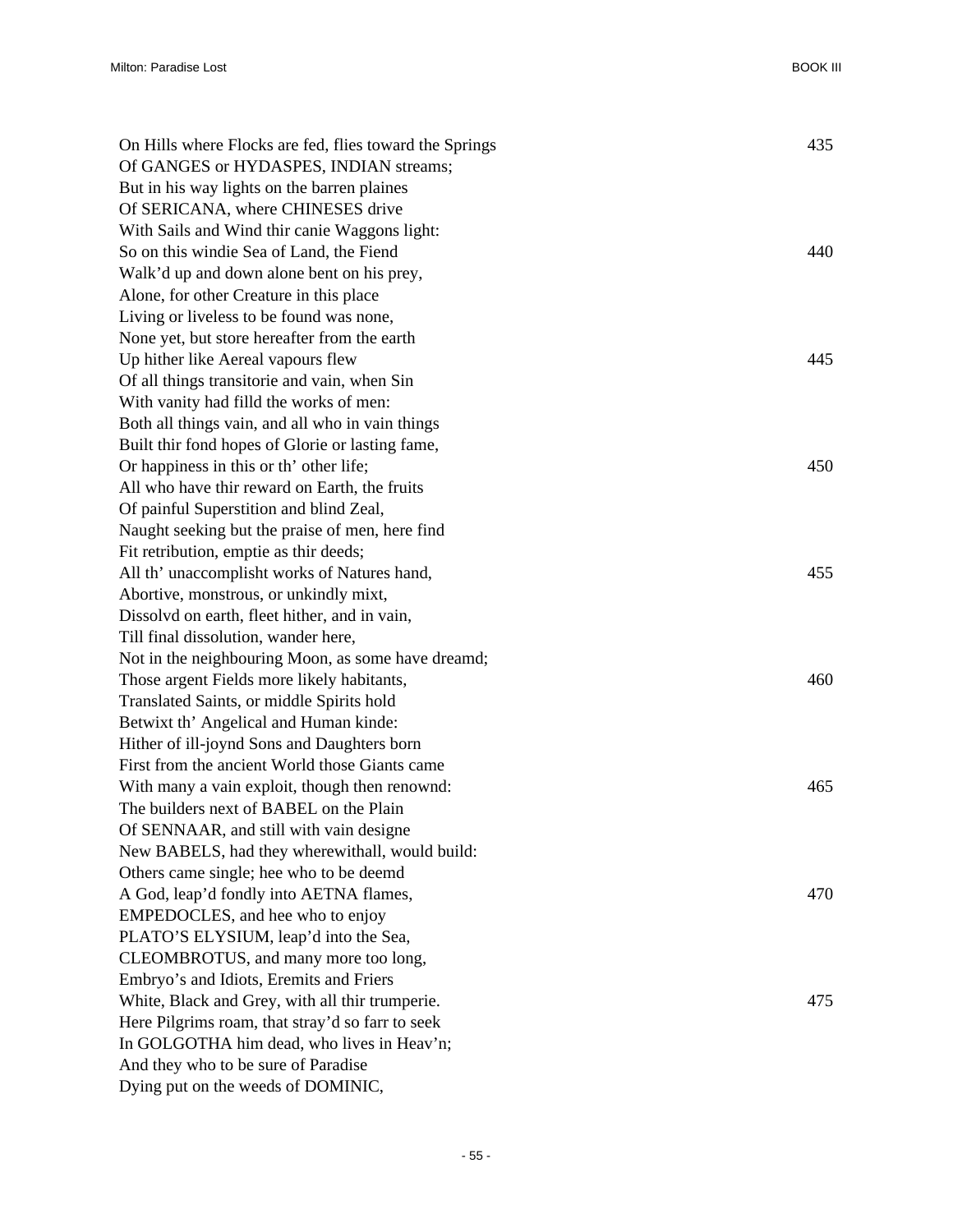On Hills where Flocks are fed, flies toward the Springs 435
Of GANGES or HYDASPES, INDIAN streams;
But in his way lights on the barren plaines
Of SERICANA, where CHINESES drive
With Sails and Wind thir canie Waggons light:
So on this windie Sea of Land, the Fiend 440
Walk'd up and down alone bent on his prey,
Alone, for other Creature in this place
Living or liveless to be found was none,
None yet, but store hereafter from the earth
Up hither like Aereal vapours flew 445
Of all things transitorie and vain, when Sin
With vanity had filld the works of men:
Both all things vain, and all who in vain things
Built thir fond hopes of Glorie or lasting fame,
Or happiness in this or th' other life; 450
All who have thir reward on Earth, the fruits
Of painful Superstition and blind Zeal,
Naught seeking but the praise of men, here find
Fit retribution, emptie as thir deeds;
All th' unaccomplisht works of Natures hand, 455
Abortive, monstrous, or unkindly mixt,
Dissolvd on earth, fleet hither, and in vain,
Till final dissolution, wander here,
Not in the neighbouring Moon, as some have dreamd;
Those argent Fields more likely habitants, 460
Translated Saints, or middle Spirits hold
Betwixt th' Angelical and Human kinde:
Hither of ill-joynd Sons and Daughters born
First from the ancient World those Giants came
With many a vain exploit, though then renownd: 465
The builders next of BABEL on the Plain
Of SENNAAR, and still with vain designe
New BABELS, had they wherewithall, would build:
Others came single; hee who to be deemd
A God, leap'd fondly into AETNA flames, 470
EMPEDOCLES, and hee who to enjoy
PLATO'S ELYSIUM, leap'd into the Sea,
CLEOMBROTUS, and many more too long,
Embryo's and Idiots, Eremits and Friers
White, Black and Grey, with all thir trumperie. 475
Here Pilgrims roam, that stray'd so farr to seek
In GOLGOTHA him dead, who lives in Heav'n;
And they who to be sure of Paradise
Dying put on the weeds of DOMINIC,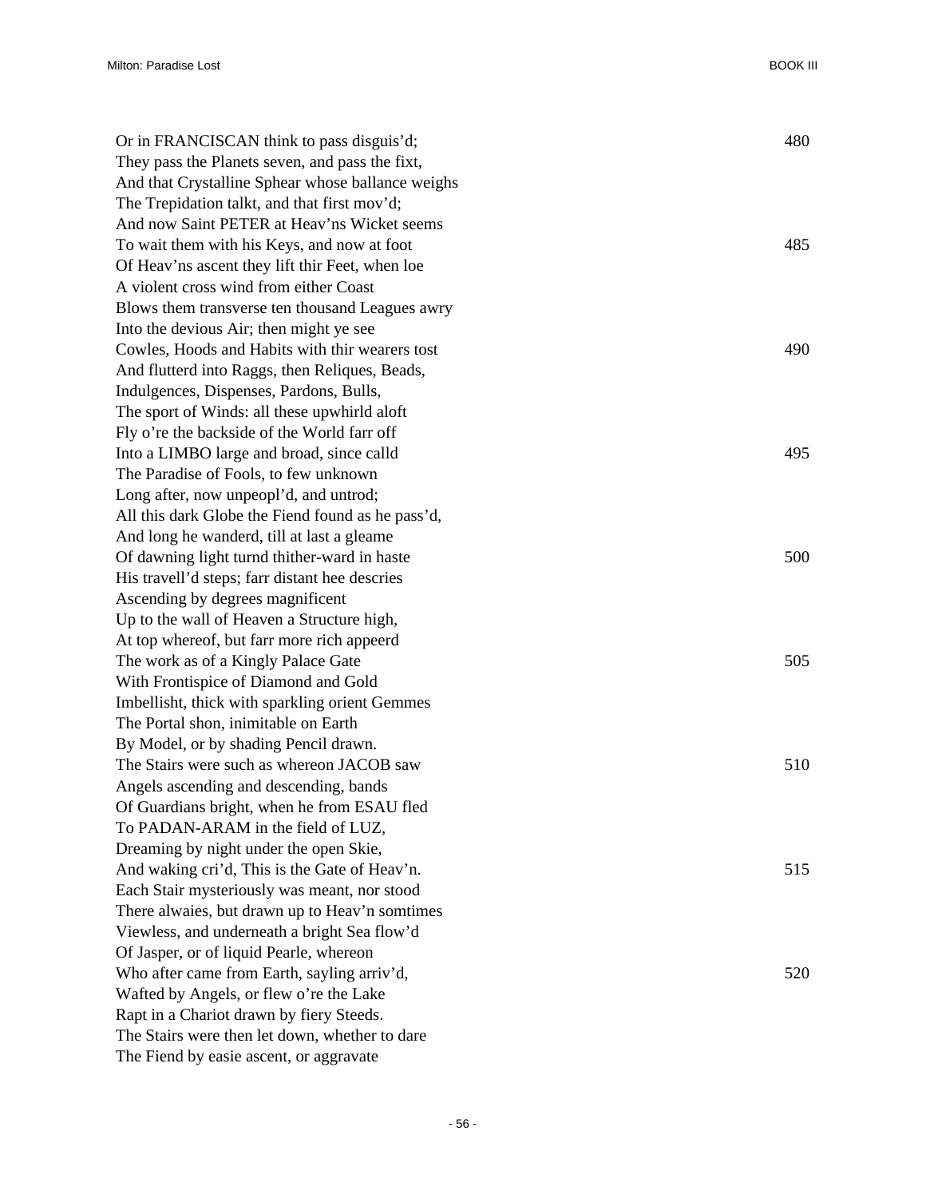Or in FRANCISCAN think to pass disguis'd; 480
They pass the Planets seven, and pass the fixt,
And that Crystalline Sphear whose ballance weighs
The Trepidation talkt, and that first mov'd;
And now Saint PETER at Heav'ns Wicket seems
To wait them with his Keys, and now at foot 485
Of Heav'ns ascent they lift thir Feet, when loe
A violent cross wind from either Coast
Blows them transverse ten thousand Leagues awry
Into the devious Air; then might ye see
Cowles, Hoods and Habits with thir wearers tost 490
And flutterd into Raggs, then Reliques, Beads,
Indulgences, Dispenses, Pardons, Bulls,
The sport of Winds: all these upwhirld aloft
Fly o're the backside of the World farr off
Into a LIMBO large and broad, since calld 495
The Paradise of Fools, to few unknown
Long after, now unpeopl'd, and untrod;
All this dark Globe the Fiend found as he pass'd,
And long he wanderd, till at last a gleame
Of dawning light turnd thither-ward in haste 500
His travell'd steps; farr distant hee descries
Ascending by degrees magnificent
Up to the wall of Heaven a Structure high,
At top whereof, but farr more rich appeerd
The work as of a Kingly Palace Gate 505
With Frontispice of Diamond and Gold
Imbellisht, thick with sparkling orient Gemmes
The Portal shon, inimitable on Earth
By Model, or by shading Pencil drawn.
The Stairs were such as whereon JACOB saw 510
Angels ascending and descending, bands
Of Guardians bright, when he from ESAU fled
To PADAN-ARAM in the field of LUZ,
Dreaming by night under the open Skie,
And waking cri'd, This is the Gate of Heav'n. 515
Each Stair mysteriously was meant, nor stood
There alwaies, but drawn up to Heav'n somtimes
Viewless, and underneath a bright Sea flow'd
Of Jasper, or of liquid Pearle, whereon
Who after came from Earth, sayling arriv'd, 520
Wafted by Angels, or flew o're the Lake
Rapt in a Chariot drawn by fiery Steeds.
The Stairs were then let down, whether to dare
The Fiend by easie ascent, or aggravate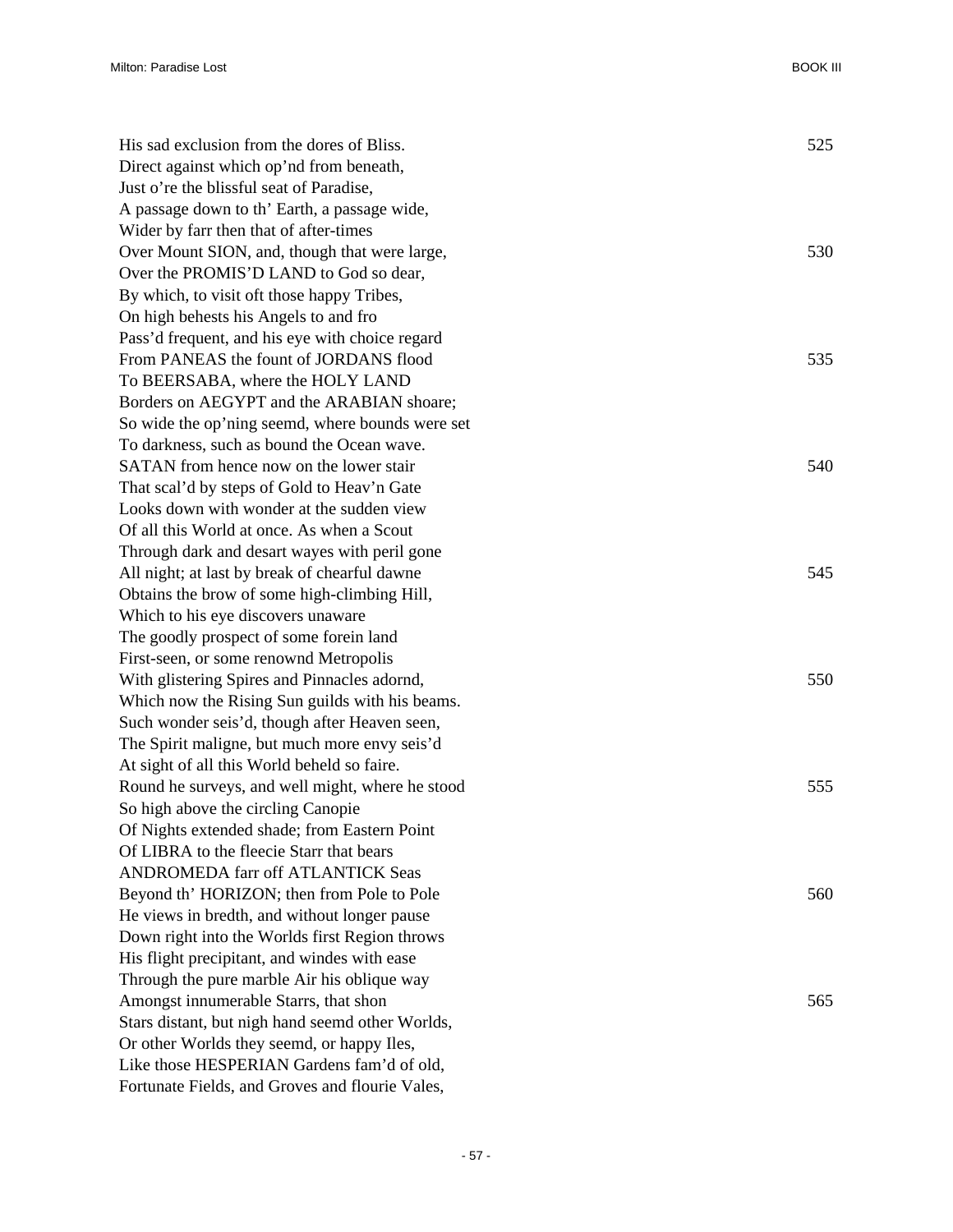His sad exclusion from the dores of Bliss. 525
Direct against which op’nd from beneath,
Just o’re the blissful seat of Paradise,
A passage down to th’ Earth, a passage wide,
Wider by farr then that of after-times
Over Mount SION, and, though that were large, 530
Over the PROMIS’D LAND to God so dear,
By which, to visit oft those happy Tribes,
On high behests his Angels to and fro
Pass’d frequent, and his eye with choice regard
From PANEAS the fount of JORDANS flood 535
To BEERSABA, where the HOLY LAND
Borders on AEGYPT and the ARABIAN shoare;
So wide the op’ning seemd, where bounds were set
To darkness, such as bound the Ocean wave.
SATAN from hence now on the lower stair 540
That scal’d by steps of Gold to Heav’n Gate
Looks down with wonder at the sudden view
Of all this World at once. As when a Scout
Through dark and desart wayes with peril gone
All night; at last by break of chearful dawne 545
Obtains the brow of some high-climbing Hill,
Which to his eye discovers unaware
The goodly prospect of some forein land
First-seen, or some renownd Metropolis
With glistering Spires and Pinnacles adornd, 550
Which now the Rising Sun guilds with his beams.
Such wonder seis’d, though after Heaven seen,
The Spirit maligne, but much more envy seis’d
At sight of all this World beheld so faire.
Round he surveys, and well might, where he stood 555
So high above the circling Canopie
Of Nights extended shade; from Eastern Point
Of LIBRA to the fleecie Starr that bears
ANDROMEDA farr off ATLANTICK Seas
Beyond th’ HORIZON; then from Pole to Pole 560
He views in bredth, and without longer pause
Down right into the Worlds first Region throws
His flight precipitant, and windes with ease
Through the pure marble Air his oblique way
Amongst innumerable Starrs, that shon 565
Stars distant, but nigh hand seemd other Worlds,
Or other Worlds they seemd, or happy Iles,
Like those HESPERIAN Gardens fam’d of old,
Fortunate Fields, and Groves and flourie Vales,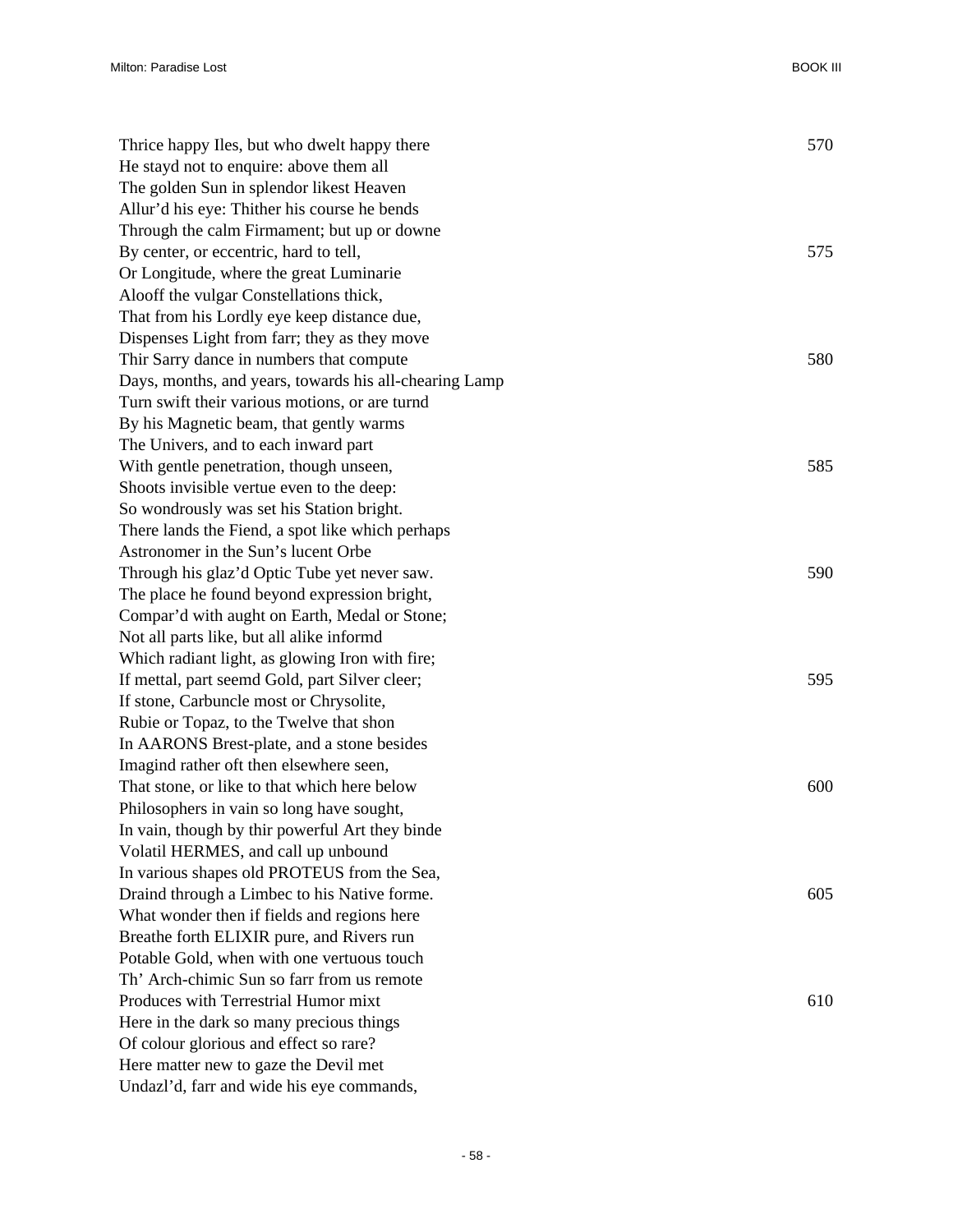Thrice happy Iles, but who dwelt happy there 570
He stayd not to enquire: above them all
The golden Sun in splendor likest Heaven
Allur'd his eye: Thither his course he bends
Through the calm Firmament; but up or downe
By center, or eccentric, hard to tell, 575
Or Longitude, where the great Luminarie
Alooff the vulgar Constellations thick,
That from his Lordly eye keep distance due,
Dispenses Light from farr; they as they move
Thir Sarry dance in numbers that compute 580
Days, months, and years, towards his all-chearing Lamp
Turn swift their various motions, or are turnd
By his Magnetic beam, that gently warms
The Univers, and to each inward part
With gentle penetration, though unseen, 585
Shoots invisible vertue even to the deep:
So wondrously was set his Station bright.
There lands the Fiend, a spot like which perhaps
Astronomer in the Sun's lucent Orbe
Through his glaz'd Optic Tube yet never saw. 590
The place he found beyond expression bright,
Compar'd with aught on Earth, Medal or Stone;
Not all parts like, but all alike informd
Which radiant light, as glowing Iron with fire;
If mettal, part seemd Gold, part Silver cleer; 595
If stone, Carbuncle most or Chrysolite,
Rubie or Topaz, to the Twelve that shon
In AARONS Brest-plate, and a stone besides
Imagind rather oft then elsewhere seen,
That stone, or like to that which here below 600
Philosophers in vain so long have sought,
In vain, though by thir powerful Art they binde
Volatil HERMES, and call up unbound
In various shapes old PROTEUS from the Sea,
Draind through a Limbec to his Native forme. 605
What wonder then if fields and regions here
Breathe forth ELIXIR pure, and Rivers run
Potable Gold, when with one vertuous touch
Th' Arch-chimic Sun so farr from us remote
Produces with Terrestrial Humor mixt 610
Here in the dark so many precious things
Of colour glorious and effect so rare?
Here matter new to gaze the Devil met
Undazl'd, farr and wide his eye commands,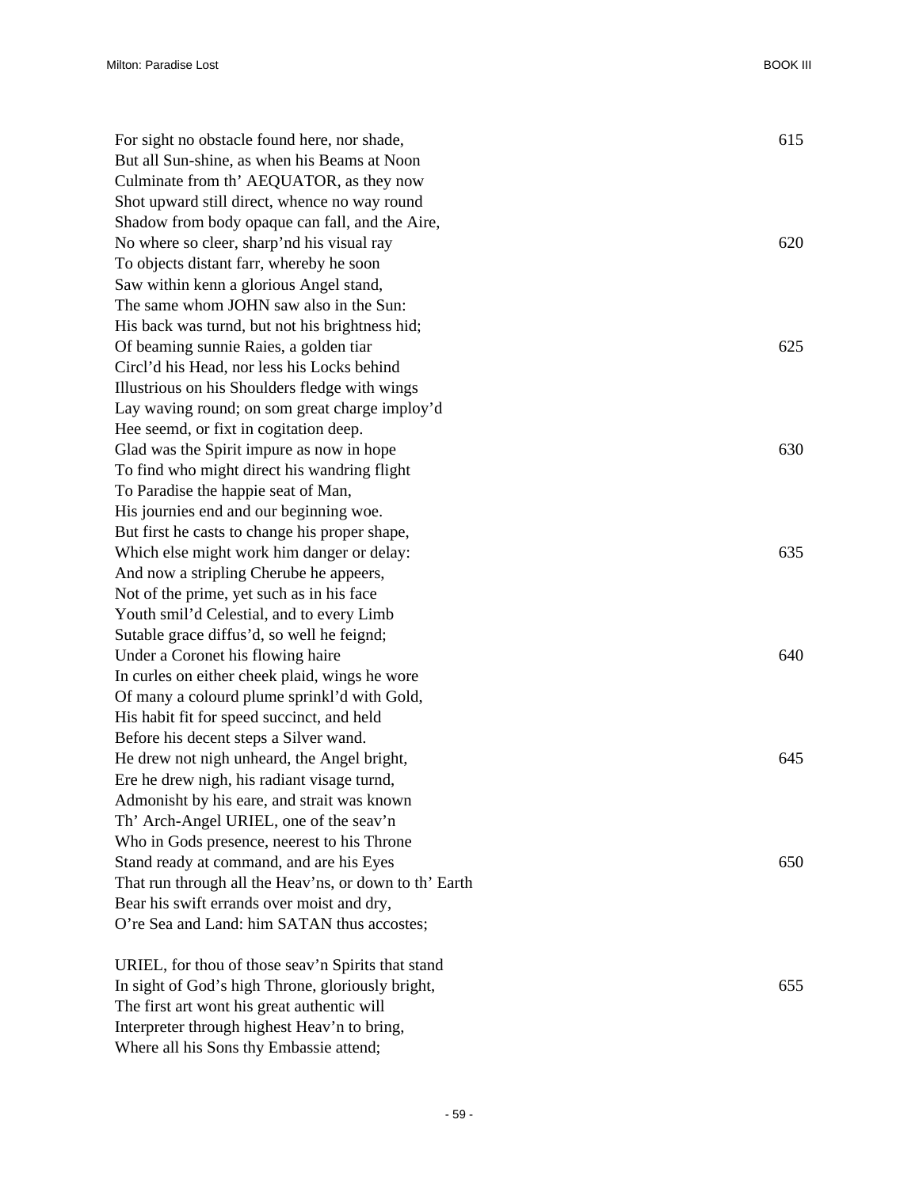For sight no obstacle found here, nor shade, 615
But all Sun-shine, as when his Beams at Noon
Culminate from th' AEQUATOR, as they now
Shot upward still direct, whence no way round
Shadow from body opaque can fall, and the Aire,
No where so cleer, sharp'nd his visual ray 620
To objects distant farr, whereby he soon
Saw within kenn a glorious Angel stand,
The same whom JOHN saw also in the Sun:
His back was turnd, but not his brightness hid;
Of beaming sunnie Raies, a golden tiar 625
Circl'd his Head, nor less his Locks behind
Illustrious on his Shoulders fledge with wings
Lay waving round; on som great charge imploy'd
Hee seemd, or fixt in cogitation deep.
Glad was the Spirit impure as now in hope 630
To find who might direct his wandring flight
To Paradise the happie seat of Man,
His journies end and our beginning woe.
But first he casts to change his proper shape,
Which else might work him danger or delay: 635
And now a stripling Cherube he appeers,
Not of the prime, yet such as in his face
Youth smil'd Celestial, and to every Limb
Sutable grace diffus'd, so well he feignd;
Under a Coronet his flowing haire 640
In curles on either cheek plaid, wings he wore
Of many a colourd plume sprinkl'd with Gold,
His habit fit for speed succinct, and held
Before his decent steps a Silver wand.
He drew not nigh unheard, the Angel bright, 645
Ere he drew nigh, his radiant visage turnd,
Admonisht by his eare, and strait was known
Th' Arch-Angel URIEL, one of the seav'n
Who in Gods presence, neerest to his Throne
Stand ready at command, and are his Eyes 650
That run through all the Heav'ns, or down to th' Earth
Bear his swift errands over moist and dry,
O're Sea and Land: him SATAN thus accostes;

URIEL, for thou of those seav'n Spirits that stand
In sight of God's high Throne, gloriously bright, 655
The first art wont his great authentic will
Interpreter through highest Heav'n to bring,
Where all his Sons thy Embassie attend;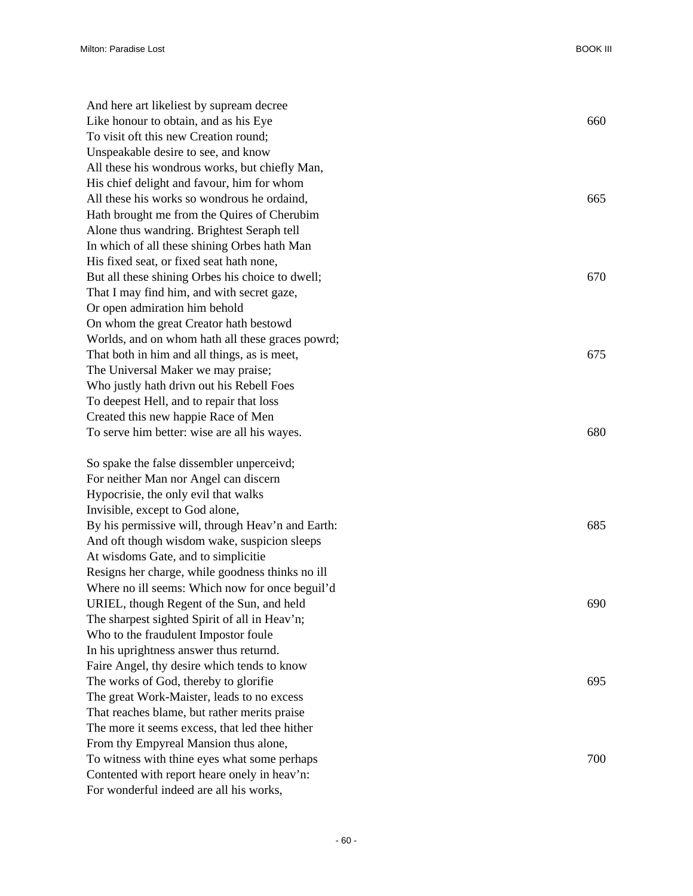And here art likeliest by supream decree
Like honour to obtain, and as his Eye 660
To visit oft this new Creation round;
Unspeakable desire to see, and know
All these his wondrous works, but chiefly Man,
His chief delight and favour, him for whom
All these his works so wondrous he ordaind, 665
Hath brought me from the Quires of Cherubim
Alone thus wandring. Brightest Seraph tell
In which of all these shining Orbes hath Man
His fixed seat, or fixed seat hath none,
But all these shining Orbes his choice to dwell; 670
That I may find him, and with secret gaze,
Or open admiration him behold
On whom the great Creator hath bestowd
Worlds, and on whom hath all these graces powrd;
That both in him and all things, as is meet, 675
The Universal Maker we may praise;
Who justly hath drivn out his Rebell Foes
To deepest Hell, and to repair that loss
Created this new happie Race of Men
To serve him better: wise are all his wayes. 680

So spake the false dissembler unperceivd;
For neither Man nor Angel can discern
Hypocrisie, the only evil that walks
Invisible, except to God alone,
By his permissive will, through Heav'n and Earth: 685
And oft though wisdom wake, suspicion sleeps
At wisdoms Gate, and to simplicitie
Resigns her charge, while goodness thinks no ill
Where no ill seems: Which now for once beguil'd
URIEL, though Regent of the Sun, and held 690
The sharpest sighted Spirit of all in Heav'n;
Who to the fraudulent Impostor foule
In his uprightness answer thus returnd.
Faire Angel, thy desire which tends to know
The works of God, thereby to glorifie 695
The great Work-Maister, leads to no excess
That reaches blame, but rather merits praise
The more it seems excess, that led thee hither
From thy Empyreal Mansion thus alone,
To witness with thine eyes what some perhaps 700
Contented with report heare onely in heav'n:
For wonderful indeed are all his works,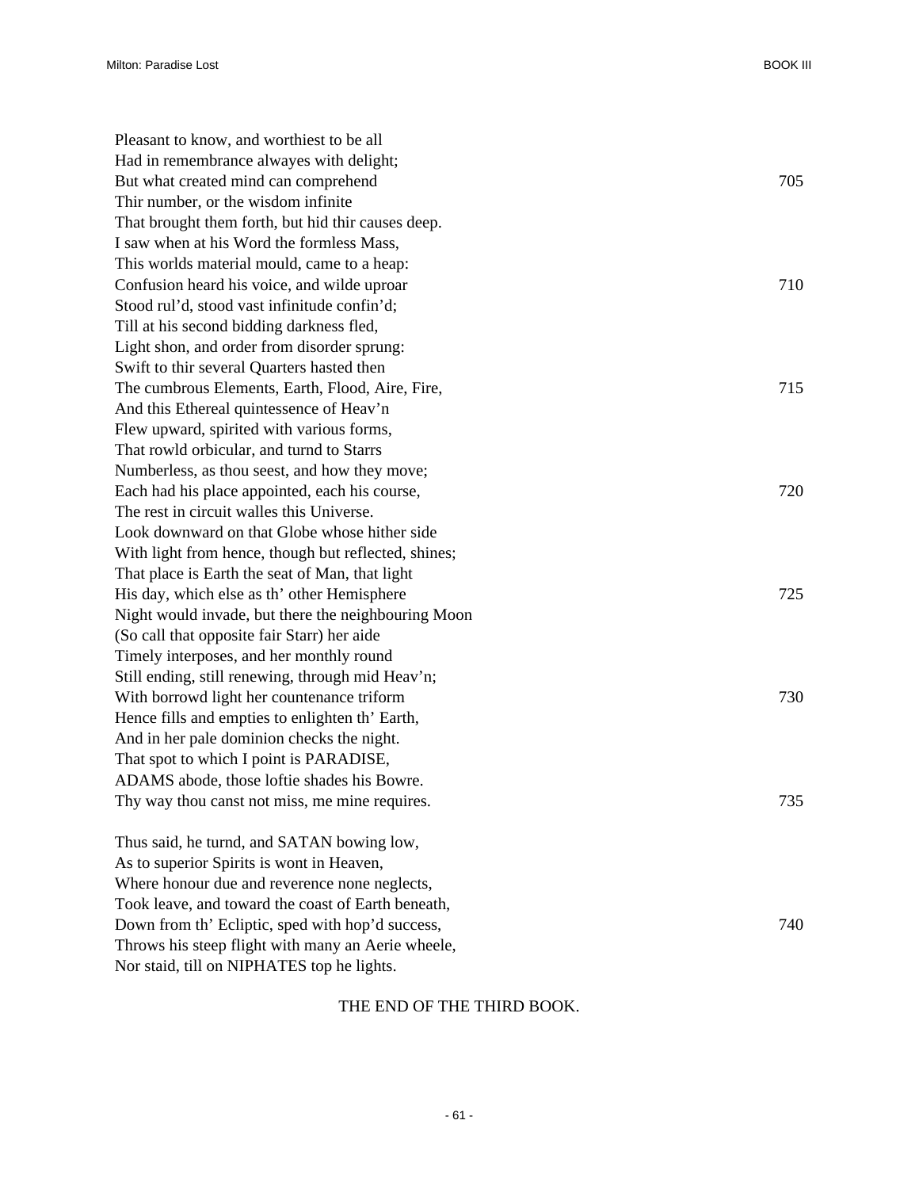Pleasant to know, and worthiest to be all
Had in remembrance alwayes with delight;
But what created mind can comprehend 705
Thir number, or the wisdom infinite
That brought them forth, but hid thir causes deep.
I saw when at his Word the formless Mass,
This worlds material mould, came to a heap:
Confusion heard his voice, and wilde uproar 710
Stood rul'd, stood vast infinitude confin'd;
Till at his second bidding darkness fled,
Light shon, and order from disorder sprung:
Swift to thir several Quarters hasted then
The cumbrous Elements, Earth, Flood, Aire, Fire, 715
And this Ethereal quintessence of Heav'n
Flew upward, spirited with various forms,
That rowld orbicular, and turnd to Starrs
Numberless, as thou seest, and how they move;
Each had his place appointed, each his course, 720
The rest in circuit walles this Universe.
Look downward on that Globe whose hither side
With light from hence, though but reflected, shines;
That place is Earth the seat of Man, that light
His day, which else as th' other Hemisphere 725
Night would invade, but there the neighbouring Moon
(So call that opposite fair Starr) her aide
Timely interposes, and her monthly round
Still ending, still renewing, through mid Heav'n;
With borrowd light her countenance triform 730
Hence fills and empties to enlighten th' Earth,
And in her pale dominion checks the night.
That spot to which I point is PARADISE,
ADAMS abode, those loftie shades his Bowre.
Thy way thou canst not miss, me mine requires. 735

Thus said, he turnd, and SATAN bowing low,
As to superior Spirits is wont in Heaven,
Where honour due and reverence none neglects,
Took leave, and toward the coast of Earth beneath,
Down from th' Ecliptic, sped with hop'd success, 740
Throws his steep flight with many an Aerie wheele,
Nor staid, till on NIPHATES top he lights.

THE END OF THE THIRD BOOK.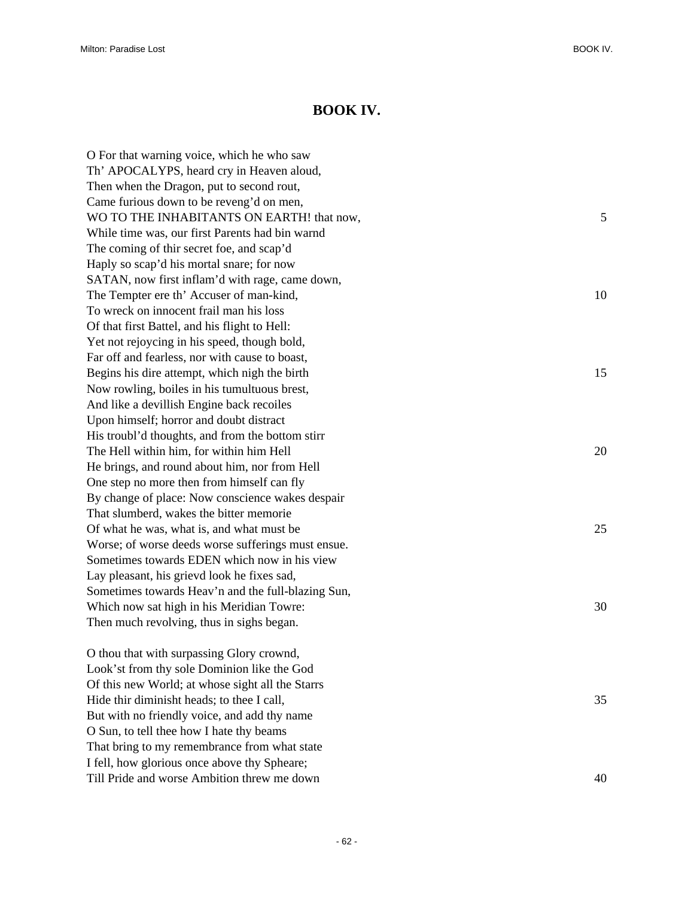# BOOK IV.

O For that warning voice, which he who saw  
Th' APOCALYPS, heard cry in Heaven aloud,  
Then when the Dragon, put to second rout,  
Came furious down to be reveng'd on men,  
WO TO THE INHABITANTS ON EARTH! that now, 5  
While time was, our first Parents had bin warnd  
The coming of thir secret foe, and scap'd  
Haply so scap'd his mortal snare; for now  
SATAN, now first inflam'd with rage, came down,  
The Tempter ere th' Accuser of man-kind, 10  
To wreck on innocent frail man his loss  
Of that first Battel, and his flight to Hell:  
Yet not rejoycing in his speed, though bold,  
Far off and fearless, nor with cause to boast,  
Begins his dire attempt, which nigh the birth 15  
Now rowling, boiles in his tumultuous brest,  
And like a devillish Engine back recoiles  
Upon himself; horror and doubt distract  
His troubl'd thoughts, and from the bottom stirr  
The Hell within him, for within him Hell 20  
He brings, and round about him, nor from Hell  
One step no more then from himself can fly  
By change of place: Now conscience wakes despair  
That slumberd, wakes the bitter memorie  
Of what he was, what is, and what must be 25  
Worse; of worse deeds worse sufferings must ensue.  
Sometimes towards EDEN which now in his view  
Lay pleasant, his grievd look he fixes sad,  
Sometimes towards Heav'n and the full-blazing Sun,  
Which now sat high in his Meridian Towre: 30  
Then much revolving, thus in sighs began.

O thou that with surpassing Glory crownd,  
Look'st from thy sole Dominion like the God  
Of this new World; at whose sight all the Starrs  
Hide thir diminisht heads; to thee I call, 35  
But with no friendly voice, and add thy name  
O Sun, to tell thee how I hate thy beams  
That bring to my remembrance from what state  
I fell, how glorious once above thy Spheare;  
Till Pride and worse Ambition threw me down 40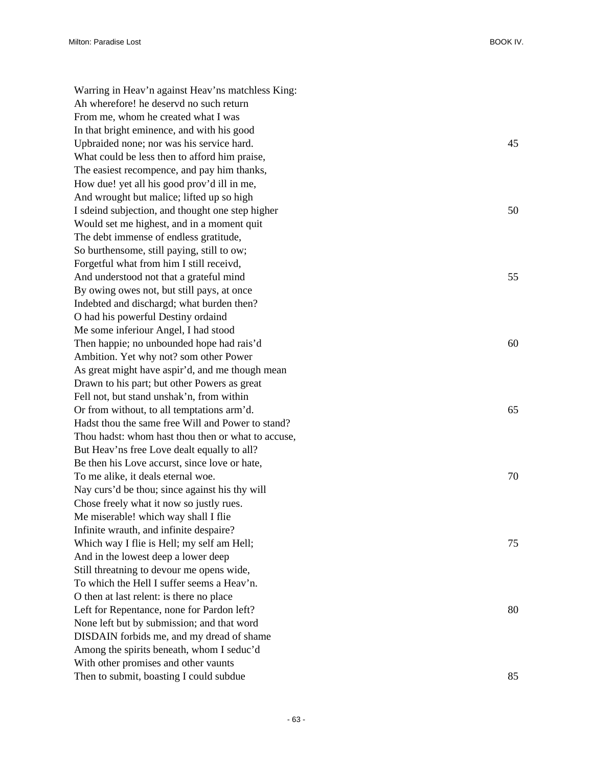Warring in Heav'n against Heav'ns matchless King:  
Ah wherefore! he deservd no such return  
From me, whom he created what I was  
In that bright eminence, and with his good  
Upbraided none; nor was his service hard. 45  
What could be less then to afford him praise,  
The easiest recompence, and pay him thanks,  
How due! yet all his good prov'd ill in me,  
And wrought but malice; lifted up so high  
I sdeind subjection, and thought one step higher 50  
Would set me highest, and in a moment quit  
The debt immense of endless gratitude,  
So burthensome, still paying, still to ow;  
Forgetful what from him I still receivd,  
And understood not that a grateful mind 55  
By owing owes not, but still pays, at once  
Indebted and dischargd; what burden then?  
O had his powerful Destiny ordaind  
Me some inferiour Angel, I had stood  
Then happie; no unbounded hope had rais'd 60  
Ambition. Yet why not? som other Power  
As great might have aspir'd, and me though mean  
Drawn to his part; but other Powers as great  
Fell not, but stand unshak'n, from within  
Or from without, to all temptations arm'd. 65  
Hadst thou the same free Will and Power to stand?  
Thou hadst: whom hast thou then or what to accuse,  
But Heav'ns free Love dealt equally to all?  
Be then his Love accurst, since love or hate,  
To me alike, it deals eternal woe. 70  
Nay curs'd be thou; since against his thy will  
Chose freely what it now so justly rues.  
Me miserable! which way shall I flie  
Infinite wrauth, and infinite despaire?  
Which way I flie is Hell; my self am Hell; 75  
And in the lowest deep a lower deep  
Still threatning to devour me opens wide,  
To which the Hell I suffer seems a Heav'n.  
O then at last relent: is there no place  
Left for Repentance, none for Pardon left? 80  
None left but by submission; and that word  
DISDAIN forbids me, and my dread of shame  
Among the spirits beneath, whom I seduc'd  
With other promises and other vaunts  
Then to submit, boasting I could subdue 85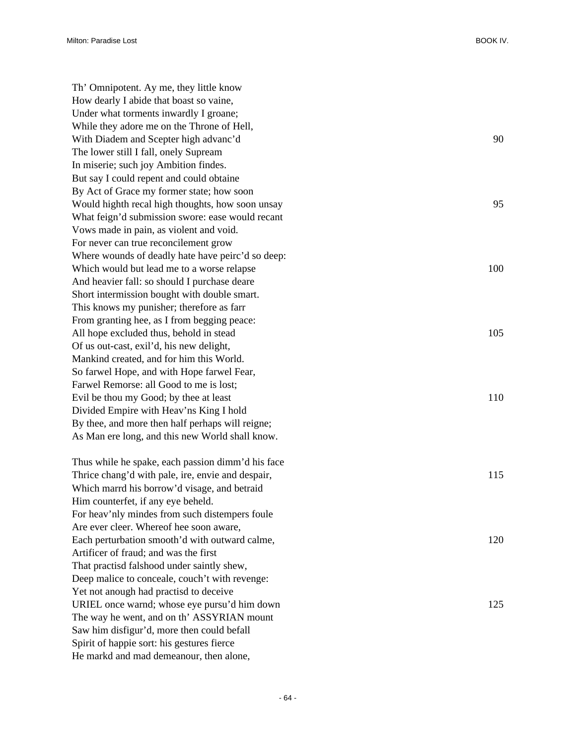Th' Omnipotent. Ay me, they little know  
How dearly I abide that boast so vaine,  
Under what torments inwardly I groane;  
While they adore me on the Throne of Hell,  
With Diadem and Scepter high advanc'd 90  
The lower still I fall, onely Supream  
In miserie; such joy Ambition findes.  
But say I could repent and could obtaine  
By Act of Grace my former state; how soon  
Would highth recal high thoughts, how soon unsay 95  
What feign'd submission swore: ease would recant  
Vows made in pain, as violent and void.  
For never can true reconcilement grow  
Where wounds of deadly hate have peirc'd so deep:  
Which would but lead me to a worse relapse 100  
And heavier fall: so should I purchase deare  
Short intermission bought with double smart.  
This knows my punisher; therefore as farr  
From granting hee, as I from begging peace:  
All hope excluded thus, behold in stead 105  
Of us out-cast, exil'd, his new delight,  
Mankind created, and for him this World.  
So farwel Hope, and with Hope farwel Fear,  
Farwel Remorse: all Good to me is lost;  
Evil be thou my Good; by thee at least 110  
Divided Empire with Heav'ns King I hold  
By thee, and more then half perhaps will reigne;  
As Man ere long, and this new World shall know.

Thus while he spake, each passion dimm'd his face  
Thrice chang'd with pale, ire, envie and despair, 115  
Which marrd his borrow'd visage, and betraid  
Him counterfet, if any eye beheld.  
For heav'nly mindes from such distempers foule  
Are ever cleer. Whereof hee soon aware,  
Each perturbation smooth'd with outward calme, 120  
Artificer of fraud; and was the first  
That practisd falshood under saintly shew,  
Deep malice to conceale, couch't with revenge:  
Yet not anough had practisd to deceive  
URIEL once warnd; whose eye pursu'd him down 125  
The way he went, and on th' ASSYRIAN mount  
Saw him disfigur'd, more then could befall  
Spirit of happie sort: his gestures fierce  
He markd and mad demeanour, then alone,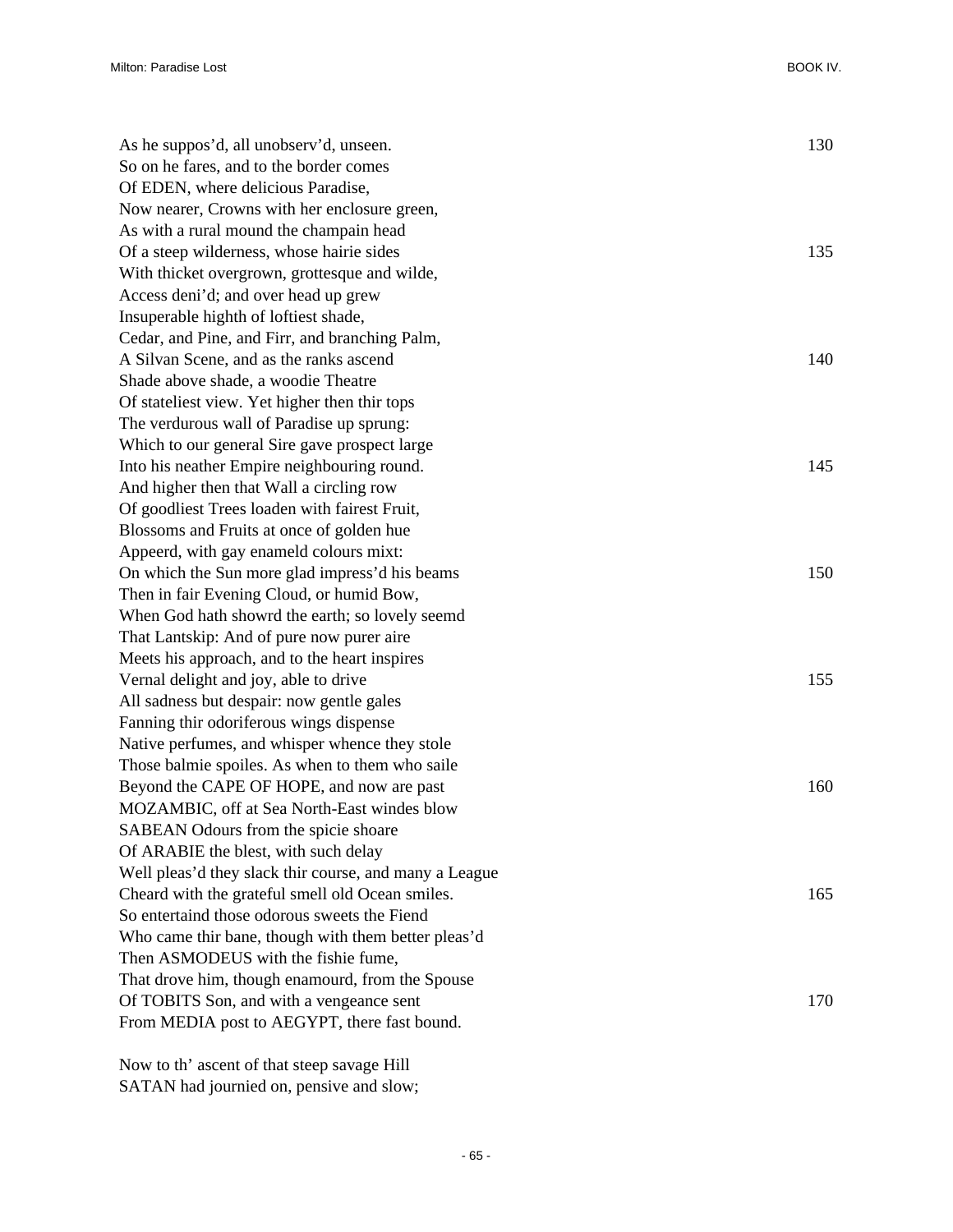As he suppos'd, all unobserv'd, unseen. 130
So on he fares, and to the border comes
Of EDEN, where delicious Paradise,
Now nearer, Crowns with her enclosure green,
As with a rural mound the champain head
Of a steep wilderness, whose hairie sides 135
With thicket overgrown, grottesque and wilde,
Access deni'd; and over head up grew
Insuperable highth of loftiest shade,
Cedar, and Pine, and Firr, and branching Palm,
A Silvan Scene, and as the ranks ascend 140
Shade above shade, a woodie Theatre
Of stateliest view. Yet higher then thir tops
The verdurous wall of Paradise up sprung:
Which to our general Sire gave prospect large
Into his neather Empire neighbouring round. 145
And higher then that Wall a circling row
Of goodliest Trees loaden with fairest Fruit,
Blossoms and Fruits at once of golden hue
Appeerd, with gay enameld colours mixt:
On which the Sun more glad impress'd his beams 150
Then in fair Evening Cloud, or humid Bow,
When God hath showrd the earth; so lovely seemd
That Lantskip: And of pure now purer aire
Meets his approach, and to the heart inspires
Vernal delight and joy, able to drive 155
All sadness but despair: now gentle gales
Fanning thir odoriferous wings dispense
Native perfumes, and whisper whence they stole
Those balmie spoiles. As when to them who saile
Beyond the CAPE OF HOPE, and now are past 160
MOZAMBIC, off at Sea North-East windes blow
SABEAN Odours from the spicie shoare
Of ARABIE the blest, with such delay
Well pleas'd they slack thir course, and many a League
Cheard with the grateful smell old Ocean smiles. 165
So entertaind those odorous sweets the Fiend
Who came thir bane, though with them better pleas'd
Then ASMODEUS with the fishie fume,
That drove him, though enamourd, from the Spouse
Of TOBITS Son, and with a vengeance sent 170
From MEDIA post to AEGYPT, there fast bound.

Now to th' ascent of that steep savage Hill
SATAN had journied on, pensive and slow;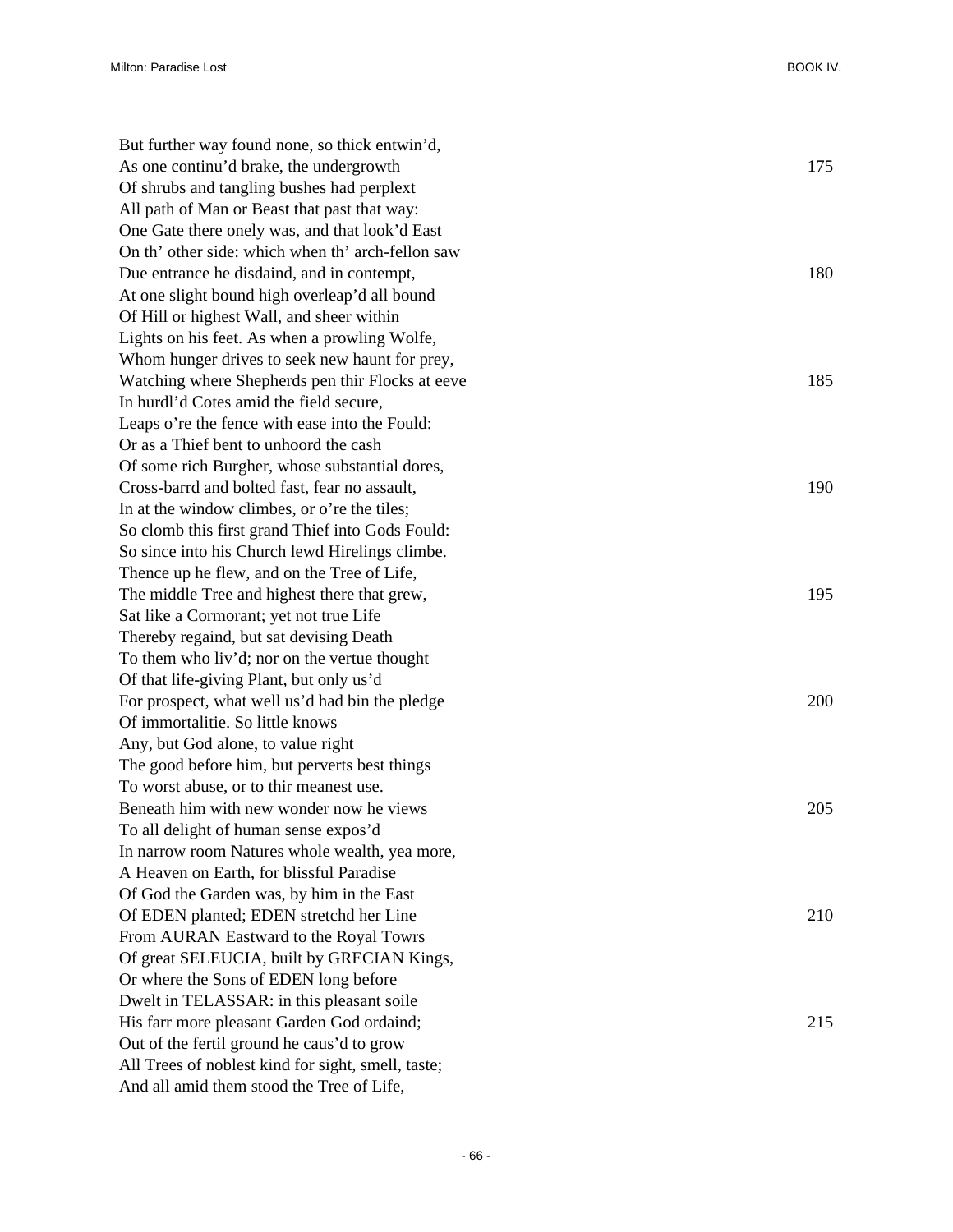But further way found none, so thick entwin'd,  
As one continu'd brake, the undergrowth  175  
Of shrubs and tangling bushes had perplext  
All path of Man or Beast that past that way:  
One Gate there onely was, and that look'd East  
On th' other side: which when th' arch-fellon saw  
Due entrance he disdaind, and in contempt,  180  
At one slight bound high overleap'd all bound  
Of Hill or highest Wall, and sheer within  
Lights on his feet. As when a prowling Wolfe,  
Whom hunger drives to seek new haunt for prey,  
Watching where Shepherds pen thir Flocks at eeve  185  
In hurdl'd Cotes amid the field secure,  
Leaps o're the fence with ease into the Fould:  
Or as a Thief bent to unhoord the cash  
Of some rich Burgher, whose substantial dores,  
Cross-barrd and bolted fast, fear no assault,  190  
In at the window climbes, or o're the tiles;  
So clomb this first grand Thief into Gods Fould:  
So since into his Church lewd Hirelings climbe.  
Thence up he flew, and on the Tree of Life,  
The middle Tree and highest there that grew,  195  
Sat like a Cormorant; yet not true Life  
Thereby regaind, but sat devising Death  
To them who liv'd; nor on the vertue thought  
Of that life-giving Plant, but only us'd  
For prospect, what well us'd had bin the pledge  200  
Of immortalitie. So little knows  
Any, but God alone, to value right  
The good before him, but perverts best things  
To worst abuse, or to thir meanest use.  
Beneath him with new wonder now he views  205  
To all delight of human sense expos'd  
In narrow room Natures whole wealth, yea more,  
A Heaven on Earth, for blissful Paradise  
Of God the Garden was, by him in the East  
Of EDEN planted; EDEN stretchd her Line  210  
From AURAN Eastward to the Royal Towrs  
Of great SELEUCIA, built by GRECIAN Kings,  
Or where the Sons of EDEN long before  
Dwelt in TELASSAR: in this pleasant soile  
His farr more pleasant Garden God ordaind;  215  
Out of the fertil ground he caus'd to grow  
All Trees of noblest kind for sight, smell, taste;  
And all amid them stood the Tree of Life,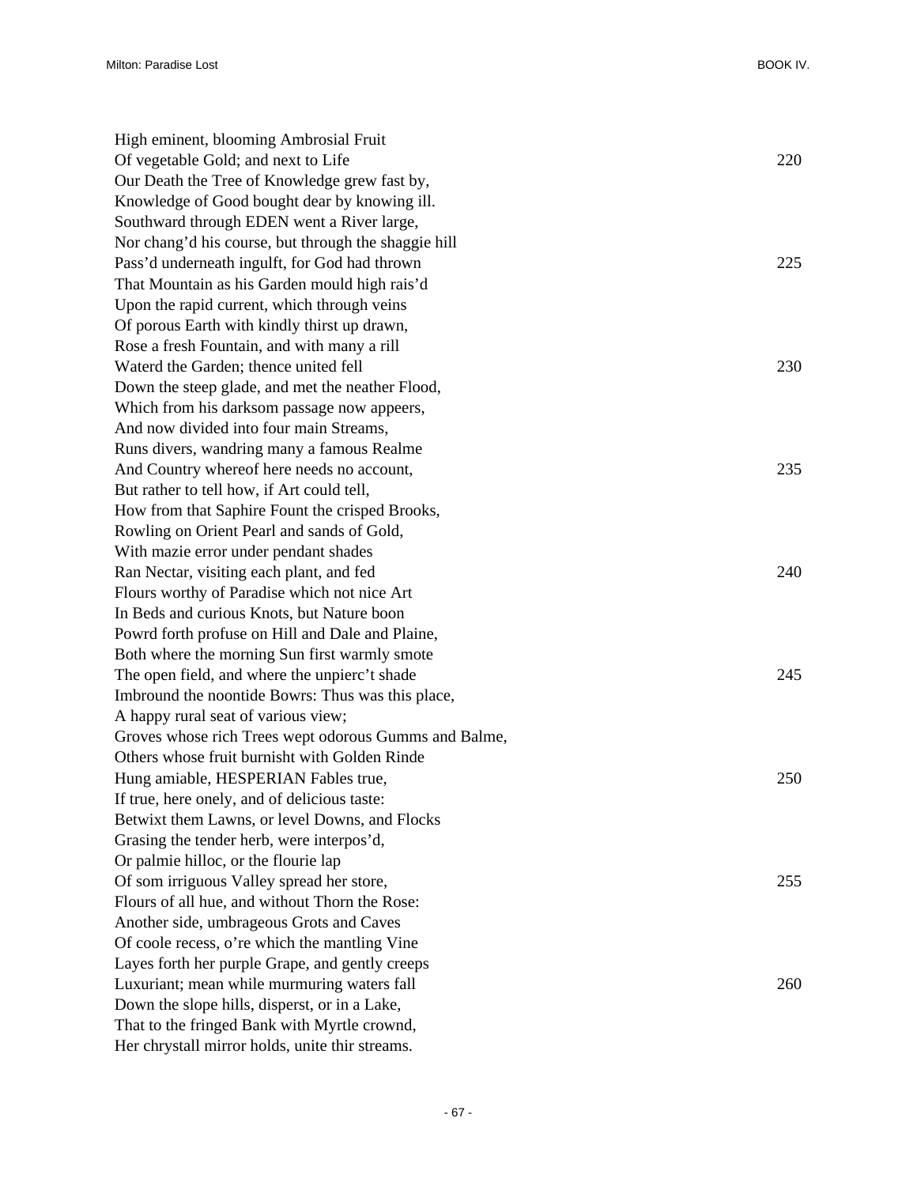High eminent, blooming Ambrosial Fruit
Of vegetable Gold; and next to Life 220
Our Death the Tree of Knowledge grew fast by,
Knowledge of Good bought dear by knowing ill.
Southward through EDEN went a River large,
Nor chang'd his course, but through the shaggie hill
Pass'd underneath ingulft, for God had thrown 225
That Mountain as his Garden mould high rais'd
Upon the rapid current, which through veins
Of porous Earth with kindly thirst up drawn,
Rose a fresh Fountain, and with many a rill
Waterd the Garden; thence united fell 230
Down the steep glade, and met the neather Flood,
Which from his darksom passage now appeers,
And now divided into four main Streams,
Runs divers, wandring many a famous Realme
And Country whereof here needs no account, 235
But rather to tell how, if Art could tell,
How from that Saphire Fount the crisped Brooks,
Rowling on Orient Pearl and sands of Gold,
With mazie error under pendant shades
Ran Nectar, visiting each plant, and fed 240
Flours worthy of Paradise which not nice Art
In Beds and curious Knots, but Nature boon
Powrd forth profuse on Hill and Dale and Plaine,
Both where the morning Sun first warmly smote
The open field, and where the unpierc't shade 245
Imbround the noontide Bowrs: Thus was this place,
A happy rural seat of various view;
Groves whose rich Trees wept odorous Gumms and Balme,
Others whose fruit burnisht with Golden Rinde
Hung amiable, HESPERIAN Fables true, 250
If true, here onely, and of delicious taste:
Betwixt them Lawns, or level Downs, and Flocks
Grasing the tender herb, were interpos'd,
Or palmie hilloc, or the flourie lap
Of som irriguous Valley spread her store, 255
Flours of all hue, and without Thorn the Rose:
Another side, umbrageous Grots and Caves
Of coole recess, o're which the mantling Vine
Layes forth her purple Grape, and gently creeps
Luxuriant; mean while murmuring waters fall 260
Down the slope hills, disperst, or in a Lake,
That to the fringed Bank with Myrtle crownd,
Her chrystall mirror holds, unite thir streams.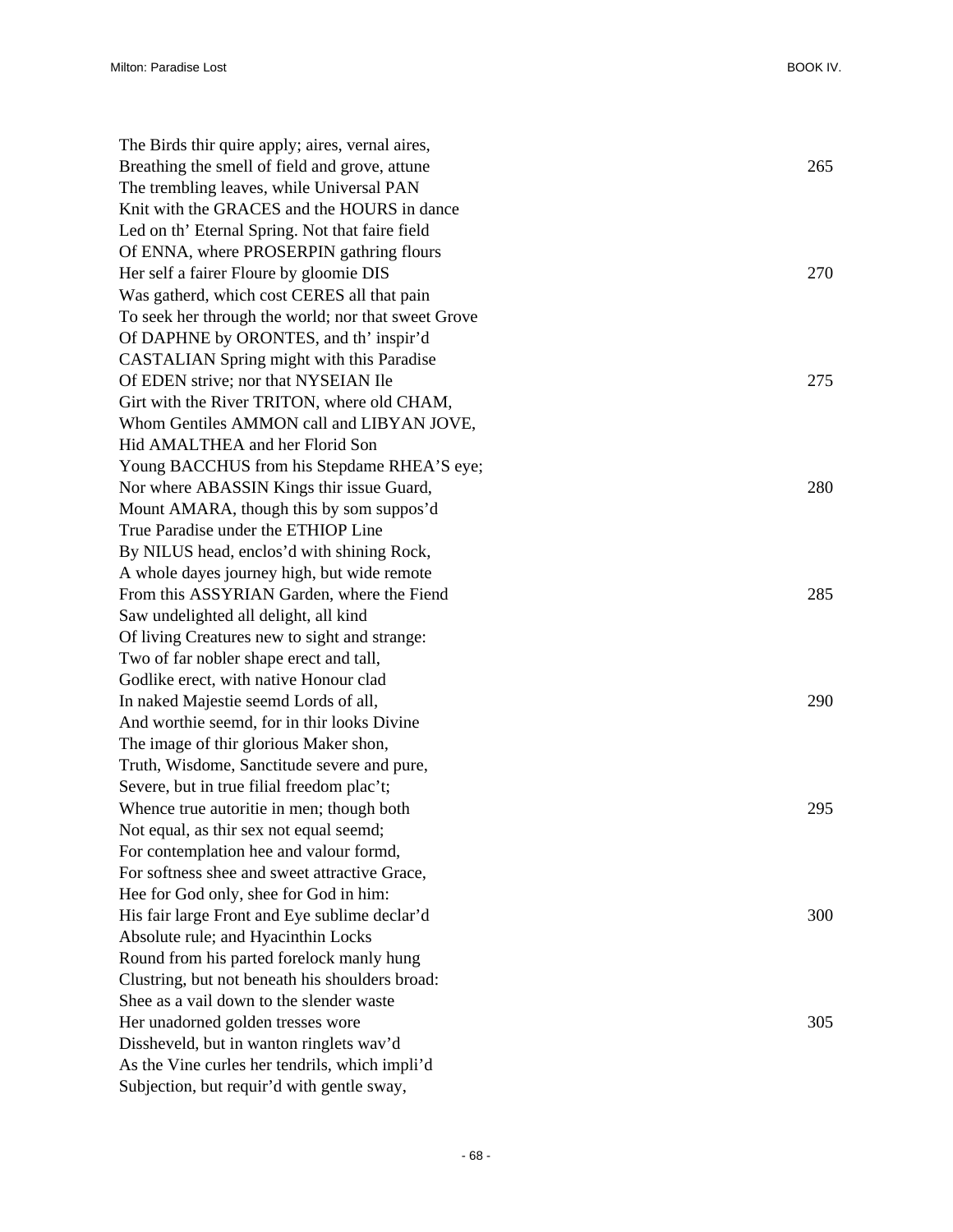The Birds thir quire apply; aires, vernal aires,
Breathing the smell of field and grove, attune 265
The trembling leaves, while Universal PAN
Knit with the GRACES and the HOURS in dance
Led on th' Eternal Spring. Not that faire field
Of ENNA, where PROSERPIN gathring flours
Her self a fairer Floure by gloomie DIS 270
Was gatherd, which cost CERES all that pain
To seek her through the world; nor that sweet Grove
Of DAPHNE by ORONTES, and th' inspir'd
CASTALIAN Spring might with this Paradise
Of EDEN strive; nor that NYSEIAN Ile 275
Girt with the River TRITON, where old CHAM,
Whom Gentiles AMMON call and LIBYAN JOVE,
Hid AMALTHEA and her Florid Son
Young BACCHUS from his Stepdame RHEA'S eye;
Nor where ABASSIN Kings thir issue Guard, 280
Mount AMARA, though this by som suppos'd
True Paradise under the ETHIOP Line
By NILUS head, enclos'd with shining Rock,
A whole dayes journey high, but wide remote
From this ASSYRIAN Garden, where the Fiend 285
Saw undelighted all delight, all kind
Of living Creatures new to sight and strange:
Two of far nobler shape erect and tall,
Godlike erect, with native Honour clad
In naked Majestie seemd Lords of all, 290
And worthie seemd, for in thir looks Divine
The image of thir glorious Maker shon,
Truth, Wisdome, Sanctitude severe and pure,
Severe, but in true filial freedom plac't;
Whence true autoritie in men; though both 295
Not equal, as thir sex not equal seemd;
For contemplation hee and valour formd,
For softness shee and sweet attractive Grace,
Hee for God only, shee for God in him:
His fair large Front and Eye sublime declar'd 300
Absolute rule; and Hyacinthin Locks
Round from his parted forelock manly hung
Clustring, but not beneath his shoulders broad:
Shee as a vail down to the slender waste
Her unadorned golden tresses wore 305
Dissheveld, but in wanton ringlets wav'd
As the Vine curles her tendrils, which impli'd
Subjection, but requir'd with gentle sway,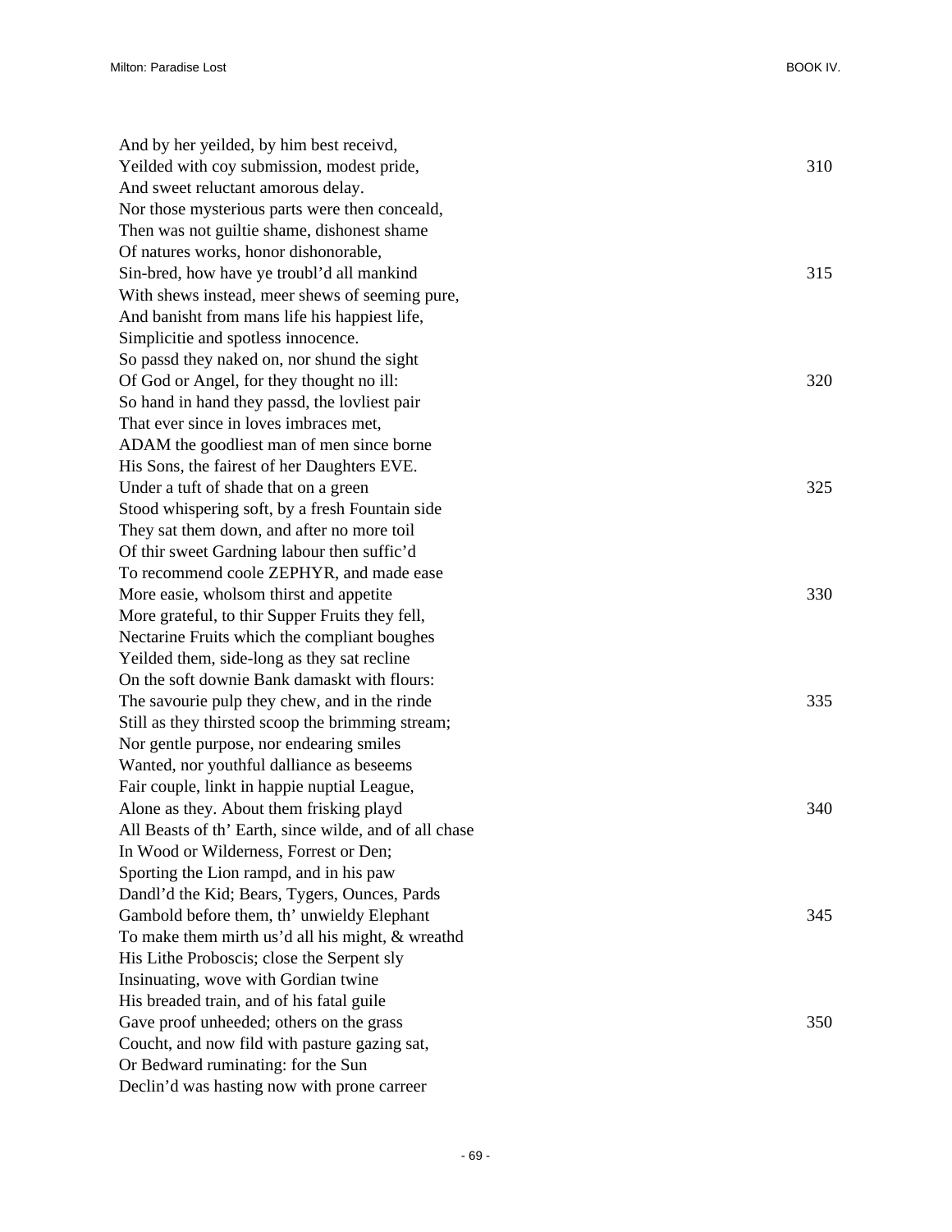And by her yeilded, by him best receivd,
Yeilded with coy submission, modest pride, 310
And sweet reluctant amorous delay.
Nor those mysterious parts were then conceald,
Then was not guiltie shame, dishonest shame
Of natures works, honor dishonorable,
Sin-bred, how have ye troubl'd all mankind 315
With shews instead, meer shews of seeming pure,
And banisht from mans life his happiest life,
Simplicitie and spotless innocence.
So passd they naked on, nor shund the sight
Of God or Angel, for they thought no ill: 320
So hand in hand they passd, the lovliest pair
That ever since in loves imbraces met,
ADAM the goodliest man of men since borne
His Sons, the fairest of her Daughters EVE.
Under a tuft of shade that on a green 325
Stood whispering soft, by a fresh Fountain side
They sat them down, and after no more toil
Of thir sweet Gardning labour then suffic'd
To recommend coole ZEPHYR, and made ease
More easie, wholsom thirst and appetite 330
More grateful, to thir Supper Fruits they fell,
Nectarine Fruits which the compliant boughes
Yeilded them, side-long as they sat recline
On the soft downie Bank damaskt with flours:
The savourie pulp they chew, and in the rinde 335
Still as they thirsted scoop the brimming stream;
Nor gentle purpose, nor endearing smiles
Wanted, nor youthful dalliance as beseems
Fair couple, linkt in happie nuptial League,
Alone as they. About them frisking playd 340
All Beasts of th' Earth, since wilde, and of all chase
In Wood or Wilderness, Forrest or Den;
Sporting the Lion rampd, and in his paw
Dandl'd the Kid; Bears, Tygers, Ounces, Pards
Gambold before them, th' unwieldy Elephant 345
To make them mirth us'd all his might, & wreathd
His Lithe Proboscis; close the Serpent sly
Insinuating, wove with Gordian twine
His breaded train, and of his fatal guile
Gave proof unheeded; others on the grass 350
Coucht, and now fild with pasture gazing sat,
Or Bedward ruminating: for the Sun
Declin'd was hasting now with prone carreer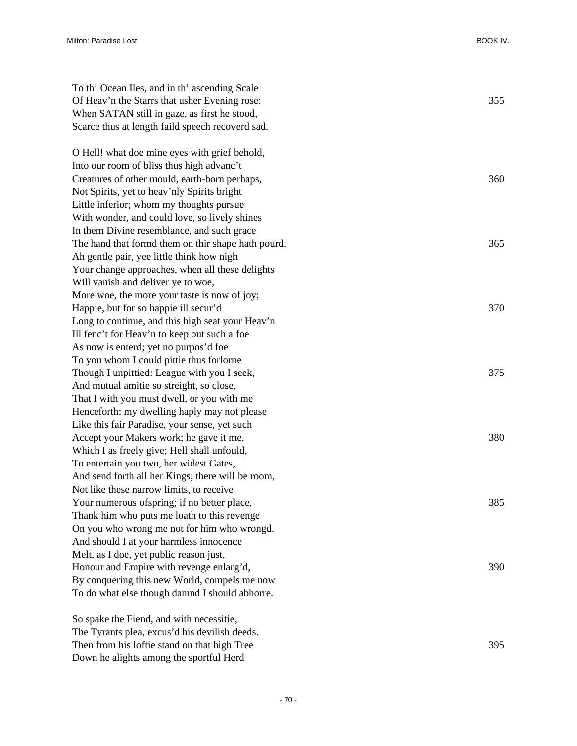To th' Ocean Iles, and in th' ascending Scale
Of Heav'n the Starrs that usher Evening rose: 355
When SATAN still in gaze, as first he stood,
Scarce thus at length faild speech recoverd sad.

O Hell! what doe mine eyes with grief behold,
Into our room of bliss thus high advanc't
Creatures of other mould, earth-born perhaps, 360
Not Spirits, yet to heav'nly Spirits bright
Little inferior; whom my thoughts pursue
With wonder, and could love, so lively shines
In them Divine resemblance, and such grace
The hand that formd them on thir shape hath pourd. 365
Ah gentle pair, yee little think how nigh
Your change approaches, when all these delights
Will vanish and deliver ye to woe,
More woe, the more your taste is now of joy;
Happie, but for so happie ill secur'd 370
Long to continue, and this high seat your Heav'n
Ill fenc't for Heav'n to keep out such a foe
As now is enterd; yet no purpos'd foe
To you whom I could pittie thus forlorne
Though I unpittied: League with you I seek, 375
And mutual amitie so streight, so close,
That I with you must dwell, or you with me
Henceforth; my dwelling haply may not please
Like this fair Paradise, your sense, yet such
Accept your Makers work; he gave it me, 380
Which I as freely give; Hell shall unfould,
To entertain you two, her widest Gates,
And send forth all her Kings; there will be room,
Not like these narrow limits, to receive
Your numerous ofspring; if no better place, 385
Thank him who puts me loath to this revenge
On you who wrong me not for him who wrongd.
And should I at your harmless innocence
Melt, as I doe, yet public reason just,
Honour and Empire with revenge enlarg'd, 390
By conquering this new World, compels me now
To do what else though damnd I should abhorre.

So spake the Fiend, and with necessitie,
The Tyrants plea, excus'd his devilish deeds.
Then from his loftie stand on that high Tree 395
Down he alights among the sportful Herd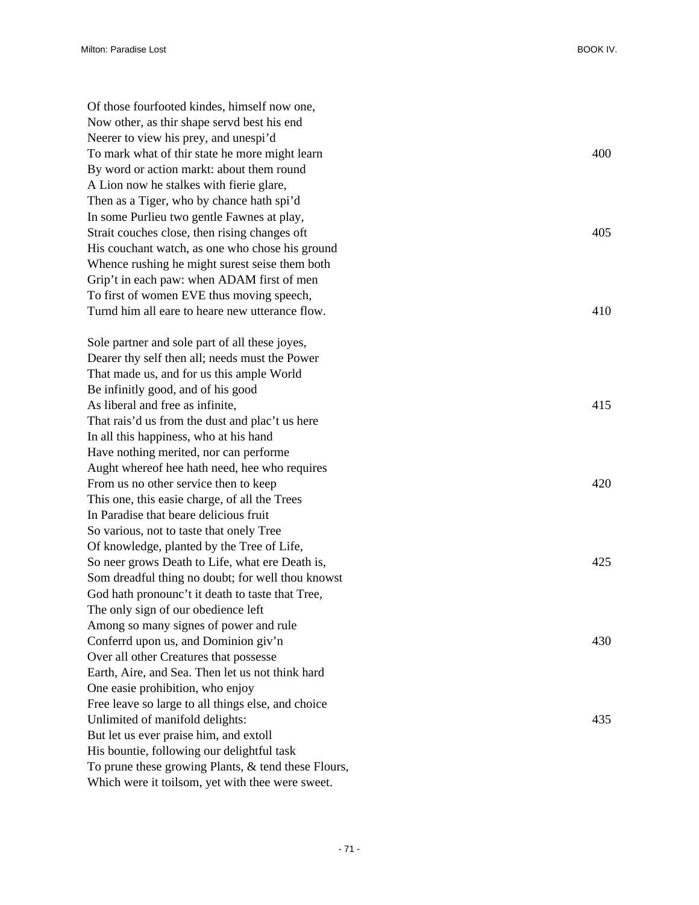Of those fourfooted kindes, himself now one,  
Now other, as thir shape servd best his end  
Neerer to view his prey, and unespi'd  
To mark what of thir state he more might learn  400  
By word or action markt: about them round  
A Lion now he stalkes with fierie glare,  
Then as a Tiger, who by chance hath spi'd  
In some Purlieu two gentle Fawnes at play,  
Strait couches close, then rising changes oft  405  
His couchant watch, as one who chose his ground  
Whence rushing he might surest seise them both  
Grip't in each paw: when ADAM first of men  
To first of women EVE thus moving speech,  
Turnd him all eare to heare new utterance flow.  410

Sole partner and sole part of all these joyes,  
Dearer thy self then all; needs must the Power  
That made us, and for us this ample World  
Be infinitly good, and of his good  
As liberal and free as infinite,  415  
That rais'd us from the dust and plac't us here  
In all this happiness, who at his hand  
Have nothing merited, nor can performe  
Aught whereof hee hath need, hee who requires  
From us no other service then to keep  420  
This one, this easie charge, of all the Trees  
In Paradise that beare delicious fruit  
So various, not to taste that onely Tree  
Of knowledge, planted by the Tree of Life,  
So neer grows Death to Life, what ere Death is,  425  
Som dreadful thing no doubt; for well thou knowst  
God hath pronounc't it death to taste that Tree,  
The only sign of our obedience left  
Among so many signes of power and rule  
Conferrd upon us, and Dominion giv'n  430  
Over all other Creatures that possesse  
Earth, Aire, and Sea. Then let us not think hard  
One easie prohibition, who enjoy  
Free leave so large to all things else, and choice  
Unlimited of manifold delights:  435  
But let us ever praise him, and extoll  
His bountie, following our delightful task  
To prune these growing Plants, & tend these Flours,  
Which were it toilsom, yet with thee were sweet.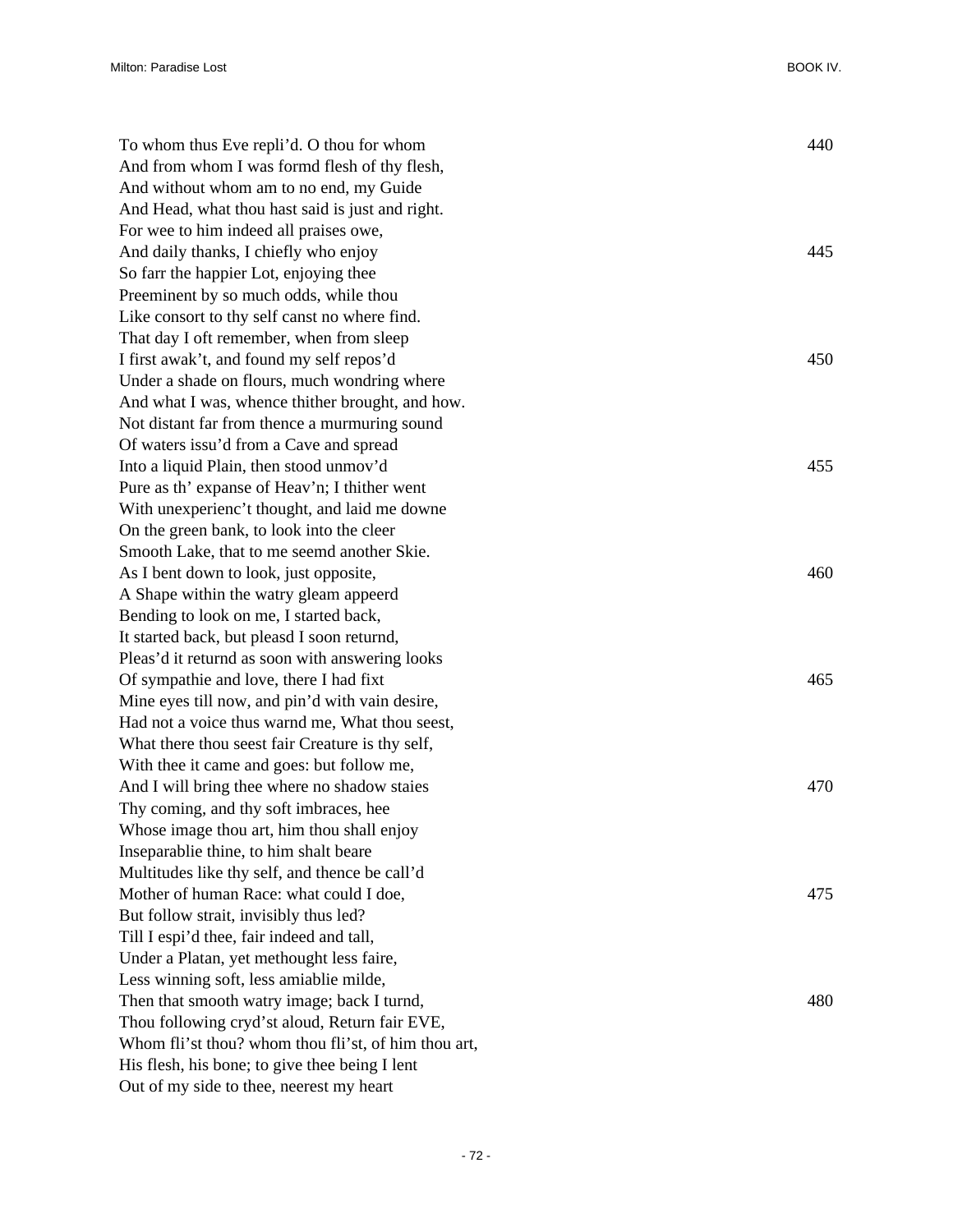To whom thus Eve repli'd. O thou for whom 440
And from whom I was formd flesh of thy flesh,
And without whom am to no end, my Guide
And Head, what thou hast said is just and right.
For wee to him indeed all praises owe,
And daily thanks, I chiefly who enjoy 445
So farr the happier Lot, enjoying thee
Preeminent by so much odds, while thou
Like consort to thy self canst no where find.
That day I oft remember, when from sleep
I first awak't, and found my self repos'd 450
Under a shade on flours, much wondring where
And what I was, whence thither brought, and how.
Not distant far from thence a murmuring sound
Of waters issu'd from a Cave and spread
Into a liquid Plain, then stood unmov'd 455
Pure as th' expanse of Heav'n; I thither went
With unexperienc't thought, and laid me downe
On the green bank, to look into the cleer
Smooth Lake, that to me seemd another Skie.
As I bent down to look, just opposite, 460
A Shape within the watry gleam appeerd
Bending to look on me, I started back,
It started back, but pleasd I soon returnd,
Pleas'd it returnd as soon with answering looks
Of sympathie and love, there I had fixt 465
Mine eyes till now, and pin'd with vain desire,
Had not a voice thus warnd me, What thou seest,
What there thou seest fair Creature is thy self,
With thee it came and goes: but follow me,
And I will bring thee where no shadow staies 470
Thy coming, and thy soft imbraces, hee
Whose image thou art, him thou shall enjoy
Inseparablie thine, to him shalt beare
Multitudes like thy self, and thence be call'd
Mother of human Race: what could I doe, 475
But follow strait, invisibly thus led?
Till I espi'd thee, fair indeed and tall,
Under a Platan, yet methought less faire,
Less winning soft, less amiablie milde,
Then that smooth watry image; back I turnd, 480
Thou following cryd'st aloud, Return fair EVE,
Whom fli'st thou? whom thou fli'st, of him thou art,
His flesh, his bone; to give thee being I lent
Out of my side to thee, neerest my heart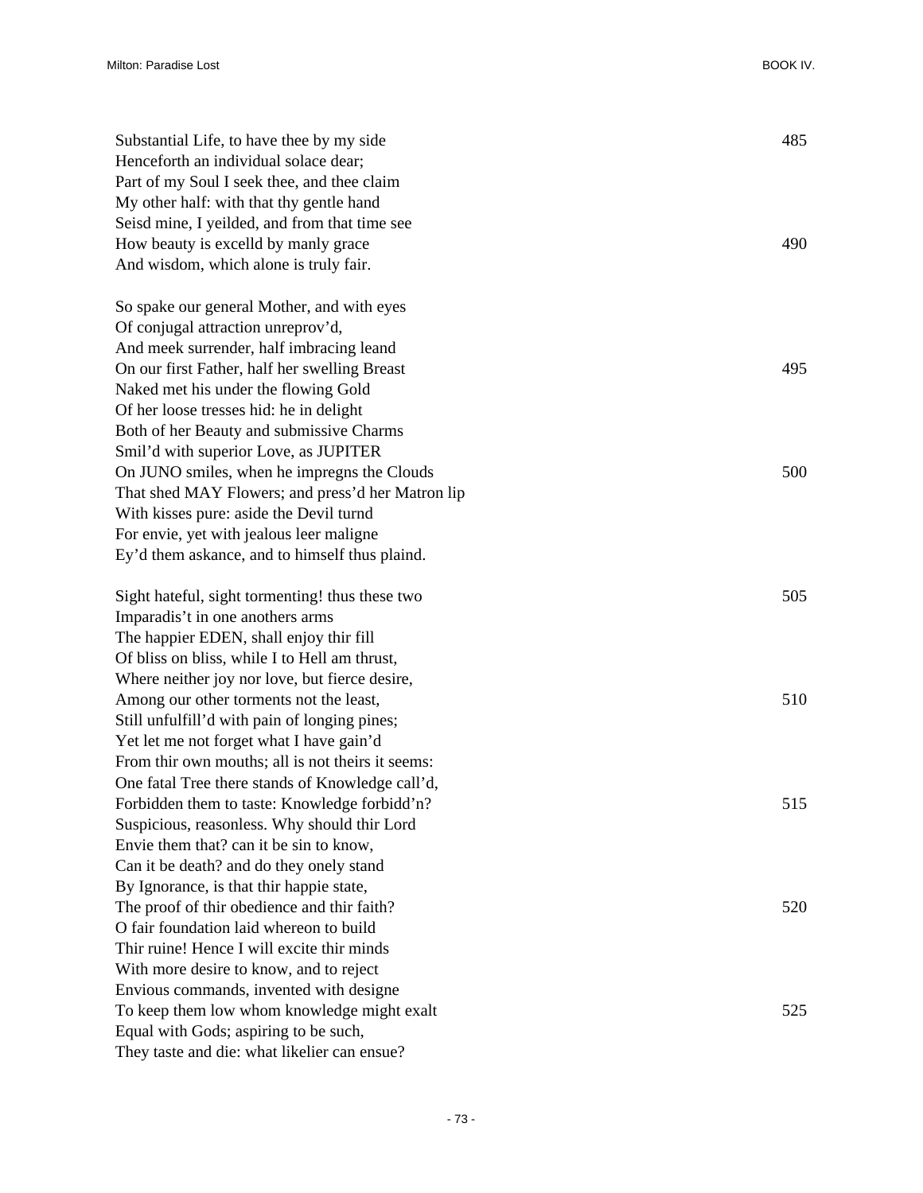Substantial Life, to have thee by my side 485
Henceforth an individual solace dear;
Part of my Soul I seek thee, and thee claim
My other half: with that thy gentle hand
Seisd mine, I yeilded, and from that time see
How beauty is excelld by manly grace 490
And wisdom, which alone is truly fair.

So spake our general Mother, and with eyes
Of conjugal attraction unreprov'd,
And meek surrender, half imbracing leand
On our first Father, half her swelling Breast 495
Naked met his under the flowing Gold
Of her loose tresses hid: he in delight
Both of her Beauty and submissive Charms
Smil'd with superior Love, as JUPITER
On JUNO smiles, when he impregns the Clouds 500
That shed MAY Flowers; and press'd her Matron lip
With kisses pure: aside the Devil turnd
For envie, yet with jealous leer maligne
Ey'd them askance, and to himself thus plaind.

Sight hateful, sight tormenting! thus these two 505
Imparadis't in one anothers arms
The happier EDEN, shall enjoy thir fill
Of bliss on bliss, while I to Hell am thrust,
Where neither joy nor love, but fierce desire,
Among our other torments not the least, 510
Still unfulfill'd with pain of longing pines;
Yet let me not forget what I have gain'd
From thir own mouths; all is not theirs it seems:
One fatal Tree there stands of Knowledge call'd,
Forbidden them to taste: Knowledge forbidd'n? 515
Suspicious, reasonless. Why should thir Lord
Envie them that? can it be sin to know,
Can it be death? and do they onely stand
By Ignorance, is that thir happie state,
The proof of thir obedience and thir faith? 520
O fair foundation laid whereon to build
Thir ruine! Hence I will excite thir minds
With more desire to know, and to reject
Envious commands, invented with designe
To keep them low whom knowledge might exalt 525
Equal with Gods; aspiring to be such,
They taste and die: what likelier can ensue?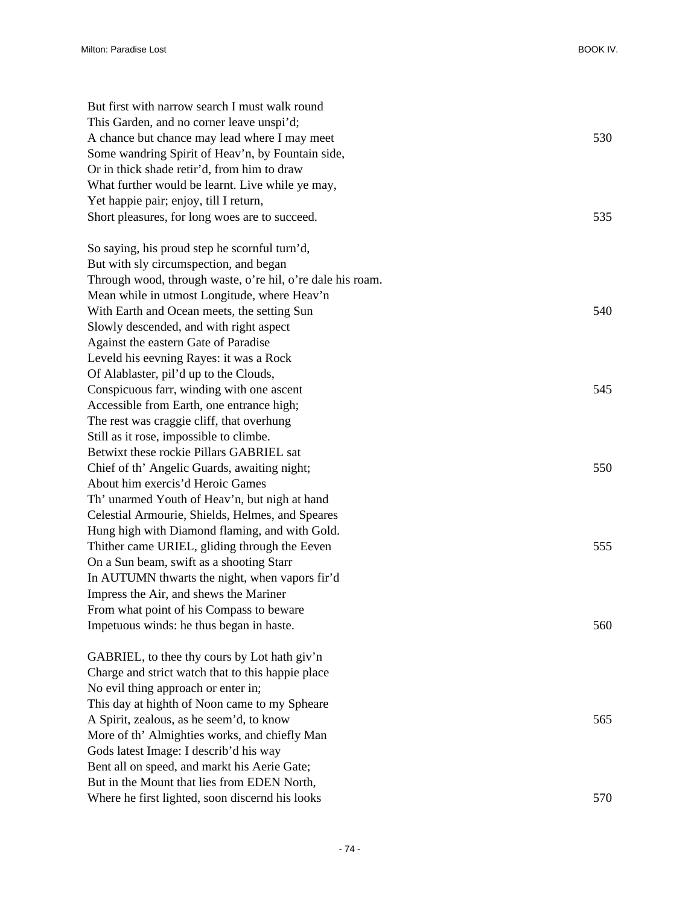But first with narrow search I must walk round
This Garden, and no corner leave unspi'd;
A chance but chance may lead where I may meet 530
Some wandring Spirit of Heav'n, by Fountain side,
Or in thick shade retir'd, from him to draw
What further would be learnt. Live while ye may,
Yet happie pair; enjoy, till I return,
Short pleasures, for long woes are to succeed. 535

So saying, his proud step he scornful turn'd,
But with sly circumspection, and began
Through wood, through waste, o're hil, o're dale his roam.
Mean while in utmost Longitude, where Heav'n
With Earth and Ocean meets, the setting Sun 540
Slowly descended, and with right aspect
Against the eastern Gate of Paradise
Leveld his eevning Rayes: it was a Rock
Of Alablaster, pil'd up to the Clouds,
Conspicuous farr, winding with one ascent 545
Accessible from Earth, one entrance high;
The rest was craggie cliff, that overhung
Still as it rose, impossible to climbe.
Betwixt these rockie Pillars GABRIEL sat
Chief of th' Angelic Guards, awaiting night; 550
About him exercis'd Heroic Games
Th' unarmed Youth of Heav'n, but nigh at hand
Celestial Armourie, Shields, Helmes, and Speares
Hung high with Diamond flaming, and with Gold.
Thither came URIEL, gliding through the Eeven 555
On a Sun beam, swift as a shooting Starr
In AUTUMN thwarts the night, when vapors fir'd
Impress the Air, and shews the Mariner
From what point of his Compass to beware
Impetuous winds: he thus began in haste. 560

GABRIEL, to thee thy cours by Lot hath giv'n
Charge and strict watch that to this happie place
No evil thing approach or enter in;
This day at highth of Noon came to my Spheare
A Spirit, zealous, as he seem'd, to know 565
More of th' Almighties works, and chiefly Man
Gods latest Image: I describ'd his way
Bent all on speed, and markt his Aerie Gate;
But in the Mount that lies from EDEN North,
Where he first lighted, soon discernd his looks 570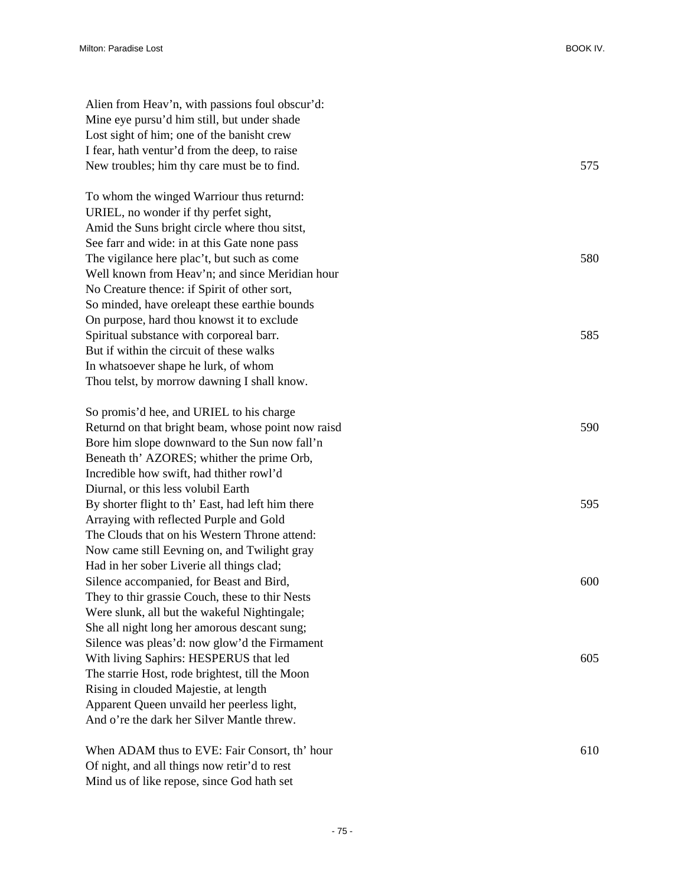Alien from Heav'n, with passions foul obscur'd:  
Mine eye pursu'd him still, but under shade  
Lost sight of him; one of the banisht crew  
I fear, hath ventur'd from the deep, to raise  
New troubles; him thy care must be to find. 575

To whom the winged Warriour thus returnd:  
URIEL, no wonder if thy perfet sight,  
Amid the Suns bright circle where thou sitst,  
See farr and wide: in at this Gate none pass  
The vigilance here plac't, but such as come 580  
Well known from Heav'n; and since Meridian hour  
No Creature thence: if Spirit of other sort,  
So minded, have oreleapt these earthie bounds  
On purpose, hard thou knowst it to exclude  
Spiritual substance with corporeal barr. 585  
But if within the circuit of these walks  
In whatsoever shape he lurk, of whom  
Thou telst, by morrow dawning I shall know.

So promis'd hee, and URIEL to his charge  
Returnd on that bright beam, whose point now raisd 590  
Bore him slope downward to the Sun now fall'n  
Beneath th' AZORES; whither the prime Orb,  
Incredible how swift, had thither rowl'd  
Diurnal, or this less volubil Earth  
By shorter flight to th' East, had left him there 595  
Arraying with reflected Purple and Gold  
The Clouds that on his Western Throne attend:  
Now came still Eevning on, and Twilight gray  
Had in her sober Liverie all things clad;  
Silence accompanied, for Beast and Bird, 600  
They to thir grassie Couch, these to thir Nests  
Were slunk, all but the wakeful Nightingale;  
She all night long her amorous descant sung;  
Silence was pleas'd: now glow'd the Firmament  
With living Saphirs: HESPERUS that led 605  
The starrie Host, rode brightest, till the Moon  
Rising in clouded Majestie, at length  
Apparent Queen unvaild her peerless light,  
And o're the dark her Silver Mantle threw.

When ADAM thus to EVE: Fair Consort, th' hour 610  
Of night, and all things now retir'd to rest  
Mind us of like repose, since God hath set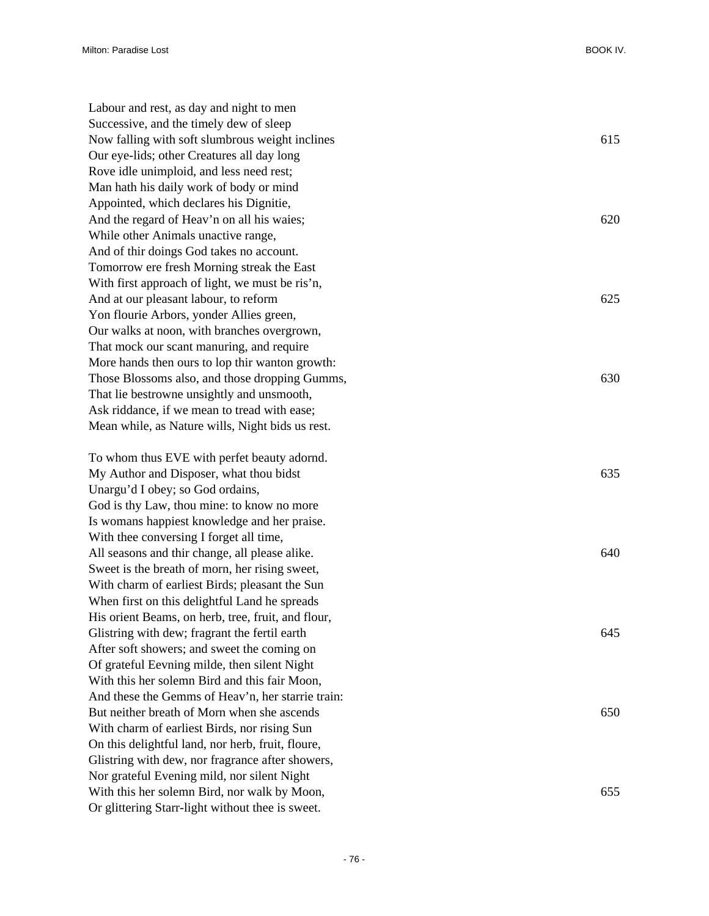Labour and rest, as day and night to men
Successive, and the timely dew of sleep
Now falling with soft slumbrous weight inclines 615
Our eye-lids; other Creatures all day long
Rove idle unimploid, and less need rest;
Man hath his daily work of body or mind
Appointed, which declares his Dignitie,
And the regard of Heav'n on all his waies; 620
While other Animals unactive range,
And of thir doings God takes no account.
Tomorrow ere fresh Morning streak the East
With first approach of light, we must be ris'n,
And at our pleasant labour, to reform 625
Yon flourie Arbors, yonder Allies green,
Our walks at noon, with branches overgrown,
That mock our scant manuring, and require
More hands then ours to lop thir wanton growth:
Those Blossoms also, and those dropping Gumms, 630
That lie bestrowne unsightly and unsmooth,
Ask riddance, if we mean to tread with ease;
Mean while, as Nature wills, Night bids us rest.

To whom thus EVE with perfet beauty adornd.
My Author and Disposer, what thou bidst 635
Unargu'd I obey; so God ordains,
God is thy Law, thou mine: to know no more
Is womans happiest knowledge and her praise.
With thee conversing I forget all time,
All seasons and thir change, all please alike. 640
Sweet is the breath of morn, her rising sweet,
With charm of earliest Birds; pleasant the Sun
When first on this delightful Land he spreads
His orient Beams, on herb, tree, fruit, and flour,
Glistring with dew; fragrant the fertil earth 645
After soft showers; and sweet the coming on
Of grateful Eevning milde, then silent Night
With this her solemn Bird and this fair Moon,
And these the Gemms of Heav'n, her starrie train:
But neither breath of Morn when she ascends 650
With charm of earliest Birds, nor rising Sun
On this delightful land, nor herb, fruit, floure,
Glistring with dew, nor fragrance after showers,
Nor grateful Evening mild, nor silent Night
With this her solemn Bird, nor walk by Moon, 655
Or glittering Starr-light without thee is sweet.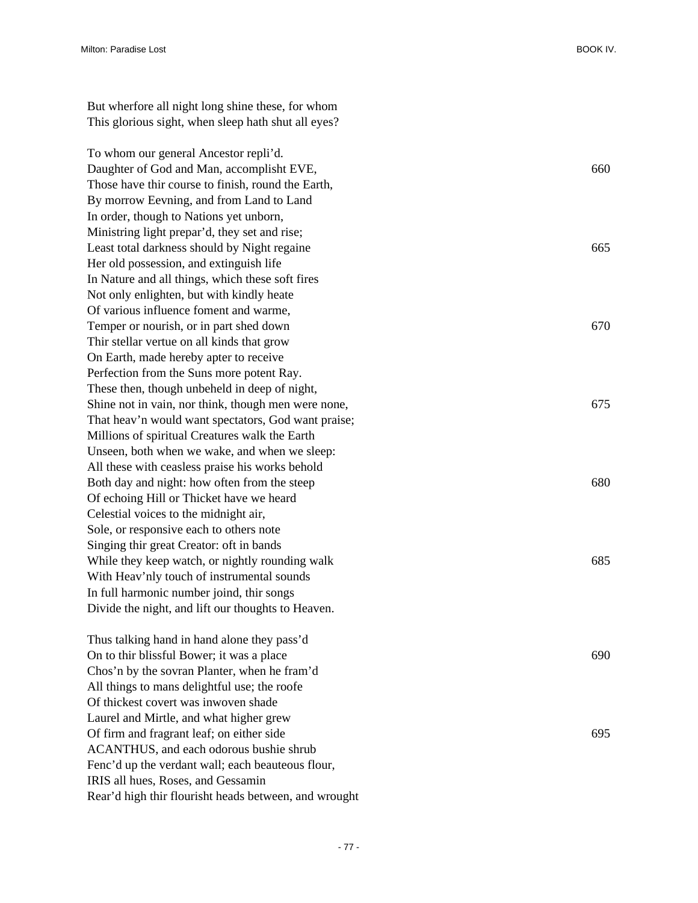But wherfore all night long shine these, for whom
This glorious sight, when sleep hath shut all eyes?

To whom our general Ancestor repli'd.
Daughter of God and Man, accomplisht EVE, 660
Those have thir course to finish, round the Earth,
By morrow Eevning, and from Land to Land
In order, though to Nations yet unborn,
Ministring light prepar'd, they set and rise;
Least total darkness should by Night regaine 665
Her old possession, and extinguish life
In Nature and all things, which these soft fires
Not only enlighten, but with kindly heate
Of various influence foment and warme,
Temper or nourish, or in part shed down 670
Thir stellar vertue on all kinds that grow
On Earth, made hereby apter to receive
Perfection from the Suns more potent Ray.
These then, though unbeheld in deep of night,
Shine not in vain, nor think, though men were none, 675
That heav'n would want spectators, God want praise;
Millions of spiritual Creatures walk the Earth
Unseen, both when we wake, and when we sleep:
All these with ceasless praise his works behold
Both day and night: how often from the steep 680
Of echoing Hill or Thicket have we heard
Celestial voices to the midnight air,
Sole, or responsive each to others note
Singing thir great Creator: oft in bands
While they keep watch, or nightly rounding walk 685
With Heav'nly touch of instrumental sounds
In full harmonic number joind, thir songs
Divide the night, and lift our thoughts to Heaven.

Thus talking hand in hand alone they pass'd
On to thir blissful Bower; it was a place 690
Chos'n by the sovran Planter, when he fram'd
All things to mans delightful use; the roofe
Of thickest covert was inwoven shade
Laurel and Mirtle, and what higher grew
Of firm and fragrant leaf; on either side 695
ACANTHUS, and each odorous bushie shrub
Fenc'd up the verdant wall; each beauteous flour,
IRIS all hues, Roses, and Gessamin
Rear'd high thir flourisht heads between, and wrought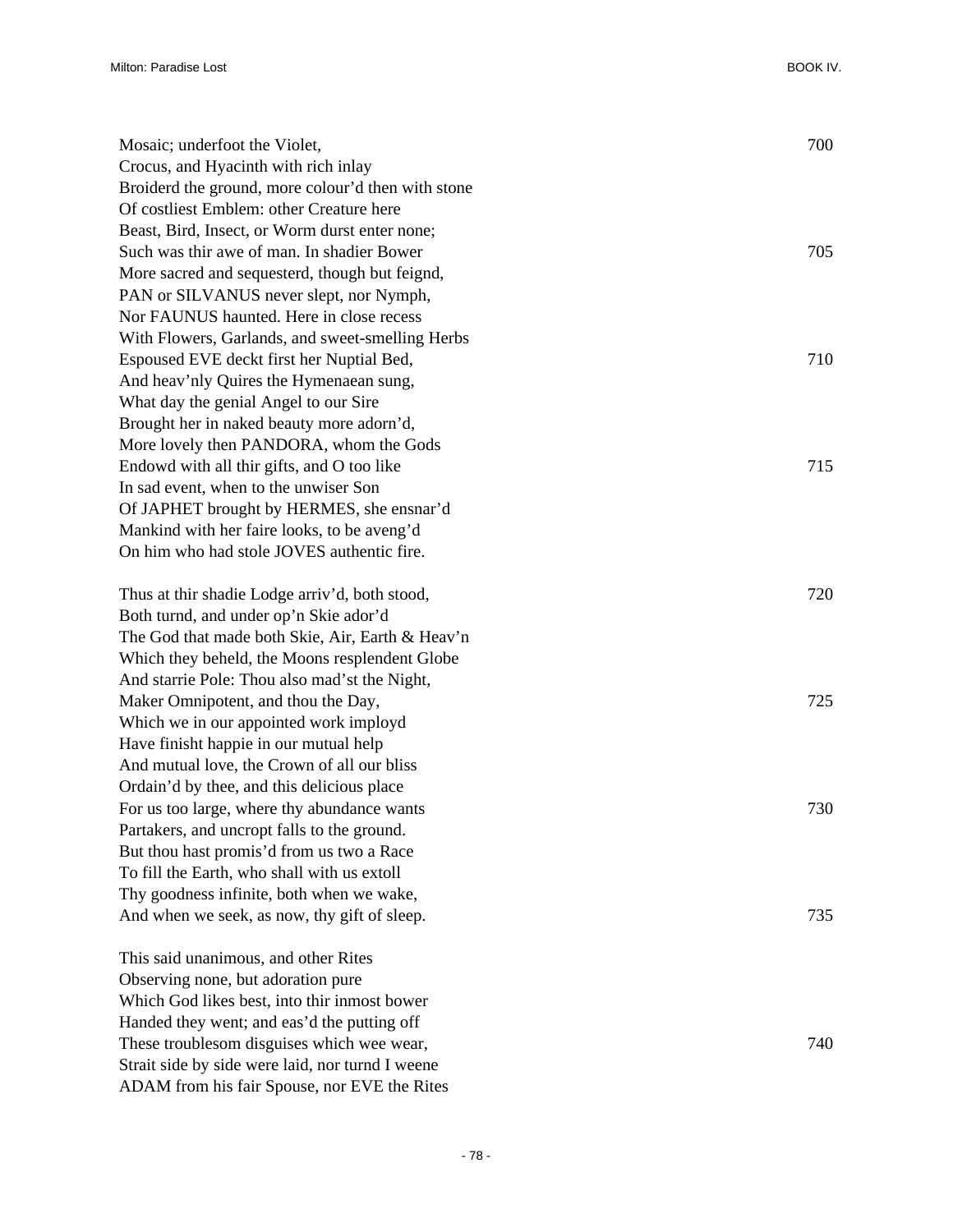Mosaic; underfoot the Violet, 700
Crocus, and Hyacinth with rich inlay
Broiderd the ground, more colour'd then with stone
Of costliest Emblem: other Creature here
Beast, Bird, Insect, or Worm durst enter none;
Such was thir awe of man. In shadier Bower 705
More sacred and sequesterd, though but feignd,
PAN or SILVANUS never slept, nor Nymph,
Nor FAUNUS haunted. Here in close recess
With Flowers, Garlands, and sweet-smelling Herbs
Espoused EVE deckt first her Nuptial Bed, 710
And heav'nly Quires the Hymenaean sung,
What day the genial Angel to our Sire
Brought her in naked beauty more adorn'd,
More lovely then PANDORA, whom the Gods
Endowd with all thir gifts, and O too like 715
In sad event, when to the unwiser Son
Of JAPHET brought by HERMES, she ensnar'd
Mankind with her faire looks, to be aveng'd
On him who had stole JOVES authentic fire.

Thus at thir shadie Lodge arriv'd, both stood, 720
Both turnd, and under op'n Skie ador'd
The God that made both Skie, Air, Earth & Heav'n
Which they beheld, the Moons resplendent Globe
And starrie Pole: Thou also mad'st the Night,
Maker Omnipotent, and thou the Day, 725
Which we in our appointed work imployd
Have finisht happie in our mutual help
And mutual love, the Crown of all our bliss
Ordain'd by thee, and this delicious place
For us too large, where thy abundance wants 730
Partakers, and uncropt falls to the ground.
But thou hast promis'd from us two a Race
To fill the Earth, who shall with us extoll
Thy goodness infinite, both when we wake,
And when we seek, as now, thy gift of sleep. 735

This said unanimous, and other Rites
Observing none, but adoration pure
Which God likes best, into thir inmost bower
Handed they went; and eas'd the putting off
These troublesom disguises which wee wear, 740
Strait side by side were laid, nor turnd I weene
ADAM from his fair Spouse, nor EVE the Rites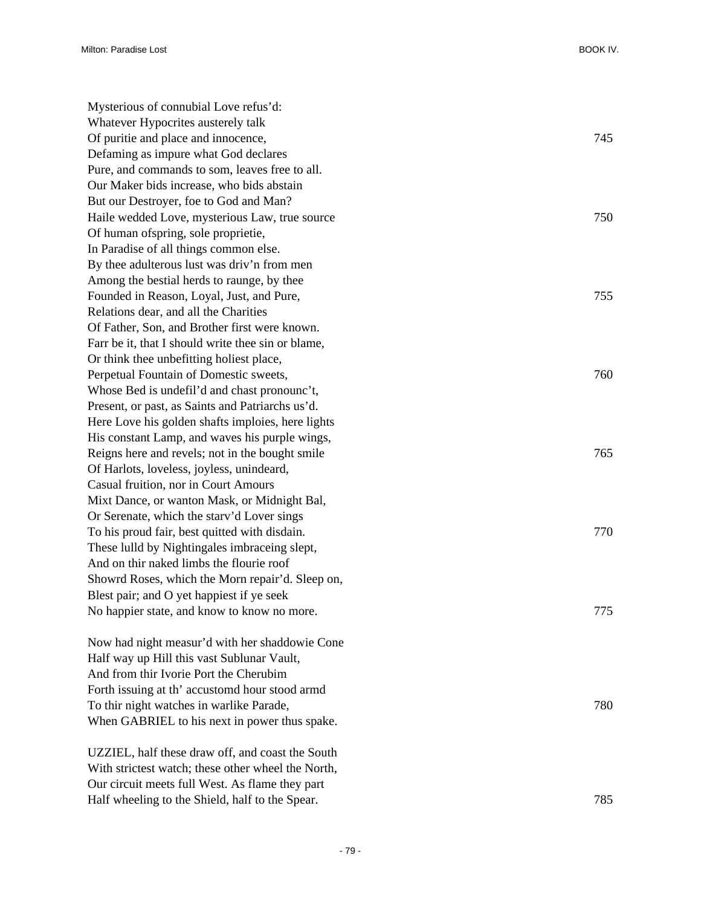Mysterious of connubial Love refus'd:  
Whatever Hypocrites austerely talk  
Of puritie and place and innocence, 745  
Defaming as impure what God declares  
Pure, and commands to som, leaves free to all.  
Our Maker bids increase, who bids abstain  
But our Destroyer, foe to God and Man?  
Haile wedded Love, mysterious Law, true source 750  
Of human ofspring, sole proprietie,  
In Paradise of all things common else.  
By thee adulterous lust was driv'n from men  
Among the bestial herds to raunge, by thee  
Founded in Reason, Loyal, Just, and Pure, 755  
Relations dear, and all the Charities  
Of Father, Son, and Brother first were known.  
Farr be it, that I should write thee sin or blame,  
Or think thee unbefitting holiest place,  
Perpetual Fountain of Domestic sweets, 760  
Whose Bed is undefil'd and chast pronounc't,  
Present, or past, as Saints and Patriarchs us'd.  
Here Love his golden shafts imploies, here lights  
His constant Lamp, and waves his purple wings,  
Reigns here and revels; not in the bought smile 765  
Of Harlots, loveless, joyless, unindeard,  
Casual fruition, nor in Court Amours  
Mixt Dance, or wanton Mask, or Midnight Bal,  
Or Serenate, which the starv'd Lover sings  
To his proud fair, best quitted with disdain. 770  
These lulld by Nightingales imbraceing slept,  
And on thir naked limbs the flourie roof  
Showrd Roses, which the Morn repair'd. Sleep on,  
Blest pair; and O yet happiest if ye seek  
No happier state, and know to know no more. 775

Now had night measur'd with her shaddowie Cone  
Half way up Hill this vast Sublunar Vault,  
And from thir Ivorie Port the Cherubim  
Forth issuing at th' accustomd hour stood armd  
To thir night watches in warlike Parade, 780  
When GABRIEL to his next in power thus spake.

UZZIEL, half these draw off, and coast the South  
With strictest watch; these other wheel the North,  
Our circuit meets full West. As flame they part  
Half wheeling to the Shield, half to the Spear. 785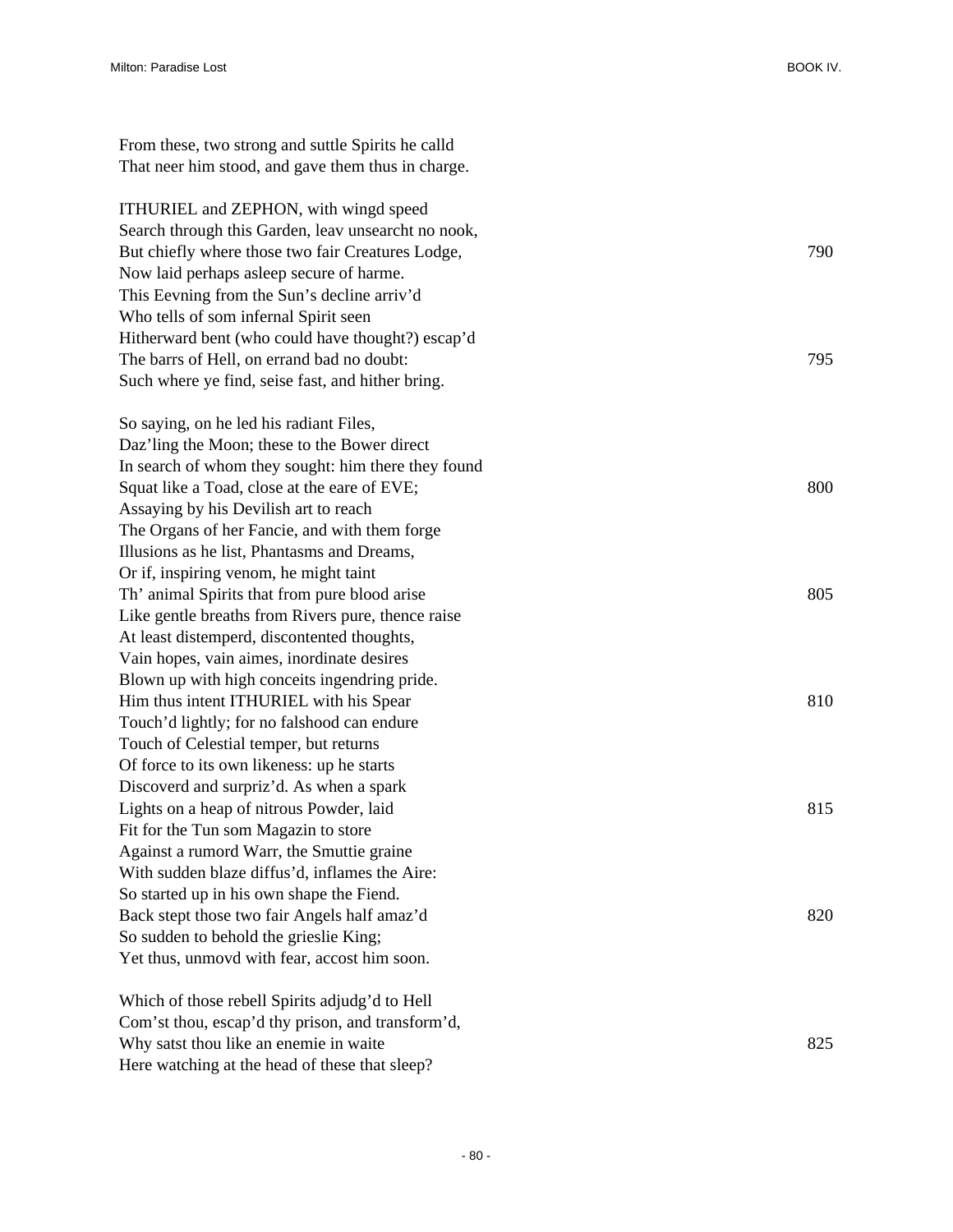From these, two strong and suttle Spirits he calld
That neer him stood, and gave them thus in charge.

ITHURIEL and ZEPHON, with wingd speed
Search through this Garden, leav unsearcht no nook,
But chiefly where those two fair Creatures Lodge, 790
Now laid perhaps asleep secure of harme.
This Eevning from the Sun's decline arriv'd
Who tells of som infernal Spirit seen
Hitherward bent (who could have thought?) escap'd
The barrs of Hell, on errand bad no doubt: 795
Such where ye find, seise fast, and hither bring.

So saying, on he led his radiant Files,
Daz'ling the Moon; these to the Bower direct
In search of whom they sought: him there they found
Squat like a Toad, close at the eare of EVE; 800
Assaying by his Devilish art to reach
The Organs of her Fancie, and with them forge
Illusions as he list, Phantasms and Dreams,
Or if, inspiring venom, he might taint
Th' animal Spirits that from pure blood arise 805
Like gentle breaths from Rivers pure, thence raise
At least distemperd, discontented thoughts,
Vain hopes, vain aimes, inordinate desires
Blown up with high conceits ingendring pride.
Him thus intent ITHURIEL with his Spear 810
Touch'd lightly; for no falshood can endure
Touch of Celestial temper, but returns
Of force to its own likeness: up he starts
Discoverd and surpriz'd. As when a spark
Lights on a heap of nitrous Powder, laid 815
Fit for the Tun som Magazin to store
Against a rumord Warr, the Smuttie graine
With sudden blaze diffus'd, inflames the Aire:
So started up in his own shape the Fiend.
Back stept those two fair Angels half amaz'd 820
So sudden to behold the grieslie King;
Yet thus, unmovd with fear, accost him soon.

Which of those rebell Spirits adjudg'd to Hell
Com'st thou, escap'd thy prison, and transform'd,
Why satst thou like an enemie in waite 825
Here watching at the head of these that sleep?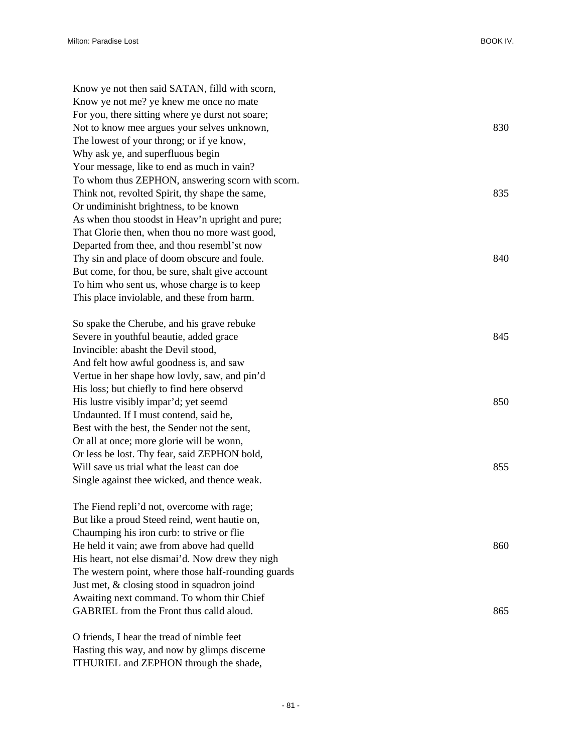Know ye not then said SATAN, filld with scorn,  
Know ye not me? ye knew me once no mate  
For you, there sitting where ye durst not soare;  
Not to know mee argues your selves unknown, 830  
The lowest of your throng; or if ye know,  
Why ask ye, and superfluous begin  
Your message, like to end as much in vain?  
To whom thus ZEPHON, answering scorn with scorn.  
Think not, revolted Spirit, thy shape the same, 835  
Or undiminisht brightness, to be known  
As when thou stoodst in Heav'n upright and pure;  
That Glorie then, when thou no more wast good,  
Departed from thee, and thou resembl'st now  
Thy sin and place of doom obscure and foule. 840  
But come, for thou, be sure, shalt give account  
To him who sent us, whose charge is to keep  
This place inviolable, and these from harm.

So spake the Cherube, and his grave rebuke  
Severe in youthful beautie, added grace 845  
Invincible: abasht the Devil stood,  
And felt how awful goodness is, and saw  
Vertue in her shape how lovly, saw, and pin'd  
His loss; but chiefly to find here observd  
His lustre visibly impar'd; yet seemd 850  
Undaunted. If I must contend, said he,  
Best with the best, the Sender not the sent,  
Or all at once; more glorie will be wonn,  
Or less be lost. Thy fear, said ZEPHON bold,  
Will save us trial what the least can doe 855  
Single against thee wicked, and thence weak.

The Fiend repli'd not, overcome with rage;  
But like a proud Steed reind, went hautie on,  
Chaumping his iron curb: to strive or flie  
He held it vain; awe from above had quelld 860  
His heart, not else dismai'd. Now drew they nigh  
The western point, where those half-rounding guards  
Just met, & closing stood in squadron joind  
Awaiting next command. To whom thir Chief  
GABRIEL from the Front thus calld aloud. 865

O friends, I hear the tread of nimble feet  
Hasting this way, and now by glimps discerne  
ITHURIEL and ZEPHON through the shade,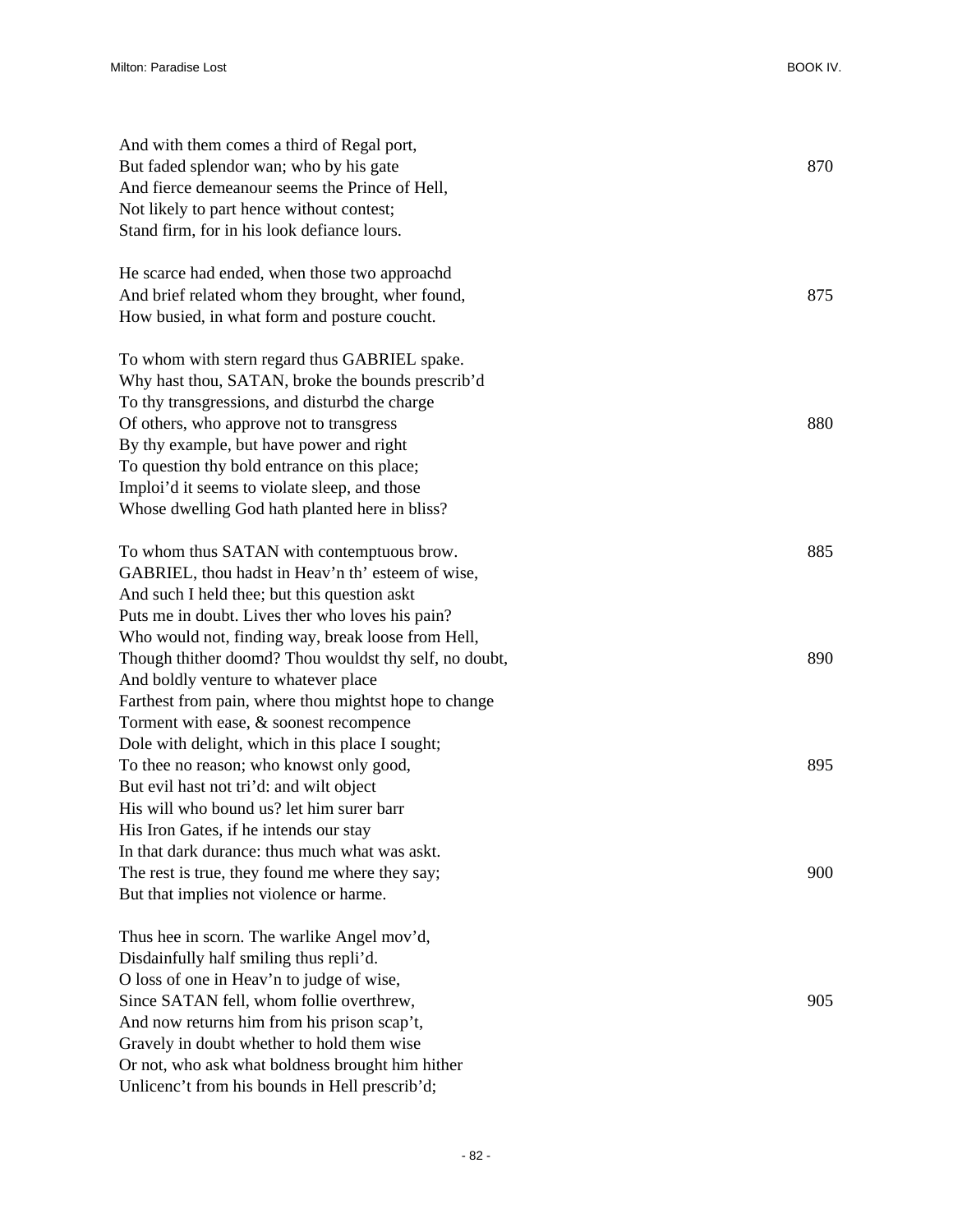And with them comes a third of Regal port,  
But faded splendor wan; who by his gate 870  
And fierce demeanour seems the Prince of Hell,  
Not likely to part hence without contest;  
Stand firm, for in his look defiance lours.

He scarce had ended, when those two approachd  
And brief related whom they brought, wher found, 875  
How busied, in what form and posture coucht.

To whom with stern regard thus GABRIEL spake.  
Why hast thou, SATAN, broke the bounds prescrib'd  
To thy transgressions, and disturbd the charge  
Of others, who approve not to transgress 880  
By thy example, but have power and right  
To question thy bold entrance on this place;  
Imploi'd it seems to violate sleep, and those  
Whose dwelling God hath planted here in bliss?

To whom thus SATAN with contemptuous brow. 885  
GABRIEL, thou hadst in Heav'n th' esteem of wise,  
And such I held thee; but this question askt  
Puts me in doubt. Lives ther who loves his pain?  
Who would not, finding way, break loose from Hell,  
Though thither doomd? Thou wouldst thy self, no doubt, 890  
And boldly venture to whatever place  
Farthest from pain, where thou mightst hope to change  
Torment with ease, & soonest recompence  
Dole with delight, which in this place I sought;  
To thee no reason; who knowst only good, 895  
But evil hast not tri'd: and wilt object  
His will who bound us? let him surer barr  
His Iron Gates, if he intends our stay  
In that dark durance: thus much what was askt.  
The rest is true, they found me where they say; 900  
But that implies not violence or harme.

Thus hee in scorn. The warlike Angel mov'd,  
Disdainfully half smiling thus repli'd.  
O loss of one in Heav'n to judge of wise,  
Since SATAN fell, whom follie overthrew, 905  
And now returns him from his prison scap't,  
Gravely in doubt whether to hold them wise  
Or not, who ask what boldness brought him hither  
Unlicenc't from his bounds in Hell prescrib'd;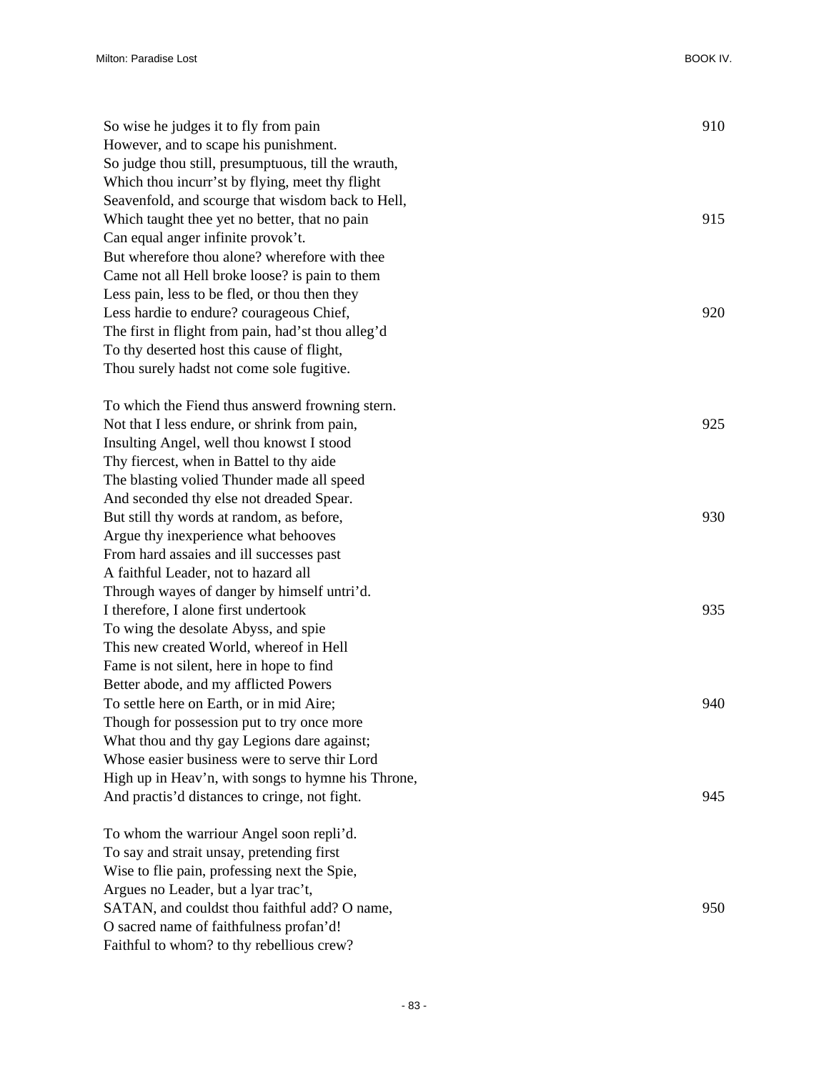So wise he judges it to fly from pain 910
However, and to scape his punishment.
So judge thou still, presumptuous, till the wrauth,
Which thou incurr'st by flying, meet thy flight
Seavenfold, and scourge that wisdom back to Hell,
Which taught thee yet no better, that no pain 915
Can equal anger infinite provok't.
But wherefore thou alone? wherefore with thee
Came not all Hell broke loose? is pain to them
Less pain, less to be fled, or thou then they
Less hardie to endure? courageous Chief, 920
The first in flight from pain, had'st thou alleg'd
To thy deserted host this cause of flight,
Thou surely hadst not come sole fugitive.

To which the Fiend thus answerd frowning stern.
Not that I less endure, or shrink from pain, 925
Insulting Angel, well thou knowst I stood
Thy fiercest, when in Battel to thy aide
The blasting volied Thunder made all speed
And seconded thy else not dreaded Spear.
But still thy words at random, as before, 930
Argue thy inexperience what behooves
From hard assaies and ill successes past
A faithful Leader, not to hazard all
Through wayes of danger by himself untri'd.
I therefore, I alone first undertook 935
To wing the desolate Abyss, and spie
This new created World, whereof in Hell
Fame is not silent, here in hope to find
Better abode, and my afflicted Powers
To settle here on Earth, or in mid Aire; 940
Though for possession put to try once more
What thou and thy gay Legions dare against;
Whose easier business were to serve thir Lord
High up in Heav'n, with songs to hymne his Throne,
And practis'd distances to cringe, not fight. 945

To whom the warriour Angel soon repli'd.
To say and strait unsay, pretending first
Wise to flie pain, professing next the Spie,
Argues no Leader, but a lyar trac't,
SATAN, and couldst thou faithful add? O name, 950
O sacred name of faithfulness profan'd!
Faithful to whom? to thy rebellious crew?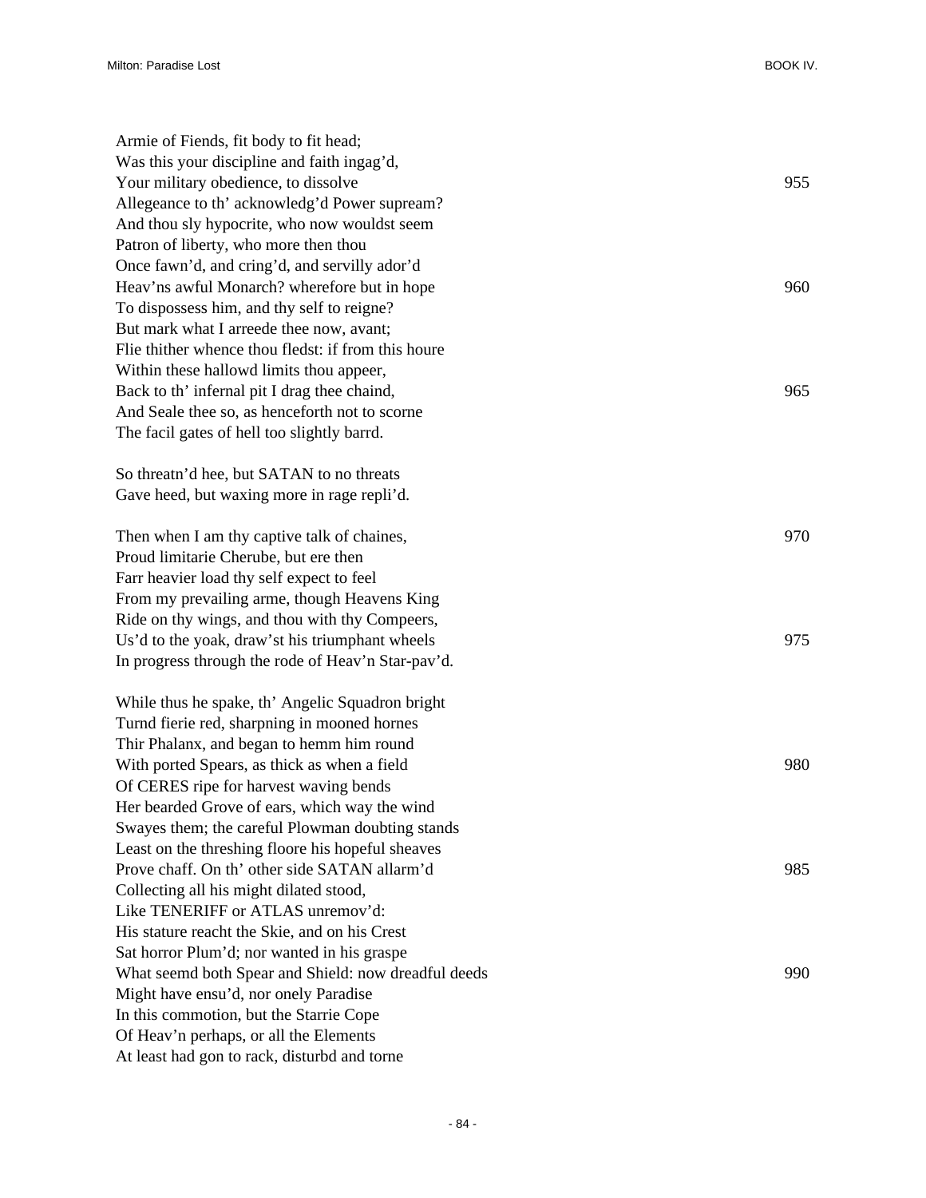Armie of Fiends, fit body to fit head;
Was this your discipline and faith ingag'd,
Your military obedience, to dissolve 955
Allegeance to th' acknowledg'd Power supream?
And thou sly hypocrite, who now wouldst seem
Patron of liberty, who more then thou
Once fawn'd, and cring'd, and servilly ador'd
Heav'ns awful Monarch? wherefore but in hope 960
To dispossess him, and thy self to reigne?
But mark what I arreede thee now, avant;
Flie thither whence thou fledst: if from this houre
Within these hallowd limits thou appeer,
Back to th' infernal pit I drag thee chaind, 965
And Seale thee so, as henceforth not to scorne
The facil gates of hell too slightly barrd.

So threatn'd hee, but SATAN to no threats
Gave heed, but waxing more in rage repli'd.

Then when I am thy captive talk of chaines, 970
Proud limitarie Cherube, but ere then
Farr heavier load thy self expect to feel
From my prevailing arme, though Heavens King
Ride on thy wings, and thou with thy Compeers,
Us'd to the yoak, draw'st his triumphant wheels 975
In progress through the rode of Heav'n Star-pav'd.

While thus he spake, th' Angelic Squadron bright
Turnd fierie red, sharpning in mooned hornes
Thir Phalanx, and began to hemm him round
With ported Spears, as thick as when a field 980
Of CERES ripe for harvest waving bends
Her bearded Grove of ears, which way the wind
Swayes them; the careful Plowman doubting stands
Least on the threshing floore his hopeful sheaves
Prove chaff. On th' other side SATAN allarm'd 985
Collecting all his might dilated stood,
Like TENERIFF or ATLAS unremov'd:
His stature reacht the Skie, and on his Crest
Sat horror Plum'd; nor wanted in his graspe
What seemd both Spear and Shield: now dreadful deeds 990
Might have ensu'd, nor onely Paradise
In this commotion, but the Starrie Cope
Of Heav'n perhaps, or all the Elements
At least had gon to rack, disturbd and torne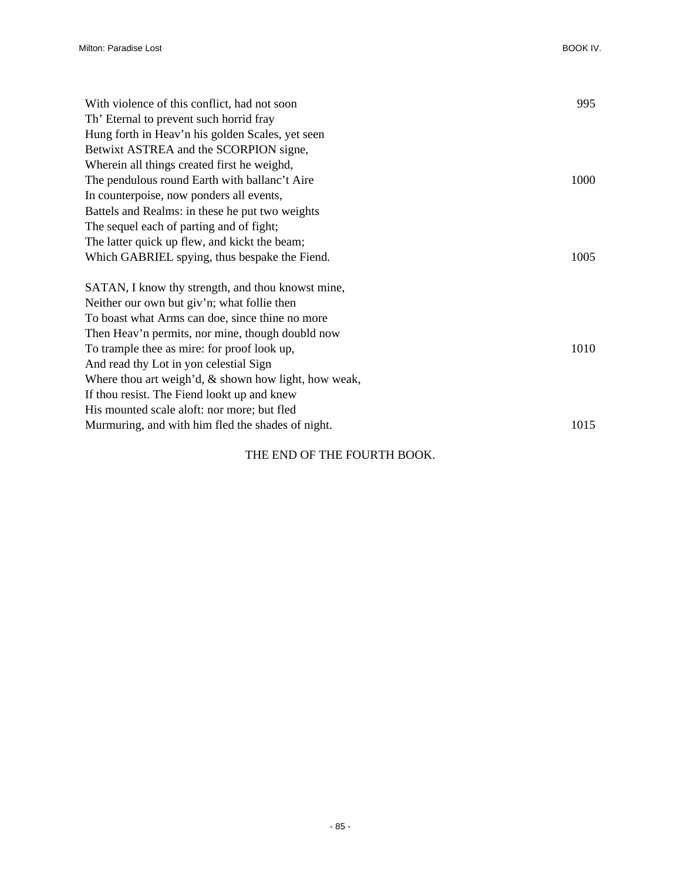With violence of this conflict, had not soon 995
Th' Eternal to prevent such horrid fray
Hung forth in Heav'n his golden Scales, yet seen
Betwixt ASTREA and the SCORPION signe,
Wherein all things created first he weighd,
The pendulous round Earth with ballanc't Aire 1000
In counterpoise, now ponders all events,
Battels and Realms: in these he put two weights
The sequel each of parting and of fight;
The latter quick up flew, and kickt the beam;
Which GABRIEL spying, thus bespake the Fiend. 1005

SATAN, I know thy strength, and thou knowst mine,
Neither our own but giv'n; what follie then
To boast what Arms can doe, since thine no more
Then Heav'n permits, nor mine, though doubld now
To trample thee as mire: for proof look up, 1010
And read thy Lot in yon celestial Sign
Where thou art weigh'd, & shown how light, how weak,
If thou resist. The Fiend lookt up and knew
His mounted scale aloft: nor more; but fled
Murmuring, and with him fled the shades of night. 1015

THE END OF THE FOURTH BOOK.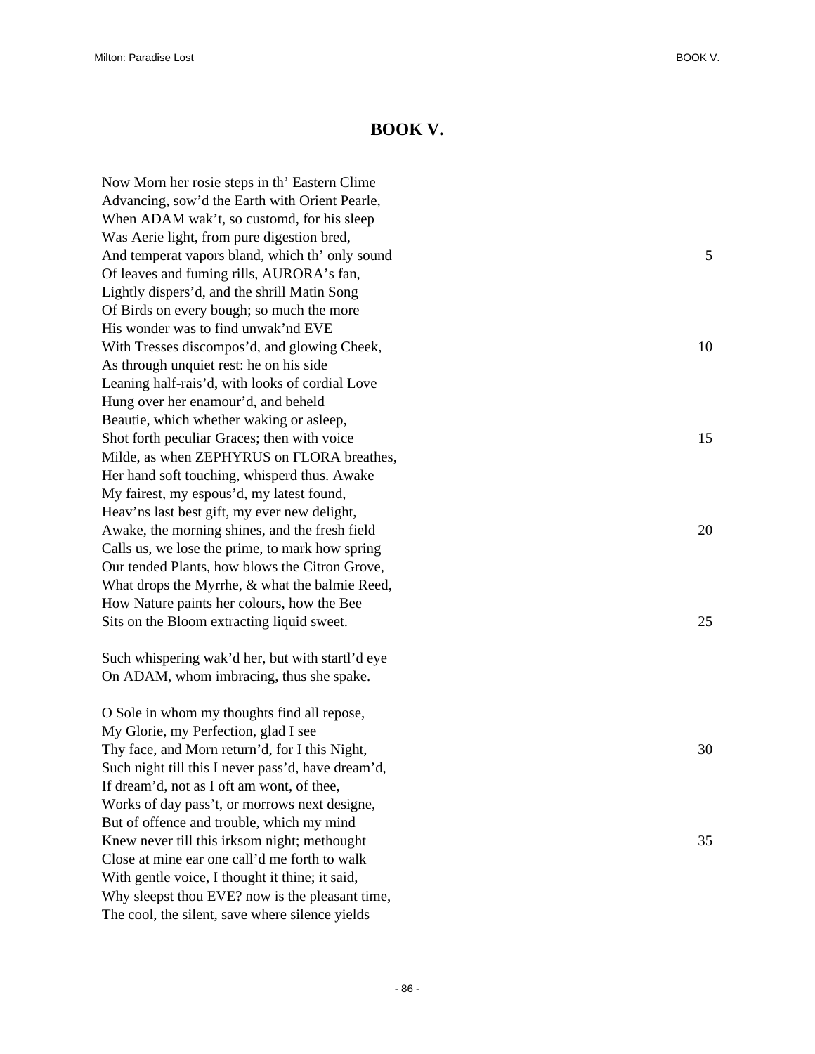# BOOK V.

Now Morn her rosie steps in th' Eastern Clime
Advancing, sow'd the Earth with Orient Pearle,
When ADAM wak't, so customd, for his sleep
Was Aerie light, from pure digestion bred,
And temperat vapors bland, which th' only sound 5
Of leaves and fuming rills, AURORA's fan,
Lightly dispers'd, and the shrill Matin Song
Of Birds on every bough; so much the more
His wonder was to find unwak'nd EVE
With Tresses discompos'd, and glowing Cheek, 10
As through unquiet rest: he on his side
Leaning half-rais'd, with looks of cordial Love
Hung over her enamour'd, and beheld
Beautie, which whether waking or asleep,
Shot forth peculiar Graces; then with voice 15
Milde, as when ZEPHYRUS on FLORA breathes,
Her hand soft touching, whisperd thus. Awake
My fairest, my espous'd, my latest found,
Heav'ns last best gift, my ever new delight,
Awake, the morning shines, and the fresh field 20
Calls us, we lose the prime, to mark how spring
Our tended Plants, how blows the Citron Grove,
What drops the Myrrhe, & what the balmie Reed,
How Nature paints her colours, how the Bee
Sits on the Bloom extracting liquid sweet. 25

Such whispering wak'd her, but with startl'd eye
On ADAM, whom imbracing, thus she spake.

O Sole in whom my thoughts find all repose,
My Glorie, my Perfection, glad I see
Thy face, and Morn return'd, for I this Night, 30
Such night till this I never pass'd, have dream'd,
If dream'd, not as I oft am wont, of thee,
Works of day pass't, or morrows next designe,
But of offence and trouble, which my mind
Knew never till this irksom night; methought 35
Close at mine ear one call'd me forth to walk
With gentle voice, I thought it thine; it said,
Why sleepst thou EVE? now is the pleasant time,
The cool, the silent, save where silence yields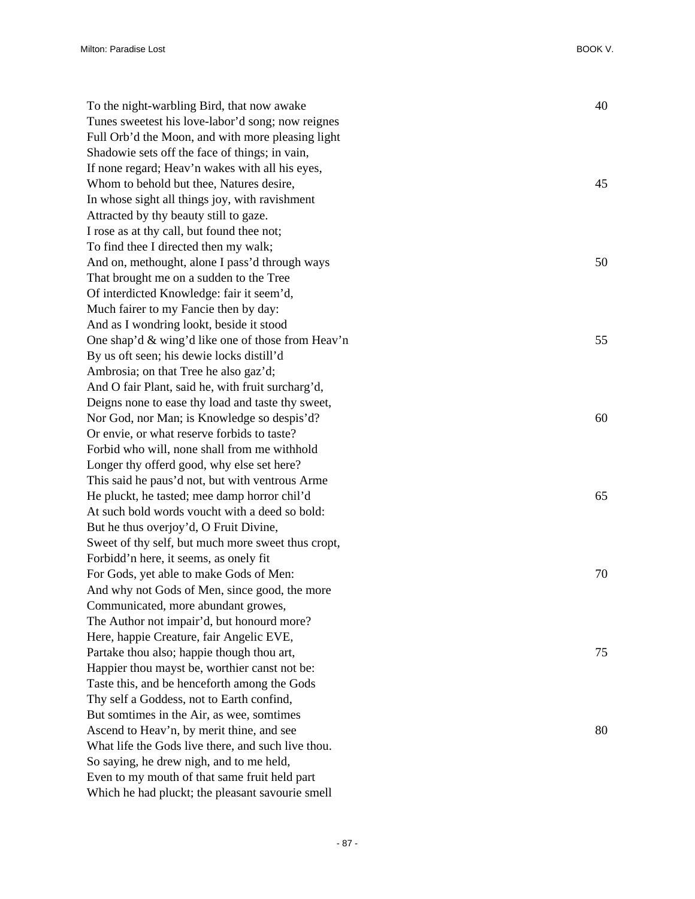To the night-warbling Bird, that now awake 40
Tunes sweetest his love-labor'd song; now reignes
Full Orb'd the Moon, and with more pleasing light
Shadowie sets off the face of things; in vain,
If none regard; Heav'n wakes with all his eyes,
Whom to behold but thee, Natures desire, 45
In whose sight all things joy, with ravishment
Attracted by thy beauty still to gaze.
I rose as at thy call, but found thee not;
To find thee I directed then my walk;
And on, methought, alone I pass'd through ways 50
That brought me on a sudden to the Tree
Of interdicted Knowledge: fair it seem'd,
Much fairer to my Fancie then by day:
And as I wondring lookt, beside it stood
One shap'd & wing'd like one of those from Heav'n 55
By us oft seen; his dewie locks distill'd
Ambrosia; on that Tree he also gaz'd;
And O fair Plant, said he, with fruit surcharg'd,
Deigns none to ease thy load and taste thy sweet,
Nor God, nor Man; is Knowledge so despis'd? 60
Or envie, or what reserve forbids to taste?
Forbid who will, none shall from me withhold
Longer thy offerd good, why else set here?
This said he paus'd not, but with ventrous Arme
He pluckt, he tasted; mee damp horror chil'd 65
At such bold words voucht with a deed so bold:
But he thus overjoy'd, O Fruit Divine,
Sweet of thy self, but much more sweet thus cropt,
Forbidd'n here, it seems, as onely fit
For Gods, yet able to make Gods of Men: 70
And why not Gods of Men, since good, the more
Communicated, more abundant growes,
The Author not impair'd, but honourd more?
Here, happie Creature, fair Angelic EVE,
Partake thou also; happie though thou art, 75
Happier thou mayst be, worthier canst not be:
Taste this, and be henceforth among the Gods
Thy self a Goddess, not to Earth confind,
But somtimes in the Air, as wee, somtimes
Ascend to Heav'n, by merit thine, and see 80
What life the Gods live there, and such live thou.
So saying, he drew nigh, and to me held,
Even to my mouth of that same fruit held part
Which he had pluckt; the pleasant savourie smell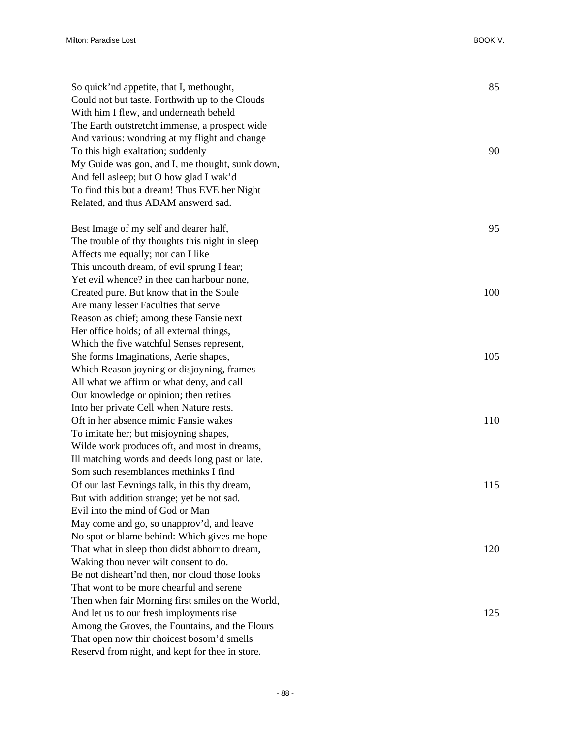So quick'nd appetite, that I, methought,  
Could not but taste. Forthwith up to the Clouds  
With him I flew, and underneath beheld  
The Earth outstretcht immense, a prospect wide  
And various: wondring at my flight and change  
To this high exaltation; suddenly  
My Guide was gon, and I, me thought, sunk down,  
And fell asleep; but O how glad I wak'd  
To find this but a dream! Thus EVE her Night  
Related, and thus ADAM answerd sad.

Best Image of my self and dearer half,  
The trouble of thy thoughts this night in sleep  
Affects me equally; nor can I like  
This uncouth dream, of evil sprung I fear;  
Yet evil whence? in thee can harbour none,  
Created pure. But know that in the Soule  
Are many lesser Faculties that serve  
Reason as chief; among these Fansie next  
Her office holds; of all external things,  
Which the five watchful Senses represent,  
She forms Imaginations, Aerie shapes,  
Which Reason joyning or disjoyning, frames  
All what we affirm or what deny, and call  
Our knowledge or opinion; then retires  
Into her private Cell when Nature rests.  
Oft in her absence mimic Fansie wakes  
To imitate her; but misjoyning shapes,  
Wilde work produces oft, and most in dreams,  
Ill matching words and deeds long past or late.  
Som such resemblances methinks I find  
Of our last Eevnings talk, in this thy dream,  
But with addition strange; yet be not sad.  
Evil into the mind of God or Man  
May come and go, so unapprov'd, and leave  
No spot or blame behind: Which gives me hope  
That what in sleep thou didst abhorr to dream,  
Waking thou never wilt consent to do.  
Be not disheart'nd then, nor cloud those looks  
That wont to be more chearful and serene  
Then when fair Morning first smiles on the World,  
And let us to our fresh imployments rise  
Among the Groves, the Fountains, and the Flours  
That open now thir choicest bosom'd smells  
Reservd from night, and kept for thee in store.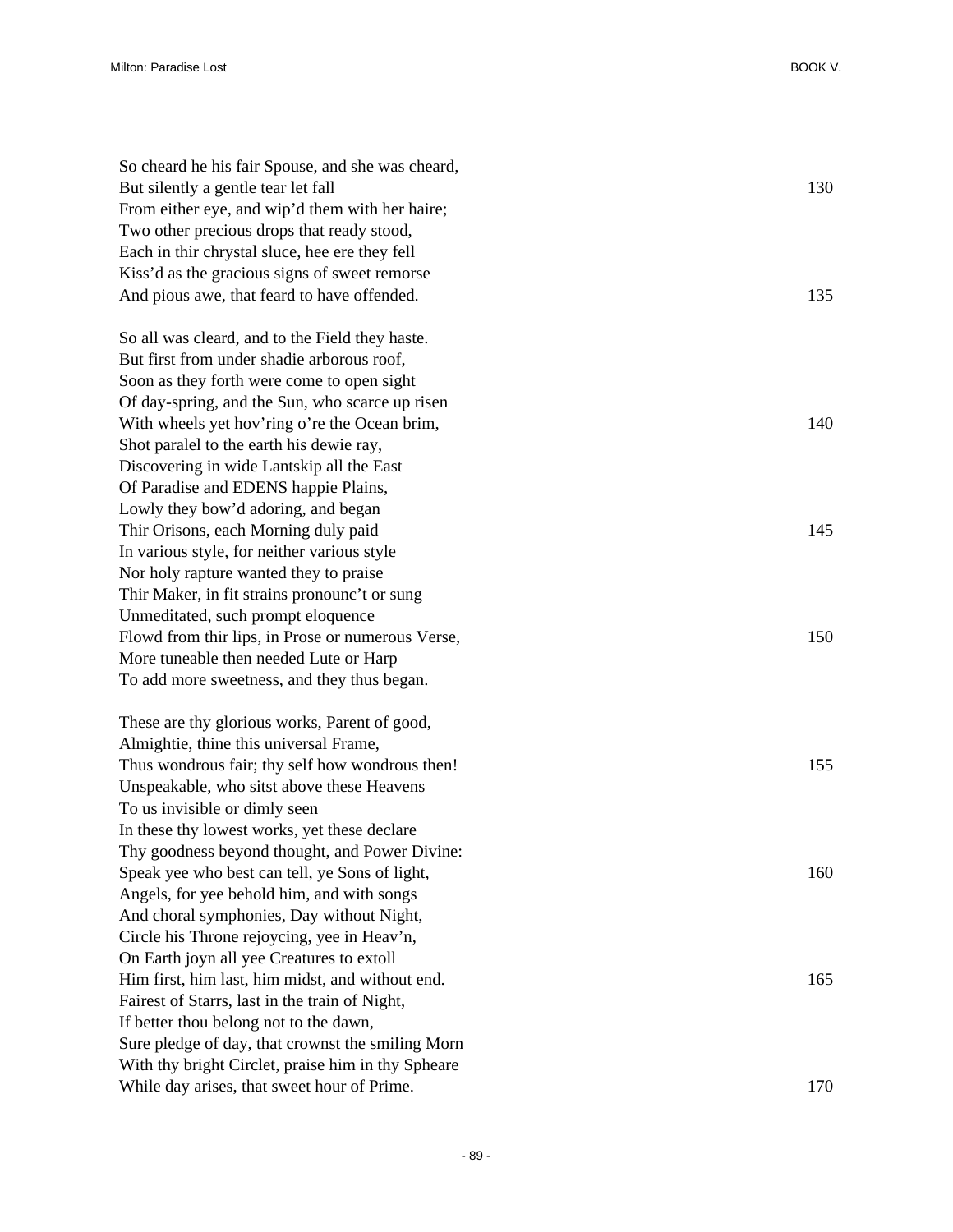So cheard he his fair Spouse, and she was cheard,  
But silently a gentle tear let fall 130  
From either eye, and wip'd them with her haire;  
Two other precious drops that ready stood,  
Each in thir chrystal sluce, hee ere they fell  
Kiss'd as the gracious signs of sweet remorse  
And pious awe, that feard to have offended. 135

So all was cleard, and to the Field they haste.  
But first from under shadie arborous roof,  
Soon as they forth were come to open sight  
Of day-spring, and the Sun, who scarce up risen  
With wheels yet hov'ring o're the Ocean brim, 140  
Shot paralel to the earth his dewie ray,  
Discovering in wide Lantskip all the East  
Of Paradise and EDENS happie Plains,  
Lowly they bow'd adoring, and began  
Thir Orisons, each Morning duly paid 145  
In various style, for neither various style  
Nor holy rapture wanted they to praise  
Thir Maker, in fit strains pronounc't or sung  
Unmeditated, such prompt eloquence  
Flowd from thir lips, in Prose or numerous Verse, 150  
More tuneable then needed Lute or Harp  
To add more sweetness, and they thus began.

These are thy glorious works, Parent of good,  
Almightie, thine this universal Frame,  
Thus wondrous fair; thy self how wondrous then! 155  
Unspeakable, who sitst above these Heavens  
To us invisible or dimly seen  
In these thy lowest works, yet these declare  
Thy goodness beyond thought, and Power Divine:  
Speak yee who best can tell, ye Sons of light, 160  
Angels, for yee behold him, and with songs  
And choral symphonies, Day without Night,  
Circle his Throne rejoycing, yee in Heav'n,  
On Earth joyn all yee Creatures to extoll  
Him first, him last, him midst, and without end. 165  
Fairest of Starrs, last in the train of Night,  
If better thou belong not to the dawn,  
Sure pledge of day, that crownst the smiling Morn  
With thy bright Circlet, praise him in thy Spheare  
While day arises, that sweet hour of Prime. 170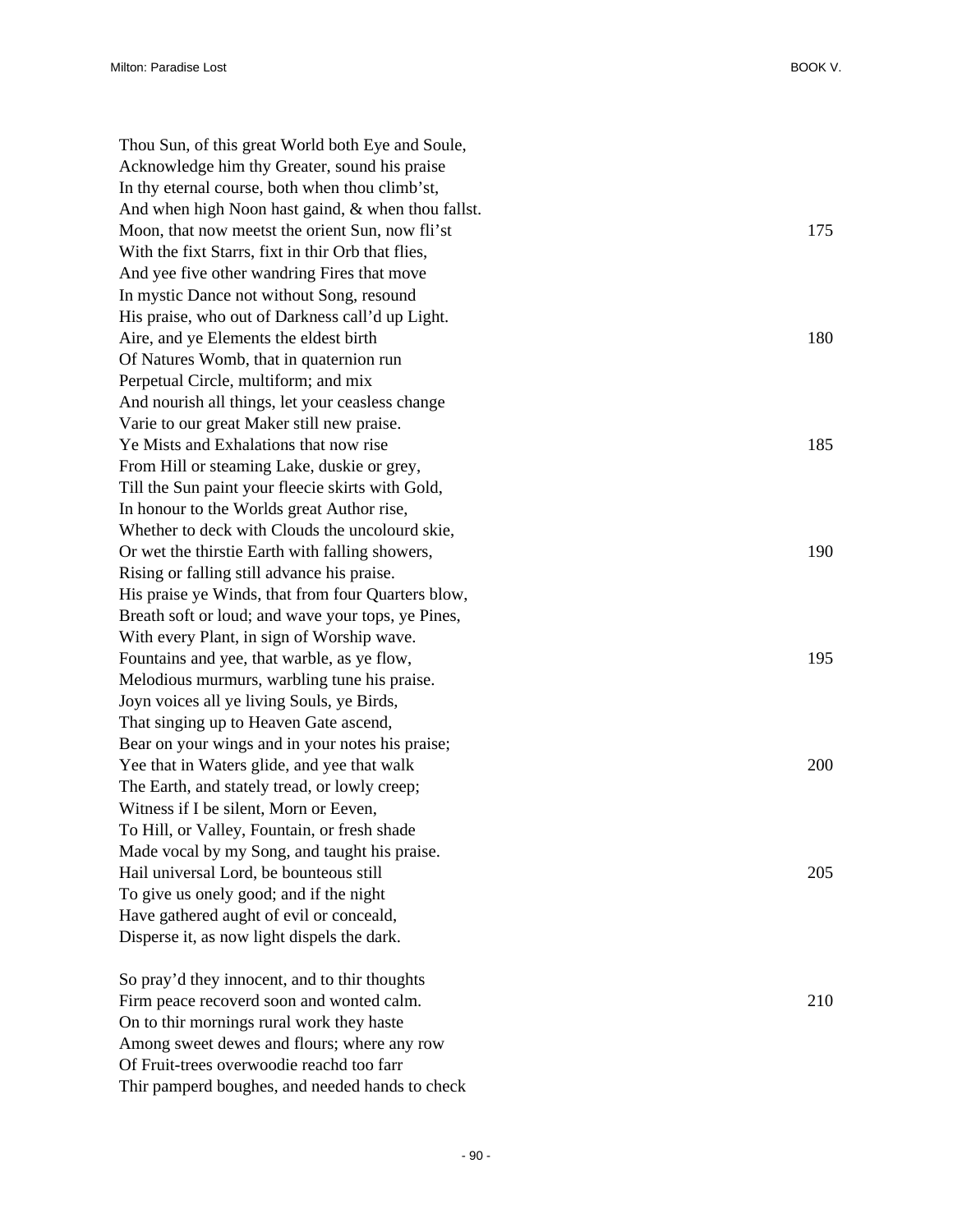Thou Sun, of this great World both Eye and Soule,  
Acknowledge him thy Greater, sound his praise  
In thy eternal course, both when thou climb'st,  
And when high Noon hast gaind, & when thou fallst.  
Moon, that now meetst the orient Sun, now fli'st 175  
With the fixt Starrs, fixt in thir Orb that flies,  
And yee five other wandring Fires that move  
In mystic Dance not without Song, resound  
His praise, who out of Darkness call'd up Light.  
Aire, and ye Elements the eldest birth 180  
Of Natures Womb, that in quaternion run  
Perpetual Circle, multiform; and mix  
And nourish all things, let your ceasless change  
Varie to our great Maker still new praise.  
Ye Mists and Exhalations that now rise 185  
From Hill or steaming Lake, duskie or grey,  
Till the Sun paint your fleecie skirts with Gold,  
In honour to the Worlds great Author rise,  
Whether to deck with Clouds the uncolourd skie,  
Or wet the thirstie Earth with falling showers, 190  
Rising or falling still advance his praise.  
His praise ye Winds, that from four Quarters blow,  
Breath soft or loud; and wave your tops, ye Pines,  
With every Plant, in sign of Worship wave.  
Fountains and yee, that warble, as ye flow, 195  
Melodious murmurs, warbling tune his praise.  
Joyn voices all ye living Souls, ye Birds,  
That singing up to Heaven Gate ascend,  
Bear on your wings and in your notes his praise;  
Yee that in Waters glide, and yee that walk 200  
The Earth, and stately tread, or lowly creep;  
Witness if I be silent, Morn or Eeven,  
To Hill, or Valley, Fountain, or fresh shade  
Made vocal by my Song, and taught his praise.  
Hail universal Lord, be bounteous still 205  
To give us onely good; and if the night  
Have gathered aught of evil or conceald,  
Disperse it, as now light dispels the dark.

So pray'd they innocent, and to thir thoughts  
Firm peace recoverd soon and wonted calm. 210  
On to thir mornings rural work they haste  
Among sweet dewes and flours; where any row  
Of Fruit-trees overwoodie reachd too farr  
Thir pamperd boughes, and needed hands to check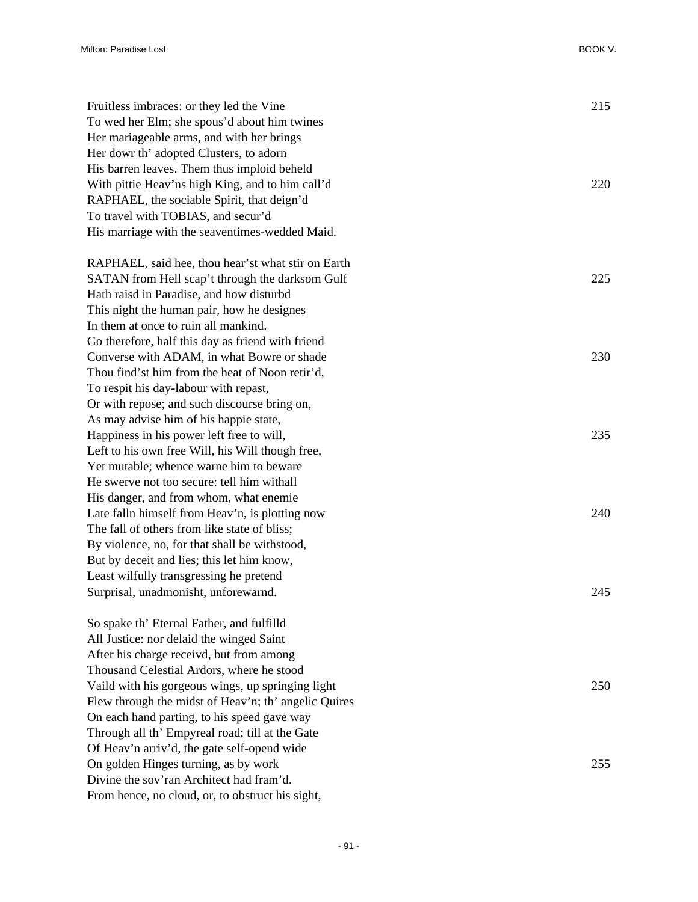Fruitless imbraces: or they led the Vine 215
To wed her Elm; she spous'd about him twines
Her mariageable arms, and with her brings
Her dowr th' adopted Clusters, to adorn
His barren leaves. Them thus imploid beheld
With pittie Heav'ns high King, and to him call'd 220
RAPHAEL, the sociable Spirit, that deign'd
To travel with TOBIAS, and secur'd
His marriage with the seaventimes-wedded Maid.

RAPHAEL, said hee, thou hear'st what stir on Earth
SATAN from Hell scap't through the darksom Gulf 225
Hath raisd in Paradise, and how disturbd
This night the human pair, how he designes
In them at once to ruin all mankind.
Go therefore, half this day as friend with friend
Converse with ADAM, in what Bowre or shade 230
Thou find'st him from the heat of Noon retir'd,
To respit his day-labour with repast,
Or with repose; and such discourse bring on,
As may advise him of his happie state,
Happiness in his power left free to will, 235
Left to his own free Will, his Will though free,
Yet mutable; whence warne him to beware
He swerve not too secure: tell him withall
His danger, and from whom, what enemie
Late falln himself from Heav'n, is plotting now 240
The fall of others from like state of bliss;
By violence, no, for that shall be withstood,
But by deceit and lies; this let him know,
Least wilfully transgressing he pretend
Surprisal, unadmonisht, unforewarnd. 245

So spake th' Eternal Father, and fulfilld
All Justice: nor delaid the winged Saint
After his charge receivd, but from among
Thousand Celestial Ardors, where he stood
Vaild with his gorgeous wings, up springing light 250
Flew through the midst of Heav'n; th' angelic Quires
On each hand parting, to his speed gave way
Through all th' Empyreal road; till at the Gate
Of Heav'n arriv'd, the gate self-opend wide
On golden Hinges turning, as by work 255
Divine the sov'ran Architect had fram'd.
From hence, no cloud, or, to obstruct his sight,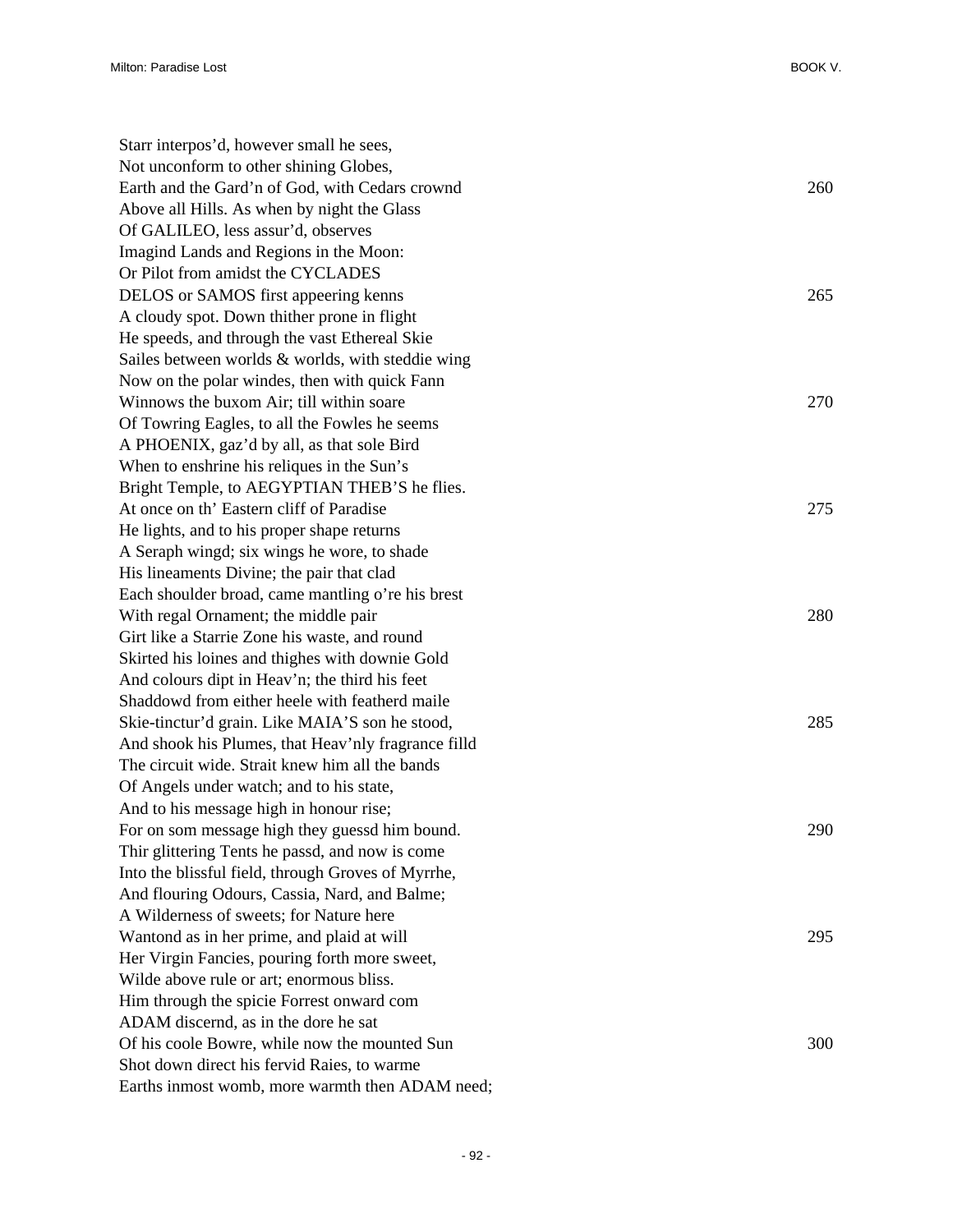Starr interpos'd, however small he sees,
Not unconform to other shining Globes,
Earth and the Gard'n of God, with Cedars crownd 260
Above all Hills. As when by night the Glass
Of GALILEO, less assur'd, observes
Imagind Lands and Regions in the Moon:
Or Pilot from amidst the CYCLADES
DELOS or SAMOS first appeering kenns 265
A cloudy spot. Down thither prone in flight
He speeds, and through the vast Ethereal Skie
Sailes between worlds & worlds, with steddie wing
Now on the polar windes, then with quick Fann
Winnows the buxom Air; till within soare 270
Of Towring Eagles, to all the Fowles he seems
A PHOENIX, gaz'd by all, as that sole Bird
When to enshrine his reliques in the Sun's
Bright Temple, to AEGYPTIAN THEB'S he flies.
At once on th' Eastern cliff of Paradise 275
He lights, and to his proper shape returns
A Seraph wingd; six wings he wore, to shade
His lineaments Divine; the pair that clad
Each shoulder broad, came mantling o're his brest
With regal Ornament; the middle pair 280
Girt like a Starrie Zone his waste, and round
Skirted his loines and thighes with downie Gold
And colours dipt in Heav'n; the third his feet
Shaddowd from either heele with featherd maile
Skie-tinctur'd grain. Like MAIA'S son he stood, 285
And shook his Plumes, that Heav'nly fragrance filld
The circuit wide. Strait knew him all the bands
Of Angels under watch; and to his state,
And to his message high in honour rise;
For on som message high they guessd him bound. 290
Thir glittering Tents he passd, and now is come
Into the blissful field, through Groves of Myrrhe,
And flouring Odours, Cassia, Nard, and Balme;
A Wilderness of sweets; for Nature here
Wantond as in her prime, and plaid at will 295
Her Virgin Fancies, pouring forth more sweet,
Wilde above rule or art; enormous bliss.
Him through the spicie Forrest onward com
ADAM discernd, as in the dore he sat
Of his coole Bowre, while now the mounted Sun 300
Shot down direct his fervid Raies, to warme
Earths inmost womb, more warmth then ADAM need;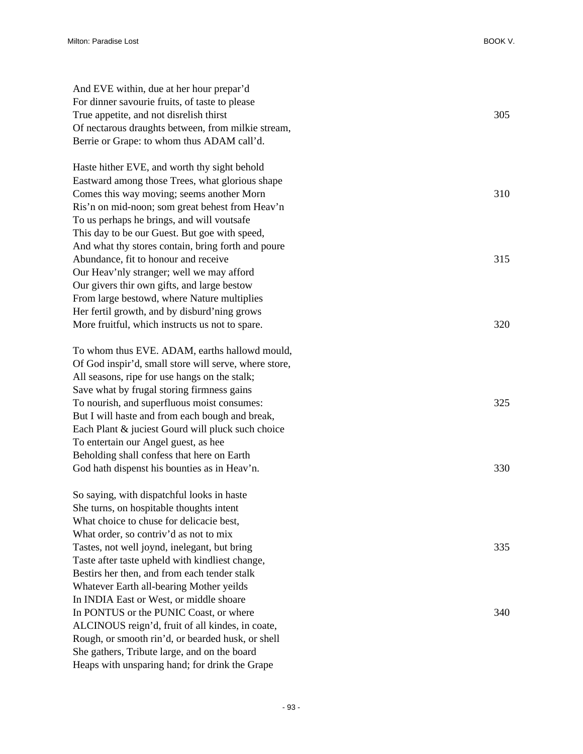And EVE within, due at her hour prepar'd  
For dinner savourie fruits, of taste to please  
True appetite, and not disrelish thirst 305  
Of nectarous draughts between, from milkie stream,  
Berrie or Grape: to whom thus ADAM call'd.

Haste hither EVE, and worth thy sight behold  
Eastward among those Trees, what glorious shape  
Comes this way moving; seems another Morn 310  
Ris'n on mid-noon; som great behest from Heav'n  
To us perhaps he brings, and will voutsafe  
This day to be our Guest. But goe with speed,  
And what thy stores contain, bring forth and poure  
Abundance, fit to honour and receive 315  
Our Heav'nly stranger; well we may afford  
Our givers thir own gifts, and large bestow  
From large bestowd, where Nature multiplies  
Her fertil growth, and by disburd'ning grows  
More fruitful, which instructs us not to spare. 320

To whom thus EVE. ADAM, earths hallowd mould,  
Of God inspir'd, small store will serve, where store,  
All seasons, ripe for use hangs on the stalk;  
Save what by frugal storing firmness gains  
To nourish, and superfluous moist consumes: 325  
But I will haste and from each bough and break,  
Each Plant & juciest Gourd will pluck such choice  
To entertain our Angel guest, as hee  
Beholding shall confess that here on Earth  
God hath dispenst his bounties as in Heav'n. 330

So saying, with dispatchful looks in haste  
She turns, on hospitable thoughts intent  
What choice to chuse for delicacie best,  
What order, so contriv'd as not to mix  
Tastes, not well joynd, inelegant, but bring 335  
Taste after taste upheld with kindliest change,  
Bestirs her then, and from each tender stalk  
Whatever Earth all-bearing Mother yeilds  
In INDIA East or West, or middle shoare  
In PONTUS or the PUNIC Coast, or where 340  
ALCINOUS reign'd, fruit of all kindes, in coate,  
Rough, or smooth rin'd, or bearded husk, or shell  
She gathers, Tribute large, and on the board  
Heaps with unsparing hand; for drink the Grape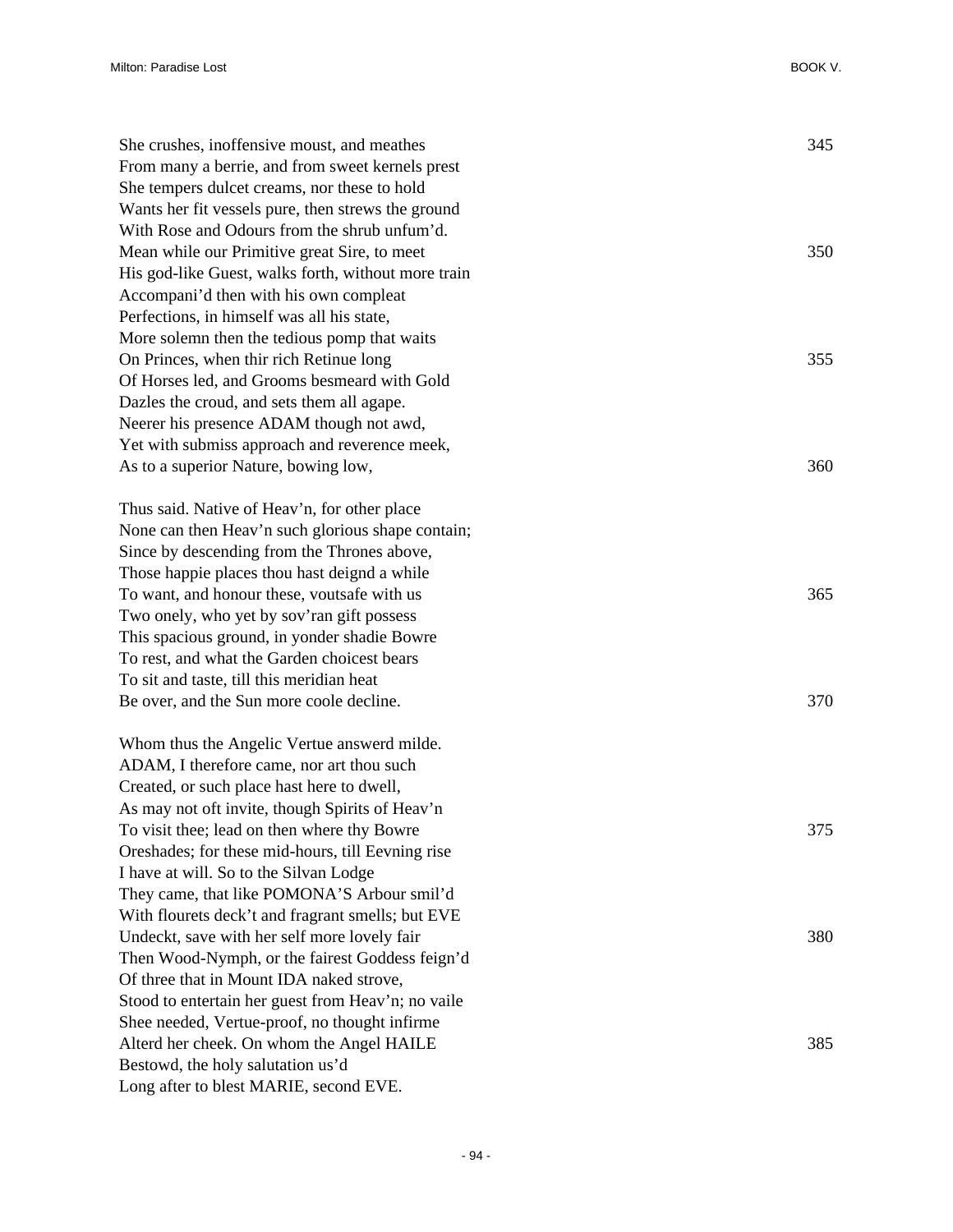She crushes, inoffensive moust, and meathes 345
From many a berrie, and from sweet kernels prest
She tempers dulcet creams, nor these to hold
Wants her fit vessels pure, then strews the ground
With Rose and Odours from the shrub unfum'd.
Mean while our Primitive great Sire, to meet 350
His god-like Guest, walks forth, without more train
Accompani'd then with his own compleat
Perfections, in himself was all his state,
More solemn then the tedious pomp that waits
On Princes, when thir rich Retinue long 355
Of Horses led, and Grooms besmeard with Gold
Dazles the croud, and sets them all agape.
Neerer his presence ADAM though not awd,
Yet with submiss approach and reverence meek,
As to a superior Nature, bowing low, 360

Thus said. Native of Heav'n, for other place
None can then Heav'n such glorious shape contain;
Since by descending from the Thrones above,
Those happie places thou hast deignd a while
To want, and honour these, voutsafe with us 365
Two onely, who yet by sov'ran gift possess
This spacious ground, in yonder shadie Bowre
To rest, and what the Garden choicest bears
To sit and taste, till this meridian heat
Be over, and the Sun more coole decline. 370

Whom thus the Angelic Vertue answerd milde.
ADAM, I therefore came, nor art thou such
Created, or such place hast here to dwell,
As may not oft invite, though Spirits of Heav'n
To visit thee; lead on then where thy Bowre 375
Oreshades; for these mid-hours, till Eevning rise
I have at will. So to the Silvan Lodge
They came, that like POMONA'S Arbour smil'd
With flourets deck't and fragrant smells; but EVE
Undeckt, save with her self more lovely fair 380
Then Wood-Nymph, or the fairest Goddess feign'd
Of three that in Mount IDA naked strove,
Stood to entertain her guest from Heav'n; no vaile
Shee needed, Vertue-proof, no thought infirme
Alterd her cheek. On whom the Angel HAILE 385
Bestowd, the holy salutation us'd
Long after to blest MARIE, second EVE.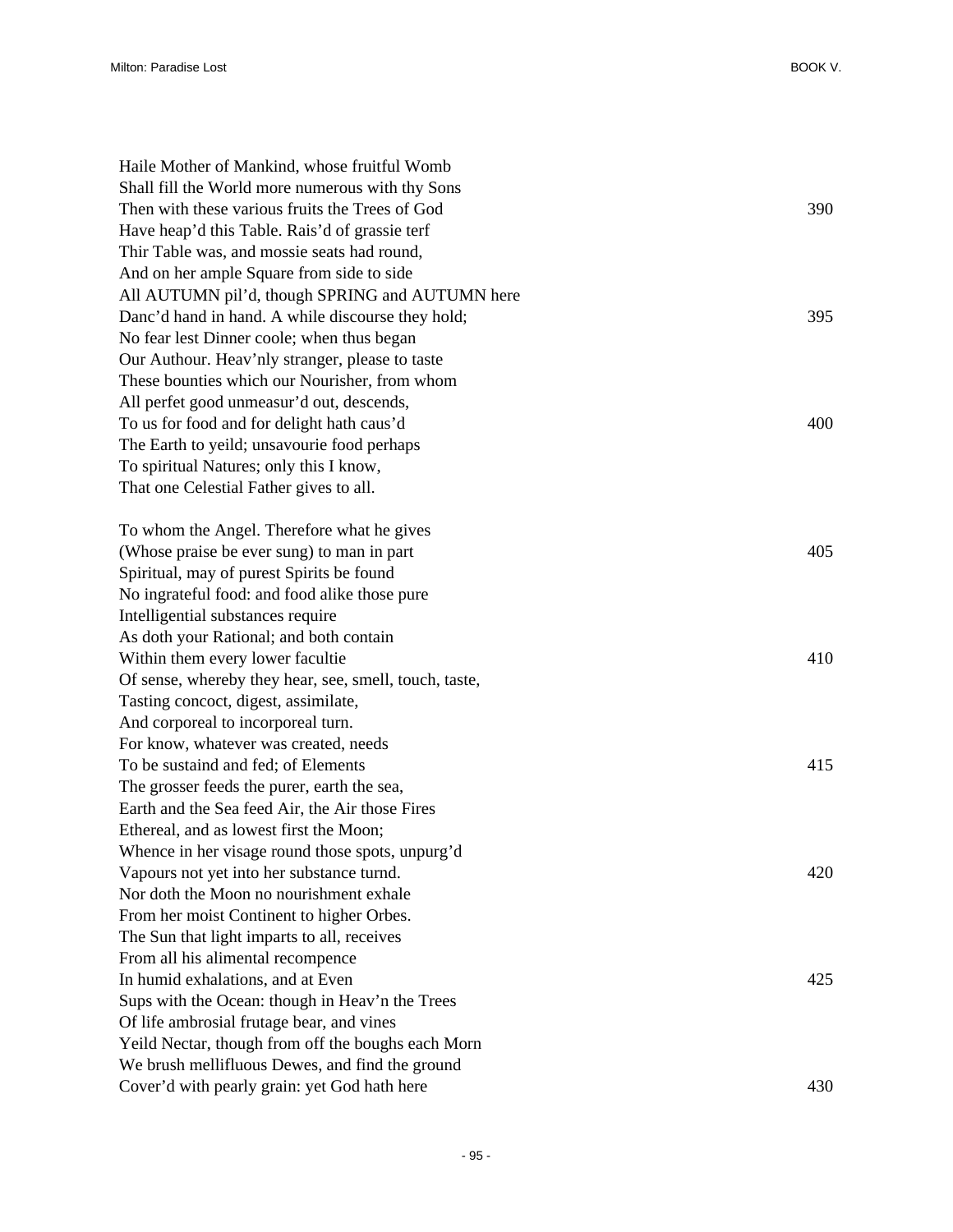Haile Mother of Mankind, whose fruitful Womb
Shall fill the World more numerous with thy Sons
Then with these various fruits the Trees of God 390
Have heap'd this Table. Rais'd of grassie terf
Thir Table was, and mossie seats had round,
And on her ample Square from side to side
All AUTUMN pil'd, though SPRING and AUTUMN here
Danc'd hand in hand. A while discourse they hold; 395
No fear lest Dinner coole; when thus began
Our Authour. Heav'nly stranger, please to taste
These bounties which our Nourisher, from whom
All perfet good unmeasur'd out, descends,
To us for food and for delight hath caus'd 400
The Earth to yeild; unsavourie food perhaps
To spiritual Natures; only this I know,
That one Celestial Father gives to all.

To whom the Angel. Therefore what he gives
(Whose praise be ever sung) to man in part 405
Spiritual, may of purest Spirits be found
No ingrateful food: and food alike those pure
Intelligential substances require
As doth your Rational; and both contain
Within them every lower facultie 410
Of sense, whereby they hear, see, smell, touch, taste,
Tasting concoct, digest, assimilate,
And corporeal to incorporeal turn.
For know, whatever was created, needs
To be sustaind and fed; of Elements 415
The grosser feeds the purer, earth the sea,
Earth and the Sea feed Air, the Air those Fires
Ethereal, and as lowest first the Moon;
Whence in her visage round those spots, unpurg'd
Vapours not yet into her substance turnd. 420
Nor doth the Moon no nourishment exhale
From her moist Continent to higher Orbes.
The Sun that light imparts to all, receives
From all his alimental recompence
In humid exhalations, and at Even 425
Sups with the Ocean: though in Heav'n the Trees
Of life ambrosial frutage bear, and vines
Yeild Nectar, though from off the boughs each Morn
We brush mellifluous Dewes, and find the ground
Cover'd with pearly grain: yet God hath here 430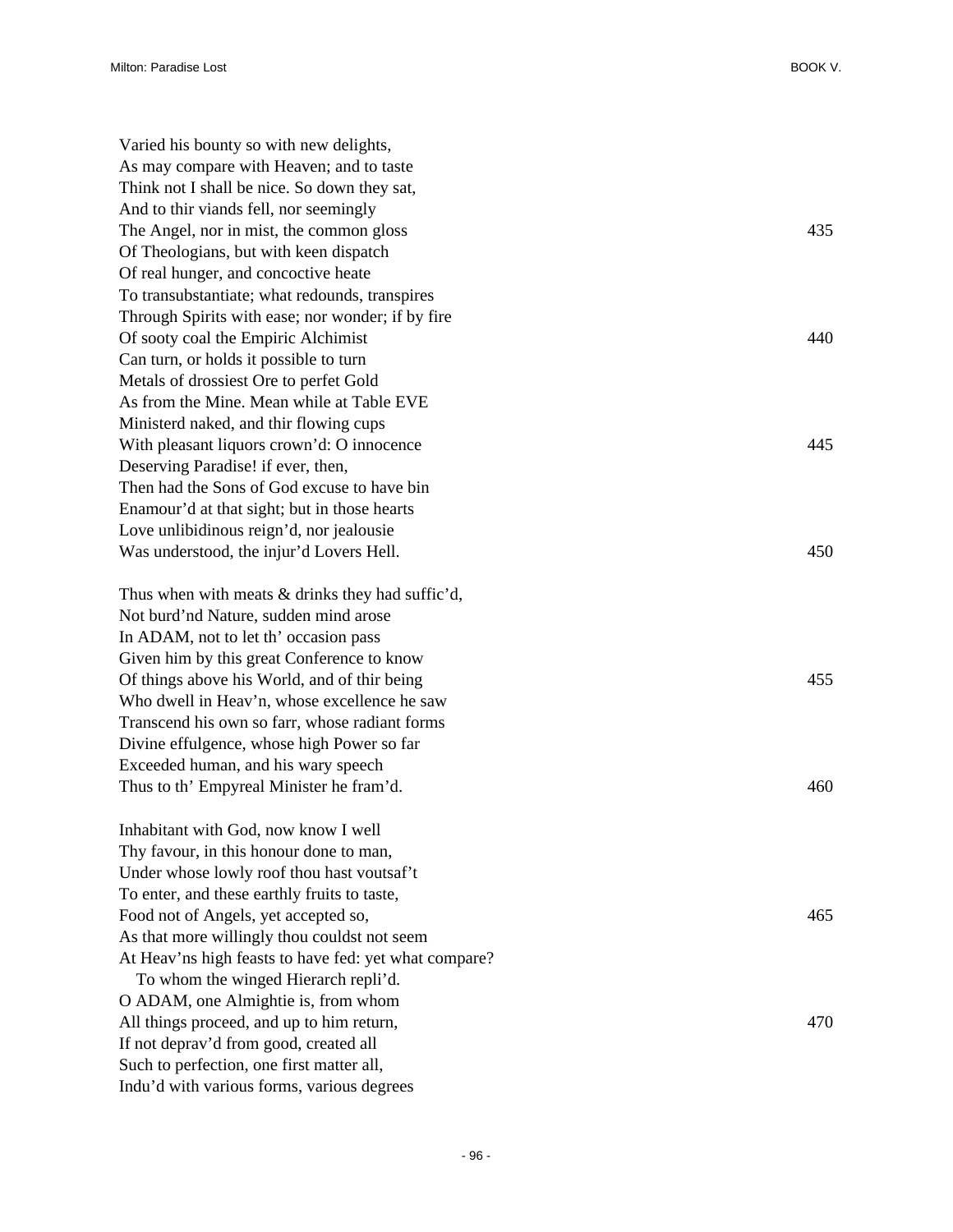Varied his bounty so with new delights,  
As may compare with Heaven; and to taste  
Think not I shall be nice. So down they sat,  
And to thir viands fell, nor seemingly  
The Angel, nor in mist, the common gloss 435  
Of Theologians, but with keen dispatch  
Of real hunger, and concoctive heate  
To transubstantiate; what redounds, transpires  
Through Spirits with ease; nor wonder; if by fire  
Of sooty coal the Empiric Alchimist 440  
Can turn, or holds it possible to turn  
Metals of drossiest Ore to perfet Gold  
As from the Mine. Mean while at Table EVE  
Ministerd naked, and thir flowing cups  
With pleasant liquors crown'd: O innocence 445  
Deserving Paradise! if ever, then,  
Then had the Sons of God excuse to have bin  
Enamour'd at that sight; but in those hearts  
Love unlibidinous reign'd, nor jealousie  
Was understood, the injur'd Lovers Hell. 450

Thus when with meats & drinks they had suffic'd,  
Not burd'nd Nature, sudden mind arose  
In ADAM, not to let th' occasion pass  
Given him by this great Conference to know  
Of things above his World, and of thir being 455  
Who dwell in Heav'n, whose excellence he saw  
Transcend his own so farr, whose radiant forms  
Divine effulgence, whose high Power so far  
Exceeded human, and his wary speech  
Thus to th' Empyreal Minister he fram'd. 460

Inhabitant with God, now know I well  
Thy favour, in this honour done to man,  
Under whose lowly roof thou hast voutsaf't  
To enter, and these earthly fruits to taste,  
Food not of Angels, yet accepted so, 465  
As that more willingly thou couldst not seem  
At Heav'ns high feasts to have fed: yet what compare?  
  To whom the winged Hierarch repli'd.  
O ADAM, one Almightie is, from whom  
All things proceed, and up to him return, 470  
If not deprav'd from good, created all  
Such to perfection, one first matter all,  
Indu'd with various forms, various degrees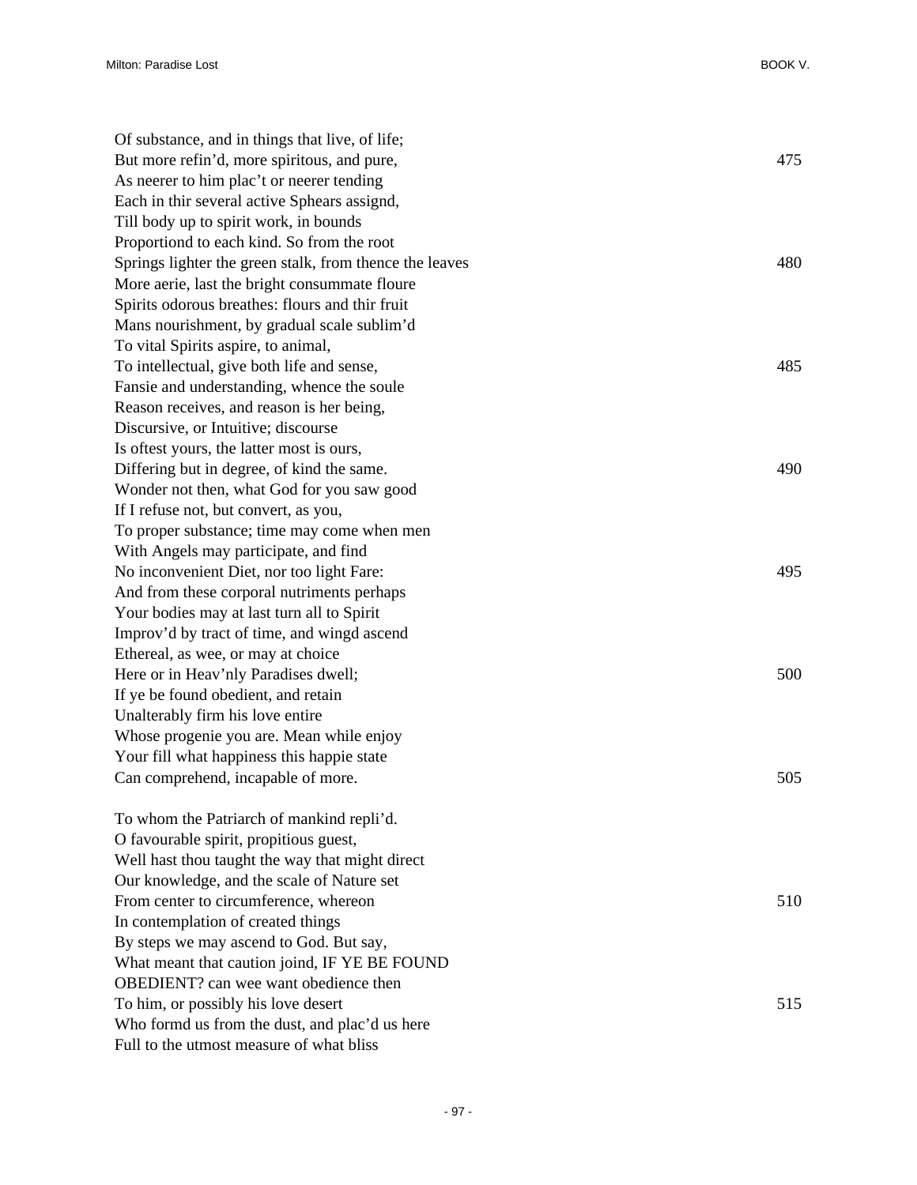Of substance, and in things that live, of life;
But more refin'd, more spiritous, and pure, 475
As neerer to him plac't or neerer tending
Each in thir several active Sphears assignd,
Till body up to spirit work, in bounds
Proportiond to each kind. So from the root
Springs lighter the green stalk, from thence the leaves 480
More aerie, last the bright consummate floure
Spirits odorous breathes: flours and thir fruit
Mans nourishment, by gradual scale sublim'd
To vital Spirits aspire, to animal,
To intellectual, give both life and sense, 485
Fansie and understanding, whence the soule
Reason receives, and reason is her being,
Discursive, or Intuitive; discourse
Is oftest yours, the latter most is ours,
Differing but in degree, of kind the same. 490
Wonder not then, what God for you saw good
If I refuse not, but convert, as you,
To proper substance; time may come when men
With Angels may participate, and find
No inconvenient Diet, nor too light Fare: 495
And from these corporal nutriments perhaps
Your bodies may at last turn all to Spirit
Improv'd by tract of time, and wingd ascend
Ethereal, as wee, or may at choice
Here or in Heav'nly Paradises dwell; 500
If ye be found obedient, and retain
Unalterably firm his love entire
Whose progenie you are. Mean while enjoy
Your fill what happiness this happie state
Can comprehend, incapable of more. 505

To whom the Patriarch of mankind repli'd.
O favourable spirit, propitious guest,
Well hast thou taught the way that might direct
Our knowledge, and the scale of Nature set
From center to circumference, whereon 510
In contemplation of created things
By steps we may ascend to God. But say,
What meant that caution joind, IF YE BE FOUND
OBEDIENT? can wee want obedience then
To him, or possibly his love desert 515
Who formd us from the dust, and plac'd us here
Full to the utmost measure of what bliss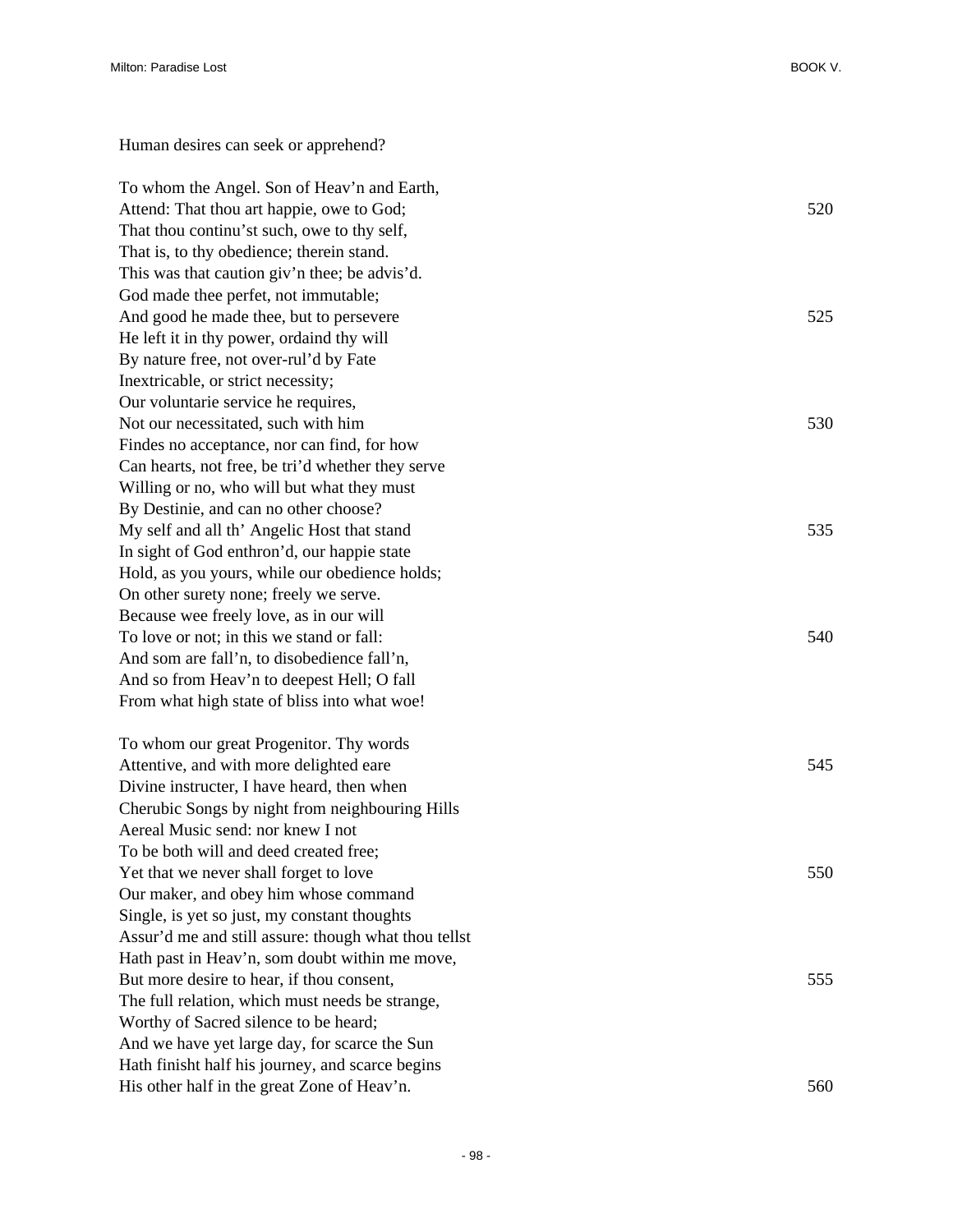Human desires can seek or apprehend?

To whom the Angel. Son of Heav'n and Earth,
Attend: That thou art happie, owe to God; 520
That thou continu'st such, owe to thy self,
That is, to thy obedience; therein stand.
This was that caution giv'n thee; be advis'd.
God made thee perfet, not immutable;
And good he made thee, but to persevere 525
He left it in thy power, ordaind thy will
By nature free, not over-rul'd by Fate
Inextricable, or strict necessity;
Our voluntarie service he requires,
Not our necessitated, such with him 530
Findes no acceptance, nor can find, for how
Can hearts, not free, be tri'd whether they serve
Willing or no, who will but what they must
By Destinie, and can no other choose?
My self and all th' Angelic Host that stand 535
In sight of God enthron'd, our happie state
Hold, as you yours, while our obedience holds;
On other surety none; freely we serve.
Because wee freely love, as in our will
To love or not; in this we stand or fall: 540
And som are fall'n, to disobedience fall'n,
And so from Heav'n to deepest Hell; O fall
From what high state of bliss into what woe!

To whom our great Progenitor. Thy words
Attentive, and with more delighted eare 545
Divine instructer, I have heard, then when
Cherubic Songs by night from neighbouring Hills
Aereal Music send: nor knew I not
To be both will and deed created free;
Yet that we never shall forget to love 550
Our maker, and obey him whose command
Single, is yet so just, my constant thoughts
Assur'd me and still assure: though what thou tellst
Hath past in Heav'n, som doubt within me move,
But more desire to hear, if thou consent, 555
The full relation, which must needs be strange,
Worthy of Sacred silence to be heard;
And we have yet large day, for scarce the Sun
Hath finisht half his journey, and scarce begins
His other half in the great Zone of Heav'n. 560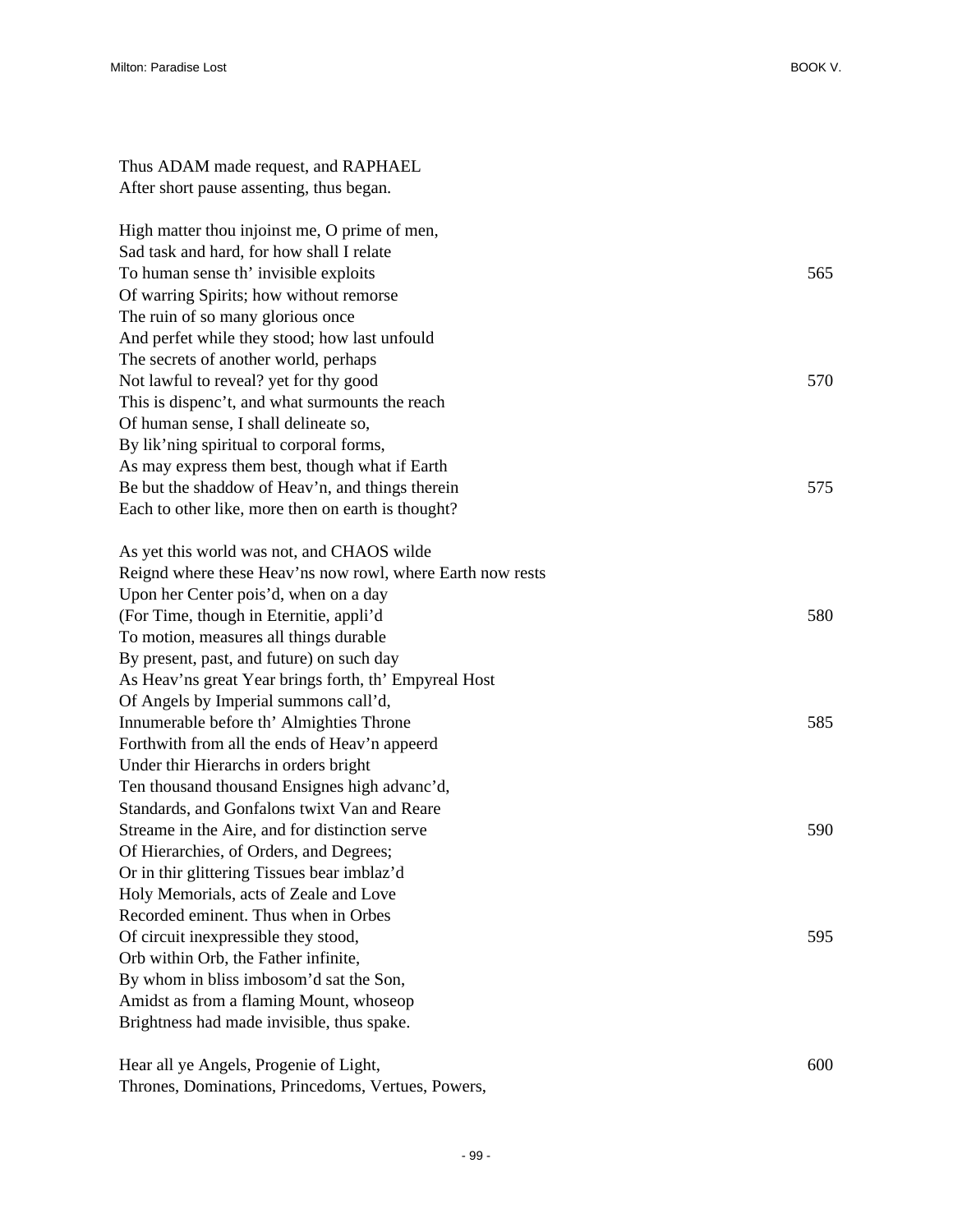Thus ADAM made request, and RAPHAEL  
After short pause assenting, thus began.

High matter thou injoinst me, O prime of men,  
Sad task and hard, for how shall I relate  
To human sense th' invisible exploits 565  
Of warring Spirits; how without remorse  
The ruin of so many glorious once  
And perfet while they stood; how last unfould  
The secrets of another world, perhaps  
Not lawful to reveal? yet for thy good 570  
This is dispenc't, and what surmounts the reach  
Of human sense, I shall delineate so,  
By lik'ning spiritual to corporal forms,  
As may express them best, though what if Earth  
Be but the shaddow of Heav'n, and things therein 575  
Each to other like, more then on earth is thought?

As yet this world was not, and CHAOS wilde  
Reignd where these Heav'ns now rowl, where Earth now rests  
Upon her Center pois'd, when on a day  
(For Time, though in Eternitie, appli'd 580  
To motion, measures all things durable  
By present, past, and future) on such day  
As Heav'ns great Year brings forth, th' Empyreal Host  
Of Angels by Imperial summons call'd,  
Innumerable before th' Almighties Throne 585  
Forthwith from all the ends of Heav'n appeerd  
Under thir Hierarchs in orders bright  
Ten thousand thousand Ensignes high advanc'd,  
Standards, and Gonfalons twixt Van and Reare  
Streame in the Aire, and for distinction serve 590  
Of Hierarchies, of Orders, and Degrees;  
Or in thir glittering Tissues bear imblaz'd  
Holy Memorials, acts of Zeale and Love  
Recorded eminent. Thus when in Orbes  
Of circuit inexpressible they stood, 595  
Orb within Orb, the Father infinite,  
By whom in bliss imbosom'd sat the Son,  
Amidst as from a flaming Mount, whoseop  
Brightness had made invisible, thus spake.

Hear all ye Angels, Progenie of Light, 600  
Thrones, Dominations, Princedoms, Vertues, Powers,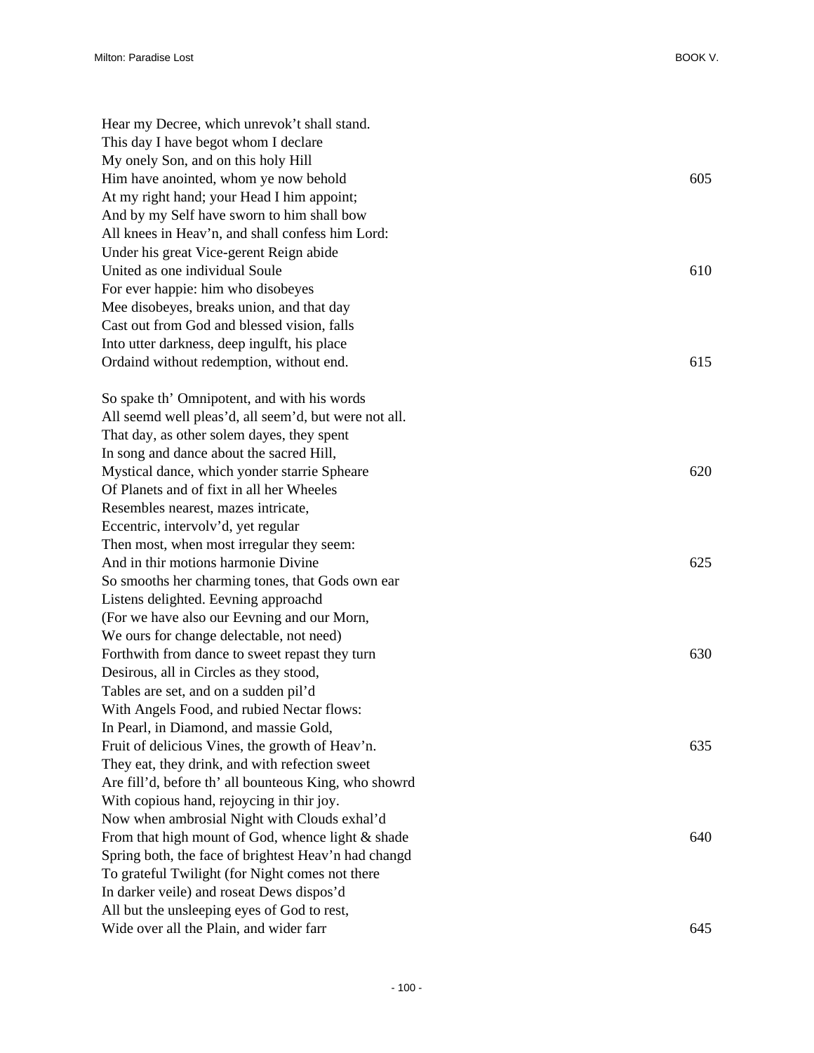Hear my Decree, which unrevok't shall stand.  
This day I have begot whom I declare  
My onely Son, and on this holy Hill  
Him have anointed, whom ye now behold  605  
At my right hand; your Head I him appoint;  
And by my Self have sworn to him shall bow  
All knees in Heav'n, and shall confess him Lord:  
Under his great Vice-gerent Reign abide  
United as one individual Soule  610  
For ever happie: him who disobeyes  
Mee disobeyes, breaks union, and that day  
Cast out from God and blessed vision, falls  
Into utter darkness, deep ingulft, his place  
Ordaind without redemption, without end.  615

So spake th' Omnipotent, and with his words  
All seemd well pleas'd, all seem'd, but were not all.  
That day, as other solem dayes, they spent  
In song and dance about the sacred Hill,  
Mystical dance, which yonder starrie Spheare  620  
Of Planets and of fixt in all her Wheeles  
Resembles nearest, mazes intricate,  
Eccentric, intervolv'd, yet regular  
Then most, when most irregular they seem:  
And in thir motions harmonie Divine  625  
So smooths her charming tones, that Gods own ear  
Listens delighted. Eevning approachd  
(For we have also our Eevning and our Morn,  
We ours for change delectable, not need)  
Forthwith from dance to sweet repast they turn  630  
Desirous, all in Circles as they stood,  
Tables are set, and on a sudden pil'd  
With Angels Food, and rubied Nectar flows:  
In Pearl, in Diamond, and massie Gold,  
Fruit of delicious Vines, the growth of Heav'n.  635  
They eat, they drink, and with refection sweet  
Are fill'd, before th' all bounteous King, who showrd  
With copious hand, rejoycing in thir joy.  
Now when ambrosial Night with Clouds exhal'd  
From that high mount of God, whence light & shade  640  
Spring both, the face of brightest Heav'n had changd  
To grateful Twilight (for Night comes not there  
In darker veile) and roseat Dews dispos'd  
All but the unsleeping eyes of God to rest,  
Wide over all the Plain, and wider farr  645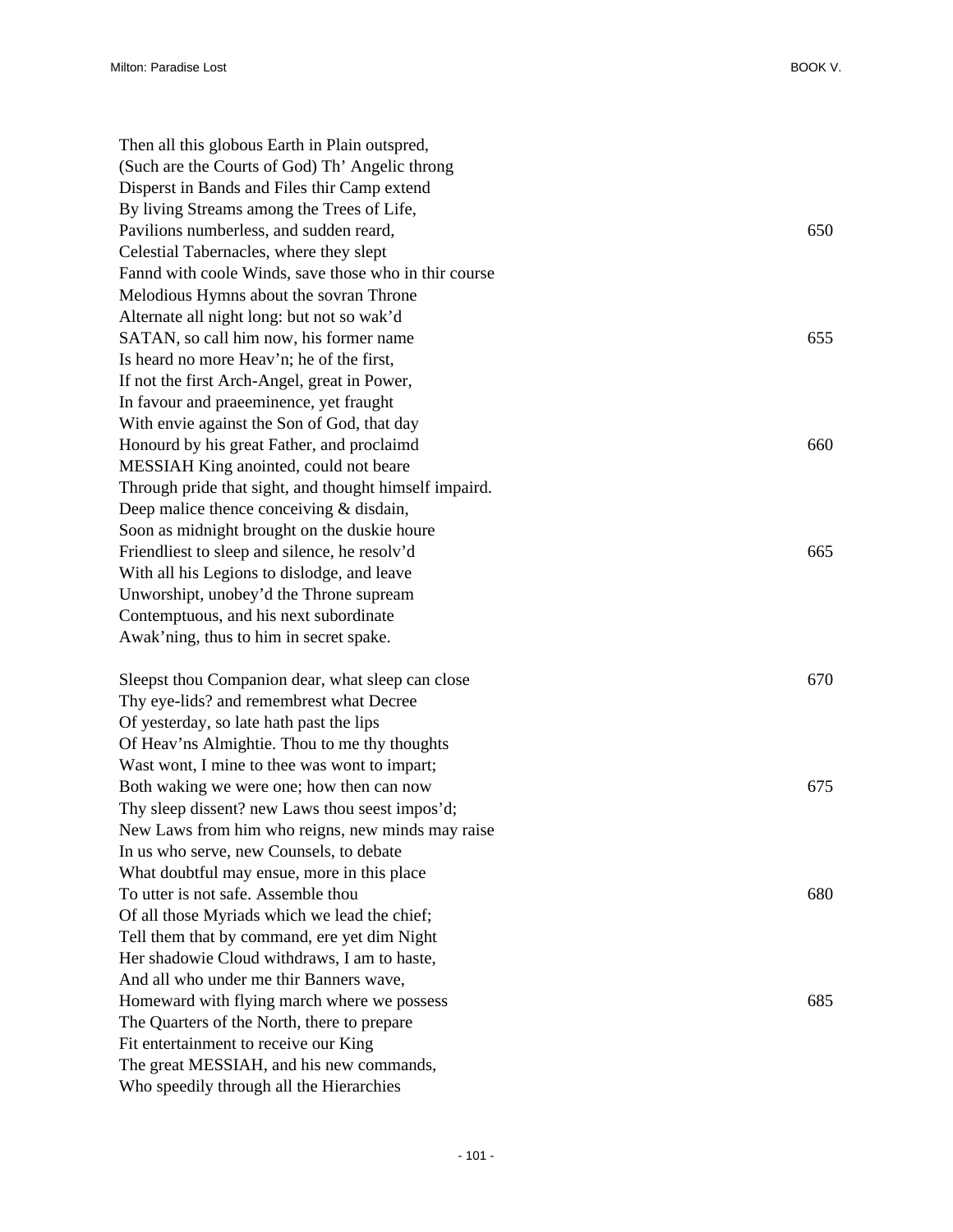Then all this globous Earth in Plain outspred,  
(Such are the Courts of God) Th' Angelic throng  
Disperst in Bands and Files thir Camp extend  
By living Streams among the Trees of Life,  
Pavilions numberless, and sudden reard, 650  
Celestial Tabernacles, where they slept  
Fannd with coole Winds, save those who in thir course  
Melodious Hymns about the sovran Throne  
Alternate all night long: but not so wak'd  
SATAN, so call him now, his former name 655  
Is heard no more Heav'n; he of the first,  
If not the first Arch-Angel, great in Power,  
In favour and praeeminence, yet fraught  
With envie against the Son of God, that day  
Honourd by his great Father, and proclaimd 660  
MESSIAH King anointed, could not beare  
Through pride that sight, and thought himself impaird.  
Deep malice thence conceiving & disdain,  
Soon as midnight brought on the duskie houre  
Friendliest to sleep and silence, he resolv'd 665  
With all his Legions to dislodge, and leave  
Unworshipt, unobey'd the Throne supream  
Contemptuous, and his next subordinate  
Awak'ning, thus to him in secret spake.

Sleepst thou Companion dear, what sleep can close 670  
Thy eye-lids? and remembrest what Decree  
Of yesterday, so late hath past the lips  
Of Heav'ns Almightie. Thou to me thy thoughts  
Wast wont, I mine to thee was wont to impart;  
Both waking we were one; how then can now 675  
Thy sleep dissent? new Laws thou seest impos'd;  
New Laws from him who reigns, new minds may raise  
In us who serve, new Counsels, to debate  
What doubtful may ensue, more in this place  
To utter is not safe. Assemble thou 680  
Of all those Myriads which we lead the chief;  
Tell them that by command, ere yet dim Night  
Her shadowie Cloud withdraws, I am to haste,  
And all who under me thir Banners wave,  
Homeward with flying march where we possess 685  
The Quarters of the North, there to prepare  
Fit entertainment to receive our King  
The great MESSIAH, and his new commands,  
Who speedily through all the Hierarchies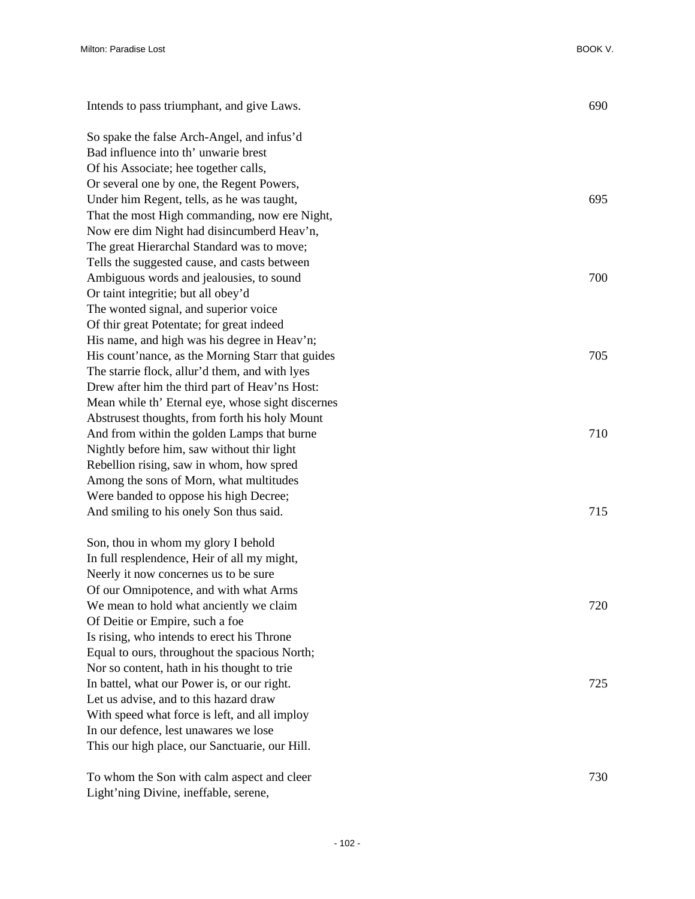Intends to pass triumphant, and give Laws. 690

So spake the false Arch-Angel, and infus'd
Bad influence into th' unwarie brest
Of his Associate; hee together calls,
Or several one by one, the Regent Powers,
Under him Regent, tells, as he was taught, 695
That the most High commanding, now ere Night,
Now ere dim Night had disincumberd Heav'n,
The great Hierarchal Standard was to move;
Tells the suggested cause, and casts between
Ambiguous words and jealousies, to sound 700
Or taint integritie; but all obey'd
The wonted signal, and superior voice
Of thir great Potentate; for great indeed
His name, and high was his degree in Heav'n;
His count'nance, as the Morning Starr that guides 705
The starrie flock, allur'd them, and with lyes
Drew after him the third part of Heav'ns Host:
Mean while th' Eternal eye, whose sight discernes
Abstrusest thoughts, from forth his holy Mount
And from within the golden Lamps that burne 710
Nightly before him, saw without thir light
Rebellion rising, saw in whom, how spred
Among the sons of Morn, what multitudes
Were banded to oppose his high Decree;
And smiling to his onely Son thus said. 715

Son, thou in whom my glory I behold
In full resplendence, Heir of all my might,
Neerly it now concernes us to be sure
Of our Omnipotence, and with what Arms
We mean to hold what anciently we claim 720
Of Deitie or Empire, such a foe
Is rising, who intends to erect his Throne
Equal to ours, throughout the spacious North;
Nor so content, hath in his thought to trie
In battel, what our Power is, or our right. 725
Let us advise, and to this hazard draw
With speed what force is left, and all imploy
In our defence, lest unawares we lose
This our high place, our Sanctuarie, our Hill.

To whom the Son with calm aspect and cleer 730
Light'ning Divine, ineffable, serene,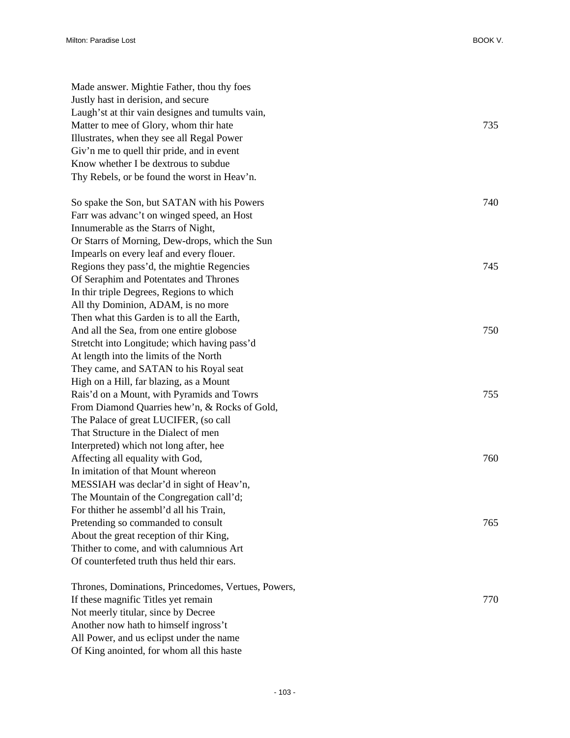Made answer. Mightie Father, thou thy foes  
Justly hast in derision, and secure  
Laugh’st at thir vain designes and tumults vain,  
Matter to mee of Glory, whom thir hate 735  
Illustrates, when they see all Regal Power  
Giv’n me to quell thir pride, and in event  
Know whether I be dextrous to subdue  
Thy Rebels, or be found the worst in Heav’n.

So spake the Son, but SATAN with his Powers 740  
Farr was advanc’t on winged speed, an Host  
Innumerable as the Starrs of Night,  
Or Starrs of Morning, Dew-drops, which the Sun  
Impearls on every leaf and every flouer.  
Regions they pass’d, the mightie Regencies 745  
Of Seraphim and Potentates and Thrones  
In thir triple Degrees, Regions to which  
All thy Dominion, ADAM, is no more  
Then what this Garden is to all the Earth,  
And all the Sea, from one entire globose 750  
Stretcht into Longitude; which having pass’d  
At length into the limits of the North  
They came, and SATAN to his Royal seat  
High on a Hill, far blazing, as a Mount  
Rais’d on a Mount, with Pyramids and Towrs 755  
From Diamond Quarries hew’n, & Rocks of Gold,  
The Palace of great LUCIFER, (so call  
That Structure in the Dialect of men  
Interpreted) which not long after, hee  
Affecting all equality with God, 760  
In imitation of that Mount whereon  
MESSIAH was declar’d in sight of Heav’n,  
The Mountain of the Congregation call’d;  
For thither he assembl’d all his Train,  
Pretending so commanded to consult 765  
About the great reception of thir King,  
Thither to come, and with calumnious Art  
Of counterfeted truth thus held thir ears.

Thrones, Dominations, Princedomes, Vertues, Powers,  
If these magnific Titles yet remain 770  
Not meerly titular, since by Decree  
Another now hath to himself ingross’t  
All Power, and us eclipst under the name  
Of King anointed, for whom all this haste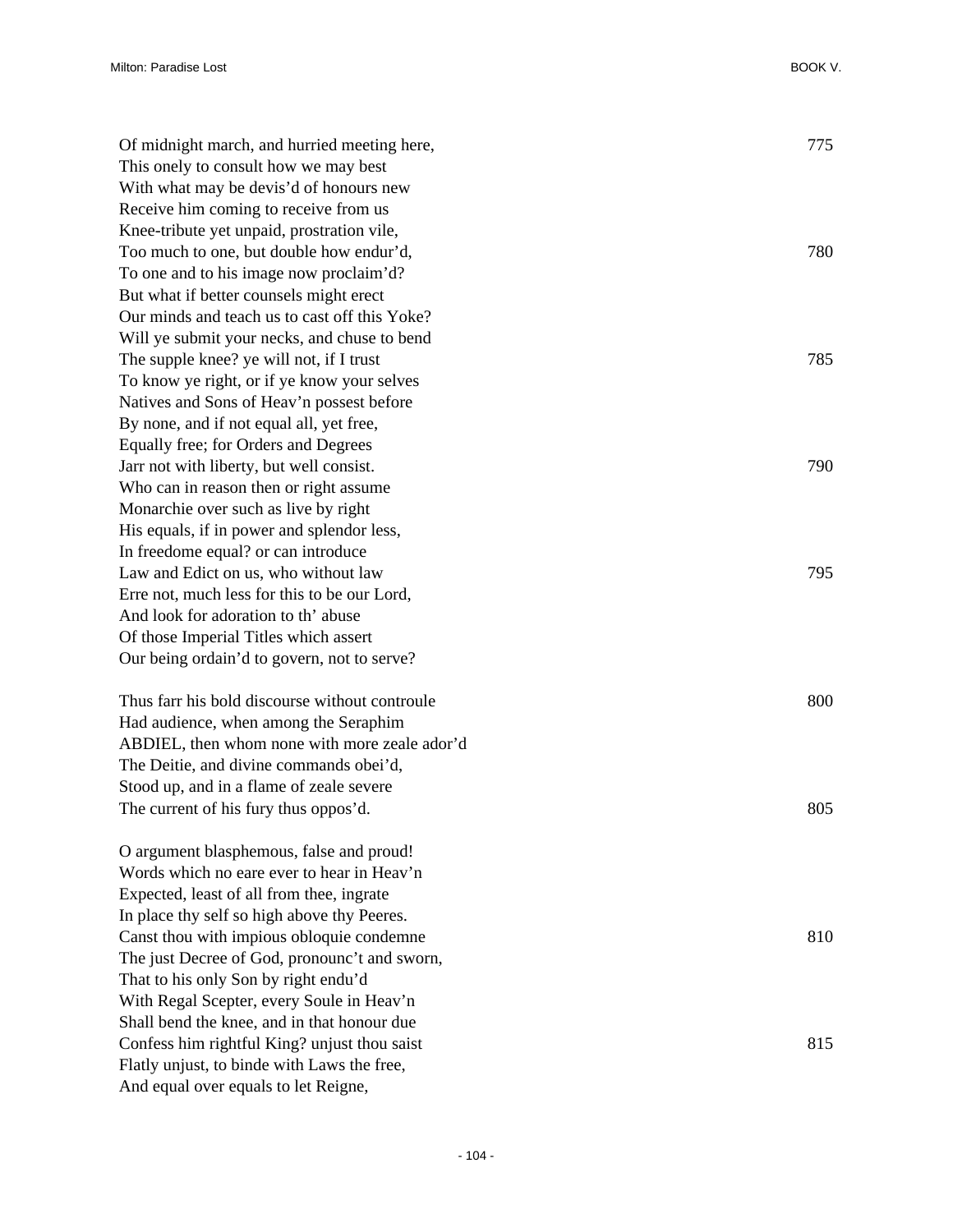Of midnight march, and hurried meeting here, 775
This onely to consult how we may best
With what may be devis'd of honours new
Receive him coming to receive from us
Knee-tribute yet unpaid, prostration vile,
Too much to one, but double how endur'd, 780
To one and to his image now proclaim'd?
But what if better counsels might erect
Our minds and teach us to cast off this Yoke?
Will ye submit your necks, and chuse to bend
The supple knee? ye will not, if I trust 785
To know ye right, or if ye know your selves
Natives and Sons of Heav'n possest before
By none, and if not equal all, yet free,
Equally free; for Orders and Degrees
Jarr not with liberty, but well consist. 790
Who can in reason then or right assume
Monarchie over such as live by right
His equals, if in power and splendor less,
In freedome equal? or can introduce
Law and Edict on us, who without law 795
Erre not, much less for this to be our Lord,
And look for adoration to th' abuse
Of those Imperial Titles which assert
Our being ordain'd to govern, not to serve?

Thus farr his bold discourse without controule 800
Had audience, when among the Seraphim
ABDIEL, then whom none with more zeale ador'd
The Deitie, and divine commands obei'd,
Stood up, and in a flame of zeale severe
The current of his fury thus oppos'd. 805

O argument blasphemous, false and proud!
Words which no eare ever to hear in Heav'n
Expected, least of all from thee, ingrate
In place thy self so high above thy Peeres.
Canst thou with impious obloquie condemne 810
The just Decree of God, pronounc't and sworn,
That to his only Son by right endu'd
With Regal Scepter, every Soule in Heav'n
Shall bend the knee, and in that honour due
Confess him rightful King? unjust thou saist 815
Flatly unjust, to binde with Laws the free,
And equal over equals to let Reigne,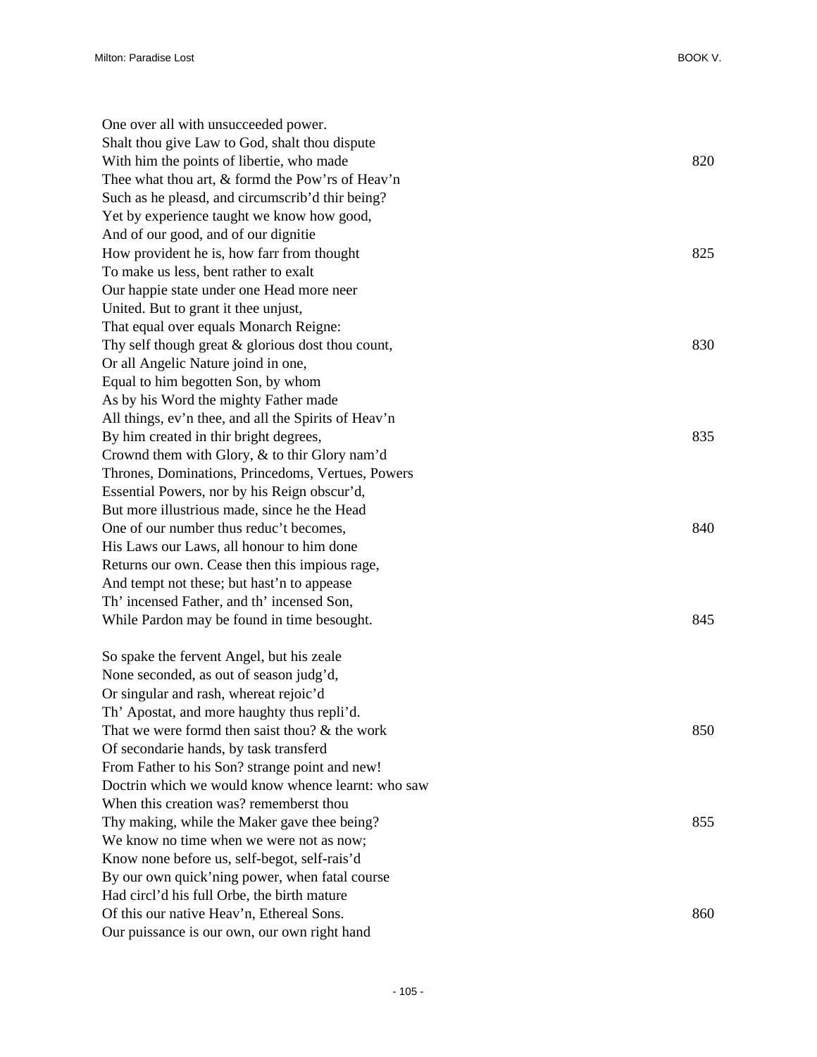One over all with unsucceeded power.
Shalt thou give Law to God, shalt thou dispute
With him the points of libertie, who made 820
Thee what thou art, & formd the Pow'rs of Heav'n
Such as he pleasd, and circumscrib'd thir being?
Yet by experience taught we know how good,
And of our good, and of our dignitie
How provident he is, how farr from thought 825
To make us less, bent rather to exalt
Our happie state under one Head more neer
United. But to grant it thee unjust,
That equal over equals Monarch Reigne:
Thy self though great & glorious dost thou count, 830
Or all Angelic Nature joind in one,
Equal to him begotten Son, by whom
As by his Word the mighty Father made
All things, ev'n thee, and all the Spirits of Heav'n
By him created in thir bright degrees, 835
Crownd them with Glory, & to thir Glory nam'd
Thrones, Dominations, Princedoms, Vertues, Powers
Essential Powers, nor by his Reign obscur'd,
But more illustrious made, since he the Head
One of our number thus reduc't becomes, 840
His Laws our Laws, all honour to him done
Returns our own. Cease then this impious rage,
And tempt not these; but hast'n to appease
Th' incensed Father, and th' incensed Son,
While Pardon may be found in time besought. 845

So spake the fervent Angel, but his zeale
None seconded, as out of season judg'd,
Or singular and rash, whereat rejoic'd
Th' Apostat, and more haughty thus repli'd.
That we were formd then saist thou? & the work 850
Of secondarie hands, by task transferd
From Father to his Son? strange point and new!
Doctrin which we would know whence learnt: who saw
When this creation was? rememberst thou
Thy making, while the Maker gave thee being? 855
We know no time when we were not as now;
Know none before us, self-begot, self-rais'd
By our own quick'ning power, when fatal course
Had circl'd his full Orbe, the birth mature
Of this our native Heav'n, Ethereal Sons. 860
Our puissance is our own, our own right hand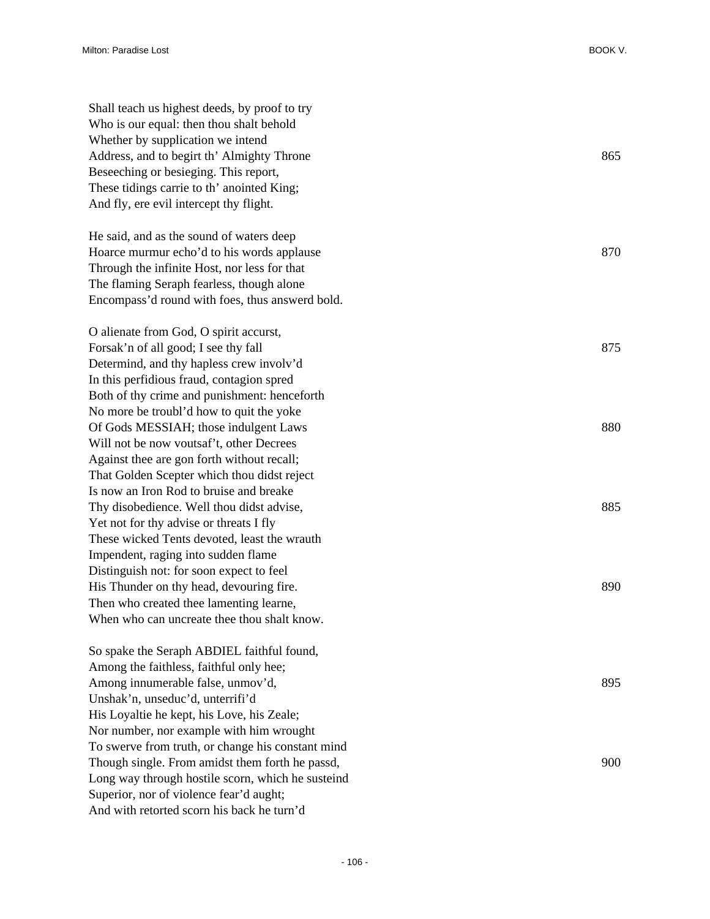Shall teach us highest deeds, by proof to try
Who is our equal: then thou shalt behold
Whether by supplication we intend
Address, and to begirt th' Almighty Throne 865
Beseeching or besieging. This report,
These tidings carrie to th' anointed King;
And fly, ere evil intercept thy flight.

He said, and as the sound of waters deep
Hoarce murmur echo'd to his words applause 870
Through the infinite Host, nor less for that
The flaming Seraph fearless, though alone
Encompass'd round with foes, thus answerd bold.

O alienate from God, O spirit accurst,
Forsak'n of all good; I see thy fall 875
Determind, and thy hapless crew involv'd
In this perfidious fraud, contagion spred
Both of thy crime and punishment: henceforth
No more be troubl'd how to quit the yoke
Of Gods MESSIAH; those indulgent Laws 880
Will not be now voutsaf't, other Decrees
Against thee are gon forth without recall;
That Golden Scepter which thou didst reject
Is now an Iron Rod to bruise and breake
Thy disobedience. Well thou didst advise, 885
Yet not for thy advise or threats I fly
These wicked Tents devoted, least the wrauth
Impendent, raging into sudden flame
Distinguish not: for soon expect to feel
His Thunder on thy head, devouring fire. 890
Then who created thee lamenting learne,
When who can uncreate thee thou shalt know.

So spake the Seraph ABDIEL faithful found,
Among the faithless, faithful only hee;
Among innumerable false, unmov'd, 895
Unshak'n, unseduc'd, unterrifi'd
His Loyaltie he kept, his Love, his Zeale;
Nor number, nor example with him wrought
To swerve from truth, or change his constant mind
Though single. From amidst them forth he passd, 900
Long way through hostile scorn, which he susteind
Superior, nor of violence fear'd aught;
And with retorted scorn his back he turn'd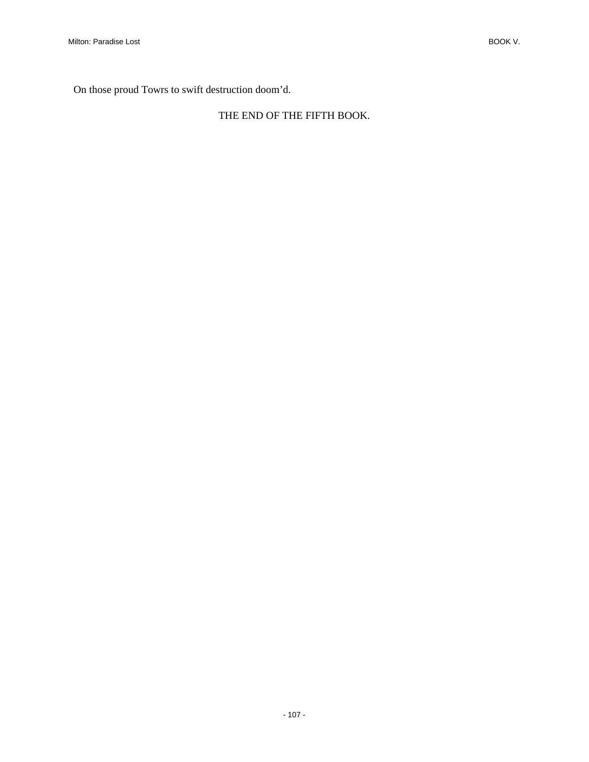On those proud Towrs to swift destruction doom’d.

THE END OF THE FIFTH BOOK.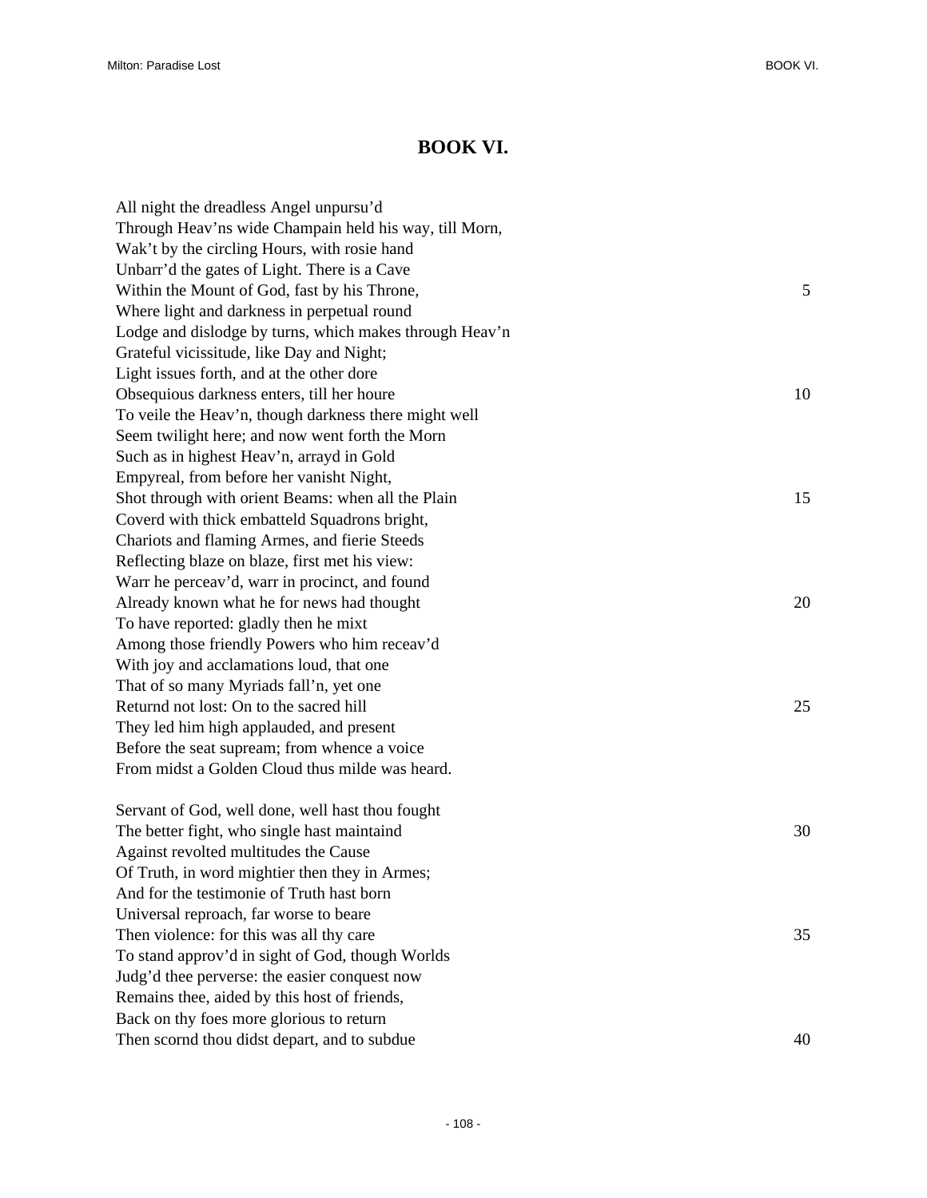# BOOK VI.

All night the dreadless Angel unpursu'd
Through Heav'ns wide Champain held his way, till Morn,
Wak't by the circling Hours, with rosie hand
Unbarr'd the gates of Light. There is a Cave
Within the Mount of God, fast by his Throne, 5
Where light and darkness in perpetual round
Lodge and dislodge by turns, which makes through Heav'n
Grateful vicissitude, like Day and Night;
Light issues forth, and at the other dore
Obsequious darkness enters, till her houre 10
To veile the Heav'n, though darkness there might well
Seem twilight here; and now went forth the Morn
Such as in highest Heav'n, arrayd in Gold
Empyreal, from before her vanisht Night,
Shot through with orient Beams: when all the Plain 15
Coverd with thick embatteld Squadrons bright,
Chariots and flaming Armes, and fierie Steeds
Reflecting blaze on blaze, first met his view:
Warr he perceav'd, warr in procinct, and found
Already known what he for news had thought 20
To have reported: gladly then he mixt
Among those friendly Powers who him receav'd
With joy and acclamations loud, that one
That of so many Myriads fall'n, yet one
Returnd not lost: On to the sacred hill 25
They led him high applauded, and present
Before the seat supream; from whence a voice
From midst a Golden Cloud thus milde was heard.

Servant of God, well done, well hast thou fought
The better fight, who single hast maintaind 30
Against revolted multitudes the Cause
Of Truth, in word mightier then they in Armes;
And for the testimonie of Truth hast born
Universal reproach, far worse to beare
Then violence: for this was all thy care 35
To stand approv'd in sight of God, though Worlds
Judg'd thee perverse: the easier conquest now
Remains thee, aided by this host of friends,
Back on thy foes more glorious to return
Then scornd thou didst depart, and to subdue 40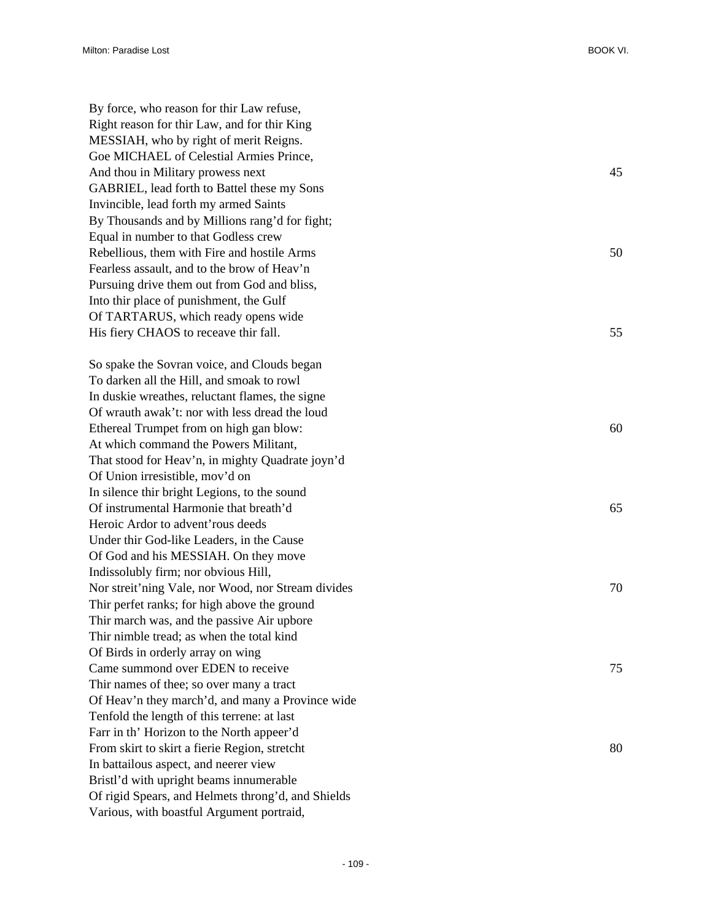By force, who reason for thir Law refuse,  
Right reason for thir Law, and for thir King  
MESSIAH, who by right of merit Reigns.  
Goe MICHAEL of Celestial Armies Prince,  
And thou in Military prowess next 45  
GABRIEL, lead forth to Battel these my Sons  
Invincible, lead forth my armed Saints  
By Thousands and by Millions rang'd for fight;  
Equal in number to that Godless crew  
Rebellious, them with Fire and hostile Arms 50  
Fearless assault, and to the brow of Heav'n  
Pursuing drive them out from God and bliss,  
Into thir place of punishment, the Gulf  
Of TARTARUS, which ready opens wide  
His fiery CHAOS to receave thir fall. 55

So spake the Sovran voice, and Clouds began  
To darken all the Hill, and smoak to rowl  
In duskie wreathes, reluctant flames, the signe  
Of wrauth awak't: nor with less dread the loud  
Ethereal Trumpet from on high gan blow: 60  
At which command the Powers Militant,  
That stood for Heav'n, in mighty Quadrate joyn'd  
Of Union irresistible, mov'd on  
In silence thir bright Legions, to the sound  
Of instrumental Harmonie that breath'd 65  
Heroic Ardor to advent'rous deeds  
Under thir God-like Leaders, in the Cause  
Of God and his MESSIAH. On they move  
Indissolubly firm; nor obvious Hill,  
Nor streit'ning Vale, nor Wood, nor Stream divides 70  
Thir perfet ranks; for high above the ground  
Thir march was, and the passive Air upbore  
Thir nimble tread; as when the total kind  
Of Birds in orderly array on wing  
Came summond over EDEN to receive 75  
Thir names of thee; so over many a tract  
Of Heav'n they march'd, and many a Province wide  
Tenfold the length of this terrene: at last  
Farr in th' Horizon to the North appeer'd  
From skirt to skirt a fierie Region, stretcht 80  
In battailous aspect, and neerer view  
Bristl'd with upright beams innumerable  
Of rigid Spears, and Helmets throng'd, and Shields  
Various, with boastful Argument portraid,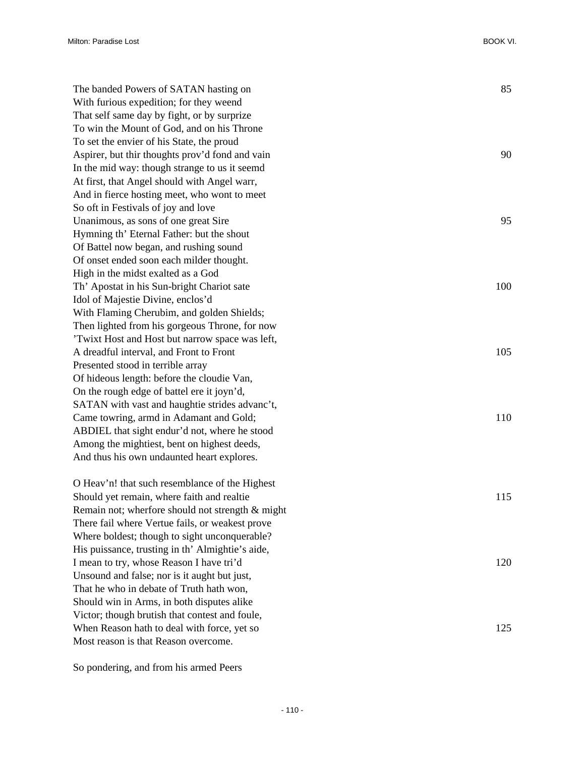The banded Powers of SATAN hasting on 85
With furious expedition; for they weend
That self same day by fight, or by surprize
To win the Mount of God, and on his Throne
To set the envier of his State, the proud
Aspirer, but thir thoughts prov'd fond and vain 90
In the mid way: though strange to us it seemd
At first, that Angel should with Angel warr,
And in fierce hosting meet, who wont to meet
So oft in Festivals of joy and love
Unanimous, as sons of one great Sire 95
Hymning th' Eternal Father: but the shout
Of Battel now began, and rushing sound
Of onset ended soon each milder thought.
High in the midst exalted as a God
Th' Apostat in his Sun-bright Chariot sate 100
Idol of Majestie Divine, enclos'd
With Flaming Cherubim, and golden Shields;
Then lighted from his gorgeous Throne, for now
'Twixt Host and Host but narrow space was left,
A dreadful interval, and Front to Front 105
Presented stood in terrible array
Of hideous length: before the cloudie Van,
On the rough edge of battel ere it joyn'd,
SATAN with vast and haughtie strides advanc't,
Came towring, armd in Adamant and Gold; 110
ABDIEL that sight endur'd not, where he stood
Among the mightiest, bent on highest deeds,
And thus his own undaunted heart explores.

O Heav'n! that such resemblance of the Highest
Should yet remain, where faith and realtie 115
Remain not; wherfore should not strength & might
There fail where Vertue fails, or weakest prove
Where boldest; though to sight unconquerable?
His puissance, trusting in th' Almightie's aide,
I mean to try, whose Reason I have tri'd 120
Unsound and false; nor is it aught but just,
That he who in debate of Truth hath won,
Should win in Arms, in both disputes alike
Victor; though brutish that contest and foule,
When Reason hath to deal with force, yet so 125
Most reason is that Reason overcome.

So pondering, and from his armed Peers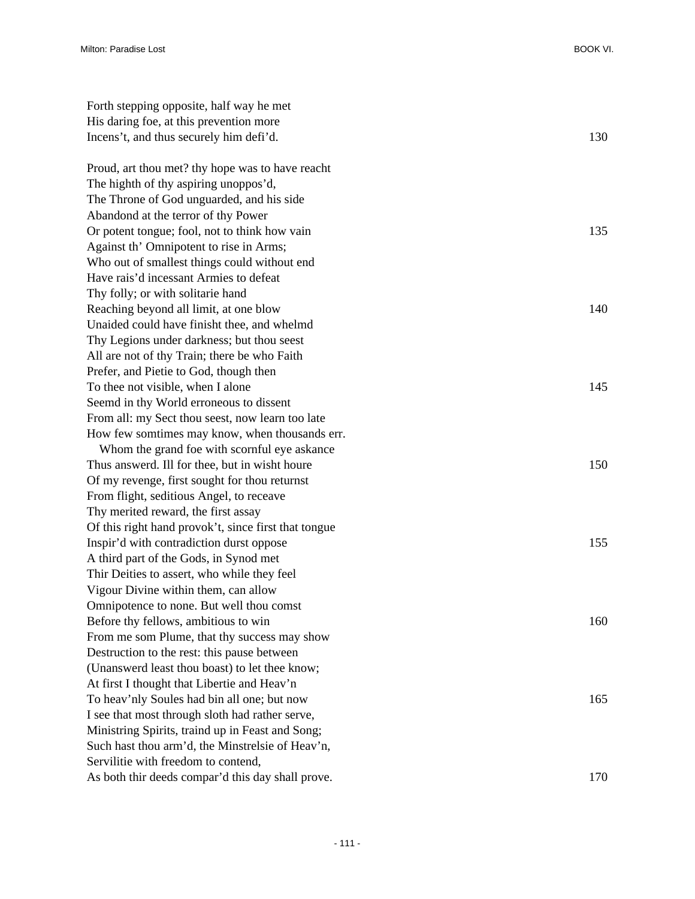Forth stepping opposite, half way he met  
His daring foe, at this prevention more  
Incens't, and thus securely him defi'd. 130

Proud, art thou met? thy hope was to have reacht  
The highth of thy aspiring unoppos'd,  
The Throne of God unguarded, and his side  
Abandond at the terror of thy Power  
Or potent tongue; fool, not to think how vain 135  
Against th' Omnipotent to rise in Arms;  
Who out of smallest things could without end  
Have rais'd incessant Armies to defeat  
Thy folly; or with solitarie hand  
Reaching beyond all limit, at one blow 140  
Unaided could have finisht thee, and whelmd  
Thy Legions under darkness; but thou seest  
All are not of thy Train; there be who Faith  
Prefer, and Pietie to God, though then  
To thee not visible, when I alone 145  
Seemd in thy World erroneous to dissent  
From all: my Sect thou seest, now learn too late  
How few somtimes may know, when thousands err.  
   Whom the grand foe with scornful eye askance  
Thus answerd. Ill for thee, but in wisht houre 150  
Of my revenge, first sought for thou returnst  
From flight, seditious Angel, to receave  
Thy merited reward, the first assay  
Of this right hand provok't, since first that tongue  
Inspir'd with contradiction durst oppose 155  
A third part of the Gods, in Synod met  
Thir Deities to assert, who while they feel  
Vigour Divine within them, can allow  
Omnipotence to none. But well thou comst  
Before thy fellows, ambitious to win 160  
From me som Plume, that thy success may show  
Destruction to the rest: this pause between  
(Unanswerd least thou boast) to let thee know;  
At first I thought that Libertie and Heav'n  
To heav'nly Soules had bin all one; but now 165  
I see that most through sloth had rather serve,  
Ministring Spirits, traind up in Feast and Song;  
Such hast thou arm'd, the Minstrelsie of Heav'n,  
Servilitie with freedom to contend,  
As both thir deeds compar'd this day shall prove. 170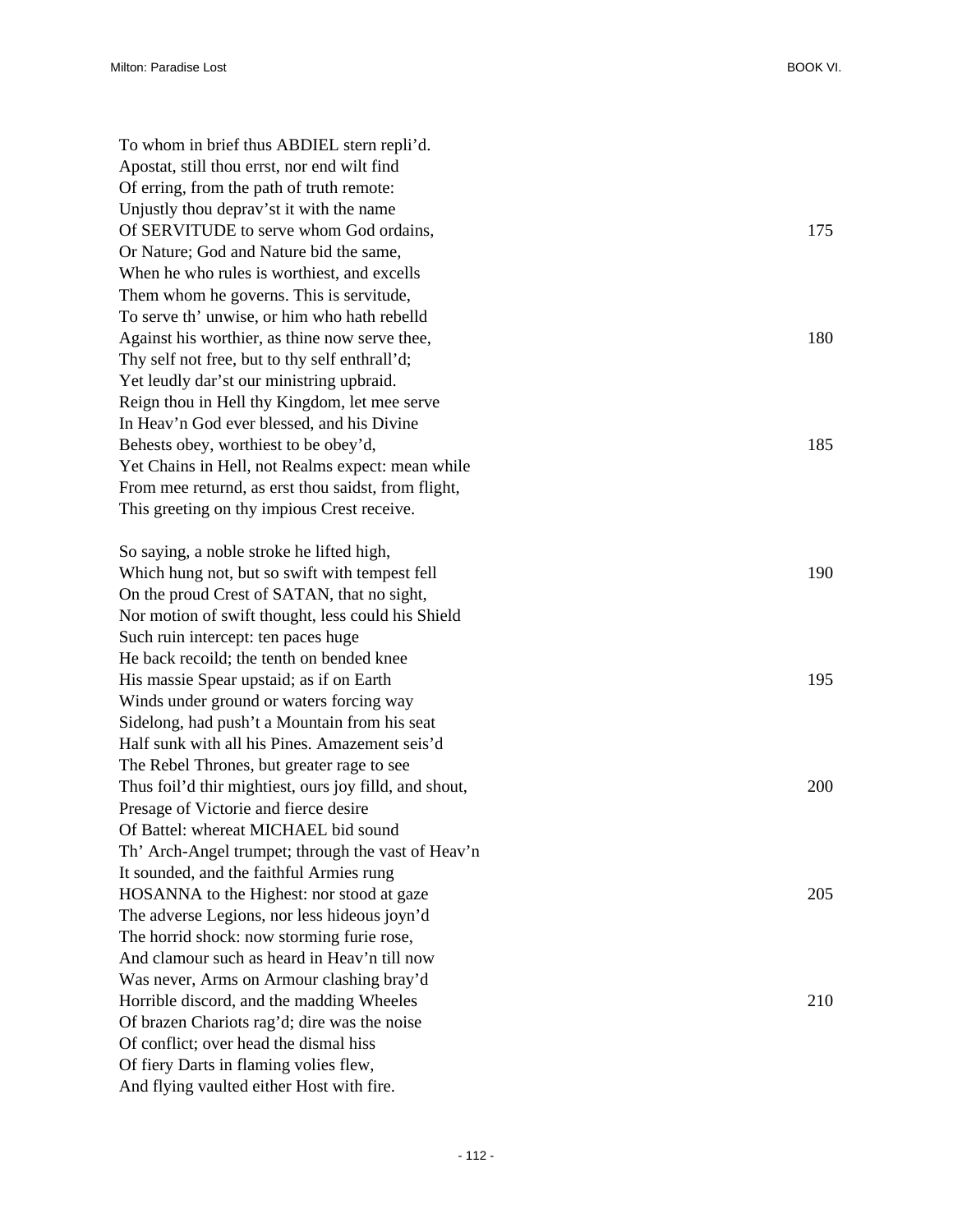To whom in brief thus ABDIEL stern repli'd.
Apostat, still thou errst, nor end wilt find
Of erring, from the path of truth remote:
Unjustly thou deprav'st it with the name
Of SERVITUDE to serve whom God ordains, 175
Or Nature; God and Nature bid the same,
When he who rules is worthiest, and excells
Them whom he governs. This is servitude,
To serve th' unwise, or him who hath rebelld
Against his worthier, as thine now serve thee, 180
Thy self not free, but to thy self enthrall'd;
Yet leudly dar'st our ministring upbraid.
Reign thou in Hell thy Kingdom, let mee serve
In Heav'n God ever blessed, and his Divine
Behests obey, worthiest to be obey'd, 185
Yet Chains in Hell, not Realms expect: mean while
From mee returnd, as erst thou saidst, from flight,
This greeting on thy impious Crest receive.

So saying, a noble stroke he lifted high,
Which hung not, but so swift with tempest fell 190
On the proud Crest of SATAN, that no sight,
Nor motion of swift thought, less could his Shield
Such ruin intercept: ten paces huge
He back recoild; the tenth on bended knee
His massie Spear upstaid; as if on Earth 195
Winds under ground or waters forcing way
Sidelong, had push't a Mountain from his seat
Half sunk with all his Pines. Amazement seis'd
The Rebel Thrones, but greater rage to see
Thus foil'd thir mightiest, ours joy filld, and shout, 200
Presage of Victorie and fierce desire
Of Battel: whereat MICHAEL bid sound
Th' Arch-Angel trumpet; through the vast of Heav'n
It sounded, and the faithful Armies rung
HOSANNA to the Highest: nor stood at gaze 205
The adverse Legions, nor less hideous joyn'd
The horrid shock: now storming furie rose,
And clamour such as heard in Heav'n till now
Was never, Arms on Armour clashing bray'd
Horrible discord, and the madding Wheeles 210
Of brazen Chariots rag'd; dire was the noise
Of conflict; over head the dismal hiss
Of fiery Darts in flaming volies flew,
And flying vaulted either Host with fire.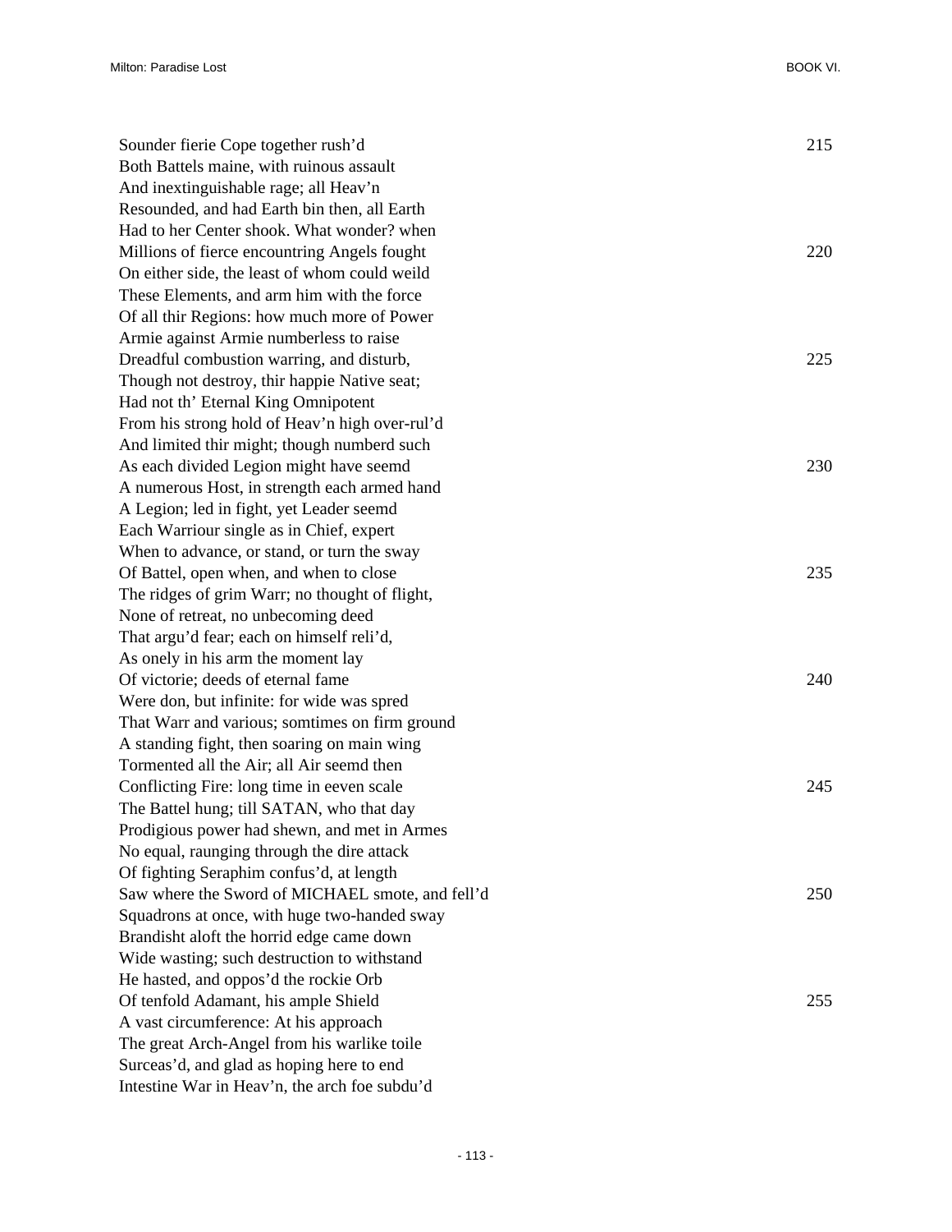Sounder fierie Cope together rush'd 215
Both Battels maine, with ruinous assault
And inextinguishable rage; all Heav'n
Resounded, and had Earth bin then, all Earth
Had to her Center shook. What wonder? when
Millions of fierce encountring Angels fought 220
On either side, the least of whom could weild
These Elements, and arm him with the force
Of all thir Regions: how much more of Power
Armie against Armie numberless to raise
Dreadful combustion warring, and disturb, 225
Though not destroy, thir happie Native seat;
Had not th' Eternal King Omnipotent
From his strong hold of Heav'n high over-rul'd
And limited thir might; though numberd such
As each divided Legion might have seemd 230
A numerous Host, in strength each armed hand
A Legion; led in fight, yet Leader seemd
Each Warriour single as in Chief, expert
When to advance, or stand, or turn the sway
Of Battel, open when, and when to close 235
The ridges of grim Warr; no thought of flight,
None of retreat, no unbecoming deed
That argu'd fear; each on himself reli'd,
As onely in his arm the moment lay
Of victorie; deeds of eternal fame 240
Were don, but infinite: for wide was spred
That Warr and various; somtimes on firm ground
A standing fight, then soaring on main wing
Tormented all the Air; all Air seemd then
Conflicting Fire: long time in eeven scale 245
The Battel hung; till SATAN, who that day
Prodigious power had shewn, and met in Armes
No equal, raunging through the dire attack
Of fighting Seraphim confus'd, at length
Saw where the Sword of MICHAEL smote, and fell'd 250
Squadrons at once, with huge two-handed sway
Brandisht aloft the horrid edge came down
Wide wasting; such destruction to withstand
He hasted, and oppos'd the rockie Orb
Of tenfold Adamant, his ample Shield 255
A vast circumference: At his approach
The great Arch-Angel from his warlike toile
Surceas'd, and glad as hoping here to end
Intestine War in Heav'n, the arch foe subdu'd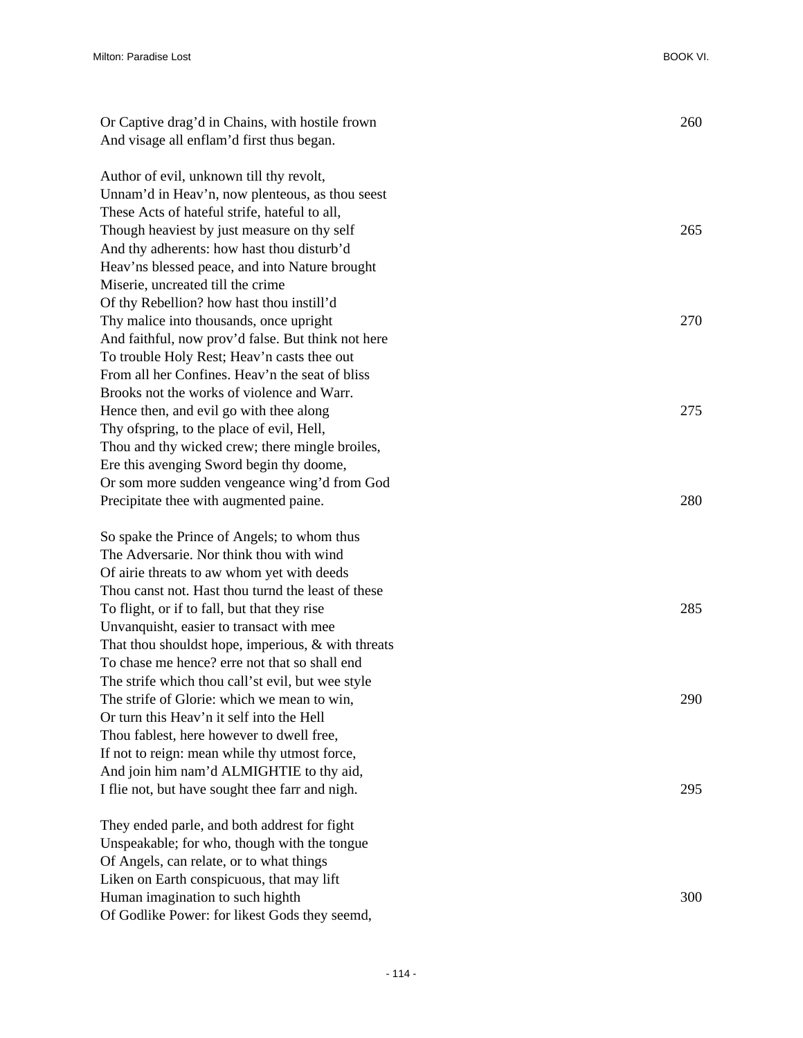Or Captive drag'd in Chains, with hostile frown 260
And visage all enflam'd first thus began.

Author of evil, unknown till thy revolt,
Unnam'd in Heav'n, now plenteous, as thou seest
These Acts of hateful strife, hateful to all,
Though heaviest by just measure on thy self 265
And thy adherents: how hast thou disturb'd
Heav'ns blessed peace, and into Nature brought
Miserie, uncreated till the crime
Of thy Rebellion? how hast thou instill'd
Thy malice into thousands, once upright 270
And faithful, now prov'd false. But think not here
To trouble Holy Rest; Heav'n casts thee out
From all her Confines. Heav'n the seat of bliss
Brooks not the works of violence and Warr.
Hence then, and evil go with thee along 275
Thy ofspring, to the place of evil, Hell,
Thou and thy wicked crew; there mingle broiles,
Ere this avenging Sword begin thy doome,
Or som more sudden vengeance wing'd from God
Precipitate thee with augmented paine. 280

So spake the Prince of Angels; to whom thus
The Adversarie. Nor think thou with wind
Of airie threats to aw whom yet with deeds
Thou canst not. Hast thou turnd the least of these
To flight, or if to fall, but that they rise 285
Unvanquisht, easier to transact with mee
That thou shouldst hope, imperious, & with threats
To chase me hence? erre not that so shall end
The strife which thou call'st evil, but wee style
The strife of Glorie: which we mean to win, 290
Or turn this Heav'n it self into the Hell
Thou fablest, here however to dwell free,
If not to reign: mean while thy utmost force,
And join him nam'd ALMIGHTIE to thy aid,
I flie not, but have sought thee farr and nigh. 295

They ended parle, and both addrest for fight
Unspeakable; for who, though with the tongue
Of Angels, can relate, or to what things
Liken on Earth conspicuous, that may lift
Human imagination to such highth 300
Of Godlike Power: for likest Gods they seemd,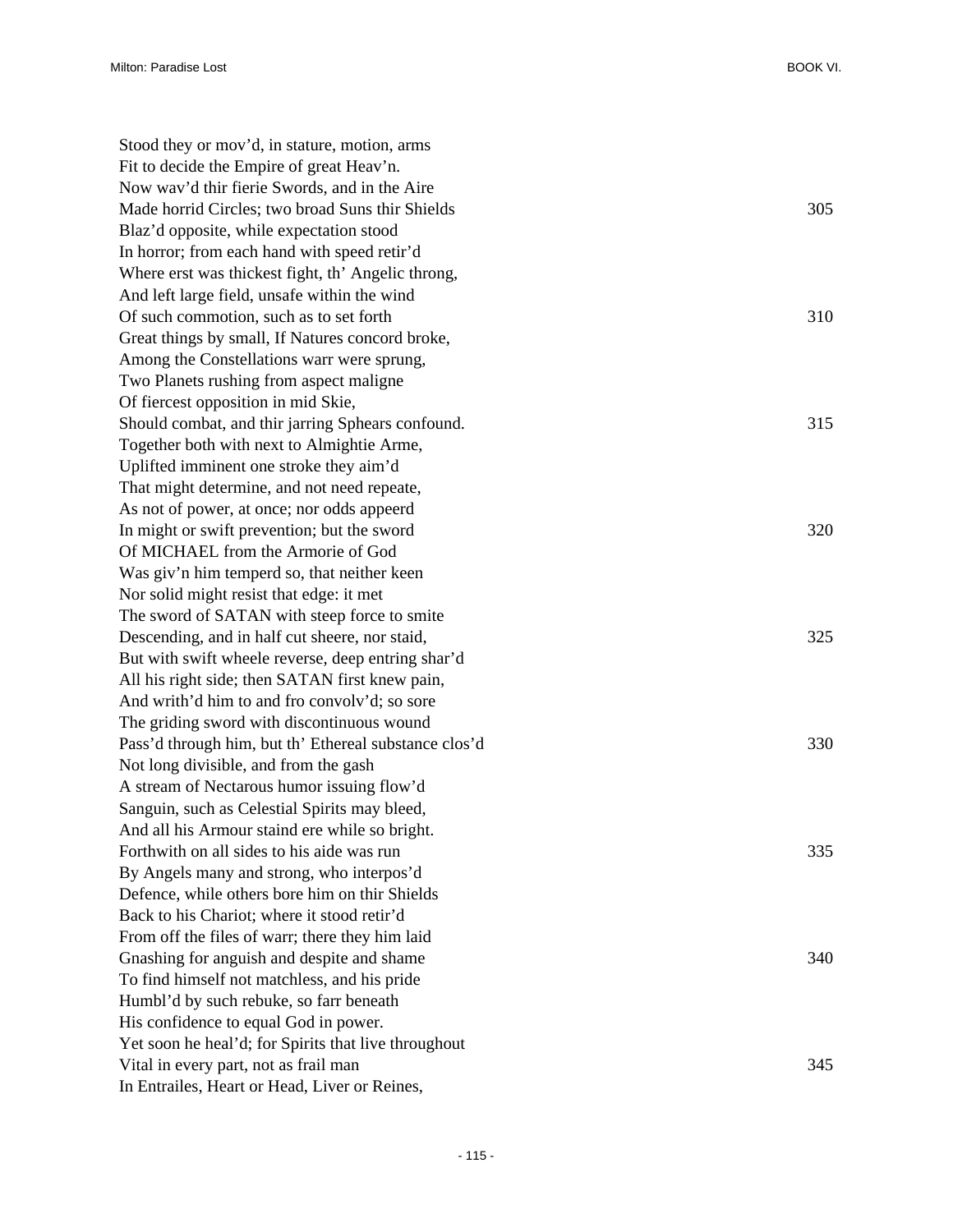Stood they or mov'd, in stature, motion, arms
Fit to decide the Empire of great Heav'n.
Now wav'd thir fierie Swords, and in the Aire
Made horrid Circles; two broad Suns thir Shields 305
Blaz'd opposite, while expectation stood
In horror; from each hand with speed retir'd
Where erst was thickest fight, th' Angelic throng,
And left large field, unsafe within the wind
Of such commotion, such as to set forth 310
Great things by small, If Natures concord broke,
Among the Constellations warr were sprung,
Two Planets rushing from aspect maligne
Of fiercest opposition in mid Skie,
Should combat, and thir jarring Sphears confound. 315
Together both with next to Almightie Arme,
Uplifted imminent one stroke they aim'd
That might determine, and not need repeate,
As not of power, at once; nor odds appeerd
In might or swift prevention; but the sword 320
Of MICHAEL from the Armorie of God
Was giv'n him temperd so, that neither keen
Nor solid might resist that edge: it met
The sword of SATAN with steep force to smite
Descending, and in half cut sheere, nor staid, 325
But with swift wheele reverse, deep entring shar'd
All his right side; then SATAN first knew pain,
And writh'd him to and fro convolv'd; so sore
The griding sword with discontinuous wound
Pass'd through him, but th' Ethereal substance clos'd 330
Not long divisible, and from the gash
A stream of Nectarous humor issuing flow'd
Sanguin, such as Celestial Spirits may bleed,
And all his Armour staind ere while so bright.
Forthwith on all sides to his aide was run 335
By Angels many and strong, who interpos'd
Defence, while others bore him on thir Shields
Back to his Chariot; where it stood retir'd
From off the files of warr; there they him laid
Gnashing for anguish and despite and shame 340
To find himself not matchless, and his pride
Humbl'd by such rebuke, so farr beneath
His confidence to equal God in power.
Yet soon he heal'd; for Spirits that live throughout
Vital in every part, not as frail man 345
In Entrailes, Heart or Head, Liver or Reines,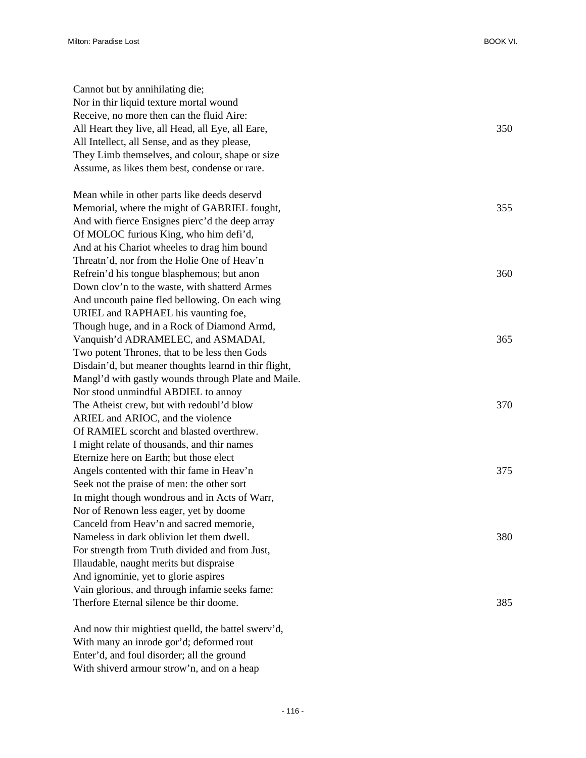Cannot but by annihilating die;
Nor in thir liquid texture mortal wound
Receive, no more then can the fluid Aire:
All Heart they live, all Head, all Eye, all Eare, 350
All Intellect, all Sense, and as they please,
They Limb themselves, and colour, shape or size
Assume, as likes them best, condense or rare.

Mean while in other parts like deeds deservd
Memorial, where the might of GABRIEL fought, 355
And with fierce Ensignes pierc'd the deep array
Of MOLOC furious King, who him defi'd,
And at his Chariot wheeles to drag him bound
Threatn'd, nor from the Holie One of Heav'n
Refrein'd his tongue blasphemous; but anon 360
Down clov'n to the waste, with shatterd Armes
And uncouth paine fled bellowing. On each wing
URIEL and RAPHAEL his vaunting foe,
Though huge, and in a Rock of Diamond Armd,
Vanquish'd ADRAMELEC, and ASMADAI, 365
Two potent Thrones, that to be less then Gods
Disdain'd, but meaner thoughts learnd in thir flight,
Mangl'd with gastly wounds through Plate and Maile.
Nor stood unmindful ABDIEL to annoy
The Atheist crew, but with redoubl'd blow 370
ARIEL and ARIOC, and the violence
Of RAMIEL scorcht and blasted overthrew.
I might relate of thousands, and thir names
Eternize here on Earth; but those elect
Angels contented with thir fame in Heav'n 375
Seek not the praise of men: the other sort
In might though wondrous and in Acts of Warr,
Nor of Renown less eager, yet by doome
Canceld from Heav'n and sacred memorie,
Nameless in dark oblivion let them dwell. 380
For strength from Truth divided and from Just,
Illaudable, naught merits but dispraise
And ignominie, yet to glorie aspires
Vain glorious, and through infamie seeks fame:
Therfore Eternal silence be thir doome. 385

And now thir mightiest quelld, the battel swerv'd,
With many an inrode gor'd; deformed rout
Enter'd, and foul disorder; all the ground
With shiverd armour strow'n, and on a heap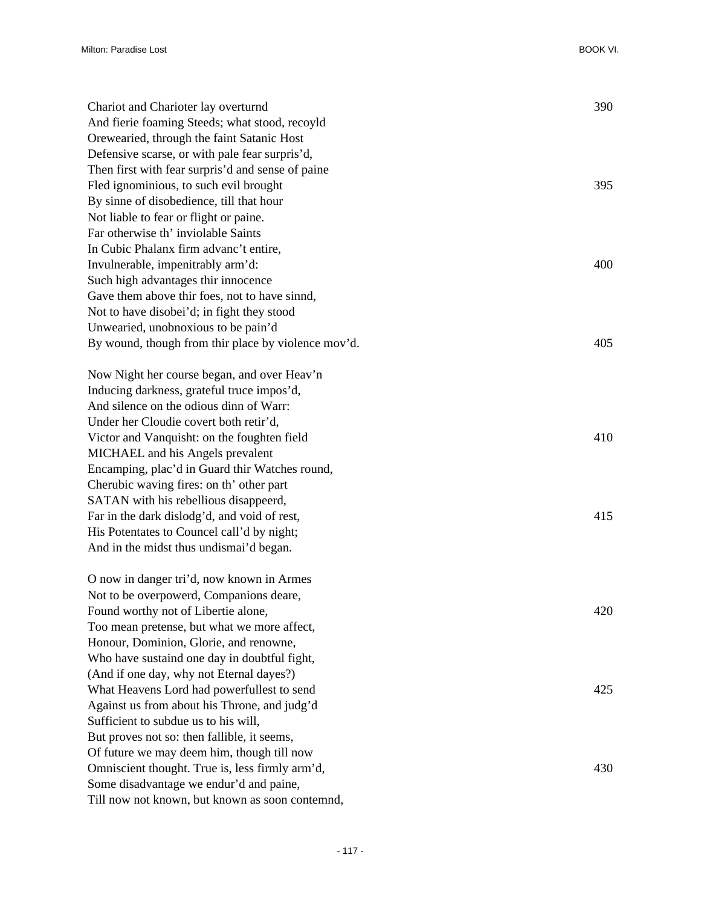Chariot and Charioter lay overturnd 390
And fierie foaming Steeds; what stood, recoyld
Orewearied, through the faint Satanic Host
Defensive scarse, or with pale fear surpris'd,
Then first with fear surpris'd and sense of paine
Fled ignominious, to such evil brought 395
By sinne of disobedience, till that hour
Not liable to fear or flight or paine.
Far otherwise th' inviolable Saints
In Cubic Phalanx firm advanc't entire,
Invulnerable, impenitrably arm'd: 400
Such high advantages thir innocence
Gave them above thir foes, not to have sinnd,
Not to have disobei'd; in fight they stood
Unwearied, unobnoxious to be pain'd
By wound, though from thir place by violence mov'd. 405

Now Night her course began, and over Heav'n
Inducing darkness, grateful truce impos'd,
And silence on the odious dinn of Warr:
Under her Cloudie covert both retir'd,
Victor and Vanquisht: on the foughten field 410
MICHAEL and his Angels prevalent
Encamping, plac'd in Guard thir Watches round,
Cherubic waving fires: on th' other part
SATAN with his rebellious disappeerd,
Far in the dark dislodg'd, and void of rest, 415
His Potentates to Councel call'd by night;
And in the midst thus undismai'd began.

O now in danger tri'd, now known in Armes
Not to be overpowerd, Companions deare,
Found worthy not of Libertie alone, 420
Too mean pretense, but what we more affect,
Honour, Dominion, Glorie, and renowne,
Who have sustaind one day in doubtful fight,
(And if one day, why not Eternal dayes?)
What Heavens Lord had powerfullest to send 425
Against us from about his Throne, and judg'd
Sufficient to subdue us to his will,
But proves not so: then fallible, it seems,
Of future we may deem him, though till now
Omniscient thought. True is, less firmly arm'd, 430
Some disadvantage we endur'd and paine,
Till now not known, but known as soon contemnd,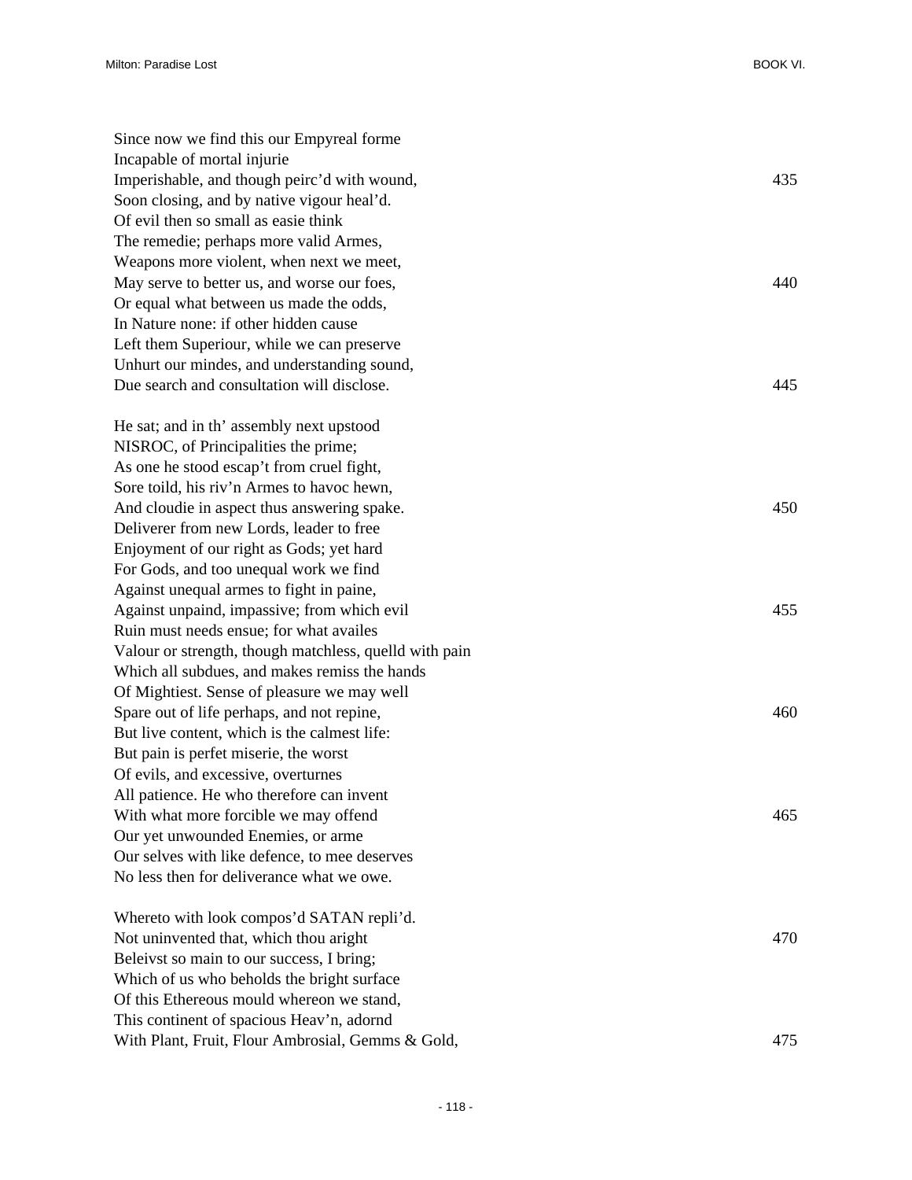Since now we find this our Empyreal forme  
Incapable of mortal injurie  
Imperishable, and though peirc'd with wound, 435  
Soon closing, and by native vigour heal'd.  
Of evil then so small as easie think  
The remedie; perhaps more valid Armes,  
Weapons more violent, when next we meet,  
May serve to better us, and worse our foes, 440  
Or equal what between us made the odds,  
In Nature none: if other hidden cause  
Left them Superiour, while we can preserve  
Unhurt our mindes, and understanding sound,  
Due search and consultation will disclose. 445

He sat; and in th' assembly next upstood  
NISROC, of Principalities the prime;  
As one he stood escap't from cruel fight,  
Sore toild, his riv'n Armes to havoc hewn,  
And cloudie in aspect thus answering spake. 450  
Deliverer from new Lords, leader to free  
Enjoyment of our right as Gods; yet hard  
For Gods, and too unequal work we find  
Against unequal armes to fight in paine,  
Against unpaind, impassive; from which evil 455  
Ruin must needs ensue; for what availes  
Valour or strength, though matchless, quelld with pain  
Which all subdues, and makes remiss the hands  
Of Mightiest. Sense of pleasure we may well  
Spare out of life perhaps, and not repine, 460  
But live content, which is the calmest life:  
But pain is perfet miserie, the worst  
Of evils, and excessive, overturnes  
All patience. He who therefore can invent  
With what more forcible we may offend 465  
Our yet unwounded Enemies, or arme  
Our selves with like defence, to mee deserves  
No less then for deliverance what we owe.

Whereto with look compos'd SATAN repli'd.  
Not uninvented that, which thou aright 470  
Beleivst so main to our success, I bring;  
Which of us who beholds the bright surface  
Of this Ethereous mould whereon we stand,  
This continent of spacious Heav'n, adornd  
With Plant, Fruit, Flour Ambrosial, Gemms & Gold, 475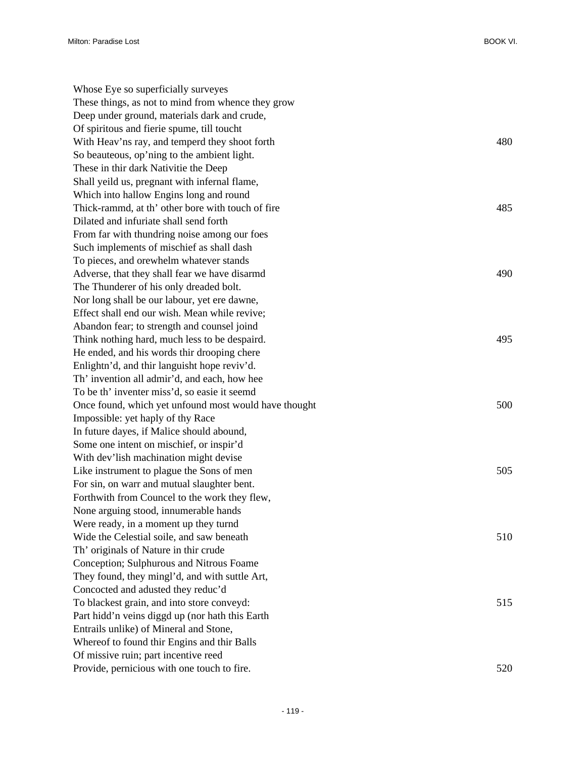Whose Eye so superficially surveyes
These things, as not to mind from whence they grow
Deep under ground, materials dark and crude,
Of spiritous and fierie spume, till toucht
With Heav'ns ray, and temperd they shoot forth 480
So beauteous, op'ning to the ambient light.
These in thir dark Nativitie the Deep
Shall yeild us, pregnant with infernal flame,
Which into hallow Engins long and round
Thick-rammd, at th' other bore with touch of fire 485
Dilated and infuriate shall send forth
From far with thundring noise among our foes
Such implements of mischief as shall dash
To pieces, and orewhelm whatever stands
Adverse, that they shall fear we have disarmd 490
The Thunderer of his only dreaded bolt.
Nor long shall be our labour, yet ere dawne,
Effect shall end our wish. Mean while revive;
Abandon fear; to strength and counsel joind
Think nothing hard, much less to be despaird. 495
He ended, and his words thir drooping chere
Enlightn'd, and thir languisht hope reviv'd.
Th' invention all admir'd, and each, how hee
To be th' inventer miss'd, so easie it seemd
Once found, which yet unfound most would have thought 500
Impossible: yet haply of thy Race
In future dayes, if Malice should abound,
Some one intent on mischief, or inspir'd
With dev'lish machination might devise
Like instrument to plague the Sons of men 505
For sin, on warr and mutual slaughter bent.
Forthwith from Councel to the work they flew,
None arguing stood, innumerable hands
Were ready, in a moment up they turnd
Wide the Celestial soile, and saw beneath 510
Th' originals of Nature in thir crude
Conception; Sulphurous and Nitrous Foame
They found, they mingl'd, and with suttle Art,
Concocted and adusted they reduc'd
To blackest grain, and into store conveyd: 515
Part hidd'n veins diggd up (nor hath this Earth
Entrails unlike) of Mineral and Stone,
Whereof to found thir Engins and thir Balls
Of missive ruin; part incentive reed
Provide, pernicious with one touch to fire. 520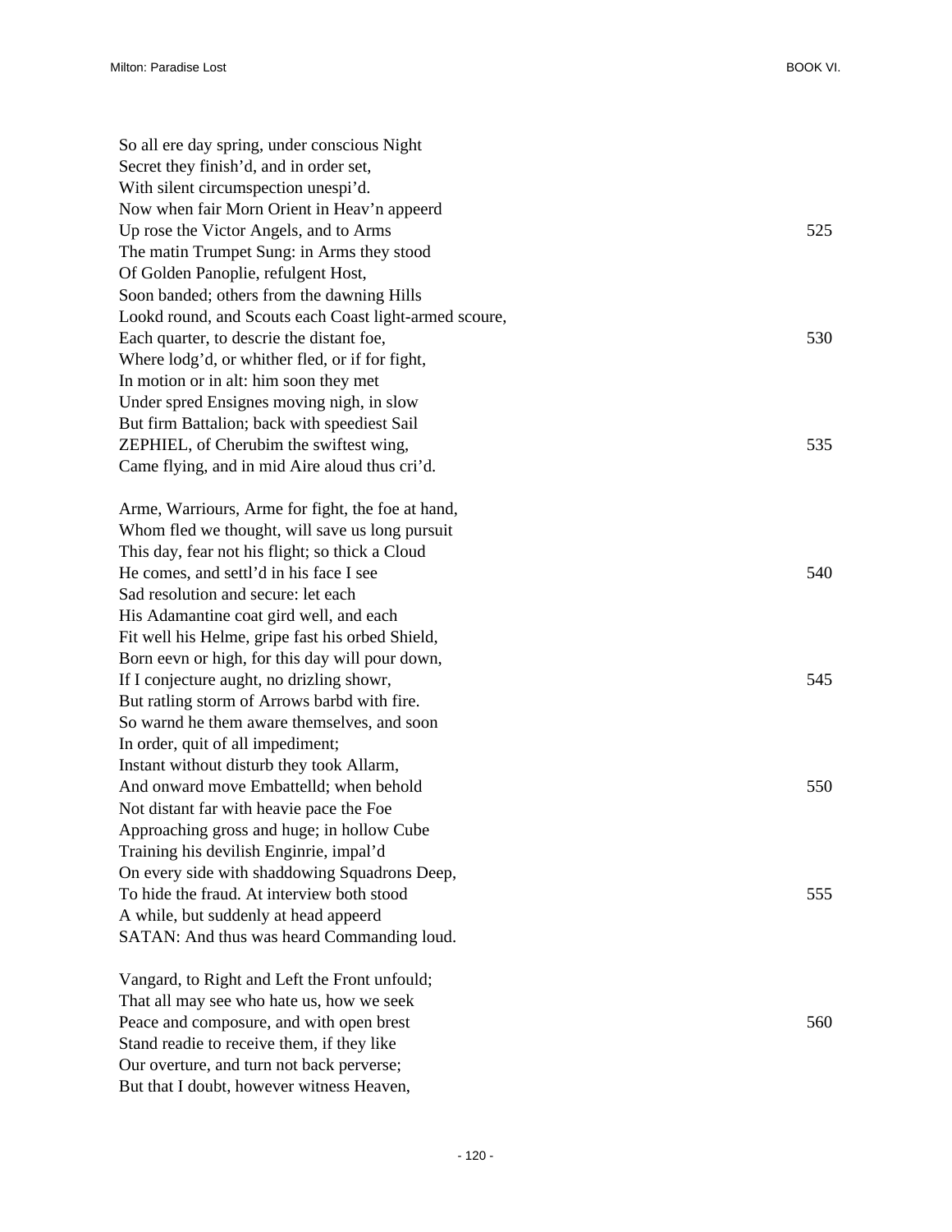So all ere day spring, under conscious Night
Secret they finish'd, and in order set,
With silent circumspection unespi'd.
Now when fair Morn Orient in Heav'n appeerd
Up rose the Victor Angels, and to Arms 525
The matin Trumpet Sung: in Arms they stood
Of Golden Panoplie, refulgent Host,
Soon banded; others from the dawning Hills
Lookd round, and Scouts each Coast light-armed scoure,
Each quarter, to descrie the distant foe, 530
Where lodg'd, or whither fled, or if for fight,
In motion or in alt: him soon they met
Under spred Ensignes moving nigh, in slow
But firm Battalion; back with speediest Sail
ZEPHIEL, of Cherubim the swiftest wing, 535
Came flying, and in mid Aire aloud thus cri'd.

Arme, Warriours, Arme for fight, the foe at hand,
Whom fled we thought, will save us long pursuit
This day, fear not his flight; so thick a Cloud
He comes, and settl'd in his face I see 540
Sad resolution and secure: let each
His Adamantine coat gird well, and each
Fit well his Helme, gripe fast his orbed Shield,
Born eevn or high, for this day will pour down,
If I conjecture aught, no drizling showr, 545
But ratling storm of Arrows barbd with fire.
So warnd he them aware themselves, and soon
In order, quit of all impediment;
Instant without disturb they took Allarm,
And onward move Embattelld; when behold 550
Not distant far with heavie pace the Foe
Approaching gross and huge; in hollow Cube
Training his devilish Enginrie, impal'd
On every side with shaddowing Squadrons Deep,
To hide the fraud. At interview both stood 555
A while, but suddenly at head appeerd
SATAN: And thus was heard Commanding loud.

Vangard, to Right and Left the Front unfould;
That all may see who hate us, how we seek
Peace and composure, and with open brest 560
Stand readie to receive them, if they like
Our overture, and turn not back perverse;
But that I doubt, however witness Heaven,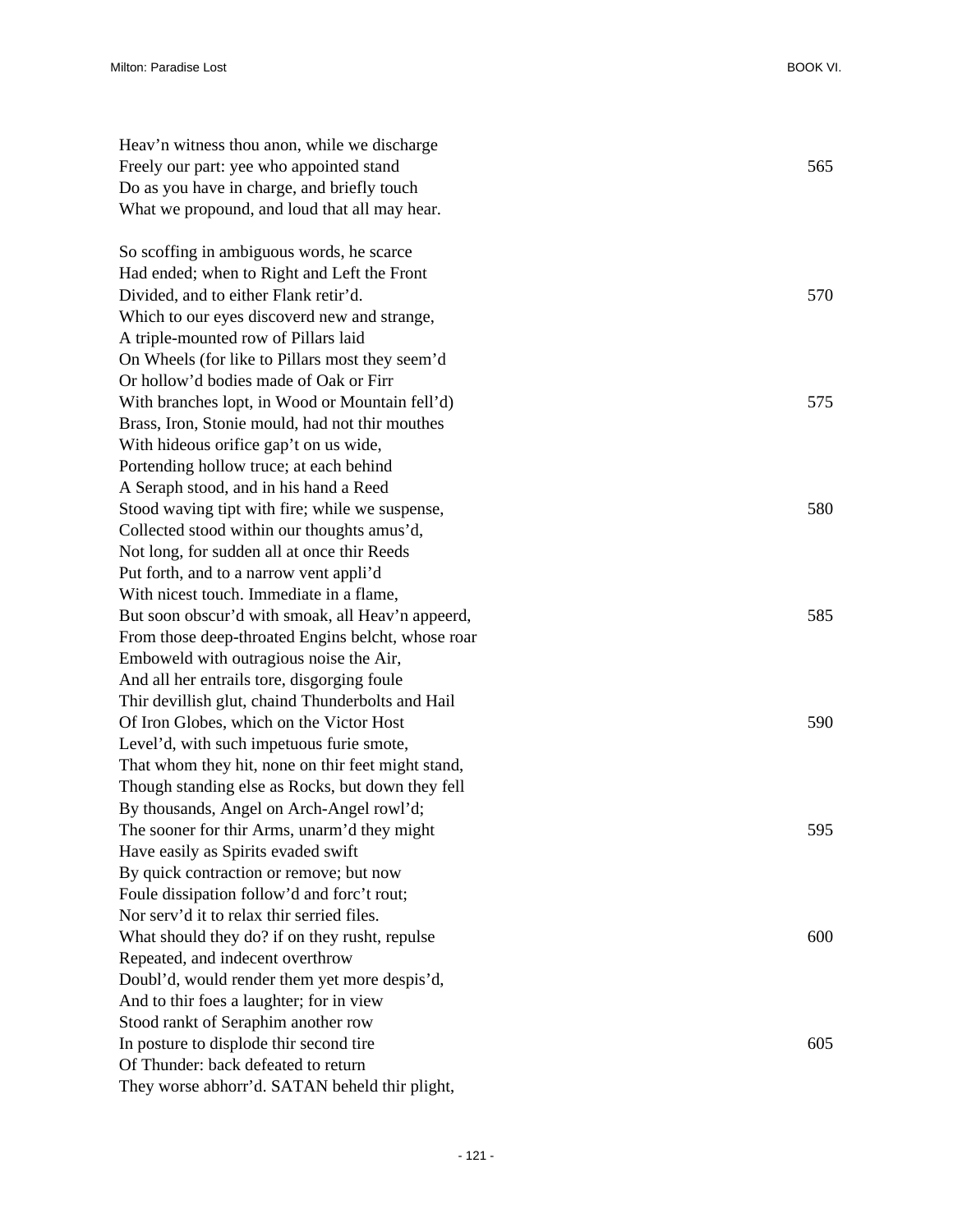Heav'n witness thou anon, while we discharge
Freely our part: yee who appointed stand 565
Do as you have in charge, and briefly touch
What we propound, and loud that all may hear.

So scoffing in ambiguous words, he scarce
Had ended; when to Right and Left the Front
Divided, and to either Flank retir'd. 570
Which to our eyes discoverd new and strange,
A triple-mounted row of Pillars laid
On Wheels (for like to Pillars most they seem'd
Or hollow'd bodies made of Oak or Firr
With branches lopt, in Wood or Mountain fell'd) 575
Brass, Iron, Stonie mould, had not thir mouthes
With hideous orifice gap't on us wide,
Portending hollow truce; at each behind
A Seraph stood, and in his hand a Reed
Stood waving tipt with fire; while we suspense, 580
Collected stood within our thoughts amus'd,
Not long, for sudden all at once thir Reeds
Put forth, and to a narrow vent appli'd
With nicest touch. Immediate in a flame,
But soon obscur'd with smoak, all Heav'n appeerd, 585
From those deep-throated Engins belcht, whose roar
Emboweld with outragious noise the Air,
And all her entrails tore, disgorging foule
Thir devillish glut, chaind Thunderbolts and Hail
Of Iron Globes, which on the Victor Host 590
Level'd, with such impetuous furie smote,
That whom they hit, none on thir feet might stand,
Though standing else as Rocks, but down they fell
By thousands, Angel on Arch-Angel rowl'd;
The sooner for thir Arms, unarm'd they might 595
Have easily as Spirits evaded swift
By quick contraction or remove; but now
Foule dissipation follow'd and forc't rout;
Nor serv'd it to relax thir serried files.
What should they do? if on they rusht, repulse 600
Repeated, and indecent overthrow
Doubl'd, would render them yet more despis'd,
And to thir foes a laughter; for in view
Stood rankt of Seraphim another row
In posture to displode thir second tire 605
Of Thunder: back defeated to return
They worse abhorr'd. SATAN beheld thir plight,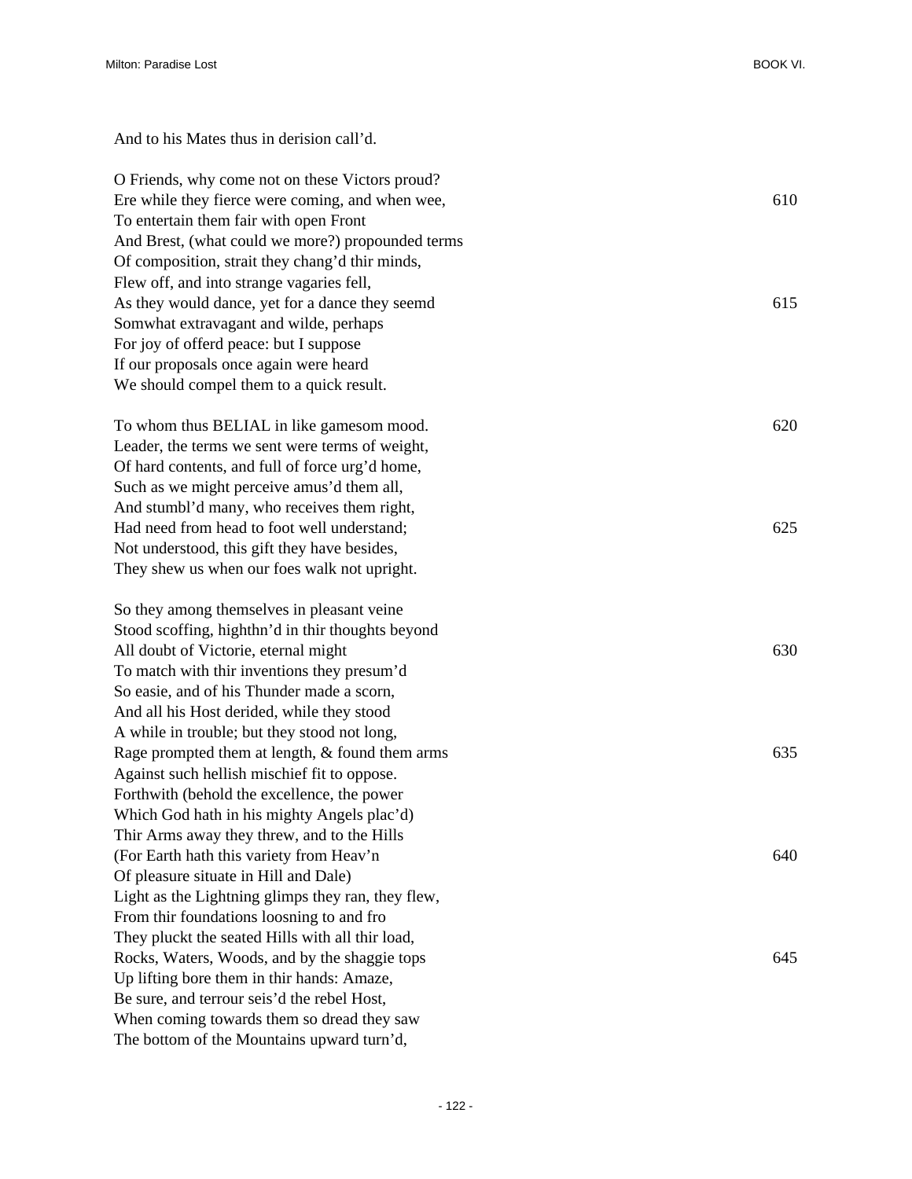And to his Mates thus in derision call'd.

O Friends, why come not on these Victors proud?  
Ere while they fierce were coming, and when wee, 610  
To entertain them fair with open Front  
And Brest, (what could we more?) propounded terms  
Of composition, strait they chang'd thir minds,  
Flew off, and into strange vagaries fell,  
As they would dance, yet for a dance they seemd 615  
Somwhat extravagant and wilde, perhaps  
For joy of offerd peace: but I suppose  
If our proposals once again were heard  
We should compel them to a quick result.

To whom thus BELIAL in like gamesom mood. 620  
Leader, the terms we sent were terms of weight,  
Of hard contents, and full of force urg'd home,  
Such as we might perceive amus'd them all,  
And stumbl'd many, who receives them right,  
Had need from head to foot well understand; 625  
Not understood, this gift they have besides,  
They shew us when our foes walk not upright.

So they among themselves in pleasant veine  
Stood scoffing, highthn'd in thir thoughts beyond  
All doubt of Victorie, eternal might 630  
To match with thir inventions they presum'd  
So easie, and of his Thunder made a scorn,  
And all his Host derided, while they stood  
A while in trouble; but they stood not long,  
Rage prompted them at length, & found them arms 635  
Against such hellish mischief fit to oppose.  
Forthwith (behold the excellence, the power  
Which God hath in his mighty Angels plac'd)  
Thir Arms away they threw, and to the Hills  
(For Earth hath this variety from Heav'n 640  
Of pleasure situate in Hill and Dale)  
Light as the Lightning glimps they ran, they flew,  
From thir foundations loosning to and fro  
They pluckt the seated Hills with all thir load,  
Rocks, Waters, Woods, and by the shaggie tops 645  
Up lifting bore them in thir hands: Amaze,  
Be sure, and terrour seis'd the rebel Host,  
When coming towards them so dread they saw  
The bottom of the Mountains upward turn'd,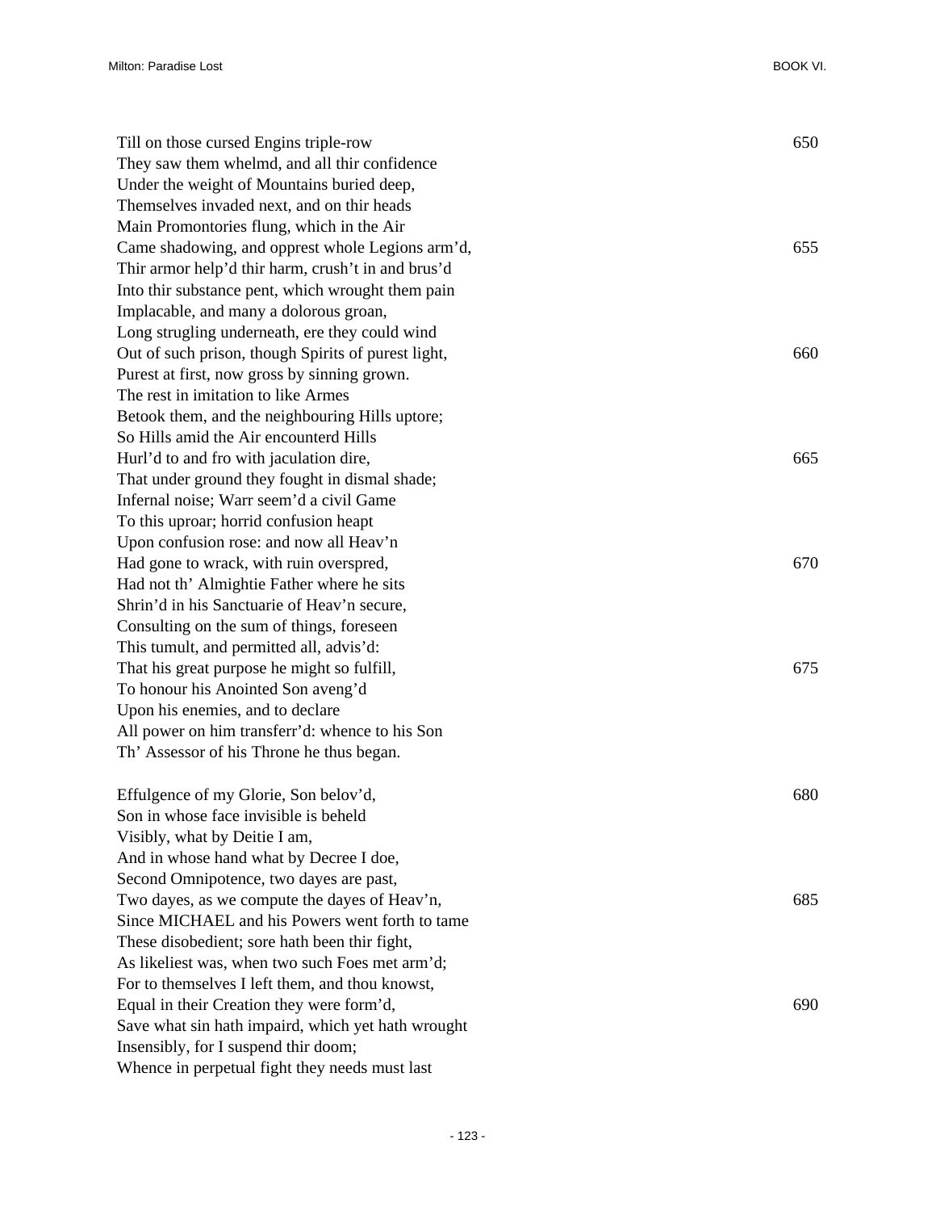Till on those cursed Engins triple-row 650
They saw them whelmd, and all thir confidence
Under the weight of Mountains buried deep,
Themselves invaded next, and on thir heads
Main Promontories flung, which in the Air
Came shadowing, and opprest whole Legions arm'd, 655
Thir armor help'd thir harm, crush't in and brus'd
Into thir substance pent, which wrought them pain
Implacable, and many a dolorous groan,
Long strugling underneath, ere they could wind
Out of such prison, though Spirits of purest light, 660
Purest at first, now gross by sinning grown.
The rest in imitation to like Armes
Betook them, and the neighbouring Hills uptore;
So Hills amid the Air encounterd Hills
Hurl'd to and fro with jaculation dire, 665
That under ground they fought in dismal shade;
Infernal noise; Warr seem'd a civil Game
To this uproar; horrid confusion heapt
Upon confusion rose: and now all Heav'n
Had gone to wrack, with ruin overspred, 670
Had not th' Almightie Father where he sits
Shrin'd in his Sanctuarie of Heav'n secure,
Consulting on the sum of things, foreseen
This tumult, and permitted all, advis'd:
That his great purpose he might so fulfill, 675
To honour his Anointed Son aveng'd
Upon his enemies, and to declare
All power on him transferr'd: whence to his Son
Th' Assessor of his Throne he thus began.

Effulgence of my Glorie, Son belov'd, 680
Son in whose face invisible is beheld
Visibly, what by Deitie I am,
And in whose hand what by Decree I doe,
Second Omnipotence, two dayes are past,
Two dayes, as we compute the dayes of Heav'n, 685
Since MICHAEL and his Powers went forth to tame
These disobedient; sore hath been thir fight,
As likeliest was, when two such Foes met arm'd;
For to themselves I left them, and thou knowst,
Equal in their Creation they were form'd, 690
Save what sin hath impaird, which yet hath wrought
Insensibly, for I suspend thir doom;
Whence in perpetual fight they needs must last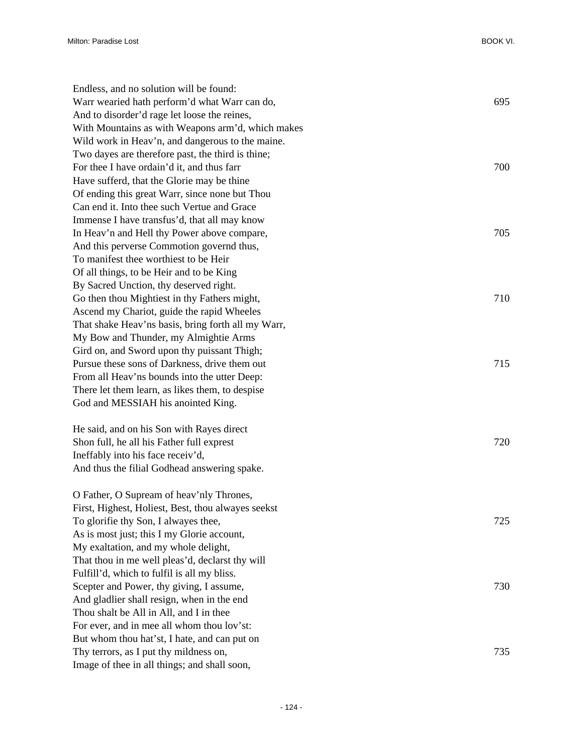Endless, and no solution will be found:
Warr wearied hath perform'd what Warr can do, 695
And to disorder'd rage let loose the reines,
With Mountains as with Weapons arm'd, which makes
Wild work in Heav'n, and dangerous to the maine.
Two dayes are therefore past, the third is thine;
For thee I have ordain'd it, and thus farr 700
Have sufferd, that the Glorie may be thine
Of ending this great Warr, since none but Thou
Can end it. Into thee such Vertue and Grace
Immense I have transfus'd, that all may know
In Heav'n and Hell thy Power above compare, 705
And this perverse Commotion governd thus,
To manifest thee worthiest to be Heir
Of all things, to be Heir and to be King
By Sacred Unction, thy deserved right.
Go then thou Mightiest in thy Fathers might, 710
Ascend my Chariot, guide the rapid Wheeles
That shake Heav'ns basis, bring forth all my Warr,
My Bow and Thunder, my Almightie Arms
Gird on, and Sword upon thy puissant Thigh;
Pursue these sons of Darkness, drive them out 715
From all Heav'ns bounds into the utter Deep:
There let them learn, as likes them, to despise
God and MESSIAH his anointed King.

He said, and on his Son with Rayes direct
Shon full, he all his Father full exprest 720
Ineffably into his face receiv'd,
And thus the filial Godhead answering spake.

O Father, O Supream of heav'nly Thrones,
First, Highest, Holiest, Best, thou alwayes seekst
To glorifie thy Son, I alwayes thee, 725
As is most just; this I my Glorie account,
My exaltation, and my whole delight,
That thou in me well pleas'd, declarst thy will
Fulfill'd, which to fulfil is all my bliss.
Scepter and Power, thy giving, I assume, 730
And gladlier shall resign, when in the end
Thou shalt be All in All, and I in thee
For ever, and in mee all whom thou lov'st:
But whom thou hat'st, I hate, and can put on
Thy terrors, as I put thy mildness on, 735
Image of thee in all things; and shall soon,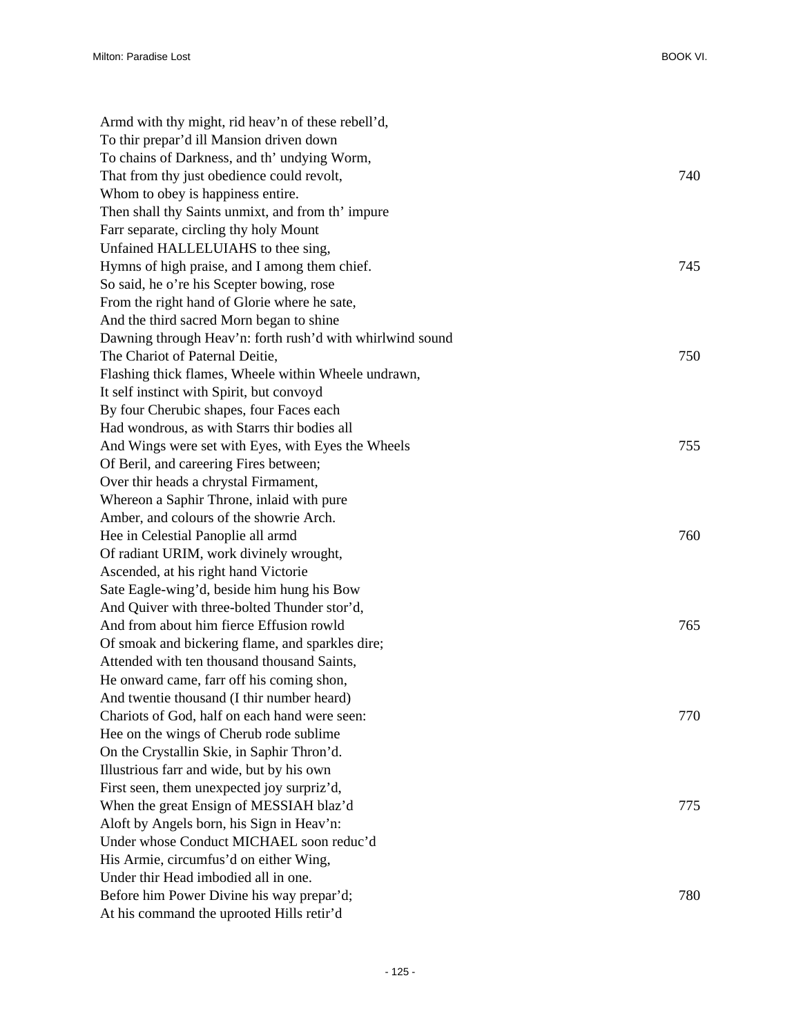Armd with thy might, rid heav'n of these rebell'd,  
To thir prepar'd ill Mansion driven down  
To chains of Darkness, and th' undying Worm,  
That from thy just obedience could revolt, 740  
Whom to obey is happiness entire.  
Then shall thy Saints unmixt, and from th' impure  
Farr separate, circling thy holy Mount  
Unfained HALLELUIAHS to thee sing,  
Hymns of high praise, and I among them chief. 745  
So said, he o're his Scepter bowing, rose  
From the right hand of Glorie where he sate,  
And the third sacred Morn began to shine  
Dawning through Heav'n: forth rush'd with whirlwind sound  
The Chariot of Paternal Deitie, 750  
Flashing thick flames, Wheele within Wheele undrawn,  
It self instinct with Spirit, but convoyd  
By four Cherubic shapes, four Faces each  
Had wondrous, as with Starrs thir bodies all  
And Wings were set with Eyes, with Eyes the Wheels 755  
Of Beril, and careering Fires between;  
Over thir heads a chrystal Firmament,  
Whereon a Saphir Throne, inlaid with pure  
Amber, and colours of the showrie Arch.  
Hee in Celestial Panoplie all armd 760  
Of radiant URIM, work divinely wrought,  
Ascended, at his right hand Victorie  
Sate Eagle-wing'd, beside him hung his Bow  
And Quiver with three-bolted Thunder stor'd,  
And from about him fierce Effusion rowld 765  
Of smoak and bickering flame, and sparkles dire;  
Attended with ten thousand thousand Saints,  
He onward came, farr off his coming shon,  
And twentie thousand (I thir number heard)  
Chariots of God, half on each hand were seen: 770  
Hee on the wings of Cherub rode sublime  
On the Crystallin Skie, in Saphir Thron'd.  
Illustrious farr and wide, but by his own  
First seen, them unexpected joy surpriz'd,  
When the great Ensign of MESSIAH blaz'd 775  
Aloft by Angels born, his Sign in Heav'n:  
Under whose Conduct MICHAEL soon reduc'd  
His Armie, circumfus'd on either Wing,  
Under thir Head imbodied all in one.  
Before him Power Divine his way prepar'd; 780  
At his command the uprooted Hills retir'd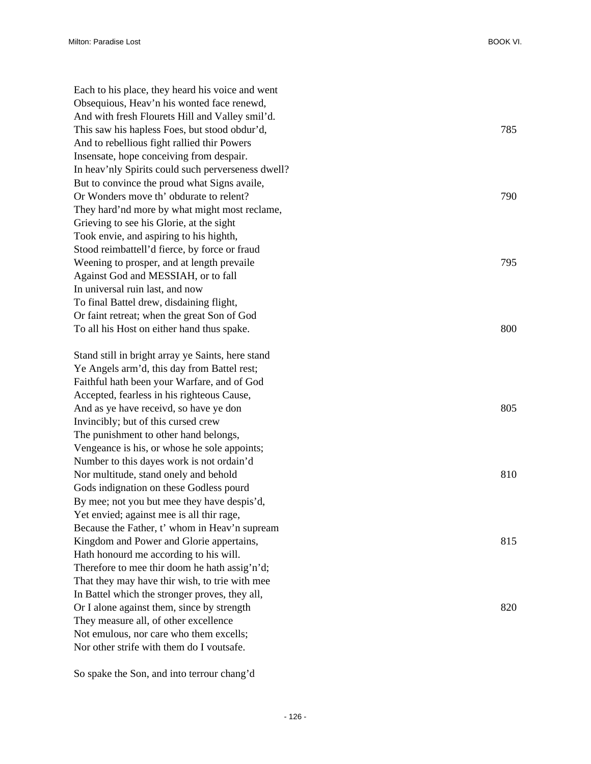Each to his place, they heard his voice and went  
Obsequious, Heav'n his wonted face renewd,  
And with fresh Flourets Hill and Valley smil'd.  
This saw his hapless Foes, but stood obdur'd, 785  
And to rebellious fight rallied thir Powers  
Insensate, hope conceiving from despair.  
In heav'nly Spirits could such perverseness dwell?  
But to convince the proud what Signs availe,  
Or Wonders move th' obdurate to relent? 790  
They hard'nd more by what might most reclame,  
Grieving to see his Glorie, at the sight  
Took envie, and aspiring to his highth,  
Stood reimbattell'd fierce, by force or fraud  
Weening to prosper, and at length prevaile 795  
Against God and MESSIAH, or to fall  
In universal ruin last, and now  
To final Battel drew, disdaining flight,  
Or faint retreat; when the great Son of God  
To all his Host on either hand thus spake. 800

Stand still in bright array ye Saints, here stand  
Ye Angels arm'd, this day from Battel rest;  
Faithful hath been your Warfare, and of God  
Accepted, fearless in his righteous Cause,  
And as ye have receivd, so have ye don 805  
Invincibly; but of this cursed crew  
The punishment to other hand belongs,  
Vengeance is his, or whose he sole appoints;  
Number to this dayes work is not ordain'd  
Nor multitude, stand onely and behold 810  
Gods indignation on these Godless pourd  
By mee; not you but mee they have despis'd,  
Yet envied; against mee is all thir rage,  
Because the Father, t' whom in Heav'n supream  
Kingdom and Power and Glorie appertains, 815  
Hath honourd me according to his will.  
Therefore to mee thir doom he hath assig'n'd;  
That they may have thir wish, to trie with mee  
In Battel which the stronger proves, they all,  
Or I alone against them, since by strength 820  
They measure all, of other excellence  
Not emulous, nor care who them excells;  
Nor other strife with them do I voutsafe.

So spake the Son, and into terrour chang'd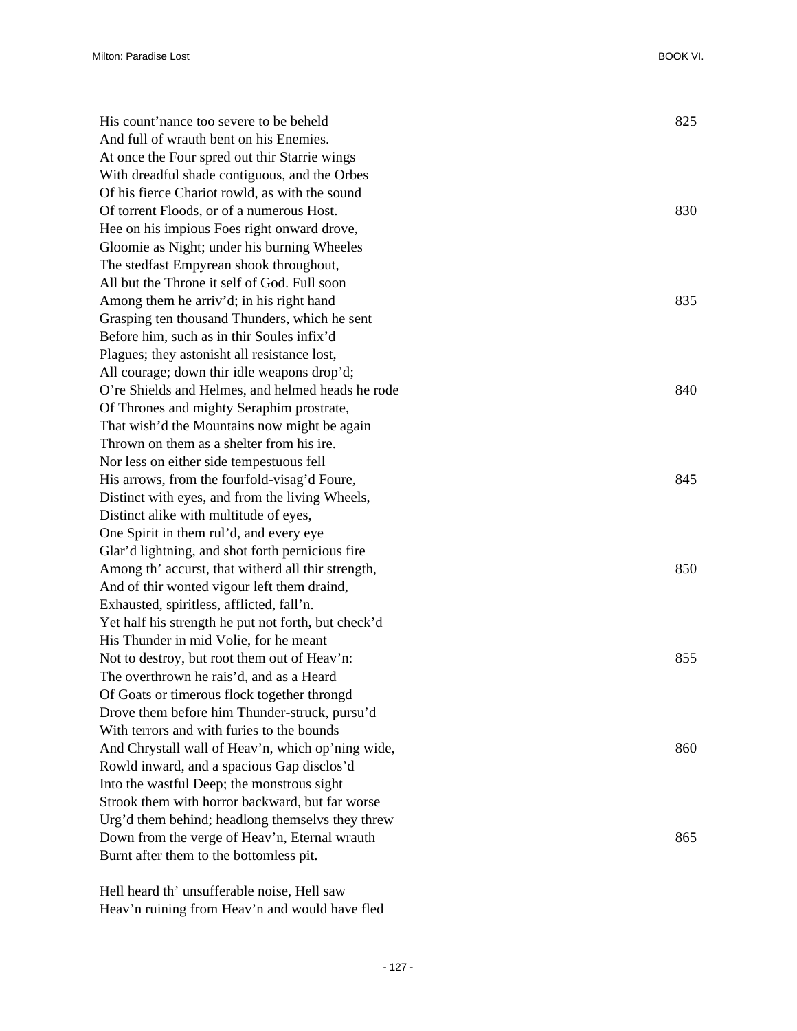His count'nance too severe to be beheld 825
And full of wrauth bent on his Enemies.
At once the Four spred out thir Starrie wings
With dreadful shade contiguous, and the Orbes
Of his fierce Chariot rowld, as with the sound
Of torrent Floods, or of a numerous Host. 830
Hee on his impious Foes right onward drove,
Gloomie as Night; under his burning Wheeles
The stedfast Empyrean shook throughout,
All but the Throne it self of God. Full soon
Among them he arriv'd; in his right hand 835
Grasping ten thousand Thunders, which he sent
Before him, such as in thir Soules infix'd
Plagues; they astonisht all resistance lost,
All courage; down thir idle weapons drop'd;
O're Shields and Helmes, and helmed heads he rode 840
Of Thrones and mighty Seraphim prostrate,
That wish'd the Mountains now might be again
Thrown on them as a shelter from his ire.
Nor less on either side tempestuous fell
His arrows, from the fourfold-visag'd Foure, 845
Distinct with eyes, and from the living Wheels,
Distinct alike with multitude of eyes,
One Spirit in them rul'd, and every eye
Glar'd lightning, and shot forth pernicious fire
Among th' accurst, that witherd all thir strength, 850
And of thir wonted vigour left them draind,
Exhausted, spiritless, afflicted, fall'n.
Yet half his strength he put not forth, but check'd
His Thunder in mid Volie, for he meant
Not to destroy, but root them out of Heav'n: 855
The overthrown he rais'd, and as a Heard
Of Goats or timerous flock together throngd
Drove them before him Thunder-struck, pursu'd
With terrors and with furies to the bounds
And Chrystall wall of Heav'n, which op'ning wide, 860
Rowld inward, and a spacious Gap disclos'd
Into the wastful Deep; the monstrous sight
Strook them with horror backward, but far worse
Urg'd them behind; headlong themselvs they threw
Down from the verge of Heav'n, Eternal wrauth 865
Burnt after them to the bottomless pit.

Hell heard th' unsufferable noise, Hell saw
Heav'n ruining from Heav'n and would have fled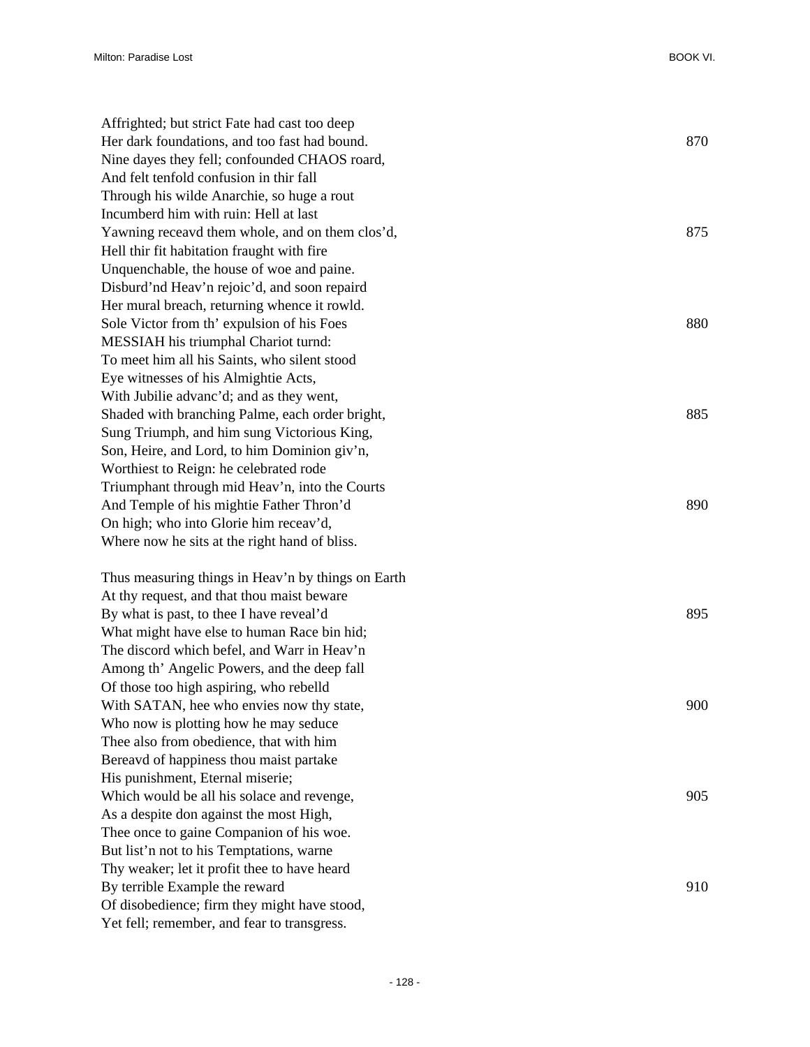Affrighted; but strict Fate had cast too deep
Her dark foundations, and too fast had bound. 870
Nine dayes they fell; confounded CHAOS roard,
And felt tenfold confusion in thir fall
Through his wilde Anarchie, so huge a rout
Incumberd him with ruin: Hell at last
Yawning receavd them whole, and on them clos'd, 875
Hell thir fit habitation fraught with fire
Unquenchable, the house of woe and paine.
Disburd'nd Heav'n rejoic'd, and soon repaird
Her mural breach, returning whence it rowld.
Sole Victor from th' expulsion of his Foes 880
MESSIAH his triumphal Chariot turnd:
To meet him all his Saints, who silent stood
Eye witnesses of his Almightie Acts,
With Jubilie advanc'd; and as they went,
Shaded with branching Palme, each order bright, 885
Sung Triumph, and him sung Victorious King,
Son, Heire, and Lord, to him Dominion giv'n,
Worthiest to Reign: he celebrated rode
Triumphant through mid Heav'n, into the Courts
And Temple of his mightie Father Thron'd 890
On high; who into Glorie him receav'd,
Where now he sits at the right hand of bliss.

Thus measuring things in Heav'n by things on Earth
At thy request, and that thou maist beware
By what is past, to thee I have reveal'd 895
What might have else to human Race bin hid;
The discord which befel, and Warr in Heav'n
Among th' Angelic Powers, and the deep fall
Of those too high aspiring, who rebelld
With SATAN, hee who envies now thy state, 900
Who now is plotting how he may seduce
Thee also from obedience, that with him
Bereavd of happiness thou maist partake
His punishment, Eternal miserie;
Which would be all his solace and revenge, 905
As a despite don against the most High,
Thee once to gaine Companion of his woe.
But list'n not to his Temptations, warne
Thy weaker; let it profit thee to have heard
By terrible Example the reward 910
Of disobedience; firm they might have stood,
Yet fell; remember, and fear to transgress.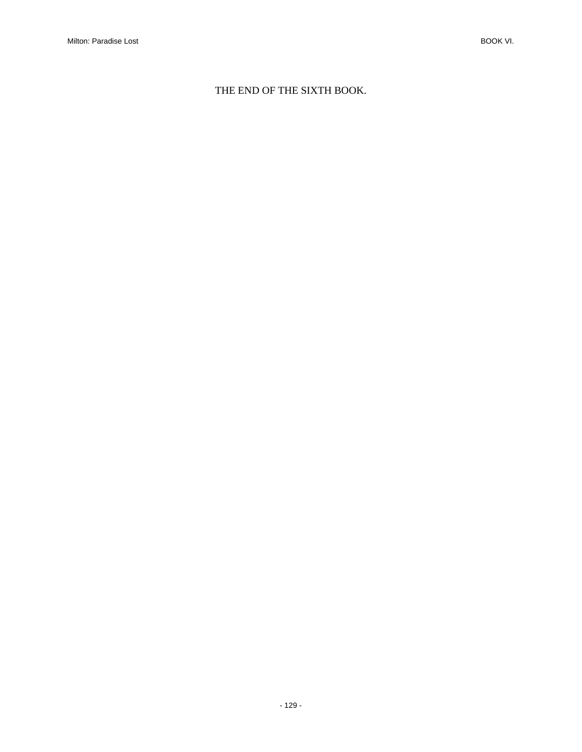THE END OF THE SIXTH BOOK.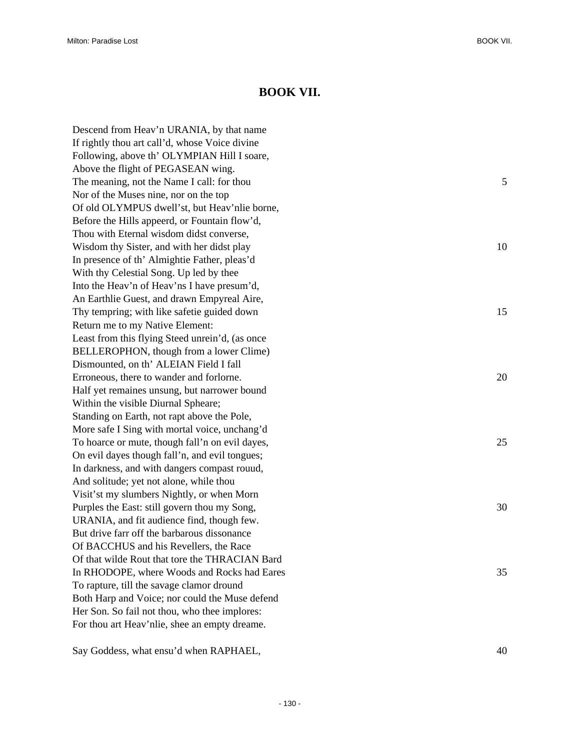# BOOK VII.

Descend from Heav'n URANIA, by that name
If rightly thou art call'd, whose Voice divine
Following, above th' OLYMPIAN Hill I soare,
Above the flight of PEGASEAN wing.
The meaning, not the Name I call: for thou 5
Nor of the Muses nine, nor on the top
Of old OLYMPUS dwell'st, but Heav'nlie borne,
Before the Hills appeerd, or Fountain flow'd,
Thou with Eternal wisdom didst converse,
Wisdom thy Sister, and with her didst play 10
In presence of th' Almightie Father, pleas'd
With thy Celestial Song. Up led by thee
Into the Heav'n of Heav'ns I have presum'd,
An Earthlie Guest, and drawn Empyreal Aire,
Thy tempring; with like safetie guided down 15
Return me to my Native Element:
Least from this flying Steed unrein'd, (as once
BELLEROPHON, though from a lower Clime)
Dismounted, on th' ALEIAN Field I fall
Erroneous, there to wander and forlorne. 20
Half yet remaines unsung, but narrower bound
Within the visible Diurnal Spheare;
Standing on Earth, not rapt above the Pole,
More safe I Sing with mortal voice, unchang'd
To hoarce or mute, though fall'n on evil dayes, 25
On evil dayes though fall'n, and evil tongues;
In darkness, and with dangers compast rouud,
And solitude; yet not alone, while thou
Visit'st my slumbers Nightly, or when Morn
Purples the East: still govern thou my Song, 30
URANIA, and fit audience find, though few.
But drive farr off the barbarous dissonance
Of BACCHUS and his Revellers, the Race
Of that wilde Rout that tore the THRACIAN Bard
In RHODOPE, where Woods and Rocks had Eares 35
To rapture, till the savage clamor dround
Both Harp and Voice; nor could the Muse defend
Her Son. So fail not thou, who thee implores:
For thou art Heav'nlie, shee an empty dreame.

Say Goddess, what ensu'd when RAPHAEL, 40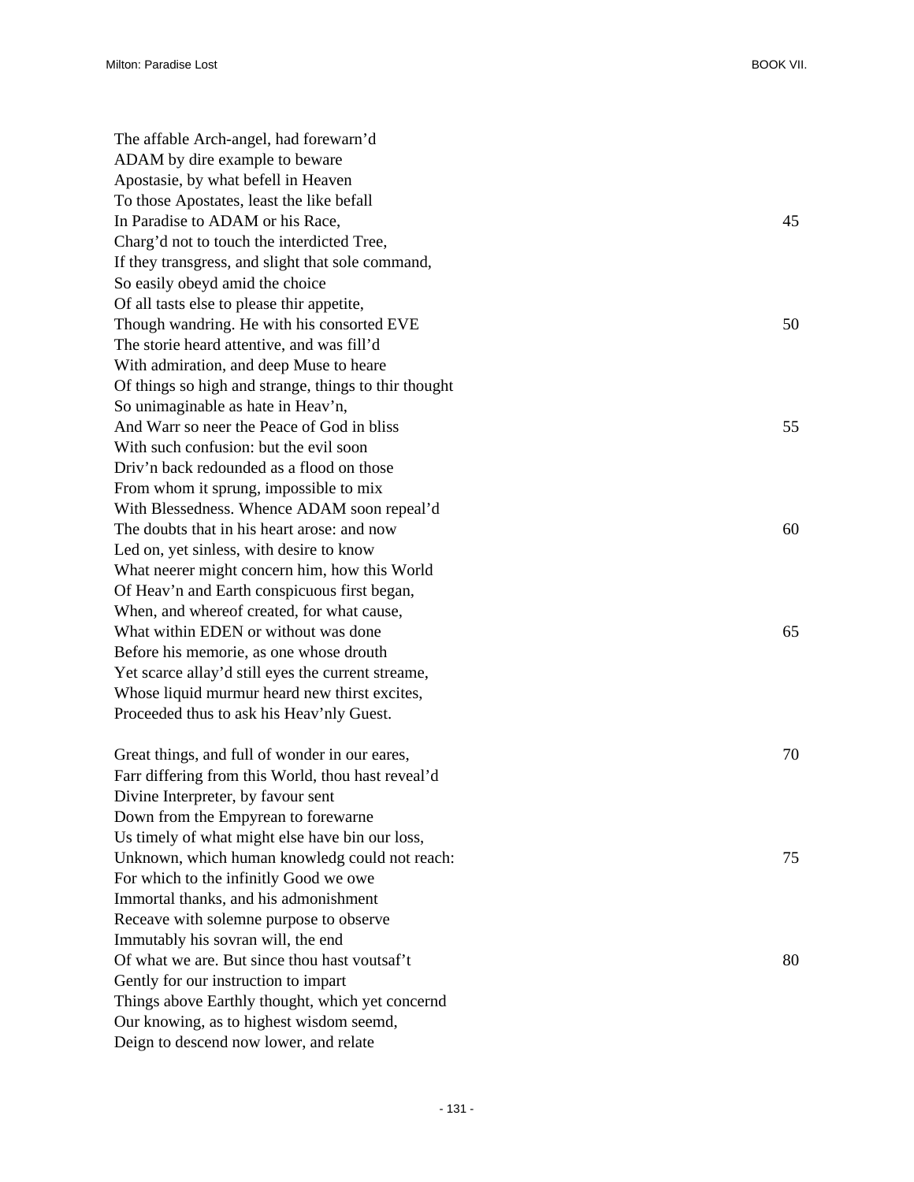The affable Arch-angel, had forewarn'd
ADAM by dire example to beware
Apostasie, by what befell in Heaven
To those Apostates, least the like befall
In Paradise to ADAM or his Race, 45
Charg'd not to touch the interdicted Tree,
If they transgress, and slight that sole command,
So easily obeyd amid the choice
Of all tasts else to please thir appetite,
Though wandring. He with his consorted EVE 50
The storie heard attentive, and was fill'd
With admiration, and deep Muse to heare
Of things so high and strange, things to thir thought
So unimaginable as hate in Heav'n,
And Warr so neer the Peace of God in bliss 55
With such confusion: but the evil soon
Driv'n back redounded as a flood on those
From whom it sprung, impossible to mix
With Blessedness. Whence ADAM soon repeal'd
The doubts that in his heart arose: and now 60
Led on, yet sinless, with desire to know
What neerer might concern him, how this World
Of Heav'n and Earth conspicuous first began,
When, and whereof created, for what cause,
What within EDEN or without was done 65
Before his memorie, as one whose drouth
Yet scarce allay'd still eyes the current streame,
Whose liquid murmur heard new thirst excites,
Proceeded thus to ask his Heav'nly Guest.

Great things, and full of wonder in our eares, 70
Farr differing from this World, thou hast reveal'd
Divine Interpreter, by favour sent
Down from the Empyrean to forewarne
Us timely of what might else have bin our loss,
Unknown, which human knowledg could not reach: 75
For which to the infinitly Good we owe
Immortal thanks, and his admonishment
Receave with solemne purpose to observe
Immutably his sovran will, the end
Of what we are. But since thou hast voutsaf't 80
Gently for our instruction to impart
Things above Earthly thought, which yet concernd
Our knowing, as to highest wisdom seemd,
Deign to descend now lower, and relate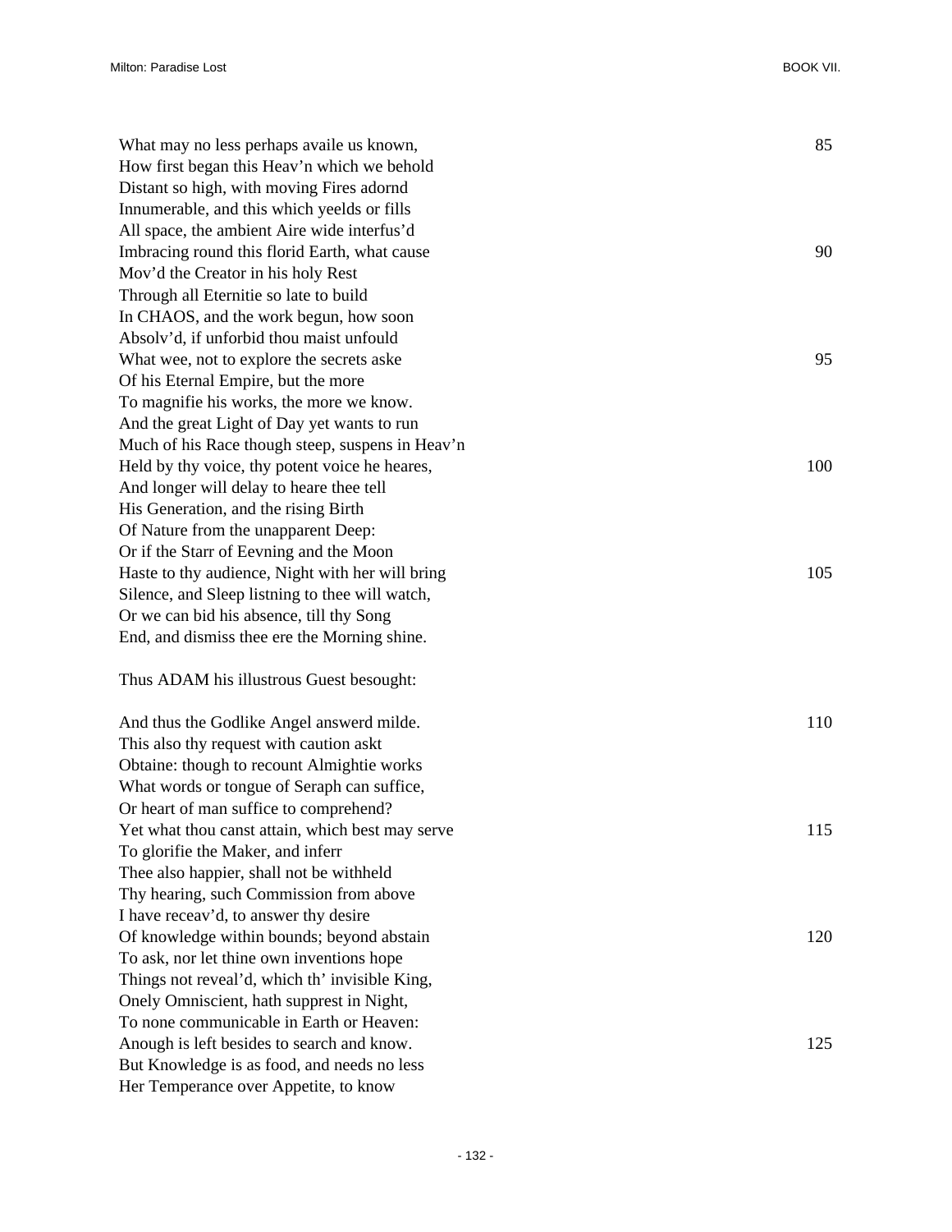What may no less perhaps availe us known,  
How first began this Heav'n which we behold  
Distant so high, with moving Fires adornd  
Innumerable, and this which yeelds or fills  
All space, the ambient Aire wide interfus'd  
Imbracing round this florid Earth, what cause  
Mov'd the Creator in his holy Rest  
Through all Eternitie so late to build  
In CHAOS, and the work begun, how soon  
Absolv'd, if unforbid thou maist unfould  
What wee, not to explore the secrets aske  
Of his Eternal Empire, but the more  
To magnifie his works, the more we know.  
And the great Light of Day yet wants to run  
Much of his Race though steep, suspens in Heav'n  
Held by thy voice, thy potent voice he heares,  
And longer will delay to heare thee tell  
His Generation, and the rising Birth  
Of Nature from the unapparent Deep:  
Or if the Starr of Eevning and the Moon  
Haste to thy audience, Night with her will bring  
Silence, and Sleep listning to thee will watch,  
Or we can bid his absence, till thy Song  
End, and dismiss thee ere the Morning shine.

Thus ADAM his illustrous Guest besought:

And thus the Godlike Angel answerd milde.  
This also thy request with caution askt  
Obtaine: though to recount Almightie works  
What words or tongue of Seraph can suffice,  
Or heart of man suffice to comprehend?  
Yet what thou canst attain, which best may serve  
To glorifie the Maker, and inferr  
Thee also happier, shall not be withheld  
Thy hearing, such Commission from above  
I have receav'd, to answer thy desire  
Of knowledge within bounds; beyond abstain  
To ask, nor let thine own inventions hope  
Things not reveal'd, which th' invisible King,  
Onely Omniscient, hath suppresst in Night,  
To none communicable in Earth or Heaven:  
Anough is left besides to search and know.  
But Knowledge is as food, and needs no less  
Her Temperance over Appetite, to know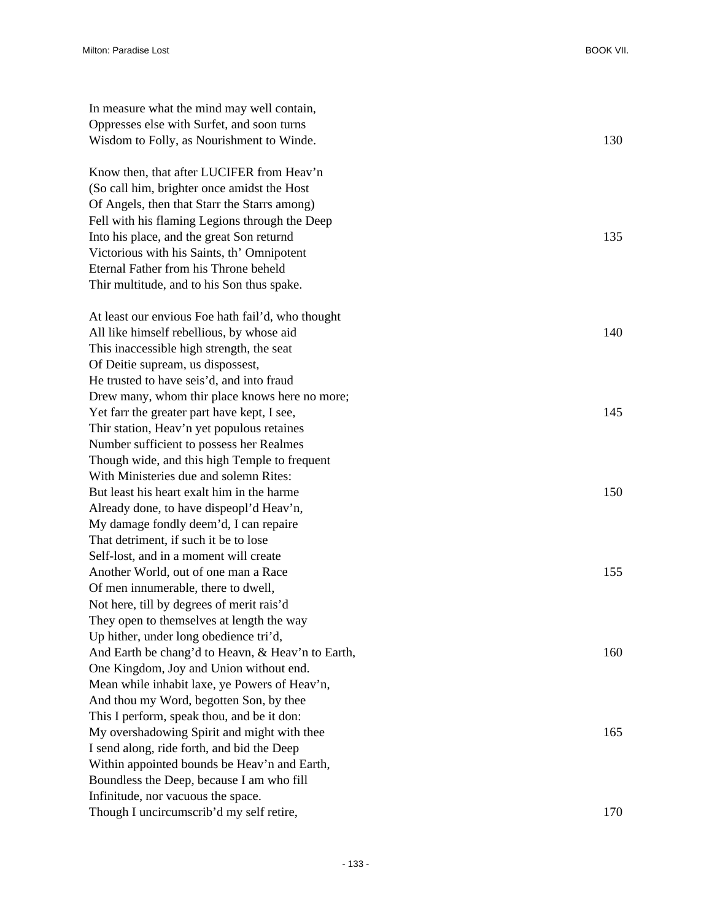In measure what the mind may well contain,  
Oppresses else with Surfet, and soon turns  
Wisdom to Folly, as Nourishment to Winde. 130

Know then, that after LUCIFER from Heav'n  
(So call him, brighter once amidst the Host  
Of Angels, then that Starr the Starrs among)  
Fell with his flaming Legions through the Deep  
Into his place, and the great Son returnd 135  
Victorious with his Saints, th' Omnipotent  
Eternal Father from his Throne beheld  
Thir multitude, and to his Son thus spake.

At least our envious Foe hath fail'd, who thought  
All like himself rebellious, by whose aid 140  
This inaccessible high strength, the seat  
Of Deitie supream, us dispossest,  
He trusted to have seis'd, and into fraud  
Drew many, whom thir place knows here no more;  
Yet farr the greater part have kept, I see, 145  
Thir station, Heav'n yet populous retaines  
Number sufficient to possess her Realmes  
Though wide, and this high Temple to frequent  
With Ministeries due and solemn Rites:  
But least his heart exalt him in the harme 150  
Already done, to have dispeopl'd Heav'n,  
My damage fondly deem'd, I can repaire  
That detriment, if such it be to lose  
Self-lost, and in a moment will create  
Another World, out of one man a Race 155  
Of men innumerable, there to dwell,  
Not here, till by degrees of merit rais'd  
They open to themselves at length the way  
Up hither, under long obedience tri'd,  
And Earth be chang'd to Heavn, & Heav'n to Earth, 160  
One Kingdom, Joy and Union without end.  
Mean while inhabit laxe, ye Powers of Heav'n,  
And thou my Word, begotten Son, by thee  
This I perform, speak thou, and be it don:  
My overshadowing Spirit and might with thee 165  
I send along, ride forth, and bid the Deep  
Within appointed bounds be Heav'n and Earth,  
Boundless the Deep, because I am who fill  
Infinitude, nor vacuous the space.  
Though I uncircumscrib'd my self retire, 170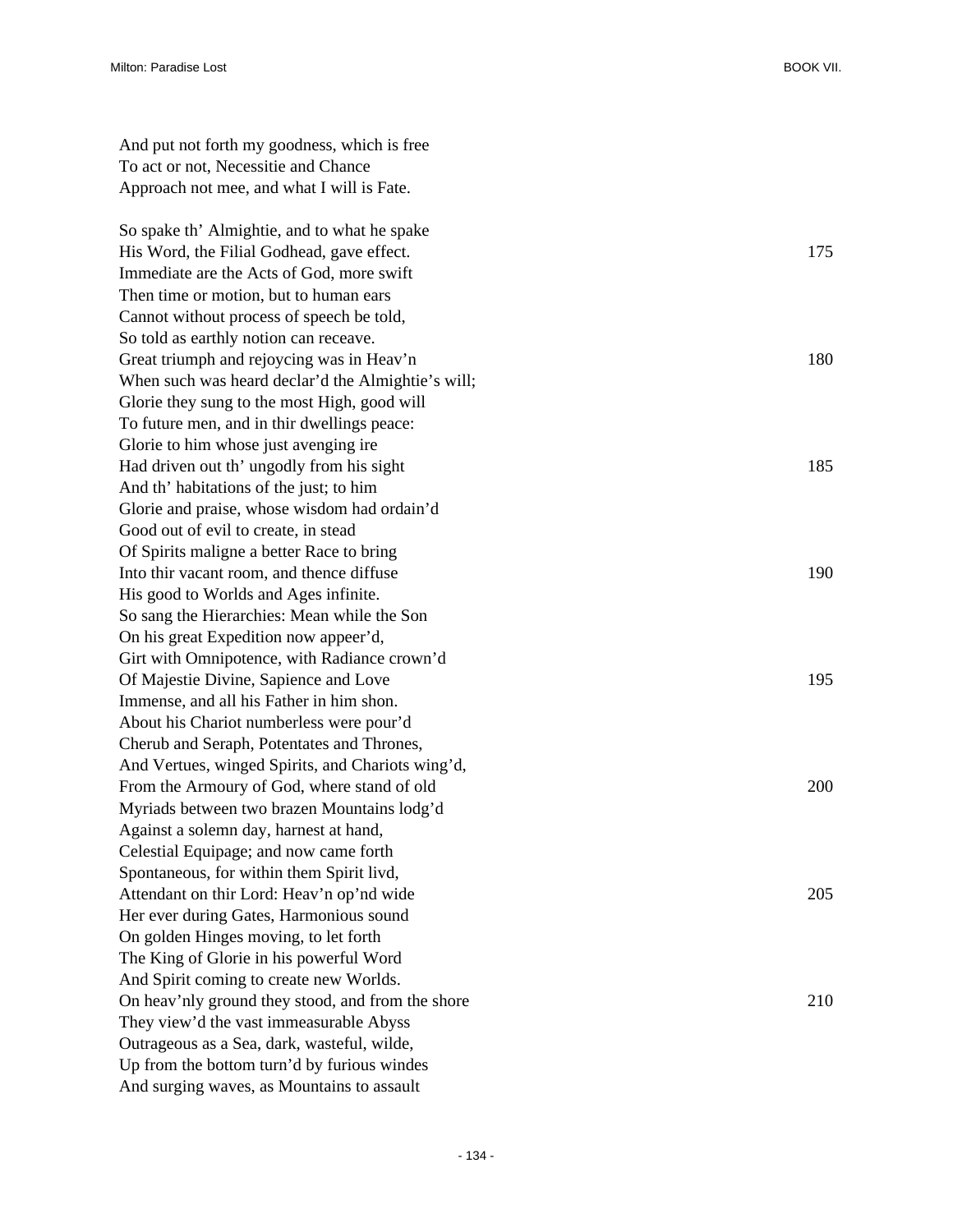And put not forth my goodness, which is free
To act or not, Necessitie and Chance
Approach not mee, and what I will is Fate.

So spake th' Almightie, and to what he spake
His Word, the Filial Godhead, gave effect. 175
Immediate are the Acts of God, more swift
Then time or motion, but to human ears
Cannot without process of speech be told,
So told as earthly notion can receave.
Great triumph and rejoycing was in Heav'n 180
When such was heard declar'd the Almightie's will;
Glorie they sung to the most High, good will
To future men, and in thir dwellings peace:
Glorie to him whose just avenging ire
Had driven out th' ungodly from his sight 185
And th' habitations of the just; to him
Glorie and praise, whose wisdom had ordain'd
Good out of evil to create, in stead
Of Spirits maligne a better Race to bring
Into thir vacant room, and thence diffuse 190
His good to Worlds and Ages infinite.
So sang the Hierarchies: Mean while the Son
On his great Expedition now appeer'd,
Girt with Omnipotence, with Radiance crown'd
Of Majestie Divine, Sapience and Love 195
Immense, and all his Father in him shon.
About his Chariot numberless were pour'd
Cherub and Seraph, Potentates and Thrones,
And Vertues, winged Spirits, and Chariots wing'd,
From the Armoury of God, where stand of old 200
Myriads between two brazen Mountains lodg'd
Against a solemn day, harnest at hand,
Celestial Equipage; and now came forth
Spontaneous, for within them Spirit livd,
Attendant on thir Lord: Heav'n op'nd wide 205
Her ever during Gates, Harmonious sound
On golden Hinges moving, to let forth
The King of Glorie in his powerful Word
And Spirit coming to create new Worlds.
On heav'nly ground they stood, and from the shore 210
They view'd the vast immeasurable Abyss
Outrageous as a Sea, dark, wasteful, wilde,
Up from the bottom turn'd by furious windes
And surging waves, as Mountains to assault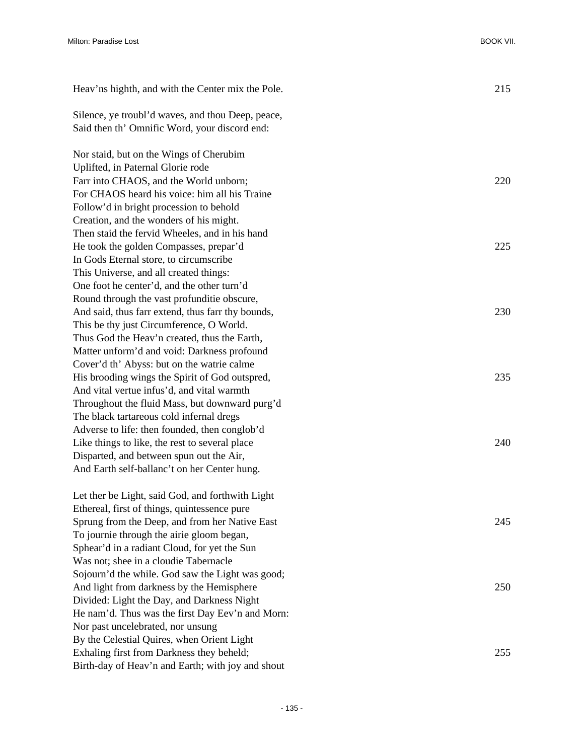Heav'ns highth, and with the Center mix the Pole. 215

Silence, ye troubl'd waves, and thou Deep, peace,
Said then th' Omnific Word, your discord end:

Nor staid, but on the Wings of Cherubim
Uplifted, in Paternal Glorie rode
Farr into CHAOS, and the World unborn; 220
For CHAOS heard his voice: him all his Traine
Follow'd in bright procession to behold
Creation, and the wonders of his might.
Then staid the fervid Wheeles, and in his hand
He took the golden Compasses, prepar'd 225
In Gods Eternal store, to circumscribe
This Universe, and all created things:
One foot he center'd, and the other turn'd
Round through the vast profunditie obscure,
And said, thus farr extend, thus farr thy bounds, 230
This be thy just Circumference, O World.
Thus God the Heav'n created, thus the Earth,
Matter unform'd and void: Darkness profound
Cover'd th' Abyss: but on the watrie calme
His brooding wings the Spirit of God outspred, 235
And vital vertue infus'd, and vital warmth
Throughout the fluid Mass, but downward purg'd
The black tartareous cold infernal dregs
Adverse to life: then founded, then conglob'd
Like things to like, the rest to several place 240
Disparted, and between spun out the Air,
And Earth self-ballanc't on her Center hung.

Let ther be Light, said God, and forthwith Light
Ethereal, first of things, quintessence pure
Sprung from the Deep, and from her Native East 245
To journie through the airie gloom began,
Sphear'd in a radiant Cloud, for yet the Sun
Was not; shee in a cloudie Tabernacle
Sojourn'd the while. God saw the Light was good;
And light from darkness by the Hemisphere 250
Divided: Light the Day, and Darkness Night
He nam'd. Thus was the first Day Eev'n and Morn:
Nor past uncelebrated, nor unsung
By the Celestial Quires, when Orient Light
Exhaling first from Darkness they beheld; 255
Birth-day of Heav'n and Earth; with joy and shout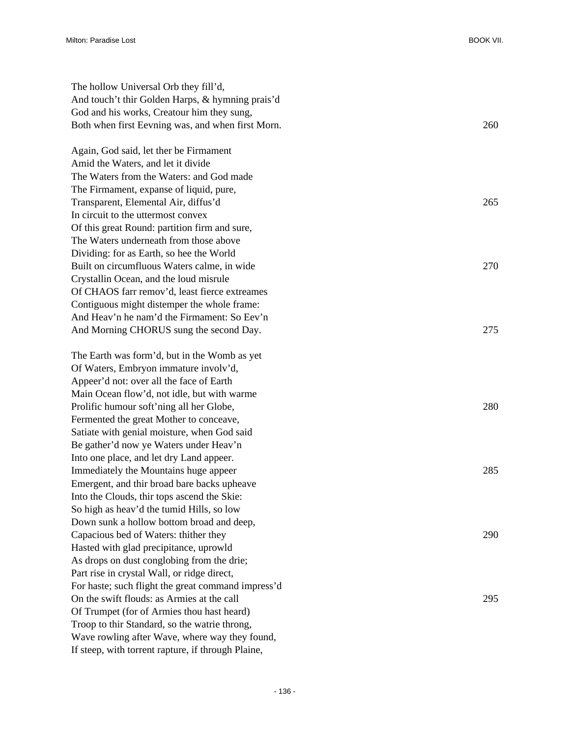The hollow Universal Orb they fill'd,
And touch't thir Golden Harps, & hymning prais'd
God and his works, Creatour him they sung,
Both when first Eevning was, and when first Morn. 260

Again, God said, let ther be Firmament
Amid the Waters, and let it divide
The Waters from the Waters: and God made
The Firmament, expanse of liquid, pure,
Transparent, Elemental Air, diffus'd 265
In circuit to the uttermost convex
Of this great Round: partition firm and sure,
The Waters underneath from those above
Dividing: for as Earth, so hee the World
Built on circumfluous Waters calme, in wide 270
Crystallin Ocean, and the loud misrule
Of CHAOS farr remov'd, least fierce extreames
Contiguous might distemper the whole frame:
And Heav'n he nam'd the Firmament: So Eev'n
And Morning CHORUS sung the second Day. 275

The Earth was form'd, but in the Womb as yet
Of Waters, Embryon immature involv'd,
Appeer'd not: over all the face of Earth
Main Ocean flow'd, not idle, but with warme
Prolific humour soft'ning all her Globe, 280
Fermented the great Mother to conceave,
Satiate with genial moisture, when God said
Be gather'd now ye Waters under Heav'n
Into one place, and let dry Land appeer.
Immediately the Mountains huge appeer 285
Emergent, and thir broad bare backs upheave
Into the Clouds, thir tops ascend the Skie:
So high as heav'd the tumid Hills, so low
Down sunk a hollow bottom broad and deep,
Capacious bed of Waters: thither they 290
Hasted with glad precipitance, uprowld
As drops on dust conglobing from the drie;
Part rise in crystal Wall, or ridge direct,
For haste; such flight the great command impress'd
On the swift flouds: as Armies at the call 295
Of Trumpet (for of Armies thou hast heard)
Troop to thir Standard, so the watrie throng,
Wave rowling after Wave, where way they found,
If steep, with torrent rapture, if through Plaine,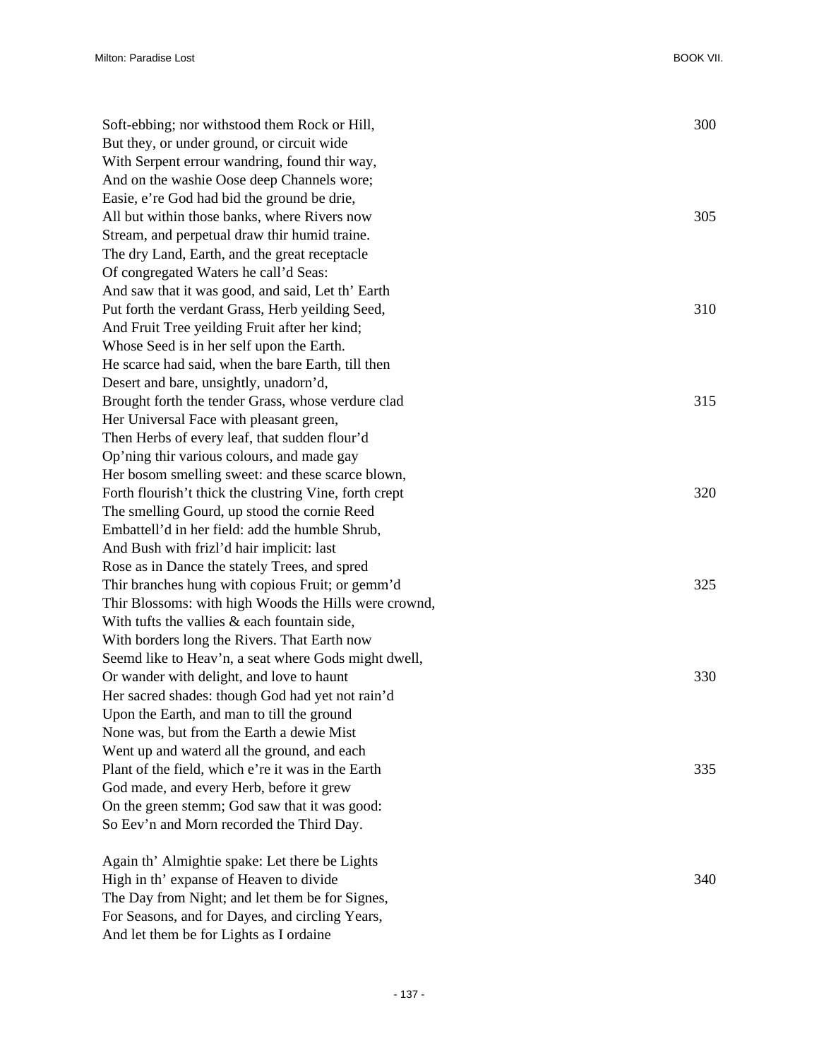Soft-ebbing; nor withstood them Rock or Hill, 300
But they, or under ground, or circuit wide
With Serpent errour wandring, found thir way,
And on the washie Oose deep Channels wore;
Easie, e're God had bid the ground be drie,
All but within those banks, where Rivers now 305
Stream, and perpetual draw thir humid traine.
The dry Land, Earth, and the great receptacle
Of congregated Waters he call'd Seas:
And saw that it was good, and said, Let th' Earth
Put forth the verdant Grass, Herb yeilding Seed, 310
And Fruit Tree yeilding Fruit after her kind;
Whose Seed is in her self upon the Earth.
He scarce had said, when the bare Earth, till then
Desert and bare, unsightly, unadorn'd,
Brought forth the tender Grass, whose verdure clad 315
Her Universal Face with pleasant green,
Then Herbs of every leaf, that sudden flour'd
Op'ning thir various colours, and made gay
Her bosom smelling sweet: and these scarce blown,
Forth flourish't thick the clustring Vine, forth crept 320
The smelling Gourd, up stood the cornie Reed
Embattell'd in her field: add the humble Shrub,
And Bush with frizl'd hair implicit: last
Rose as in Dance the stately Trees, and spred
Thir branches hung with copious Fruit; or gemm'd 325
Thir Blossoms: with high Woods the Hills were crownd,
With tufts the vallies & each fountain side,
With borders long the Rivers. That Earth now
Seemd like to Heav'n, a seat where Gods might dwell,
Or wander with delight, and love to haunt 330
Her sacred shades: though God had yet not rain'd
Upon the Earth, and man to till the ground
None was, but from the Earth a dewie Mist
Went up and waterd all the ground, and each
Plant of the field, which e're it was in the Earth 335
God made, and every Herb, before it grew
On the green stemm; God saw that it was good:
So Eev'n and Morn recorded the Third Day.

Again th' Almightie spake: Let there be Lights
High in th' expanse of Heaven to divide 340
The Day from Night; and let them be for Signes,
For Seasons, and for Dayes, and circling Years,
And let them be for Lights as I ordaine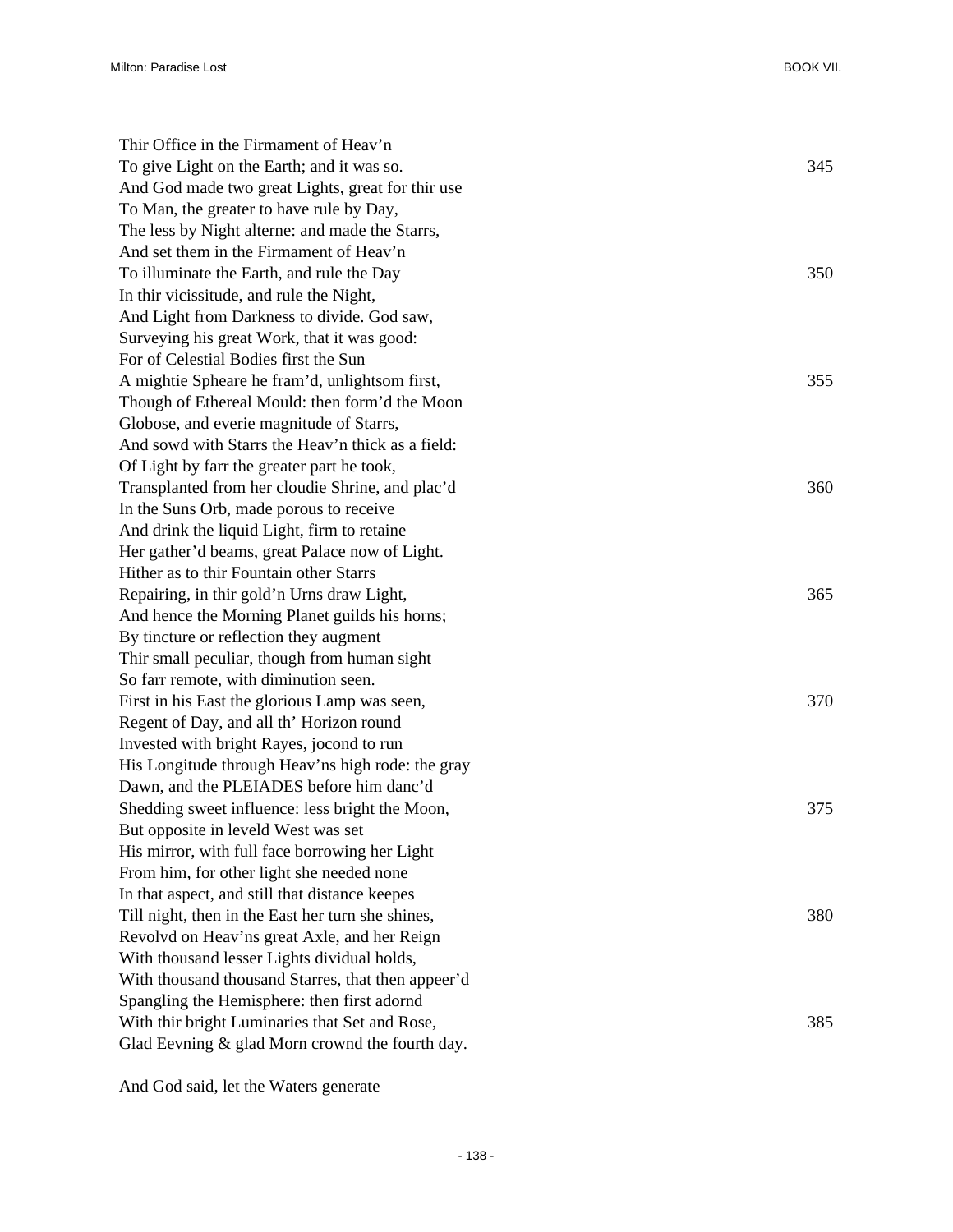Thir Office in the Firmament of Heav'n
To give Light on the Earth; and it was so. 345
And God made two great Lights, great for thir use
To Man, the greater to have rule by Day,
The less by Night alterne: and made the Starrs,
And set them in the Firmament of Heav'n
To illuminate the Earth, and rule the Day 350
In thir vicissitude, and rule the Night,
And Light from Darkness to divide. God saw,
Surveying his great Work, that it was good:
For of Celestial Bodies first the Sun
A mightie Spheare he fram'd, unlightsom first, 355
Though of Ethereal Mould: then form'd the Moon
Globose, and everie magnitude of Starrs,
And sowd with Starrs the Heav'n thick as a field:
Of Light by farr the greater part he took,
Transplanted from her cloudie Shrine, and plac'd 360
In the Suns Orb, made porous to receive
And drink the liquid Light, firm to retaine
Her gather'd beams, great Palace now of Light.
Hither as to thir Fountain other Starrs
Repairing, in thir gold'n Urns draw Light, 365
And hence the Morning Planet guilds his horns;
By tincture or reflection they augment
Thir small peculiar, though from human sight
So farr remote, with diminution seen.
First in his East the glorious Lamp was seen, 370
Regent of Day, and all th' Horizon round
Invested with bright Rayes, jocond to run
His Longitude through Heav'ns high rode: the gray
Dawn, and the PLEIADES before him danc'd
Shedding sweet influence: less bright the Moon, 375
But opposite in leveld West was set
His mirror, with full face borrowing her Light
From him, for other light she needed none
In that aspect, and still that distance keepes
Till night, then in the East her turn she shines, 380
Revolvd on Heav'ns great Axle, and her Reign
With thousand lesser Lights dividual holds,
With thousand thousand Starres, that then appeer'd
Spangling the Hemisphere: then first adornd
With thir bright Luminaries that Set and Rose, 385
Glad Eevning & glad Morn crownd the fourth day.

And God said, let the Waters generate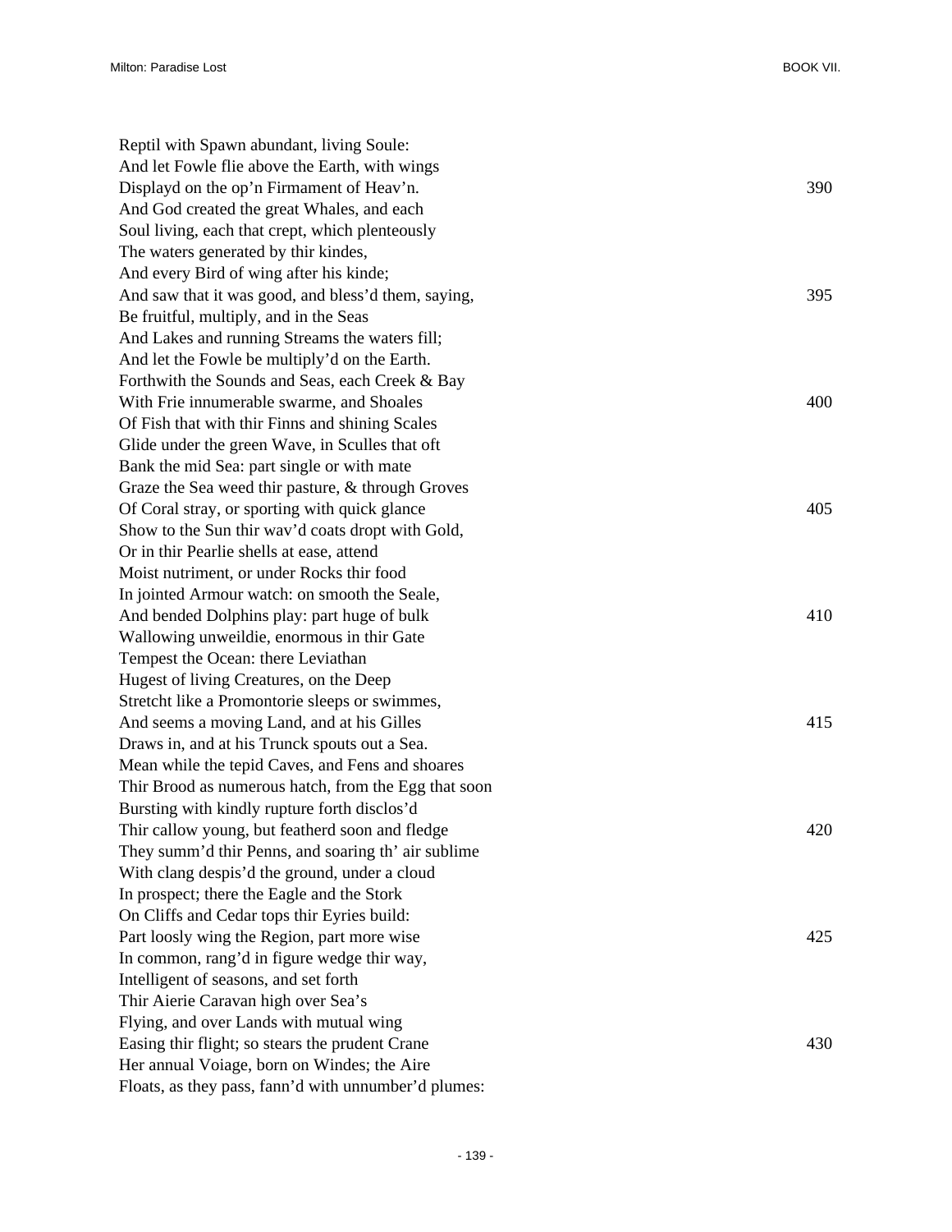Reptil with Spawn abundant, living Soule:
And let Fowle flie above the Earth, with wings
Displayd on the op'n Firmament of Heav'n. 390
And God created the great Whales, and each
Soul living, each that crept, which plenteously
The waters generated by thir kindes,
And every Bird of wing after his kinde;
And saw that it was good, and bless'd them, saying, 395
Be fruitful, multiply, and in the Seas
And Lakes and running Streams the waters fill;
And let the Fowle be multiply'd on the Earth.
Forthwith the Sounds and Seas, each Creek & Bay
With Frie innumerable swarme, and Shoales 400
Of Fish that with thir Finns and shining Scales
Glide under the green Wave, in Sculles that oft
Bank the mid Sea: part single or with mate
Graze the Sea weed thir pasture, & through Groves
Of Coral stray, or sporting with quick glance 405
Show to the Sun thir wav'd coats dropt with Gold,
Or in thir Pearlie shells at ease, attend
Moist nutriment, or under Rocks thir food
In jointed Armour watch: on smooth the Seale,
And bended Dolphins play: part huge of bulk 410
Wallowing unweildie, enormous in thir Gate
Tempest the Ocean: there Leviathan
Hugest of living Creatures, on the Deep
Stretcht like a Promontorie sleeps or swimmes,
And seems a moving Land, and at his Gilles 415
Draws in, and at his Trunck spouts out a Sea.
Mean while the tepid Caves, and Fens and shoares
Thir Brood as numerous hatch, from the Egg that soon
Bursting with kindly rupture forth disclos'd
Thir callow young, but featherd soon and fledge 420
They summ'd thir Penns, and soaring th' air sublime
With clang despis'd the ground, under a cloud
In prospect; there the Eagle and the Stork
On Cliffs and Cedar tops thir Eyries build:
Part loosly wing the Region, part more wise 425
In common, rang'd in figure wedge thir way,
Intelligent of seasons, and set forth
Thir Aierie Caravan high over Sea's
Flying, and over Lands with mutual wing
Easing thir flight; so stears the prudent Crane 430
Her annual Voiage, born on Windes; the Aire
Floats, as they pass, fann'd with unnumber'd plumes: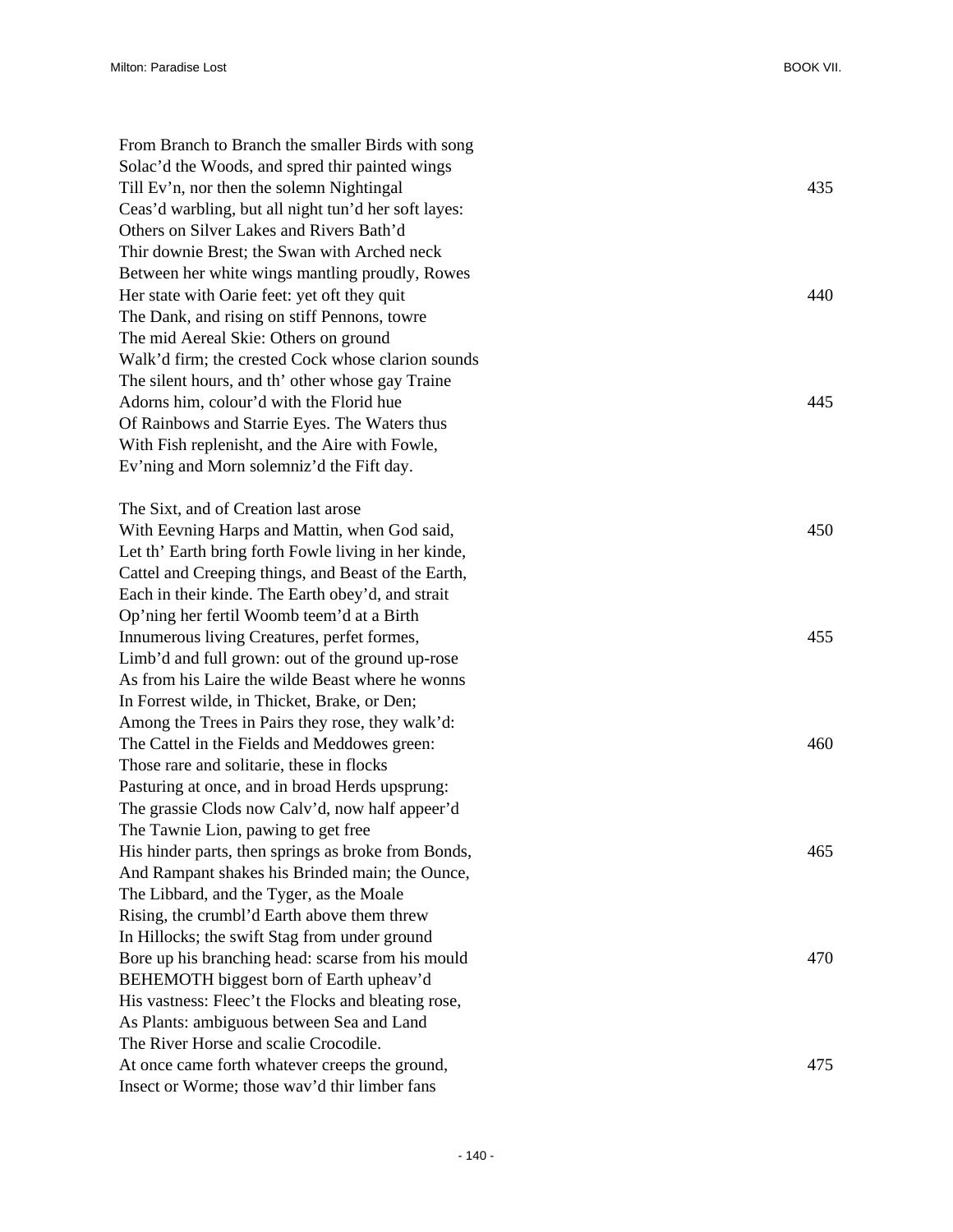From Branch to Branch the smaller Birds with song
Solac'd the Woods, and spred thir painted wings
Till Ev'n, nor then the solemn Nightingal 435
Ceas'd warbling, but all night tun'd her soft layes:
Others on Silver Lakes and Rivers Bath'd
Thir downie Brest; the Swan with Arched neck
Between her white wings mantling proudly, Rowes
Her state with Oarie feet: yet oft they quit 440
The Dank, and rising on stiff Pennons, towre
The mid Aereal Skie: Others on ground
Walk'd firm; the crested Cock whose clarion sounds
The silent hours, and th' other whose gay Traine
Adorns him, colour'd with the Florid hue 445
Of Rainbows and Starrie Eyes. The Waters thus
With Fish replenisht, and the Aire with Fowle,
Ev'ning and Morn solemniz'd the Fift day.

The Sixt, and of Creation last arose
With Eevning Harps and Mattin, when God said, 450
Let th' Earth bring forth Fowle living in her kinde,
Cattel and Creeping things, and Beast of the Earth,
Each in their kinde. The Earth obey'd, and strait
Op'ning her fertil Woomb teem'd at a Birth
Innumerous living Creatures, perfet formes, 455
Limb'd and full grown: out of the ground up-rose
As from his Laire the wilde Beast where he wonns
In Forrest wilde, in Thicket, Brake, or Den;
Among the Trees in Pairs they rose, they walk'd:
The Cattel in the Fields and Meddowes green: 460
Those rare and solitarie, these in flocks
Pasturing at once, and in broad Herds upsprung:
The grassie Clods now Calv'd, now half appeer'd
The Tawnie Lion, pawing to get free
His hinder parts, then springs as broke from Bonds, 465
And Rampant shakes his Brinded main; the Ounce,
The Libbard, and the Tyger, as the Moale
Rising, the crumbl'd Earth above them threw
In Hillocks; the swift Stag from under ground
Bore up his branching head: scarse from his mould 470
BEHEMOTH biggest born of Earth upheav'd
His vastness: Fleec't the Flocks and bleating rose,
As Plants: ambiguous between Sea and Land
The River Horse and scalie Crocodile.
At once came forth whatever creeps the ground, 475
Insect or Worme; those wav'd thir limber fans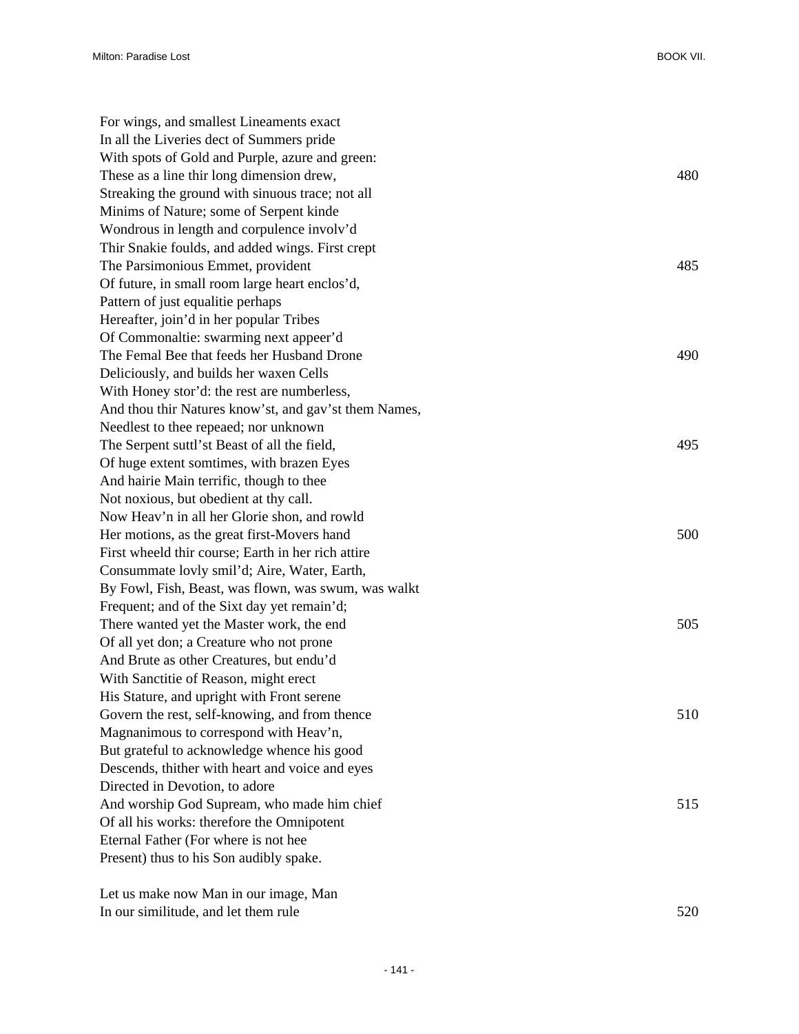For wings, and smallest Lineaments exact
In all the Liveries dect of Summers pride
With spots of Gold and Purple, azure and green:
These as a line thir long dimension drew, 480
Streaking the ground with sinuous trace; not all
Minims of Nature; some of Serpent kinde
Wondrous in length and corpulence involv'd
Thir Snakie foulds, and added wings. First crept
The Parsimonious Emmet, provident 485
Of future, in small room large heart enclos'd,
Pattern of just equalitie perhaps
Hereafter, join'd in her popular Tribes
Of Commonaltie: swarming next appeer'd
The Femal Bee that feeds her Husband Drone 490
Deliciously, and builds her waxen Cells
With Honey stor'd: the rest are numberless,
And thou thir Natures know'st, and gav'st them Names,
Needlest to thee repeaed; nor unknown
The Serpent suttl'st Beast of all the field, 495
Of huge extent somtimes, with brazen Eyes
And hairie Main terrific, though to thee
Not noxious, but obedient at thy call.
Now Heav'n in all her Glorie shon, and rowld
Her motions, as the great first-Movers hand 500
First wheeld thir course; Earth in her rich attire
Consummate lovly smil'd; Aire, Water, Earth,
By Fowl, Fish, Beast, was flown, was swum, was walkt
Frequent; and of the Sixt day yet remain'd;
There wanted yet the Master work, the end 505
Of all yet don; a Creature who not prone
And Brute as other Creatures, but endu'd
With Sanctitie of Reason, might erect
His Stature, and upright with Front serene
Govern the rest, self-knowing, and from thence 510
Magnanimous to correspond with Heav'n,
But grateful to acknowledge whence his good
Descends, thither with heart and voice and eyes
Directed in Devotion, to adore
And worship God Supream, who made him chief 515
Of all his works: therefore the Omnipotent
Eternal Father (For where is not hee
Present) thus to his Son audibly spake.

Let us make now Man in our image, Man
In our similitude, and let them rule 520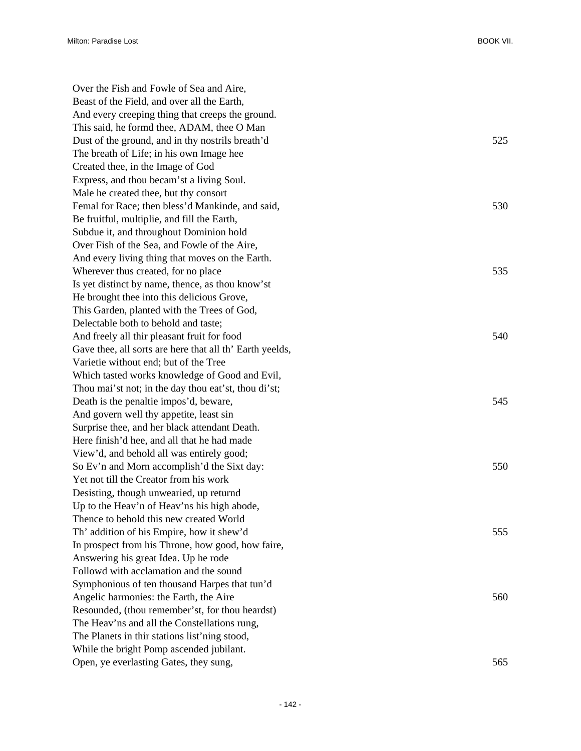Over the Fish and Fowle of Sea and Aire,
Beast of the Field, and over all the Earth,
And every creeping thing that creeps the ground.
This said, he formd thee, ADAM, thee O Man
Dust of the ground, and in thy nostrils breath'd 525
The breath of Life; in his own Image hee
Created thee, in the Image of God
Express, and thou becam'st a living Soul.
Male he created thee, but thy consort
Femal for Race; then bless'd Mankinde, and said, 530
Be fruitful, multiplie, and fill the Earth,
Subdue it, and throughout Dominion hold
Over Fish of the Sea, and Fowle of the Aire,
And every living thing that moves on the Earth.
Wherever thus created, for no place 535
Is yet distinct by name, thence, as thou know'st
He brought thee into this delicious Grove,
This Garden, planted with the Trees of God,
Delectable both to behold and taste;
And freely all thir pleasant fruit for food 540
Gave thee, all sorts are here that all th' Earth yeelds,
Varietie without end; but of the Tree
Which tasted works knowledge of Good and Evil,
Thou mai'st not; in the day thou eat'st, thou di'st;
Death is the penaltie impos'd, beware, 545
And govern well thy appetite, least sin
Surprise thee, and her black attendant Death.
Here finish'd hee, and all that he had made
View'd, and behold all was entirely good;
So Ev'n and Morn accomplish'd the Sixt day: 550
Yet not till the Creator from his work
Desisting, though unwearied, up returnd
Up to the Heav'n of Heav'ns his high abode,
Thence to behold this new created World
Th' addition of his Empire, how it shew'd 555
In prospect from his Throne, how good, how faire,
Answering his great Idea. Up he rode
Followd with acclamation and the sound
Symphonious of ten thousand Harpes that tun'd
Angelic harmonies: the Earth, the Aire 560
Resounded, (thou remember'st, for thou heardst)
The Heav'ns and all the Constellations rung,
The Planets in thir stations list'ning stood,
While the bright Pomp ascended jubilant.
Open, ye everlasting Gates, they sung, 565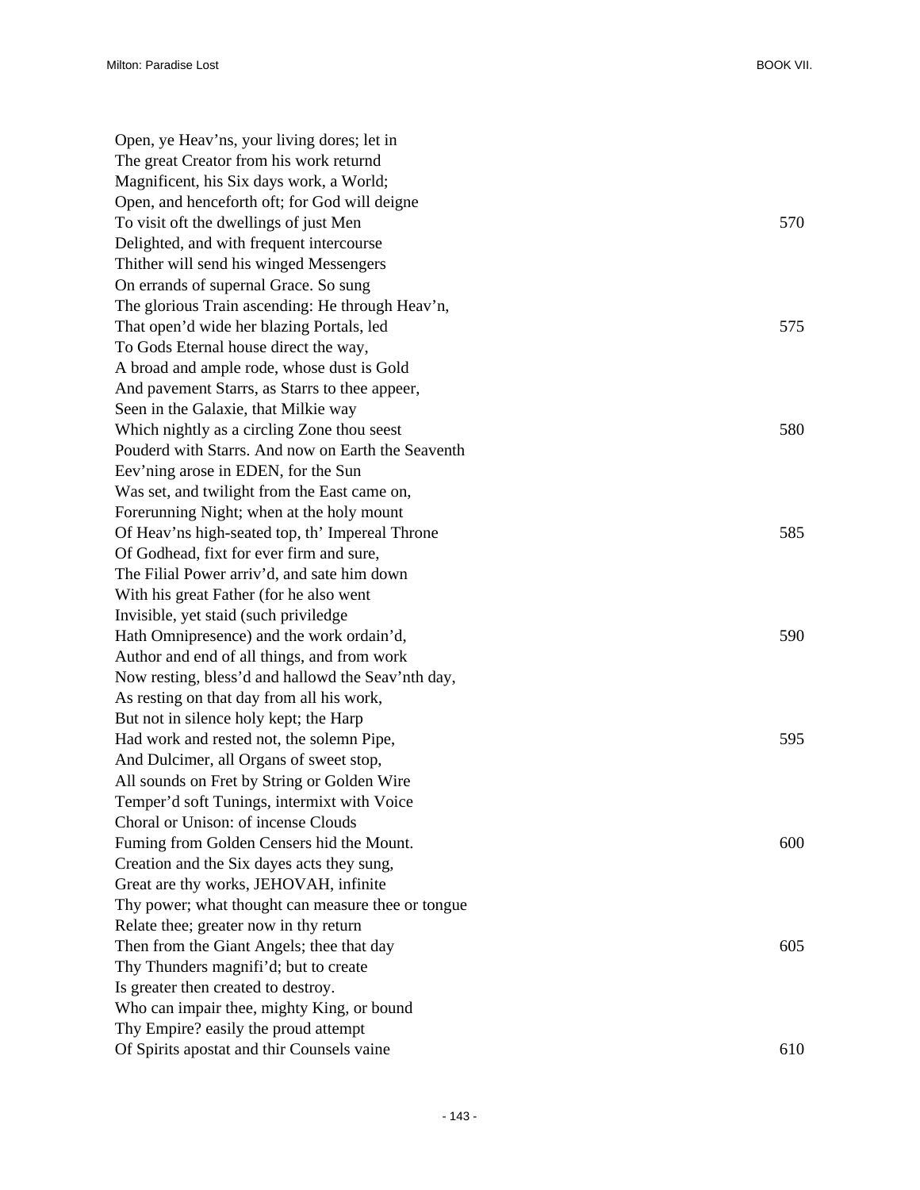Open, ye Heav'ns, your living dores; let in  
The great Creator from his work returnd  
Magnificent, his Six days work, a World;  
Open, and henceforth oft; for God will deigne  
To visit oft the dwellings of just Men 570  
Delighted, and with frequent intercourse  
Thither will send his winged Messengers  
On errands of supernal Grace. So sung  
The glorious Train ascending: He through Heav'n,  
That open'd wide her blazing Portals, led 575  
To Gods Eternal house direct the way,  
A broad and ample rode, whose dust is Gold  
And pavement Starrs, as Starrs to thee appeer,  
Seen in the Galaxie, that Milkie way  
Which nightly as a circling Zone thou seest 580  
Pouderd with Starrs. And now on Earth the Seaventh  
Eev'ning arose in EDEN, for the Sun  
Was set, and twilight from the East came on,  
Forerunning Night; when at the holy mount  
Of Heav'ns high-seated top, th' Impereal Throne 585  
Of Godhead, fixt for ever firm and sure,  
The Filial Power arriv'd, and sate him down  
With his great Father (for he also went  
Invisible, yet staid (such priviledge  
Hath Omnipresence) and the work ordain'd, 590  
Author and end of all things, and from work  
Now resting, bless'd and hallowd the Seav'nth day,  
As resting on that day from all his work,  
But not in silence holy kept; the Harp  
Had work and rested not, the solemn Pipe, 595  
And Dulcimer, all Organs of sweet stop,  
All sounds on Fret by String or Golden Wire  
Temper'd soft Tunings, intermixt with Voice  
Choral or Unison: of incense Clouds  
Fuming from Golden Censers hid the Mount. 600  
Creation and the Six dayes acts they sung,  
Great are thy works, JEHOVAH, infinite  
Thy power; what thought can measure thee or tongue  
Relate thee; greater now in thy return  
Then from the Giant Angels; thee that day 605  
Thy Thunders magnifi'd; but to create  
Is greater then created to destroy.  
Who can impair thee, mighty King, or bound  
Thy Empire? easily the proud attempt  
Of Spirits apostat and thir Counsels vaine 610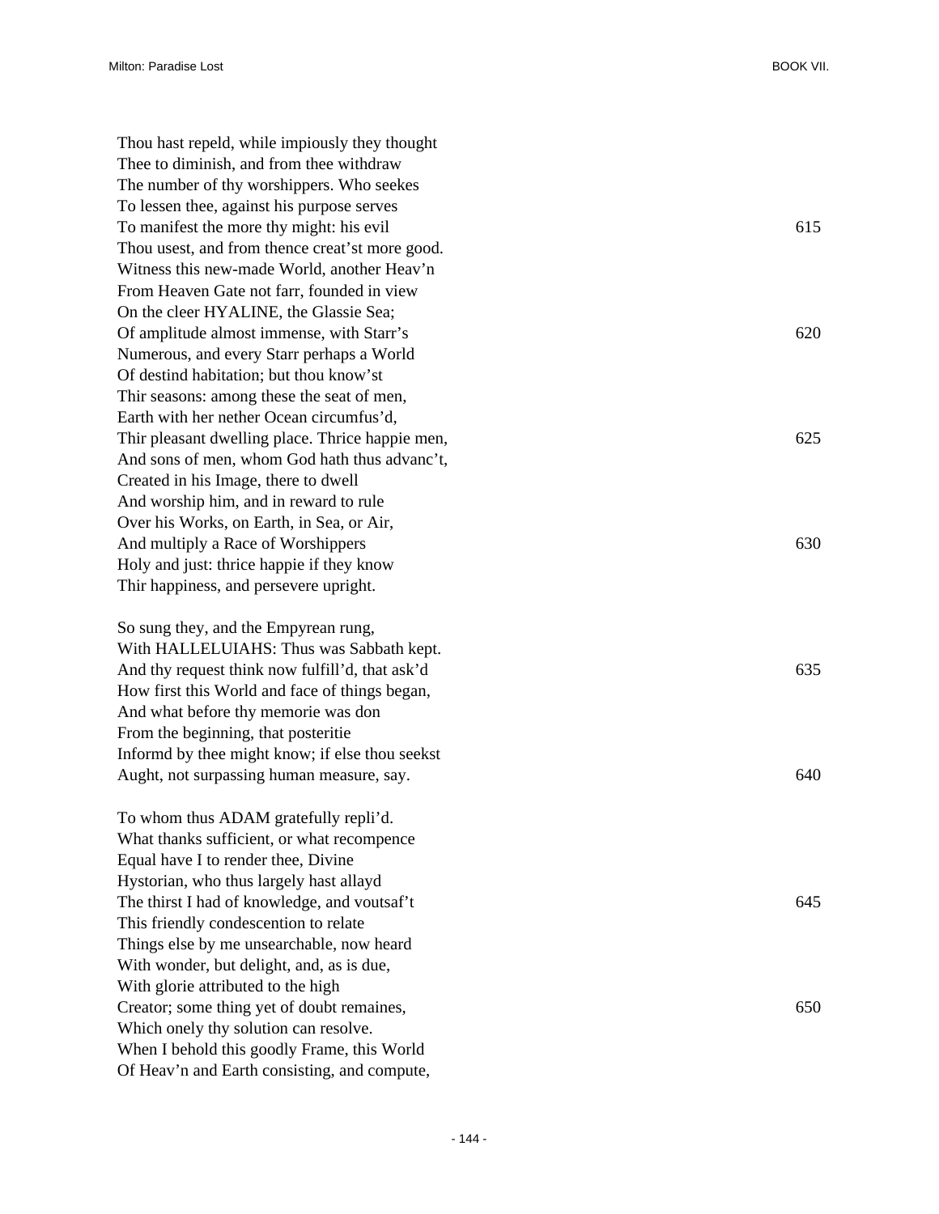Thou hast repeld, while impiously they thought  
Thee to diminish, and from thee withdraw  
The number of thy worshippers. Who seekes  
To lessen thee, against his purpose serves  
To manifest the more thy might: his evil 615  
Thou usest, and from thence creat'st more good.  
Witness this new-made World, another Heav'n  
From Heaven Gate not farr, founded in view  
On the cleer HYALINE, the Glassie Sea;  
Of amplitude almost immense, with Starr's 620  
Numerous, and every Starr perhaps a World  
Of destind habitation; but thou know'st  
Thir seasons: among these the seat of men,  
Earth with her nether Ocean circumfus'd,  
Thir pleasant dwelling place. Thrice happie men, 625  
And sons of men, whom God hath thus advanc't,  
Created in his Image, there to dwell  
And worship him, and in reward to rule  
Over his Works, on Earth, in Sea, or Air,  
And multiply a Race of Worshippers 630  
Holy and just: thrice happie if they know  
Thir happiness, and persevere upright.

So sung they, and the Empyrean rung,  
With HALLELUIAHS: Thus was Sabbath kept.  
And thy request think now fulfill'd, that ask'd 635  
How first this World and face of things began,  
And what before thy memorie was don  
From the beginning, that posteritie  
Informd by thee might know; if else thou seekst  
Aught, not surpassing human measure, say. 640

To whom thus ADAM gratefully repli'd.  
What thanks sufficient, or what recompence  
Equal have I to render thee, Divine  
Hystorian, who thus largely hast allayd  
The thirst I had of knowledge, and voutsaf't 645  
This friendly condescention to relate  
Things else by me unsearchable, now heard  
With wonder, but delight, and, as is due,  
With glorie attributed to the high  
Creator; some thing yet of doubt remaines, 650  
Which onely thy solution can resolve.  
When I behold this goodly Frame, this World  
Of Heav'n and Earth consisting, and compute,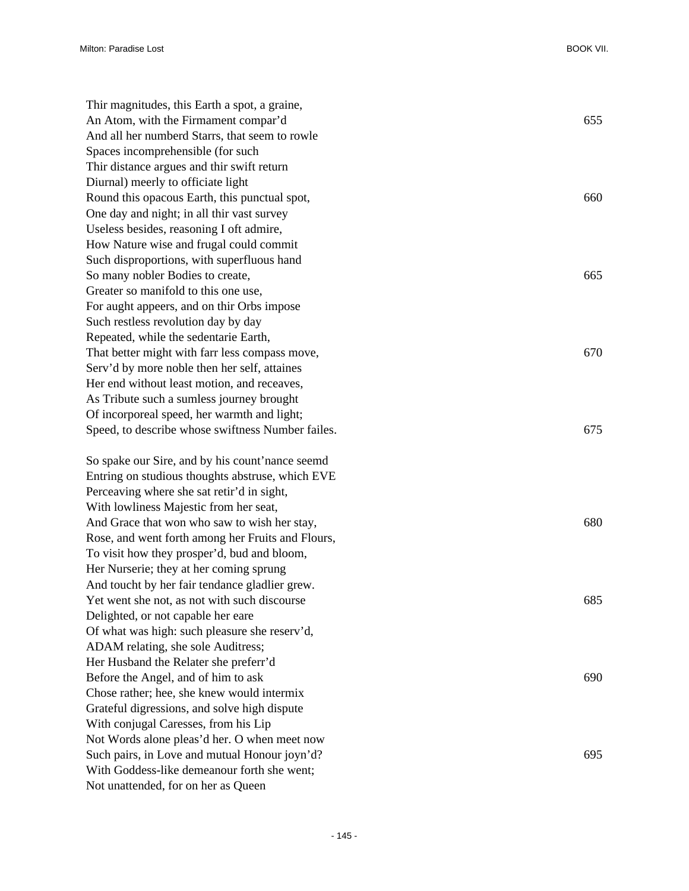Thir magnitudes, this Earth a spot, a graine,
An Atom, with the Firmament compar'd 655
And all her numberd Starrs, that seem to rowle
Spaces incomprehensible (for such
Thir distance argues and thir swift return
Diurnal) meerly to officiate light
Round this opacous Earth, this punctual spot, 660
One day and night; in all thir vast survey
Useless besides, reasoning I oft admire,
How Nature wise and frugal could commit
Such disproportions, with superfluous hand
So many nobler Bodies to create, 665
Greater so manifold to this one use,
For aught appeers, and on thir Orbs impose
Such restless revolution day by day
Repeated, while the sedentarie Earth,
That better might with farr less compass move, 670
Serv'd by more noble then her self, attaines
Her end without least motion, and receaves,
As Tribute such a sumless journey brought
Of incorporeal speed, her warmth and light;
Speed, to describe whose swiftness Number failes. 675

So spake our Sire, and by his count'nance seemd
Entring on studious thoughts abstruse, which EVE
Perceaving where she sat retir'd in sight,
With lowliness Majestic from her seat,
And Grace that won who saw to wish her stay, 680
Rose, and went forth among her Fruits and Flours,
To visit how they prosper'd, bud and bloom,
Her Nurserie; they at her coming sprung
And toucht by her fair tendance gladlier grew.
Yet went she not, as not with such discourse 685
Delighted, or not capable her eare
Of what was high: such pleasure she reserv'd,
ADAM relating, she sole Auditress;
Her Husband the Relater she preferr'd
Before the Angel, and of him to ask 690
Chose rather; hee, she knew would intermix
Grateful digressions, and solve high dispute
With conjugal Caresses, from his Lip
Not Words alone pleas'd her. O when meet now
Such pairs, in Love and mutual Honour joyn'd? 695
With Goddess-like demeanour forth she went;
Not unattended, for on her as Queen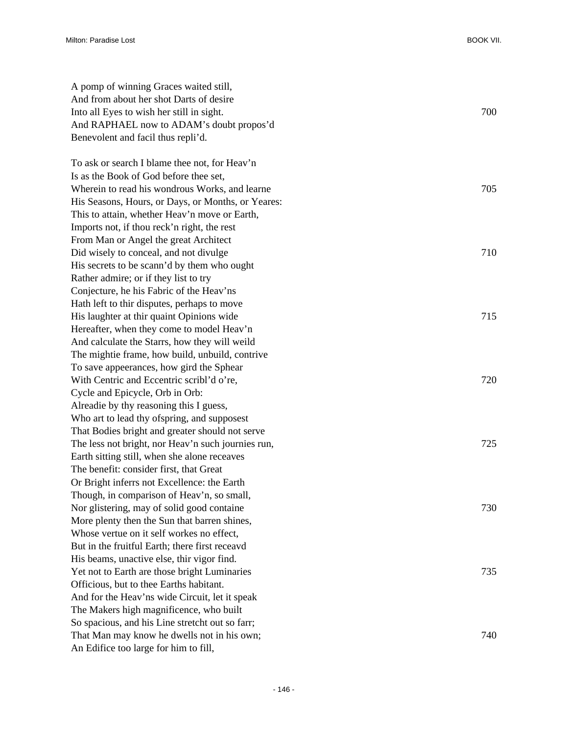A pomp of winning Graces waited still,  
And from about her shot Darts of desire  
Into all Eyes to wish her still in sight. 700  
And RAPHAEL now to ADAM's doubt propos'd  
Benevolent and facil thus repli'd.

To ask or search I blame thee not, for Heav'n  
Is as the Book of God before thee set,  
Wherein to read his wondrous Works, and learne 705  
His Seasons, Hours, or Days, or Months, or Yeares:  
This to attain, whether Heav'n move or Earth,  
Imports not, if thou reck'n right, the rest  
From Man or Angel the great Architect  
Did wisely to conceal, and not divulge 710  
His secrets to be scann'd by them who ought  
Rather admire; or if they list to try  
Conjecture, he his Fabric of the Heav'ns  
Hath left to thir disputes, perhaps to move  
His laughter at thir quaint Opinions wide 715  
Hereafter, when they come to model Heav'n  
And calculate the Starrs, how they will weild  
The mightie frame, how build, unbuild, contrive  
To save appeerances, how gird the Sphear  
With Centric and Eccentric scribl'd o're, 720  
Cycle and Epicycle, Orb in Orb:  
Alreadie by thy reasoning this I guess,  
Who art to lead thy ofspring, and supposest  
That Bodies bright and greater should not serve  
The less not bright, nor Heav'n such journies run, 725  
Earth sitting still, when she alone receaves  
The benefit: consider first, that Great  
Or Bright inferrs not Excellence: the Earth  
Though, in comparison of Heav'n, so small,  
Nor glistering, may of solid good containe 730  
More plenty then the Sun that barren shines,  
Whose vertue on it self workes no effect,  
But in the fruitful Earth; there first receavd  
His beams, unactive else, thir vigor find.  
Yet not to Earth are those bright Luminaries 735  
Officious, but to thee Earths habitant.  
And for the Heav'ns wide Circuit, let it speak  
The Makers high magnificence, who built  
So spacious, and his Line stretcht out so farr;  
That Man may know he dwells not in his own; 740  
An Edifice too large for him to fill,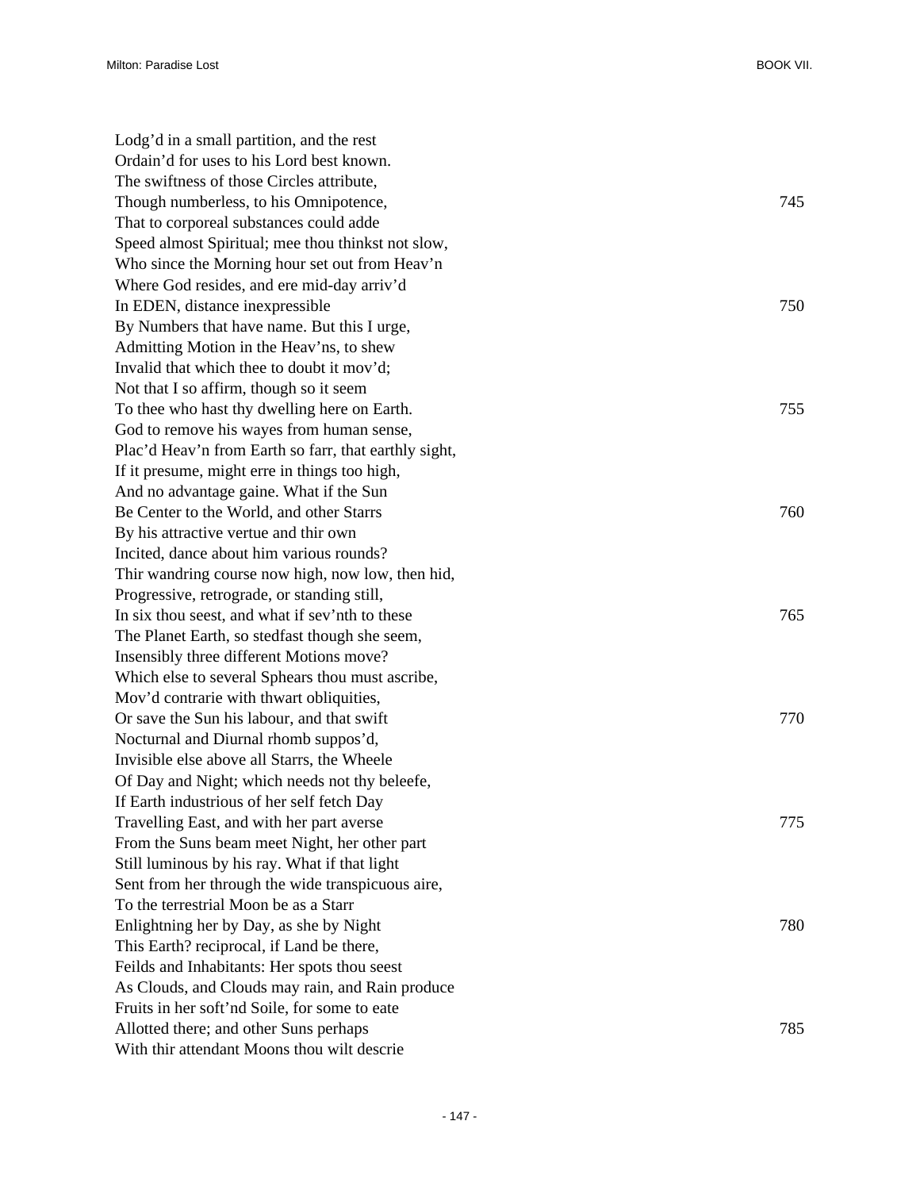Lodg'd in a small partition, and the rest
Ordain'd for uses to his Lord best known.
The swiftness of those Circles attribute,
Though numberless, to his Omnipotence, 745
That to corporeal substances could adde
Speed almost Spiritual; mee thou thinkst not slow,
Who since the Morning hour set out from Heav'n
Where God resides, and ere mid-day arriv'd
In EDEN, distance inexpressible 750
By Numbers that have name. But this I urge,
Admitting Motion in the Heav'ns, to shew
Invalid that which thee to doubt it mov'd;
Not that I so affirm, though so it seem
To thee who hast thy dwelling here on Earth. 755
God to remove his wayes from human sense,
Plac'd Heav'n from Earth so farr, that earthly sight,
If it presume, might erre in things too high,
And no advantage gaine. What if the Sun
Be Center to the World, and other Starrs 760
By his attractive vertue and thir own
Incited, dance about him various rounds?
Thir wandring course now high, now low, then hid,
Progressive, retrograde, or standing still,
In six thou seest, and what if sev'nth to these 765
The Planet Earth, so stedfast though she seem,
Insensibly three different Motions move?
Which else to several Sphears thou must ascribe,
Mov'd contrarie with thwart obliquities,
Or save the Sun his labour, and that swift 770
Nocturnal and Diurnal rhomb suppos'd,
Invisible else above all Starrs, the Wheele
Of Day and Night; which needs not thy beleefe,
If Earth industrious of her self fetch Day
Travelling East, and with her part averse 775
From the Suns beam meet Night, her other part
Still luminous by his ray. What if that light
Sent from her through the wide transpicuous aire,
To the terrestrial Moon be as a Starr
Enlightning her by Day, as she by Night 780
This Earth? reciprocal, if Land be there,
Feilds and Inhabitants: Her spots thou seest
As Clouds, and Clouds may rain, and Rain produce
Fruits in her soft'nd Soile, for some to eate
Allotted there; and other Suns perhaps 785
With thir attendant Moons thou wilt descrie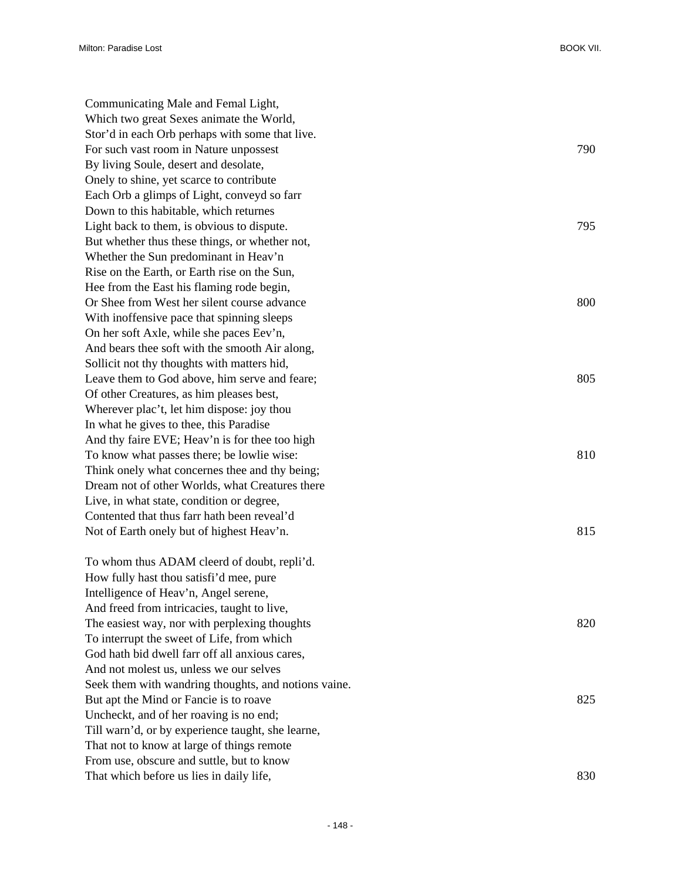Communicating Male and Femal Light,
Which two great Sexes animate the World,
Stor'd in each Orb perhaps with some that live.
For such vast room in Nature unpossest 790
By living Soule, desert and desolate,
Onely to shine, yet scarce to contribute
Each Orb a glimps of Light, conveyd so farr
Down to this habitable, which returnes
Light back to them, is obvious to dispute. 795
But whether thus these things, or whether not,
Whether the Sun predominant in Heav'n
Rise on the Earth, or Earth rise on the Sun,
Hee from the East his flaming rode begin,
Or Shee from West her silent course advance 800
With inoffensive pace that spinning sleeps
On her soft Axle, while she paces Eev'n,
And bears thee soft with the smooth Air along,
Sollicit not thy thoughts with matters hid,
Leave them to God above, him serve and feare; 805
Of other Creatures, as him pleases best,
Wherever plac't, let him dispose: joy thou
In what he gives to thee, this Paradise
And thy faire EVE; Heav'n is for thee too high
To know what passes there; be lowlie wise: 810
Think onely what concernes thee and thy being;
Dream not of other Worlds, what Creatures there
Live, in what state, condition or degree,
Contented that thus farr hath been reveal'd
Not of Earth onely but of highest Heav'n. 815

To whom thus ADAM cleerd of doubt, repli'd.
How fully hast thou satisfi'd mee, pure
Intelligence of Heav'n, Angel serene,
And freed from intricacies, taught to live,
The easiest way, nor with perplexing thoughts 820
To interrupt the sweet of Life, from which
God hath bid dwell farr off all anxious cares,
And not molest us, unless we our selves
Seek them with wandring thoughts, and notions vaine.
But apt the Mind or Fancie is to roave 825
Uncheckt, and of her roaving is no end;
Till warn'd, or by experience taught, she learne,
That not to know at large of things remote
From use, obscure and suttle, but to know
That which before us lies in daily life, 830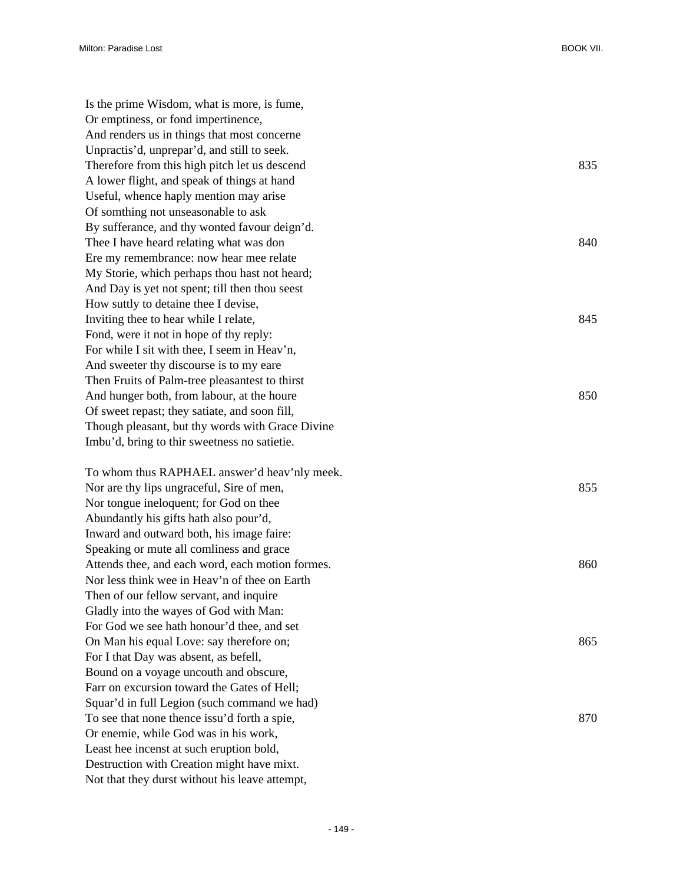Is the prime Wisdom, what is more, is fume,  
Or emptiness, or fond impertinence,  
And renders us in things that most concerne  
Unpractis'd, unprepar'd, and still to seek.  
Therefore from this high pitch let us descend 835  
A lower flight, and speak of things at hand  
Useful, whence haply mention may arise  
Of somthing not unseasonable to ask  
By sufferance, and thy wonted favour deign'd.  
Thee I have heard relating what was don 840  
Ere my remembrance: now hear mee relate  
My Storie, which perhaps thou hast not heard;  
And Day is yet not spent; till then thou seest  
How suttly to detaine thee I devise,  
Inviting thee to hear while I relate, 845  
Fond, were it not in hope of thy reply:  
For while I sit with thee, I seem in Heav'n,  
And sweeter thy discourse is to my eare  
Then Fruits of Palm-tree pleasantest to thirst  
And hunger both, from labour, at the houre 850  
Of sweet repast; they satiate, and soon fill,  
Though pleasant, but thy words with Grace Divine  
Imbu'd, bring to thir sweetness no satietie.

To whom thus RAPHAEL answer'd heav'nly meek.  
Nor are thy lips ungraceful, Sire of men, 855  
Nor tongue ineloquent; for God on thee  
Abundantly his gifts hath also pour'd,  
Inward and outward both, his image faire:  
Speaking or mute all comliness and grace  
Attends thee, and each word, each motion formes. 860  
Nor less think wee in Heav'n of thee on Earth  
Then of our fellow servant, and inquire  
Gladly into the wayes of God with Man:  
For God we see hath honour'd thee, and set  
On Man his equal Love: say therefore on; 865  
For I that Day was absent, as befell,  
Bound on a voyage uncouth and obscure,  
Farr on excursion toward the Gates of Hell;  
Squar'd in full Legion (such command we had)  
To see that none thence issu'd forth a spie, 870  
Or enemie, while God was in his work,  
Least hee incenst at such eruption bold,  
Destruction with Creation might have mixt.  
Not that they durst without his leave attempt,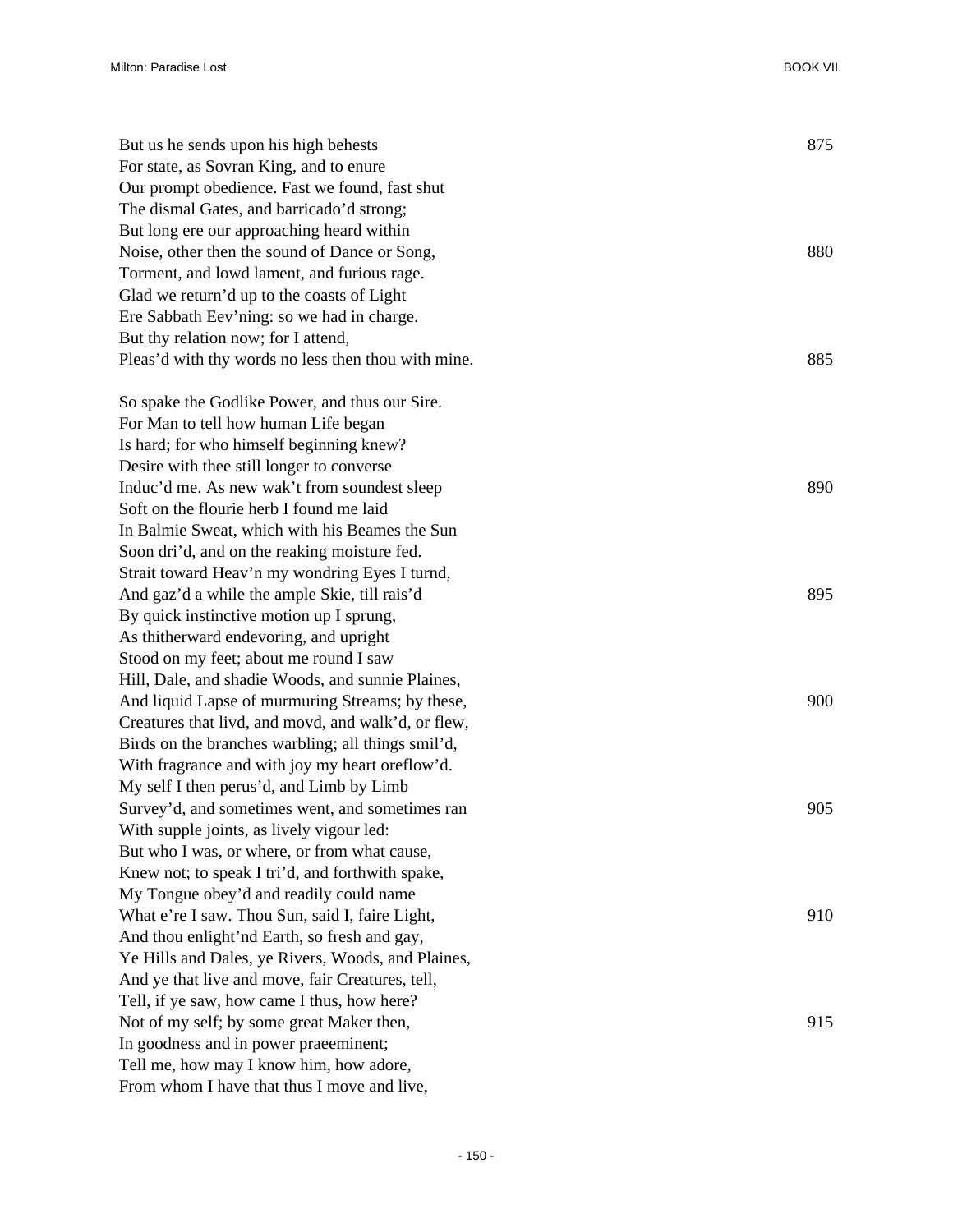But us he sends upon his high behests 875
For state, as Sovran King, and to enure
Our prompt obedience. Fast we found, fast shut
The dismal Gates, and barricado'd strong;
But long ere our approaching heard within
Noise, other then the sound of Dance or Song, 880
Torment, and lowd lament, and furious rage.
Glad we return'd up to the coasts of Light
Ere Sabbath Eev'ning: so we had in charge.
But thy relation now; for I attend,
Pleas'd with thy words no less then thou with mine. 885

So spake the Godlike Power, and thus our Sire.
For Man to tell how human Life began
Is hard; for who himself beginning knew?
Desire with thee still longer to converse
Induc'd me. As new wak't from soundest sleep 890
Soft on the flourie herb I found me laid
In Balmie Sweat, which with his Beames the Sun
Soon dri'd, and on the reaking moisture fed.
Strait toward Heav'n my wondring Eyes I turnd,
And gaz'd a while the ample Skie, till rais'd 895
By quick instinctive motion up I sprung,
As thitherward endevoring, and upright
Stood on my feet; about me round I saw
Hill, Dale, and shadie Woods, and sunnie Plaines,
And liquid Lapse of murmuring Streams; by these, 900
Creatures that livd, and movd, and walk'd, or flew,
Birds on the branches warbling; all things smil'd,
With fragrance and with joy my heart oreflow'd.
My self I then perus'd, and Limb by Limb
Survey'd, and sometimes went, and sometimes ran 905
With supple joints, as lively vigour led:
But who I was, or where, or from what cause,
Knew not; to speak I tri'd, and forthwith spake,
My Tongue obey'd and readily could name
What e're I saw. Thou Sun, said I, faire Light, 910
And thou enlight'nd Earth, so fresh and gay,
Ye Hills and Dales, ye Rivers, Woods, and Plaines,
And ye that live and move, fair Creatures, tell,
Tell, if ye saw, how came I thus, how here?
Not of my self; by some great Maker then, 915
In goodness and in power praeeminent;
Tell me, how may I know him, how adore,
From whom I have that thus I move and live,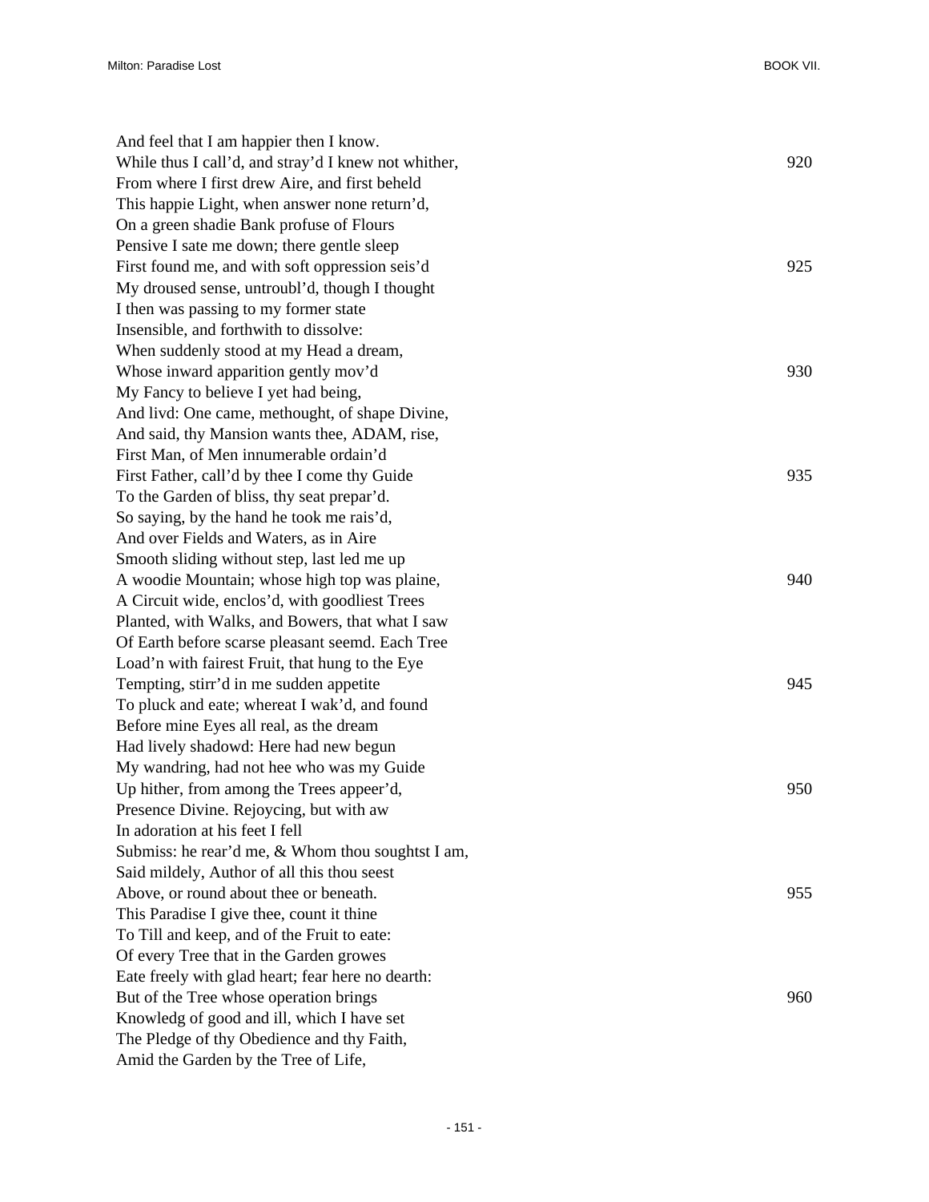And feel that I am happier then I know.  
While thus I call'd, and stray'd I knew not whither, 920  
From where I first drew Aire, and first beheld  
This happie Light, when answer none return'd,  
On a green shadie Bank profuse of Flours  
Pensive I sate me down; there gentle sleep  
First found me, and with soft oppression seis'd 925  
My drouse'd sense, untroubl'd, though I thought  
I then was passing to my former state  
Insensible, and forthwith to dissolve:  
When suddenly stood at my Head a dream,  
Whose inward apparition gently mov'd 930  
My Fancy to believe I yet had being,  
And livd: One came, methought, of shape Divine,  
And said, thy Mansion wants thee, ADAM, rise,  
First Man, of Men innumerable ordain'd  
First Father, call'd by thee I come thy Guide 935  
To the Garden of bliss, thy seat prepar'd.  
So saying, by the hand he took me rais'd,  
And over Fields and Waters, as in Aire  
Smooth sliding without step, last led me up  
A woodie Mountain; whose high top was plaine, 940  
A Circuit wide, enclos'd, with goodliest Trees  
Planted, with Walks, and Bowers, that what I saw  
Of Earth before scarse pleasant seemd. Each Tree  
Load'n with fairest Fruit, that hung to the Eye  
Tempting, stirr'd in me sudden appetite 945  
To pluck and eate; whereat I wak'd, and found  
Before mine Eyes all real, as the dream  
Had lively shadowd: Here had new begun  
My wandring, had not hee who was my Guide  
Up hither, from among the Trees appeer'd, 950  
Presence Divine. Rejoycing, but with aw  
In adoration at his feet I fell  
Submiss: he rear'd me, & Whom thou soughtst I am,  
Said mildely, Author of all this thou seest  
Above, or round about thee or beneath. 955  
This Paradise I give thee, count it thine  
To Till and keep, and of the Fruit to eate:  
Of every Tree that in the Garden growes  
Eate freely with glad heart; fear here no dearth:  
But of the Tree whose operation brings 960  
Knowledg of good and ill, which I have set  
The Pledge of thy Obedience and thy Faith,  
Amid the Garden by the Tree of Life,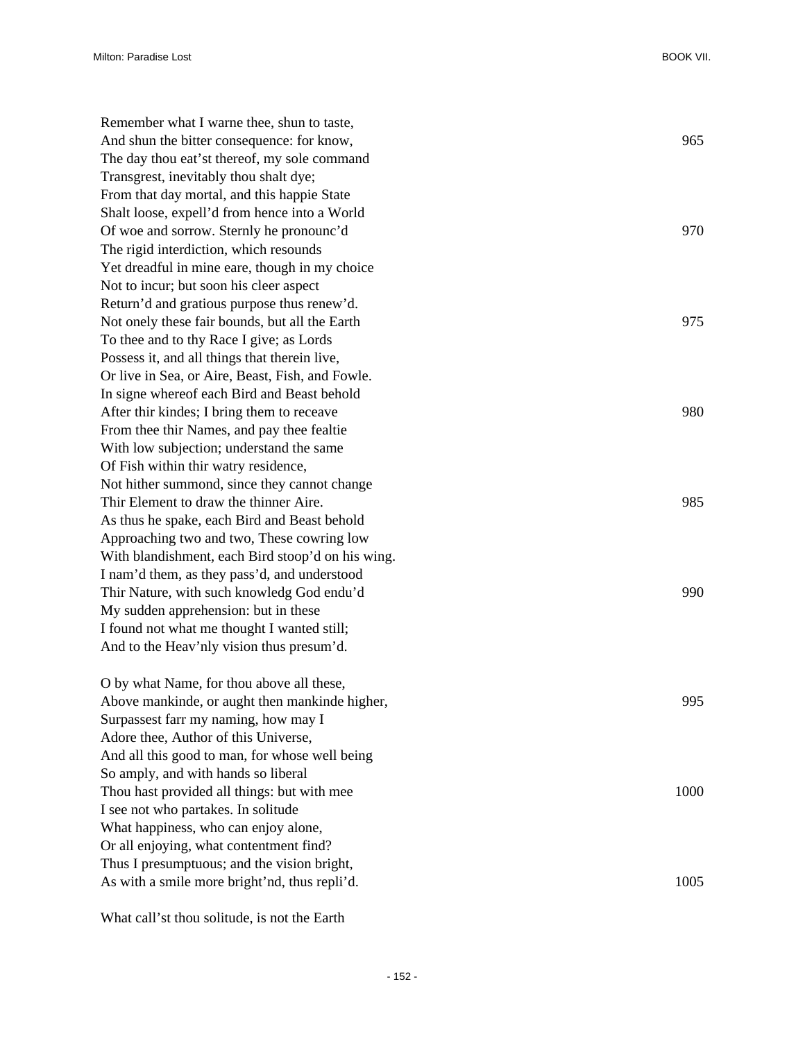Remember what I warne thee, shun to taste,  
And shun the bitter consequence: for know, 965  
The day thou eat'st thereof, my sole command  
Transgrest, inevitably thou shalt dye;  
From that day mortal, and this happie State  
Shalt loose, expell'd from hence into a World  
Of woe and sorrow. Sternly he pronounc'd 970  
The rigid interdiction, which resounds  
Yet dreadful in mine eare, though in my choice  
Not to incur; but soon his cleer aspect  
Return'd and gratious purpose thus renew'd.  
Not onely these fair bounds, but all the Earth 975  
To thee and to thy Race I give; as Lords  
Possess it, and all things that therein live,  
Or live in Sea, or Aire, Beast, Fish, and Fowle.  
In signe whereof each Bird and Beast behold  
After thir kindes; I bring them to receave 980  
From thee thir Names, and pay thee fealtie  
With low subjection; understand the same  
Of Fish within thir watry residence,  
Not hither summond, since they cannot change  
Thir Element to draw the thinner Aire. 985  
As thus he spake, each Bird and Beast behold  
Approaching two and two, These cowring low  
With blandishment, each Bird stoop'd on his wing.  
I nam'd them, as they pass'd, and understood  
Thir Nature, with such knowledg God endu'd 990  
My sudden apprehension: but in these  
I found not what me thought I wanted still;  
And to the Heav'nly vision thus presum'd.

O by what Name, for thou above all these,  
Above mankinde, or aught then mankinde higher, 995  
Surpassest farr my naming, how may I  
Adore thee, Author of this Universe,  
And all this good to man, for whose well being  
So amply, and with hands so liberal  
Thou hast provided all things: but with mee 1000  
I see not who partakes. In solitude  
What happiness, who can enjoy alone,  
Or all enjoying, what contentment find?  
Thus I presumptuous; and the vision bright,  
As with a smile more bright'nd, thus repli'd. 1005

What call'st thou solitude, is not the Earth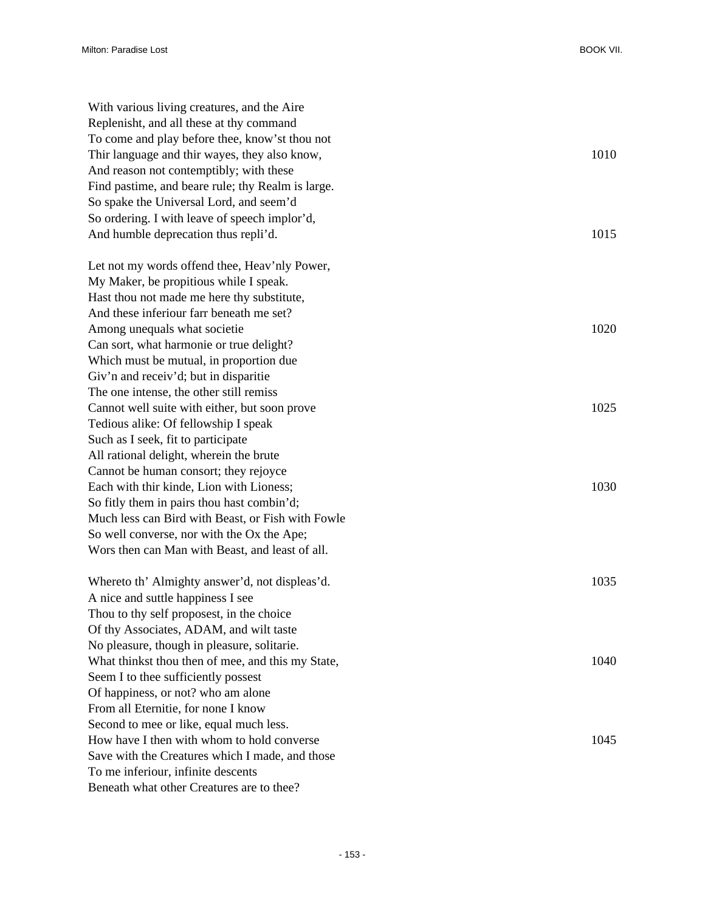With various living creatures, and the Aire  
Replenisht, and all these at thy command  
To come and play before thee, know'st thou not  
Thir language and thir wayes, they also know, 1010  
And reason not contemptibly; with these  
Find pastime, and beare rule; thy Realm is large.  
So spake the Universal Lord, and seem'd  
So ordering. I with leave of speech implor'd,  
And humble deprecation thus repli'd. 1015

Let not my words offend thee, Heav'nly Power,  
My Maker, be propitious while I speak.  
Hast thou not made me here thy substitute,  
And these inferiour farr beneath me set?  
Among unequals what societie 1020  
Can sort, what harmonie or true delight?  
Which must be mutual, in proportion due  
Giv'n and receiv'd; but in disparitie  
The one intense, the other still remiss  
Cannot well suite with either, but soon prove 1025  
Tedious alike: Of fellowship I speak  
Such as I seek, fit to participate  
All rational delight, wherein the brute  
Cannot be human consort; they rejoyce  
Each with thir kinde, Lion with Lioness; 1030  
So fitly them in pairs thou hast combin'd;  
Much less can Bird with Beast, or Fish with Fowle  
So well converse, nor with the Ox the Ape;  
Wors then can Man with Beast, and least of all.

Whereto th' Almighty answer'd, not displeas'd. 1035  
A nice and suttle happiness I see  
Thou to thy self proposest, in the choice  
Of thy Associates, ADAM, and wilt taste  
No pleasure, though in pleasure, solitarie.  
What thinkst thou then of mee, and this my State, 1040  
Seem I to thee sufficiently possest  
Of happiness, or not? who am alone  
From all Eternitie, for none I know  
Second to mee or like, equal much less.  
How have I then with whom to hold converse 1045  
Save with the Creatures which I made, and those  
To me inferiour, infinite descents  
Beneath what other Creatures are to thee?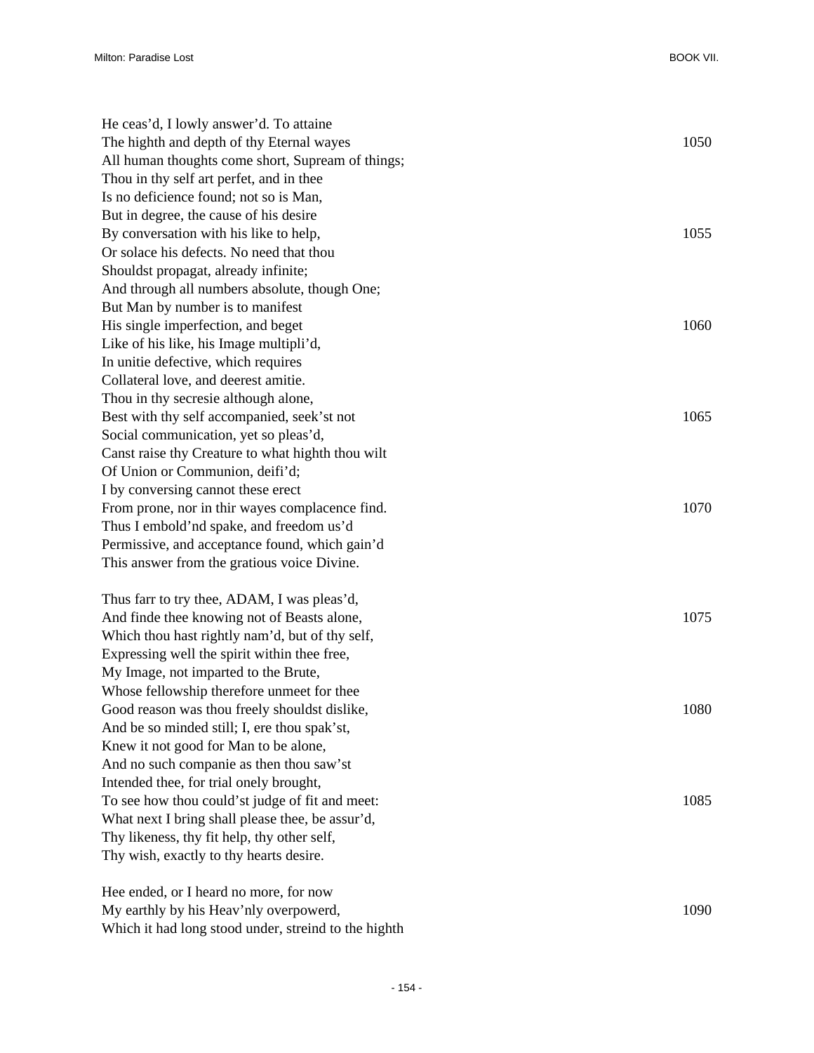He ceas'd, I lowly answer'd. To attaine
The highth and depth of thy Eternal wayes 1050
All human thoughts come short, Supream of things;
Thou in thy self art perfet, and in thee
Is no deficience found; not so is Man,
But in degree, the cause of his desire
By conversation with his like to help, 1055
Or solace his defects. No need that thou
Shouldst propagat, already infinite;
And through all numbers absolute, though One;
But Man by number is to manifest
His single imperfection, and beget 1060
Like of his like, his Image multipli'd,
In unitie defective, which requires
Collateral love, and deerest amitie.
Thou in thy secresie although alone,
Best with thy self accompanied, seek'st not 1065
Social communication, yet so pleas'd,
Canst raise thy Creature to what highth thou wilt
Of Union or Communion, deifi'd;
I by conversing cannot these erect
From prone, nor in thir wayes complacence find. 1070
Thus I embold'nd spake, and freedom us'd
Permissive, and acceptance found, which gain'd
This answer from the gratious voice Divine.

Thus farr to try thee, ADAM, I was pleas'd,
And finde thee knowing not of Beasts alone, 1075
Which thou hast rightly nam'd, but of thy self,
Expressing well the spirit within thee free,
My Image, not imparted to the Brute,
Whose fellowship therefore unmeet for thee
Good reason was thou freely shouldst dislike, 1080
And be so minded still; I, ere thou spak'st,
Knew it not good for Man to be alone,
And no such companie as then thou saw'st
Intended thee, for trial onely brought,
To see how thou could'st judge of fit and meet: 1085
What next I bring shall please thee, be assur'd,
Thy likeness, thy fit help, thy other self,
Thy wish, exactly to thy hearts desire.

Hee ended, or I heard no more, for now
My earthly by his Heav'nly overpowerd, 1090
Which it had long stood under, streind to the highth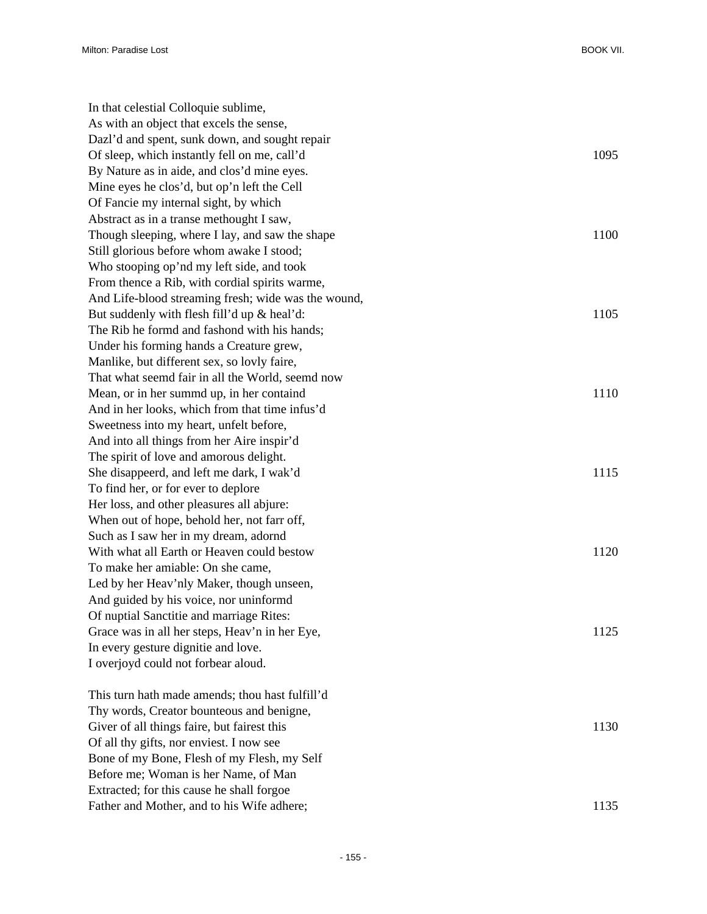In that celestial Colloquie sublime,  
As with an object that excels the sense,  
Dazl'd and spent, sunk down, and sought repair  
Of sleep, which instantly fell on me, call'd 1095  
By Nature as in aide, and clos'd mine eyes.  
Mine eyes he clos'd, but op'n left the Cell  
Of Fancie my internal sight, by which  
Abstract as in a transe methought I saw,  
Though sleeping, where I lay, and saw the shape 1100  
Still glorious before whom awake I stood;  
Who stooping op'nd my left side, and took  
From thence a Rib, with cordial spirits warme,  
And Life-blood streaming fresh; wide was the wound,  
But suddenly with flesh fill'd up & heal'd: 1105  
The Rib he formd and fashond with his hands;  
Under his forming hands a Creature grew,  
Manlike, but different sex, so lovly faire,  
That what seemd fair in all the World, seemd now  
Mean, or in her summd up, in her containd 1110  
And in her looks, which from that time infus'd  
Sweetness into my heart, unfelt before,  
And into all things from her Aire inspir'd  
The spirit of love and amorous delight.  
She disappeerd, and left me dark, I wak'd 1115  
To find her, or for ever to deplore  
Her loss, and other pleasures all abjure:  
When out of hope, behold her, not farr off,  
Such as I saw her in my dream, adornd  
With what all Earth or Heaven could bestow 1120  
To make her amiable: On she came,  
Led by her Heav'nly Maker, though unseen,  
And guided by his voice, nor uninformd  
Of nuptial Sanctitie and marriage Rites:  
Grace was in all her steps, Heav'n in her Eye, 1125  
In every gesture dignitie and love.  
I overjoyd could not forbear aloud.

This turn hath made amends; thou hast fulfill'd  
Thy words, Creator bounteous and benigne,  
Giver of all things faire, but fairest this 1130  
Of all thy gifts, nor enviest. I now see  
Bone of my Bone, Flesh of my Flesh, my Self  
Before me; Woman is her Name, of Man  
Extracted; for this cause he shall forgoe  
Father and Mother, and to his Wife adhere; 1135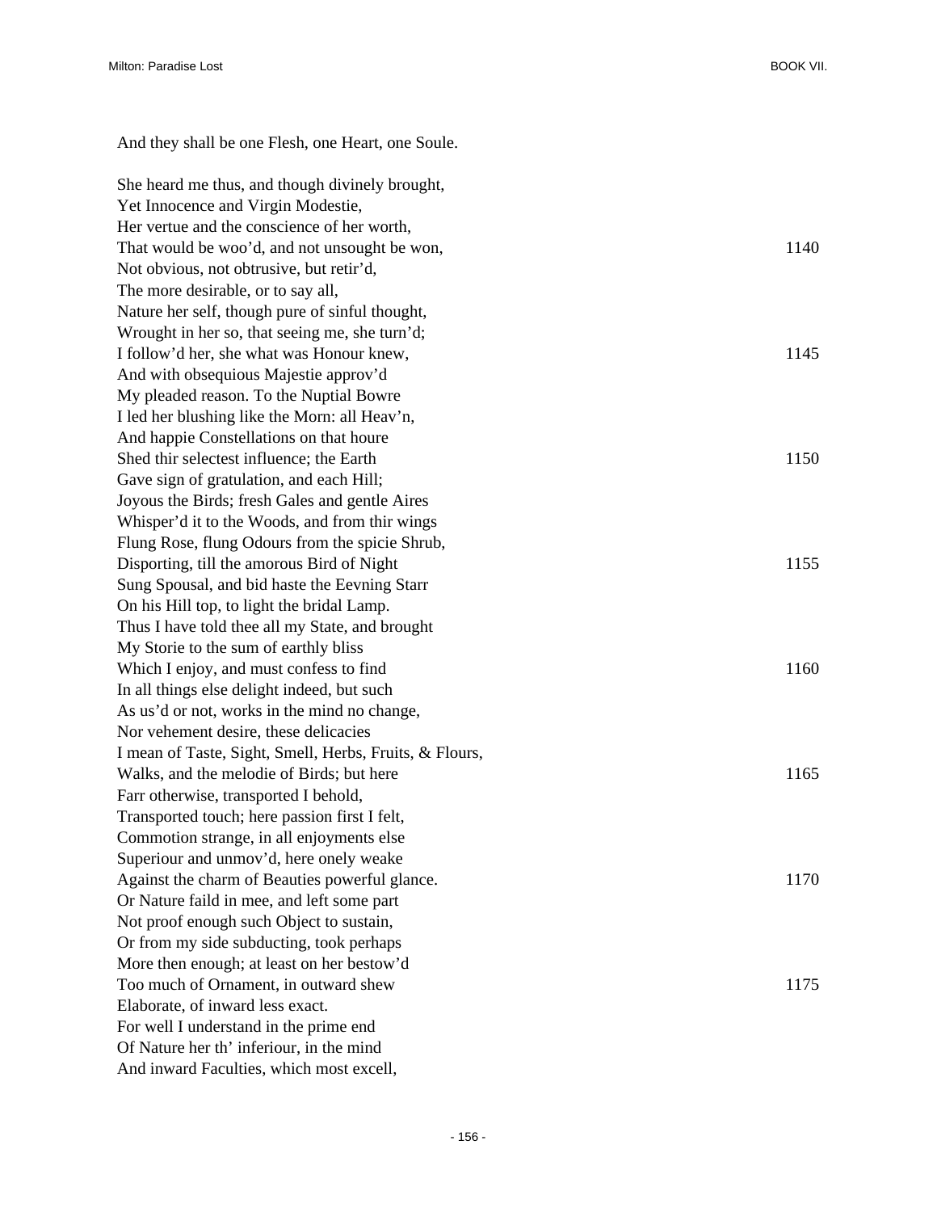And they shall be one Flesh, one Heart, one Soule.

She heard me thus, and though divinely brought,  
Yet Innocence and Virgin Modestie,  
Her vertue and the conscience of her worth,  
That would be woo'd, and not unsought be won, 1140  
Not obvious, not obtrusive, but retir'd,  
The more desirable, or to say all,  
Nature her self, though pure of sinful thought,  
Wrought in her so, that seeing me, she turn'd;  
I follow'd her, she what was Honour knew, 1145  
And with obsequious Majestie approv'd  
My pleaded reason. To the Nuptial Bowre  
I led her blushing like the Morn: all Heav'n,  
And happie Constellations on that houre  
Shed thir selectest influence; the Earth 1150  
Gave sign of gratulation, and each Hill;  
Joyous the Birds; fresh Gales and gentle Aires  
Whisper'd it to the Woods, and from thir wings  
Flung Rose, flung Odours from the spicie Shrub,  
Disporting, till the amorous Bird of Night 1155  
Sung Spousal, and bid haste the Eevning Starr  
On his Hill top, to light the bridal Lamp.  
Thus I have told thee all my State, and brought  
My Storie to the sum of earthly bliss  
Which I enjoy, and must confess to find 1160  
In all things else delight indeed, but such  
As us'd or not, works in the mind no change,  
Nor vehement desire, these delicacies  
I mean of Taste, Sight, Smell, Herbs, Fruits, & Flours,  
Walks, and the melodie of Birds; but here 1165  
Farr otherwise, transported I behold,  
Transported touch; here passion first I felt,  
Commotion strange, in all enjoyments else  
Superiour and unmov'd, here onely weake  
Against the charm of Beauties powerful glance. 1170  
Or Nature faild in mee, and left some part  
Not proof enough such Object to sustain,  
Or from my side subducting, took perhaps  
More then enough; at least on her bestow'd  
Too much of Ornament, in outward shew 1175  
Elaborate, of inward less exact.  
For well I understand in the prime end  
Of Nature her th' inferiour, in the mind  
And inward Faculties, which most excell,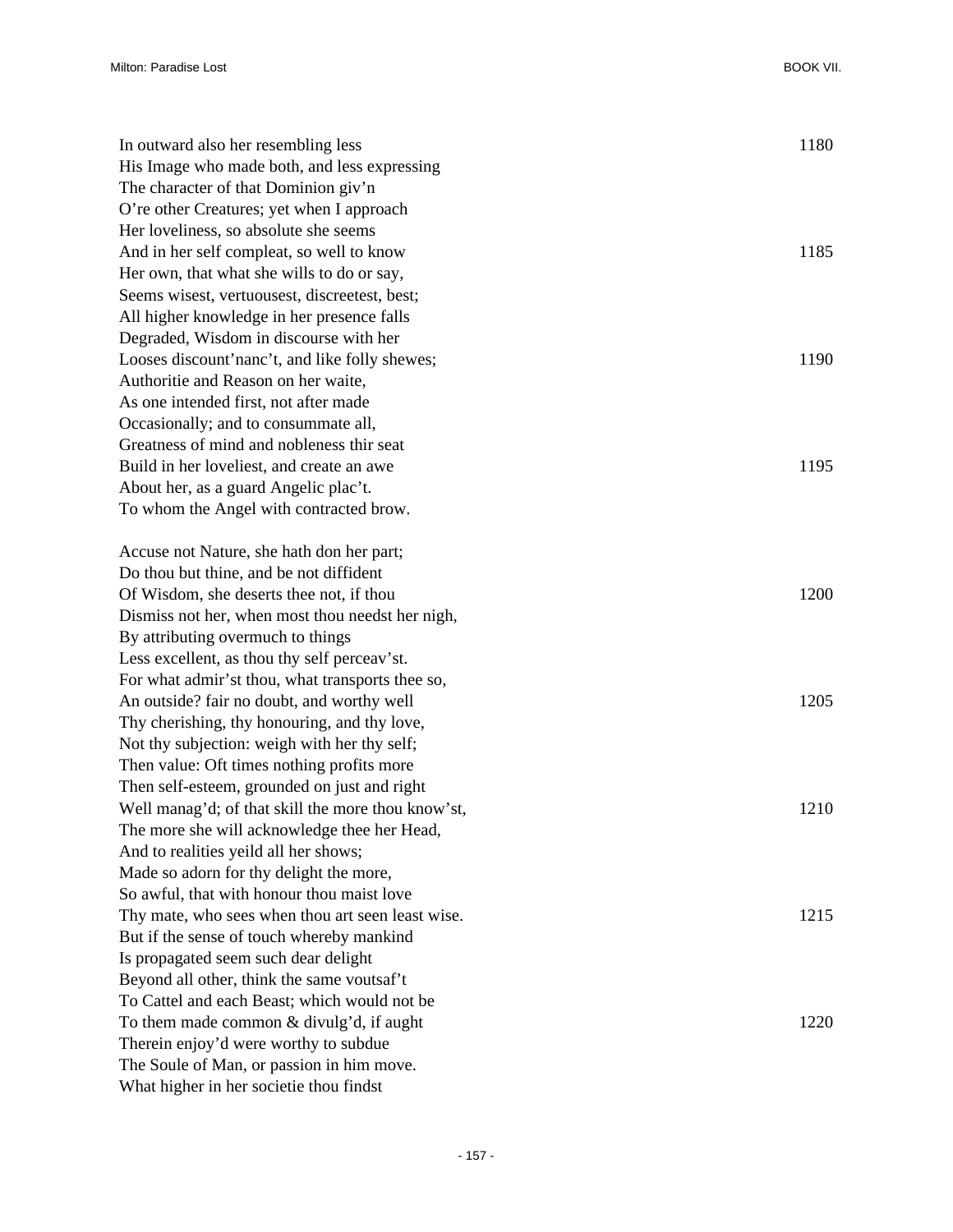In outward also her resembling less 1180
His Image who made both, and less expressing
The character of that Dominion giv'n
O're other Creatures; yet when I approach
Her loveliness, so absolute she seems
And in her self compleat, so well to know 1185
Her own, that what she wills to do or say,
Seems wisest, vertuousest, discreetest, best;
All higher knowledge in her presence falls
Degraded, Wisdom in discourse with her
Looses discount'nanc't, and like folly shewes; 1190
Authoritie and Reason on her waite,
As one intended first, not after made
Occasionally; and to consummate all,
Greatness of mind and nobleness thir seat
Build in her loveliest, and create an awe 1195
About her, as a guard Angelic plac't.
To whom the Angel with contracted brow.

Accuse not Nature, she hath don her part;
Do thou but thine, and be not diffident
Of Wisdom, she deserts thee not, if thou 1200
Dismiss not her, when most thou needst her nigh,
By attributing overmuch to things
Less excellent, as thou thy self perceav'st.
For what admir'st thou, what transports thee so,
An outside? fair no doubt, and worthy well 1205
Thy cherishing, thy honouring, and thy love,
Not thy subjection: weigh with her thy self;
Then value: Oft times nothing profits more
Then self-esteem, grounded on just and right
Well manag'd; of that skill the more thou know'st, 1210
The more she will acknowledge thee her Head,
And to realities yeild all her shows;
Made so adorn for thy delight the more,
So awful, that with honour thou maist love
Thy mate, who sees when thou art seen least wise. 1215
But if the sense of touch whereby mankind
Is propagated seem such dear delight
Beyond all other, think the same voutsaf't
To Cattel and each Beast; which would not be
To them made common & divulg'd, if aught 1220
Therein enjoy'd were worthy to subdue
The Soule of Man, or passion in him move.
What higher in her societie thou findst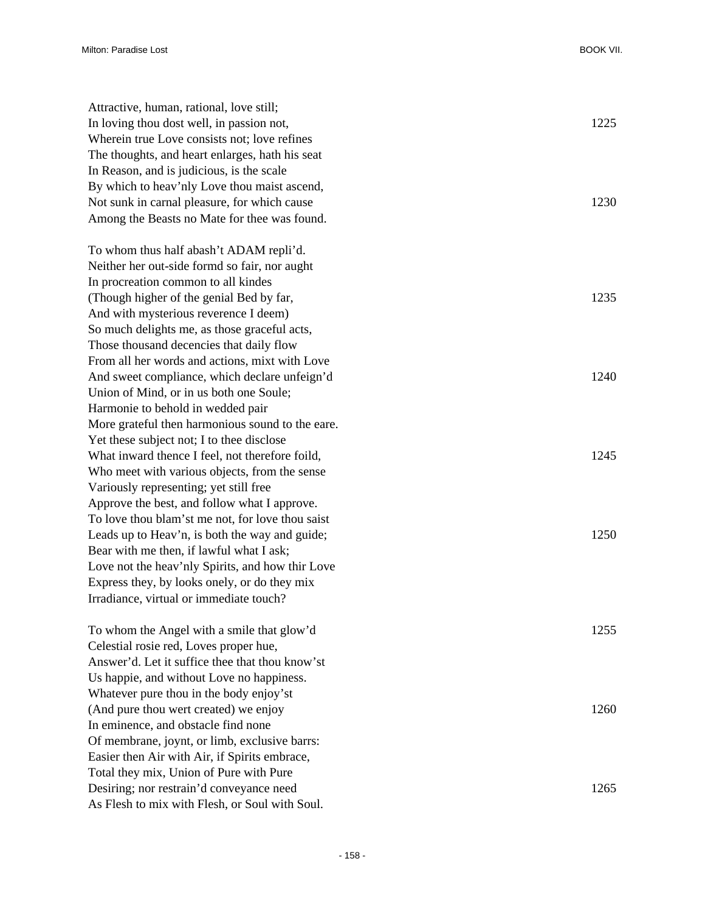Attractive, human, rational, love still;
In loving thou dost well, in passion not, 1225
Wherein true Love consists not; love refines
The thoughts, and heart enlarges, hath his seat
In Reason, and is judicious, is the scale
By which to heav'nly Love thou maist ascend,
Not sunk in carnal pleasure, for which cause 1230
Among the Beasts no Mate for thee was found.

To whom thus half abash't ADAM repli'd.
Neither her out-side formd so fair, nor aught
In procreation common to all kindes
(Though higher of the genial Bed by far, 1235
And with mysterious reverence I deem)
So much delights me, as those graceful acts,
Those thousand decencies that daily flow
From all her words and actions, mixt with Love
And sweet compliance, which declare unfeign'd 1240
Union of Mind, or in us both one Soule;
Harmonie to behold in wedded pair
More grateful then harmonious sound to the eare.
Yet these subject not; I to thee disclose
What inward thence I feel, not therefore foild, 1245
Who meet with various objects, from the sense
Variously representing; yet still free
Approve the best, and follow what I approve.
To love thou blam'st me not, for love thou saist
Leads up to Heav'n, is both the way and guide; 1250
Bear with me then, if lawful what I ask;
Love not the heav'nly Spirits, and how thir Love
Express they, by looks onely, or do they mix
Irradiance, virtual or immediate touch?

To whom the Angel with a smile that glow'd 1255
Celestial rosie red, Loves proper hue,
Answer'd. Let it suffice thee that thou know'st
Us happie, and without Love no happiness.
Whatever pure thou in the body enjoy'st
(And pure thou wert created) we enjoy 1260
In eminence, and obstacle find none
Of membrane, joynt, or limb, exclusive barrs:
Easier then Air with Air, if Spirits embrace,
Total they mix, Union of Pure with Pure
Desiring; nor restrain'd conveyance need 1265
As Flesh to mix with Flesh, or Soul with Soul.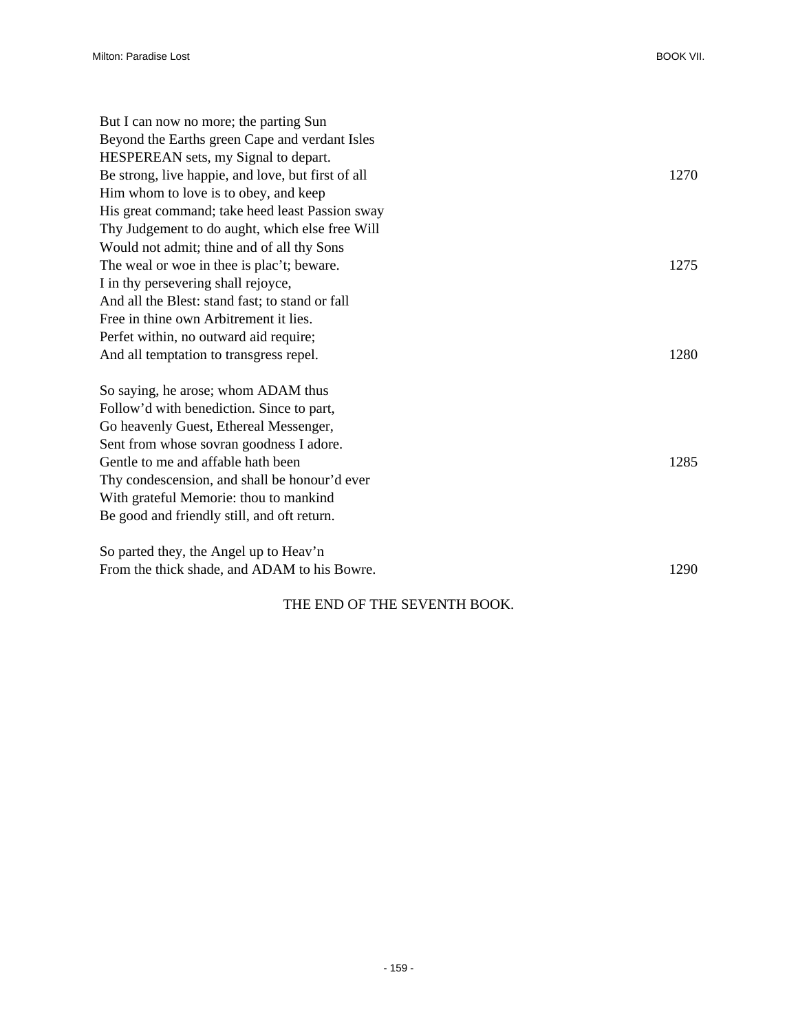But I can now no more; the parting Sun  
Beyond the Earths green Cape and verdant Isles  
HESPEREAN sets, my Signal to depart.  
Be strong, live happie, and love, but first of all 1270  
Him whom to love is to obey, and keep  
His great command; take heed least Passion sway  
Thy Judgement to do aught, which else free Will  
Would not admit; thine and of all thy Sons  
The weal or woe in thee is plac't; beware. 1275  
I in thy persevering shall rejoyce,  
And all the Blest: stand fast; to stand or fall  
Free in thine own Arbitrement it lies.  
Perfet within, no outward aid require;  
And all temptation to transgress repel. 1280

So saying, he arose; whom ADAM thus  
Follow'd with benediction. Since to part,  
Go heavenly Guest, Ethereal Messenger,  
Sent from whose sovran goodness I adore.  
Gentle to me and affable hath been 1285  
Thy condescension, and shall be honour'd ever  
With grateful Memorie: thou to mankind  
Be good and friendly still, and oft return.

So parted they, the Angel up to Heav'n  
From the thick shade, and ADAM to his Bowre. 1290

THE END OF THE SEVENTH BOOK.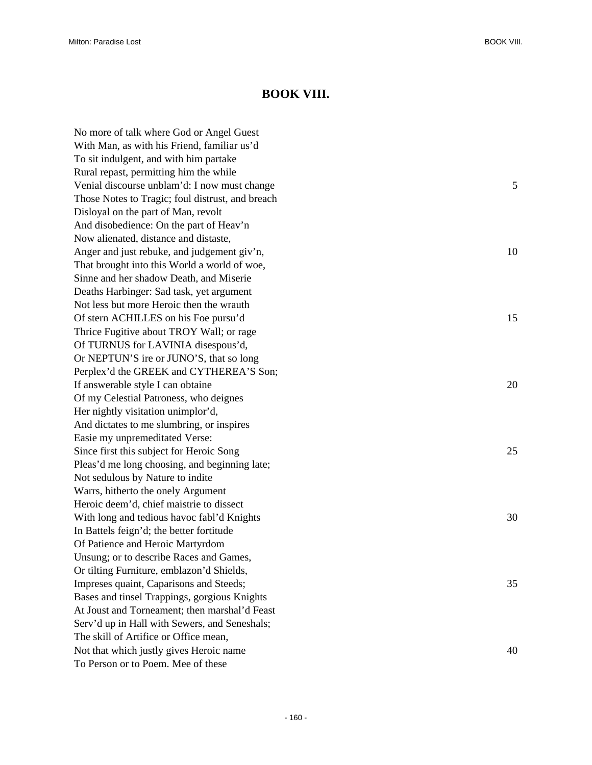# BOOK VIII.

No more of talk where God or Angel Guest  
With Man, as with his Friend, familiar us'd  
To sit indulgent, and with him partake  
Rural repast, permitting him the while  
Venial discourse unblam'd: I now must change 5  
Those Notes to Tragic; foul distrust, and breach  
Disloyal on the part of Man, revolt  
And disobedience: On the part of Heav'n  
Now alienated, distance and distaste,  
Anger and just rebuke, and judgement giv'n, 10  
That brought into this World a world of woe,  
Sinne and her shadow Death, and Miserie  
Deaths Harbinger: Sad task, yet argument  
Not less but more Heroic then the wrauth  
Of stern ACHILLES on his Foe pursu'd 15  
Thrice Fugitive about TROY Wall; or rage  
Of TURNUS for LAVINIA disespous'd,  
Or NEPTUN'S ire or JUNO'S, that so long  
Perplex'd the GREEK and CYTHEREA'S Son;  
If answerable style I can obtaine 20  
Of my Celestial Patroness, who deignes  
Her nightly visitation unimplor'd,  
And dictates to me slumbring, or inspires  
Easie my unpremeditated Verse:  
Since first this subject for Heroic Song 25  
Pleas'd me long choosing, and beginning late;  
Not sedulous by Nature to indite  
Warrs, hitherto the onely Argument  
Heroic deem'd, chief maistrie to dissect  
With long and tedious havoc fabl'd Knights 30  
In Battels feign'd; the better fortitude  
Of Patience and Heroic Martyrdom  
Unsung; or to describe Races and Games,  
Or tilting Furniture, emblazon'd Shields,  
Impreses quaint, Caparisons and Steeds; 35  
Bases and tinsel Trappings, gorgious Knights  
At Joust and Torneament; then marshal'd Feast  
Serv'd up in Hall with Sewers, and Seneshals;  
The skill of Artifice or Office mean,  
Not that which justly gives Heroic name 40  
To Person or to Poem. Mee of these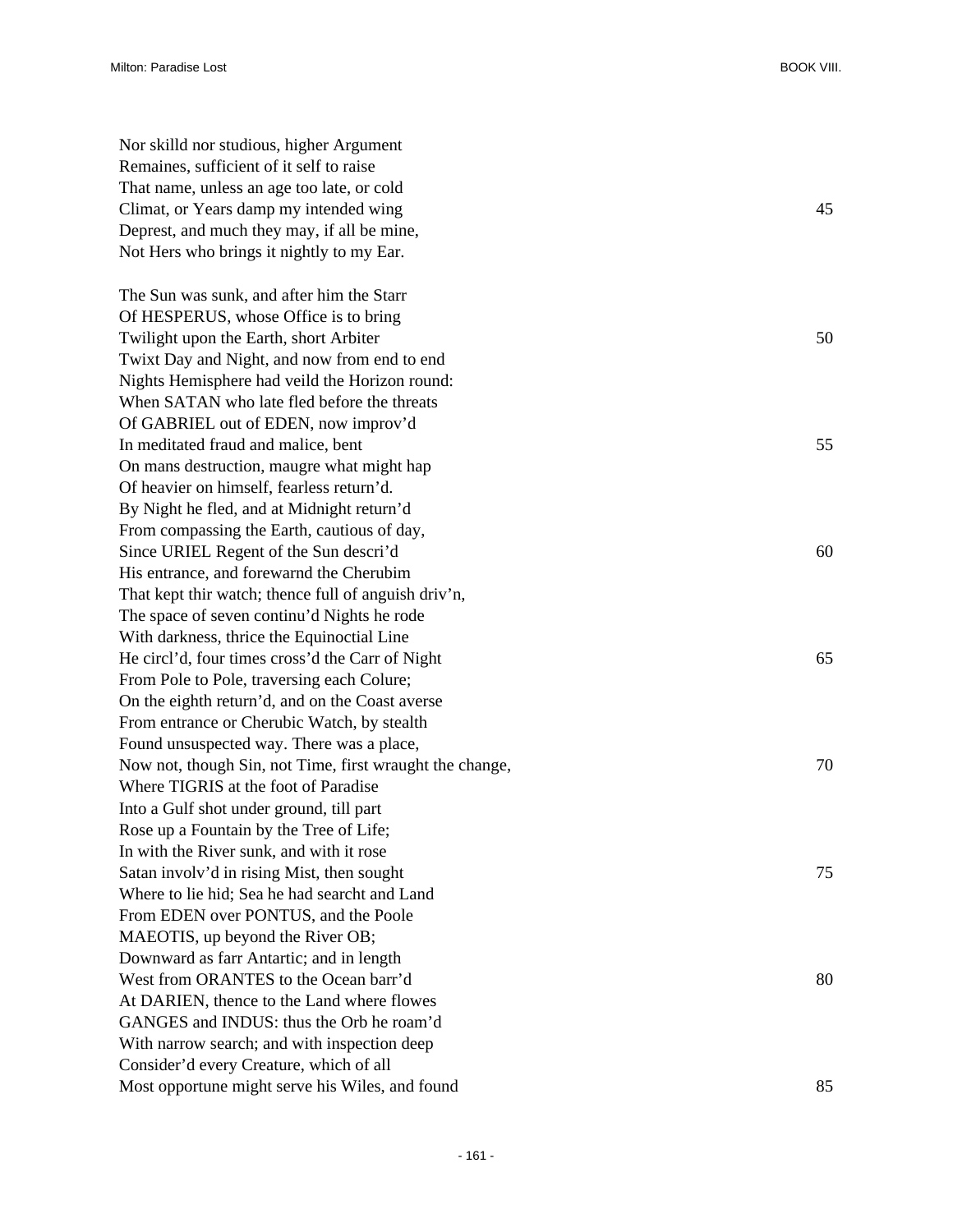Nor skilld nor studious, higher Argument
Remaines, sufficient of it self to raise
That name, unless an age too late, or cold
Climat, or Years damp my intended wing 45
Deprest, and much they may, if all be mine,
Not Hers who brings it nightly to my Ear.

The Sun was sunk, and after him the Starr
Of HESPERUS, whose Office is to bring
Twilight upon the Earth, short Arbiter 50
Twixt Day and Night, and now from end to end
Nights Hemisphere had veild the Horizon round:
When SATAN who late fled before the threats
Of GABRIEL out of EDEN, now improv'd
In meditated fraud and malice, bent 55
On mans destruction, maugre what might hap
Of heavier on himself, fearless return'd.
By Night he fled, and at Midnight return'd
From compassing the Earth, cautious of day,
Since URIEL Regent of the Sun descri'd 60
His entrance, and forewarnd the Cherubim
That kept thir watch; thence full of anguish driv'n,
The space of seven continu'd Nights he rode
With darkness, thrice the Equinoctial Line
He circl'd, four times cross'd the Carr of Night 65
From Pole to Pole, traversing each Colure;
On the eighth return'd, and on the Coast averse
From entrance or Cherubic Watch, by stealth
Found unsuspected way. There was a place,
Now not, though Sin, not Time, first wraught the change, 70
Where TIGRIS at the foot of Paradise
Into a Gulf shot under ground, till part
Rose up a Fountain by the Tree of Life;
In with the River sunk, and with it rose
Satan involv'd in rising Mist, then sought 75
Where to lie hid; Sea he had searcht and Land
From EDEN over PONTUS, and the Poole
MAEOTIS, up beyond the River OB;
Downward as farr Antartic; and in length
West from ORANTES to the Ocean barr'd 80
At DARIEN, thence to the Land where flowes
GANGES and INDUS: thus the Orb he roam'd
With narrow search; and with inspection deep
Consider'd every Creature, which of all
Most opportune might serve his Wiles, and found 85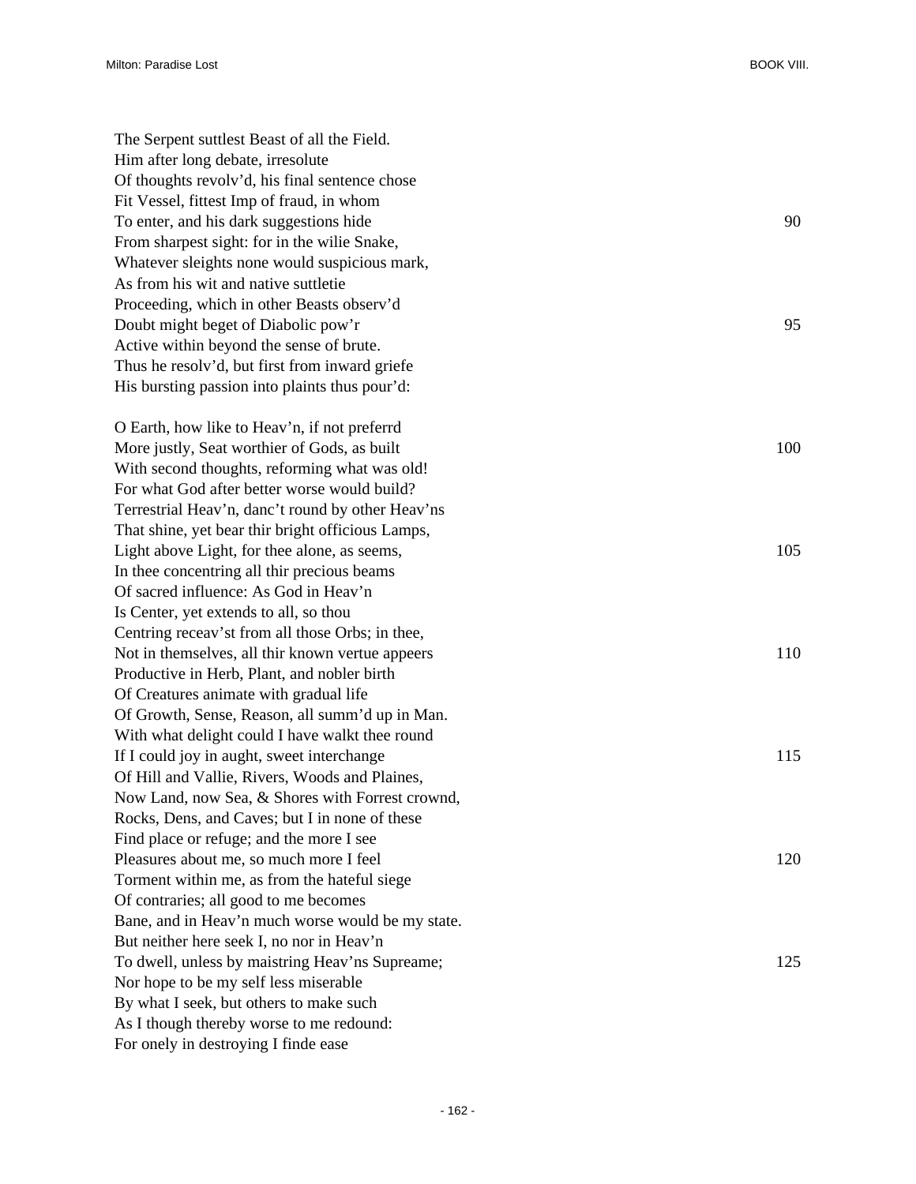The Serpent suttlest Beast of all the Field.  
Him after long debate, irresolute  
Of thoughts revolv'd, his final sentence chose  
Fit Vessel, fittest Imp of fraud, in whom  
To enter, and his dark suggestions hide 90  
From sharpest sight: for in the wilie Snake,  
Whatever sleights none would suspicious mark,  
As from his wit and native suttletie  
Proceeding, which in other Beasts observ'd  
Doubt might beget of Diabolic pow'r 95  
Active within beyond the sense of brute.  
Thus he resolv'd, but first from inward griefe  
His bursting passion into plaints thus pour'd:

O Earth, how like to Heav'n, if not preferrd  
More justly, Seat worthier of Gods, as built 100  
With second thoughts, reforming what was old!  
For what God after better worse would build?  
Terrestrial Heav'n, danc't round by other Heav'ns  
That shine, yet bear thir bright officious Lamps,  
Light above Light, for thee alone, as seems, 105  
In thee concentring all thir precious beams  
Of sacred influence: As God in Heav'n  
Is Center, yet extends to all, so thou  
Centring receav'st from all those Orbs; in thee,  
Not in themselves, all thir known vertue appeers 110  
Productive in Herb, Plant, and nobler birth  
Of Creatures animate with gradual life  
Of Growth, Sense, Reason, all summ'd up in Man.  
With what delight could I have walkt thee round  
If I could joy in aught, sweet interchange 115  
Of Hill and Vallie, Rivers, Woods and Plaines,  
Now Land, now Sea, & Shores with Forrest crownd,  
Rocks, Dens, and Caves; but I in none of these  
Find place or refuge; and the more I see  
Pleasures about me, so much more I feel 120  
Torment within me, as from the hateful siege  
Of contraries; all good to me becomes  
Bane, and in Heav'n much worse would be my state.  
But neither here seek I, no nor in Heav'n  
To dwell, unless by maistring Heav'ns Supreame; 125  
Nor hope to be my self less miserable  
By what I seek, but others to make such  
As I though thereby worse to me redound:  
For onely in destroying I finde ease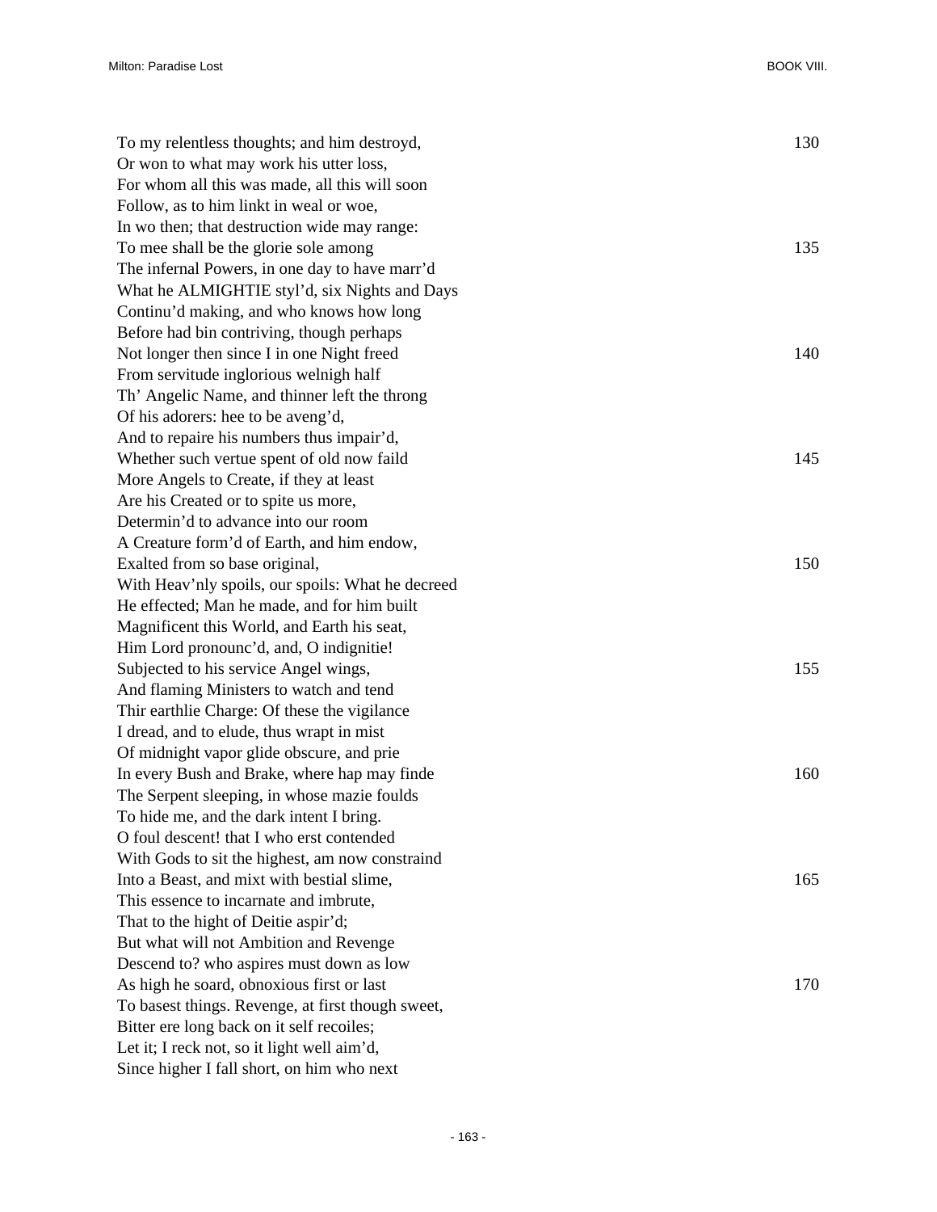To my relentless thoughts; and him destroyd, 130
Or won to what may work his utter loss,
For whom all this was made, all this will soon
Follow, as to him linkt in weal or woe,
In wo then; that destruction wide may range:
To mee shall be the glorie sole among 135
The infernal Powers, in one day to have marr'd
What he ALMIGHTIE styl'd, six Nights and Days
Continu'd making, and who knows how long
Before had bin contriving, though perhaps
Not longer then since I in one Night freed 140
From servitude inglorious welnigh half
Th' Angelic Name, and thinner left the throng
Of his adorers: hee to be aveng'd,
And to repaire his numbers thus impair'd,
Whether such vertue spent of old now faild 145
More Angels to Create, if they at least
Are his Created or to spite us more,
Determin'd to advance into our room
A Creature form'd of Earth, and him endow,
Exalted from so base original, 150
With Heav'nly spoils, our spoils: What he decreed
He effected; Man he made, and for him built
Magnificent this World, and Earth his seat,
Him Lord pronounc'd, and, O indignitie!
Subjected to his service Angel wings, 155
And flaming Ministers to watch and tend
Thir earthlie Charge: Of these the vigilance
I dread, and to elude, thus wrapt in mist
Of midnight vapor glide obscure, and prie
In every Bush and Brake, where hap may finde 160
The Serpent sleeping, in whose mazie foulds
To hide me, and the dark intent I bring.
O foul descent! that I who erst contended
With Gods to sit the highest, am now constraind
Into a Beast, and mixt with bestial slime, 165
This essence to incarnate and imbrute,
That to the hight of Deitie aspir'd;
But what will not Ambition and Revenge
Descend to? who aspires must down as low
As high he soard, obnoxious first or last 170
To basest things. Revenge, at first though sweet,
Bitter ere long back on it self recoiles;
Let it; I reck not, so it light well aim'd,
Since higher I fall short, on him who next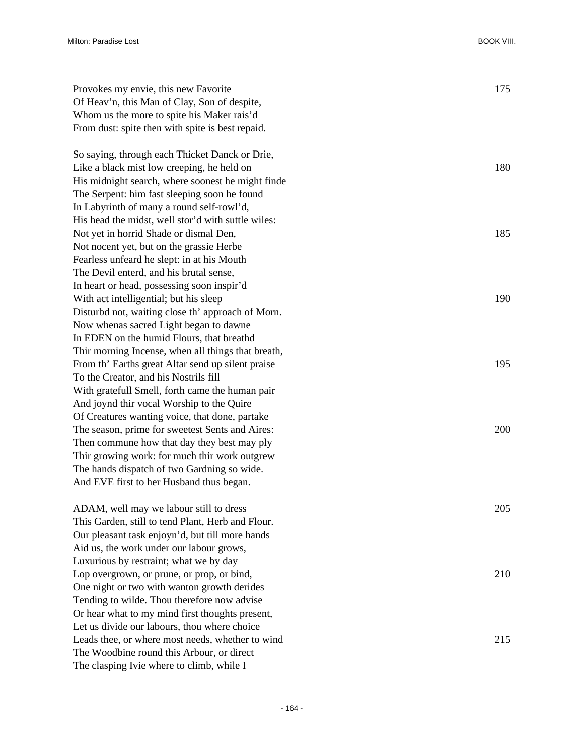Provokes my envie, this new Favorite 175
Of Heav'n, this Man of Clay, Son of despite,
Whom us the more to spite his Maker rais'd
From dust: spite then with spite is best repaid.

So saying, through each Thicket Danck or Drie,
Like a black mist low creeping, he held on 180
His midnight search, where soonest he might finde
The Serpent: him fast sleeping soon he found
In Labyrinth of many a round self-rowl'd,
His head the midst, well stor'd with suttle wiles:
Not yet in horrid Shade or dismal Den, 185
Not nocent yet, but on the grassie Herbe
Fearless unfeard he slept: in at his Mouth
The Devil enterd, and his brutal sense,
In heart or head, possessing soon inspir'd
With act intelligential; but his sleep 190
Disturbd not, waiting close th' approach of Morn.
Now whenas sacred Light began to dawne
In EDEN on the humid Flours, that breathd
Thir morning Incense, when all things that breath,
From th' Earths great Altar send up silent praise 195
To the Creator, and his Nostrils fill
With gratefull Smell, forth came the human pair
And joynd thir vocal Worship to the Quire
Of Creatures wanting voice, that done, partake
The season, prime for sweetest Sents and Aires: 200
Then commune how that day they best may ply
Thir growing work: for much thir work outgrew
The hands dispatch of two Gardning so wide.
And EVE first to her Husband thus began.

ADAM, well may we labour still to dress 205
This Garden, still to tend Plant, Herb and Flour.
Our pleasant task enjoyn'd, but till more hands
Aid us, the work under our labour grows,
Luxurious by restraint; what we by day
Lop overgrown, or prune, or prop, or bind, 210
One night or two with wanton growth derides
Tending to wilde. Thou therefore now advise
Or hear what to my mind first thoughts present,
Let us divide our labours, thou where choice
Leads thee, or where most needs, whether to wind 215
The Woodbine round this Arbour, or direct
The clasping Ivie where to climb, while I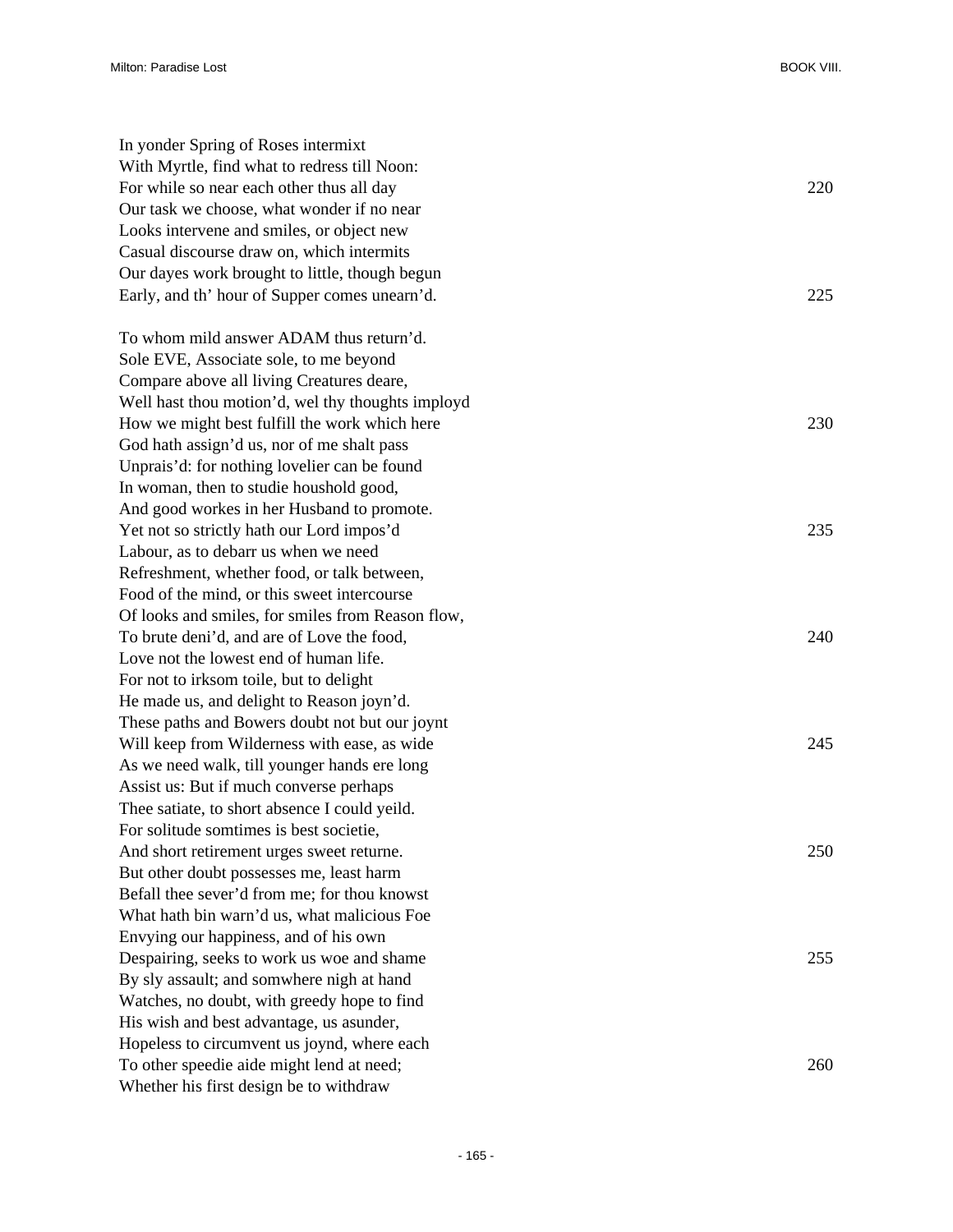In yonder Spring of Roses intermixt  
With Myrtle, find what to redress till Noon:  
For while so near each other thus all day 220  
Our task we choose, what wonder if no near  
Looks intervene and smiles, or object new  
Casual discourse draw on, which intermits  
Our dayes work brought to little, though begun  
Early, and th' hour of Supper comes unearn'd. 225

To whom mild answer ADAM thus return'd.  
Sole EVE, Associate sole, to me beyond  
Compare above all living Creatures deare,  
Well hast thou motion'd, wel thy thoughts imployd  
How we might best fulfill the work which here 230  
God hath assign'd us, nor of me shalt pass  
Unprais'd: for nothing lovelier can be found  
In woman, then to studie houshold good,  
And good workes in her Husband to promote.  
Yet not so strictly hath our Lord impos'd 235  
Labour, as to debarr us when we need  
Refreshment, whether food, or talk between,  
Food of the mind, or this sweet intercourse  
Of looks and smiles, for smiles from Reason flow,  
To brute deni'd, and are of Love the food, 240  
Love not the lowest end of human life.  
For not to irksom toile, but to delight  
He made us, and delight to Reason joyn'd.  
These paths and Bowers doubt not but our joynt  
Will keep from Wilderness with ease, as wide 245  
As we need walk, till younger hands ere long  
Assist us: But if much converse perhaps  
Thee satiate, to short absence I could yeild.  
For solitude somtimes is best societie,  
And short retirement urges sweet returne. 250  
But other doubt possesses me, least harm  
Befall thee sever'd from me; for thou knowst  
What hath bin warn'd us, what malicious Foe  
Envying our happiness, and of his own  
Despairing, seeks to work us woe and shame 255  
By sly assault; and somwhere nigh at hand  
Watches, no doubt, with greedy hope to find  
His wish and best advantage, us asunder,  
Hopeless to circumvent us joynd, where each  
To other speedie aide might lend at need; 260  
Whether his first design be to withdraw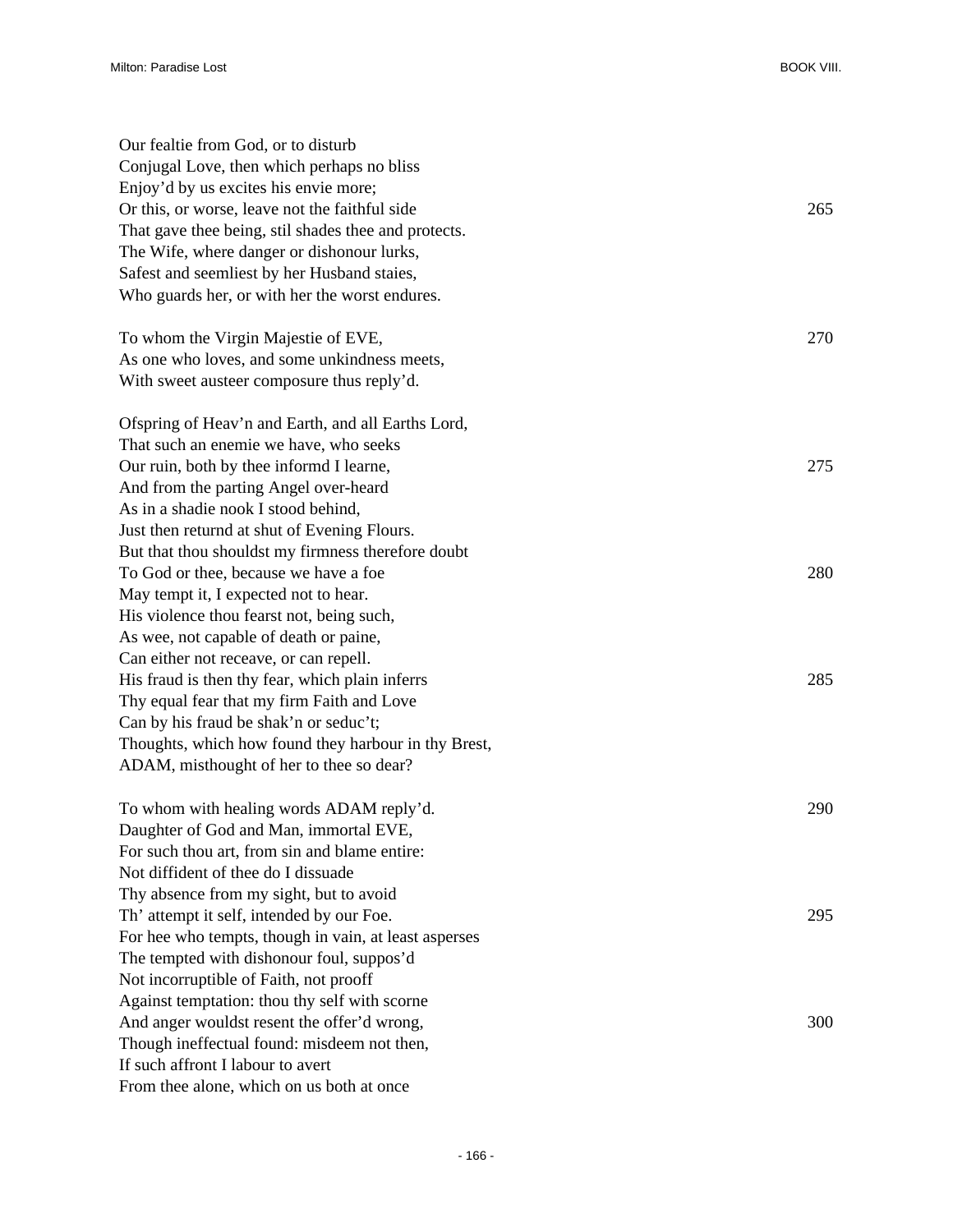Our fealtie from God, or to disturb
Conjugal Love, then which perhaps no bliss
Enjoy'd by us excites his envie more;
Or this, or worse, leave not the faithful side 265
That gave thee being, stil shades thee and protects.
The Wife, where danger or dishonour lurks,
Safest and seemliest by her Husband staies,
Who guards her, or with her the worst endures.

To whom the Virgin Majestie of EVE, 270
As one who loves, and some unkindness meets,
With sweet austeer composure thus reply'd.

Ofspring of Heav'n and Earth, and all Earths Lord,
That such an enemie we have, who seeks
Our ruin, both by thee informd I learne, 275
And from the parting Angel over-heard
As in a shadie nook I stood behind,
Just then returnd at shut of Evening Flours.
But that thou shouldst my firmness therefore doubt
To God or thee, because we have a foe 280
May tempt it, I expected not to hear.
His violence thou fearst not, being such,
As wee, not capable of death or paine,
Can either not receave, or can repell.
His fraud is then thy fear, which plain inferrs 285
Thy equal fear that my firm Faith and Love
Can by his fraud be shak'n or seduc't;
Thoughts, which how found they harbour in thy Brest,
ADAM, misthought of her to thee so dear?

To whom with healing words ADAM reply'd. 290
Daughter of God and Man, immortal EVE,
For such thou art, from sin and blame entire:
Not diffident of thee do I dissuade
Thy absence from my sight, but to avoid
Th' attempt it self, intended by our Foe. 295
For hee who tempts, though in vain, at least asperses
The tempted with dishonour foul, suppos'd
Not incorruptible of Faith, not prooff
Against temptation: thou thy self with scorne
And anger wouldst resent the offer'd wrong, 300
Though ineffectual found: misdeem not then,
If such affront I labour to avert
From thee alone, which on us both at once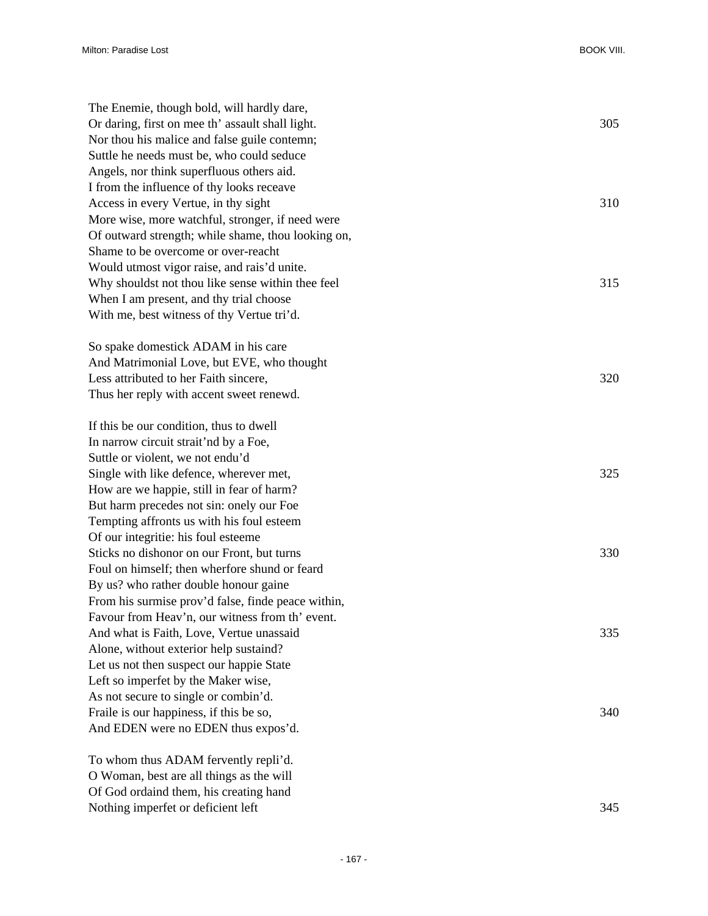The Enemie, though bold, will hardly dare,
Or daring, first on mee th' assault shall light. 305
Nor thou his malice and false guile contemn;
Suttle he needs must be, who could seduce
Angels, nor think superfluous others aid.
I from the influence of thy looks receave
Access in every Vertue, in thy sight 310
More wise, more watchful, stronger, if need were
Of outward strength; while shame, thou looking on,
Shame to be overcome or over-reacht
Would utmost vigor raise, and rais'd unite.
Why shouldst not thou like sense within thee feel 315
When I am present, and thy trial choose
With me, best witness of thy Vertue tri'd.

So spake domestick ADAM in his care
And Matrimonial Love, but EVE, who thought
Less attributed to her Faith sincere, 320
Thus her reply with accent sweet renewd.

If this be our condition, thus to dwell
In narrow circuit strait'nd by a Foe,
Suttle or violent, we not endu'd
Single with like defence, wherever met, 325
How are we happie, still in fear of harm?
But harm precedes not sin: onely our Foe
Tempting affronts us with his foul esteem
Of our integritie: his foul esteeme
Sticks no dishonor on our Front, but turns 330
Foul on himself; then wherfore shund or feard
By us? who rather double honour gaine
From his surmise prov'd false, finde peace within,
Favour from Heav'n, our witness from th' event.
And what is Faith, Love, Vertue unassaid 335
Alone, without exterior help sustaind?
Let us not then suspect our happie State
Left so imperfet by the Maker wise,
As not secure to single or combin'd.
Fraile is our happiness, if this be so, 340
And EDEN were no EDEN thus expos'd.

To whom thus ADAM fervently repli'd.
O Woman, best are all things as the will
Of God ordaind them, his creating hand
Nothing imperfet or deficient left 345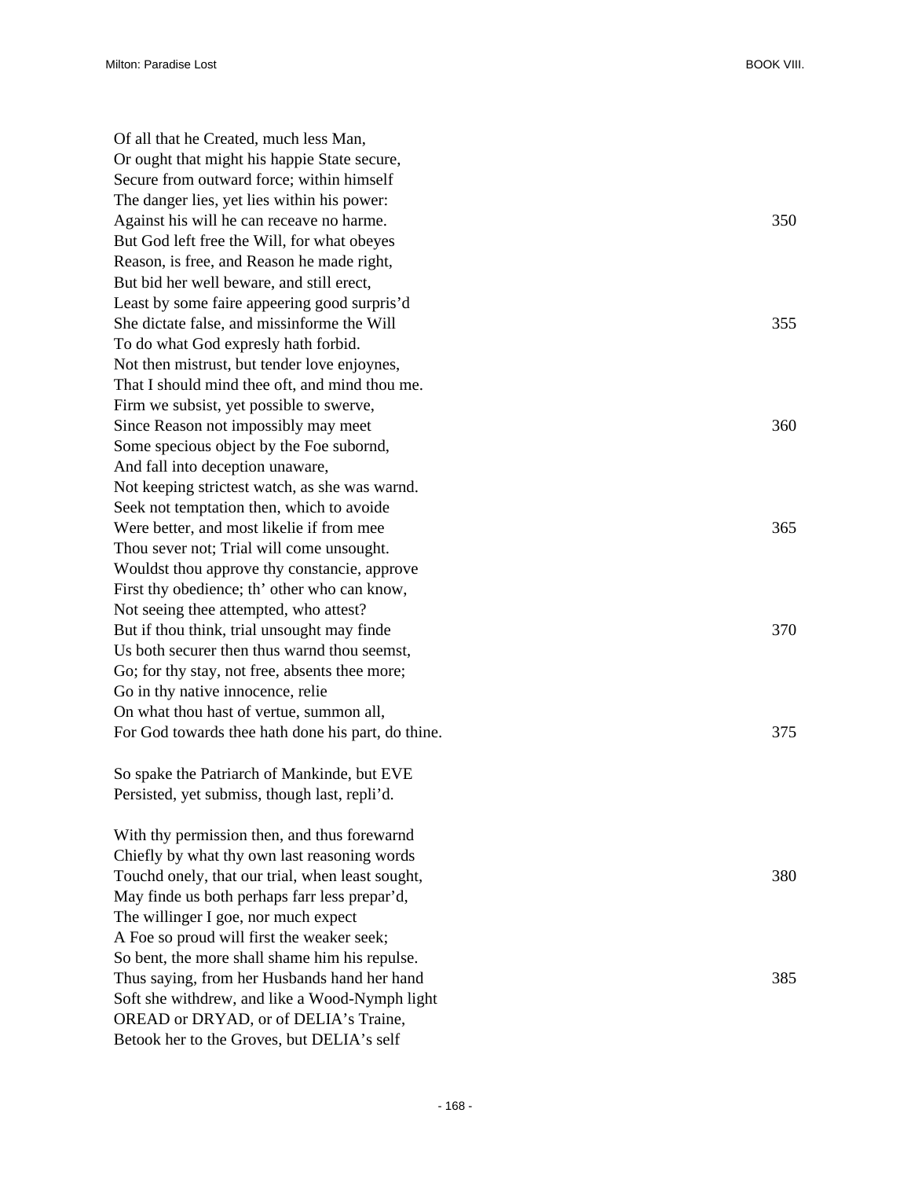Of all that he Created, much less Man,
Or ought that might his happie State secure,
Secure from outward force; within himself
The danger lies, yet lies within his power:
Against his will he can receave no harme. 350
But God left free the Will, for what obeyes
Reason, is free, and Reason he made right,
But bid her well beware, and still erect,
Least by some faire appeering good surpris'd
She dictate false, and missinforme the Will 355
To do what God expresly hath forbid.
Not then mistrust, but tender love enjoynes,
That I should mind thee oft, and mind thou me.
Firm we subsist, yet possible to swerve,
Since Reason not impossibly may meet 360
Some specious object by the Foe subornd,
And fall into deception unaware,
Not keeping strictest watch, as she was warnd.
Seek not temptation then, which to avoide
Were better, and most likelie if from mee 365
Thou sever not; Trial will come unsought.
Wouldst thou approve thy constancie, approve
First thy obedience; th' other who can know,
Not seeing thee attempted, who attest?
But if thou think, trial unsought may finde 370
Us both securer then thus warnd thou seemst,
Go; for thy stay, not free, absents thee more;
Go in thy native innocence, relie
On what thou hast of vertue, summon all,
For God towards thee hath done his part, do thine. 375

So spake the Patriarch of Mankinde, but EVE
Persisted, yet submiss, though last, repli'd.

With thy permission then, and thus forewarnd
Chiefly by what thy own last reasoning words
Touchd onely, that our trial, when least sought, 380
May finde us both perhaps farr less prepar'd,
The willinger I goe, nor much expect
A Foe so proud will first the weaker seek;
So bent, the more shall shame him his repulse.
Thus saying, from her Husbands hand her hand 385
Soft she withdrew, and like a Wood-Nymph light
OREAD or DRYAD, or of DELIA's Traine,
Betook her to the Groves, but DELIA's self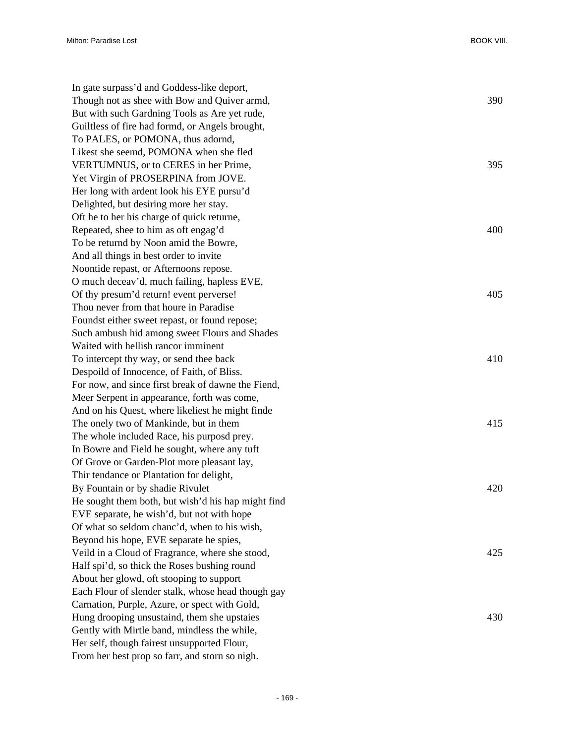In gate surpass'd and Goddess-like deport,  
Though not as shee with Bow and Quiver armd, 390  
But with such Gardning Tools as Are yet rude,  
Guiltless of fire had formd, or Angels brought,  
To PALES, or POMONA, thus adornd,  
Likest she seemd, POMONA when she fled  
VERTUMNUS, or to CERES in her Prime, 395  
Yet Virgin of PROSERPINA from JOVE.  
Her long with ardent look his EYE pursu'd  
Delighted, but desiring more her stay.  
Oft he to her his charge of quick returne,  
Repeated, shee to him as oft engag'd 400  
To be returnd by Noon amid the Bowre,  
And all things in best order to invite  
Noontide repast, or Afternoons repose.  
O much deceav'd, much failing, hapless EVE,  
Of thy presum'd return! event perverse! 405  
Thou never from that houre in Paradise  
Foundst either sweet repast, or found repose;  
Such ambush hid among sweet Flours and Shades  
Waited with hellish rancor imminent  
To intercept thy way, or send thee back 410  
Despoild of Innocence, of Faith, of Bliss.  
For now, and since first break of dawne the Fiend,  
Meer Serpent in appearance, forth was come,  
And on his Quest, where likeliest he might finde  
The onely two of Mankinde, but in them 415  
The whole included Race, his purposd prey.  
In Bowre and Field he sought, where any tuft  
Of Grove or Garden-Plot more pleasant lay,  
Thir tendance or Plantation for delight,  
By Fountain or by shadie Rivulet 420  
He sought them both, but wish'd his hap might find  
EVE separate, he wish'd, but not with hope  
Of what so seldom chanc'd, when to his wish,  
Beyond his hope, EVE separate he spies,  
Veild in a Cloud of Fragrance, where she stood, 425  
Half spi'd, so thick the Roses bushing round  
About her glowd, oft stooping to support  
Each Flour of slender stalk, whose head though gay  
Carnation, Purple, Azure, or spect with Gold,  
Hung drooping unsustaind, them she upstaies 430  
Gently with Mirtle band, mindless the while,  
Her self, though fairest unsupported Flour,  
From her best prop so farr, and storn so nigh.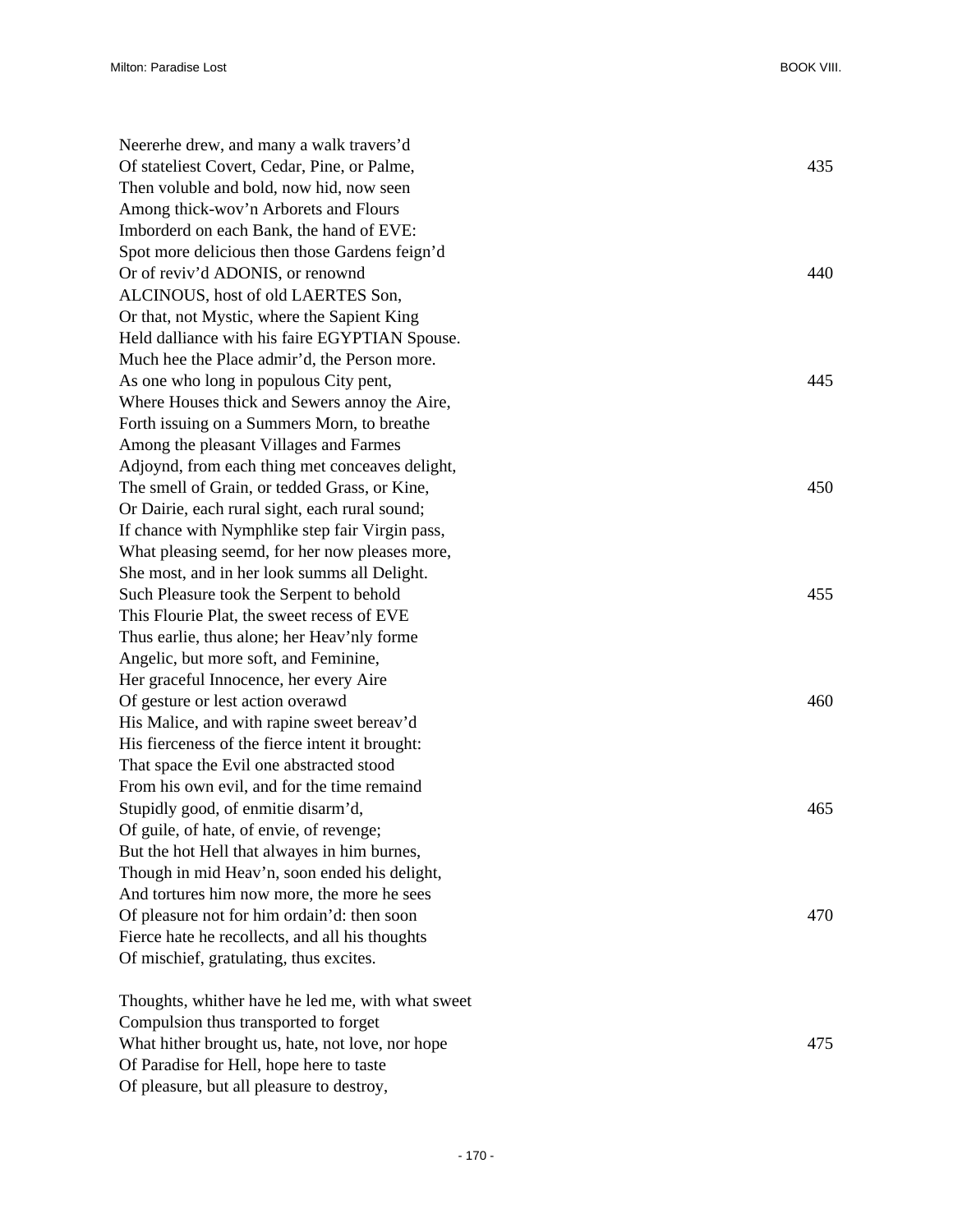Neererhe drew, and many a walk travers'd  
Of stateliest Covert, Cedar, Pine, or Palme, 435  
Then voluble and bold, now hid, now seen  
Among thick-wov'n Arborets and Flours  
Imborderd on each Bank, the hand of EVE:  
Spot more delicious then those Gardens feign'd  
Or of reviv'd ADONIS, or renownd 440  
ALCINOUS, host of old LAERTES Son,  
Or that, not Mystic, where the Sapient King  
Held dalliance with his faire EGYPTIAN Spouse.  
Much hee the Place admir'd, the Person more.  
As one who long in populous City pent, 445  
Where Houses thick and Sewers annoy the Aire,  
Forth issuing on a Summers Morn, to breathe  
Among the pleasant Villages and Farmes  
Adjoynd, from each thing met conceaves delight,  
The smell of Grain, or tedded Grass, or Kine, 450  
Or Dairie, each rural sight, each rural sound;  
If chance with Nymphlike step fair Virgin pass,  
What pleasing seemd, for her now pleases more,  
She most, and in her look summs all Delight.  
Such Pleasure took the Serpent to behold 455  
This Flourie Plat, the sweet recess of EVE  
Thus earlie, thus alone; her Heav'nly forme  
Angelic, but more soft, and Feminine,  
Her graceful Innocence, her every Aire  
Of gesture or lest action overawd 460  
His Malice, and with rapine sweet bereav'd  
His fierceness of the fierce intent it brought:  
That space the Evil one abstracted stood  
From his own evil, and for the time remaind  
Stupidly good, of enmitie disarm'd, 465  
Of guile, of hate, of envie, of revenge;  
But the hot Hell that alwayes in him burnes,  
Though in mid Heav'n, soon ended his delight,  
And tortures him now more, the more he sees  
Of pleasure not for him ordain'd: then soon 470  
Fierce hate he recollects, and all his thoughts  
Of mischief, gratulating, thus excites.

Thoughts, whither have he led me, with what sweet  
Compulsion thus transported to forget  
What hither brought us, hate, not love, nor hope 475  
Of Paradise for Hell, hope here to taste  
Of pleasure, but all pleasure to destroy,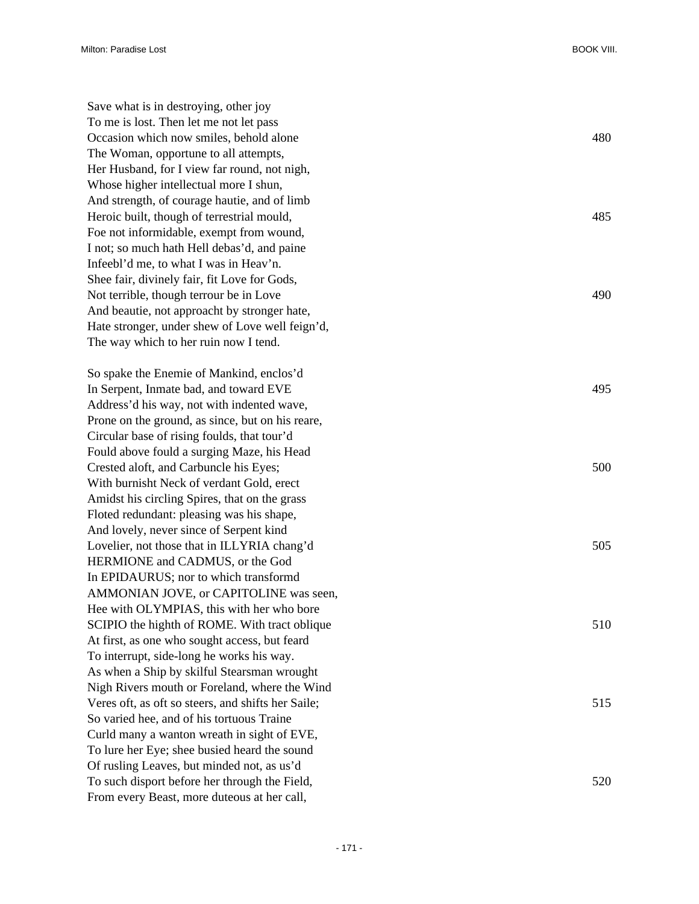Save what is in destroying, other joy
To me is lost. Then let me not let pass
Occasion which now smiles, behold alone 480
The Woman, opportune to all attempts,
Her Husband, for I view far round, not nigh,
Whose higher intellectual more I shun,
And strength, of courage hautie, and of limb
Heroic built, though of terrestrial mould, 485
Foe not informidable, exempt from wound,
I not; so much hath Hell debas'd, and paine
Infeebl'd me, to what I was in Heav'n.
Shee fair, divinely fair, fit Love for Gods,
Not terrible, though terrour be in Love 490
And beautie, not approacht by stronger hate,
Hate stronger, under shew of Love well feign'd,
The way which to her ruin now I tend.

So spake the Enemie of Mankind, enclos'd
In Serpent, Inmate bad, and toward EVE 495
Address'd his way, not with indented wave,
Prone on the ground, as since, but on his reare,
Circular base of rising foulds, that tour'd
Fould above fould a surging Maze, his Head
Crested aloft, and Carbuncle his Eyes; 500
With burnisht Neck of verdant Gold, erect
Amidst his circling Spires, that on the grass
Floted redundant: pleasing was his shape,
And lovely, never since of Serpent kind
Lovelier, not those that in ILLYRIA chang'd 505
HERMIONE and CADMUS, or the God
In EPIDAURUS; nor to which transformd
AMMONIAN JOVE, or CAPITOLINE was seen,
Hee with OLYMPIAS, this with her who bore
SCIPIO the highth of ROME. With tract oblique 510
At first, as one who sought access, but feard
To interrupt, side-long he works his way.
As when a Ship by skilful Stearsman wrought
Nigh Rivers mouth or Foreland, where the Wind
Veres oft, as oft so steers, and shifts her Saile; 515
So varied hee, and of his tortuous Traine
Curld many a wanton wreath in sight of EVE,
To lure her Eye; shee busied heard the sound
Of rusling Leaves, but minded not, as us'd
To such disport before her through the Field, 520
From every Beast, more duteous at her call,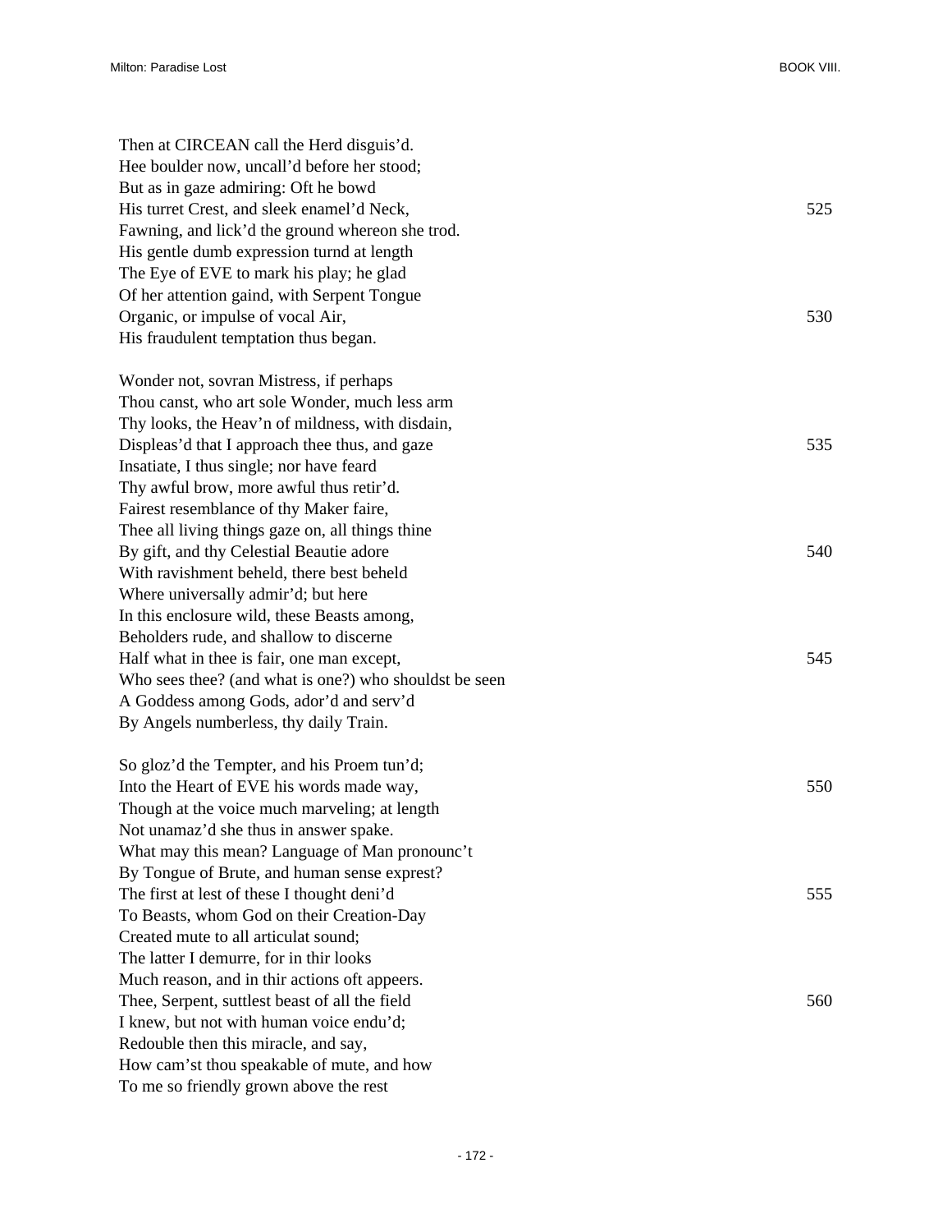Then at CIRCEAN call the Herd disguis'd.
Hee boulder now, uncall'd before her stood;
But as in gaze admiring: Oft he bowd
His turret Crest, and sleek enamel'd Neck, 525
Fawning, and lick'd the ground whereon she trod.
His gentle dumb expression turnd at length
The Eye of EVE to mark his play; he glad
Of her attention gaind, with Serpent Tongue
Organic, or impulse of vocal Air, 530
His fraudulent temptation thus began.

Wonder not, sovran Mistress, if perhaps
Thou canst, who art sole Wonder, much less arm
Thy looks, the Heav'n of mildness, with disdain,
Displeas'd that I approach thee thus, and gaze 535
Insatiate, I thus single; nor have feard
Thy awful brow, more awful thus retir'd.
Fairest resemblance of thy Maker faire,
Thee all living things gaze on, all things thine
By gift, and thy Celestial Beautie adore 540
With ravishment beheld, there best beheld
Where universally admir'd; but here
In this enclosure wild, these Beasts among,
Beholders rude, and shallow to discerne
Half what in thee is fair, one man except, 545
Who sees thee? (and what is one?) who shouldst be seen
A Goddess among Gods, ador'd and serv'd
By Angels numberless, thy daily Train.

So gloz'd the Tempter, and his Proem tun'd;
Into the Heart of EVE his words made way, 550
Though at the voice much marveling; at length
Not unamaz'd she thus in answer spake.
What may this mean? Language of Man pronounc't
By Tongue of Brute, and human sense exprest?
The first at lest of these I thought deni'd 555
To Beasts, whom God on their Creation-Day
Created mute to all articulat sound;
The latter I demurre, for in thir looks
Much reason, and in thir actions oft appeers.
Thee, Serpent, suttlest beast of all the field 560
I knew, but not with human voice endu'd;
Redouble then this miracle, and say,
How cam'st thou speakable of mute, and how
To me so friendly grown above the rest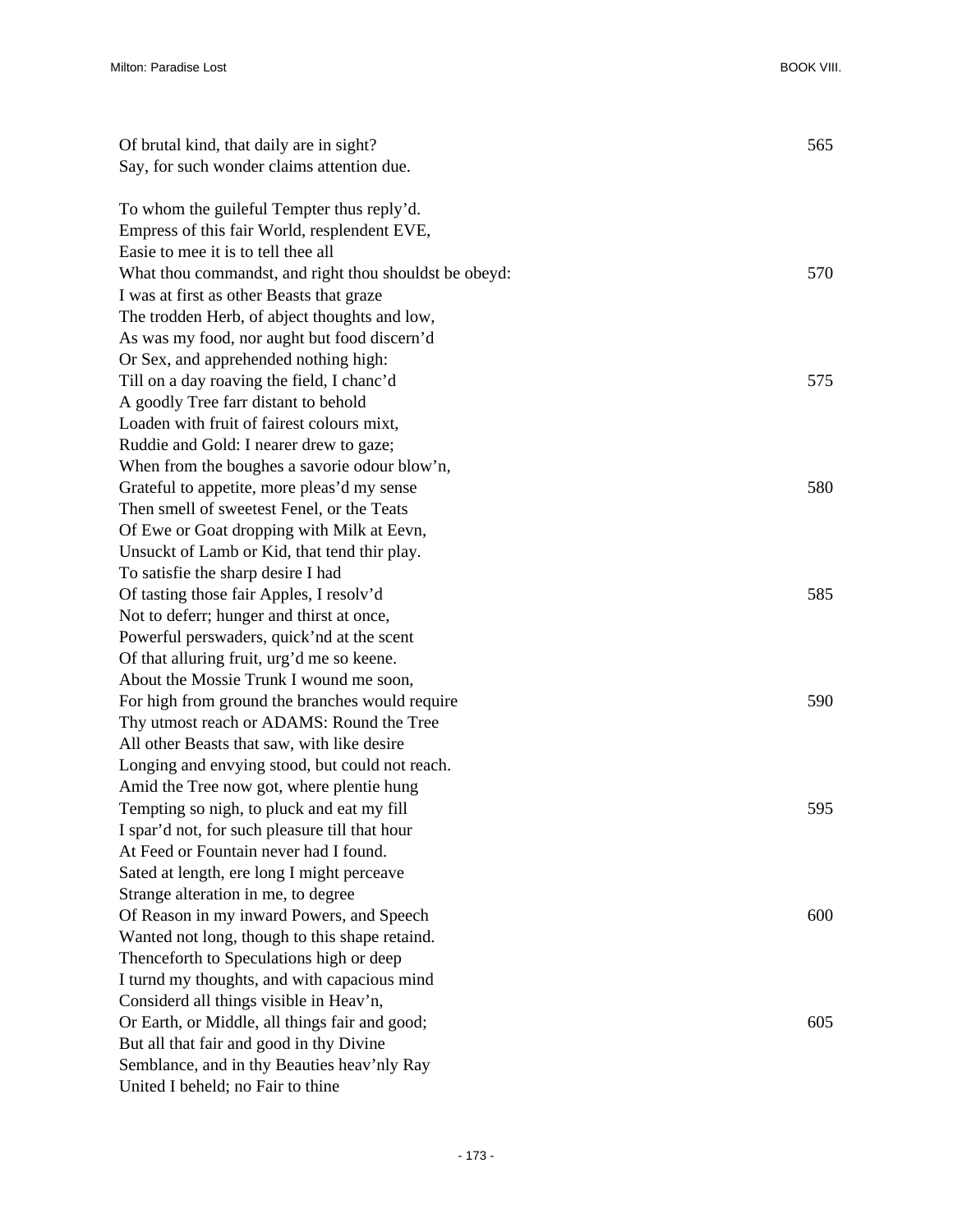Of brutal kind, that daily are in sight? 565
Say, for such wonder claims attention due.

To whom the guileful Tempter thus reply'd.
Empress of this fair World, resplendent EVE,
Easie to mee it is to tell thee all
What thou commandst, and right thou shouldst be obeyd: 570
I was at first as other Beasts that graze
The trodden Herb, of abject thoughts and low,
As was my food, nor aught but food discern'd
Or Sex, and apprehended nothing high:
Till on a day roaving the field, I chanc'd 575
A goodly Tree farr distant to behold
Loaden with fruit of fairest colours mixt,
Ruddie and Gold: I nearer drew to gaze;
When from the boughes a savorie odour blow'n,
Grateful to appetite, more pleas'd my sense 580
Then smell of sweetest Fenel, or the Teats
Of Ewe or Goat dropping with Milk at Eevn,
Unsuckt of Lamb or Kid, that tend thir play.
To satisfie the sharp desire I had
Of tasting those fair Apples, I resolv'd 585
Not to deferr; hunger and thirst at once,
Powerful perswaders, quick'nd at the scent
Of that alluring fruit, urg'd me so keene.
About the Mossie Trunk I wound me soon,
For high from ground the branches would require 590
Thy utmost reach or ADAMS: Round the Tree
All other Beasts that saw, with like desire
Longing and envying stood, but could not reach.
Amid the Tree now got, where plentie hung
Tempting so nigh, to pluck and eat my fill 595
I spar'd not, for such pleasure till that hour
At Feed or Fountain never had I found.
Sated at length, ere long I might perceave
Strange alteration in me, to degree
Of Reason in my inward Powers, and Speech 600
Wanted not long, though to this shape retaind.
Thenceforth to Speculations high or deep
I turnd my thoughts, and with capacious mind
Considerd all things visible in Heav'n,
Or Earth, or Middle, all things fair and good; 605
But all that fair and good in thy Divine
Semblance, and in thy Beauties heav'nly Ray
United I beheld; no Fair to thine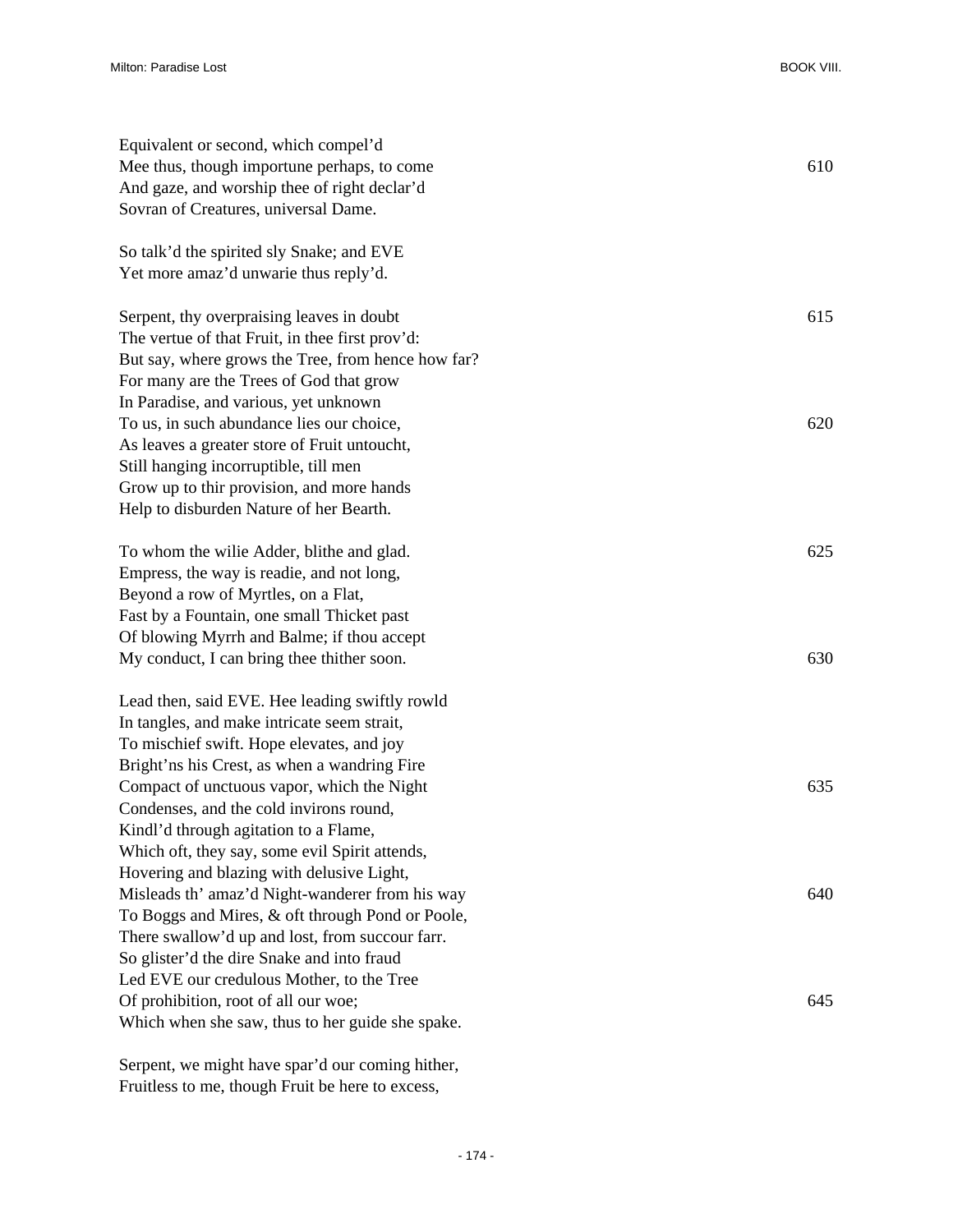Equivalent or second, which compel'd
Mee thus, though importune perhaps, to come 610
And gaze, and worship thee of right declar'd
Sovran of Creatures, universal Dame.

So talk'd the spirited sly Snake; and EVE
Yet more amaz'd unwarie thus reply'd.

Serpent, thy overpraising leaves in doubt 615
The vertue of that Fruit, in thee first prov'd:
But say, where grows the Tree, from hence how far?
For many are the Trees of God that grow
In Paradise, and various, yet unknown
To us, in such abundance lies our choice, 620
As leaves a greater store of Fruit untoucht,
Still hanging incorruptible, till men
Grow up to thir provision, and more hands
Help to disburden Nature of her Bearth.

To whom the wilie Adder, blithe and glad. 625
Empress, the way is readie, and not long,
Beyond a row of Myrtles, on a Flat,
Fast by a Fountain, one small Thicket past
Of blowing Myrrh and Balme; if thou accept
My conduct, I can bring thee thither soon. 630

Lead then, said EVE. Hee leading swiftly rowld
In tangles, and make intricate seem strait,
To mischief swift. Hope elevates, and joy
Bright'ns his Crest, as when a wandring Fire
Compact of unctuous vapor, which the Night 635
Condenses, and the cold invirons round,
Kindl'd through agitation to a Flame,
Which oft, they say, some evil Spirit attends,
Hovering and blazing with delusive Light,
Misleads th' amaz'd Night-wanderer from his way 640
To Boggs and Mires, & oft through Pond or Poole,
There swallow'd up and lost, from succour farr.
So glister'd the dire Snake and into fraud
Led EVE our credulous Mother, to the Tree
Of prohibition, root of all our woe; 645
Which when she saw, thus to her guide she spake.

Serpent, we might have spar'd our coming hither,
Fruitless to me, though Fruit be here to excess,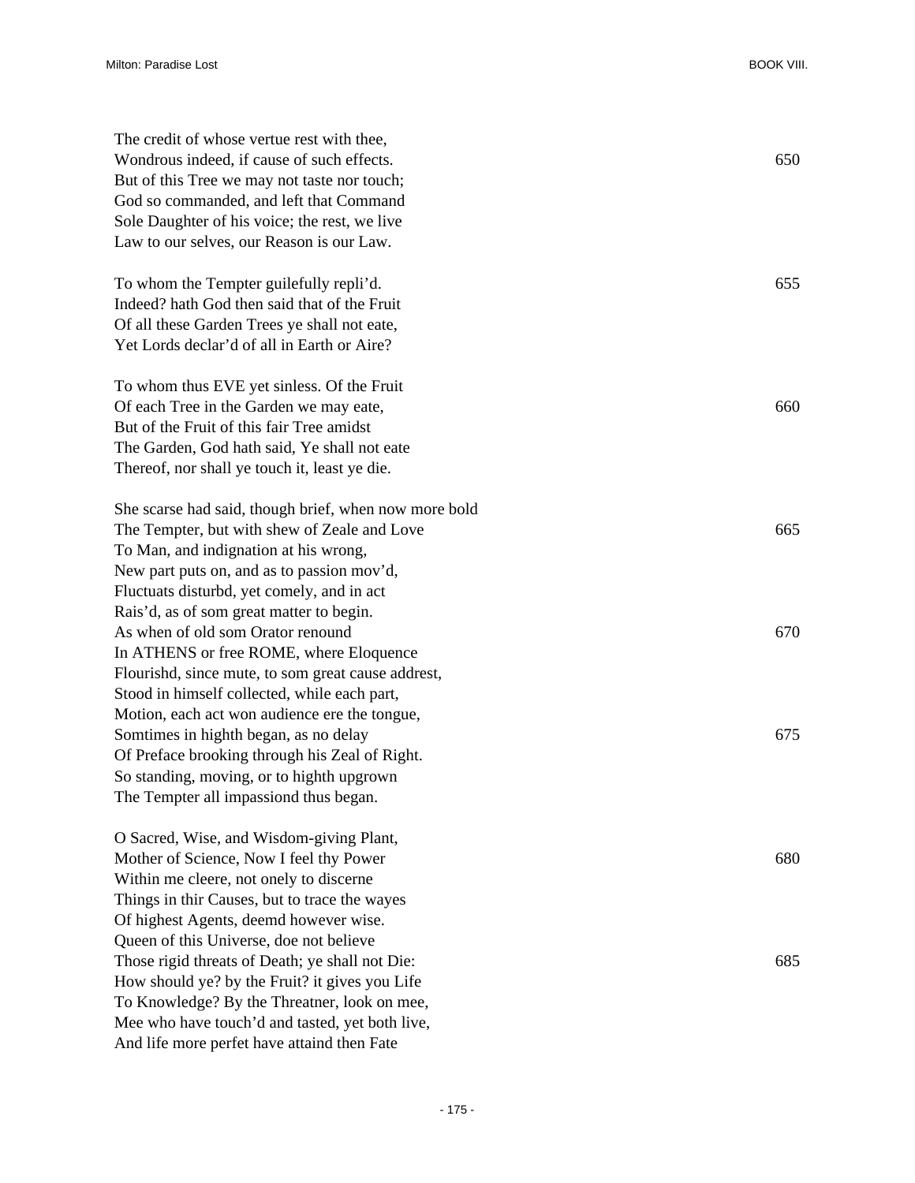The credit of whose vertue rest with thee,
Wondrous indeed, if cause of such effects. 650
But of this Tree we may not taste nor touch;
God so commanded, and left that Command
Sole Daughter of his voice; the rest, we live
Law to our selves, our Reason is our Law.

To whom the Tempter guilefully repli'd. 655
Indeed? hath God then said that of the Fruit
Of all these Garden Trees ye shall not eate,
Yet Lords declar'd of all in Earth or Aire?

To whom thus EVE yet sinless. Of the Fruit
Of each Tree in the Garden we may eate, 660
But of the Fruit of this fair Tree amidst
The Garden, God hath said, Ye shall not eate
Thereof, nor shall ye touch it, least ye die.

She scarse had said, though brief, when now more bold
The Tempter, but with shew of Zeale and Love 665
To Man, and indignation at his wrong,
New part puts on, and as to passion mov'd,
Fluctuats disturbd, yet comely, and in act
Rais'd, as of som great matter to begin.
As when of old som Orator renound 670
In ATHENS or free ROME, where Eloquence
Flourishd, since mute, to som great cause addrest,
Stood in himself collected, while each part,
Motion, each act won audience ere the tongue,
Somtimes in highth began, as no delay 675
Of Preface brooking through his Zeal of Right.
So standing, moving, or to highth upgrown
The Tempter all impassiond thus began.

O Sacred, Wise, and Wisdom-giving Plant,
Mother of Science, Now I feel thy Power 680
Within me cleere, not onely to discerne
Things in thir Causes, but to trace the wayes
Of highest Agents, deemd however wise.
Queen of this Universe, doe not believe
Those rigid threats of Death; ye shall not Die: 685
How should ye? by the Fruit? it gives you Life
To Knowledge? By the Threatner, look on mee,
Mee who have touch'd and tasted, yet both live,
And life more perfet have attaind then Fate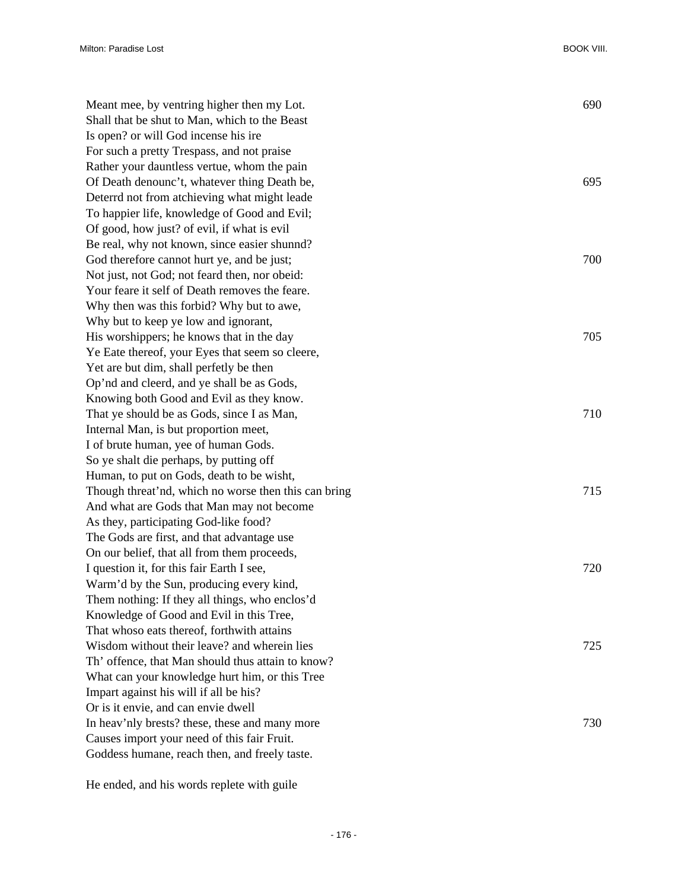Meant mee, by ventring higher then my Lot. 690
Shall that be shut to Man, which to the Beast
Is open? or will God incense his ire
For such a pretty Trespass, and not praise
Rather your dauntless vertue, whom the pain
Of Death denounc't, whatever thing Death be, 695
Deterrd not from atchieving what might leade
To happier life, knowledge of Good and Evil;
Of good, how just? of evil, if what is evil
Be real, why not known, since easier shunnd?
God therefore cannot hurt ye, and be just; 700
Not just, not God; not feard then, nor obeid:
Your feare it self of Death removes the feare.
Why then was this forbid? Why but to awe,
Why but to keep ye low and ignorant,
His worshippers; he knows that in the day 705
Ye Eate thereof, your Eyes that seem so cleere,
Yet are but dim, shall perfetly be then
Op'nd and cleerd, and ye shall be as Gods,
Knowing both Good and Evil as they know.
That ye should be as Gods, since I as Man, 710
Internal Man, is but proportion meet,
I of brute human, yee of human Gods.
So ye shalt die perhaps, by putting off
Human, to put on Gods, death to be wisht,
Though threat'nd, which no worse then this can bring 715
And what are Gods that Man may not become
As they, participating God-like food?
The Gods are first, and that advantage use
On our belief, that all from them proceeds,
I question it, for this fair Earth I see, 720
Warm'd by the Sun, producing every kind,
Them nothing: If they all things, who enclos'd
Knowledge of Good and Evil in this Tree,
That whoso eats thereof, forthwith attains
Wisdom without their leave? and wherein lies 725
Th' offence, that Man should thus attain to know?
What can your knowledge hurt him, or this Tree
Impart against his will if all be his?
Or is it envie, and can envie dwell
In heav'nly brests? these, these and many more 730
Causes import your need of this fair Fruit.
Goddess humane, reach then, and freely taste.

He ended, and his words replete with guile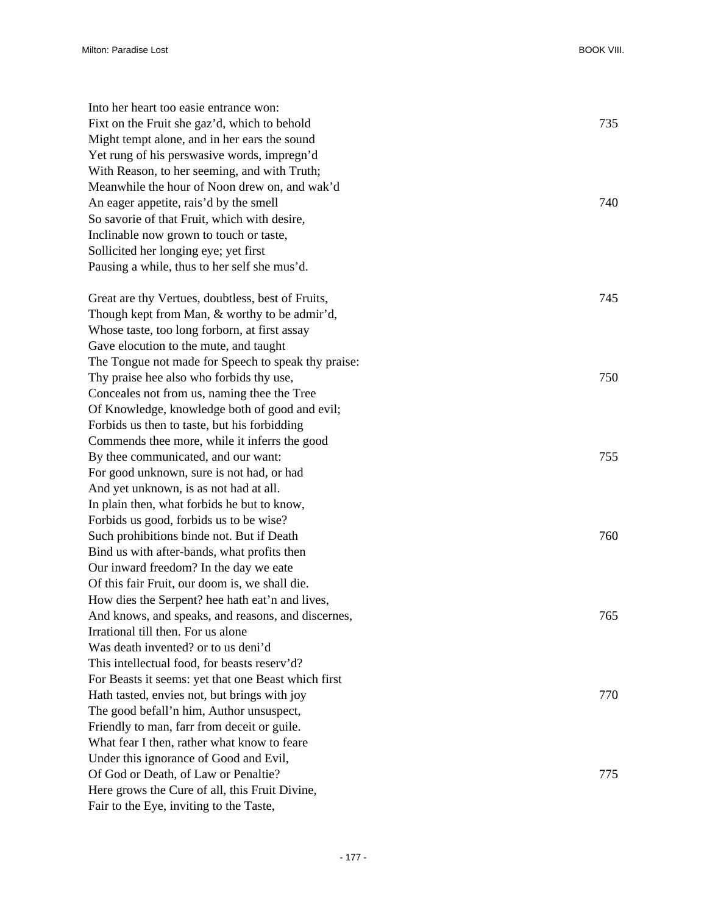Into her heart too easie entrance won:
Fixt on the Fruit she gaz'd, which to behold 735
Might tempt alone, and in her ears the sound
Yet rung of his perswasive words, impregn'd
With Reason, to her seeming, and with Truth;
Meanwhile the hour of Noon drew on, and wak'd
An eager appetite, rais'd by the smell 740
So savorie of that Fruit, which with desire,
Inclinable now grown to touch or taste,
Sollicited her longing eye; yet first
Pausing a while, thus to her self she mus'd.

Great are thy Vertues, doubtless, best of Fruits, 745
Though kept from Man, & worthy to be admir'd,
Whose taste, too long forborn, at first assay
Gave elocution to the mute, and taught
The Tongue not made for Speech to speak thy praise:
Thy praise hee also who forbids thy use, 750
Conceales not from us, naming thee the Tree
Of Knowledge, knowledge both of good and evil;
Forbids us then to taste, but his forbidding
Commends thee more, while it inferrs the good
By thee communicated, and our want: 755
For good unknown, sure is not had, or had
And yet unknown, is as not had at all.
In plain then, what forbids he but to know,
Forbids us good, forbids us to be wise?
Such prohibitions binde not. But if Death 760
Bind us with after-bands, what profits then
Our inward freedom? In the day we eate
Of this fair Fruit, our doom is, we shall die.
How dies the Serpent? hee hath eat'n and lives,
And knows, and speaks, and reasons, and discernes, 765
Irrational till then. For us alone
Was death invented? or to us deni'd
This intellectual food, for beasts reserv'd?
For Beasts it seems: yet that one Beast which first
Hath tasted, envies not, but brings with joy 770
The good befall'n him, Author unsuspect,
Friendly to man, farr from deceit or guile.
What fear I then, rather what know to feare
Under this ignorance of Good and Evil,
Of God or Death, of Law or Penaltie? 775
Here grows the Cure of all, this Fruit Divine,
Fair to the Eye, inviting to the Taste,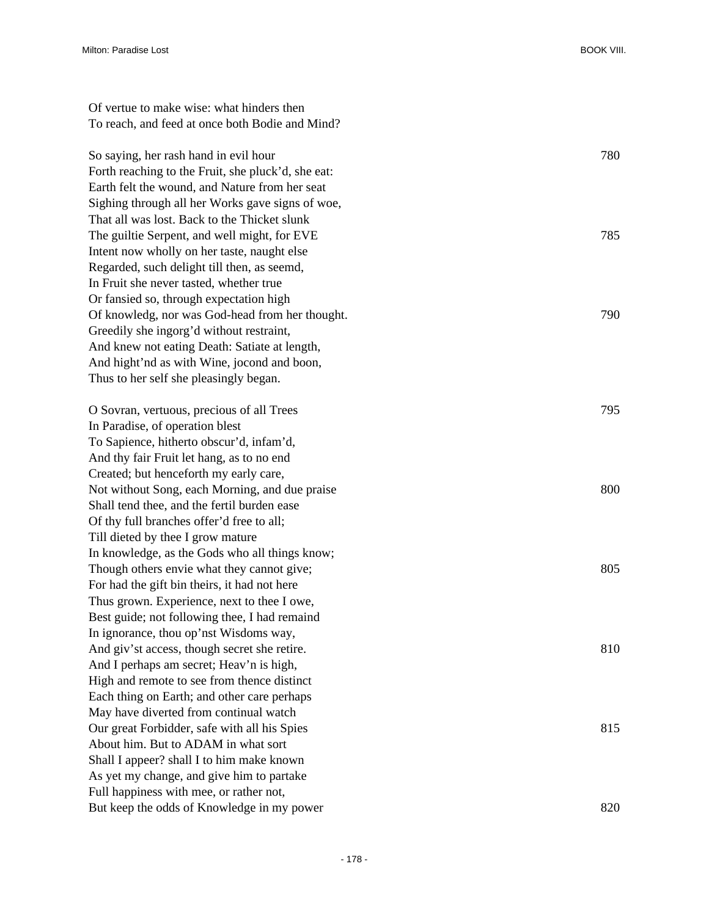Of vertue to make wise: what hinders then
To reach, and feed at once both Bodie and Mind?

So saying, her rash hand in evil hour 780
Forth reaching to the Fruit, she pluck'd, she eat:
Earth felt the wound, and Nature from her seat
Sighing through all her Works gave signs of woe,
That all was lost. Back to the Thicket slunk
The guiltie Serpent, and well might, for EVE 785
Intent now wholly on her taste, naught else
Regarded, such delight till then, as seemd,
In Fruit she never tasted, whether true
Or fansied so, through expectation high
Of knowledg, nor was God-head from her thought. 790
Greedily she ingorg'd without restraint,
And knew not eating Death: Satiate at length,
And hight'nd as with Wine, jocond and boon,
Thus to her self she pleasingly began.

O Sovran, vertuous, precious of all Trees 795
In Paradise, of operation blest
To Sapience, hitherto obscur'd, infam'd,
And thy fair Fruit let hang, as to no end
Created; but henceforth my early care,
Not without Song, each Morning, and due praise 800
Shall tend thee, and the fertil burden ease
Of thy full branches offer'd free to all;
Till dieted by thee I grow mature
In knowledge, as the Gods who all things know;
Though others envie what they cannot give; 805
For had the gift bin theirs, it had not here
Thus grown. Experience, next to thee I owe,
Best guide; not following thee, I had remaind
In ignorance, thou op'nst Wisdoms way,
And giv'st access, though secret she retire. 810
And I perhaps am secret; Heav'n is high,
High and remote to see from thence distinct
Each thing on Earth; and other care perhaps
May have diverted from continual watch
Our great Forbidder, safe with all his Spies 815
About him. But to ADAM in what sort
Shall I appeer? shall I to him make known
As yet my change, and give him to partake
Full happiness with mee, or rather not,
But keep the odds of Knowledge in my power 820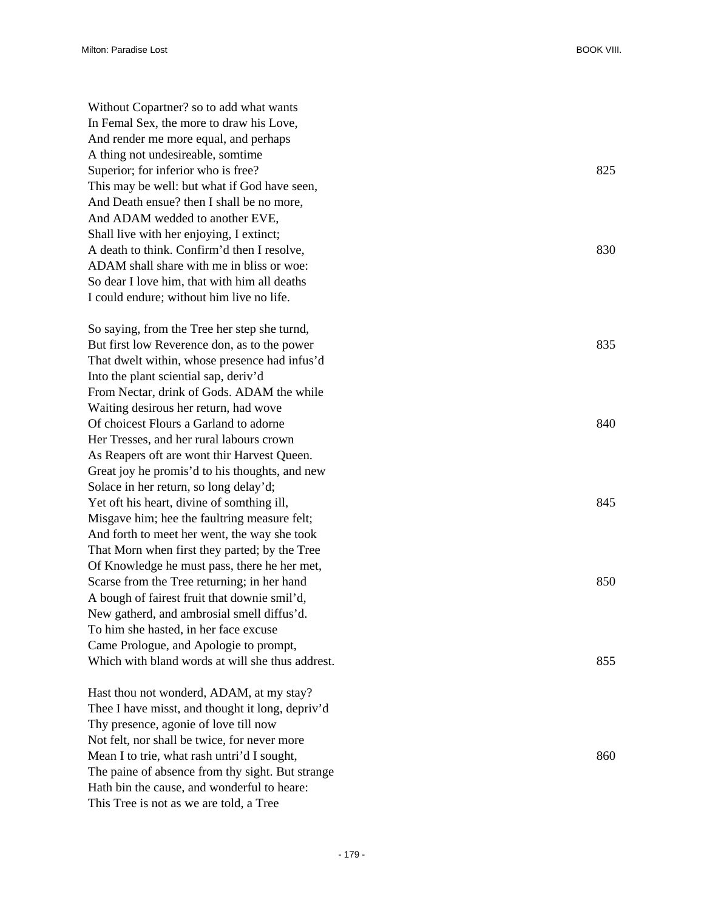Without Copartner? so to add what wants  
In Femal Sex, the more to draw his Love,  
And render me more equal, and perhaps  
A thing not undesireable, somtime  
Superior; for inferior who is free? 825  
This may be well: but what if God have seen,  
And Death ensue? then I shall be no more,  
And ADAM wedded to another EVE,  
Shall live with her enjoying, I extinct;  
A death to think. Confirm'd then I resolve, 830  
ADAM shall share with me in bliss or woe:  
So dear I love him, that with him all deaths  
I could endure; without him live no life.

So saying, from the Tree her step she turnd,  
But first low Reverence don, as to the power 835  
That dwelt within, whose presence had infus'd  
Into the plant sciential sap, deriv'd  
From Nectar, drink of Gods. ADAM the while  
Waiting desirous her return, had wove  
Of choicest Flours a Garland to adorne 840  
Her Tresses, and her rural labours crown  
As Reapers oft are wont thir Harvest Queen.  
Great joy he promis'd to his thoughts, and new  
Solace in her return, so long delay'd;  
Yet oft his heart, divine of somthing ill, 845  
Misgave him; hee the faultring measure felt;  
And forth to meet her went, the way she took  
That Morn when first they parted; by the Tree  
Of Knowledge he must pass, there he her met,  
Scarse from the Tree returning; in her hand 850  
A bough of fairest fruit that downie smil'd,  
New gatherd, and ambrosial smell diffus'd.  
To him she hasted, in her face excuse  
Came Prologue, and Apologie to prompt,  
Which with bland words at will she thus addrest. 855

Hast thou not wonderd, ADAM, at my stay?  
Thee I have misst, and thought it long, depriv'd  
Thy presence, agonie of love till now  
Not felt, nor shall be twice, for never more  
Mean I to trie, what rash untri'd I sought, 860  
The paine of absence from thy sight. But strange  
Hath bin the cause, and wonderful to heare:  
This Tree is not as we are told, a Tree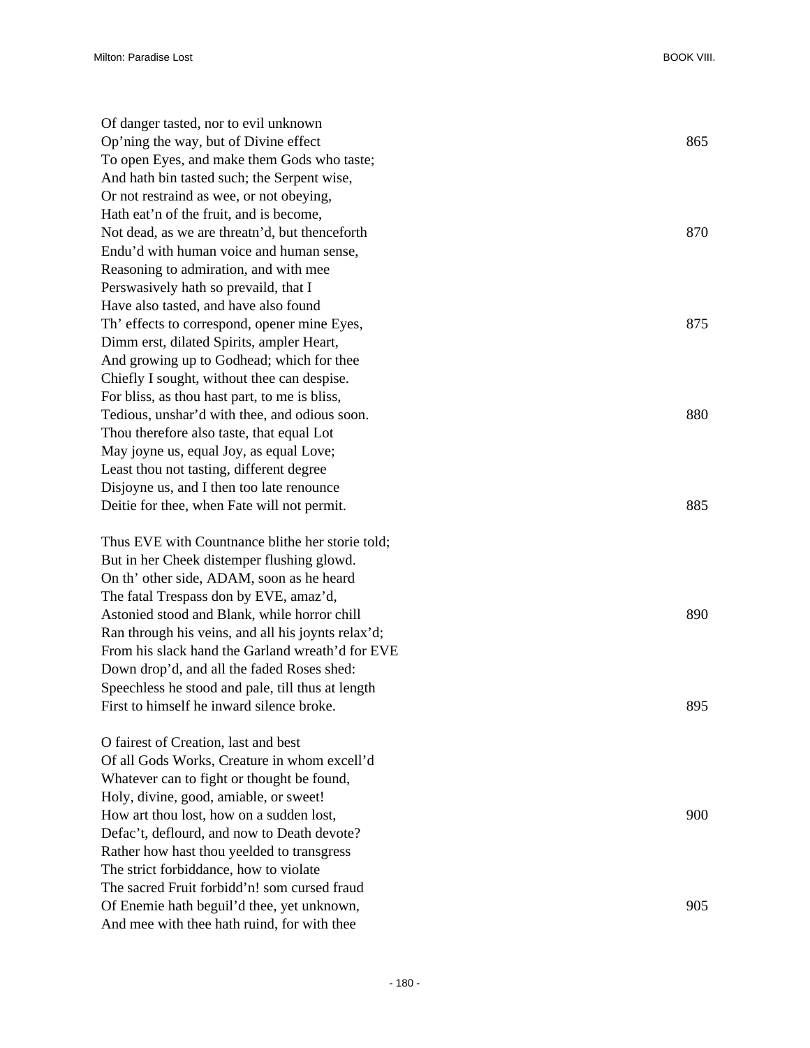Of danger tasted, nor to evil unknown
Op'ning the way, but of Divine effect 865
To open Eyes, and make them Gods who taste;
And hath bin tasted such; the Serpent wise,
Or not restraind as wee, or not obeying,
Hath eat'n of the fruit, and is become,
Not dead, as we are threatn'd, but thenceforth 870
Endu'd with human voice and human sense,
Reasoning to admiration, and with mee
Perswasively hath so prevaild, that I
Have also tasted, and have also found
Th' effects to correspond, opener mine Eyes, 875
Dimm erst, dilated Spirits, ampler Heart,
And growing up to Godhead; which for thee
Chiefly I sought, without thee can despise.
For bliss, as thou hast part, to me is bliss,
Tedious, unshar'd with thee, and odious soon. 880
Thou therefore also taste, that equal Lot
May joyne us, equal Joy, as equal Love;
Least thou not tasting, different degree
Disjoyne us, and I then too late renounce
Deitie for thee, when Fate will not permit. 885

Thus EVE with Countnance blithe her storie told;
But in her Cheek distemper flushing glowd.
On th' other side, ADAM, soon as he heard
The fatal Trespass don by EVE, amaz'd,
Astonied stood and Blank, while horror chill 890
Ran through his veins, and all his joynts relax'd;
From his slack hand the Garland wreath'd for EVE
Down drop'd, and all the faded Roses shed:
Speechless he stood and pale, till thus at length
First to himself he inward silence broke. 895

O fairest of Creation, last and best
Of all Gods Works, Creature in whom excell'd
Whatever can to fight or thought be found,
Holy, divine, good, amiable, or sweet!
How art thou lost, how on a sudden lost, 900
Defac't, deflourd, and now to Death devote?
Rather how hast thou yeelded to transgress
The strict forbiddance, how to violate
The sacred Fruit forbidd'n! som cursed fraud
Of Enemie hath beguil'd thee, yet unknown, 905
And mee with thee hath ruind, for with thee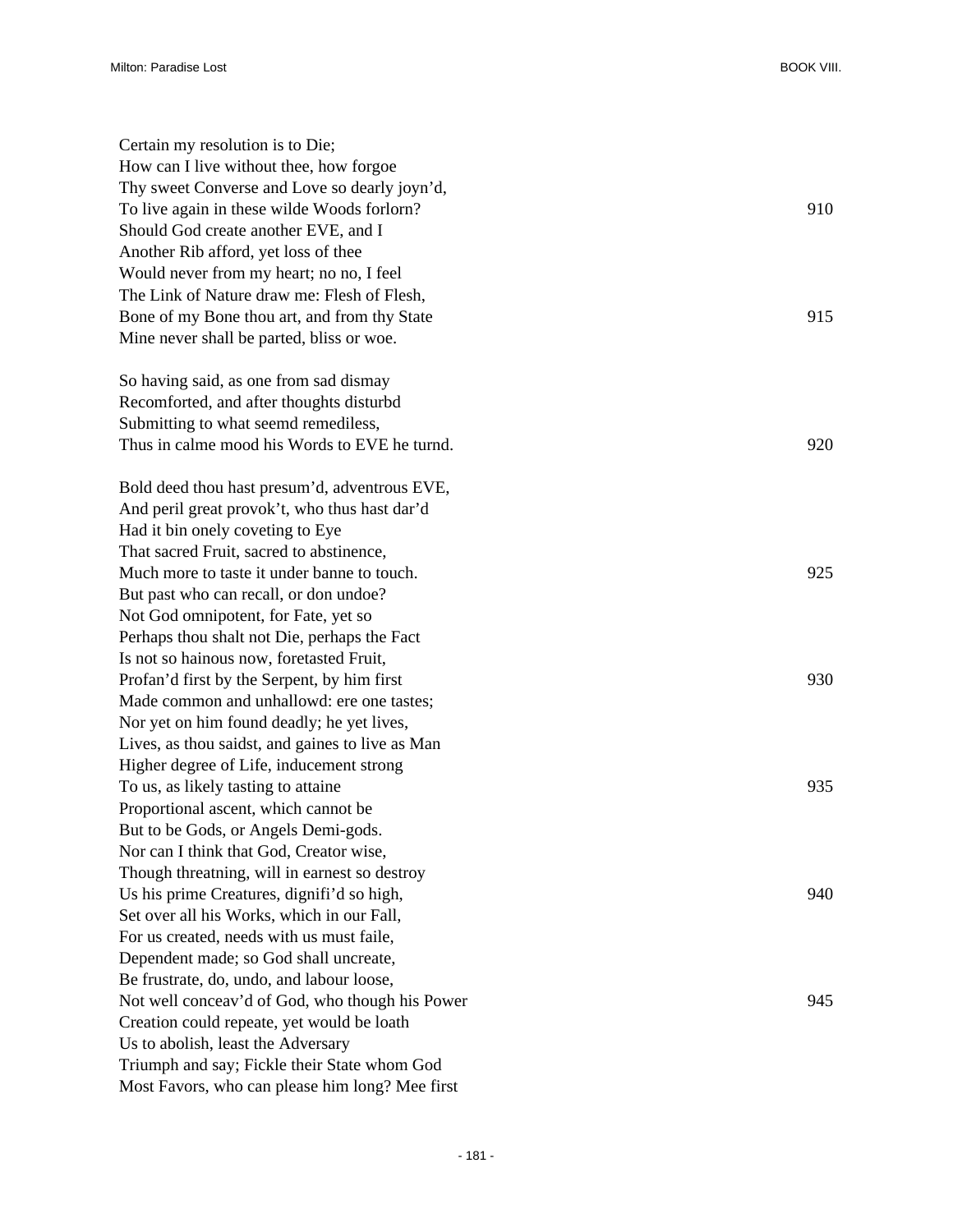Certain my resolution is to Die;
How can I live without thee, how forgoe
Thy sweet Converse and Love so dearly joyn'd,
To live again in these wilde Woods forlorn? 910
Should God create another EVE, and I
Another Rib afford, yet loss of thee
Would never from my heart; no no, I feel
The Link of Nature draw me: Flesh of Flesh,
Bone of my Bone thou art, and from thy State 915
Mine never shall be parted, bliss or woe.

So having said, as one from sad dismay
Recomforted, and after thoughts disturbd
Submitting to what seemd remediless,
Thus in calme mood his Words to EVE he turnd. 920

Bold deed thou hast presum'd, adventrous EVE,
And peril great provok't, who thus hast dar'd
Had it bin onely coveting to Eye
That sacred Fruit, sacred to abstinence,
Much more to taste it under banne to touch. 925
But past who can recall, or don undoe?
Not God omnipotent, for Fate, yet so
Perhaps thou shalt not Die, perhaps the Fact
Is not so hainous now, foretasted Fruit,
Profan'd first by the Serpent, by him first 930
Made common and unhallowd: ere one tastes;
Nor yet on him found deadly; he yet lives,
Lives, as thou saidst, and gaines to live as Man
Higher degree of Life, inducement strong
To us, as likely tasting to attaine 935
Proportional ascent, which cannot be
But to be Gods, or Angels Demi-gods.
Nor can I think that God, Creator wise,
Though threatning, will in earnest so destroy
Us his prime Creatures, dignifi'd so high, 940
Set over all his Works, which in our Fall,
For us created, needs with us must faile,
Dependent made; so God shall uncreate,
Be frustrate, do, undo, and labour loose,
Not well conceav'd of God, who though his Power 945
Creation could repeate, yet would be loath
Us to abolish, least the Adversary
Triumph and say; Fickle their State whom God
Most Favors, who can please him long? Mee first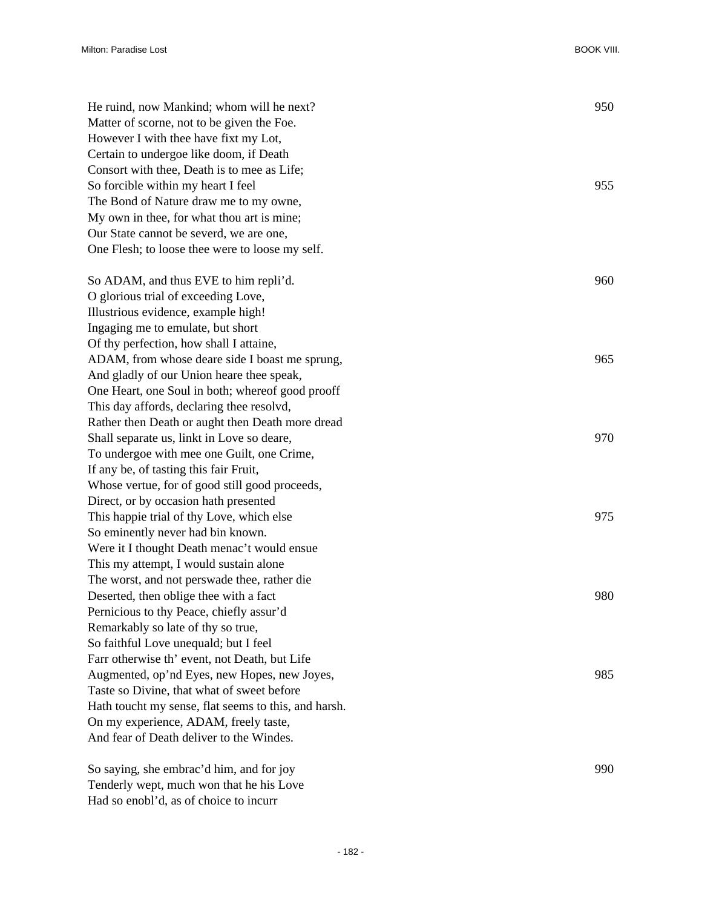He ruind, now Mankind; whom will he next? 950
Matter of scorne, not to be given the Foe.
However I with thee have fixt my Lot,
Certain to undergoe like doom, if Death
Consort with thee, Death is to mee as Life;
So forcible within my heart I feel 955
The Bond of Nature draw me to my owne,
My own in thee, for what thou art is mine;
Our State cannot be severd, we are one,
One Flesh; to loose thee were to loose my self.

So ADAM, and thus EVE to him repli'd. 960
O glorious trial of exceeding Love,
Illustrious evidence, example high!
Ingaging me to emulate, but short
Of thy perfection, how shall I attaine,
ADAM, from whose deare side I boast me sprung, 965
And gladly of our Union heare thee speak,
One Heart, one Soul in both; whereof good prooff
This day affords, declaring thee resolvd,
Rather then Death or aught then Death more dread
Shall separate us, linkt in Love so deare, 970
To undergoe with mee one Guilt, one Crime,
If any be, of tasting this fair Fruit,
Whose vertue, for of good still good proceeds,
Direct, or by occasion hath presented
This happie trial of thy Love, which else 975
So eminently never had bin known.
Were it I thought Death menac't would ensue
This my attempt, I would sustain alone
The worst, and not perswade thee, rather die
Deserted, then oblige thee with a fact 980
Pernicious to thy Peace, chiefly assur'd
Remarkably so late of thy so true,
So faithful Love unequald; but I feel
Farr otherwise th' event, not Death, but Life
Augmented, op'nd Eyes, new Hopes, new Joyes, 985
Taste so Divine, that what of sweet before
Hath toucht my sense, flat seems to this, and harsh.
On my experience, ADAM, freely taste,
And fear of Death deliver to the Windes.

So saying, she embrac'd him, and for joy 990
Tenderly wept, much won that he his Love
Had so enobl'd, as of choice to incurr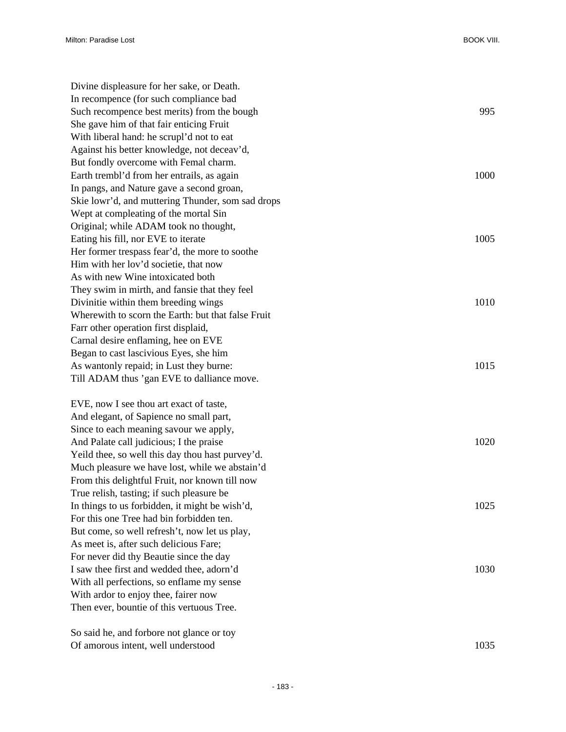Divine displeasure for her sake, or Death.
In recompence (for such compliance bad
Such recompence best merits) from the bough 995
She gave him of that fair enticing Fruit
With liberal hand: he scrupl'd not to eat
Against his better knowledge, not deceav'd,
But fondly overcome with Femal charm.
Earth trembl'd from her entrails, as again 1000
In pangs, and Nature gave a second groan,
Skie lowr'd, and muttering Thunder, som sad drops
Wept at compleating of the mortal Sin
Original; while ADAM took no thought,
Eating his fill, nor EVE to iterate 1005
Her former trespass fear'd, the more to soothe
Him with her lov'd societie, that now
As with new Wine intoxicated both
They swim in mirth, and fansie that they feel
Divinitie within them breeding wings 1010
Wherewith to scorn the Earth: but that false Fruit
Farr other operation first displaid,
Carnal desire enflaming, hee on EVE
Began to cast lascivious Eyes, she him
As wantonly repaid; in Lust they burne: 1015
Till ADAM thus 'gan EVE to dalliance move.

EVE, now I see thou art exact of taste,
And elegant, of Sapience no small part,
Since to each meaning savour we apply,
And Palate call judicious; I the praise 1020
Yeild thee, so well this day thou hast purvey'd.
Much pleasure we have lost, while we abstain'd
From this delightful Fruit, nor known till now
True relish, tasting; if such pleasure be
In things to us forbidden, it might be wish'd, 1025
For this one Tree had bin forbidden ten.
But come, so well refresh't, now let us play,
As meet is, after such delicious Fare;
For never did thy Beautie since the day
I saw thee first and wedded thee, adorn'd 1030
With all perfections, so enflame my sense
With ardor to enjoy thee, fairer now
Then ever, bountie of this vertuous Tree.

So said he, and forbore not glance or toy
Of amorous intent, well understood 1035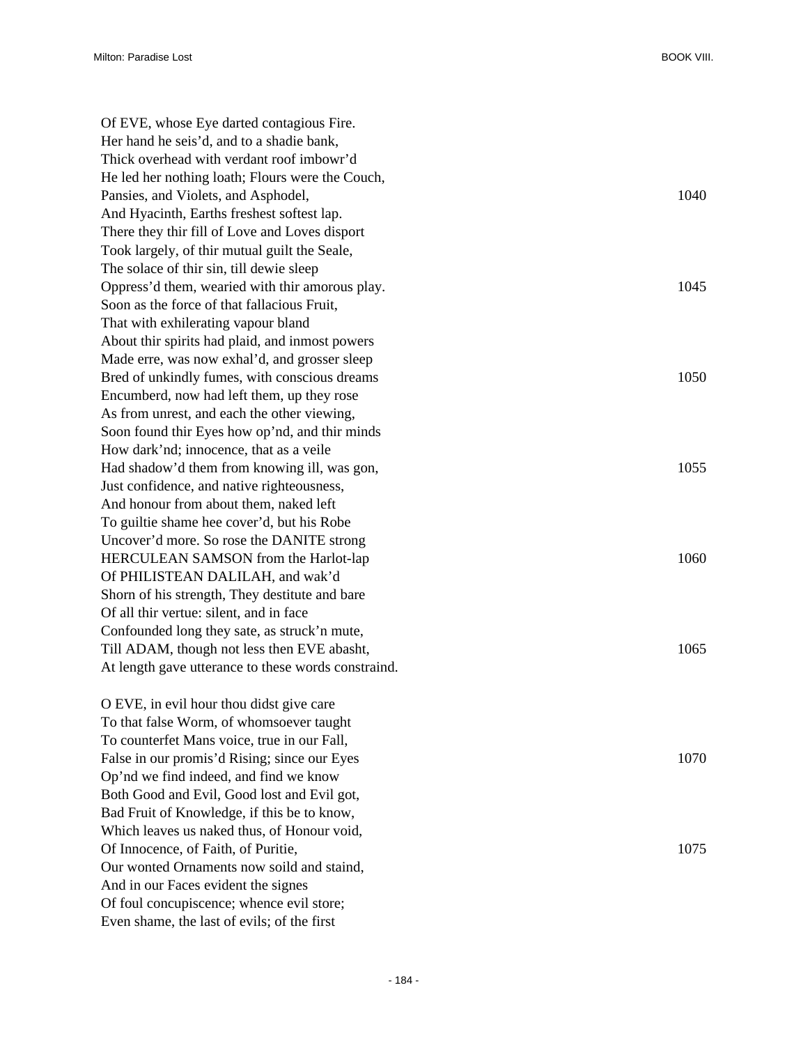Of EVE, whose Eye darted contagious Fire.  
Her hand he seis'd, and to a shadie bank,  
Thick overhead with verdant roof imbowr'd  
He led her nothing loath; Flours were the Couch,  
Pansies, and Violets, and Asphodel, 1040  
And Hyacinth, Earths freshest softest lap.  
There they thir fill of Love and Loves disport  
Took largely, of thir mutual guilt the Seale,  
The solace of thir sin, till dewie sleep  
Oppress'd them, wearied with thir amorous play. 1045  
Soon as the force of that fallacious Fruit,  
That with exhilerating vapour bland  
About thir spirits had plaid, and inmost powers  
Made erre, was now exhal'd, and grosser sleep  
Bred of unkindly fumes, with conscious dreams 1050  
Encumberd, now had left them, up they rose  
As from unrest, and each the other viewing,  
Soon found thir Eyes how op'nd, and thir minds  
How dark'nd; innocence, that as a veile  
Had shadow'd them from knowing ill, was gon, 1055  
Just confidence, and native righteousness,  
And honour from about them, naked left  
To guiltie shame hee cover'd, but his Robe  
Uncover'd more. So rose the DANITE strong  
HERCULEAN SAMSON from the Harlot-lap 1060  
Of PHILISTEAN DALILAH, and wak'd  
Shorn of his strength, They destitute and bare  
Of all thir vertue: silent, and in face  
Confounded long they sate, as struck'n mute,  
Till ADAM, though not less then EVE abasht, 1065  
At length gave utterance to these words constraind.

O EVE, in evil hour thou didst give eare  
To that false Worm, of whomsoever taught  
To counterfet Mans voice, true in our Fall,  
False in our promis'd Rising; since our Eyes 1070  
Op'nd we find indeed, and find we know  
Both Good and Evil, Good lost and Evil got,  
Bad Fruit of Knowledge, if this be to know,  
Which leaves us naked thus, of Honour void,  
Of Innocence, of Faith, of Puritie, 1075  
Our wonted Ornaments now soild and staind,  
And in our Faces evident the signes  
Of foul concupiscence; whence evil store;  
Even shame, the last of evils; of the first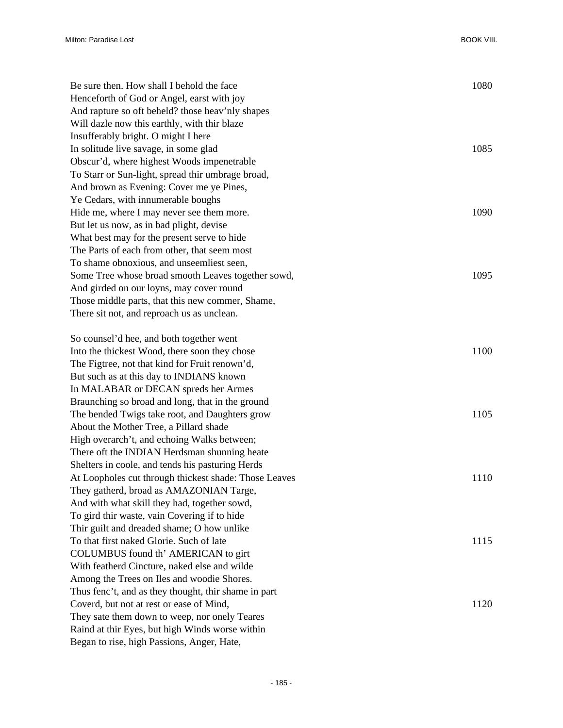Be sure then. How shall I behold the face 1080
Henceforth of God or Angel, earst with joy
And rapture so oft beheld? those heav'nly shapes
Will dazle now this earthly, with thir blaze
Insufferably bright. O might I here
In solitude live savage, in some glad 1085
Obscur'd, where highest Woods impenetrable
To Starr or Sun-light, spread thir umbrage broad,
And brown as Evening: Cover me ye Pines,
Ye Cedars, with innumerable boughs
Hide me, where I may never see them more. 1090
But let us now, as in bad plight, devise
What best may for the present serve to hide
The Parts of each from other, that seem most
To shame obnoxious, and unseemliest seen,
Some Tree whose broad smooth Leaves together sowd, 1095
And girded on our loyns, may cover round
Those middle parts, that this new commer, Shame,
There sit not, and reproach us as unclean.

So counsel'd hee, and both together went
Into the thickest Wood, there soon they chose 1100
The Figtree, not that kind for Fruit renown'd,
But such as at this day to INDIANS known
In MALABAR or DECAN spreds her Armes
Braunching so broad and long, that in the ground
The bended Twigs take root, and Daughters grow 1105
About the Mother Tree, a Pillard shade
High overarch't, and echoing Walks between;
There oft the INDIAN Herdsman shunning heate
Shelters in coole, and tends his pasturing Herds
At Loopholes cut through thickest shade: Those Leaves 1110
They gatherd, broad as AMAZONIAN Targe,
And with what skill they had, together sowd,
To gird thir waste, vain Covering if to hide
Thir guilt and dreaded shame; O how unlike
To that first naked Glorie. Such of late 1115
COLUMBUS found th' AMERICAN to girt
With featherd Cincture, naked else and wilde
Among the Trees on Iles and woodie Shores.
Thus fenc't, and as they thought, thir shame in part
Coverd, but not at rest or ease of Mind, 1120
They sate them down to weep, nor onely Teares
Raind at thir Eyes, but high Winds worse within
Began to rise, high Passions, Anger, Hate,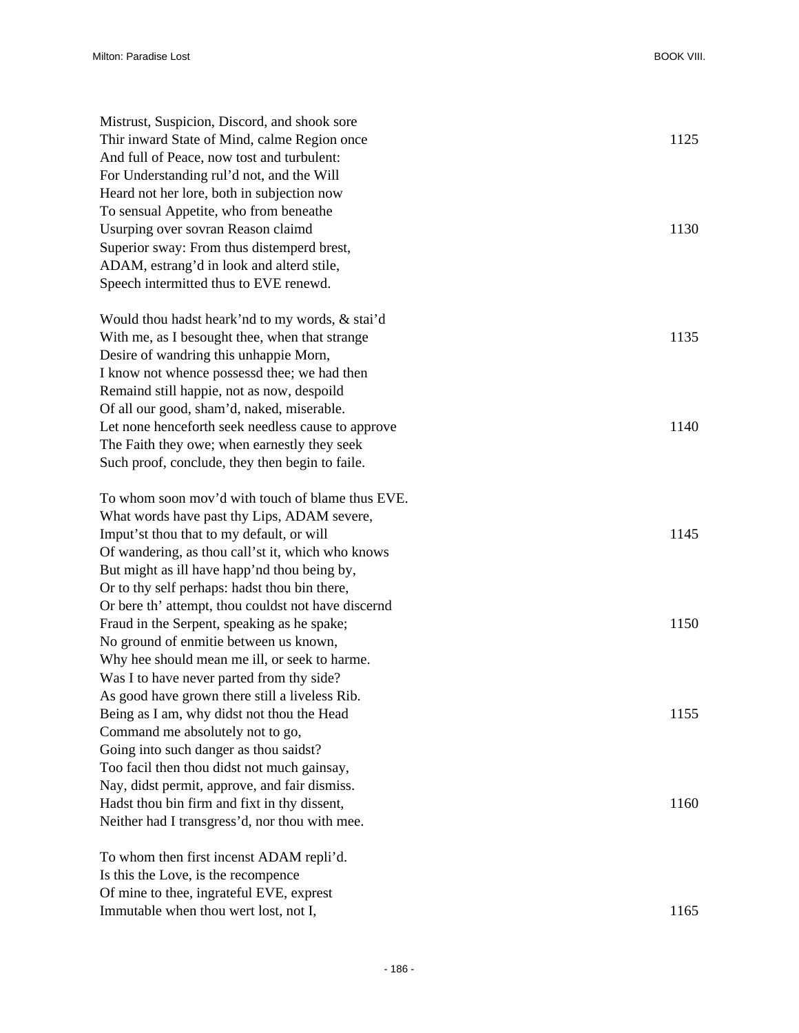Mistrust, Suspicion, Discord, and shook sore  
Thir inward State of Mind, calme Region once                                        1125  
And full of Peace, now tost and turbulent:  
For Understanding rul'd not, and the Will  
Heard not her lore, both in subjection now  
To sensual Appetite, who from beneathe  
Usurping over sovran Reason claimd                                                  1130  
Superior sway: From thus distemperd brest,  
ADAM, estrang'd in look and alterd stile,  
Speech intermitted thus to EVE renewd.

Would thou hadst heark'nd to my words, & stai'd  
With me, as I besought thee, when that strange                                      1135  
Desire of wandring this unhappie Morn,  
I know not whence possessd thee; we had then  
Remaind still happie, not as now, despoild  
Of all our good, sham'd, naked, miserable.  
Let none henceforth seek needless cause to approve                                  1140  
The Faith they owe; when earnestly they seek  
Such proof, conclude, they then begin to faile.

To whom soon mov'd with touch of blame thus EVE.  
What words have past thy Lips, ADAM severe,  
Imput'st thou that to my default, or will                                           1145  
Of wandering, as thou call'st it, which who knows  
But might as ill have happ'nd thou being by,  
Or to thy self perhaps: hadst thou bin there,  
Or bere th' attempt, thou couldst not have discernd  
Fraud in the Serpent, speaking as he spake;                                         1150  
No ground of enmitie between us known,  
Why hee should mean me ill, or seek to harme.  
Was I to have never parted from thy side?  
As good have grown there still a liveless Rib.  
Being as I am, why didst not thou the Head                                          1155  
Command me absolutely not to go,  
Going into such danger as thou saidst?  
Too facil then thou didst not much gainsay,  
Nay, didst permit, approve, and fair dismiss.  
Hadst thou bin firm and fixt in thy dissent,                                        1160  
Neither had I transgress'd, nor thou with mee.

To whom then first incenst ADAM repli'd.  
Is this the Love, is the recompence  
Of mine to thee, ingrateful EVE, exprest  
Immutable when thou wert lost, not I,                                               1165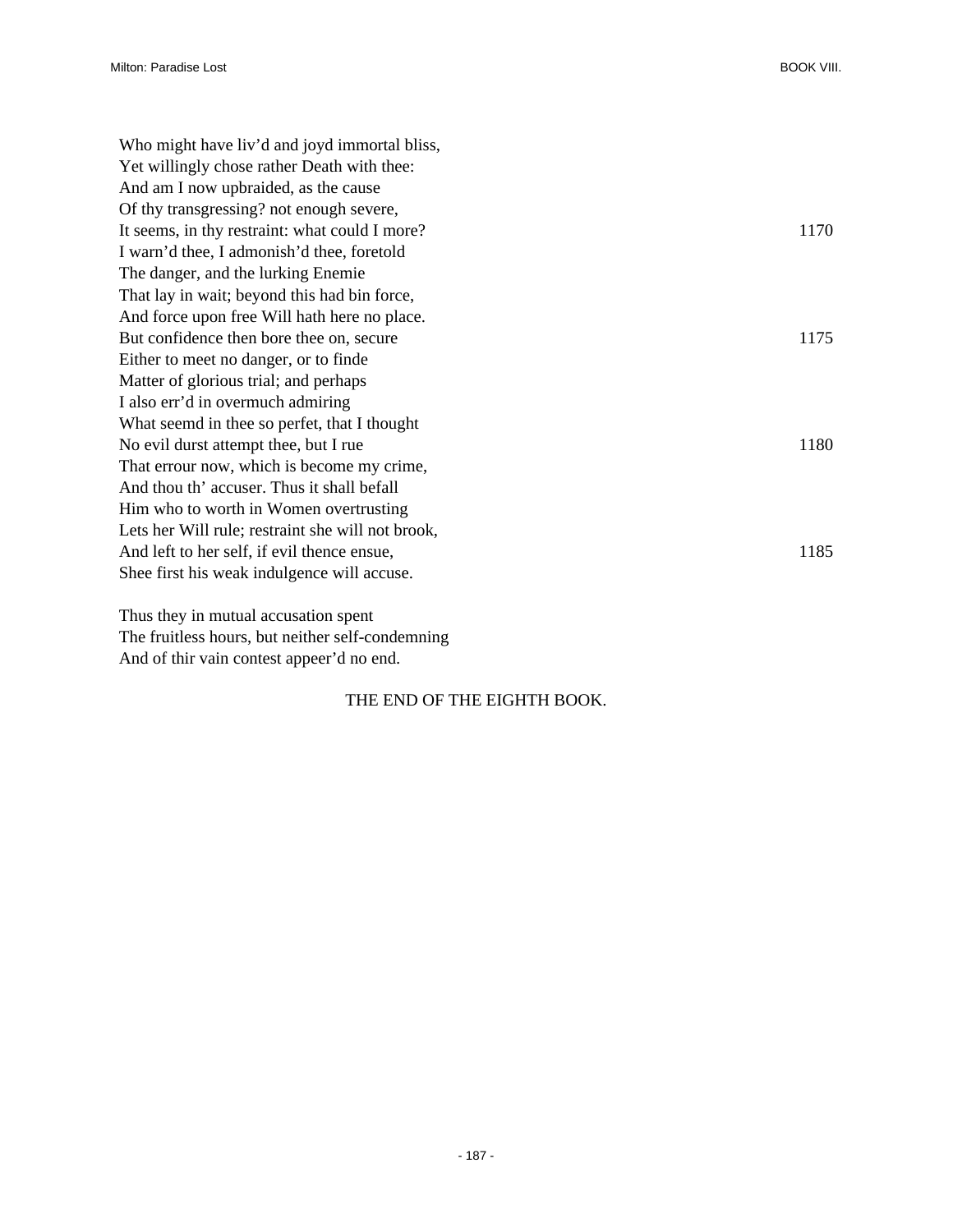Who might have liv'd and joyd immortal bliss,  
Yet willingly chose rather Death with thee:  
And am I now upbraided, as the cause  
Of thy transgressing? not enough severe,  
It seems, in thy restraint: what could I more? 1170  
I warn'd thee, I admonish'd thee, foretold  
The danger, and the lurking Enemie  
That lay in wait; beyond this had bin force,  
And force upon free Will hath here no place.  
But confidence then bore thee on, secure 1175  
Either to meet no danger, or to finde  
Matter of glorious trial; and perhaps  
I also err'd in overmuch admiring  
What seemd in thee so perfet, that I thought  
No evil durst attempt thee, but I rue 1180  
That errour now, which is become my crime,  
And thou th' accuser. Thus it shall befall  
Him who to worth in Women overtrusting  
Lets her Will rule; restraint she will not brook,  
And left to her self, if evil thence ensue, 1185  
Shee first his weak indulgence will accuse.

Thus they in mutual accusation spent  
The fruitless hours, but neither self-condemning  
And of thir vain contest appeer'd no end.

THE END OF THE EIGHTH BOOK.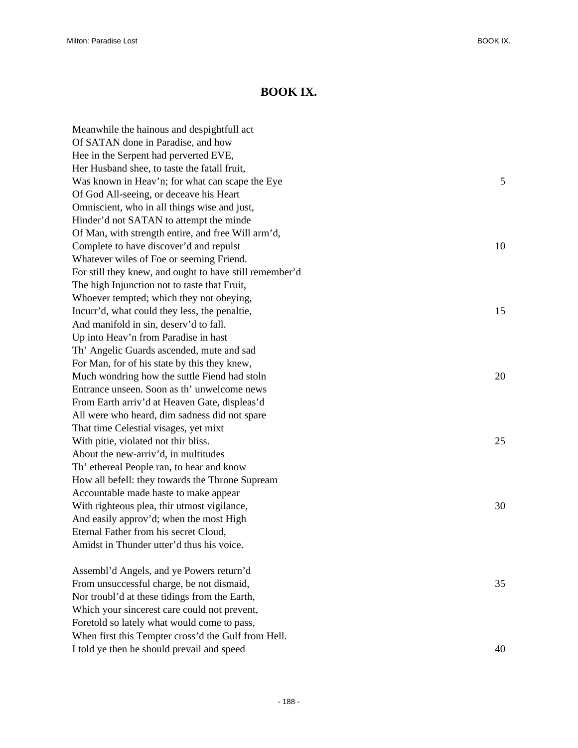# BOOK IX.

Meanwhile the hainous and despightfull act
Of SATAN done in Paradise, and how
Hee in the Serpent had perverted EVE,
Her Husband shee, to taste the fatall fruit,
Was known in Heav'n; for what can scape the Eye 5
Of God All-seeing, or deceave his Heart
Omniscient, who in all things wise and just,
Hinder'd not SATAN to attempt the minde
Of Man, with strength entire, and free Will arm'd,
Complete to have discover'd and repulst 10
Whatever wiles of Foe or seeming Friend.
For still they knew, and ought to have still remember'd
The high Injunction not to taste that Fruit,
Whoever tempted; which they not obeying,
Incurr'd, what could they less, the penaltie, 15
And manifold in sin, deserv'd to fall.
Up into Heav'n from Paradise in hast
Th' Angelic Guards ascended, mute and sad
For Man, for of his state by this they knew,
Much wondring how the suttle Fiend had stoln 20
Entrance unseen. Soon as th' unwelcome news
From Earth arriv'd at Heaven Gate, displeas'd
All were who heard, dim sadness did not spare
That time Celestial visages, yet mixt
With pitie, violated not thir bliss. 25
About the new-arriv'd, in multitudes
Th' ethereal People ran, to hear and know
How all befell: they towards the Throne Supream
Accountable made haste to make appear
With righteous plea, thir utmost vigilance, 30
And easily approv'd; when the most High
Eternal Father from his secret Cloud,
Amidst in Thunder utter'd thus his voice.

Assembl'd Angels, and ye Powers return'd
From unsuccessful charge, be not dismaid, 35
Nor troubl'd at these tidings from the Earth,
Which your sincerest care could not prevent,
Foretold so lately what would come to pass,
When first this Tempter cross'd the Gulf from Hell.
I told ye then he should prevail and speed 40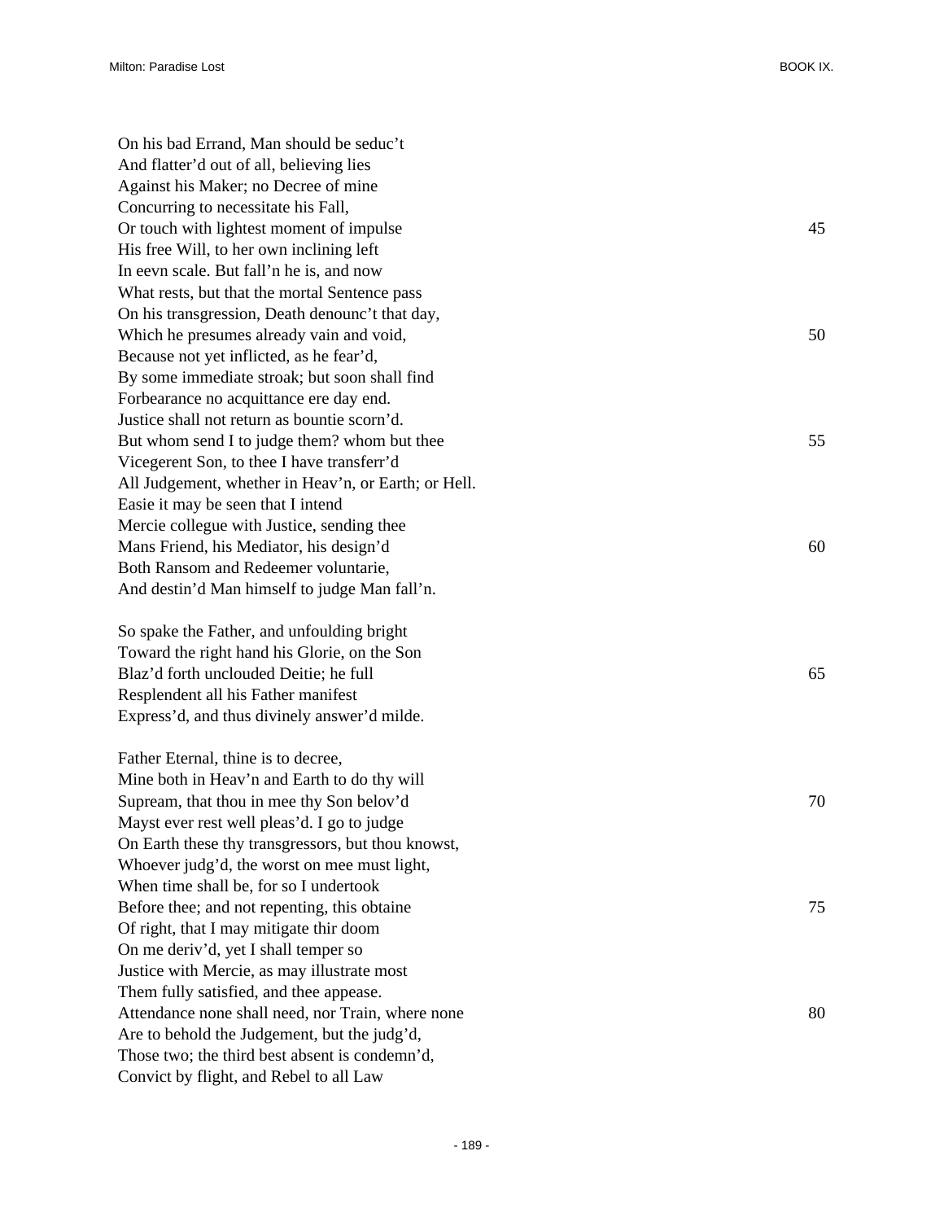On his bad Errand, Man should be seduc't  
And flatter'd out of all, believing lies  
Against his Maker; no Decree of mine  
Concurring to necessitate his Fall,  
Or touch with lightest moment of impulse 45  
His free Will, to her own inclining left  
In eevn scale. But fall'n he is, and now  
What rests, but that the mortal Sentence pass  
On his transgression, Death denounc't that day,  
Which he presumes already vain and void, 50  
Because not yet inflicted, as he fear'd,  
By some immediate stroak; but soon shall find  
Forbearance no acquittance ere day end.  
Justice shall not return as bountie scorn'd.  
But whom send I to judge them? whom but thee 55  
Vicegerent Son, to thee I have transferr'd  
All Judgement, whether in Heav'n, or Earth; or Hell.  
Easie it may be seen that I intend  
Mercie collegue with Justice, sending thee  
Mans Friend, his Mediator, his design'd 60  
Both Ransom and Redeemer voluntarie,  
And destin'd Man himself to judge Man fall'n.

So spake the Father, and unfoulding bright  
Toward the right hand his Glorie, on the Son  
Blaz'd forth unclouded Deitie; he full 65  
Resplendent all his Father manifest  
Express'd, and thus divinely answer'd milde.

Father Eternal, thine is to decree,  
Mine both in Heav'n and Earth to do thy will  
Supream, that thou in mee thy Son belov'd 70  
Mayst ever rest well pleas'd. I go to judge  
On Earth these thy transgressors, but thou knowst,  
Whoever judg'd, the worst on mee must light,  
When time shall be, for so I undertook  
Before thee; and not repenting, this obtaine 75  
Of right, that I may mitigate thir doom  
On me deriv'd, yet I shall temper so  
Justice with Mercie, as may illustrate most  
Them fully satisfied, and thee appease.  
Attendance none shall need, nor Train, where none 80  
Are to behold the Judgement, but the judg'd,  
Those two; the third best absent is condemn'd,  
Convict by flight, and Rebel to all Law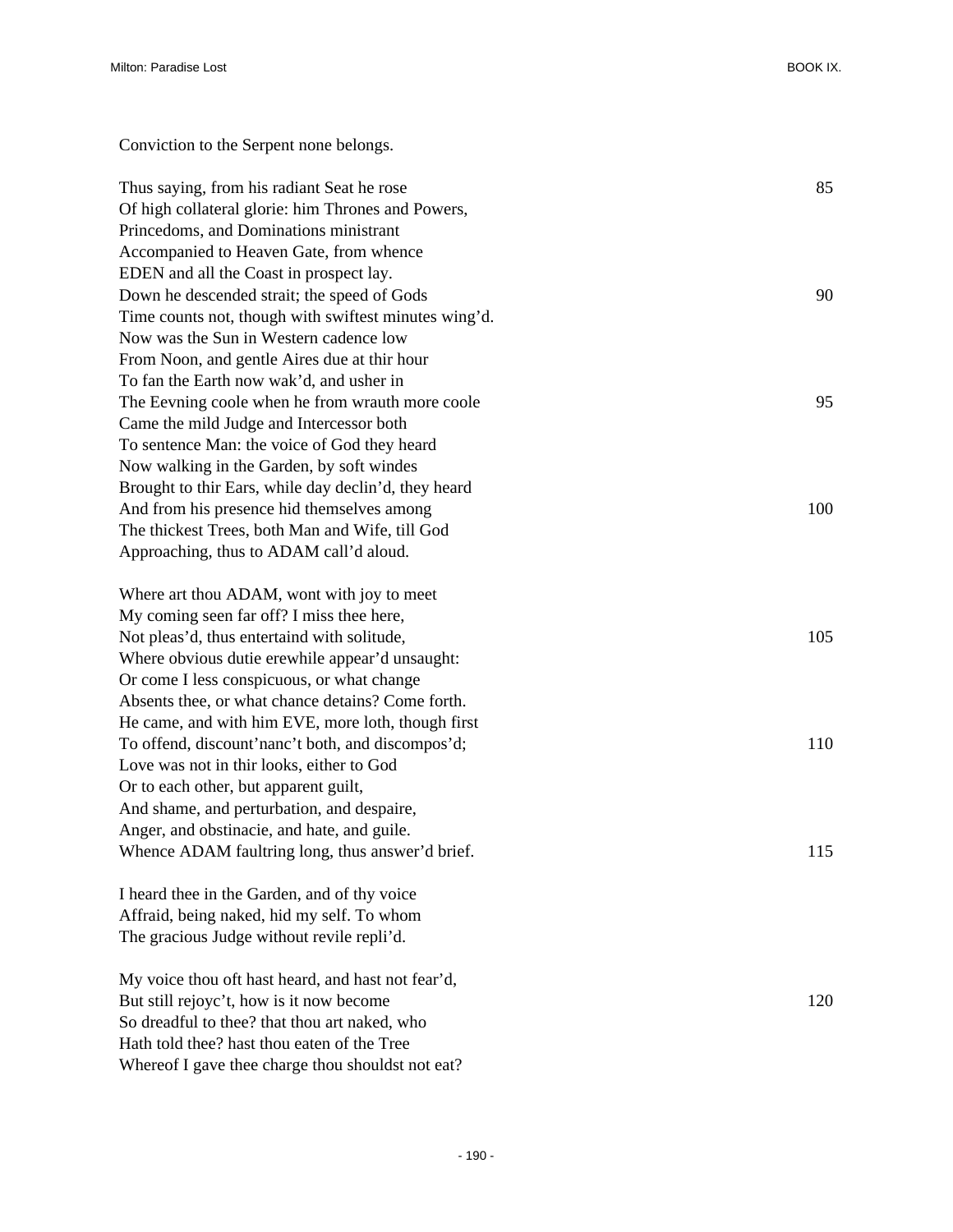Conviction to the Serpent none belongs.

Thus saying, from his radiant Seat he rose 85  
Of high collateral glorie: him Thrones and Powers,  
Princedoms, and Dominations ministrant  
Accompanied to Heaven Gate, from whence  
EDEN and all the Coast in prospect lay.  
Down he descended strait; the speed of Gods 90  
Time counts not, though with swiftest minutes wing'd.  
Now was the Sun in Western cadence low  
From Noon, and gentle Aires due at thir hour  
To fan the Earth now wak'd, and usher in  
The Eevning coole when he from wrauth more coole 95  
Came the mild Judge and Intercessor both  
To sentence Man: the voice of God they heard  
Now walking in the Garden, by soft windes  
Brought to thir Ears, while day declin'd, they heard  
And from his presence hid themselves among 100  
The thickest Trees, both Man and Wife, till God  
Approaching, thus to ADAM call'd aloud.

Where art thou ADAM, wont with joy to meet  
My coming seen far off? I miss thee here,  
Not pleas'd, thus entertaind with solitude, 105  
Where obvious dutie erewhile appear'd unsaught:  
Or come I less conspicuous, or what change  
Absents thee, or what chance detains? Come forth.  
He came, and with him EVE, more loth, though first  
To offend, discount'nanc't both, and discompos'd; 110  
Love was not in thir looks, either to God  
Or to each other, but apparent guilt,  
And shame, and perturbation, and despaire,  
Anger, and obstinacie, and hate, and guile.  
Whence ADAM faultring long, thus answer'd brief. 115

I heard thee in the Garden, and of thy voice  
Affraid, being naked, hid my self. To whom  
The gracious Judge without revile repli'd.

My voice thou oft hast heard, and hast not fear'd,  
But still rejoyc't, how is it now become 120  
So dreadful to thee? that thou art naked, who  
Hath told thee? hast thou eaten of the Tree  
Whereof I gave thee charge thou shouldst not eat?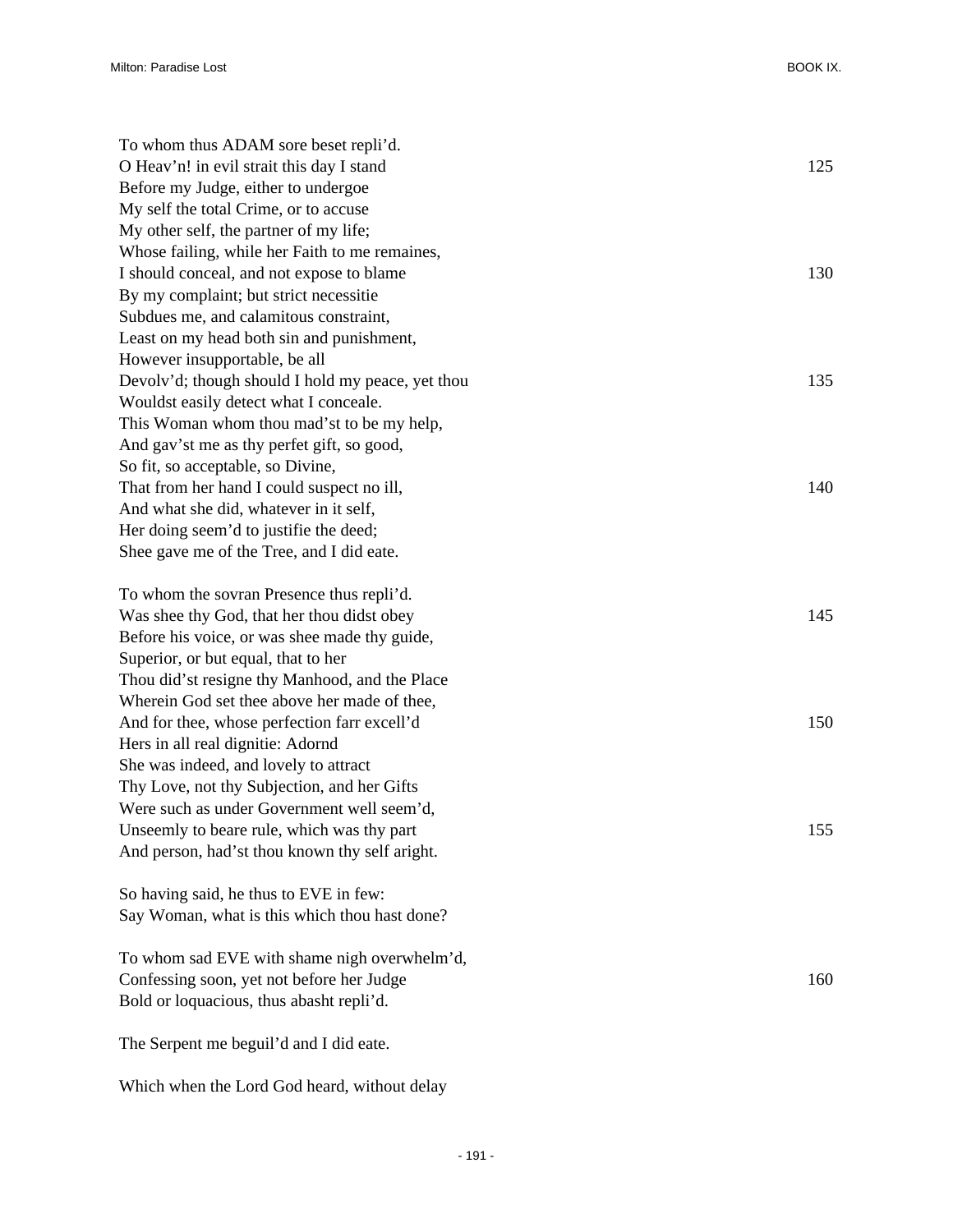To whom thus ADAM sore beset repli'd.
O Heav'n! in evil strait this day I stand 125
Before my Judge, either to undergoe
My self the total Crime, or to accuse
My other self, the partner of my life;
Whose failing, while her Faith to me remaines,
I should conceal, and not expose to blame 130
By my complaint; but strict necessitie
Subdues me, and calamitous constraint,
Least on my head both sin and punishment,
However insupportable, be all
Devolv'd; though should I hold my peace, yet thou 135
Wouldst easily detect what I conceale.
This Woman whom thou mad'st to be my help,
And gav'st me as thy perfet gift, so good,
So fit, so acceptable, so Divine,
That from her hand I could suspect no ill, 140
And what she did, whatever in it self,
Her doing seem'd to justifie the deed;
Shee gave me of the Tree, and I did eate.

To whom the sovran Presence thus repli'd.
Was shee thy God, that her thou didst obey 145
Before his voice, or was shee made thy guide,
Superior, or but equal, that to her
Thou did'st resigne thy Manhood, and the Place
Wherein God set thee above her made of thee,
And for thee, whose perfection farr excell'd 150
Hers in all real dignitie: Adornd
She was indeed, and lovely to attract
Thy Love, not thy Subjection, and her Gifts
Were such as under Government well seem'd,
Unseemly to beare rule, which was thy part 155
And person, had'st thou known thy self aright.

So having said, he thus to EVE in few:
Say Woman, what is this which thou hast done?

To whom sad EVE with shame nigh overwhelm'd,
Confessing soon, yet not before her Judge 160
Bold or loquacious, thus abasht repli'd.

The Serpent me beguil'd and I did eate.

Which when the Lord God heard, without delay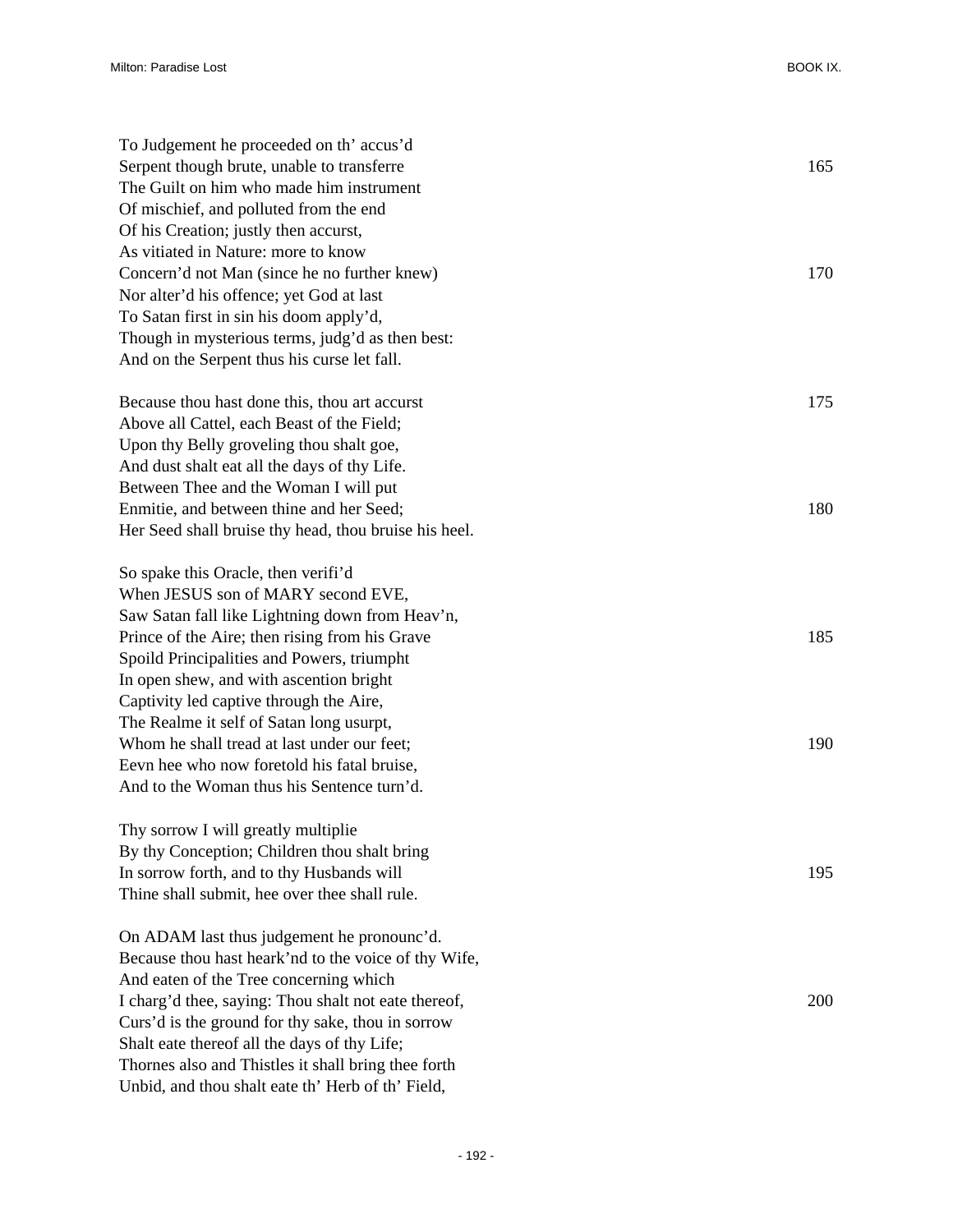To Judgement he proceeded on th' accus'd  
Serpent though brute, unable to transferre 165  
The Guilt on him who made him instrument  
Of mischief, and polluted from the end  
Of his Creation; justly then accurst,  
As vitiated in Nature: more to know  
Concern'd not Man (since he no further knew) 170  
Nor alter'd his offence; yet God at last  
To Satan first in sin his doom apply'd,  
Though in mysterious terms, judg'd as then best:  
And on the Serpent thus his curse let fall.

Because thou hast done this, thou art accurst 175  
Above all Cattel, each Beast of the Field;  
Upon thy Belly groveling thou shalt goe,  
And dust shalt eat all the days of thy Life.  
Between Thee and the Woman I will put  
Enmitie, and between thine and her Seed; 180  
Her Seed shall bruise thy head, thou bruise his heel.

So spake this Oracle, then verifi'd  
When JESUS son of MARY second EVE,  
Saw Satan fall like Lightning down from Heav'n,  
Prince of the Aire; then rising from his Grave 185  
Spoild Principalities and Powers, triumpht  
In open shew, and with ascention bright  
Captivity led captive through the Aire,  
The Realme it self of Satan long usurpt,  
Whom he shall tread at last under our feet; 190  
Eevn hee who now foretold his fatal bruise,  
And to the Woman thus his Sentence turn'd.

Thy sorrow I will greatly multiplie  
By thy Conception; Children thou shalt bring  
In sorrow forth, and to thy Husbands will 195  
Thine shall submit, hee over thee shall rule.

On ADAM last thus judgement he pronounc'd.  
Because thou hast heark'nd to the voice of thy Wife,  
And eaten of the Tree concerning which  
I charg'd thee, saying: Thou shalt not eate thereof, 200  
Curs'd is the ground for thy sake, thou in sorrow  
Shalt eate thereof all the days of thy Life;  
Thornes also and Thistles it shall bring thee forth  
Unbid, and thou shalt eate th' Herb of th' Field,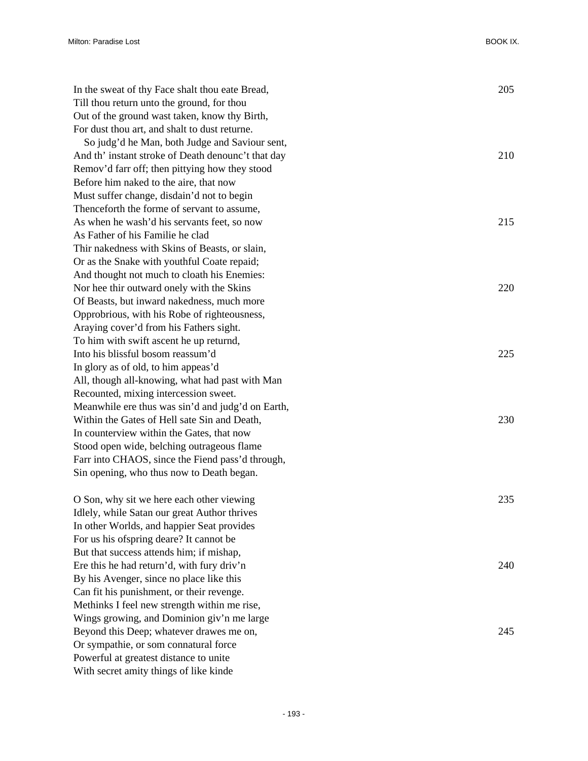In the sweat of thy Face shalt thou eate Bread, 205
Till thou return unto the ground, for thou
Out of the ground wast taken, know thy Birth,
For dust thou art, and shalt to dust returne.
   So judg'd he Man, both Judge and Saviour sent,
And th' instant stroke of Death denounc't that day 210
Remov'd farr off; then pittying how they stood
Before him naked to the aire, that now
Must suffer change, disdain'd not to begin
Thenceforth the forme of servant to assume,
As when he wash'd his servants feet, so now 215
As Father of his Familie he clad
Thir nakedness with Skins of Beasts, or slain,
Or as the Snake with youthful Coate repaid;
And thought not much to cloath his Enemies:
Nor hee thir outward onely with the Skins 220
Of Beasts, but inward nakedness, much more
Opprobrious, with his Robe of righteousness,
Araying cover'd from his Fathers sight.
To him with swift ascent he up returnd,
Into his blissful bosom reassum'd 225
In glory as of old, to him appeas'd
All, though all-knowing, what had past with Man
Recounted, mixing intercession sweet.
Meanwhile ere thus was sin'd and judg'd on Earth,
Within the Gates of Hell sate Sin and Death, 230
In counterview within the Gates, that now
Stood open wide, belching outrageous flame
Farr into CHAOS, since the Fiend pass'd through,
Sin opening, who thus now to Death began.

O Son, why sit we here each other viewing 235
Idlely, while Satan our great Author thrives
In other Worlds, and happier Seat provides
For us his ofspring deare? It cannot be
But that success attends him; if mishap,
Ere this he had return'd, with fury driv'n 240
By his Avenger, since no place like this
Can fit his punishment, or their revenge.
Methinks I feel new strength within me rise,
Wings growing, and Dominion giv'n me large
Beyond this Deep; whatever drawes me on, 245
Or sympathie, or som connatural force
Powerful at greatest distance to unite
With secret amity things of like kinde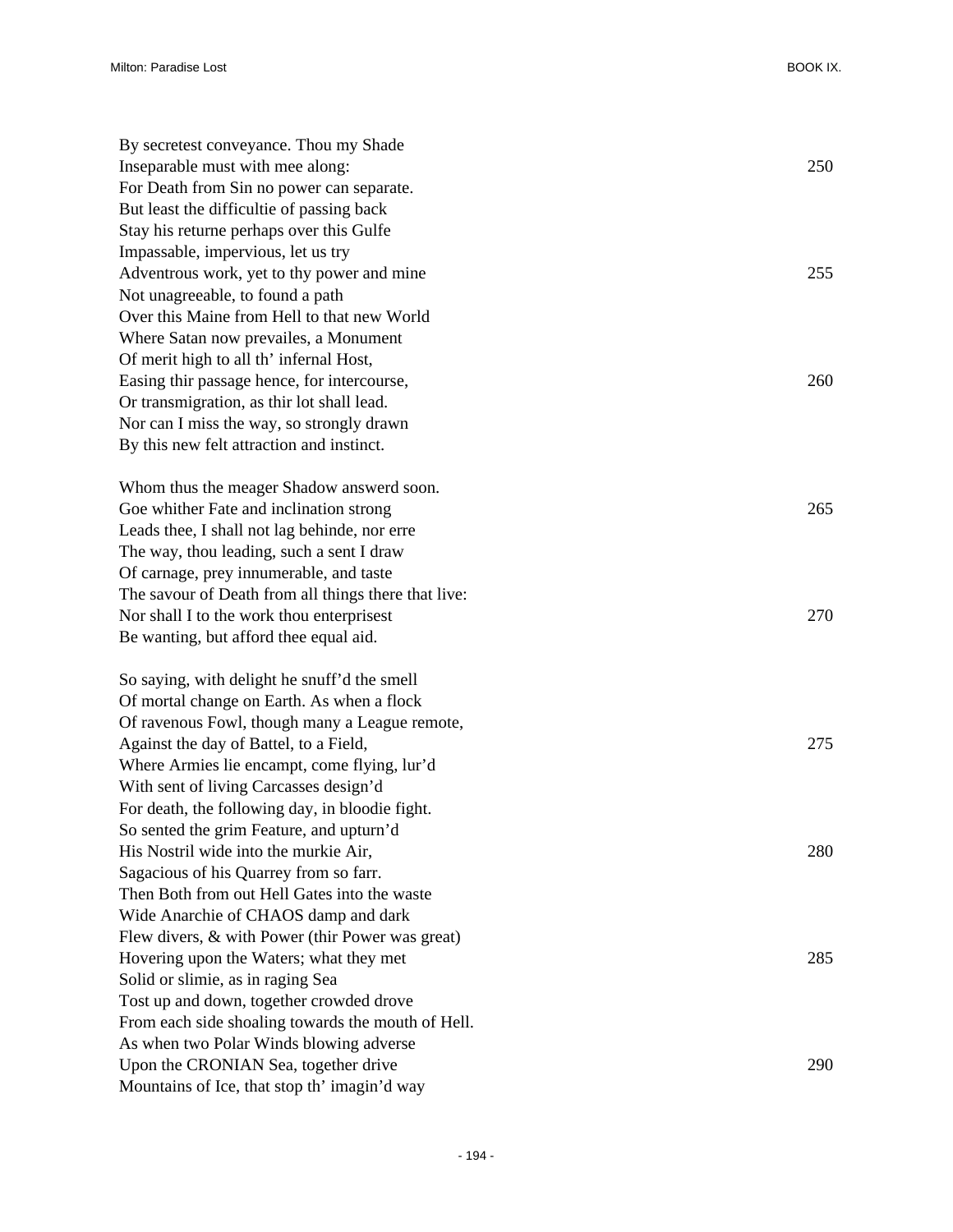By secretest conveyance. Thou my Shade
Inseparable must with mee along: 250
For Death from Sin no power can separate.
But least the difficultie of passing back
Stay his returne perhaps over this Gulfe
Impassable, impervious, let us try
Adventrous work, yet to thy power and mine 255
Not unagreeable, to found a path
Over this Maine from Hell to that new World
Where Satan now prevailes, a Monument
Of merit high to all th' infernal Host,
Easing thir passage hence, for intercourse, 260
Or transmigration, as thir lot shall lead.
Nor can I miss the way, so strongly drawn
By this new felt attraction and instinct.

Whom thus the meager Shadow answerd soon.
Goe whither Fate and inclination strong 265
Leads thee, I shall not lag behinde, nor erre
The way, thou leading, such a sent I draw
Of carnage, prey innumerable, and taste
The savour of Death from all things there that live:
Nor shall I to the work thou enterprisest 270
Be wanting, but afford thee equal aid.

So saying, with delight he snuff'd the smell
Of mortal change on Earth. As when a flock
Of ravenous Fowl, though many a League remote,
Against the day of Battel, to a Field, 275
Where Armies lie encampt, come flying, lur'd
With sent of living Carcasses design'd
For death, the following day, in bloodie fight.
So sented the grim Feature, and upturn'd
His Nostril wide into the murkie Air, 280
Sagacious of his Quarrey from so farr.
Then Both from out Hell Gates into the waste
Wide Anarchie of CHAOS damp and dark
Flew divers, & with Power (thir Power was great)
Hovering upon the Waters; what they met 285
Solid or slimie, as in raging Sea
Tost up and down, together crowded drove
From each side shoaling towards the mouth of Hell.
As when two Polar Winds blowing adverse
Upon the CRONIAN Sea, together drive 290
Mountains of Ice, that stop th' imagin'd way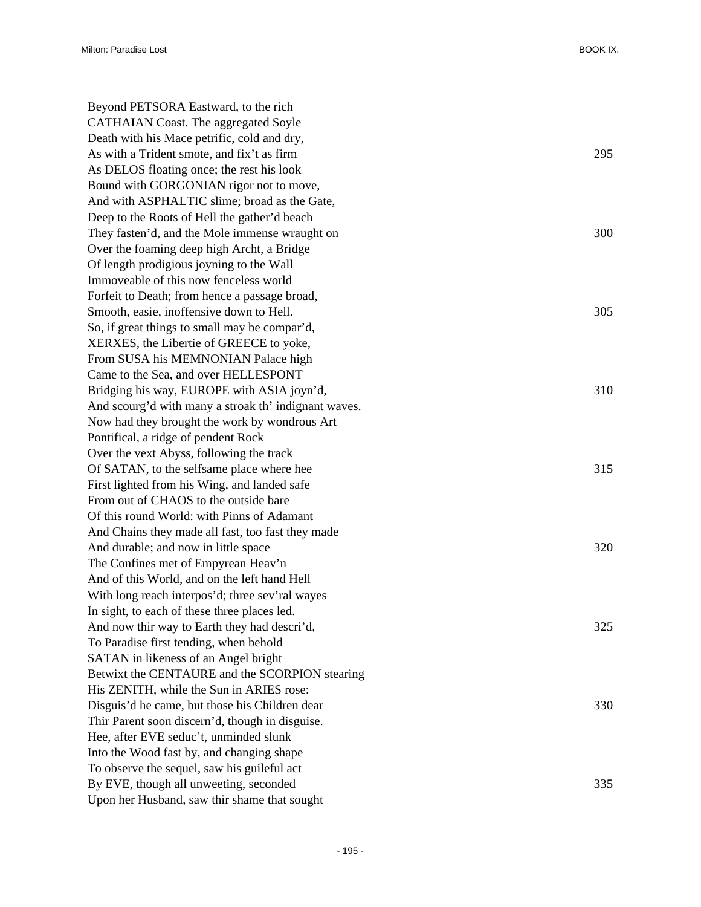Beyond PETSORA Eastward, to the rich
CATHAIAN Coast. The aggregated Soyle
Death with his Mace petrific, cold and dry,
As with a Trident smote, and fix't as firm 295
As DELOS floating once; the rest his look
Bound with GORGONIAN rigor not to move,
And with ASPHALTIC slime; broad as the Gate,
Deep to the Roots of Hell the gather'd beach
They fasten'd, and the Mole immense wraught on 300
Over the foaming deep high Archt, a Bridge
Of length prodigious joyning to the Wall
Immoveable of this now fenceless world
Forfeit to Death; from hence a passage broad,
Smooth, easie, inoffensive down to Hell. 305
So, if great things to small may be compar'd,
XERXES, the Libertie of GREECE to yoke,
From SUSA his MEMNONIAN Palace high
Came to the Sea, and over HELLESPONT
Bridging his way, EUROPE with ASIA joyn'd, 310
And scourg'd with many a stroak th' indignant waves.
Now had they brought the work by wondrous Art
Pontifical, a ridge of pendent Rock
Over the vext Abyss, following the track
Of SATAN, to the selfsame place where hee 315
First lighted from his Wing, and landed safe
From out of CHAOS to the outside bare
Of this round World: with Pinns of Adamant
And Chains they made all fast, too fast they made
And durable; and now in little space 320
The Confines met of Empyrean Heav'n
And of this World, and on the left hand Hell
With long reach interpos'd; three sev'ral wayes
In sight, to each of these three places led.
And now thir way to Earth they had descri'd, 325
To Paradise first tending, when behold
SATAN in likeness of an Angel bright
Betwixt the CENTAURE and the SCORPION stearing
His ZENITH, while the Sun in ARIES rose:
Disguis'd he came, but those his Children dear 330
Thir Parent soon discern'd, though in disguise.
Hee, after EVE seduc't, unminded slunk
Into the Wood fast by, and changing shape
To observe the sequel, saw his guileful act
By EVE, though all unweeting, seconded 335
Upon her Husband, saw thir shame that sought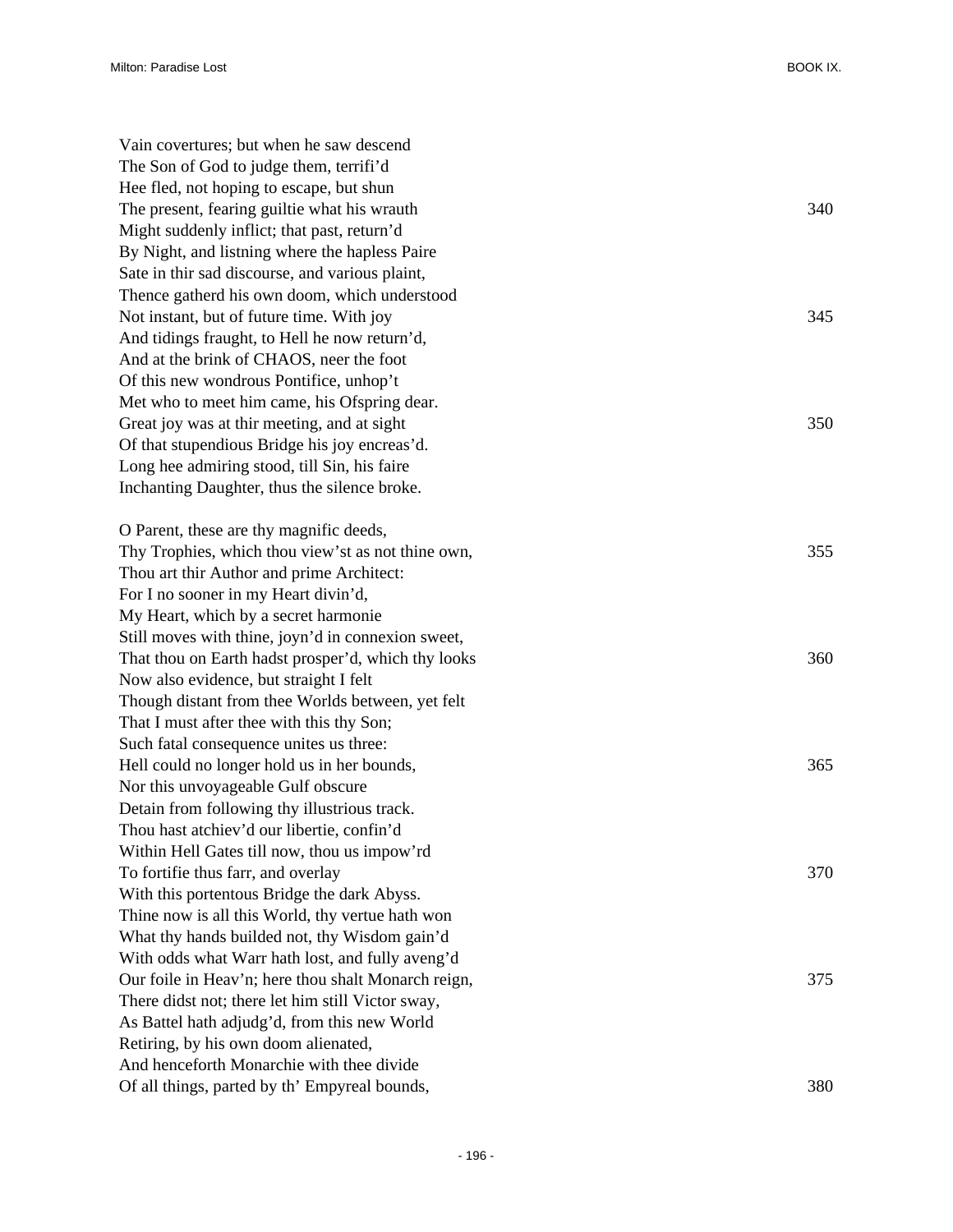Vain covertures; but when he saw descend  
The Son of God to judge them, terrifi'd  
Hee fled, not hoping to escape, but shun  
The present, fearing guiltie what his wrauth 340  
Might suddenly inflict; that past, return'd  
By Night, and listning where the hapless Paire  
Sate in thir sad discourse, and various plaint,  
Thence gatherd his own doom, which understood  
Not instant, but of future time. With joy 345  
And tidings fraught, to Hell he now return'd,  
And at the brink of CHAOS, neer the foot  
Of this new wondrous Pontifice, unhop't  
Met who to meet him came, his Ofspring dear.  
Great joy was at thir meeting, and at sight 350  
Of that stupendious Bridge his joy encreas'd.  
Long hee admiring stood, till Sin, his faire  
Inchanting Daughter, thus the silence broke.

O Parent, these are thy magnific deeds,  
Thy Trophies, which thou view'st as not thine own, 355  
Thou art thir Author and prime Architect:  
For I no sooner in my Heart divin'd,  
My Heart, which by a secret harmonie  
Still moves with thine, joyn'd in connexion sweet,  
That thou on Earth hadst prosper'd, which thy looks 360  
Now also evidence, but straight I felt  
Though distant from thee Worlds between, yet felt  
That I must after thee with this thy Son;  
Such fatal consequence unites us three:  
Hell could no longer hold us in her bounds, 365  
Nor this unvoyageable Gulf obscure  
Detain from following thy illustrious track.  
Thou hast atchiev'd our libertie, confin'd  
Within Hell Gates till now, thou us impow'rd  
To fortifie thus farr, and overlay 370  
With this portentous Bridge the dark Abyss.  
Thine now is all this World, thy vertue hath won  
What thy hands builded not, thy Wisdom gain'd  
With odds what Warr hath lost, and fully aveng'd  
Our foile in Heav'n; here thou shalt Monarch reign, 375  
There didst not; there let him still Victor sway,  
As Battel hath adjudg'd, from this new World  
Retiring, by his own doom alienated,  
And henceforth Monarchie with thee divide  
Of all things, parted by th' Empyreal bounds, 380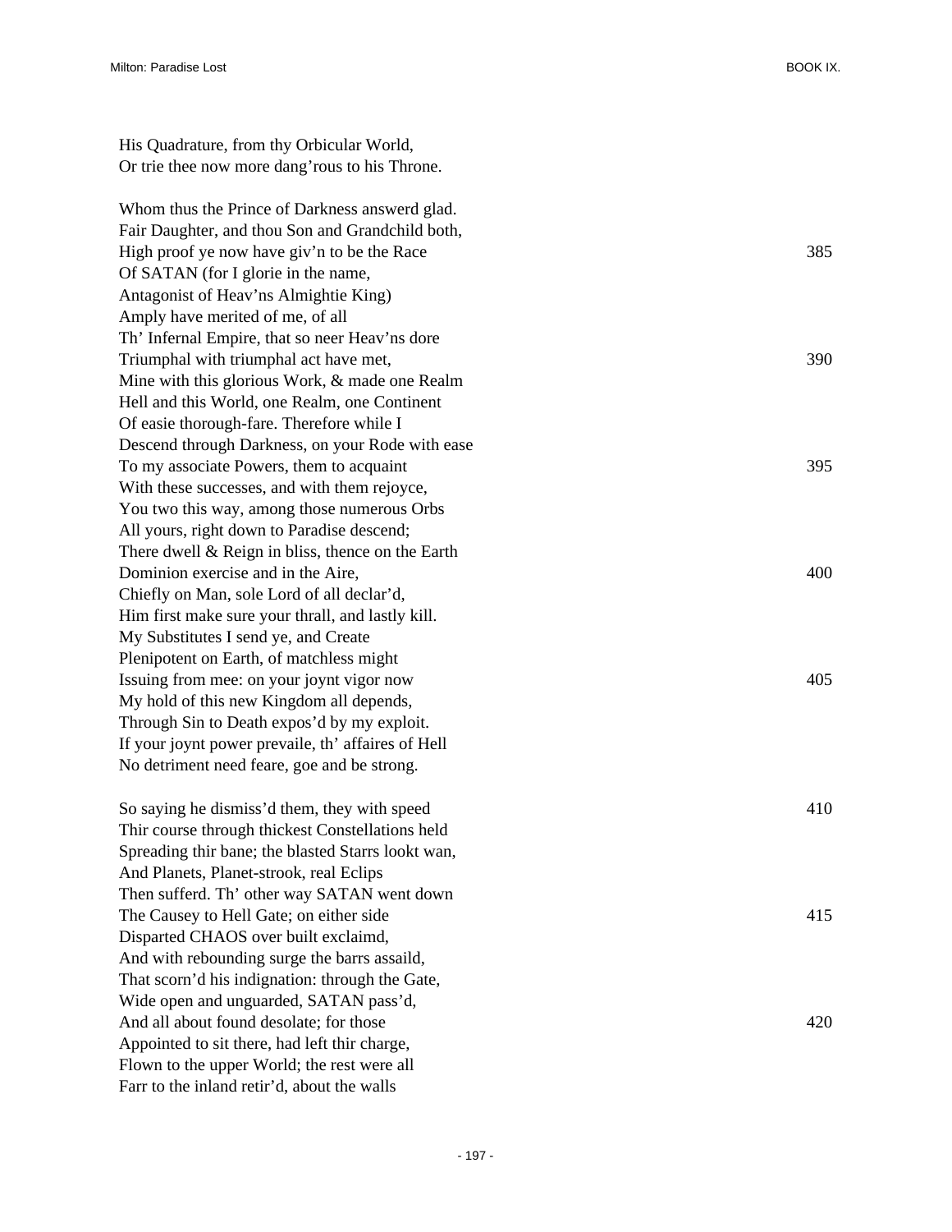His Quadrature, from thy Orbicular World,
Or trie thee now more dang'rous to his Throne.

Whom thus the Prince of Darkness answerd glad.
Fair Daughter, and thou Son and Grandchild both,
High proof ye now have giv'n to be the Race 385
Of SATAN (for I glorie in the name,
Antagonist of Heav'ns Almightie King)
Amply have merited of me, of all
Th' Infernal Empire, that so neer Heav'ns dore
Triumphal with triumphal act have met, 390
Mine with this glorious Work, & made one Realm
Hell and this World, one Realm, one Continent
Of easie thorough-fare. Therefore while I
Descend through Darkness, on your Rode with ease
To my associate Powers, them to acquaint 395
With these successes, and with them rejoyce,
You two this way, among those numerous Orbs
All yours, right down to Paradise descend;
There dwell & Reign in bliss, thence on the Earth
Dominion exercise and in the Aire, 400
Chiefly on Man, sole Lord of all declar'd,
Him first make sure your thrall, and lastly kill.
My Substitutes I send ye, and Create
Plenipotent on Earth, of matchless might
Issuing from mee: on your joynt vigor now 405
My hold of this new Kingdom all depends,
Through Sin to Death expos'd by my exploit.
If your joynt power prevaile, th' affaires of Hell
No detriment need feare, goe and be strong.

So saying he dismiss'd them, they with speed 410
Thir course through thickest Constellations held
Spreading thir bane; the blasted Starrs lookt wan,
And Planets, Planet-strook, real Eclips
Then sufferd. Th' other way SATAN went down
The Causey to Hell Gate; on either side 415
Disparted CHAOS over built exclaimd,
And with rebounding surge the barrs assaild,
That scorn'd his indignation: through the Gate,
Wide open and unguarded, SATAN pass'd,
And all about found desolate; for those 420
Appointed to sit there, had left thir charge,
Flown to the upper World; the rest were all
Farr to the inland retir'd, about the walls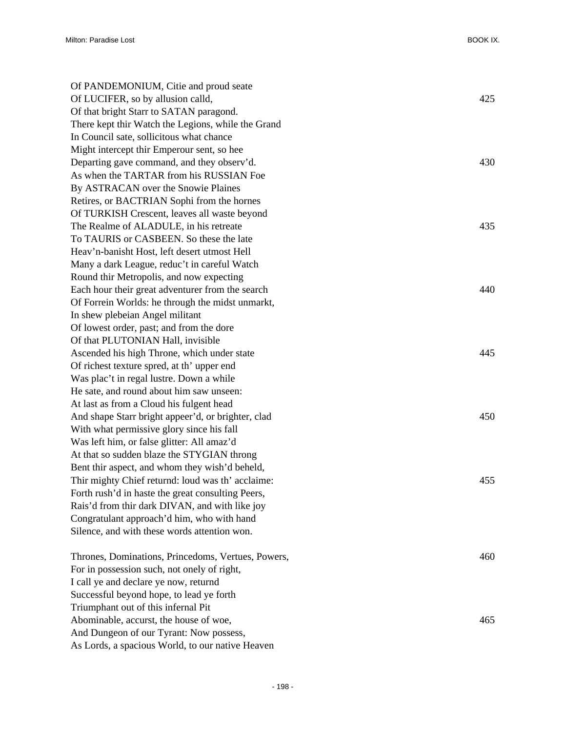Of PANDEMONIUM, Citie and proud seate
Of LUCIFER, so by allusion calld, 425
Of that bright Starr to SATAN paragond.
There kept thir Watch the Legions, while the Grand
In Council sate, sollicitous what chance
Might intercept thir Emperour sent, so hee
Departing gave command, and they observ'd. 430
As when the TARTAR from his RUSSIAN Foe
By ASTRACAN over the Snowie Plaines
Retires, or BACTRIAN Sophi from the hornes
Of TURKISH Crescent, leaves all waste beyond
The Realme of ALADULE, in his retreate 435
To TAURIS or CASBEEN. So these the late
Heav'n-banisht Host, left desert utmost Hell
Many a dark League, reduc't in careful Watch
Round thir Metropolis, and now expecting
Each hour their great adventurer from the search 440
Of Forrein Worlds: he through the midst unmarkt,
In shew plebeian Angel militant
Of lowest order, past; and from the dore
Of that PLUTONIAN Hall, invisible
Ascended his high Throne, which under state 445
Of richest texture spred, at th' upper end
Was plac't in regal lustre. Down a while
He sate, and round about him saw unseen:
At last as from a Cloud his fulgent head
And shape Starr bright appeer'd, or brighter, clad 450
With what permissive glory since his fall
Was left him, or false glitter: All amaz'd
At that so sudden blaze the STYGIAN throng
Bent thir aspect, and whom they wish'd beheld,
Thir mighty Chief returnd: loud was th' acclaime: 455
Forth rush'd in haste the great consulting Peers,
Rais'd from thir dark DIVAN, and with like joy
Congratulant approach'd him, who with hand
Silence, and with these words attention won.

Thrones, Dominations, Princedoms, Vertues, Powers, 460
For in possession such, not onely of right,
I call ye and declare ye now, returnd
Successful beyond hope, to lead ye forth
Triumphant out of this infernal Pit
Abominable, accurst, the house of woe, 465
And Dungeon of our Tyrant: Now possess,
As Lords, a spacious World, to our native Heaven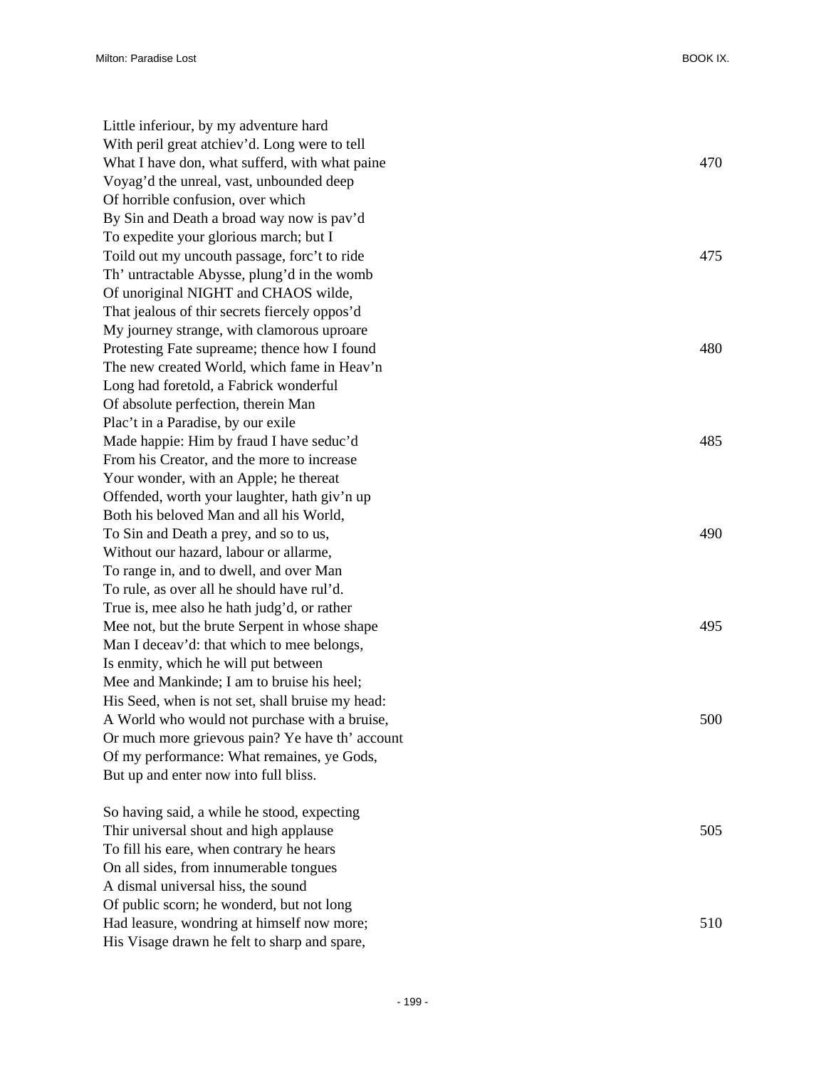Little inferiour, by my adventure hard
With peril great atchiev'd. Long were to tell
What I have don, what sufferd, with what paine 470
Voyag'd the unreal, vast, unbounded deep
Of horrible confusion, over which
By Sin and Death a broad way now is pav'd
To expedite your glorious march; but I
Toild out my uncouth passage, forc't to ride 475
Th' untractable Abysse, plung'd in the womb
Of unoriginal NIGHT and CHAOS wilde,
That jealous of thir secrets fiercely oppos'd
My journey strange, with clamorous uproare
Protesting Fate supreame; thence how I found 480
The new created World, which fame in Heav'n
Long had foretold, a Fabrick wonderful
Of absolute perfection, therein Man
Plac't in a Paradise, by our exile
Made happie: Him by fraud I have seduc'd 485
From his Creator, and the more to increase
Your wonder, with an Apple; he thereat
Offended, worth your laughter, hath giv'n up
Both his beloved Man and all his World,
To Sin and Death a prey, and so to us, 490
Without our hazard, labour or allarme,
To range in, and to dwell, and over Man
To rule, as over all he should have rul'd.
True is, mee also he hath judg'd, or rather
Mee not, but the brute Serpent in whose shape 495
Man I deceav'd: that which to mee belongs,
Is enmity, which he will put between
Mee and Mankinde; I am to bruise his heel;
His Seed, when is not set, shall bruise my head:
A World who would not purchase with a bruise, 500
Or much more grievous pain? Ye have th' account
Of my performance: What remaines, ye Gods,
But up and enter now into full bliss.

So having said, a while he stood, expecting
Thir universal shout and high applause 505
To fill his eare, when contrary he hears
On all sides, from innumerable tongues
A dismal universal hiss, the sound
Of public scorn; he wonderd, but not long
Had leasure, wondring at himself now more; 510
His Visage drawn he felt to sharp and spare,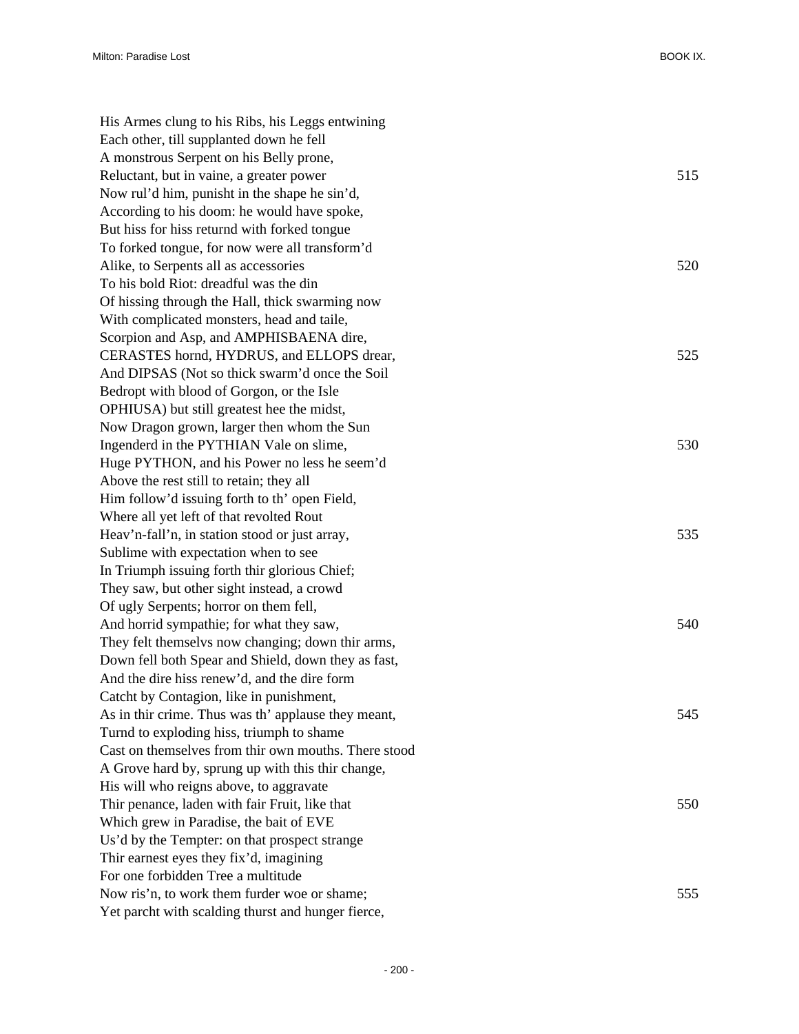His Armes clung to his Ribs, his Leggs entwining  
Each other, till supplanted down he fell  
A monstrous Serpent on his Belly prone,  
Reluctant, but in vaine, a greater power 515  
Now rul'd him, punisht in the shape he sin'd,  
According to his doom: he would have spoke,  
But hiss for hiss returnd with forked tongue  
To forked tongue, for now were all transform'd  
Alike, to Serpents all as accessories 520  
To his bold Riot: dreadful was the din  
Of hissing through the Hall, thick swarming now  
With complicated monsters, head and taile,  
Scorpion and Asp, and AMPHISBAENA dire,  
CERASTES hornd, HYDRUS, and ELLOPS drear, 525  
And DIPSAS (Not so thick swarm'd once the Soil  
Bedropt with blood of Gorgon, or the Isle  
OPHIUSA) but still greatest hee the midst,  
Now Dragon grown, larger then whom the Sun  
Ingenderd in the PYTHIAN Vale on slime, 530  
Huge PYTHON, and his Power no less he seem'd  
Above the rest still to retain; they all  
Him follow'd issuing forth to th' open Field,  
Where all yet left of that revolted Rout  
Heav'n-fall'n, in station stood or just array, 535  
Sublime with expectation when to see  
In Triumph issuing forth thir glorious Chief;  
They saw, but other sight instead, a crowd  
Of ugly Serpents; horror on them fell,  
And horrid sympathie; for what they saw, 540  
They felt themselvs now changing; down thir arms,  
Down fell both Spear and Shield, down they as fast,  
And the dire hiss renew'd, and the dire form  
Catcht by Contagion, like in punishment,  
As in thir crime. Thus was th' applause they meant, 545  
Turnd to exploding hiss, triumph to shame  
Cast on themselves from thir own mouths. There stood  
A Grove hard by, sprung up with this thir change,  
His will who reigns above, to aggravate  
Thir penance, laden with fair Fruit, like that 550  
Which grew in Paradise, the bait of EVE  
Us'd by the Tempter: on that prospect strange  
Thir earnest eyes they fix'd, imagining  
For one forbidden Tree a multitude  
Now ris'n, to work them furder woe or shame; 555  
Yet parcht with scalding thurst and hunger fierce,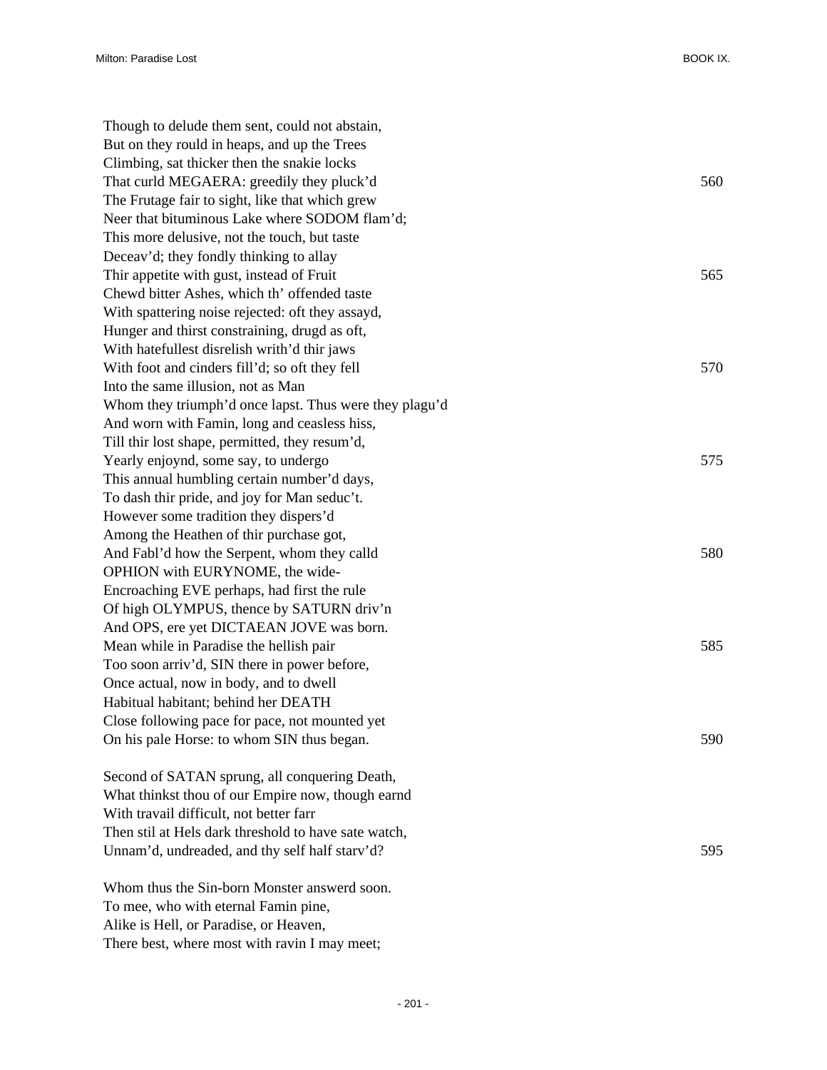Though to delude them sent, could not abstain,  
But on they rould in heaps, and up the Trees  
Climbing, sat thicker then the snakie locks  
That curld MEGAERA: greedily they pluck'd 560  
The Frutage fair to sight, like that which grew  
Neer that bituminous Lake where SODOM flam'd;  
This more delusive, not the touch, but taste  
Deceav'd; they fondly thinking to allay  
Thir appetite with gust, instead of Fruit 565  
Chewd bitter Ashes, which th' offended taste  
With spattering noise rejected: oft they assayd,  
Hunger and thirst constraining, drugd as oft,  
With hatefullest disrelish writh'd thir jaws  
With foot and cinders fill'd; so oft they fell 570  
Into the same illusion, not as Man  
Whom they triumph'd once lapst. Thus were they plagu'd  
And worn with Famin, long and ceasless hiss,  
Till thir lost shape, permitted, they resum'd,  
Yearly enjoynd, some say, to undergo 575  
This annual humbling certain number'd days,  
To dash thir pride, and joy for Man seduc't.  
However some tradition they dispers'd  
Among the Heathen of thir purchase got,  
And Fabl'd how the Serpent, whom they calld 580  
OPHION with EURYNOME, the wide-  
Encroaching EVE perhaps, had first the rule  
Of high OLYMPUS, thence by SATURN driv'n  
And OPS, ere yet DICTAEAN JOVE was born.  
Mean while in Paradise the hellish pair 585  
Too soon arriv'd, SIN there in power before,  
Once actual, now in body, and to dwell  
Habitual habitant; behind her DEATH  
Close following pace for pace, not mounted yet  
On his pale Horse: to whom SIN thus began. 590

Second of SATAN sprung, all conquering Death,  
What thinkst thou of our Empire now, though earnd  
With travail difficult, not better farr  
Then stil at Hels dark threshold to have sate watch,  
Unnam'd, undreaded, and thy self half starv'd? 595

Whom thus the Sin-born Monster answerd soon.  
To mee, who with eternal Famin pine,  
Alike is Hell, or Paradise, or Heaven,  
There best, where most with ravin I may meet;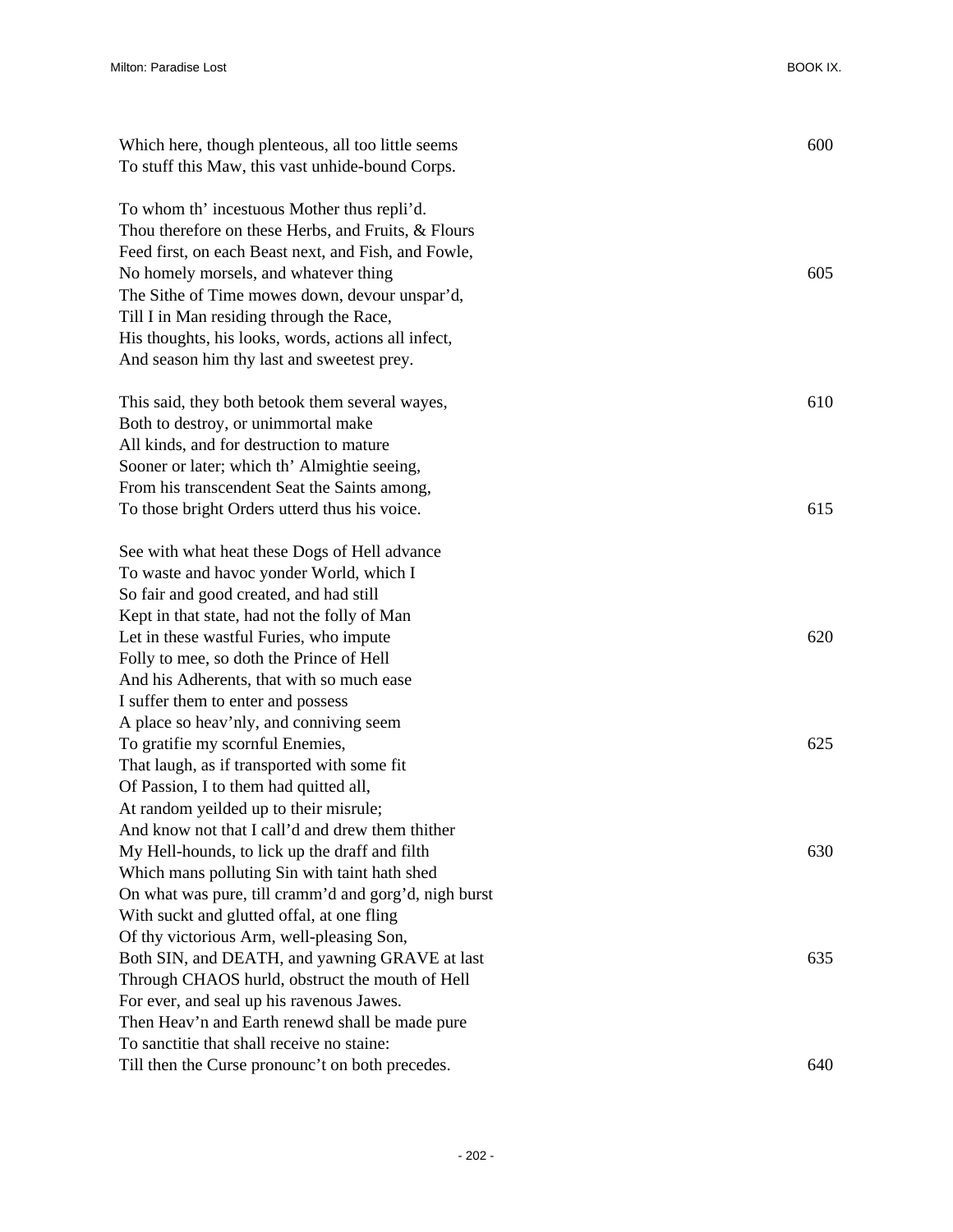Which here, though plenteous, all too little seems 600
To stuff this Maw, this vast unhide-bound Corps.

To whom th' incestuous Mother thus repli'd.
Thou therefore on these Herbs, and Fruits, & Flours
Feed first, on each Beast next, and Fish, and Fowle,
No homely morsels, and whatever thing 605
The Sithe of Time mowes down, devour unspar'd,
Till I in Man residing through the Race,
His thoughts, his looks, words, actions all infect,
And season him thy last and sweetest prey.

This said, they both betook them several wayes, 610
Both to destroy, or unimmortal make
All kinds, and for destruction to mature
Sooner or later; which th' Almightie seeing,
From his transcendent Seat the Saints among,
To those bright Orders utterd thus his voice. 615

See with what heat these Dogs of Hell advance
To waste and havoc yonder World, which I
So fair and good created, and had still
Kept in that state, had not the folly of Man
Let in these wastful Furies, who impute 620
Folly to mee, so doth the Prince of Hell
And his Adherents, that with so much ease
I suffer them to enter and possess
A place so heav'nly, and conniving seem
To gratifie my scornful Enemies, 625
That laugh, as if transported with some fit
Of Passion, I to them had quitted all,
At random yeilded up to their misrule;
And know not that I call'd and drew them thither
My Hell-hounds, to lick up the draff and filth 630
Which mans polluting Sin with taint hath shed
On what was pure, till cramm'd and gorg'd, nigh burst
With suckt and glutted offal, at one fling
Of thy victorious Arm, well-pleasing Son,
Both SIN, and DEATH, and yawning GRAVE at last 635
Through CHAOS hurld, obstruct the mouth of Hell
For ever, and seal up his ravenous Jawes.
Then Heav'n and Earth renewd shall be made pure
To sanctitie that shall receive no staine:
Till then the Curse pronounc't on both precedes. 640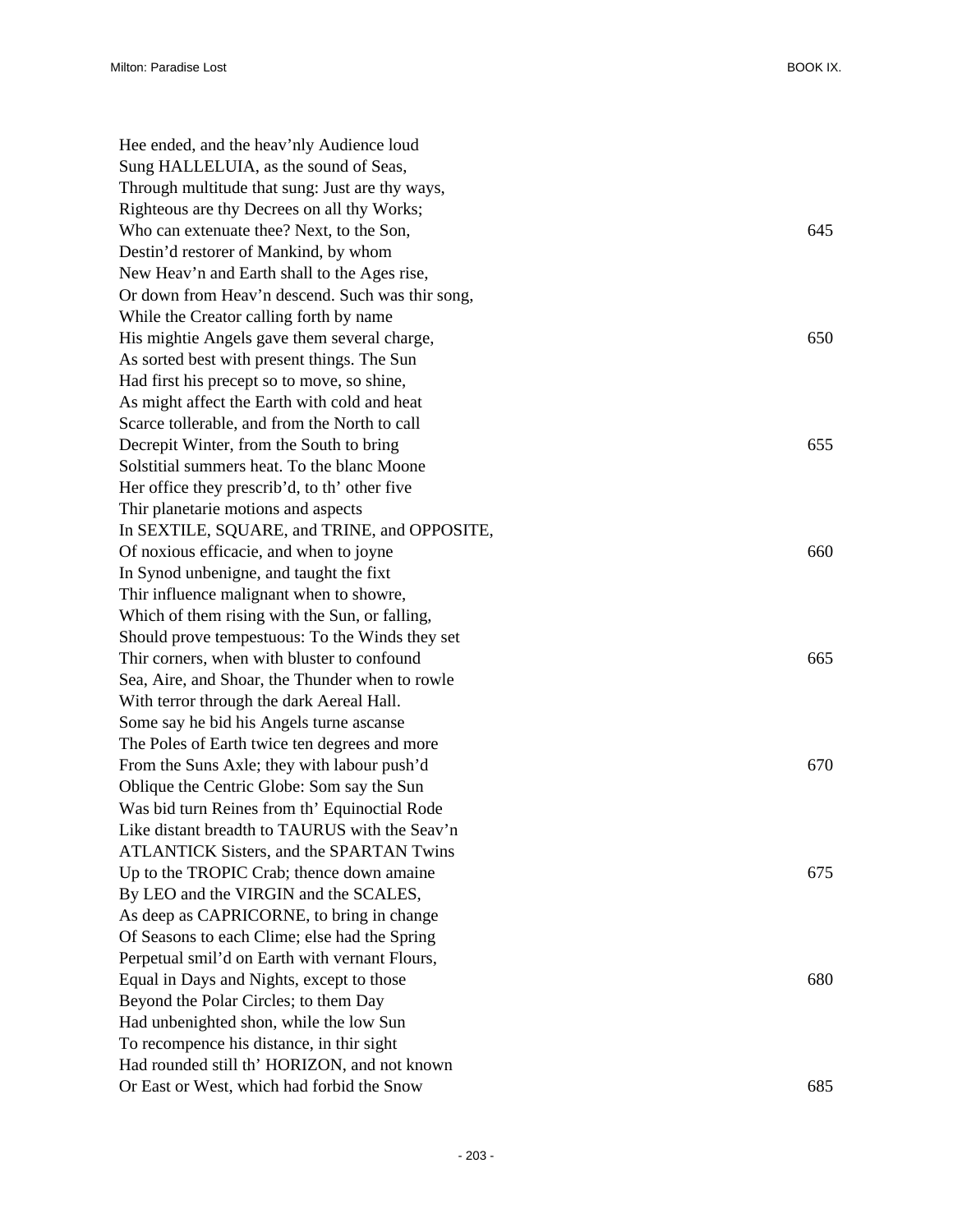Hee ended, and the heav'nly Audience loud  
Sung HALLELUIA, as the sound of Seas,  
Through multitude that sung: Just are thy ways,  
Righteous are thy Decrees on all thy Works;  
Who can extenuate thee? Next, to the Son, 645  
Destin'd restorer of Mankind, by whom  
New Heav'n and Earth shall to the Ages rise,  
Or down from Heav'n descend. Such was thir song,  
While the Creator calling forth by name  
His mightie Angels gave them several charge, 650  
As sorted best with present things. The Sun  
Had first his precept so to move, so shine,  
As might affect the Earth with cold and heat  
Scarce tollerable, and from the North to call  
Decrepit Winter, from the South to bring 655  
Solstitial summers heat. To the blanc Moone  
Her office they prescrib'd, to th' other five  
Thir planetarie motions and aspects  
In SEXTILE, SQUARE, and TRINE, and OPPOSITE,  
Of noxious efficacie, and when to joyne 660  
In Synod unbenigne, and taught the fixt  
Thir influence malignant when to showre,  
Which of them rising with the Sun, or falling,  
Should prove tempestuous: To the Winds they set  
Thir corners, when with bluster to confound 665  
Sea, Aire, and Shoar, the Thunder when to rowle  
With terror through the dark Aereal Hall.  
Some say he bid his Angels turne ascanse  
The Poles of Earth twice ten degrees and more  
From the Suns Axle; they with labour push'd 670  
Oblique the Centric Globe: Som say the Sun  
Was bid turn Reines from th' Equinoctial Rode  
Like distant breadth to TAURUS with the Seav'n  
ATLANTICK Sisters, and the SPARTAN Twins  
Up to the TROPIC Crab; thence down amaine 675  
By LEO and the VIRGIN and the SCALES,  
As deep as CAPRICORNE, to bring in change  
Of Seasons to each Clime; else had the Spring  
Perpetual smil'd on Earth with vernant Flours,  
Equal in Days and Nights, except to those 680  
Beyond the Polar Circles; to them Day  
Had unbenighted shon, while the low Sun  
To recompence his distance, in thir sight  
Had rounded still th' HORIZON, and not known  
Or East or West, which had forbid the Snow 685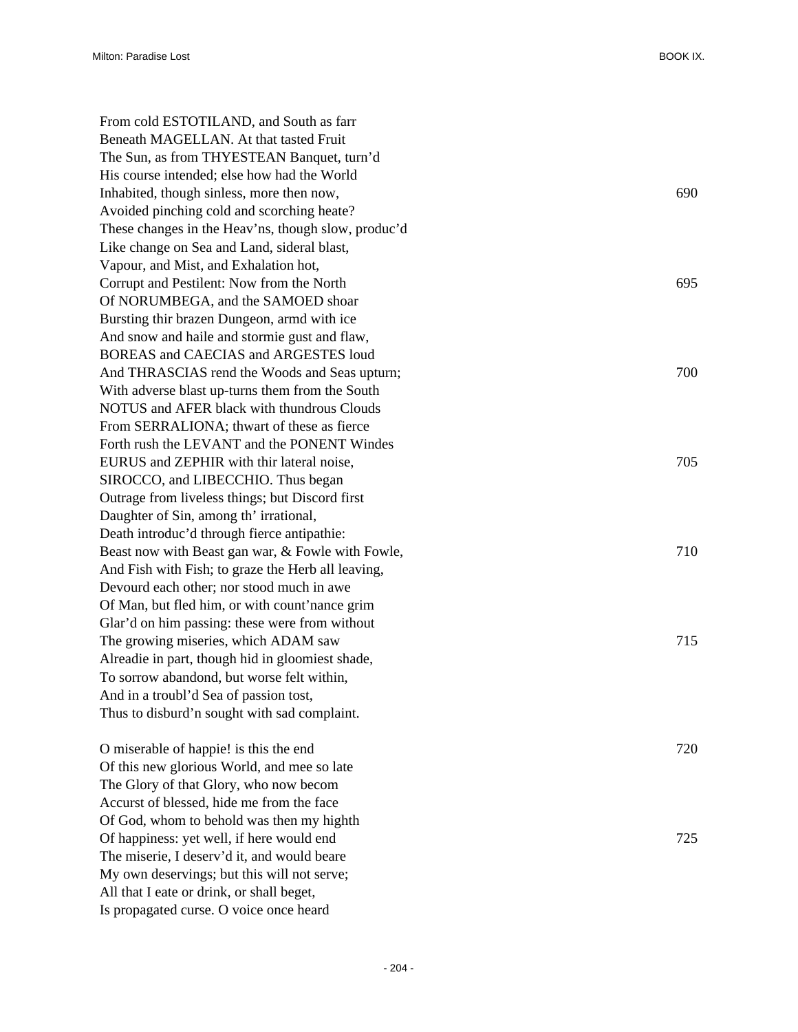From cold ESTOTILAND, and South as farr
Beneath MAGELLAN. At that tasted Fruit
The Sun, as from THYESTEAN Banquet, turn'd
His course intended; else how had the World
Inhabited, though sinless, more then now, 690
Avoided pinching cold and scorching heate?
These changes in the Heav'ns, though slow, produc'd
Like change on Sea and Land, sideral blast,
Vapour, and Mist, and Exhalation hot,
Corrupt and Pestilent: Now from the North 695
Of NORUMBEGA, and the SAMOED shoar
Bursting thir brazen Dungeon, armd with ice
And snow and haile and stormie gust and flaw,
BOREAS and CAECIAS and ARGESTES loud
And THRASCIAS rend the Woods and Seas upturn; 700
With adverse blast up-turns them from the South
NOTUS and AFER black with thundrous Clouds
From SERRALIONA; thwart of these as fierce
Forth rush the LEVANT and the PONENT Windes
EURUS and ZEPHIR with thir lateral noise, 705
SIROCCO, and LIBECCHIO. Thus began
Outrage from liveless things; but Discord first
Daughter of Sin, among th' irrational,
Death introduc'd through fierce antipathie:
Beast now with Beast gan war, & Fowle with Fowle, 710
And Fish with Fish; to graze the Herb all leaving,
Devourd each other; nor stood much in awe
Of Man, but fled him, or with count'nance grim
Glar'd on him passing: these were from without
The growing miseries, which ADAM saw 715
Alreadie in part, though hid in gloomiest shade,
To sorrow abandond, but worse felt within,
And in a troubl'd Sea of passion tost,
Thus to disburd'n sought with sad complaint.

O miserable of happie! is this the end 720
Of this new glorious World, and mee so late
The Glory of that Glory, who now becom
Accurst of blessed, hide me from the face
Of God, whom to behold was then my highth
Of happiness: yet well, if here would end 725
The miserie, I deserv'd it, and would beare
My own deservings; but this will not serve;
All that I eate or drink, or shall beget,
Is propagated curse. O voice once heard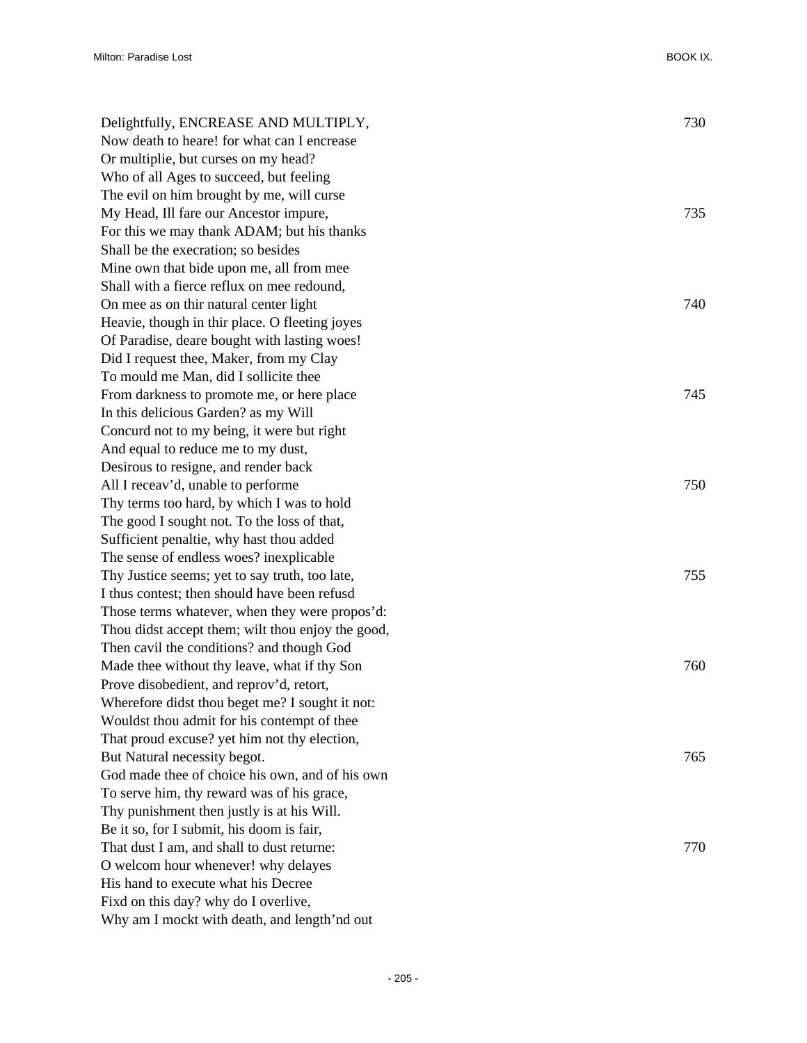Delightfully, ENCREASE AND MULTIPLY, 730
Now death to heare! for what can I encrease
Or multiplie, but curses on my head?
Who of all Ages to succeed, but feeling
The evil on him brought by me, will curse
My Head, Ill fare our Ancestor impure, 735
For this we may thank ADAM; but his thanks
Shall be the execration; so besides
Mine own that bide upon me, all from mee
Shall with a fierce reflux on mee redound,
On mee as on thir natural center light 740
Heavie, though in thir place. O fleeting joyes
Of Paradise, deare bought with lasting woes!
Did I request thee, Maker, from my Clay
To mould me Man, did I sollicite thee
From darkness to promote me, or here place 745
In this delicious Garden? as my Will
Concurd not to my being, it were but right
And equal to reduce me to my dust,
Desirous to resigne, and render back
All I receav'd, unable to performe 750
Thy terms too hard, by which I was to hold
The good I sought not. To the loss of that,
Sufficient penaltie, why hast thou added
The sense of endless woes? inexplicable
Thy Justice seems; yet to say truth, too late, 755
I thus contest; then should have been refusd
Those terms whatever, when they were propos'd:
Thou didst accept them; wilt thou enjoy the good,
Then cavil the conditions? and though God
Made thee without thy leave, what if thy Son 760
Prove disobedient, and reprov'd, retort,
Wherefore didst thou beget me? I sought it not:
Wouldst thou admit for his contempt of thee
That proud excuse? yet him not thy election,
But Natural necessity begot. 765
God made thee of choice his own, and of his own
To serve him, thy reward was of his grace,
Thy punishment then justly is at his Will.
Be it so, for I submit, his doom is fair,
That dust I am, and shall to dust returne: 770
O welcom hour whenever! why delayes
His hand to execute what his Decree
Fixd on this day? why do I overlive,
Why am I mockt with death, and length'nd out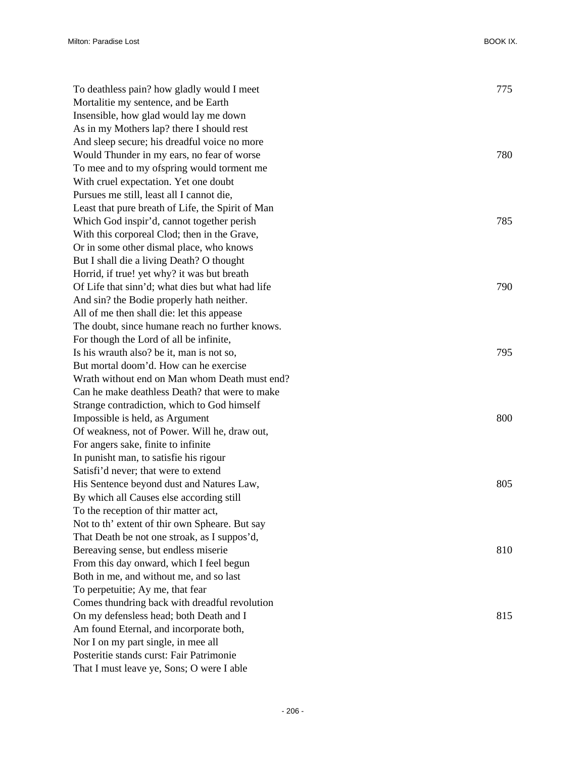To deathless pain? how gladly would I meet 775
Mortalitie my sentence, and be Earth
Insensible, how glad would lay me down
As in my Mothers lap? there I should rest
And sleep secure; his dreadful voice no more
Would Thunder in my ears, no fear of worse 780
To mee and to my ofspring would torment me
With cruel expectation. Yet one doubt
Pursues me still, least all I cannot die,
Least that pure breath of Life, the Spirit of Man
Which God inspir'd, cannot together perish 785
With this corporeal Clod; then in the Grave,
Or in some other dismal place, who knows
But I shall die a living Death? O thought
Horrid, if true! yet why? it was but breath
Of Life that sinn'd; what dies but what had life 790
And sin? the Bodie properly hath neither.
All of me then shall die: let this appease
The doubt, since humane reach no further knows.
For though the Lord of all be infinite,
Is his wrauth also? be it, man is not so, 795
But mortal doom'd. How can he exercise
Wrath without end on Man whom Death must end?
Can he make deathless Death? that were to make
Strange contradiction, which to God himself
Impossible is held, as Argument 800
Of weakness, not of Power. Will he, draw out,
For angers sake, finite to infinite
In punisht man, to satisfie his rigour
Satisfi'd never; that were to extend
His Sentence beyond dust and Natures Law, 805
By which all Causes else according still
To the reception of thir matter act,
Not to th' extent of thir own Spheare. But say
That Death be not one stroak, as I suppos'd,
Bereaving sense, but endless miserie 810
From this day onward, which I feel begun
Both in me, and without me, and so last
To perpetuitie; Ay me, that fear
Comes thundring back with dreadful revolution
On my defensless head; both Death and I 815
Am found Eternal, and incorporate both,
Nor I on my part single, in mee all
Posteritie stands curst: Fair Patrimonie
That I must leave ye, Sons; O were I able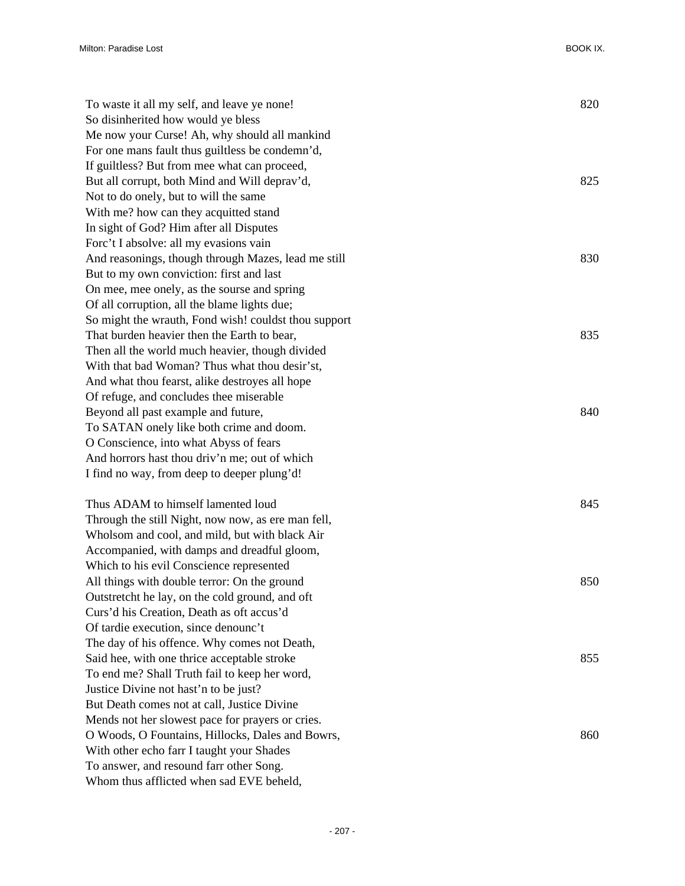To waste it all my self, and leave ye none! 820
So disinherited how would ye bless
Me now your Curse! Ah, why should all mankind
For one mans fault thus guiltless be condemn'd,
If guiltless? But from mee what can proceed,
But all corrupt, both Mind and Will deprav'd, 825
Not to do onely, but to will the same
With me? how can they acquitted stand
In sight of God? Him after all Disputes
Forc't I absolve: all my evasions vain
And reasonings, though through Mazes, lead me still 830
But to my own conviction: first and last
On mee, mee onely, as the sourse and spring
Of all corruption, all the blame lights due;
So might the wrauth, Fond wish! couldst thou support
That burden heavier then the Earth to bear, 835
Then all the world much heavier, though divided
With that bad Woman? Thus what thou desir'st,
And what thou fearst, alike destroyes all hope
Of refuge, and concludes thee miserable
Beyond all past example and future, 840
To SATAN onely like both crime and doom.
O Conscience, into what Abyss of fears
And horrors hast thou driv'n me; out of which
I find no way, from deep to deeper plung'd!

Thus ADAM to himself lamented loud 845
Through the still Night, now now, as ere man fell,
Wholsom and cool, and mild, but with black Air
Accompanied, with damps and dreadful gloom,
Which to his evil Conscience represented
All things with double terror: On the ground 850
Outstretcht he lay, on the cold ground, and oft
Curs'd his Creation, Death as oft accus'd
Of tardie execution, since denounc't
The day of his offence. Why comes not Death,
Said hee, with one thrice acceptable stroke 855
To end me? Shall Truth fail to keep her word,
Justice Divine not hast'n to be just?
But Death comes not at call, Justice Divine
Mends not her slowest pace for prayers or cries.
O Woods, O Fountains, Hillocks, Dales and Bowrs, 860
With other echo farr I taught your Shades
To answer, and resound farr other Song.
Whom thus afflicted when sad EVE beheld,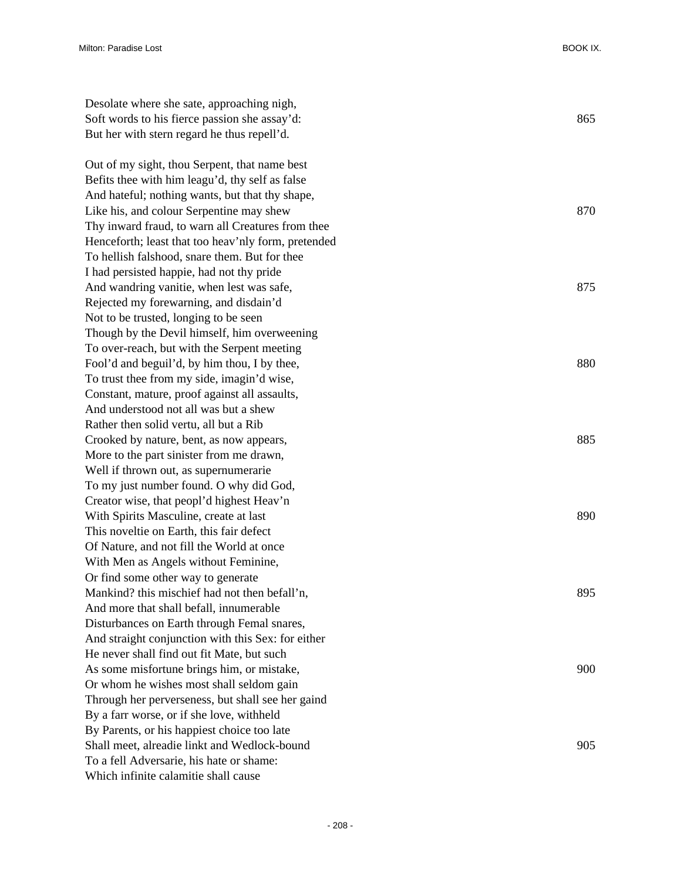Desolate where she sate, approaching nigh,  
Soft words to his fierce passion she assay'd: 865  
But her with stern regard he thus repell'd.

Out of my sight, thou Serpent, that name best  
Befits thee with him leagu'd, thy self as false  
And hateful; nothing wants, but that thy shape,  
Like his, and colour Serpentine may shew 870  
Thy inward fraud, to warn all Creatures from thee  
Henceforth; least that too heav'nly form, pretended  
To hellish falshood, snare them. But for thee  
I had persisted happie, had not thy pride  
And wandring vanitie, when lest was safe, 875  
Rejected my forewarning, and disdain'd  
Not to be trusted, longing to be seen  
Though by the Devil himself, him overweening  
To over-reach, but with the Serpent meeting  
Fool'd and beguil'd, by him thou, I by thee, 880  
To trust thee from my side, imagin'd wise,  
Constant, mature, proof against all assaults,  
And understood not all was but a shew  
Rather then solid vertu, all but a Rib  
Crooked by nature, bent, as now appears, 885  
More to the part sinister from me drawn,  
Well if thrown out, as supernumerarie  
To my just number found. O why did God,  
Creator wise, that peopl'd highest Heav'n  
With Spirits Masculine, create at last 890  
This noveltie on Earth, this fair defect  
Of Nature, and not fill the World at once  
With Men as Angels without Feminine,  
Or find some other way to generate  
Mankind? this mischief had not then befall'n, 895  
And more that shall befall, innumerable  
Disturbances on Earth through Femal snares,  
And straight conjunction with this Sex: for either  
He never shall find out fit Mate, but such  
As some misfortune brings him, or mistake, 900  
Or whom he wishes most shall seldom gain  
Through her perverseness, but shall see her gaind  
By a farr worse, or if she love, withheld  
By Parents, or his happiest choice too late  
Shall meet, alreadie linkt and Wedlock-bound 905  
To a fell Adversarie, his hate or shame:  
Which infinite calamitie shall cause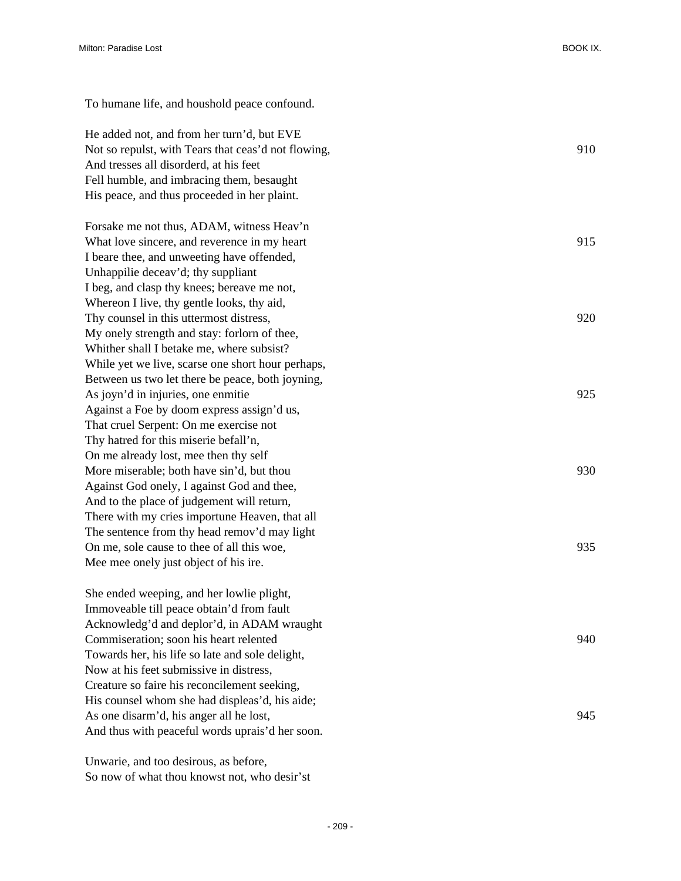To humane life, and houshold peace confound.

He added not, and from her turn'd, but EVE  
Not so repulst, with Tears that ceas'd not flowing, 910  
And tresses all disorderd, at his feet  
Fell humble, and imbracing them, besaught  
His peace, and thus proceeded in her plaint.

Forsake me not thus, ADAM, witness Heav'n  
What love sincere, and reverence in my heart 915  
I beare thee, and unweeting have offended,  
Unhappilie deceav'd; thy suppliant  
I beg, and clasp thy knees; bereave me not,  
Whereon I live, thy gentle looks, thy aid,  
Thy counsel in this uttermost distress, 920  
My onely strength and stay: forlorn of thee,  
Whither shall I betake me, where subsist?  
While yet we live, scarse one short hour perhaps,  
Between us two let there be peace, both joyning,  
As joyn'd in injuries, one enmitie 925  
Against a Foe by doom express assign'd us,  
That cruel Serpent: On me exercise not  
Thy hatred for this miserie befall'n,  
On me already lost, mee then thy self  
More miserable; both have sin'd, but thou 930  
Against God onely, I against God and thee,  
And to the place of judgement will return,  
There with my cries importune Heaven, that all  
The sentence from thy head remov'd may light  
On me, sole cause to thee of all this woe, 935  
Mee mee onely just object of his ire.

She ended weeping, and her lowlie plight,  
Immoveable till peace obtain'd from fault  
Acknowledg'd and deplor'd, in ADAM wraught  
Commiseration; soon his heart relented 940  
Towards her, his life so late and sole delight,  
Now at his feet submissive in distress,  
Creature so faire his reconcilement seeking,  
His counsel whom she had displeas'd, his aide;  
As one disarm'd, his anger all he lost, 945  
And thus with peaceful words uprais'd her soon.

Unwarie, and too desirous, as before,  
So now of what thou knowst not, who desir'st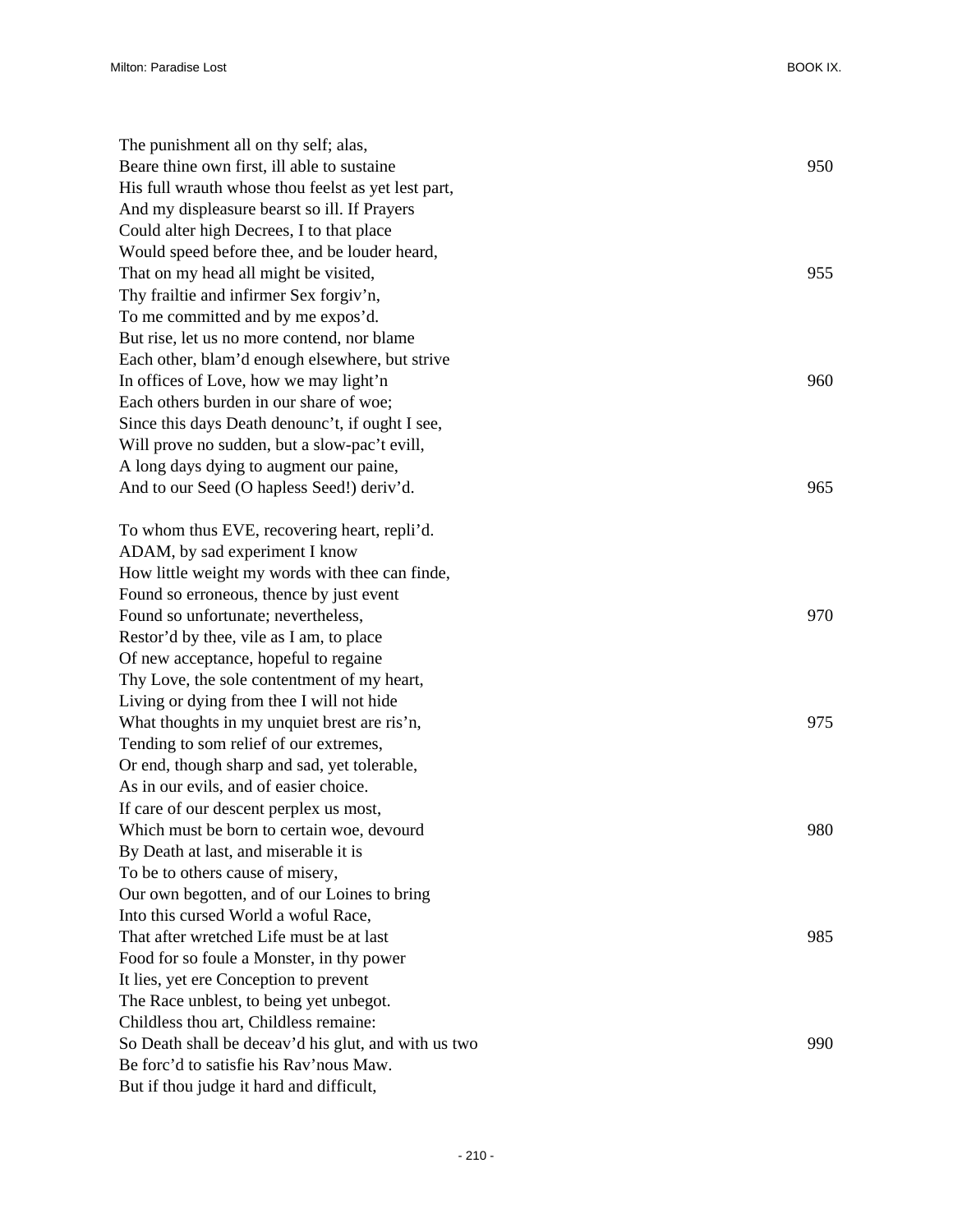The punishment all on thy self; alas,
Beare thine own first, ill able to sustaine 950
His full wrauth whose thou feelst as yet lest part,
And my displeasure bearst so ill. If Prayers
Could alter high Decrees, I to that place
Would speed before thee, and be louder heard,
That on my head all might be visited, 955
Thy frailtie and infirmer Sex forgiv'n,
To me committed and by me expos'd.
But rise, let us no more contend, nor blame
Each other, blam'd enough elsewhere, but strive
In offices of Love, how we may light'n 960
Each others burden in our share of woe;
Since this days Death denounc't, if ought I see,
Will prove no sudden, but a slow-pac't evill,
A long days dying to augment our paine,
And to our Seed (O hapless Seed!) deriv'd. 965

To whom thus EVE, recovering heart, repli'd.
ADAM, by sad experiment I know
How little weight my words with thee can finde,
Found so erroneous, thence by just event
Found so unfortunate; nevertheless, 970
Restor'd by thee, vile as I am, to place
Of new acceptance, hopeful to regaine
Thy Love, the sole contentment of my heart,
Living or dying from thee I will not hide
What thoughts in my unquiet brest are ris'n, 975
Tending to som relief of our extremes,
Or end, though sharp and sad, yet tolerable,
As in our evils, and of easier choice.
If care of our descent perplex us most,
Which must be born to certain woe, devourd 980
By Death at last, and miserable it is
To be to others cause of misery,
Our own begotten, and of our Loines to bring
Into this cursed World a woful Race,
That after wretched Life must be at last 985
Food for so foule a Monster, in thy power
It lies, yet ere Conception to prevent
The Race unblest, to being yet unbegot.
Childless thou art, Childless remaine:
So Death shall be deceav'd his glut, and with us two 990
Be forc'd to satisfie his Rav'nous Maw.
But if thou judge it hard and difficult,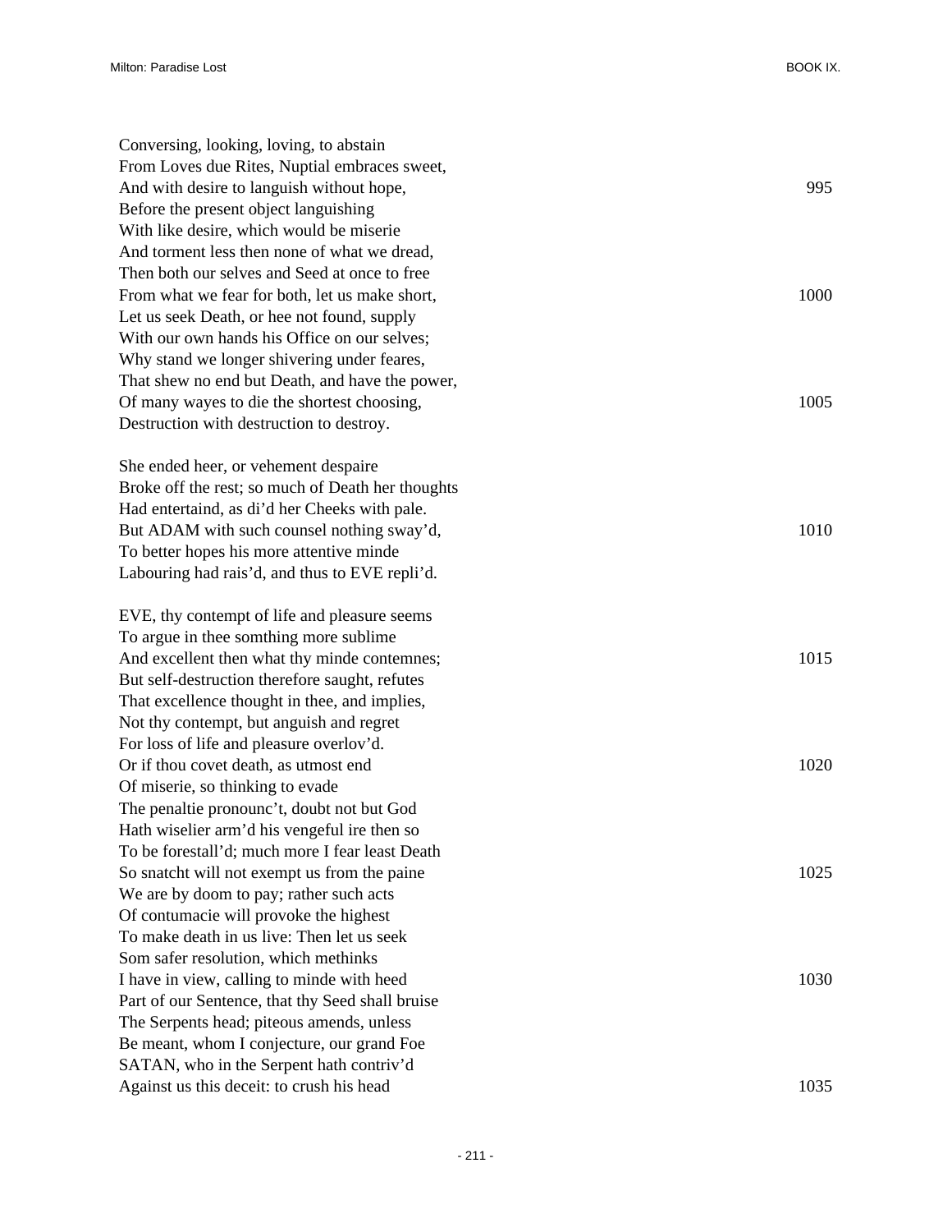Conversing, looking, loving, to abstain  
From Loves due Rites, Nuptial embraces sweet,  
And with desire to languish without hope, 995  
Before the present object languishing  
With like desire, which would be miserie  
And torment less then none of what we dread,  
Then both our selves and Seed at once to free  
From what we fear for both, let us make short, 1000  
Let us seek Death, or hee not found, supply  
With our own hands his Office on our selves;  
Why stand we longer shivering under feares,  
That shew no end but Death, and have the power,  
Of many wayes to die the shortest choosing, 1005  
Destruction with destruction to destroy.

She ended heer, or vehement despaire  
Broke off the rest; so much of Death her thoughts  
Had entertaind, as di'd her Cheeks with pale.  
But ADAM with such counsel nothing sway'd, 1010  
To better hopes his more attentive minde  
Labouring had rais'd, and thus to EVE repli'd.

EVE, thy contempt of life and pleasure seems  
To argue in thee somthing more sublime  
And excellent then what thy minde contemnes; 1015  
But self-destruction therefore saught, refutes  
That excellence thought in thee, and implies,  
Not thy contempt, but anguish and regret  
For loss of life and pleasure overlov'd.  
Or if thou covet death, as utmost end 1020  
Of miserie, so thinking to evade  
The penaltie pronounc't, doubt not but God  
Hath wiselier arm'd his vengeful ire then so  
To be forestall'd; much more I fear least Death  
So snatcht will not exempt us from the paine 1025  
We are by doom to pay; rather such acts  
Of contumacie will provoke the highest  
To make death in us live: Then let us seek  
Som safer resolution, which methinks  
I have in view, calling to minde with heed 1030  
Part of our Sentence, that thy Seed shall bruise  
The Serpents head; piteous amends, unless  
Be meant, whom I conjecture, our grand Foe  
SATAN, who in the Serpent hath contriv'd  
Against us this deceit: to crush his head 1035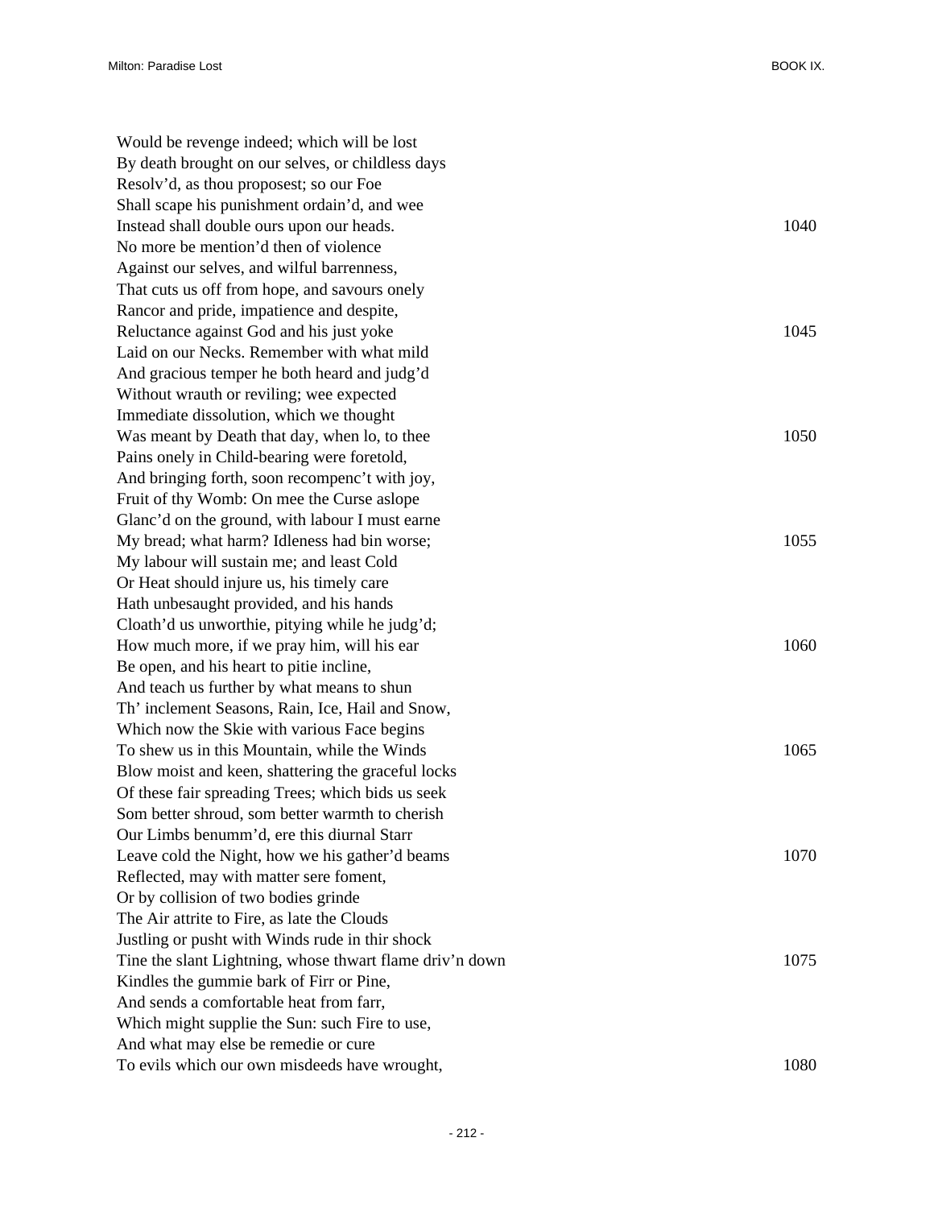Would be revenge indeed; which will be lost  
By death brought on our selves, or childless days  
Resolv'd, as thou proposest; so our Foe  
Shall scape his punishment ordain'd, and wee  
Instead shall double ours upon our heads. 1040  
No more be mention'd then of violence  
Against our selves, and wilful barrenness,  
That cuts us off from hope, and savours onely  
Rancor and pride, impatience and despite,  
Reluctance against God and his just yoke 1045  
Laid on our Necks. Remember with what mild  
And gracious temper he both heard and judg'd  
Without wrauth or reviling; wee expected  
Immediate dissolution, which we thought  
Was meant by Death that day, when lo, to thee 1050  
Pains onely in Child-bearing were foretold,  
And bringing forth, soon recompenc't with joy,  
Fruit of thy Womb: On mee the Curse aslope  
Glanc'd on the ground, with labour I must earne  
My bread; what harm? Idleness had bin worse; 1055  
My labour will sustain me; and least Cold  
Or Heat should injure us, his timely care  
Hath unbesaught provided, and his hands  
Cloath'd us unworthie, pitying while he judg'd;  
How much more, if we pray him, will his ear 1060  
Be open, and his heart to pitie incline,  
And teach us further by what means to shun  
Th' inclement Seasons, Rain, Ice, Hail and Snow,  
Which now the Skie with various Face begins  
To shew us in this Mountain, while the Winds 1065  
Blow moist and keen, shattering the graceful locks  
Of these fair spreading Trees; which bids us seek  
Som better shroud, som better warmth to cherish  
Our Limbs benumm'd, ere this diurnal Starr  
Leave cold the Night, how we his gather'd beams 1070  
Reflected, may with matter sere foment,  
Or by collision of two bodies grinde  
The Air attrite to Fire, as late the Clouds  
Justling or pusht with Winds rude in thir shock  
Tine the slant Lightning, whose thwart flame driv'n down 1075  
Kindles the gummie bark of Firr or Pine,  
And sends a comfortable heat from farr,  
Which might supplie the Sun: such Fire to use,  
And what may else be remedie or cure  
To evils which our own misdeeds have wrought, 1080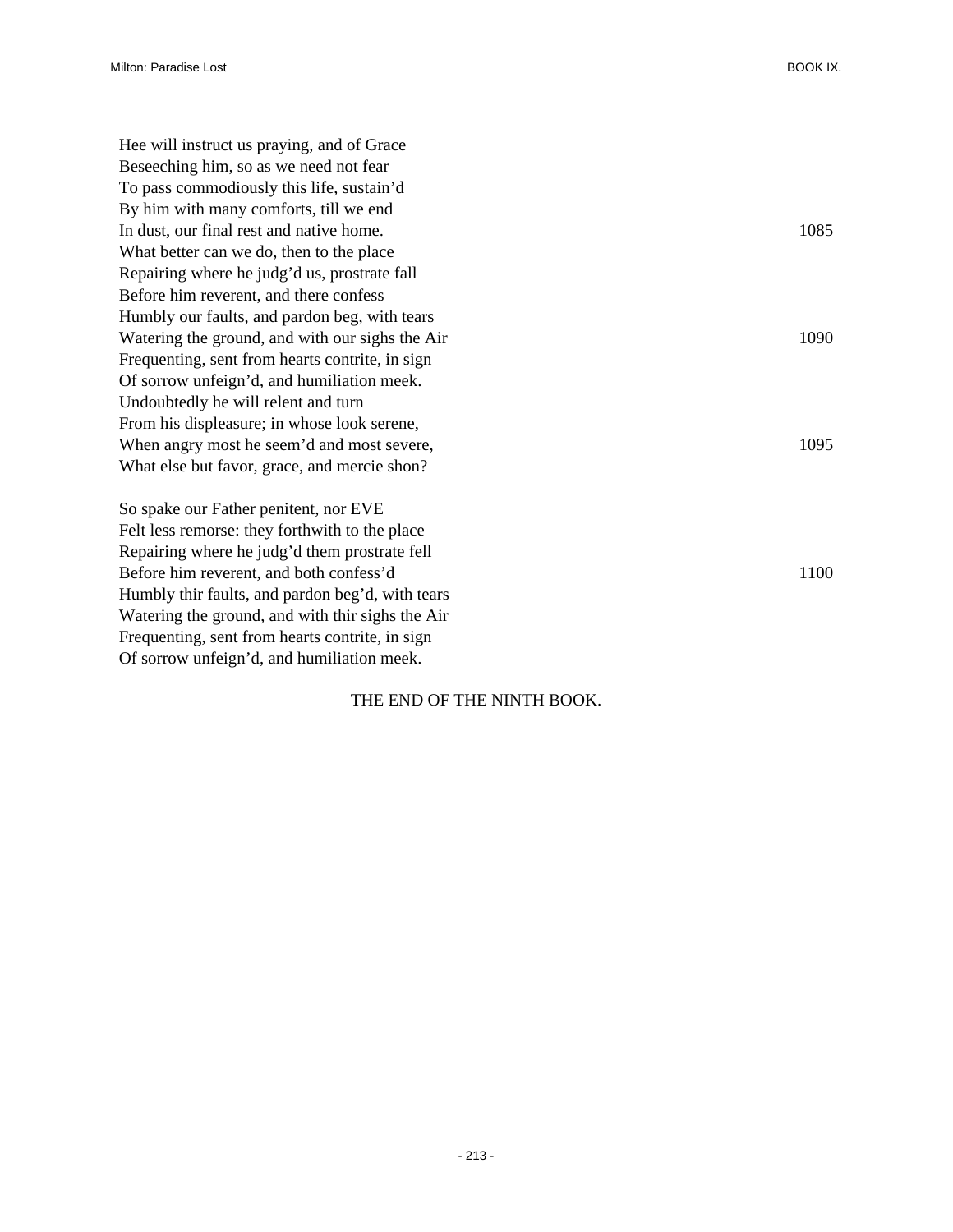Hee will instruct us praying, and of Grace  
Beseeching him, so as we need not fear  
To pass commodiously this life, sustain'd  
By him with many comforts, till we end  
In dust, our final rest and native home. 1085  
What better can we do, then to the place  
Repairing where he judg'd us, prostrate fall  
Before him reverent, and there confess  
Humbly our faults, and pardon beg, with tears  
Watering the ground, and with our sighs the Air 1090  
Frequenting, sent from hearts contrite, in sign  
Of sorrow unfeign'd, and humiliation meek.  
Undoubtedly he will relent and turn  
From his displeasure; in whose look serene,  
When angry most he seem'd and most severe, 1095  
What else but favor, grace, and mercie shon?

So spake our Father penitent, nor EVE  
Felt less remorse: they forthwith to the place  
Repairing where he judg'd them prostrate fell  
Before him reverent, and both confess'd 1100  
Humbly thir faults, and pardon beg'd, with tears  
Watering the ground, and with thir sighs the Air  
Frequenting, sent from hearts contrite, in sign  
Of sorrow unfeign'd, and humiliation meek.

THE END OF THE NINTH BOOK.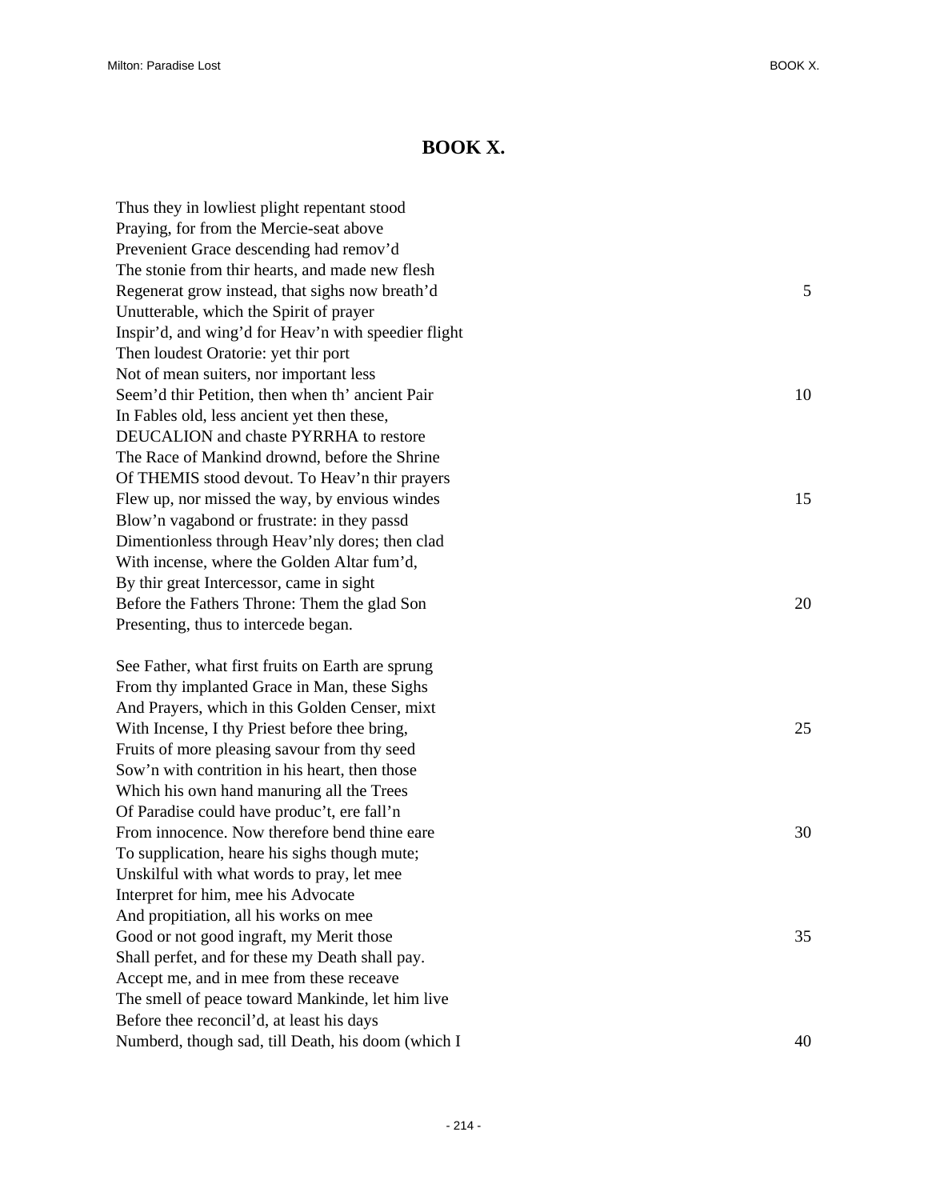# BOOK X.

Thus they in lowliest plight repentant stood  
Praying, for from the Mercie-seat above  
Prevenient Grace descending had remov'd  
The stonie from thir hearts, and made new flesh  
Regenerat grow instead, that sighs now breath'd 5  
Unutterable, which the Spirit of prayer  
Inspir'd, and wing'd for Heav'n with speedier flight  
Then loudest Oratorie: yet thir port  
Not of mean suiters, nor important less  
Seem'd thir Petition, then when th' ancient Pair 10  
In Fables old, less ancient yet then these,  
DEUCALION and chaste PYRRHA to restore  
The Race of Mankind drownd, before the Shrine  
Of THEMIS stood devout. To Heav'n thir prayers  
Flew up, nor missed the way, by envious windes 15  
Blow'n vagabond or frustrate: in they passd  
Dimentionless through Heav'nly dores; then clad  
With incense, where the Golden Altar fum'd,  
By thir great Intercessor, came in sight  
Before the Fathers Throne: Them the glad Son 20  
Presenting, thus to intercede began.

See Father, what first fruits on Earth are sprung  
From thy implanted Grace in Man, these Sighs  
And Prayers, which in this Golden Censer, mixt  
With Incense, I thy Priest before thee bring, 25  
Fruits of more pleasing savour from thy seed  
Sow'n with contrition in his heart, then those  
Which his own hand manuring all the Trees  
Of Paradise could have produc't, ere fall'n  
From innocence. Now therefore bend thine eare 30  
To supplication, heare his sighs though mute;  
Unskilful with what words to pray, let mee  
Interpret for him, mee his Advocate  
And propitiation, all his works on mee  
Good or not good ingraft, my Merit those 35  
Shall perfet, and for these my Death shall pay.  
Accept me, and in mee from these receave  
The smell of peace toward Mankinde, let him live  
Before thee reconcil'd, at least his days  
Numberd, though sad, till Death, his doom (which I 40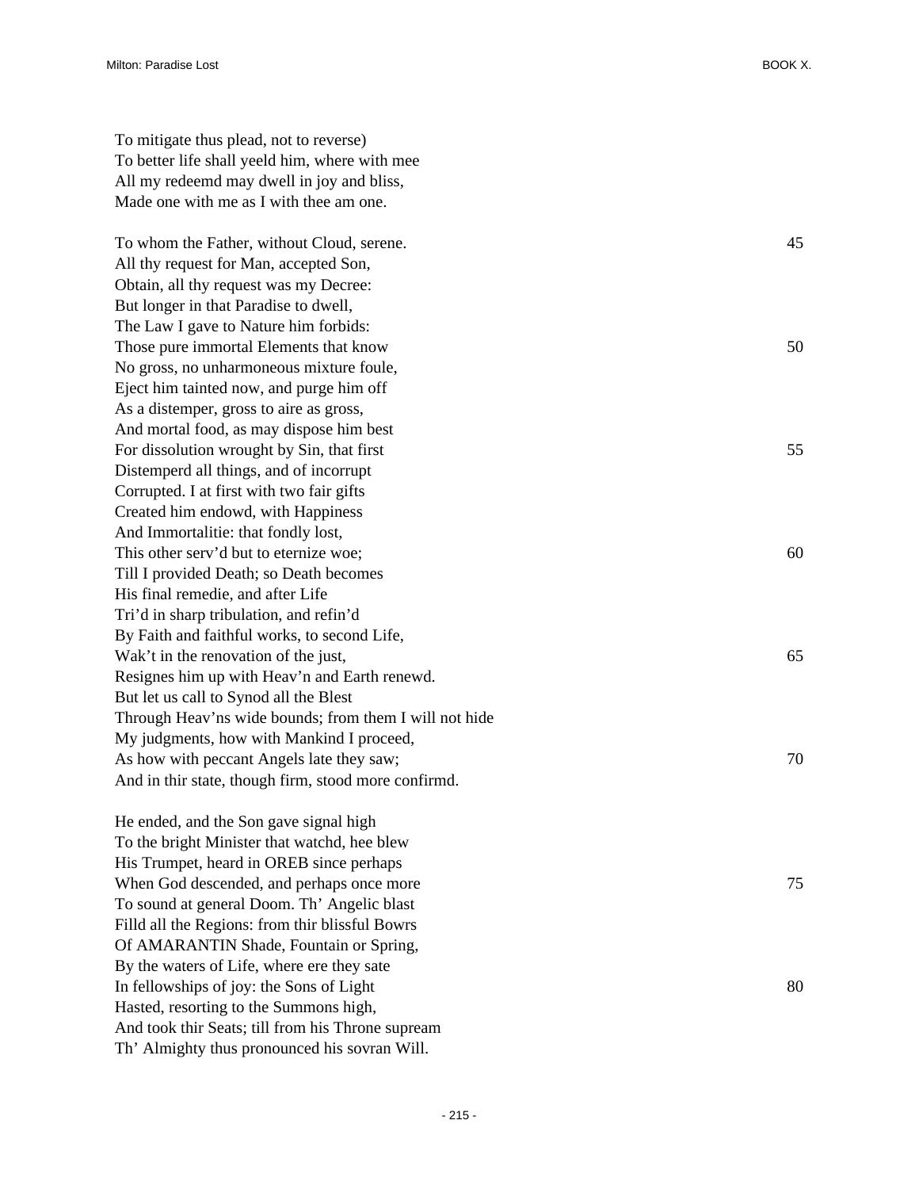To mitigate thus plead, not to reverse)  
To better life shall yeeld him, where with mee  
All my redeemd may dwell in joy and bliss,  
Made one with me as I with thee am one.

To whom the Father, without Cloud, serene.  45  
All thy request for Man, accepted Son,  
Obtain, all thy request was my Decree:  
But longer in that Paradise to dwell,  
The Law I gave to Nature him forbids:  
Those pure immortal Elements that know  50  
No gross, no unharmoneous mixture foule,  
Eject him tainted now, and purge him off  
As a distemper, gross to aire as gross,  
And mortal food, as may dispose him best  
For dissolution wrought by Sin, that first  55  
Distemperd all things, and of incorrupt  
Corrupted. I at first with two fair gifts  
Created him endowd, with Happiness  
And Immortalitie: that fondly lost,  
This other serv'd but to eternize woe;  60  
Till I provided Death; so Death becomes  
His final remedie, and after Life  
Tri'd in sharp tribulation, and refin'd  
By Faith and faithful works, to second Life,  
Wak't in the renovation of the just,  65  
Resignes him up with Heav'n and Earth renewd.  
But let us call to Synod all the Blest  
Through Heav'ns wide bounds; from them I will not hide  
My judgments, how with Mankind I proceed,  
As how with peccant Angels late they saw;  70  
And in thir state, though firm, stood more confirmd.

He ended, and the Son gave signal high  
To the bright Minister that watchd, hee blew  
His Trumpet, heard in OREB since perhaps  
When God descended, and perhaps once more  75  
To sound at general Doom. Th' Angelic blast  
Filld all the Regions: from thir blissful Bowrs  
Of AMARANTIN Shade, Fountain or Spring,  
By the waters of Life, where ere they sate  
In fellowships of joy: the Sons of Light  80  
Hasted, resorting to the Summons high,  
And took thir Seats; till from his Throne supream  
Th' Almighty thus pronounced his sovran Will.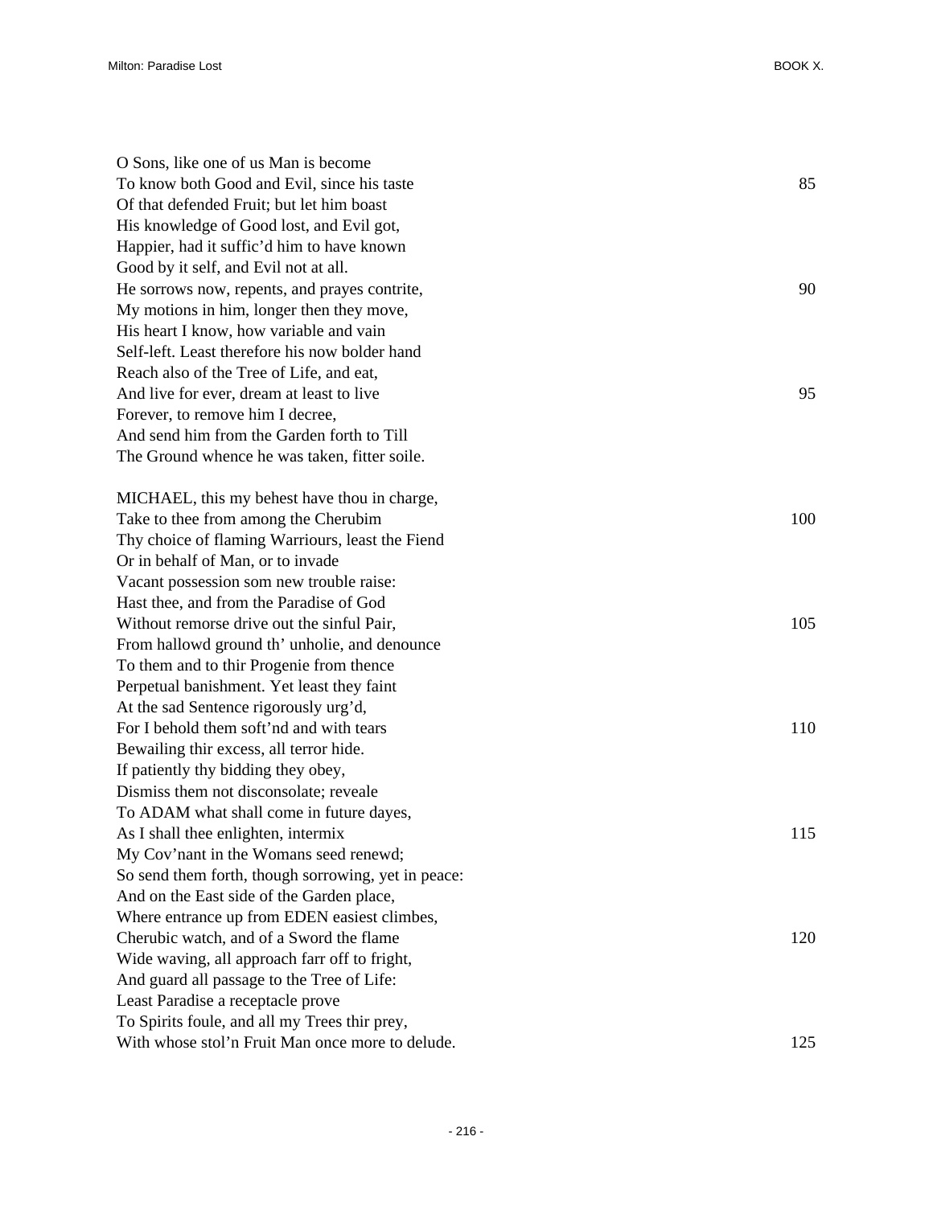O Sons, like one of us Man is become
To know both Good and Evil, since his taste 85
Of that defended Fruit; but let him boast
His knowledge of Good lost, and Evil got,
Happier, had it suffic'd him to have known
Good by it self, and Evil not at all.
He sorrows now, repents, and prayes contrite, 90
My motions in him, longer then they move,
His heart I know, how variable and vain
Self-left. Least therefore his now bolder hand
Reach also of the Tree of Life, and eat,
And live for ever, dream at least to live 95
Forever, to remove him I decree,
And send him from the Garden forth to Till
The Ground whence he was taken, fitter soile.

MICHAEL, this my behest have thou in charge,
Take to thee from among the Cherubim 100
Thy choice of flaming Warriours, least the Fiend
Or in behalf of Man, or to invade
Vacant possession som new trouble raise:
Hast thee, and from the Paradise of God
Without remorse drive out the sinful Pair, 105
From hallowd ground th' unholie, and denounce
To them and to thir Progenie from thence
Perpetual banishment. Yet least they faint
At the sad Sentence rigorously urg'd,
For I behold them soft'nd and with tears 110
Bewailing thir excess, all terror hide.
If patiently thy bidding they obey,
Dismiss them not disconsolate; reveale
To ADAM what shall come in future dayes,
As I shall thee enlighten, intermix 115
My Cov'nant in the Womans seed renewd;
So send them forth, though sorrowing, yet in peace:
And on the East side of the Garden place,
Where entrance up from EDEN easiest climbes,
Cherubic watch, and of a Sword the flame 120
Wide waving, all approach farr off to fright,
And guard all passage to the Tree of Life:
Least Paradise a receptacle prove
To Spirits foule, and all my Trees thir prey,
With whose stol'n Fruit Man once more to delude. 125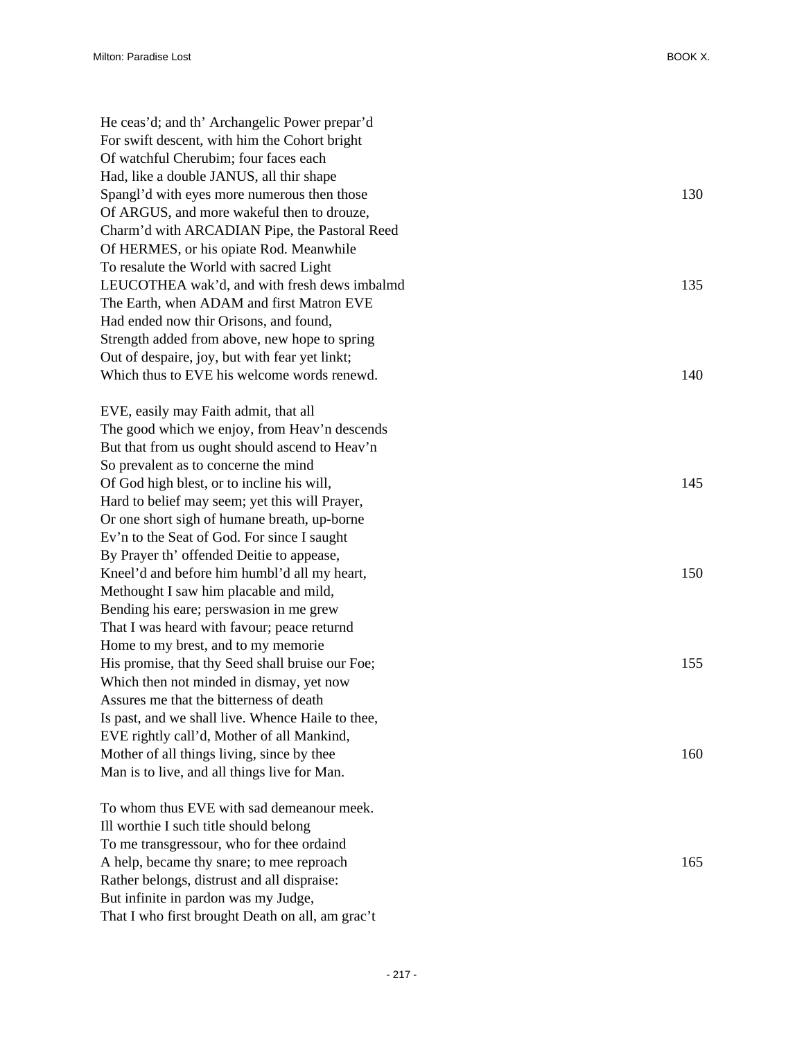He ceas'd; and th' Archangelic Power prepar'd
For swift descent, with him the Cohort bright
Of watchful Cherubim; four faces each
Had, like a double JANUS, all thir shape
Spangl'd with eyes more numerous then those 130
Of ARGUS, and more wakeful then to drouze,
Charm'd with ARCADIAN Pipe, the Pastoral Reed
Of HERMES, or his opiate Rod. Meanwhile
To resalute the World with sacred Light
LEUCOTHEA wak'd, and with fresh dews imbalmd 135
The Earth, when ADAM and first Matron EVE
Had ended now thir Orisons, and found,
Strength added from above, new hope to spring
Out of despaire, joy, but with fear yet linkt;
Which thus to EVE his welcome words renewd. 140

EVE, easily may Faith admit, that all
The good which we enjoy, from Heav'n descends
But that from us ought should ascend to Heav'n
So prevalent as to concerne the mind
Of God high blest, or to incline his will, 145
Hard to belief may seem; yet this will Prayer,
Or one short sigh of humane breath, up-borne
Ev'n to the Seat of God. For since I saught
By Prayer th' offended Deitie to appease,
Kneel'd and before him humbl'd all my heart, 150
Methought I saw him placable and mild,
Bending his eare; perswasion in me grew
That I was heard with favour; peace returnd
Home to my brest, and to my memorie
His promise, that thy Seed shall bruise our Foe; 155
Which then not minded in dismay, yet now
Assures me that the bitterness of death
Is past, and we shall live. Whence Haile to thee,
EVE rightly call'd, Mother of all Mankind,
Mother of all things living, since by thee 160
Man is to live, and all things live for Man.

To whom thus EVE with sad demeanour meek.
Ill worthie I such title should belong
To me transgressour, who for thee ordaind
A help, became thy snare; to mee reproach 165
Rather belongs, distrust and all dispraise:
But infinite in pardon was my Judge,
That I who first brought Death on all, am grac't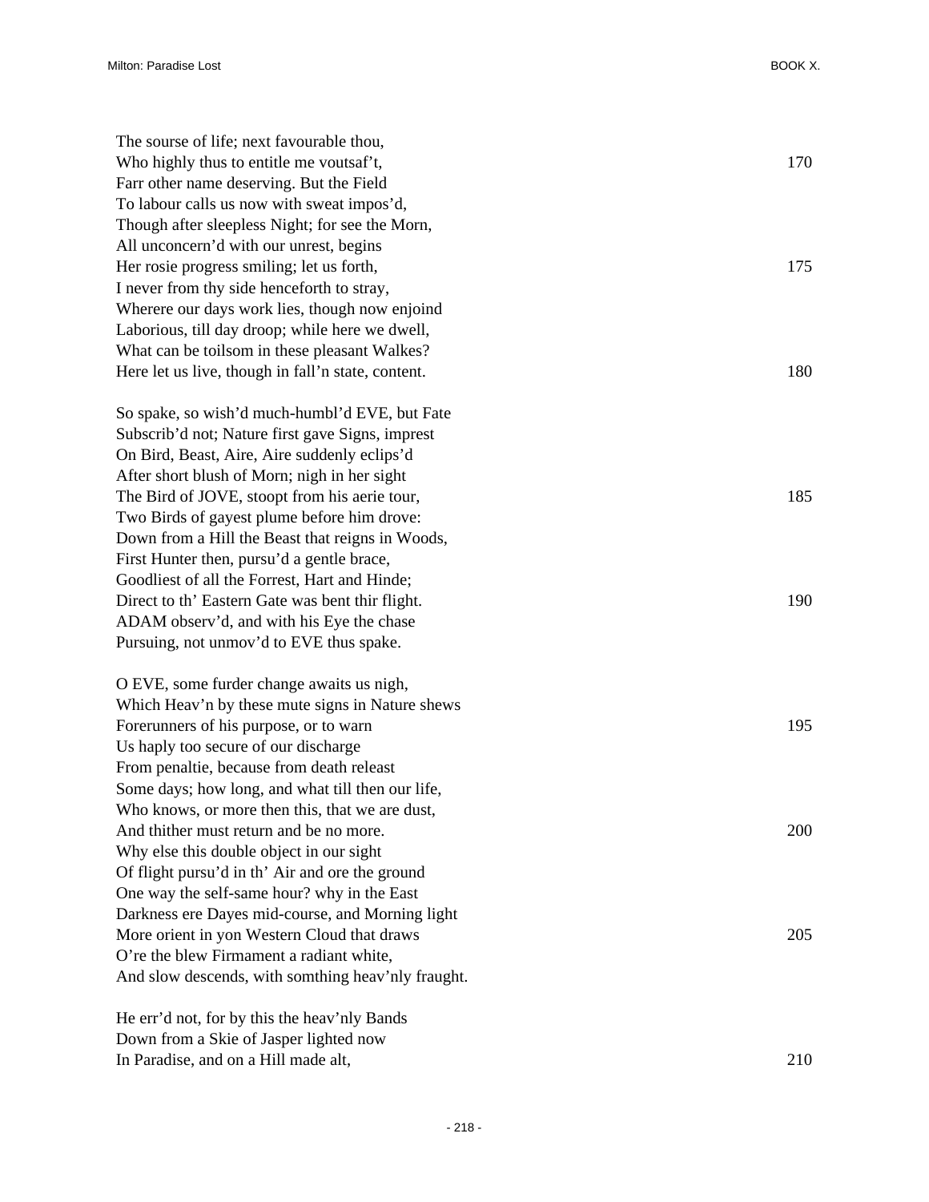The sourse of life; next favourable thou,
Who highly thus to entitle me voutsaf't, 170
Farr other name deserving. But the Field
To labour calls us now with sweat impos'd,
Though after sleepless Night; for see the Morn,
All unconcern'd with our unrest, begins
Her rosie progress smiling; let us forth, 175
I never from thy side henceforth to stray,
Wherere our days work lies, though now enjoind
Laborious, till day droop; while here we dwell,
What can be toilsom in these pleasant Walkes?
Here let us live, though in fall'n state, content. 180

So spake, so wish'd much-humbl'd EVE, but Fate
Subscrib'd not; Nature first gave Signs, imprest
On Bird, Beast, Aire, Aire suddenly eclips'd
After short blush of Morn; nigh in her sight
The Bird of JOVE, stoopt from his aerie tour, 185
Two Birds of gayest plume before him drove:
Down from a Hill the Beast that reigns in Woods,
First Hunter then, pursu'd a gentle brace,
Goodliest of all the Forrest, Hart and Hinde;
Direct to th' Eastern Gate was bent thir flight. 190
ADAM observ'd, and with his Eye the chase
Pursuing, not unmov'd to EVE thus spake.

O EVE, some furder change awaits us nigh,
Which Heav'n by these mute signs in Nature shews
Forerunners of his purpose, or to warn 195
Us haply too secure of our discharge
From penaltie, because from death releast
Some days; how long, and what till then our life,
Who knows, or more then this, that we are dust,
And thither must return and be no more. 200
Why else this double object in our sight
Of flight pursu'd in th' Air and ore the ground
One way the self-same hour? why in the East
Darkness ere Dayes mid-course, and Morning light
More orient in yon Western Cloud that draws 205
O're the blew Firmament a radiant white,
And slow descends, with somthing heav'nly fraught.

He err'd not, for by this the heav'nly Bands
Down from a Skie of Jasper lighted now
In Paradise, and on a Hill made alt, 210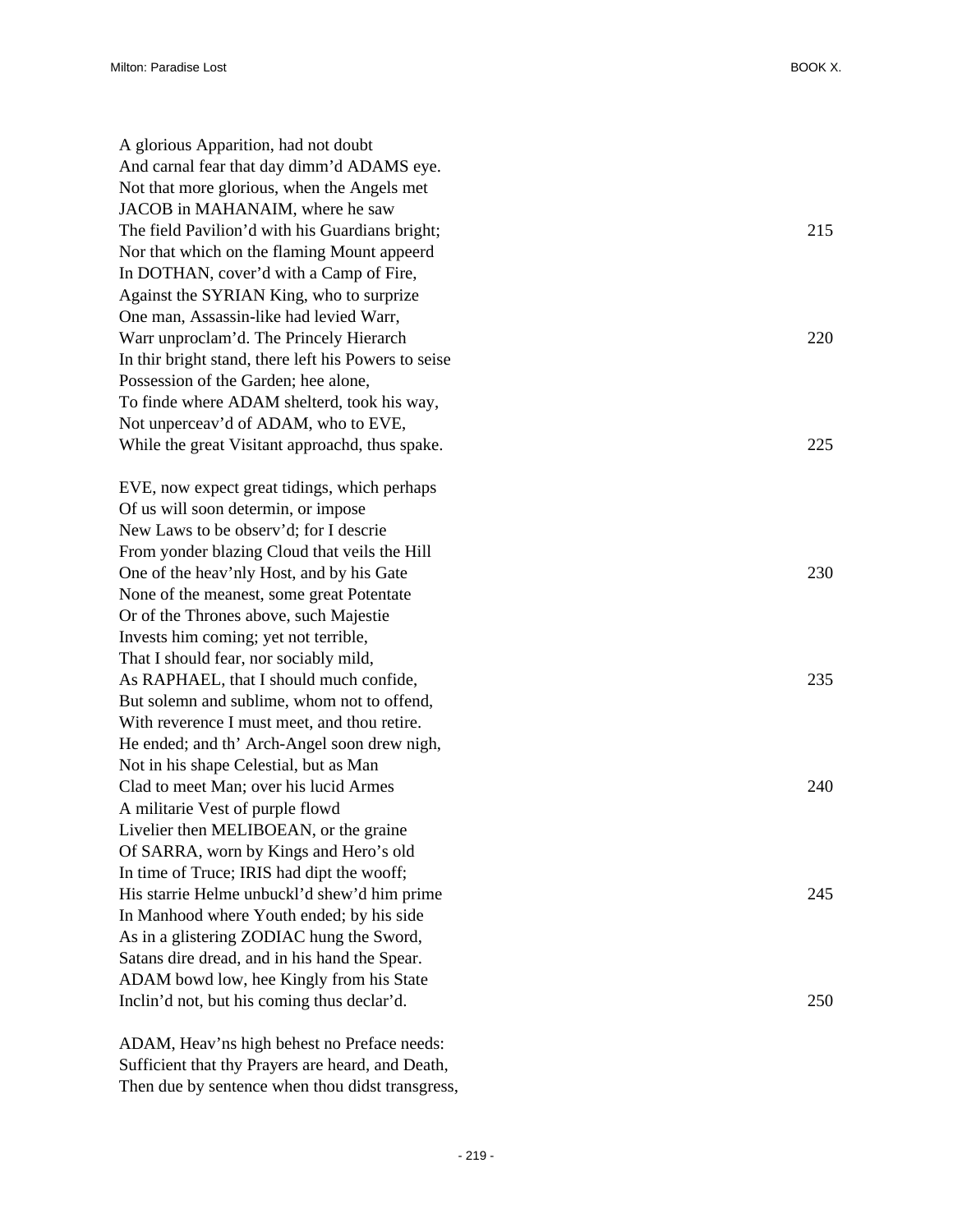A glorious Apparition, had not doubt  
And carnal fear that day dimm'd ADAMS eye.  
Not that more glorious, when the Angels met  
JACOB in MAHANAIM, where he saw  
The field Pavilion'd with his Guardians bright; 215  
Nor that which on the flaming Mount appeerd  
In DOTHAN, cover'd with a Camp of Fire,  
Against the SYRIAN King, who to surprize  
One man, Assassin-like had levied Warr,  
Warr unproclam'd. The Princely Hierarch 220  
In thir bright stand, there left his Powers to seise  
Possession of the Garden; hee alone,  
To finde where ADAM shelterd, took his way,  
Not unperceav'd of ADAM, who to EVE,  
While the great Visitant approachd, thus spake. 225

EVE, now expect great tidings, which perhaps  
Of us will soon determin, or impose  
New Laws to be observ'd; for I descrie  
From yonder blazing Cloud that veils the Hill  
One of the heav'nly Host, and by his Gate 230  
None of the meanest, some great Potentate  
Or of the Thrones above, such Majestie  
Invests him coming; yet not terrible,  
That I should fear, nor sociably mild,  
As RAPHAEL, that I should much confide, 235  
But solemn and sublime, whom not to offend,  
With reverence I must meet, and thou retire.  
He ended; and th' Arch-Angel soon drew nigh,  
Not in his shape Celestial, but as Man  
Clad to meet Man; over his lucid Armes 240  
A militarie Vest of purple flowd  
Livelier then MELIBOEAN, or the graine  
Of SARRA, worn by Kings and Hero's old  
In time of Truce; IRIS had dipt the wooff;  
His starrie Helme unbuckl'd shew'd him prime 245  
In Manhood where Youth ended; by his side  
As in a glistering ZODIAC hung the Sword,  
Satans dire dread, and in his hand the Spear.  
ADAM bowd low, hee Kingly from his State  
Inclin'd not, but his coming thus declar'd. 250

ADAM, Heav'ns high behest no Preface needs:  
Sufficient that thy Prayers are heard, and Death,  
Then due by sentence when thou didst transgress,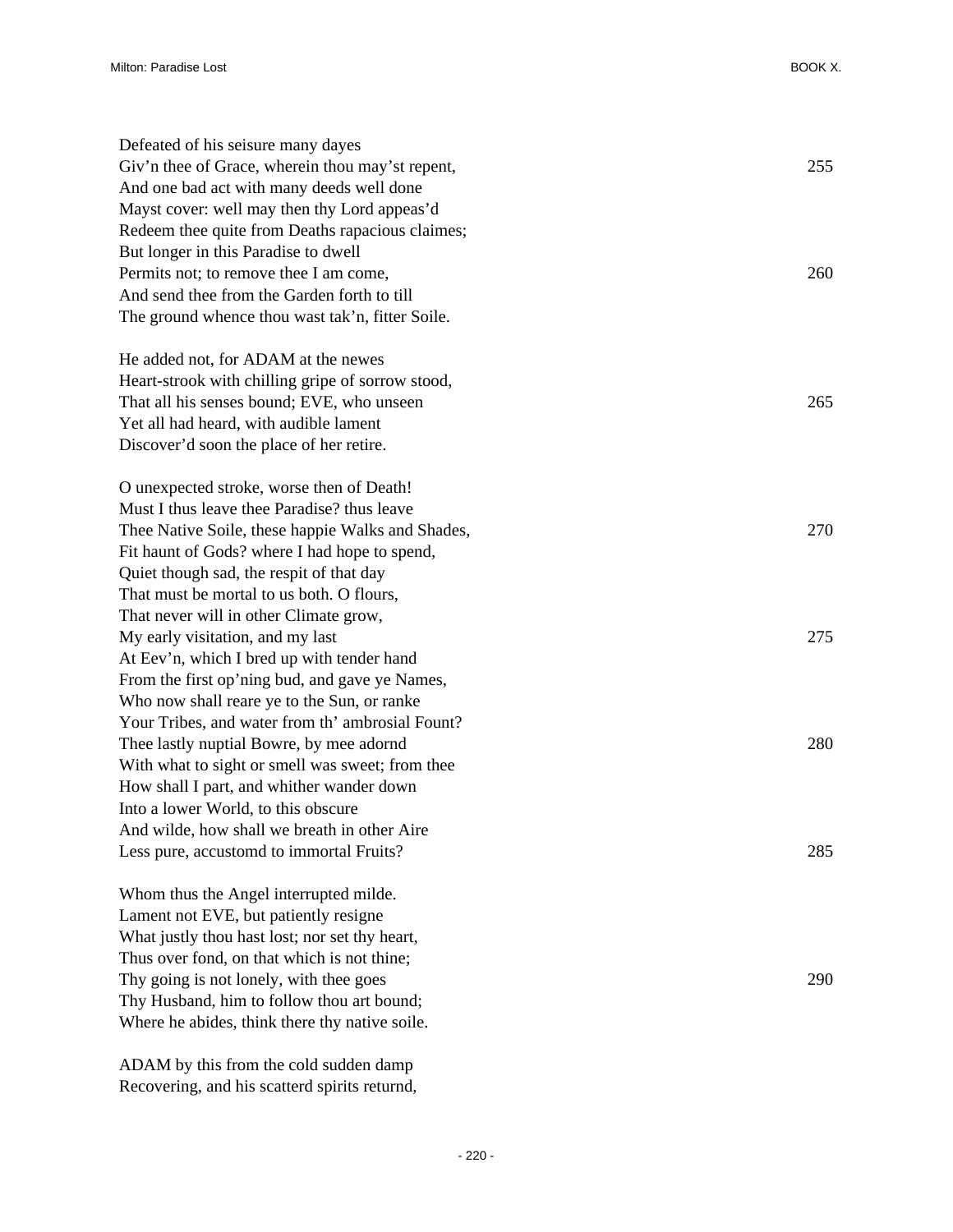Defeated of his seisure many dayes  
Giv’n thee of Grace, wherein thou may’st repent, 255  
And one bad act with many deeds well done  
Mayst cover: well may then thy Lord appeas’d  
Redeem thee quite from Deaths rapacious claimes;  
But longer in this Paradise to dwell  
Permits not; to remove thee I am come, 260  
And send thee from the Garden forth to till  
The ground whence thou wast tak’n, fitter Soile.

He added not, for ADAM at the newes  
Heart-strook with chilling gripe of sorrow stood,  
That all his senses bound; EVE, who unseen 265  
Yet all had heard, with audible lament  
Discover’d soon the place of her retire.

O unexpected stroke, worse then of Death!  
Must I thus leave thee Paradise? thus leave  
Thee Native Soile, these happie Walks and Shades, 270  
Fit haunt of Gods? where I had hope to spend,  
Quiet though sad, the respit of that day  
That must be mortal to us both. O flours,  
That never will in other Climate grow,  
My early visitation, and my last 275  
At Eev’n, which I bred up with tender hand  
From the first op’ning bud, and gave ye Names,  
Who now shall reare ye to the Sun, or ranke  
Your Tribes, and water from th’ ambrosial Fount?  
Thee lastly nuptial Bowre, by mee adornd 280  
With what to sight or smell was sweet; from thee  
How shall I part, and whither wander down  
Into a lower World, to this obscure  
And wilde, how shall we breath in other Aire  
Less pure, accustomd to immortal Fruits? 285

Whom thus the Angel interrupted milde.  
Lament not EVE, but patiently resigne  
What justly thou hast lost; nor set thy heart,  
Thus over fond, on that which is not thine;  
Thy going is not lonely, with thee goes 290  
Thy Husband, him to follow thou art bound;  
Where he abides, think there thy native soile.

ADAM by this from the cold sudden damp  
Recovering, and his scatterd spirits returnd,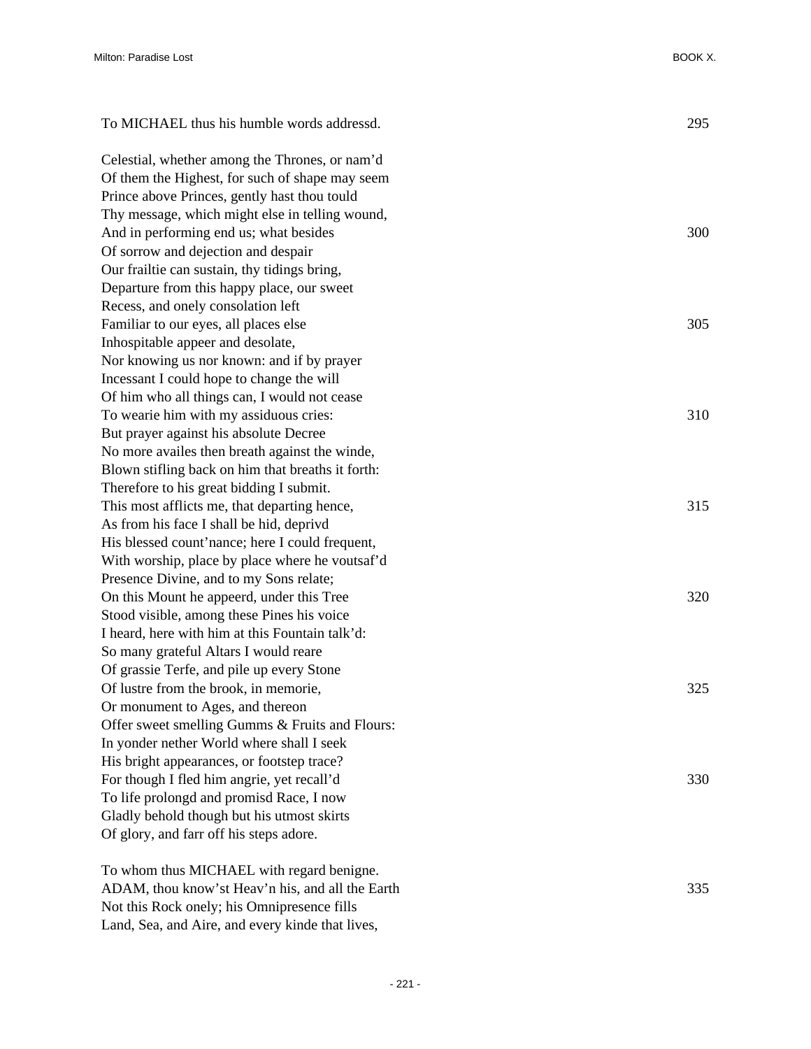To MICHAEL thus his humble words addressd. 295

Celestial, whether among the Thrones, or nam'd
Of them the Highest, for such of shape may seem
Prince above Princes, gently hast thou tould
Thy message, which might else in telling wound,
And in performing end us; what besides 300
Of sorrow and dejection and despair
Our frailtie can sustain, thy tidings bring,
Departure from this happy place, our sweet
Recess, and onely consolation left
Familiar to our eyes, all places else 305
Inhospitable appeer and desolate,
Nor knowing us nor known: and if by prayer
Incessant I could hope to change the will
Of him who all things can, I would not cease
To wearie him with my assiduous cries: 310
But prayer against his absolute Decree
No more availes then breath against the winde,
Blown stifling back on him that breaths it forth:
Therefore to his great bidding I submit.
This most afflicts me, that departing hence, 315
As from his face I shall be hid, deprivd
His blessed count'nance; here I could frequent,
With worship, place by place where he voutsaf'd
Presence Divine, and to my Sons relate;
On this Mount he appeerd, under this Tree 320
Stood visible, among these Pines his voice
I heard, here with him at this Fountain talk'd:
So many grateful Altars I would reare
Of grassie Terfe, and pile up every Stone
Of lustre from the brook, in memorie, 325
Or monument to Ages, and thereon
Offer sweet smelling Gumms & Fruits and Flours:
In yonder nether World where shall I seek
His bright appearances, or footstep trace?
For though I fled him angrie, yet recall'd 330
To life prolongd and promisd Race, I now
Gladly behold though but his utmost skirts
Of glory, and farr off his steps adore.

To whom thus MICHAEL with regard benigne.
ADAM, thou know'st Heav'n his, and all the Earth 335
Not this Rock onely; his Omnipresence fills
Land, Sea, and Aire, and every kinde that lives,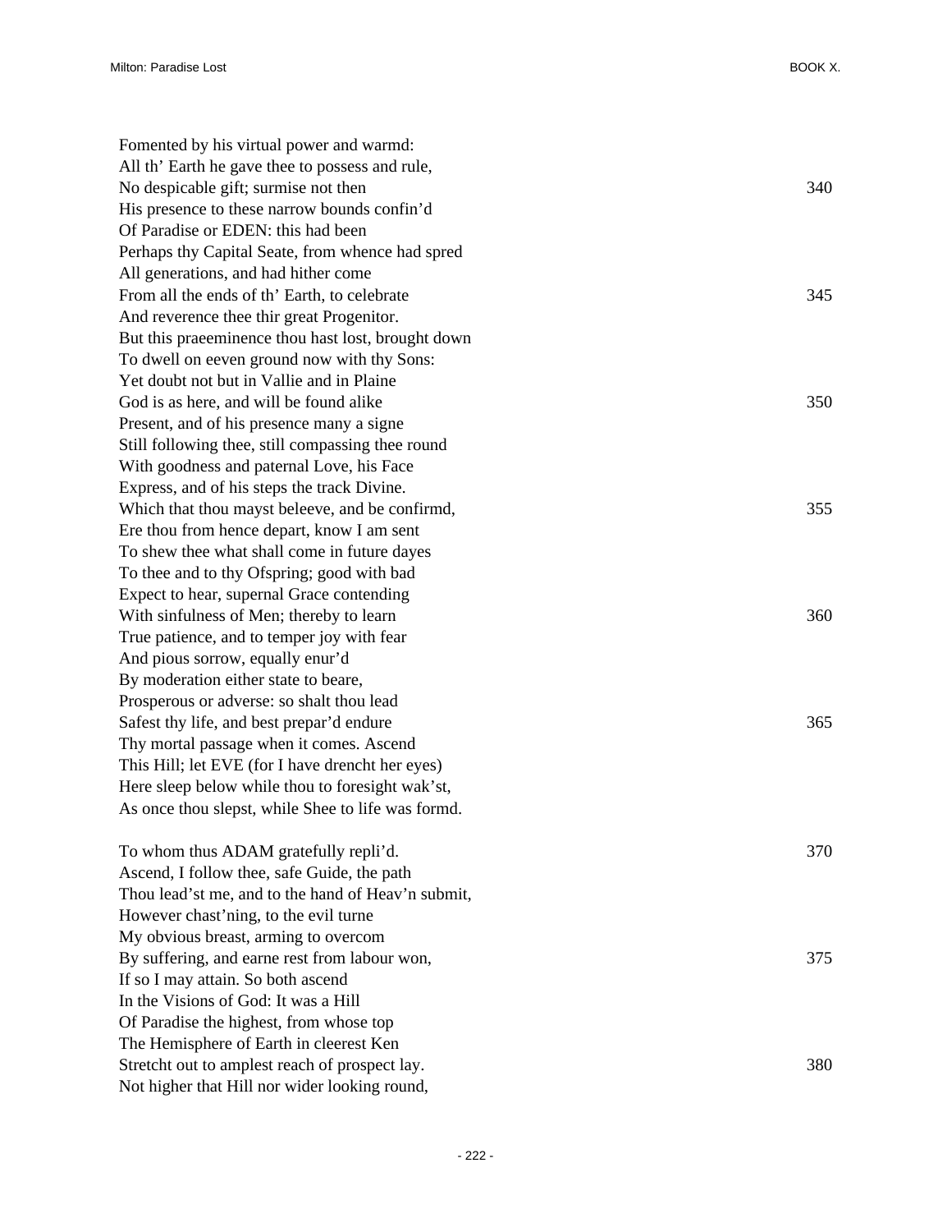Fomented by his virtual power and warmd:  
All th' Earth he gave thee to possess and rule,  
No despicable gift; surmise not then 340  
His presence to these narrow bounds confin'd  
Of Paradise or EDEN: this had been  
Perhaps thy Capital Seate, from whence had spred  
All generations, and had hither come  
From all the ends of th' Earth, to celebrate 345  
And reverence thee thir great Progenitor.  
But this praeeminence thou hast lost, brought down  
To dwell on eeven ground now with thy Sons:  
Yet doubt not but in Vallie and in Plaine  
God is as here, and will be found alike 350  
Present, and of his presence many a signe  
Still following thee, still compassing thee round  
With goodness and paternal Love, his Face  
Express, and of his steps the track Divine.  
Which that thou mayst beleeve, and be confirmd, 355  
Ere thou from hence depart, know I am sent  
To shew thee what shall come in future dayes  
To thee and to thy Ofspring; good with bad  
Expect to hear, supernal Grace contending  
With sinfulness of Men; thereby to learn 360  
True patience, and to temper joy with fear  
And pious sorrow, equally enur'd  
By moderation either state to beare,  
Prosperous or adverse: so shalt thou lead  
Safest thy life, and best prepar'd endure 365  
Thy mortal passage when it comes. Ascend  
This Hill; let EVE (for I have drencht her eyes)  
Here sleep below while thou to foresight wak'st,  
As once thou slepst, while Shee to life was formd.

To whom thus ADAM gratefully repli'd. 370  
Ascend, I follow thee, safe Guide, the path  
Thou lead'st me, and to the hand of Heav'n submit,  
However chast'ning, to the evil turne  
My obvious breast, arming to overcom  
By suffering, and earne rest from labour won, 375  
If so I may attain. So both ascend  
In the Visions of God: It was a Hill  
Of Paradise the highest, from whose top  
The Hemisphere of Earth in cleerest Ken  
Stretcht out to amplest reach of prospect lay. 380  
Not higher that Hill nor wider looking round,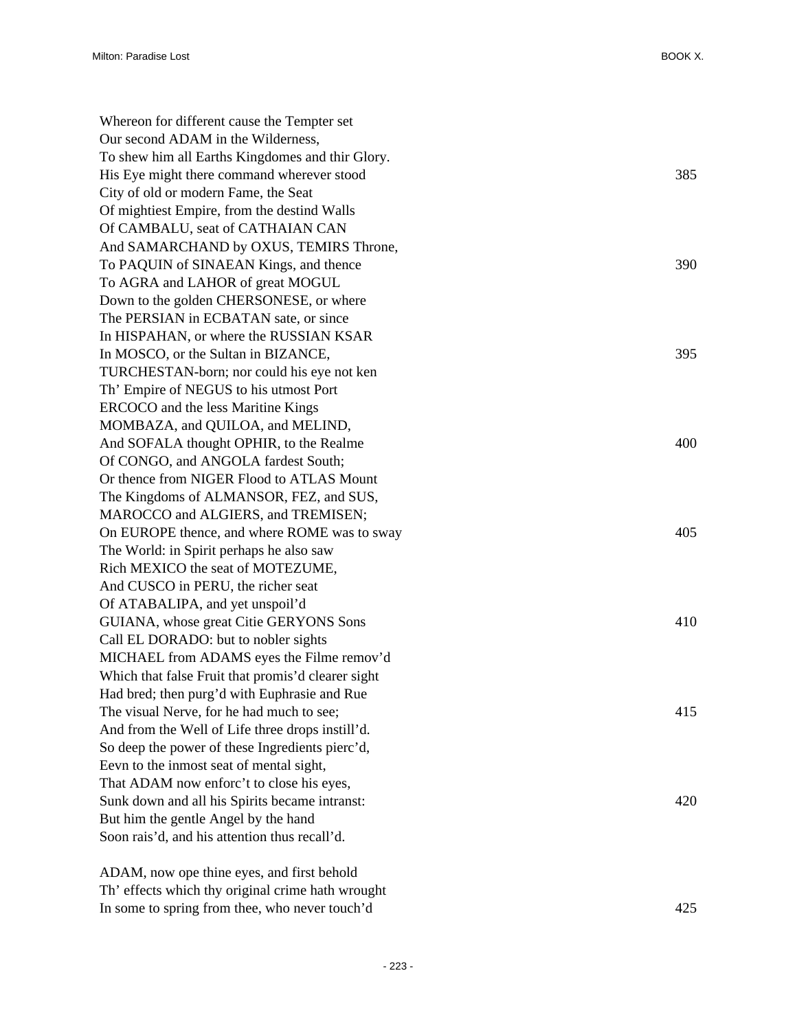Whereon for different cause the Tempter set  
Our second ADAM in the Wilderness,  
To shew him all Earths Kingdomes and thir Glory.  
His Eye might there command wherever stood 385  
City of old or modern Fame, the Seat  
Of mightiest Empire, from the destind Walls  
Of CAMBALU, seat of CATHAIAN CAN  
And SAMARCHAND by OXUS, TEMIRS Throne,  
To PAQUIN of SINAEAN Kings, and thence 390  
To AGRA and LAHOR of great MOGUL  
Down to the golden CHERSONESE, or where  
The PERSIAN in ECBATAN sate, or since  
In HISPAHAN, or where the RUSSIAN KSAR  
In MOSCO, or the Sultan in BIZANCE, 395  
TURCHESTAN-born; nor could his eye not ken  
Th' Empire of NEGUS to his utmost Port  
ERCOCO and the less Maritine Kings  
MOMBAZA, and QUILOA, and MELIND,  
And SOFALA thought OPHIR, to the Realme 400  
Of CONGO, and ANGOLA fardest South;  
Or thence from NIGER Flood to ATLAS Mount  
The Kingdoms of ALMANSOR, FEZ, and SUS,  
MAROCCO and ALGIERS, and TREMISEN;  
On EUROPE thence, and where ROME was to sway 405  
The World: in Spirit perhaps he also saw  
Rich MEXICO the seat of MOTEZUME,  
And CUSCO in PERU, the richer seat  
Of ATABALIPA, and yet unspoil'd  
GUIANA, whose great Citie GERYONS Sons 410  
Call EL DORADO: but to nobler sights  
MICHAEL from ADAMS eyes the Filme remov'd  
Which that false Fruit that promis'd clearer sight  
Had bred; then purg'd with Euphrasie and Rue  
The visual Nerve, for he had much to see; 415  
And from the Well of Life three drops instill'd.  
So deep the power of these Ingredients pierc'd,  
Eevn to the inmost seat of mental sight,  
That ADAM now enforc't to close his eyes,  
Sunk down and all his Spirits became intranst: 420  
But him the gentle Angel by the hand  
Soon rais'd, and his attention thus recall'd.

ADAM, now ope thine eyes, and first behold  
Th' effects which thy original crime hath wrought  
In some to spring from thee, who never touch'd 425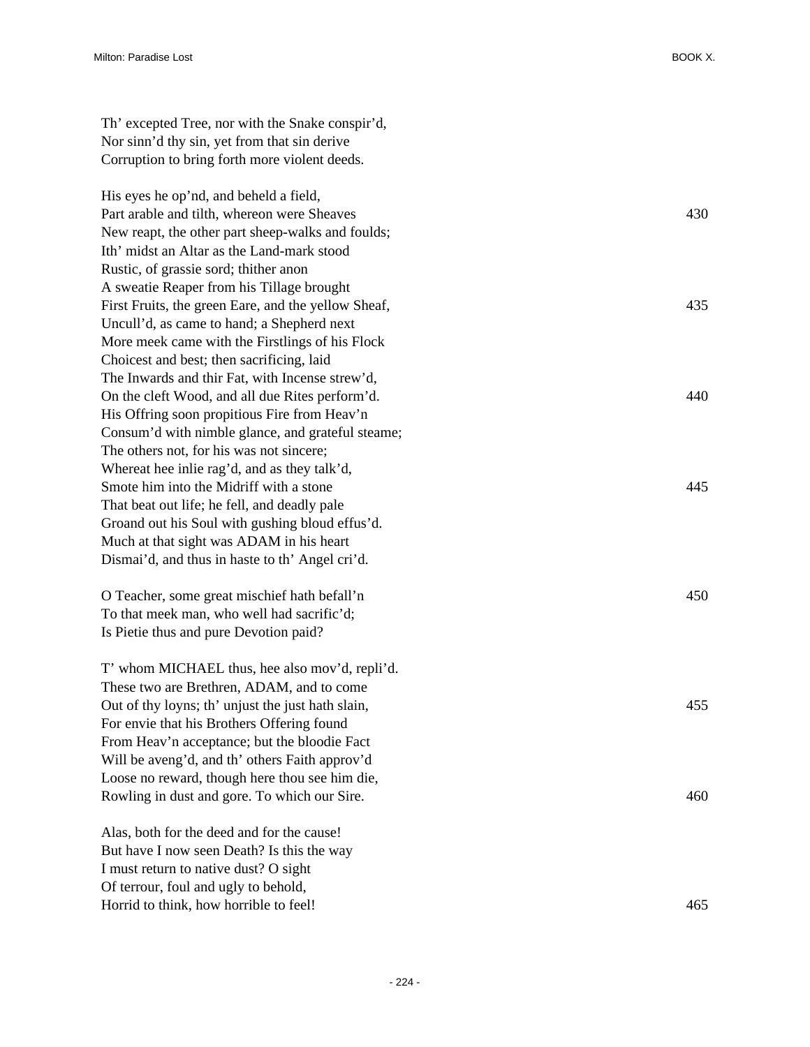Th' excepted Tree, nor with the Snake conspir'd,
Nor sinn'd thy sin, yet from that sin derive
Corruption to bring forth more violent deeds.

His eyes he op'nd, and beheld a field,
Part arable and tilth, whereon were Sheaves 430
New reapt, the other part sheep-walks and foulds;
Ith' midst an Altar as the Land-mark stood
Rustic, of grassie sord; thither anon
A sweatie Reaper from his Tillage brought
First Fruits, the green Eare, and the yellow Sheaf, 435
Uncull'd, as came to hand; a Shepherd next
More meek came with the Firstlings of his Flock
Choicest and best; then sacrificing, laid
The Inwards and thir Fat, with Incense strew'd,
On the cleft Wood, and all due Rites perform'd. 440
His Offring soon propitious Fire from Heav'n
Consum'd with nimble glance, and grateful steame;
The others not, for his was not sincere;
Whereat hee inlie rag'd, and as they talk'd,
Smote him into the Midriff with a stone 445
That beat out life; he fell, and deadly pale
Groand out his Soul with gushing bloud effus'd.
Much at that sight was ADAM in his heart
Dismai'd, and thus in haste to th' Angel cri'd.

O Teacher, some great mischief hath befall'n 450
To that meek man, who well had sacrific'd;
Is Pietie thus and pure Devotion paid?

T' whom MICHAEL thus, hee also mov'd, repli'd.
These two are Brethren, ADAM, and to come
Out of thy loyns; th' unjust the just hath slain, 455
For envie that his Brothers Offering found
From Heav'n acceptance; but the bloodie Fact
Will be aveng'd, and th' others Faith approv'd
Loose no reward, though here thou see him die,
Rowling in dust and gore. To which our Sire. 460

Alas, both for the deed and for the cause!
But have I now seen Death? Is this the way
I must return to native dust? O sight
Of terrour, foul and ugly to behold,
Horrid to think, how horrible to feel! 465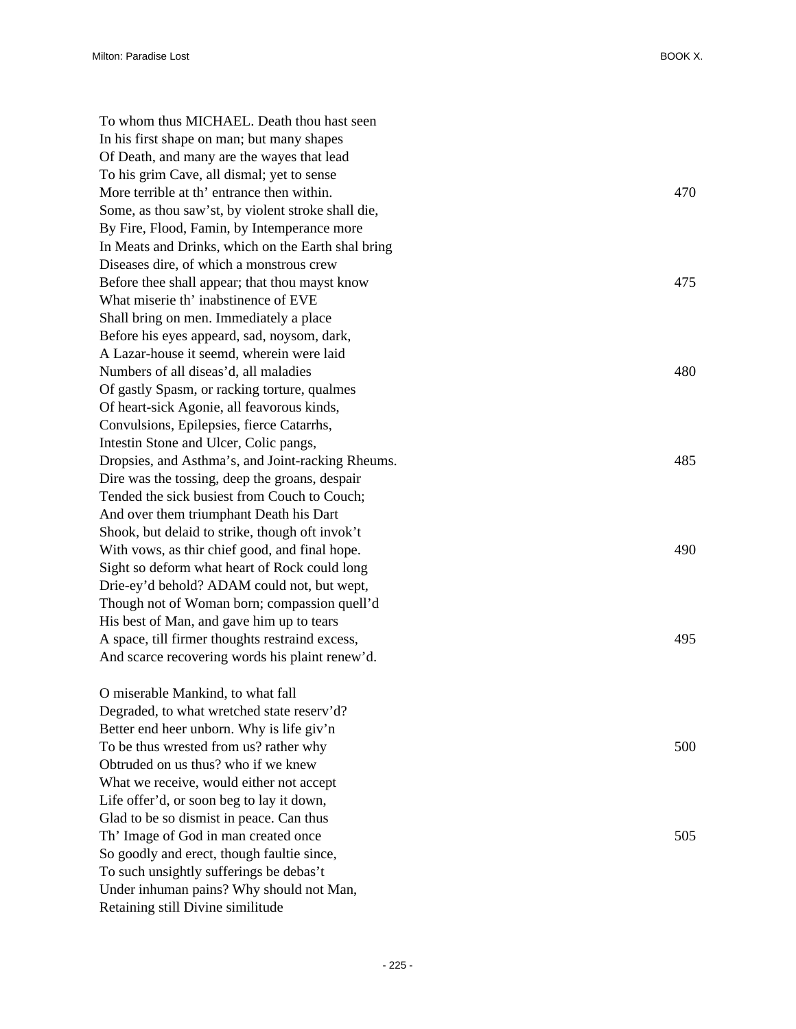To whom thus MICHAEL. Death thou hast seen
In his first shape on man; but many shapes
Of Death, and many are the wayes that lead
To his grim Cave, all dismal; yet to sense
More terrible at th' entrance then within. 470
Some, as thou saw'st, by violent stroke shall die,
By Fire, Flood, Famin, by Intemperance more
In Meats and Drinks, which on the Earth shal bring
Diseases dire, of which a monstrous crew
Before thee shall appear; that thou mayst know 475
What miserie th' inabstinence of EVE
Shall bring on men. Immediately a place
Before his eyes appeard, sad, noysom, dark,
A Lazar-house it seemd, wherein were laid
Numbers of all diseas'd, all maladies 480
Of gastly Spasm, or racking torture, qualmes
Of heart-sick Agonie, all feavorous kinds,
Convulsions, Epilepsies, fierce Catarrhs,
Intestin Stone and Ulcer, Colic pangs,
Dropsies, and Asthma's, and Joint-racking Rheums. 485
Dire was the tossing, deep the groans, despair
Tended the sick busiest from Couch to Couch;
And over them triumphant Death his Dart
Shook, but delaid to strike, though oft invok't
With vows, as thir chief good, and final hope. 490
Sight so deform what heart of Rock could long
Drie-ey'd behold? ADAM could not, but wept,
Though not of Woman born; compassion quell'd
His best of Man, and gave him up to tears
A space, till firmer thoughts restraind excess, 495
And scarce recovering words his plaint renew'd.

O miserable Mankind, to what fall
Degraded, to what wretched state reserv'd?
Better end heer unborn. Why is life giv'n
To be thus wrested from us? rather why 500
Obtruded on us thus? who if we knew
What we receive, would either not accept
Life offer'd, or soon beg to lay it down,
Glad to be so dismist in peace. Can thus
Th' Image of God in man created once 505
So goodly and erect, though faultie since,
To such unsightly sufferings be debas't
Under inhuman pains? Why should not Man,
Retaining still Divine similitude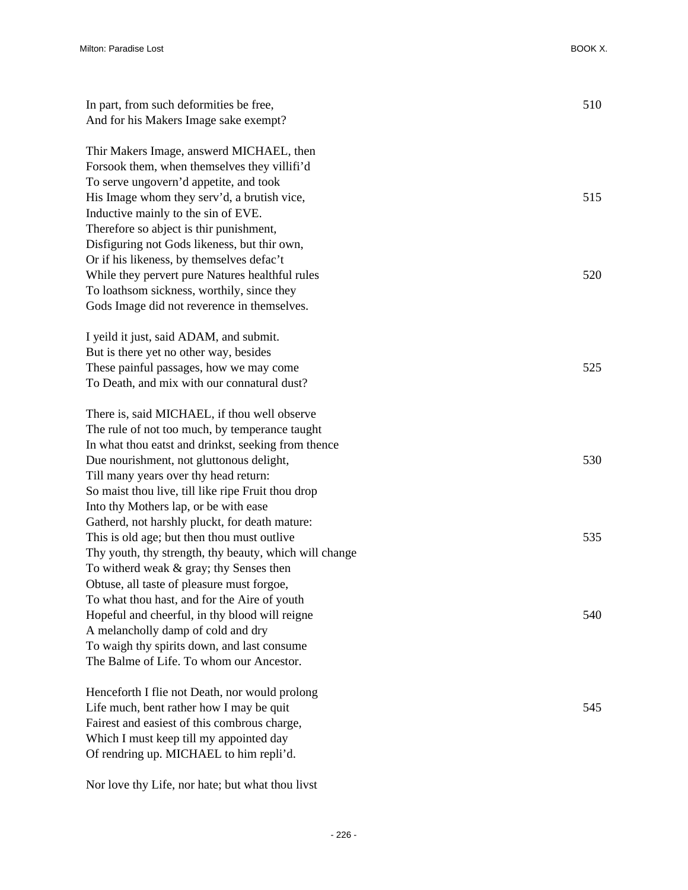In part, from such deformities be free, 510
And for his Makers Image sake exempt?

Thir Makers Image, answerd MICHAEL, then
Forsook them, when themselves they villifi'd
To serve ungovern'd appetite, and took
His Image whom they serv'd, a brutish vice, 515
Inductive mainly to the sin of EVE.
Therefore so abject is thir punishment,
Disfiguring not Gods likeness, but thir own,
Or if his likeness, by themselves defac't
While they pervert pure Natures healthful rules 520
To loathsom sickness, worthily, since they
Gods Image did not reverence in themselves.

I yeild it just, said ADAM, and submit.
But is there yet no other way, besides
These painful passages, how we may come 525
To Death, and mix with our connatural dust?

There is, said MICHAEL, if thou well observe
The rule of not too much, by temperance taught
In what thou eatst and drinkst, seeking from thence
Due nourishment, not gluttonous delight, 530
Till many years over thy head return:
So maist thou live, till like ripe Fruit thou drop
Into thy Mothers lap, or be with ease
Gatherd, not harshly pluckt, for death mature:
This is old age; but then thou must outlive 535
Thy youth, thy strength, thy beauty, which will change
To witherd weak & gray; thy Senses then
Obtuse, all taste of pleasure must forgoe,
To what thou hast, and for the Aire of youth
Hopeful and cheerful, in thy blood will reigne 540
A melancholly damp of cold and dry
To waigh thy spirits down, and last consume
The Balme of Life. To whom our Ancestor.

Henceforth I flie not Death, nor would prolong
Life much, bent rather how I may be quit 545
Fairest and easiest of this combrous charge,
Which I must keep till my appointed day
Of rendring up. MICHAEL to him repli'd.

Nor love thy Life, nor hate; but what thou livst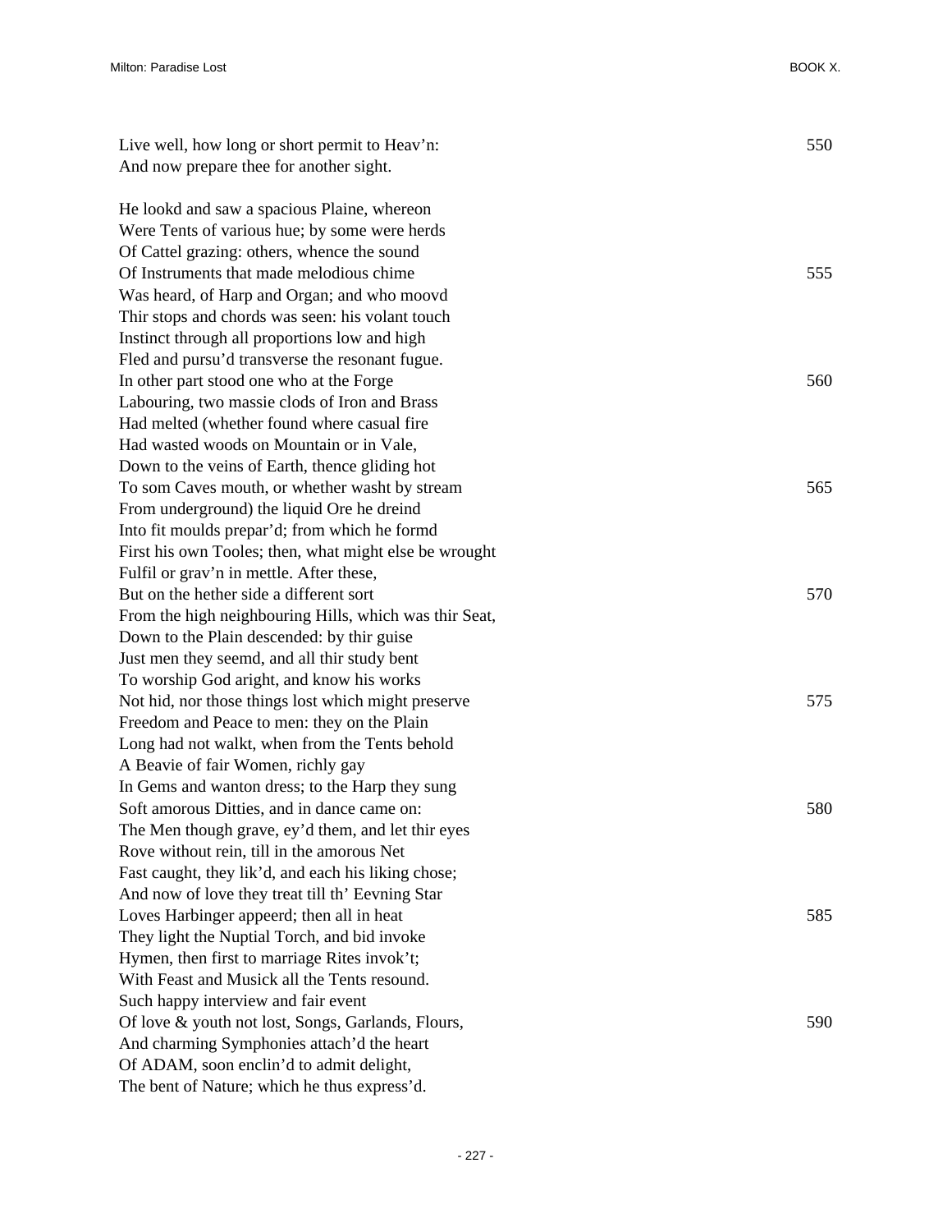Live well, how long or short permit to Heav'n: 550
And now prepare thee for another sight.

He lookd and saw a spacious Plaine, whereon
Were Tents of various hue; by some were herds
Of Cattel grazing: others, whence the sound
Of Instruments that made melodious chime 555
Was heard, of Harp and Organ; and who moovd
Thir stops and chords was seen: his volant touch
Instinct through all proportions low and high
Fled and pursu'd transverse the resonant fugue.
In other part stood one who at the Forge 560
Labouring, two massie clods of Iron and Brass
Had melted (whether found where casual fire
Had wasted woods on Mountain or in Vale,
Down to the veins of Earth, thence gliding hot
To som Caves mouth, or whether washt by stream 565
From underground) the liquid Ore he dreind
Into fit moulds prepar'd; from which he formd
First his own Tooles; then, what might else be wrought
Fulfil or grav'n in mettle. After these,
But on the hether side a different sort 570
From the high neighbouring Hills, which was thir Seat,
Down to the Plain descended: by thir guise
Just men they seemd, and all thir study bent
To worship God aright, and know his works
Not hid, nor those things lost which might preserve 575
Freedom and Peace to men: they on the Plain
Long had not walkt, when from the Tents behold
A Beavie of fair Women, richly gay
In Gems and wanton dress; to the Harp they sung
Soft amorous Ditties, and in dance came on: 580
The Men though grave, ey'd them, and let thir eyes
Rove without rein, till in the amorous Net
Fast caught, they lik'd, and each his liking chose;
And now of love they treat till th' Eevning Star
Loves Harbinger appeerd; then all in heat 585
They light the Nuptial Torch, and bid invoke
Hymen, then first to marriage Rites invok't;
With Feast and Musick all the Tents resound.
Such happy interview and fair event
Of love & youth not lost, Songs, Garlands, Flours, 590
And charming Symphonies attach'd the heart
Of ADAM, soon enclin'd to admit delight,
The bent of Nature; which he thus express'd.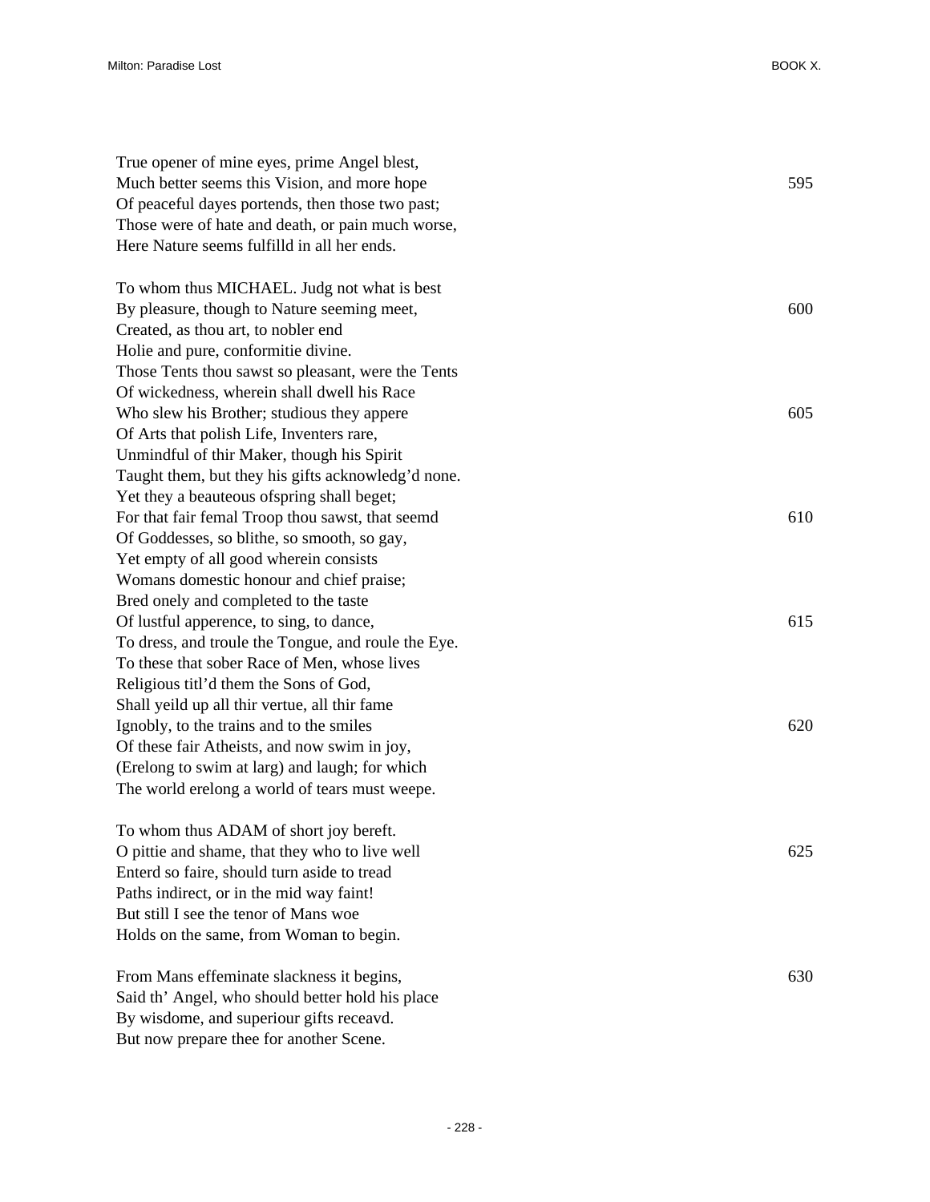True opener of mine eyes, prime Angel blest,
Much better seems this Vision, and more hope 595
Of peaceful dayes portends, then those two past;
Those were of hate and death, or pain much worse,
Here Nature seems fulfilld in all her ends.

To whom thus MICHAEL. Judg not what is best
By pleasure, though to Nature seeming meet, 600
Created, as thou art, to nobler end
Holie and pure, conformitie divine.
Those Tents thou sawst so pleasant, were the Tents
Of wickedness, wherein shall dwell his Race
Who slew his Brother; studious they appere 605
Of Arts that polish Life, Inventers rare,
Unmindful of thir Maker, though his Spirit
Taught them, but they his gifts acknowledg'd none.
Yet they a beauteous ofspring shall beget;
For that fair femal Troop thou sawst, that seemd 610
Of Goddesses, so blithe, so smooth, so gay,
Yet empty of all good wherein consists
Womans domestic honour and chief praise;
Bred onely and completed to the taste
Of lustful apperence, to sing, to dance, 615
To dress, and troule the Tongue, and roule the Eye.
To these that sober Race of Men, whose lives
Religious titl'd them the Sons of God,
Shall yeild up all thir vertue, all thir fame
Ignobly, to the trains and to the smiles 620
Of these fair Atheists, and now swim in joy,
(Erelong to swim at larg) and laugh; for which
The world erelong a world of tears must weepe.

To whom thus ADAM of short joy bereft.
O pittie and shame, that they who to live well 625
Enterd so faire, should turn aside to tread
Paths indirect, or in the mid way faint!
But still I see the tenor of Mans woe
Holds on the same, from Woman to begin.

From Mans effeminate slackness it begins, 630
Said th' Angel, who should better hold his place
By wisdome, and superiour gifts receavd.
But now prepare thee for another Scene.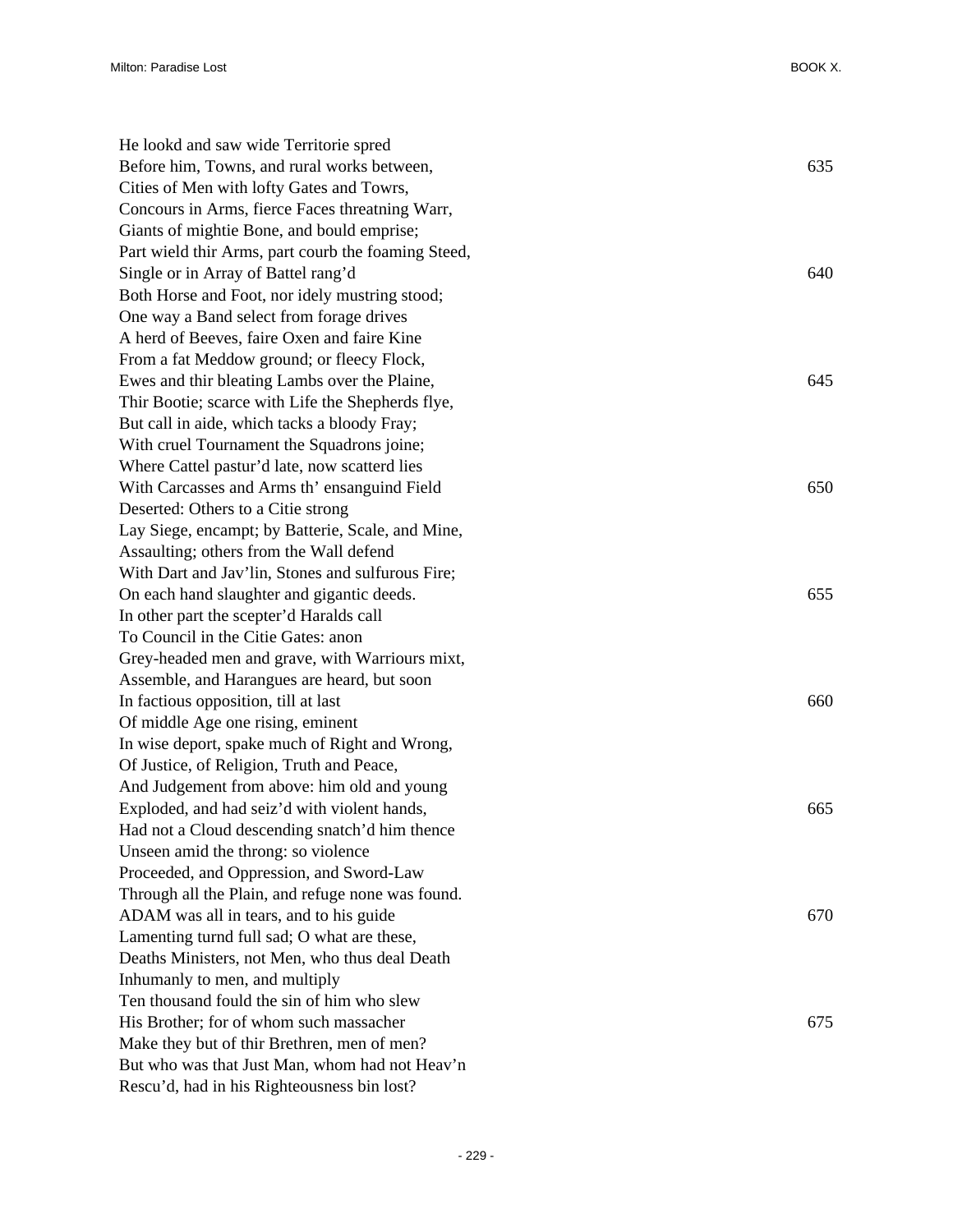He lookd and saw wide Territorie spred
Before him, Towns, and rural works between, 635
Cities of Men with lofty Gates and Towrs,
Concours in Arms, fierce Faces threatning Warr,
Giants of mightie Bone, and bould emprise;
Part wield thir Arms, part courb the foaming Steed,
Single or in Array of Battel rang'd 640
Both Horse and Foot, nor idely mustring stood;
One way a Band select from forage drives
A herd of Beeves, faire Oxen and faire Kine
From a fat Meddow ground; or fleecy Flock,
Ewes and thir bleating Lambs over the Plaine, 645
Thir Bootie; scarce with Life the Shepherds flye,
But call in aide, which tacks a bloody Fray;
With cruel Tournament the Squadrons joine;
Where Cattel pastur'd late, now scatterd lies
With Carcasses and Arms th' ensanguind Field 650
Deserted: Others to a Citie strong
Lay Siege, encampt; by Batterie, Scale, and Mine,
Assaulting; others from the Wall defend
With Dart and Jav'lin, Stones and sulfurous Fire;
On each hand slaughter and gigantic deeds. 655
In other part the scepter'd Haralds call
To Council in the Citie Gates: anon
Grey-headed men and grave, with Warriours mixt,
Assemble, and Harangues are heard, but soon
In factious opposition, till at last 660
Of middle Age one rising, eminent
In wise deport, spake much of Right and Wrong,
Of Justice, of Religion, Truth and Peace,
And Judgement from above: him old and young
Exploded, and had seiz'd with violent hands, 665
Had not a Cloud descending snatch'd him thence
Unseen amid the throng: so violence
Proceeded, and Oppression, and Sword-Law
Through all the Plain, and refuge none was found.
ADAM was all in tears, and to his guide 670
Lamenting turnd full sad; O what are these,
Deaths Ministers, not Men, who thus deal Death
Inhumanly to men, and multiply
Ten thousand fould the sin of him who slew
His Brother; for of whom such massacher 675
Make they but of thir Brethren, men of men?
But who was that Just Man, whom had not Heav'n
Rescu'd, had in his Righteousness bin lost?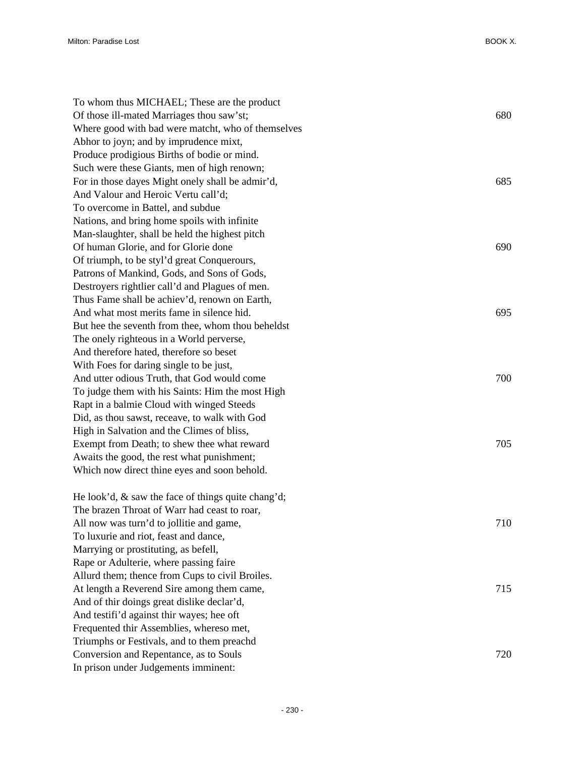To whom thus MICHAEL; These are the product
Of those ill-mated Marriages thou saw'st; 680
Where good with bad were matcht, who of themselves
Abhor to joyn; and by imprudence mixt,
Produce prodigious Births of bodie or mind.
Such were these Giants, men of high renown;
For in those dayes Might onely shall be admir'd, 685
And Valour and Heroic Vertu call'd;
To overcome in Battel, and subdue
Nations, and bring home spoils with infinite
Man-slaughter, shall be held the highest pitch
Of human Glorie, and for Glorie done 690
Of triumph, to be styl'd great Conquerours,
Patrons of Mankind, Gods, and Sons of Gods,
Destroyers rightlier call'd and Plagues of men.
Thus Fame shall be achiev'd, renown on Earth,
And what most merits fame in silence hid. 695
But hee the seventh from thee, whom thou beheldst
The onely righteous in a World perverse,
And therefore hated, therefore so beset
With Foes for daring single to be just,
And utter odious Truth, that God would come 700
To judge them with his Saints: Him the most High
Rapt in a balmie Cloud with winged Steeds
Did, as thou sawst, receave, to walk with God
High in Salvation and the Climes of bliss,
Exempt from Death; to shew thee what reward 705
Awaits the good, the rest what punishment;
Which now direct thine eyes and soon behold.

He look'd, & saw the face of things quite chang'd;
The brazen Throat of Warr had ceast to roar,
All now was turn'd to jollitie and game, 710
To luxurie and riot, feast and dance,
Marrying or prostituting, as befell,
Rape or Adulterie, where passing faire
Allurd them; thence from Cups to civil Broiles.
At length a Reverend Sire among them came, 715
And of thir doings great dislike declar'd,
And testifi'd against thir wayes; hee oft
Frequented thir Assemblies, whereso met,
Triumphs or Festivals, and to them preachd
Conversion and Repentance, as to Souls 720
In prison under Judgements imminent: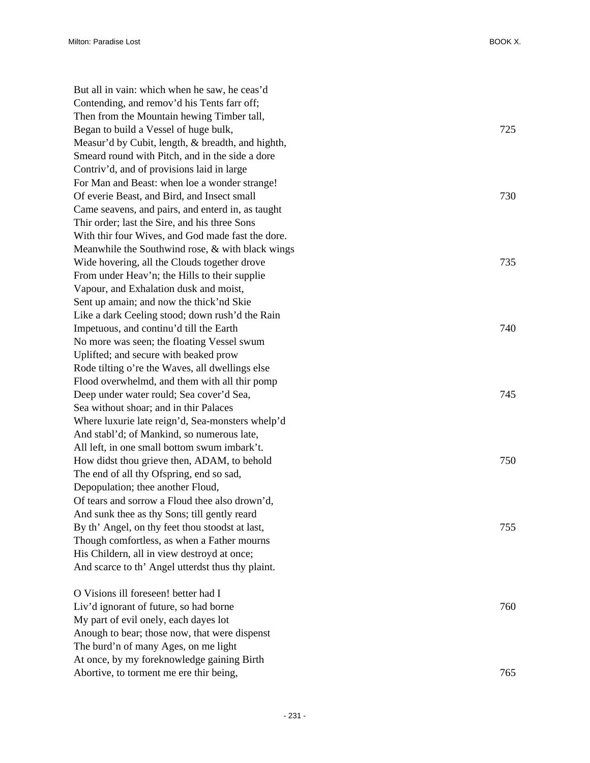But all in vain: which when he saw, he ceas'd
Contending, and remov'd his Tents farr off;
Then from the Mountain hewing Timber tall,
Began to build a Vessel of huge bulk, 725
Measur'd by Cubit, length, & breadth, and highth,
Smeard round with Pitch, and in the side a dore
Contriv'd, and of provisions laid in large
For Man and Beast: when loe a wonder strange!
Of everie Beast, and Bird, and Insect small 730
Came seavens, and pairs, and enterd in, as taught
Thir order; last the Sire, and his three Sons
With thir four Wives, and God made fast the dore.
Meanwhile the Southwind rose, & with black wings
Wide hovering, all the Clouds together drove 735
From under Heav'n; the Hills to their supplie
Vapour, and Exhalation dusk and moist,
Sent up amain; and now the thick'nd Skie
Like a dark Ceeling stood; down rush'd the Rain
Impetuous, and continu'd till the Earth 740
No more was seen; the floating Vessel swum
Uplifted; and secure with beaked prow
Rode tilting o're the Waves, all dwellings else
Flood overwhelmd, and them with all thir pomp
Deep under water rould; Sea cover'd Sea, 745
Sea without shoar; and in thir Palaces
Where luxurie late reign'd, Sea-monsters whelp'd
And stabl'd; of Mankind, so numerous late,
All left, in one small bottom swum imbark't.
How didst thou grieve then, ADAM, to behold 750
The end of all thy Ofspring, end so sad,
Depopulation; thee another Floud,
Of tears and sorrow a Floud thee also drown'd,
And sunk thee as thy Sons; till gently reard
By th' Angel, on thy feet thou stoodst at last, 755
Though comfortless, as when a Father mourns
His Childern, all in view destroyd at once;
And scarce to th' Angel utterdst thus thy plaint.

O Visions ill foreseen! better had I
Liv'd ignorant of future, so had borne 760
My part of evil onely, each dayes lot
Anough to bear; those now, that were dispenst
The burd'n of many Ages, on me light
At once, by my foreknowledge gaining Birth
Abortive, to torment me ere thir being, 765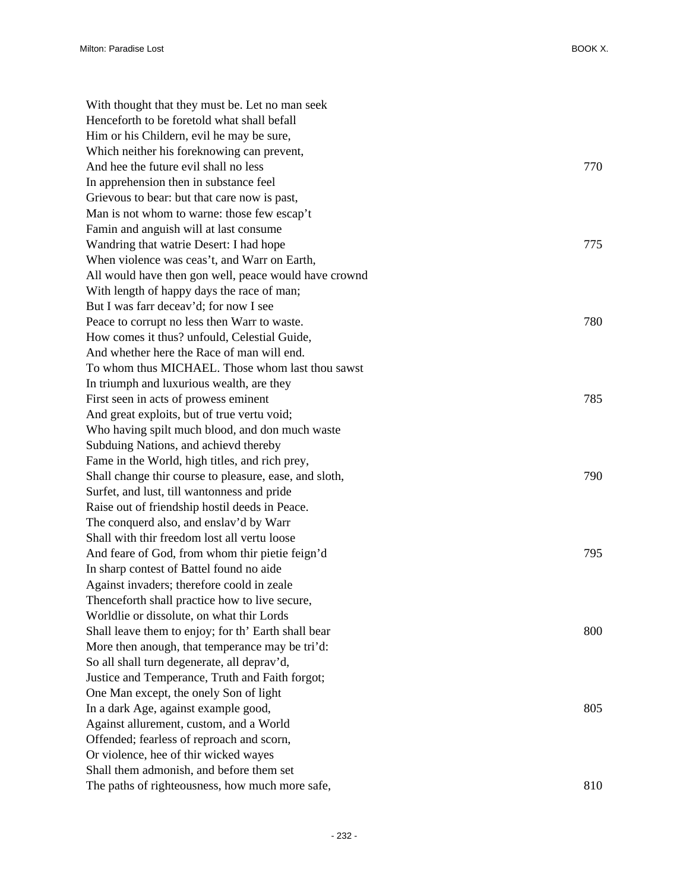With thought that they must be. Let no man seek  
Henceforth to be foretold what shall befall  
Him or his Childern, evil he may be sure,  
Which neither his foreknowing can prevent,  
And hee the future evil shall no less 770  
In apprehension then in substance feel  
Grievous to bear: but that care now is past,  
Man is not whom to warne: those few escap't  
Famin and anguish will at last consume  
Wandring that watrie Desert: I had hope 775  
When violence was ceas't, and Warr on Earth,  
All would have then gon well, peace would have crownd  
With length of happy days the race of man;  
But I was farr deceav'd; for now I see  
Peace to corrupt no less then Warr to waste. 780  
How comes it thus? unfould, Celestial Guide,  
And whether here the Race of man will end.  
To whom thus MICHAEL. Those whom last thou sawst  
In triumph and luxurious wealth, are they  
First seen in acts of prowess eminent 785  
And great exploits, but of true vertu void;  
Who having spilt much blood, and don much waste  
Subduing Nations, and achievd thereby  
Fame in the World, high titles, and rich prey,  
Shall change thir course to pleasure, ease, and sloth, 790  
Surfet, and lust, till wantonness and pride  
Raise out of friendship hostil deeds in Peace.  
The conquerd also, and enslav'd by Warr  
Shall with thir freedom lost all vertu loose  
And feare of God, from whom thir pietie feign'd 795  
In sharp contest of Battel found no aide  
Against invaders; therefore coold in zeale  
Thenceforth shall practice how to live secure,  
Worldlie or dissolute, on what thir Lords  
Shall leave them to enjoy; for th' Earth shall bear 800  
More then anough, that temperance may be tri'd:  
So all shall turn degenerate, all deprav'd,  
Justice and Temperance, Truth and Faith forgot;  
One Man except, the onely Son of light  
In a dark Age, against example good, 805  
Against allurement, custom, and a World  
Offended; fearless of reproach and scorn,  
Or violence, hee of thir wicked wayes  
Shall them admonish, and before them set  
The paths of righteousness, how much more safe, 810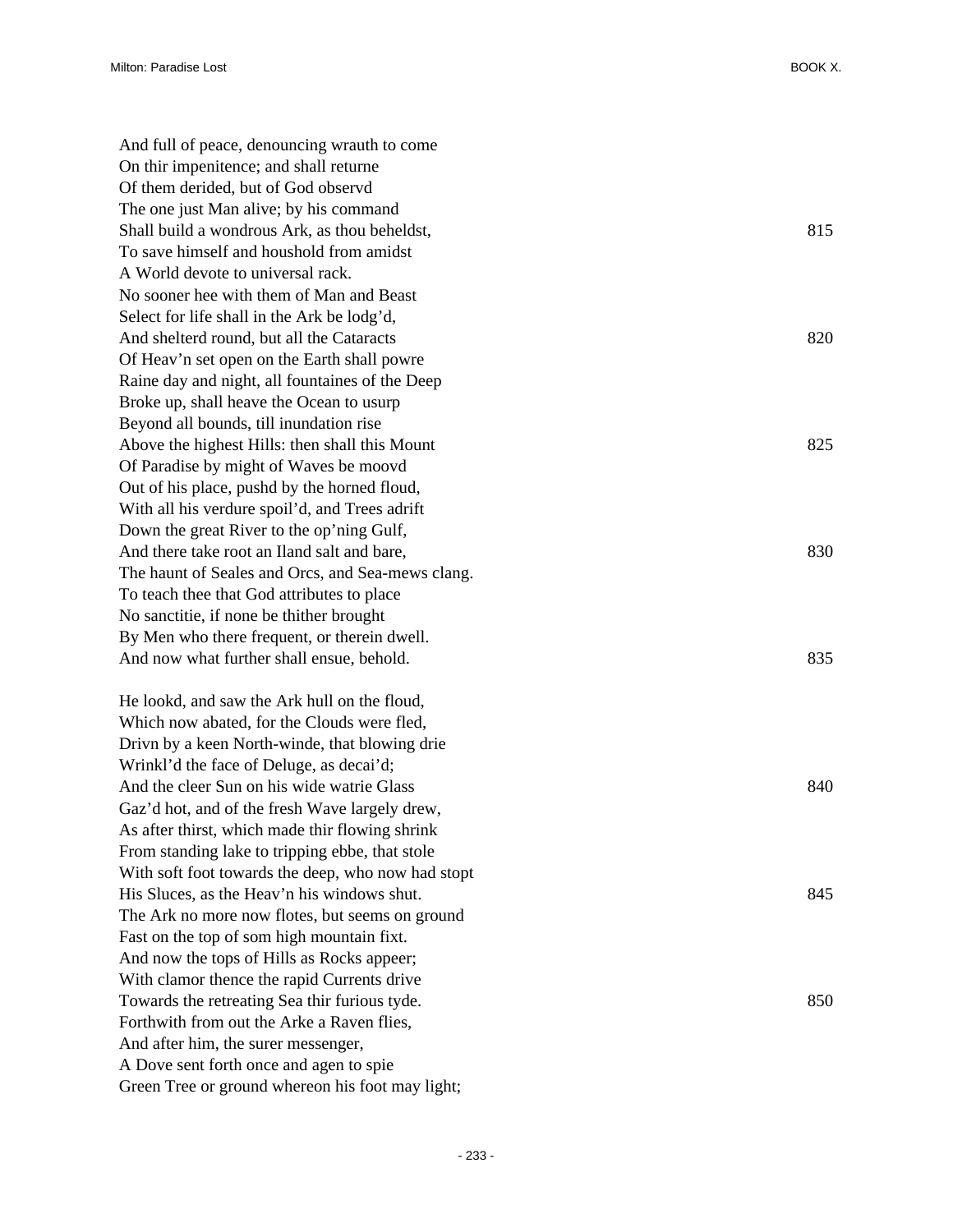And full of peace, denouncing wrauth to come  
On thir impenitence; and shall returne  
Of them derided, but of God observd  
The one just Man alive; by his command  
Shall build a wondrous Ark, as thou beheldst, 815  
To save himself and houshold from amidst  
A World devote to universal rack.  
No sooner hee with them of Man and Beast  
Select for life shall in the Ark be lodg'd,  
And shelterd round, but all the Cataracts 820  
Of Heav'n set open on the Earth shall powre  
Raine day and night, all fountaines of the Deep  
Broke up, shall heave the Ocean to usurp  
Beyond all bounds, till inundation rise  
Above the highest Hills: then shall this Mount 825  
Of Paradise by might of Waves be moovd  
Out of his place, pushd by the horned floud,  
With all his verdure spoil'd, and Trees adrift  
Down the great River to the op'ning Gulf,  
And there take root an Iland salt and bare, 830  
The haunt of Seales and Orcs, and Sea-mews clang.  
To teach thee that God attributes to place  
No sanctitie, if none be thither brought  
By Men who there frequent, or therein dwell.  
And now what further shall ensue, behold. 835

He lookd, and saw the Ark hull on the floud,  
Which now abated, for the Clouds were fled,  
Drivn by a keen North-winde, that blowing drie  
Wrinkl'd the face of Deluge, as decai'd;  
And the cleer Sun on his wide watrie Glass 840  
Gaz'd hot, and of the fresh Wave largely drew,  
As after thirst, which made thir flowing shrink  
From standing lake to tripping ebbe, that stole  
With soft foot towards the deep, who now had stopt  
His Sluces, as the Heav'n his windows shut. 845  
The Ark no more now flotes, but seems on ground  
Fast on the top of som high mountain fixt.  
And now the tops of Hills as Rocks appeer;  
With clamor thence the rapid Currents drive  
Towards the retreating Sea thir furious tyde. 850  
Forthwith from out the Arke a Raven flies,  
And after him, the surer messenger,  
A Dove sent forth once and agen to spie  
Green Tree or ground whereon his foot may light;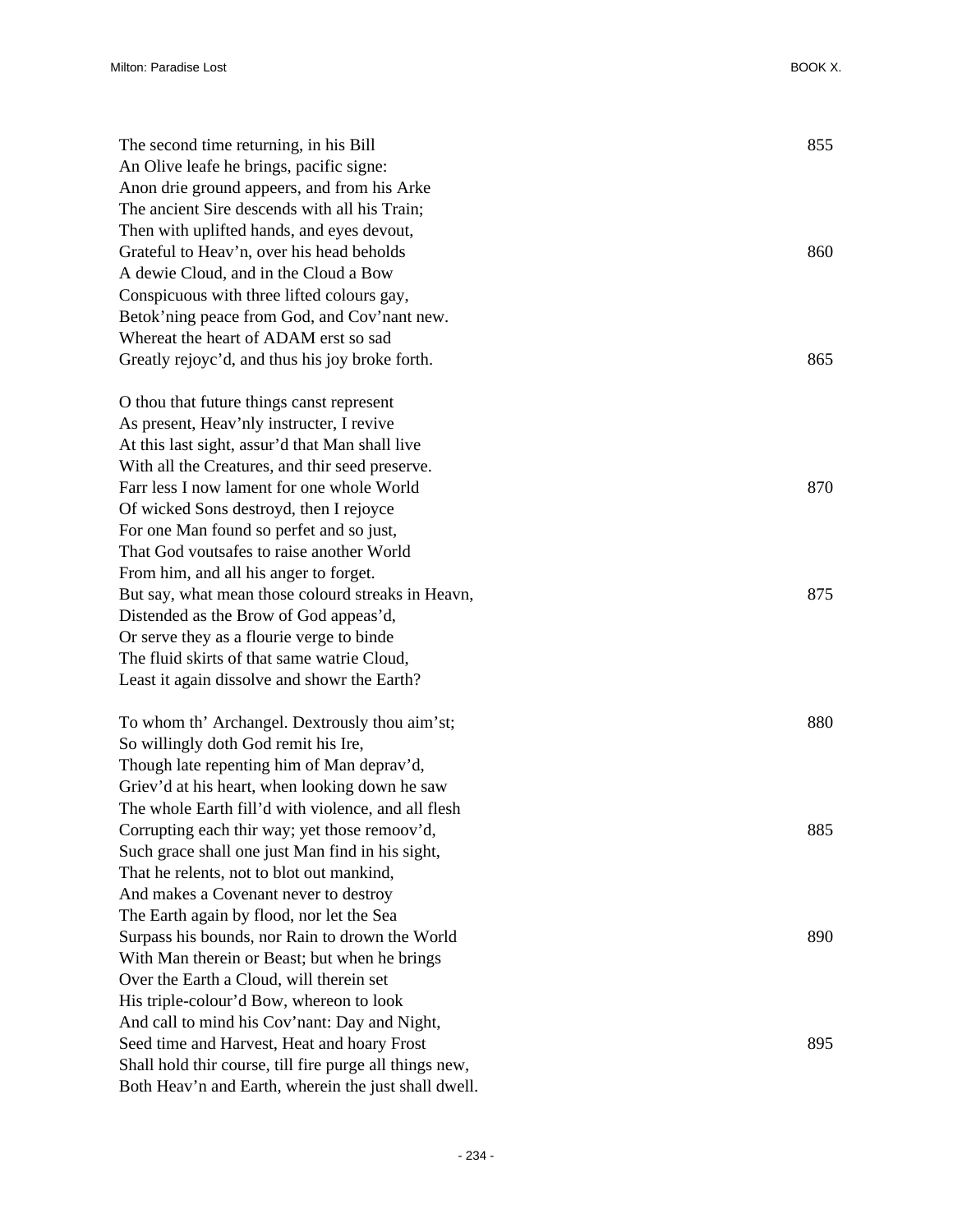The second time returning, in his Bill 855
An Olive leafe he brings, pacific signe:
Anon drie ground appeers, and from his Arke
The ancient Sire descends with all his Train;
Then with uplifted hands, and eyes devout,
Grateful to Heav'n, over his head beholds 860
A dewie Cloud, and in the Cloud a Bow
Conspicuous with three lifted colours gay,
Betok'ning peace from God, and Cov'nant new.
Whereat the heart of ADAM erst so sad
Greatly rejoyc'd, and thus his joy broke forth. 865

O thou that future things canst represent
As present, Heav'nly instructer, I revive
At this last sight, assur'd that Man shall live
With all the Creatures, and thir seed preserve.
Farr less I now lament for one whole World 870
Of wicked Sons destroyd, then I rejoyce
For one Man found so perfet and so just,
That God voutsafes to raise another World
From him, and all his anger to forget.
But say, what mean those colourd streaks in Heavn, 875
Distended as the Brow of God appeas'd,
Or serve they as a flourie verge to binde
The fluid skirts of that same watrie Cloud,
Least it again dissolve and showr the Earth?

To whom th' Archangel. Dextrously thou aim'st; 880
So willingly doth God remit his Ire,
Though late repenting him of Man deprav'd,
Griev'd at his heart, when looking down he saw
The whole Earth fill'd with violence, and all flesh
Corrupting each thir way; yet those remoov'd, 885
Such grace shall one just Man find in his sight,
That he relents, not to blot out mankind,
And makes a Covenant never to destroy
The Earth again by flood, nor let the Sea
Surpass his bounds, nor Rain to drown the World 890
With Man therein or Beast; but when he brings
Over the Earth a Cloud, will therein set
His triple-colour'd Bow, whereon to look
And call to mind his Cov'nant: Day and Night,
Seed time and Harvest, Heat and hoary Frost 895
Shall hold thir course, till fire purge all things new,
Both Heav'n and Earth, wherein the just shall dwell.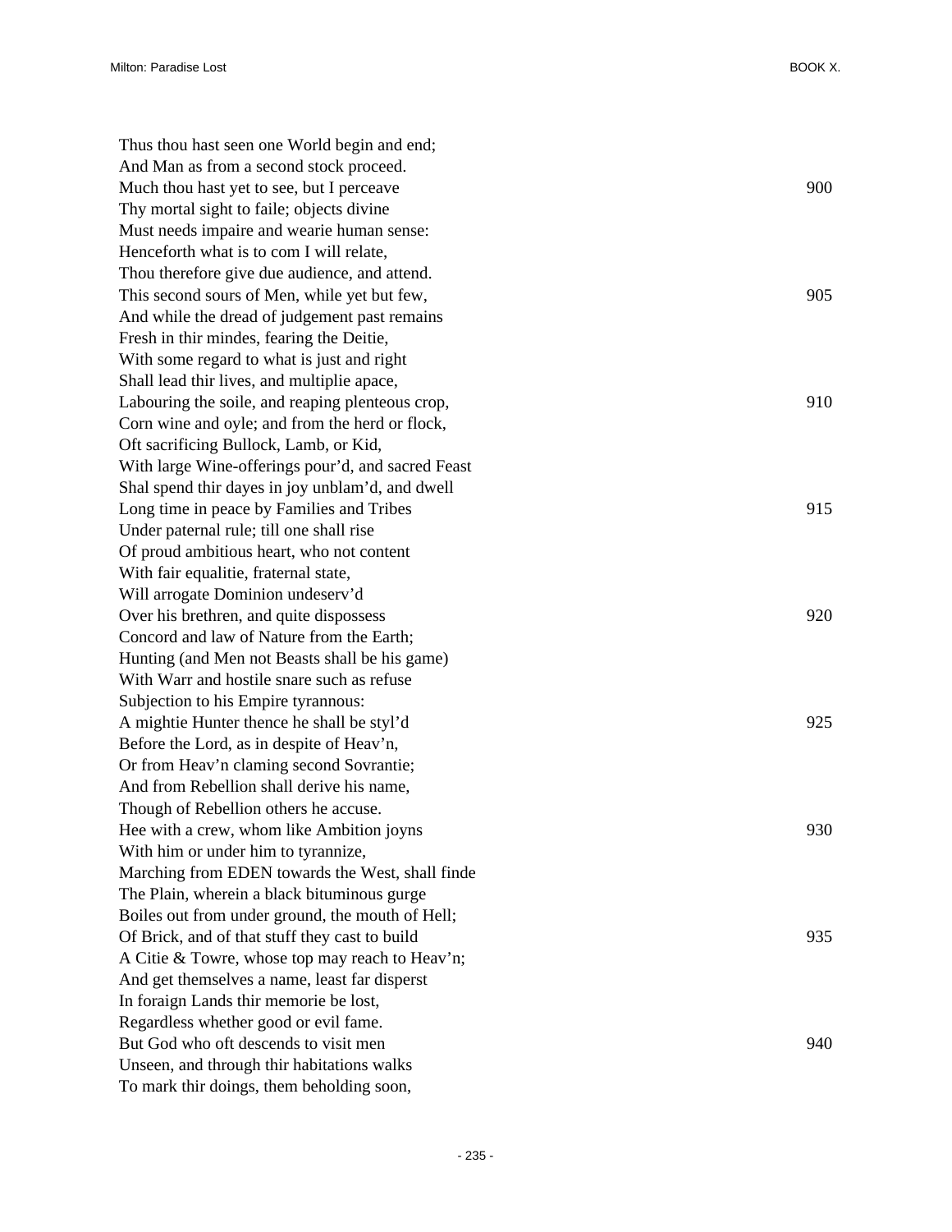Thus thou hast seen one World begin and end;  
And Man as from a second stock proceed.  
Much thou hast yet to see, but I perceave 900  
Thy mortal sight to faile; objects divine  
Must needs impaire and wearie human sense:  
Henceforth what is to com I will relate,  
Thou therefore give due audience, and attend.  
This second sours of Men, while yet but few, 905  
And while the dread of judgement past remains  
Fresh in thir mindes, fearing the Deitie,  
With some regard to what is just and right  
Shall lead thir lives, and multiplie apace,  
Labouring the soile, and reaping plenteous crop, 910  
Corn wine and oyle; and from the herd or flock,  
Oft sacrificing Bullock, Lamb, or Kid,  
With large Wine-offerings pour'd, and sacred Feast  
Shal spend thir dayes in joy unblam'd, and dwell  
Long time in peace by Families and Tribes 915  
Under paternal rule; till one shall rise  
Of proud ambitious heart, who not content  
With fair equalitie, fraternal state,  
Will arrogate Dominion undeserv'd  
Over his brethren, and quite dispossess 920  
Concord and law of Nature from the Earth;  
Hunting (and Men not Beasts shall be his game)  
With Warr and hostile snare such as refuse  
Subjection to his Empire tyrannous:  
A mightie Hunter thence he shall be styl'd 925  
Before the Lord, as in despite of Heav'n,  
Or from Heav'n claming second Sovrantie;  
And from Rebellion shall derive his name,  
Though of Rebellion others he accuse.  
Hee with a crew, whom like Ambition joyns 930  
With him or under him to tyrannize,  
Marching from EDEN towards the West, shall finde  
The Plain, wherein a black bituminous gurge  
Boiles out from under ground, the mouth of Hell;  
Of Brick, and of that stuff they cast to build 935  
A Citie & Towre, whose top may reach to Heav'n;  
And get themselves a name, least far disperst  
In foraign Lands thir memorie be lost,  
Regardless whether good or evil fame.  
But God who oft descends to visit men 940  
Unseen, and through thir habitations walks  
To mark thir doings, them beholding soon,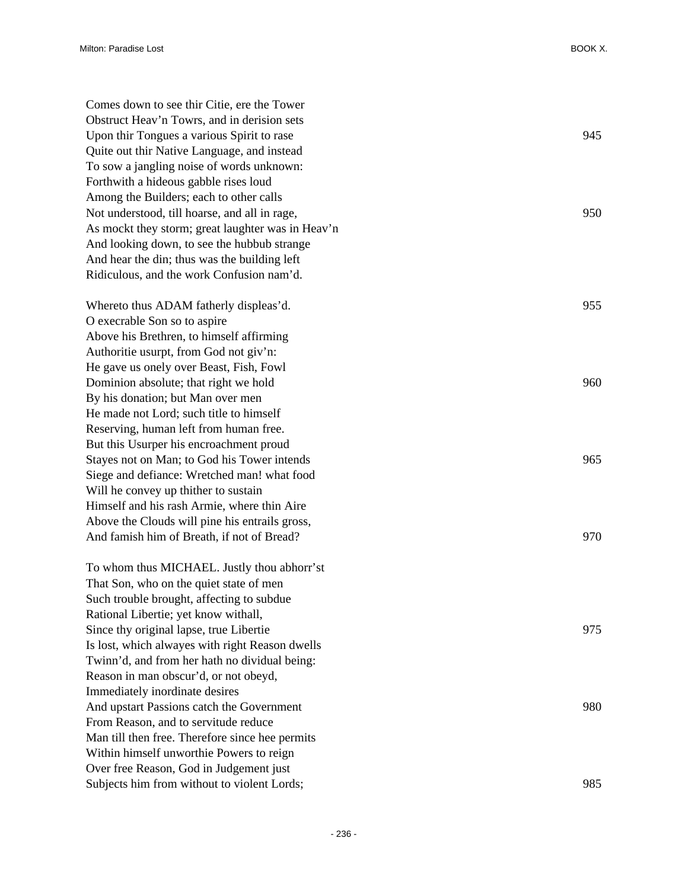Comes down to see thir Citie, ere the Tower
Obstruct Heav'n Towrs, and in derision sets
Upon thir Tongues a various Spirit to rase 945
Quite out thir Native Language, and instead
To sow a jangling noise of words unknown:
Forthwith a hideous gabble rises loud
Among the Builders; each to other calls
Not understood, till hoarse, and all in rage, 950
As mockt they storm; great laughter was in Heav'n
And looking down, to see the hubbub strange
And hear the din; thus was the building left
Ridiculous, and the work Confusion nam'd.

Whereto thus ADAM fatherly displeas'd. 955
O execrable Son so to aspire
Above his Brethren, to himself affirming
Authoritie usurpt, from God not giv'n:
He gave us onely over Beast, Fish, Fowl
Dominion absolute; that right we hold 960
By his donation; but Man over men
He made not Lord; such title to himself
Reserving, human left from human free.
But this Usurper his encroachment proud
Stayes not on Man; to God his Tower intends 965
Siege and defiance: Wretched man! what food
Will he convey up thither to sustain
Himself and his rash Armie, where thin Aire
Above the Clouds will pine his entrails gross,
And famish him of Breath, if not of Bread? 970

To whom thus MICHAEL. Justly thou abhorr'st
That Son, who on the quiet state of men
Such trouble brought, affecting to subdue
Rational Libertie; yet know withall,
Since thy original lapse, true Libertie 975
Is lost, which alwayes with right Reason dwells
Twinn'd, and from her hath no dividual being:
Reason in man obscur'd, or not obeyd,
Immediately inordinate desires
And upstart Passions catch the Government 980
From Reason, and to servitude reduce
Man till then free. Therefore since hee permits
Within himself unworthie Powers to reign
Over free Reason, God in Judgement just
Subjects him from without to violent Lords; 985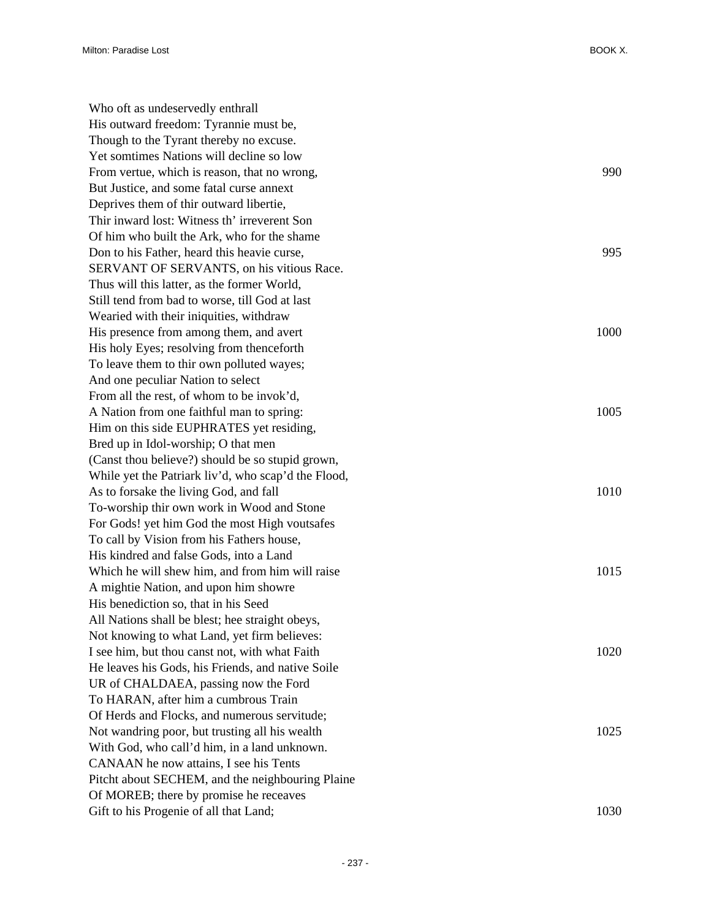Who oft as undeservedly enthrall  
His outward freedom: Tyrannie must be,  
Though to the Tyrant thereby no excuse.  
Yet somtimes Nations will decline so low  
From vertue, which is reason, that no wrong, 990  
But Justice, and some fatal curse annext  
Deprives them of thir outward libertie,  
Thir inward lost: Witness th' irreverent Son  
Of him who built the Ark, who for the shame  
Don to his Father, heard this heavie curse, 995  
SERVANT OF SERVANTS, on his vitious Race.  
Thus will this latter, as the former World,  
Still tend from bad to worse, till God at last  
Wearied with their iniquities, withdraw  
His presence from among them, and avert 1000  
His holy Eyes; resolving from thenceforth  
To leave them to thir own polluted wayes;  
And one peculiar Nation to select  
From all the rest, of whom to be invok'd,  
A Nation from one faithful man to spring: 1005  
Him on this side EUPHRATES yet residing,  
Bred up in Idol-worship; O that men  
(Canst thou believe?) should be so stupid grown,  
While yet the Patriark liv'd, who scap'd the Flood,  
As to forsake the living God, and fall 1010  
To-worship thir own work in Wood and Stone  
For Gods! yet him God the most High voutsafes  
To call by Vision from his Fathers house,  
His kindred and false Gods, into a Land  
Which he will shew him, and from him will raise 1015  
A mightie Nation, and upon him showre  
His benediction so, that in his Seed  
All Nations shall be blest; hee straight obeys,  
Not knowing to what Land, yet firm believes:  
I see him, but thou canst not, with what Faith 1020  
He leaves his Gods, his Friends, and native Soile  
UR of CHALDAEA, passing now the Ford  
To HARAN, after him a cumbrous Train  
Of Herds and Flocks, and numerous servitude;  
Not wandring poor, but trusting all his wealth 1025  
With God, who call'd him, in a land unknown.  
CANAAN he now attains, I see his Tents  
Pitcht about SECHEM, and the neighbouring Plaine  
Of MOREB; there by promise he receaves  
Gift to his Progenie of all that Land; 1030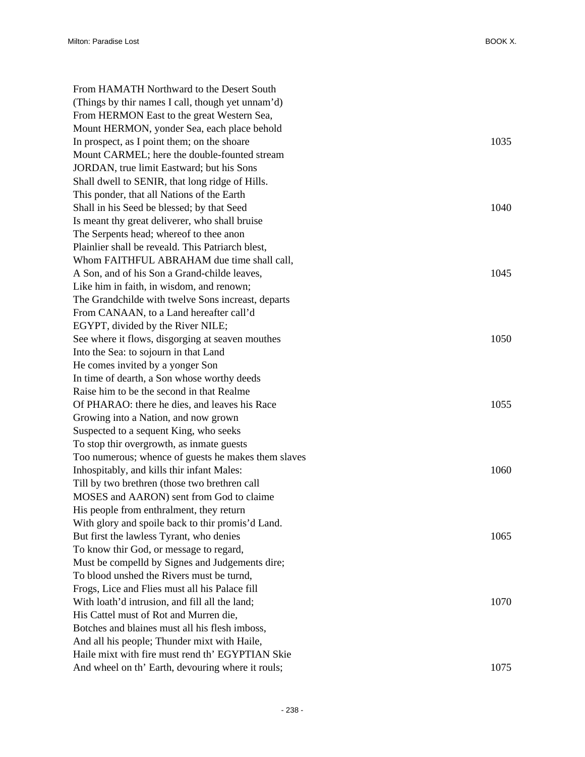From HAMATH Northward to the Desert South  
(Things by thir names I call, though yet unnam'd)  
From HERMON East to the great Western Sea,  
Mount HERMON, yonder Sea, each place behold  
In prospect, as I point them; on the shoare 1035  
Mount CARMEL; here the double-founted stream  
JORDAN, true limit Eastward; but his Sons  
Shall dwell to SENIR, that long ridge of Hills.  
This ponder, that all Nations of the Earth  
Shall in his Seed be blessed; by that Seed 1040  
Is meant thy great deliverer, who shall bruise  
The Serpents head; whereof to thee anon  
Plainlier shall be reveald. This Patriarch blest,  
Whom FAITHFUL ABRAHAM due time shall call,  
A Son, and of his Son a Grand-childe leaves, 1045  
Like him in faith, in wisdom, and renown;  
The Grandchilde with twelve Sons increast, departs  
From CANAAN, to a Land hereafter call'd  
EGYPT, divided by the River NILE;  
See where it flows, disgorging at seaven mouthes 1050  
Into the Sea: to sojourn in that Land  
He comes invited by a yonger Son  
In time of dearth, a Son whose worthy deeds  
Raise him to be the second in that Realme  
Of PHARAO: there he dies, and leaves his Race 1055  
Growing into a Nation, and now grown  
Suspected to a sequent King, who seeks  
To stop thir overgrowth, as inmate guests  
Too numerous; whence of guests he makes them slaves  
Inhospitably, and kills thir infant Males: 1060  
Till by two brethren (those two brethren call  
MOSES and AARON) sent from God to claime  
His people from enthralment, they return  
With glory and spoile back to thir promis'd Land.  
But first the lawless Tyrant, who denies 1065  
To know thir God, or message to regard,  
Must be compelld by Signes and Judgements dire;  
To blood unshed the Rivers must be turnd,  
Frogs, Lice and Flies must all his Palace fill  
With loath'd intrusion, and fill all the land; 1070  
His Cattel must of Rot and Murren die,  
Botches and blaines must all his flesh imboss,  
And all his people; Thunder mixt with Haile,  
Haile mixt with fire must rend th' EGYPTIAN Skie  
And wheel on th' Earth, devouring where it rouls; 1075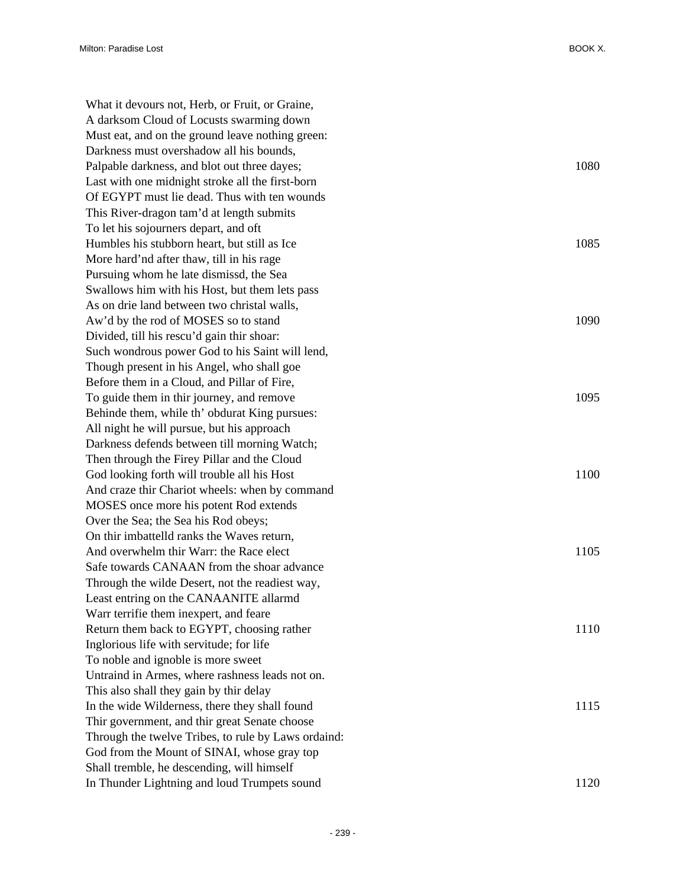What it devours not, Herb, or Fruit, or Graine,
A darksom Cloud of Locusts swarming down
Must eat, and on the ground leave nothing green:
Darkness must overshadow all his bounds,
Palpable darkness, and blot out three dayes; 1080
Last with one midnight stroke all the first-born
Of EGYPT must lie dead. Thus with ten wounds
This River-dragon tam'd at length submits
To let his sojourners depart, and oft
Humbles his stubborn heart, but still as Ice 1085
More hard'nd after thaw, till in his rage
Pursuing whom he late dismissd, the Sea
Swallows him with his Host, but them lets pass
As on drie land between two christal walls,
Aw'd by the rod of MOSES so to stand 1090
Divided, till his rescu'd gain thir shoar:
Such wondrous power God to his Saint will lend,
Though present in his Angel, who shall goe
Before them in a Cloud, and Pillar of Fire,
To guide them in thir journey, and remove 1095
Behinde them, while th' obdurat King pursues:
All night he will pursue, but his approach
Darkness defends between till morning Watch;
Then through the Firey Pillar and the Cloud
God looking forth will trouble all his Host 1100
And craze thir Chariot wheels: when by command
MOSES once more his potent Rod extends
Over the Sea; the Sea his Rod obeys;
On thir imbattelld ranks the Waves return,
And overwhelm thir Warr: the Race elect 1105
Safe towards CANAAN from the shoar advance
Through the wilde Desert, not the readiest way,
Least entring on the CANAANITE allarmd
Warr terrifie them inexpert, and feare
Return them back to EGYPT, choosing rather 1110
Inglorious life with servitude; for life
To noble and ignoble is more sweet
Untraind in Armes, where rashness leads not on.
This also shall they gain by thir delay
In the wide Wilderness, there they shall found 1115
Thir government, and thir great Senate choose
Through the twelve Tribes, to rule by Laws ordaind:
God from the Mount of SINAI, whose gray top
Shall tremble, he descending, will himself
In Thunder Lightning and loud Trumpets sound 1120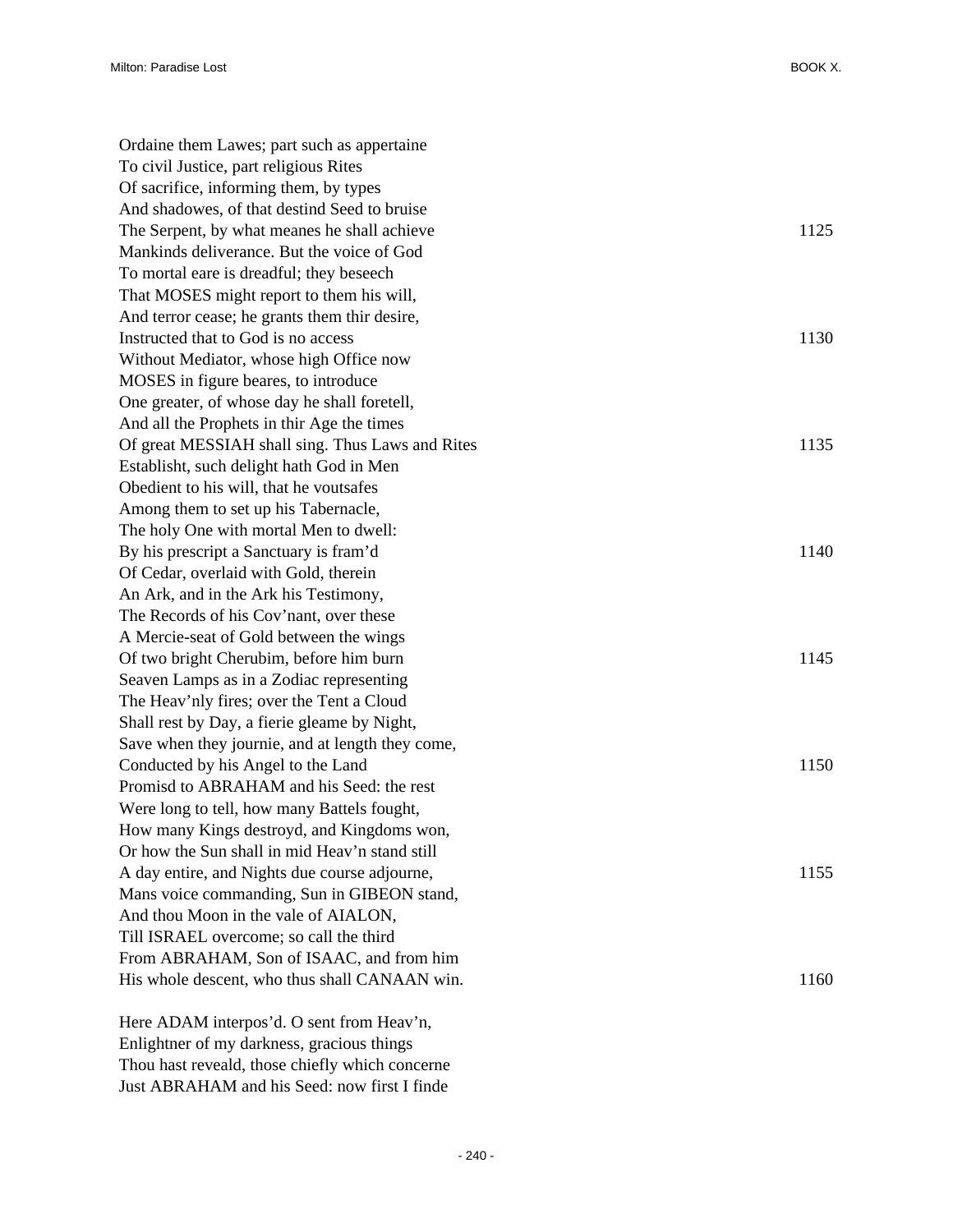Ordaine them Lawes; part such as appertaine
To civil Justice, part religious Rites
Of sacrifice, informing them, by types
And shadowes, of that destind Seed to bruise
The Serpent, by what meanes he shall achieve 1125
Mankinds deliverance. But the voice of God
To mortal eare is dreadful; they beseech
That MOSES might report to them his will,
And terror cease; he grants them thir desire,
Instructed that to God is no access 1130
Without Mediator, whose high Office now
MOSES in figure beares, to introduce
One greater, of whose day he shall foretell,
And all the Prophets in thir Age the times
Of great MESSIAH shall sing. Thus Laws and Rites 1135
Establisht, such delight hath God in Men
Obedient to his will, that he voutsafes
Among them to set up his Tabernacle,
The holy One with mortal Men to dwell:
By his prescript a Sanctuary is fram'd 1140
Of Cedar, overlaid with Gold, therein
An Ark, and in the Ark his Testimony,
The Records of his Cov'nant, over these
A Mercie-seat of Gold between the wings
Of two bright Cherubim, before him burn 1145
Seaven Lamps as in a Zodiac representing
The Heav'nly fires; over the Tent a Cloud
Shall rest by Day, a fierie gleame by Night,
Save when they journie, and at length they come,
Conducted by his Angel to the Land 1150
Promisd to ABRAHAM and his Seed: the rest
Were long to tell, how many Battels fought,
How many Kings destroyd, and Kingdoms won,
Or how the Sun shall in mid Heav'n stand still
A day entire, and Nights due course adjourne, 1155
Mans voice commanding, Sun in GIBEON stand,
And thou Moon in the vale of AIALON,
Till ISRAEL overcome; so call the third
From ABRAHAM, Son of ISAAC, and from him
His whole descent, who thus shall CANAAN win. 1160

Here ADAM interpos'd. O sent from Heav'n,
Enlightner of my darkness, gracious things
Thou hast reveald, those chiefly which concerne
Just ABRAHAM and his Seed: now first I finde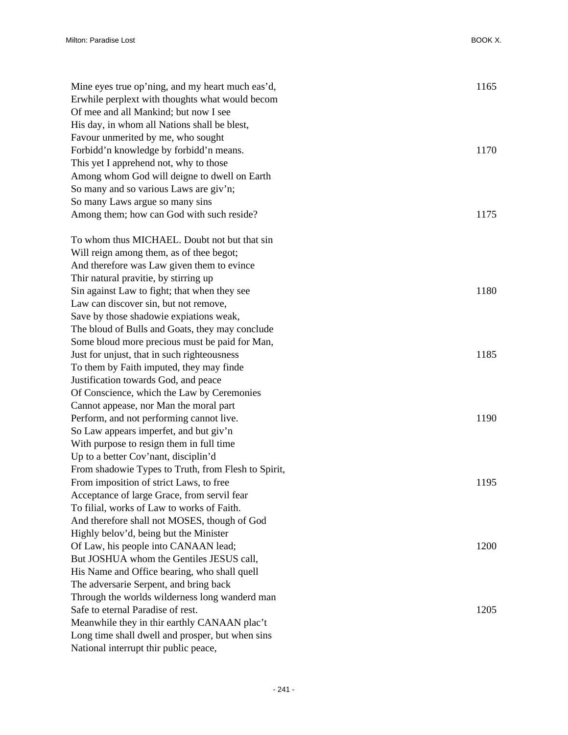Mine eyes true op'ning, and my heart much eas'd, 1165
Erwhile perplext with thoughts what would becom
Of mee and all Mankind; but now I see
His day, in whom all Nations shall be blest,
Favour unmerited by me, who sought
Forbidd'n knowledge by forbidd'n means. 1170
This yet I apprehend not, why to those
Among whom God will deigne to dwell on Earth
So many and so various Laws are giv'n;
So many Laws argue so many sins
Among them; how can God with such reside? 1175

To whom thus MICHAEL. Doubt not but that sin
Will reign among them, as of thee begot;
And therefore was Law given them to evince
Thir natural pravitie, by stirring up
Sin against Law to fight; that when they see 1180
Law can discover sin, but not remove,
Save by those shadowie expiations weak,
The bloud of Bulls and Goats, they may conclude
Some bloud more precious must be paid for Man,
Just for unjust, that in such righteousness 1185
To them by Faith imputed, they may finde
Justification towards God, and peace
Of Conscience, which the Law by Ceremonies
Cannot appease, nor Man the moral part
Perform, and not performing cannot live. 1190
So Law appears imperfet, and but giv'n
With purpose to resign them in full time
Up to a better Cov'nant, disciplin'd
From shadowie Types to Truth, from Flesh to Spirit,
From imposition of strict Laws, to free 1195
Acceptance of large Grace, from servil fear
To filial, works of Law to works of Faith.
And therefore shall not MOSES, though of God
Highly belov'd, being but the Minister
Of Law, his people into CANAAN lead; 1200
But JOSHUA whom the Gentiles JESUS call,
His Name and Office bearing, who shall quell
The adversarie Serpent, and bring back
Through the worlds wilderness long wanderd man
Safe to eternal Paradise of rest. 1205
Meanwhile they in thir earthly CANAAN plac't
Long time shall dwell and prosper, but when sins
National interrupt thir public peace,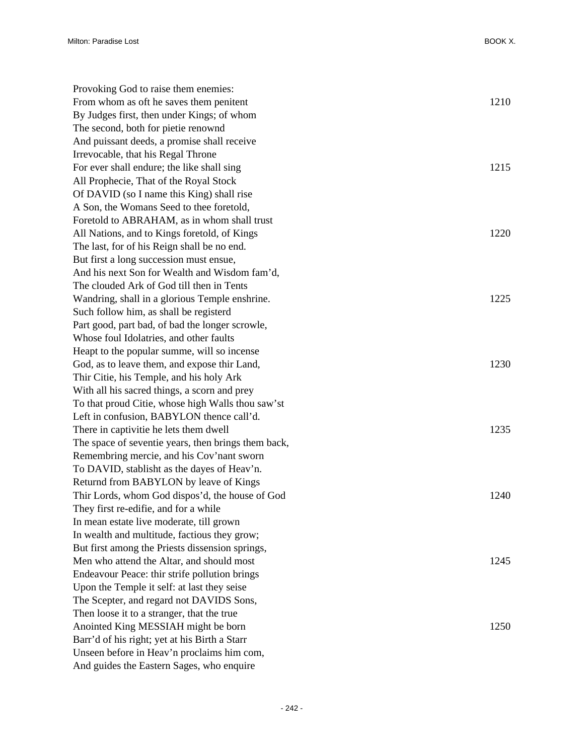Provoking God to raise them enemies:
From whom as oft he saves them penitent 1210
By Judges first, then under Kings; of whom
The second, both for pietie renownd
And puissant deeds, a promise shall receive
Irrevocable, that his Regal Throne
For ever shall endure; the like shall sing 1215
All Prophecie, That of the Royal Stock
Of DAVID (so I name this King) shall rise
A Son, the Womans Seed to thee foretold,
Foretold to ABRAHAM, as in whom shall trust
All Nations, and to Kings foretold, of Kings 1220
The last, for of his Reign shall be no end.
But first a long succession must ensue,
And his next Son for Wealth and Wisdom fam'd,
The clouded Ark of God till then in Tents
Wandring, shall in a glorious Temple enshrine. 1225
Such follow him, as shall be registerd
Part good, part bad, of bad the longer scrowle,
Whose foul Idolatries, and other faults
Heapt to the popular summe, will so incense
God, as to leave them, and expose thir Land, 1230
Thir Citie, his Temple, and his holy Ark
With all his sacred things, a scorn and prey
To that proud Citie, whose high Walls thou saw'st
Left in confusion, BABYLON thence call'd.
There in captivitie he lets them dwell 1235
The space of seventie years, then brings them back,
Remembring mercie, and his Cov'nant sworn
To DAVID, stablisht as the dayes of Heav'n.
Returnd from BABYLON by leave of Kings
Thir Lords, whom God dispos'd, the house of God 1240
They first re-edifie, and for a while
In mean estate live moderate, till grown
In wealth and multitude, factious they grow;
But first among the Priests dissension springs,
Men who attend the Altar, and should most 1245
Endeavour Peace: thir strife pollution brings
Upon the Temple it self: at last they seise
The Scepter, and regard not DAVIDS Sons,
Then loose it to a stranger, that the true
Anointed King MESSIAH might be born 1250
Barr'd of his right; yet at his Birth a Starr
Unseen before in Heav'n proclaims him com,
And guides the Eastern Sages, who enquire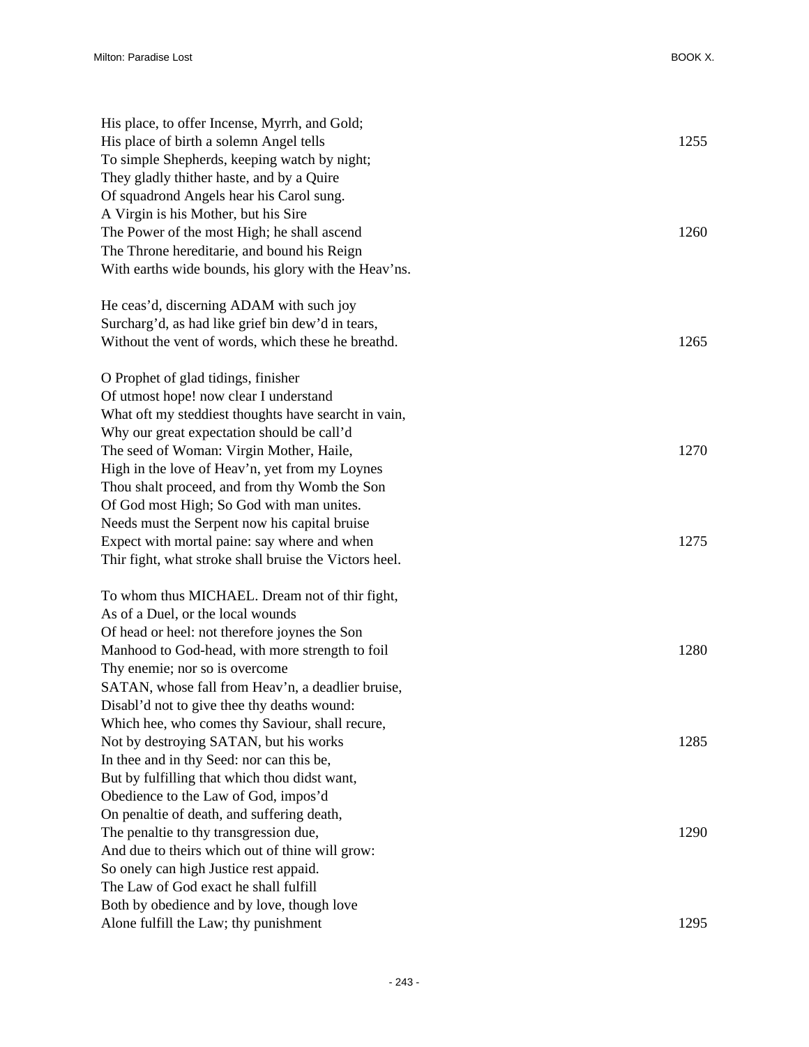His place, to offer Incense, Myrrh, and Gold;  
His place of birth a solemn Angel tells  1255  
To simple Shepherds, keeping watch by night;  
They gladly thither haste, and by a Quire  
Of squadrond Angels hear his Carol sung.  
A Virgin is his Mother, but his Sire  
The Power of the most High; he shall ascend  1260  
The Throne hereditarie, and bound his Reign  
With earths wide bounds, his glory with the Heav'ns.

He ceas'd, discerning ADAM with such joy  
Surcharg'd, as had like grief bin dew'd in tears,  
Without the vent of words, which these he breathd.  1265

O Prophet of glad tidings, finisher  
Of utmost hope! now clear I understand  
What oft my steddiest thoughts have searcht in vain,  
Why our great expectation should be call'd  
The seed of Woman: Virgin Mother, Haile,  1270  
High in the love of Heav'n, yet from my Loynes  
Thou shalt proceed, and from thy Womb the Son  
Of God most High; So God with man unites.  
Needs must the Serpent now his capital bruise  
Expect with mortal paine: say where and when  1275  
Thir fight, what stroke shall bruise the Victors heel.

To whom thus MICHAEL. Dream not of thir fight,  
As of a Duel, or the local wounds  
Of head or heel: not therefore joynes the Son  
Manhood to God-head, with more strength to foil  1280  
Thy enemie; nor so is overcome  
SATAN, whose fall from Heav'n, a deadlier bruise,  
Disabl'd not to give thee thy deaths wound:  
Which hee, who comes thy Saviour, shall recure,  
Not by destroying SATAN, but his works  1285  
In thee and in thy Seed: nor can this be,  
But by fulfilling that which thou didst want,  
Obedience to the Law of God, impos'd  
On penaltie of death, and suffering death,  
The penaltie to thy transgression due,  1290  
And due to theirs which out of thine will grow:  
So onely can high Justice rest appaid.  
The Law of God exact he shall fulfill  
Both by obedience and by love, though love  
Alone fulfill the Law; thy punishment  1295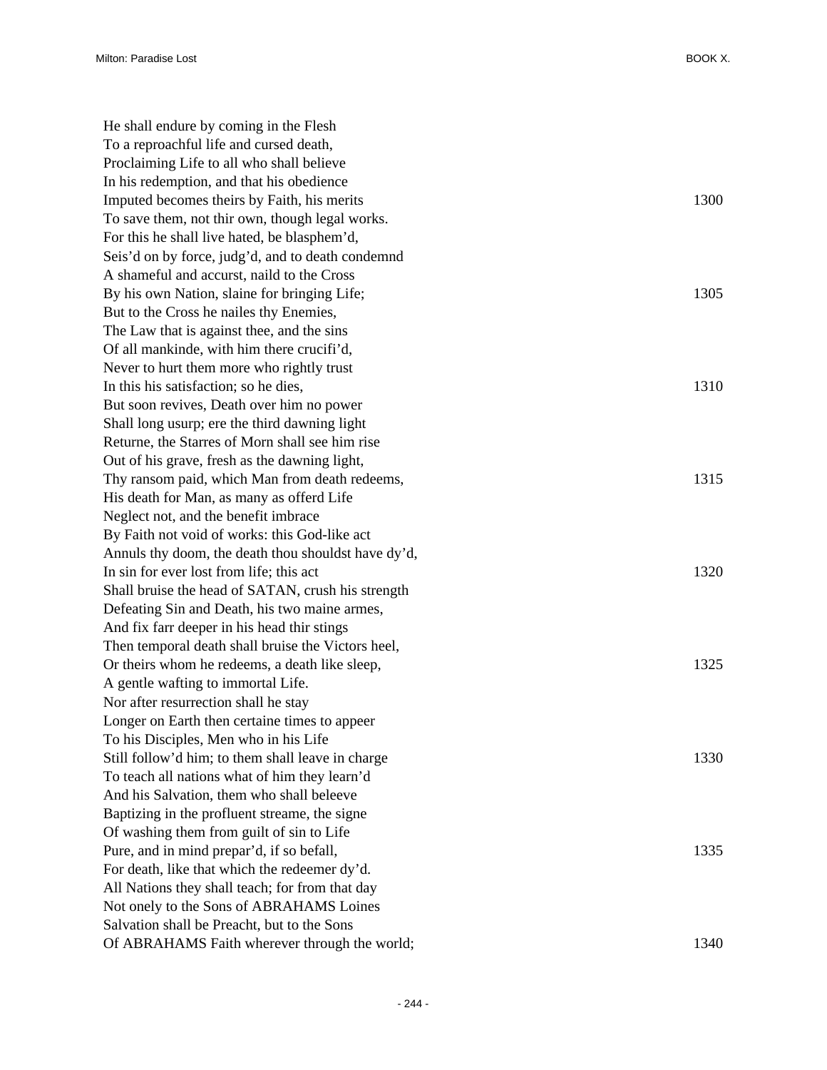He shall endure by coming in the Flesh
To a reproachful life and cursed death,
Proclaiming Life to all who shall believe
In his redemption, and that his obedience
Imputed becomes theirs by Faith, his merits 1300
To save them, not thir own, though legal works.
For this he shall live hated, be blasphem'd,
Seis'd on by force, judg'd, and to death condemnd
A shameful and accurst, naild to the Cross
By his own Nation, slaine for bringing Life; 1305
But to the Cross he nailes thy Enemies,
The Law that is against thee, and the sins
Of all mankinde, with him there crucifi'd,
Never to hurt them more who rightly trust
In this his satisfaction; so he dies, 1310
But soon revives, Death over him no power
Shall long usurp; ere the third dawning light
Returne, the Starres of Morn shall see him rise
Out of his grave, fresh as the dawning light,
Thy ransom paid, which Man from death redeems, 1315
His death for Man, as many as offerd Life
Neglect not, and the benefit imbrace
By Faith not void of works: this God-like act
Annuls thy doom, the death thou shouldst have dy'd,
In sin for ever lost from life; this act 1320
Shall bruise the head of SATAN, crush his strength
Defeating Sin and Death, his two maine armes,
And fix farr deeper in his head thir stings
Then temporal death shall bruise the Victors heel,
Or theirs whom he redeems, a death like sleep, 1325
A gentle wafting to immortal Life.
Nor after resurrection shall he stay
Longer on Earth then certaine times to appeer
To his Disciples, Men who in his Life
Still follow'd him; to them shall leave in charge 1330
To teach all nations what of him they learn'd
And his Salvation, them who shall beleeve
Baptizing in the profluent streame, the signe
Of washing them from guilt of sin to Life
Pure, and in mind prepar'd, if so befall, 1335
For death, like that which the redeemer dy'd.
All Nations they shall teach; for from that day
Not onely to the Sons of ABRAHAMS Loines
Salvation shall be Preacht, but to the Sons
Of ABRAHAMS Faith wherever through the world; 1340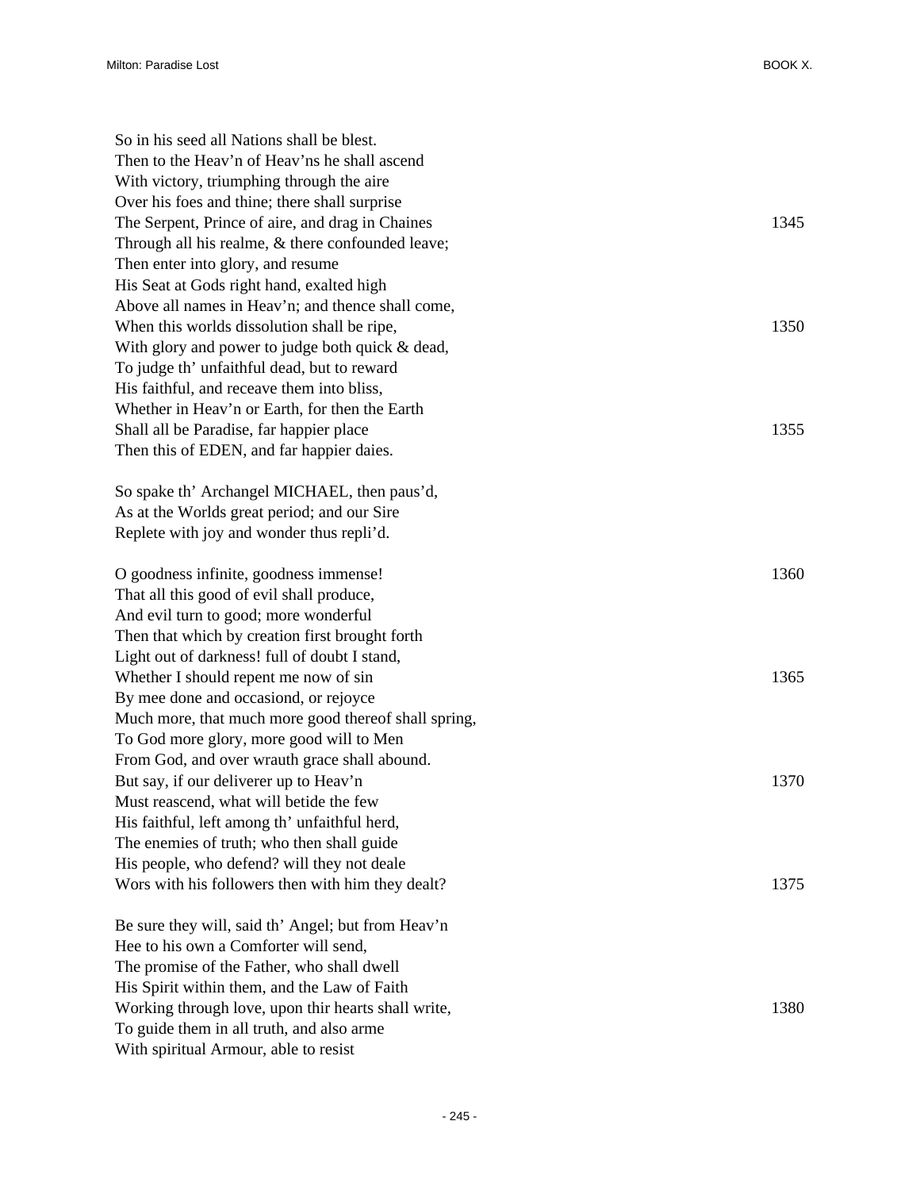So in his seed all Nations shall be blest.
Then to the Heav’n of Heav’ns he shall ascend
With victory, triumphing through the aire
Over his foes and thine; there shall surprise
The Serpent, Prince of aire, and drag in Chaines 1345
Through all his realme, & there confounded leave;
Then enter into glory, and resume
His Seat at Gods right hand, exalted high
Above all names in Heav’n; and thence shall come,
When this worlds dissolution shall be ripe, 1350
With glory and power to judge both quick & dead,
To judge th’ unfaithful dead, but to reward
His faithful, and receave them into bliss,
Whether in Heav’n or Earth, for then the Earth
Shall all be Paradise, far happier place 1355
Then this of EDEN, and far happier daies.

So spake th’ Archangel MICHAEL, then paus’d,
As at the Worlds great period; and our Sire
Replete with joy and wonder thus repli’d.

O goodness infinite, goodness immense! 1360
That all this good of evil shall produce,
And evil turn to good; more wonderful
Then that which by creation first brought forth
Light out of darkness! full of doubt I stand,
Whether I should repent me now of sin 1365
By mee done and occasiond, or rejoyce
Much more, that much more good thereof shall spring,
To God more glory, more good will to Men
From God, and over wrauth grace shall abound.
But say, if our deliverer up to Heav’n 1370
Must reascend, what will betide the few
His faithful, left among th’ unfaithful herd,
The enemies of truth; who then shall guide
His people, who defend? will they not deale
Wors with his followers then with him they dealt? 1375

Be sure they will, said th’ Angel; but from Heav’n
Hee to his own a Comforter will send,
The promise of the Father, who shall dwell
His Spirit within them, and the Law of Faith
Working through love, upon thir hearts shall write, 1380
To guide them in all truth, and also arme
With spiritual Armour, able to resist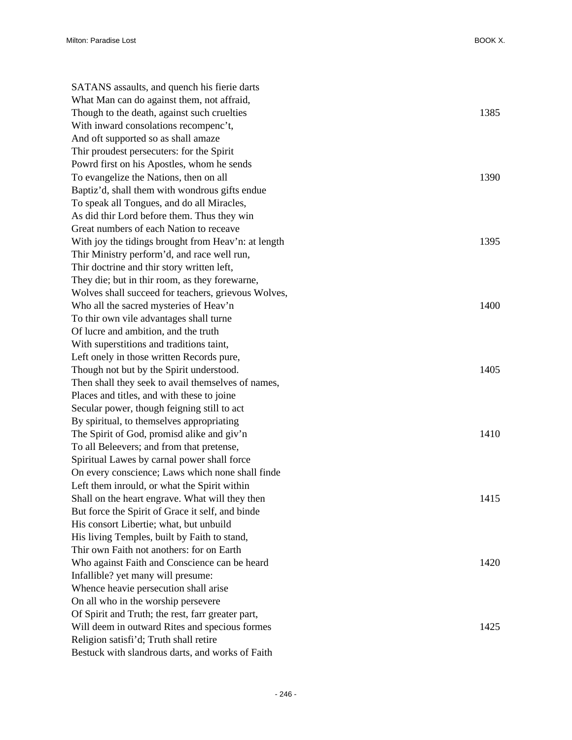SATANS assaults, and quench his fierie darts
What Man can do against them, not affraid,
Though to the death, against such cruelties 1385
With inward consolations recompenc't,
And oft supported so as shall amaze
Thir proudest persecuters: for the Spirit
Powrd first on his Apostles, whom he sends
To evangelize the Nations, then on all 1390
Baptiz'd, shall them with wondrous gifts endue
To speak all Tongues, and do all Miracles,
As did thir Lord before them. Thus they win
Great numbers of each Nation to receave
With joy the tidings brought from Heav'n: at length 1395
Thir Ministry perform'd, and race well run,
Thir doctrine and thir story written left,
They die; but in thir room, as they forewarne,
Wolves shall succeed for teachers, grievous Wolves,
Who all the sacred mysteries of Heav'n 1400
To thir own vile advantages shall turne
Of lucre and ambition, and the truth
With superstitions and traditions taint,
Left onely in those written Records pure,
Though not but by the Spirit understood. 1405
Then shall they seek to avail themselves of names,
Places and titles, and with these to joine
Secular power, though feigning still to act
By spiritual, to themselves appropriating
The Spirit of God, promisd alike and giv'n 1410
To all Beleevers; and from that pretense,
Spiritual Lawes by carnal power shall force
On every conscience; Laws which none shall finde
Left them inrould, or what the Spirit within
Shall on the heart engrave. What will they then 1415
But force the Spirit of Grace it self, and binde
His consort Libertie; what, but unbuild
His living Temples, built by Faith to stand,
Thir own Faith not anothers: for on Earth
Who against Faith and Conscience can be heard 1420
Infallible? yet many will presume:
Whence heavie persecution shall arise
On all who in the worship persevere
Of Spirit and Truth; the rest, farr greater part,
Will deem in outward Rites and specious formes 1425
Religion satisfi'd; Truth shall retire
Bestuck with slandrous darts, and works of Faith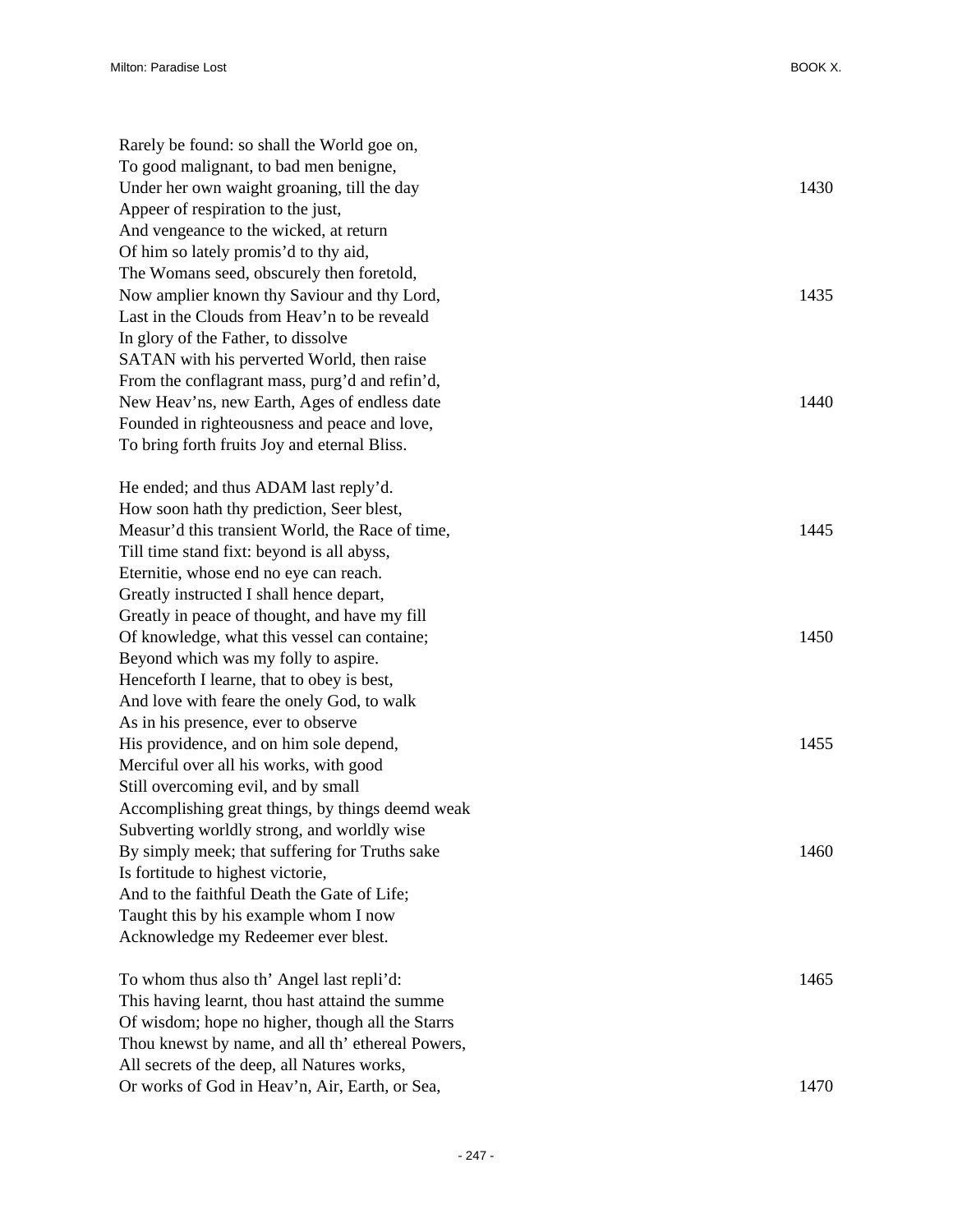Rarely be found: so shall the World goe on,
To good malignant, to bad men benigne,
Under her own waight groaning, till the day 1430
Appeer of respiration to the just,
And vengeance to the wicked, at return
Of him so lately promis'd to thy aid,
The Womans seed, obscurely then foretold,
Now amplier known thy Saviour and thy Lord, 1435
Last in the Clouds from Heav'n to be reveald
In glory of the Father, to dissolve
SATAN with his perverted World, then raise
From the conflagrant mass, purg'd and refin'd,
New Heav'ns, new Earth, Ages of endless date 1440
Founded in righteousness and peace and love,
To bring forth fruits Joy and eternal Bliss.

He ended; and thus ADAM last reply'd.
How soon hath thy prediction, Seer blest,
Measur'd this transient World, the Race of time, 1445
Till time stand fixt: beyond is all abyss,
Eternitie, whose end no eye can reach.
Greatly instructed I shall hence depart,
Greatly in peace of thought, and have my fill
Of knowledge, what this vessel can containe; 1450
Beyond which was my folly to aspire.
Henceforth I learne, that to obey is best,
And love with feare the onely God, to walk
As in his presence, ever to observe
His providence, and on him sole depend, 1455
Merciful over all his works, with good
Still overcoming evil, and by small
Accomplishing great things, by things deemd weak
Subverting worldly strong, and worldly wise
By simply meek; that suffering for Truths sake 1460
Is fortitude to highest victorie,
And to the faithful Death the Gate of Life;
Taught this by his example whom I now
Acknowledge my Redeemer ever blest.

To whom thus also th' Angel last repli'd: 1465
This having learnt, thou hast attaind the summe
Of wisdom; hope no higher, though all the Starrs
Thou knewst by name, and all th' ethereal Powers,
All secrets of the deep, all Natures works,
Or works of God in Heav'n, Air, Earth, or Sea, 1470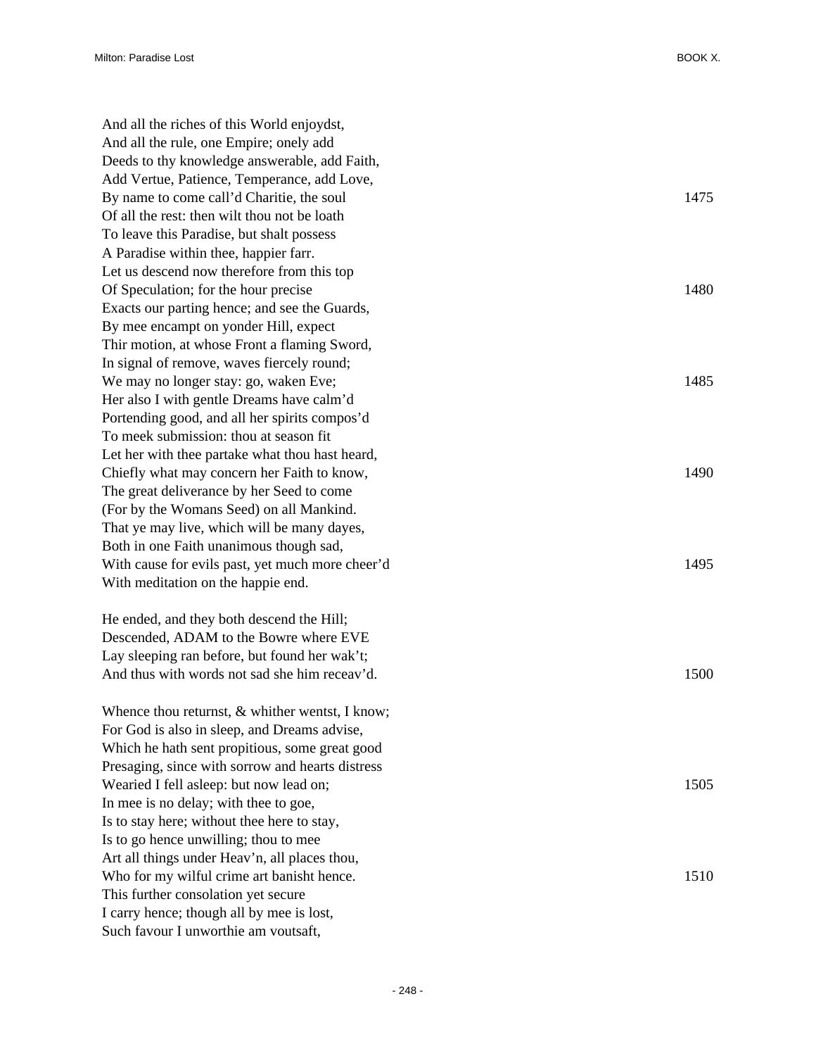And all the riches of this World enjoydst,
And all the rule, one Empire; onely add
Deeds to thy knowledge answerable, add Faith,
Add Vertue, Patience, Temperance, add Love,
By name to come call'd Charitie, the soul 1475
Of all the rest: then wilt thou not be loath
To leave this Paradise, but shalt possess
A Paradise within thee, happier farr.
Let us descend now therefore from this top
Of Speculation; for the hour precise 1480
Exacts our parting hence; and see the Guards,
By mee encampt on yonder Hill, expect
Thir motion, at whose Front a flaming Sword,
In signal of remove, waves fiercely round;
We may no longer stay: go, waken Eve; 1485
Her also I with gentle Dreams have calm'd
Portending good, and all her spirits compos'd
To meek submission: thou at season fit
Let her with thee partake what thou hast heard,
Chiefly what may concern her Faith to know, 1490
The great deliverance by her Seed to come
(For by the Womans Seed) on all Mankind.
That ye may live, which will be many dayes,
Both in one Faith unanimous though sad,
With cause for evils past, yet much more cheer'd 1495
With meditation on the happie end.

He ended, and they both descend the Hill;
Descended, ADAM to the Bowre where EVE
Lay sleeping ran before, but found her wak't;
And thus with words not sad she him receav'd. 1500

Whence thou returnst, & whither wentst, I know;
For God is also in sleep, and Dreams advise,
Which he hath sent propitious, some great good
Presaging, since with sorrow and hearts distress
Wearied I fell asleep: but now lead on; 1505
In mee is no delay; with thee to goe,
Is to stay here; without thee here to stay,
Is to go hence unwilling; thou to mee
Art all things under Heav'n, all places thou,
Who for my wilful crime art banisht hence. 1510
This further consolation yet secure
I carry hence; though all by mee is lost,
Such favour I unworthie am voutsaft,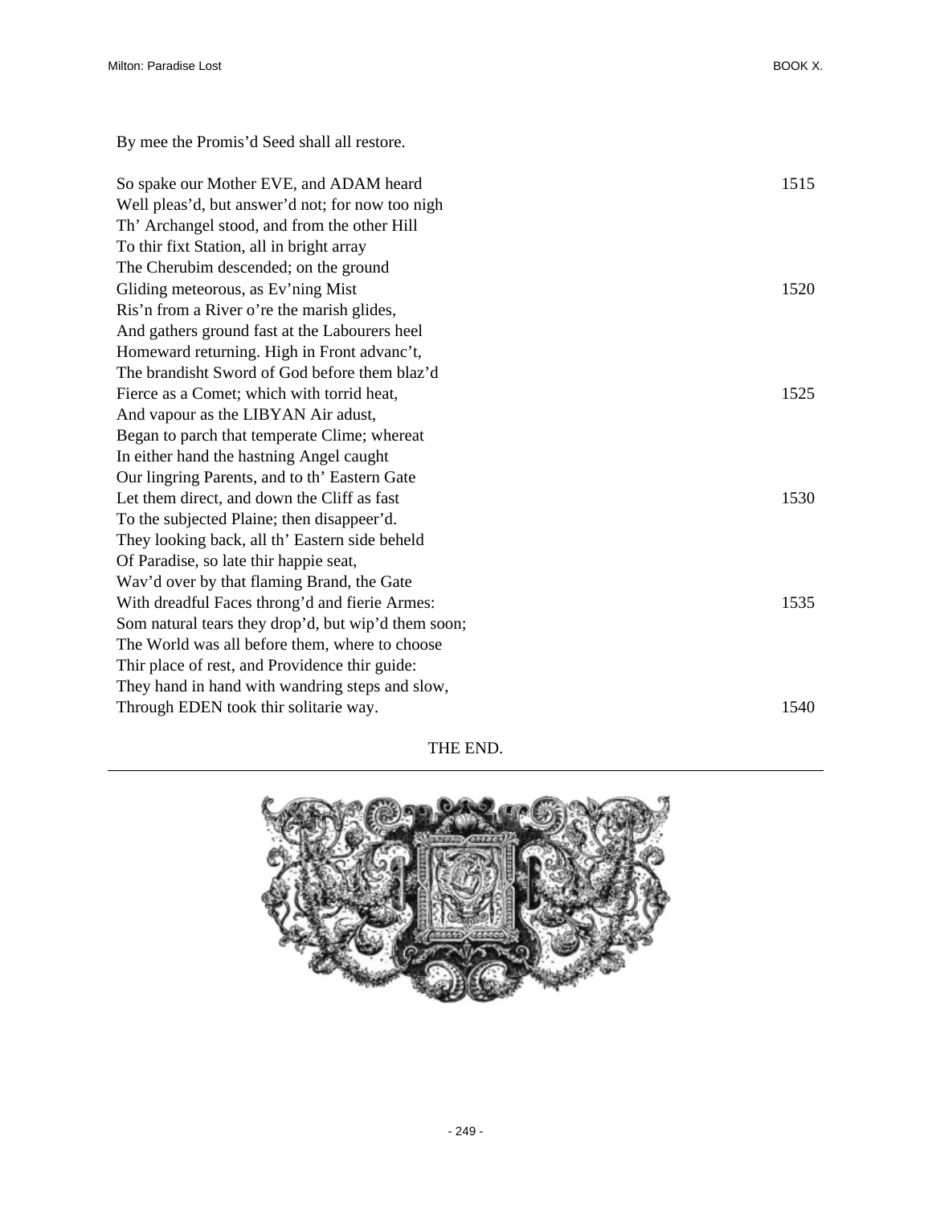By mee the Promis'd Seed shall all restore.

So spake our Mother EVE, and ADAM heard 1515
Well pleas'd, but answer'd not; for now too nigh
Th' Archangel stood, and from the other Hill
To thir fixt Station, all in bright array
The Cherubim descended; on the ground
Gliding meteorous, as Ev'ning Mist 1520
Ris'n from a River o're the marish glides,
And gathers ground fast at the Labourers heel
Homeward returning. High in Front advanc't,
The brandisht Sword of God before them blaz'd
Fierce as a Comet; which with torrid heat, 1525
And vapour as the LIBYAN Air adust,
Began to parch that temperate Clime; whereat
In either hand the hastning Angel caught
Our lingring Parents, and to th' Eastern Gate
Let them direct, and down the Cliff as fast 1530
To the subjected Plaine; then disappeer'd.
They looking back, all th' Eastern side beheld
Of Paradise, so late thir happie seat,
Wav'd over by that flaming Brand, the Gate
With dreadful Faces throng'd and fierie Armes: 1535
Som natural tears they drop'd, but wip'd them soon;
The World was all before them, where to choose
Thir place of rest, and Providence thir guide:
They hand in hand with wandring steps and slow,
Through EDEN took thir solitarie way. 1540

THE END.

---